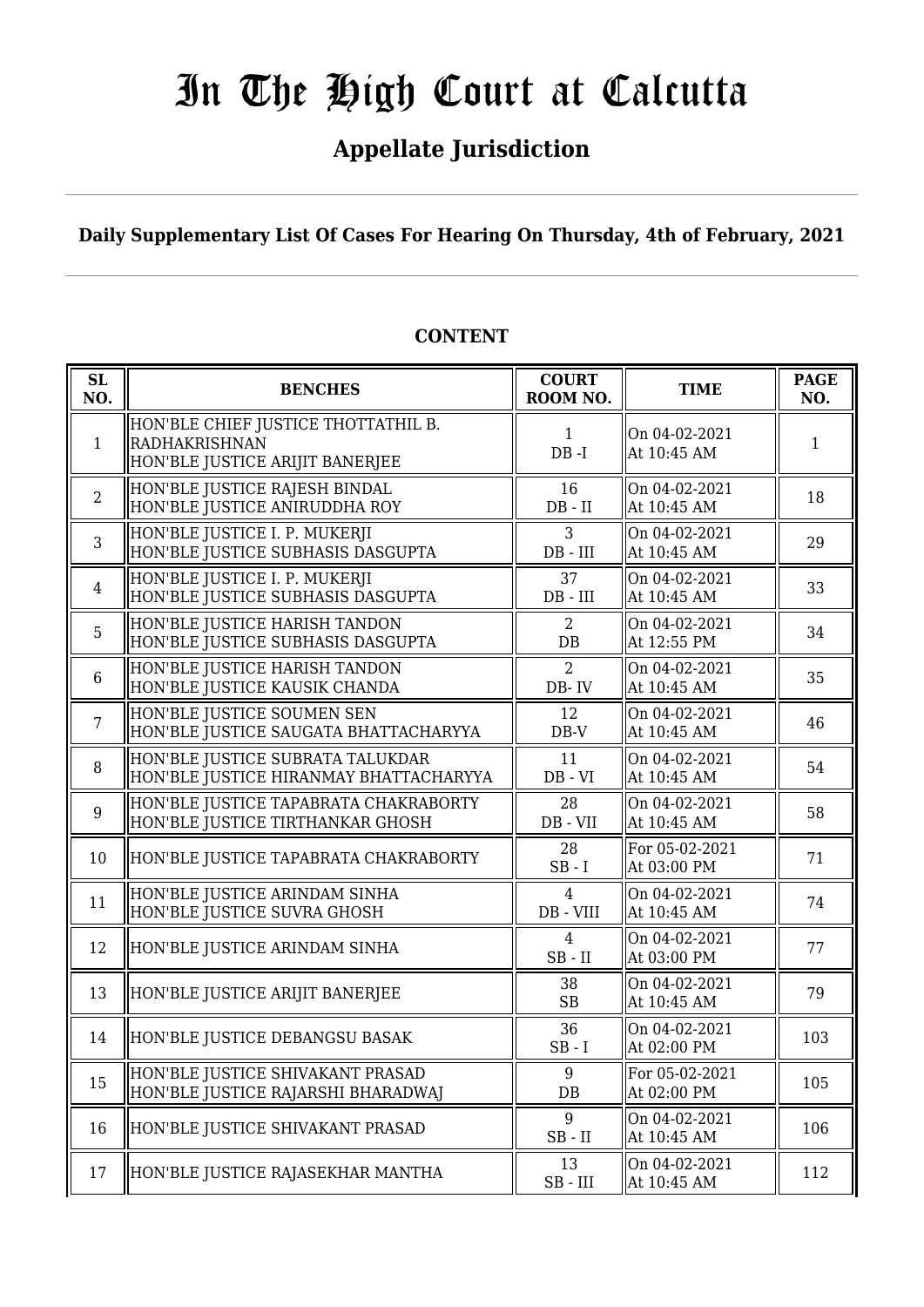# In The High Court at Calcutta

## Appellate Jurisdiction

**Daily Supplementary List Of Cases For Hearing On Thursday, 4th of February, 2021**

**CONTENT**

| SL NO. | BENCHES | COURT ROOM NO. | TIME | PAGE NO. |
|---|---|---|---|---|
| 1 | HON'BLE CHIEF JUSTICE THOTTATHIL B. RADHAKRISHNAN<br>HON'BLE JUSTICE ARIJIT BANERJEE | 1<br>DB -I | On 04-02-2021<br>At 10:45 AM | 1 |
| 2 | HON'BLE JUSTICE RAJESH BINDAL<br>HON'BLE JUSTICE ANIRUDDHA ROY | 16<br>DB - II | On 04-02-2021<br>At 10:45 AM | 18 |
| 3 | HON'BLE JUSTICE I. P. MUKERJI<br>HON'BLE JUSTICE SUBHASIS DASGUPTA | 3<br>DB - III | On 04-02-2021<br>At 10:45 AM | 29 |
| 4 | HON'BLE JUSTICE I. P. MUKERJI<br>HON'BLE JUSTICE SUBHASIS DASGUPTA | 37<br>DB - III | On 04-02-2021<br>At 10:45 AM | 33 |
| 5 | HON'BLE JUSTICE HARISH TANDON<br>HON'BLE JUSTICE SUBHASIS DASGUPTA | 2<br>DB | On 04-02-2021<br>At 12:55 PM | 34 |
| 6 | HON'BLE JUSTICE HARISH TANDON<br>HON'BLE JUSTICE KAUSIK CHANDA | 2<br>DB- IV | On 04-02-2021<br>At 10:45 AM | 35 |
| 7 | HON'BLE JUSTICE SOUMEN SEN<br>HON'BLE JUSTICE SAUGATA BHATTACHARYYA | 12<br>DB-V | On 04-02-2021<br>At 10:45 AM | 46 |
| 8 | HON'BLE JUSTICE SUBRATA TALUKDAR<br>HON'BLE JUSTICE HIRANMAY BHATTACHARYYA | 11<br>DB - VI | On 04-02-2021<br>At 10:45 AM | 54 |
| 9 | HON'BLE JUSTICE TAPABRATA CHAKRABORTY<br>HON'BLE JUSTICE TIRTHANKAR GHOSH | 28<br>DB - VII | On 04-02-2021<br>At 10:45 AM | 58 |
| 10 | HON'BLE JUSTICE TAPABRATA CHAKRABORTY | 28<br>SB - I | For 05-02-2021<br>At 03:00 PM | 71 |
| 11 | HON'BLE JUSTICE ARINDAM SINHA<br>HON'BLE JUSTICE SUVRA GHOSH | 4<br>DB - VIII | On 04-02-2021<br>At 10:45 AM | 74 |
| 12 | HON'BLE JUSTICE ARINDAM SINHA | 4<br>SB - II | On 04-02-2021<br>At 03:00 PM | 77 |
| 13 | HON'BLE JUSTICE ARIJIT BANERJEE | 38<br>SB | On 04-02-2021<br>At 10:45 AM | 79 |
| 14 | HON'BLE JUSTICE DEBANGSU BASAK | 36<br>SB - I | On 04-02-2021<br>At 02:00 PM | 103 |
| 15 | HON'BLE JUSTICE SHIVAKANT PRASAD<br>HON'BLE JUSTICE RAJARSHI BHARADWAJ | 9<br>DB | For 05-02-2021<br>At 02:00 PM | 105 |
| 16 | HON'BLE JUSTICE SHIVAKANT PRASAD | 9<br>SB - II | On 04-02-2021<br>At 10:45 AM | 106 |
| 17 | HON'BLE JUSTICE RAJASEKHAR MANTHA | 13<br>SB - III | On 04-02-2021<br>At 10:45 AM | 112 |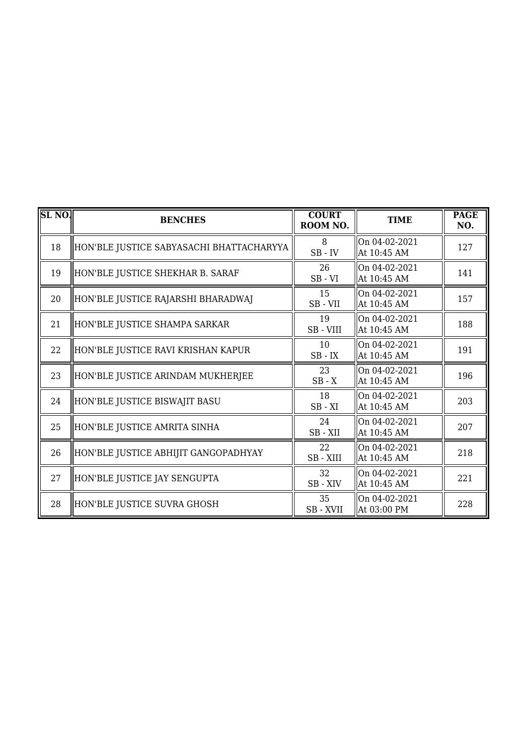| SL NO. | BENCHES | COURT ROOM NO. | TIME | PAGE NO. |
|---|---|---|---|---|
| 18 | HON'BLE JUSTICE SABYASACHI BHATTACHARYYA | 8<br>SB - IV | On 04-02-2021<br>At 10:45 AM | 127 |
| 19 | HON'BLE JUSTICE SHEKHAR B. SARAF | 26<br>SB - VI | On 04-02-2021<br>At 10:45 AM | 141 |
| 20 | HON'BLE JUSTICE RAJARSHI BHARADWAJ | 15<br>SB - VII | On 04-02-2021<br>At 10:45 AM | 157 |
| 21 | HON'BLE JUSTICE SHAMPA SARKAR | 19<br>SB - VIII | On 04-02-2021<br>At 10:45 AM | 188 |
| 22 | HON'BLE JUSTICE RAVI KRISHAN KAPUR | 10<br>SB - IX | On 04-02-2021<br>At 10:45 AM | 191 |
| 23 | HON'BLE JUSTICE ARINDAM MUKHERJEE | 23<br>SB - X | On 04-02-2021<br>At 10:45 AM | 196 |
| 24 | HON'BLE JUSTICE BISWAJIT BASU | 18<br>SB - XI | On 04-02-2021<br>At 10:45 AM | 203 |
| 25 | HON'BLE JUSTICE AMRITA SINHA | 24<br>SB - XII | On 04-02-2021<br>At 10:45 AM | 207 |
| 26 | HON'BLE JUSTICE ABHIJIT GANGOPADHYAY | 22<br>SB - XIII | On 04-02-2021<br>At 10:45 AM | 218 |
| 27 | HON'BLE JUSTICE JAY SENGUPTA | 32<br>SB - XIV | On 04-02-2021<br>At 10:45 AM | 221 |
| 28 | HON'BLE JUSTICE SUVRA GHOSH | 35<br>SB - XVII | On 04-02-2021<br>At 03:00 PM | 228 |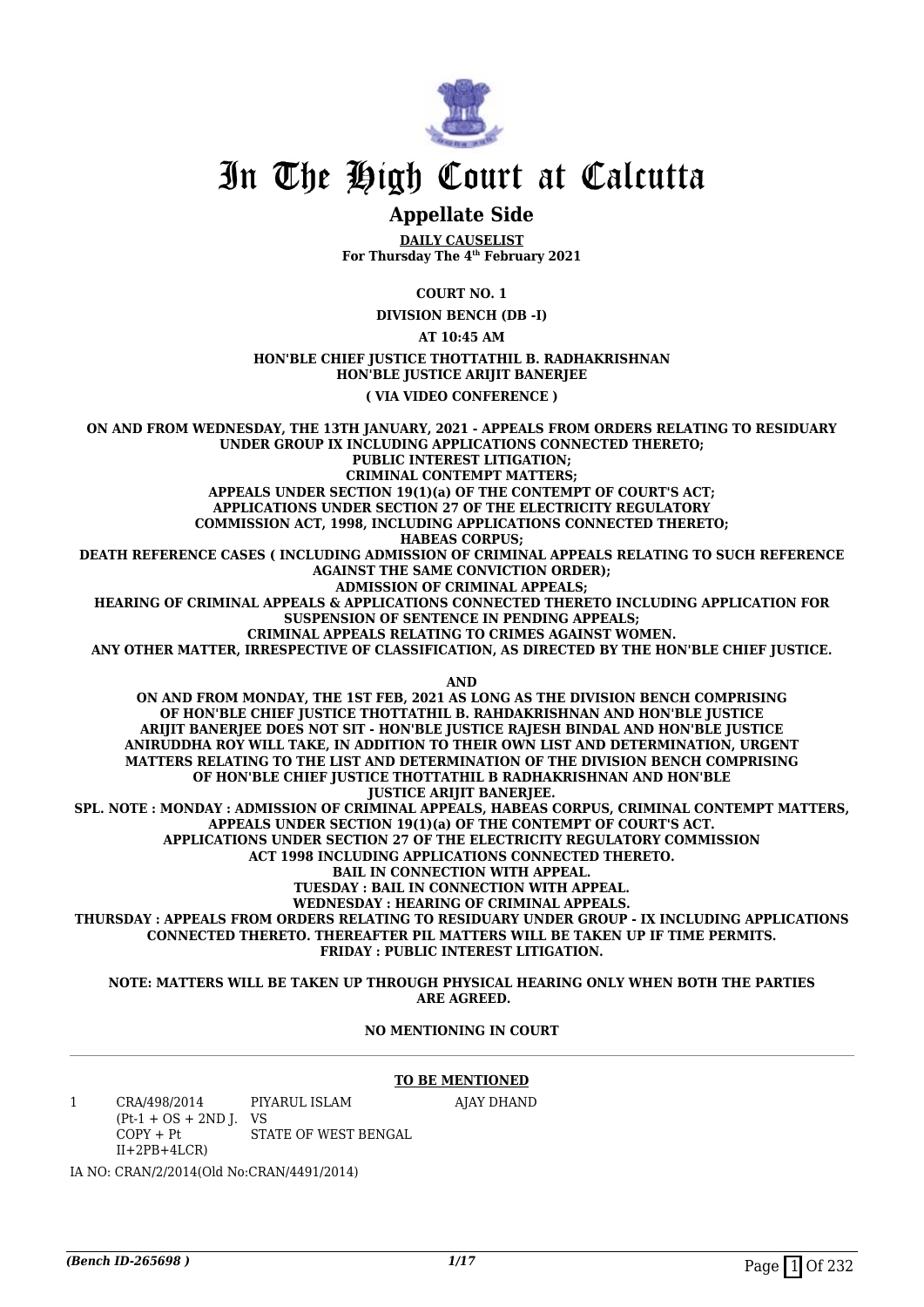# In The High Court at Calcutta

## Appellate Side

**DAILY CAUSELIST**
**For Thursday The 4th February 2021**

**COURT NO. 1**

**DIVISION BENCH (DB -I)**

**AT 10:45 AM**

**HON'BLE CHIEF JUSTICE THOTTATHIL B. RADHAKRISHNAN**
**HON'BLE JUSTICE ARIJIT BANERJEE**

**( VIA VIDEO CONFERENCE )**

**ON AND FROM WEDNESDAY, THE 13TH JANUARY, 2021 - APPEALS FROM ORDERS RELATING TO RESIDUARY UNDER GROUP IX INCLUDING APPLICATIONS CONNECTED THERETO;**
**PUBLIC INTEREST LITIGATION;**
**CRIMINAL CONTEMPT MATTERS;**
**APPEALS UNDER SECTION 19(1)(a) OF THE CONTEMPT OF COURT'S ACT;**
**APPLICATIONS UNDER SECTION 27 OF THE ELECTRICITY REGULATORY COMMISSION ACT, 1998, INCLUDING APPLICATIONS CONNECTED THERETO;**
**HABEAS CORPUS;**
**DEATH REFERENCE CASES ( INCLUDING ADMISSION OF CRIMINAL APPEALS RELATING TO SUCH REFERENCE AGAINST THE SAME CONVICTION ORDER);**
**ADMISSION OF CRIMINAL APPEALS;**
**HEARING OF CRIMINAL APPEALS & APPLICATIONS CONNECTED THERETO INCLUDING APPLICATION FOR SUSPENSION OF SENTENCE IN PENDING APPEALS;**
**CRIMINAL APPEALS RELATING TO CRIMES AGAINST WOMEN.**
**ANY OTHER MATTER, IRRESPECTIVE OF CLASSIFICATION, AS DIRECTED BY THE HON'BLE CHIEF JUSTICE.**

**AND**

**ON AND FROM MONDAY, THE 1ST FEB, 2021 AS LONG AS THE DIVISION BENCH COMPRISING OF HON'BLE CHIEF JUSTICE THOTTATHIL B. RAHDAKRISHNAN AND HON'BLE JUSTICE ARIJIT BANERJEE DOES NOT SIT - HON'BLE JUSTICE RAJESH BINDAL AND HON'BLE JUSTICE ANIRUDDHA ROY WILL TAKE, IN ADDITION TO THEIR OWN LIST AND DETERMINATION, URGENT MATTERS RELATING TO THE LIST AND DETERMINATION OF THE DIVISION BENCH COMPRISING OF HON'BLE CHIEF JUSTICE THOTTATHIL B RADHAKRISHNAN AND HON'BLE JUSTICE ARIJIT BANERJEE.**
**SPL. NOTE : MONDAY : ADMISSION OF CRIMINAL APPEALS, HABEAS CORPUS, CRIMINAL CONTEMPT MATTERS, APPEALS UNDER SECTION 19(1)(a) OF THE CONTEMPT OF COURT'S ACT.**
**APPLICATIONS UNDER SECTION 27 OF THE ELECTRICITY REGULATORY COMMISSION ACT 1998 INCLUDING APPLICATIONS CONNECTED THERETO.**
**BAIL IN CONNECTION WITH APPEAL.**
**TUESDAY : BAIL IN CONNECTION WITH APPEAL.**
**WEDNESDAY : HEARING OF CRIMINAL APPEALS.**
**THURSDAY : APPEALS FROM ORDERS RELATING TO RESIDUARY UNDER GROUP - IX INCLUDING APPLICATIONS CONNECTED THERETO. THEREAFTER PIL MATTERS WILL BE TAKEN UP IF TIME PERMITS.**
**FRIDAY : PUBLIC INTEREST LITIGATION.**

**NOTE: MATTERS WILL BE TAKEN UP THROUGH PHYSICAL HEARING ONLY WHEN BOTH THE PARTIES ARE AGREED.**

**NO MENTIONING IN COURT**

**TO BE MENTIONED**

| | | | |
|---|---|---|---|
| 1 | CRA/498/2014 (Pt-1 + OS + 2ND J. COPY + Pt II+2PB+4LCR) | PIYARUL ISLAM VS STATE OF WEST BENGAL | AJAY DHAND |

IA NO: CRAN/2/2014(Old No:CRAN/4491/2014)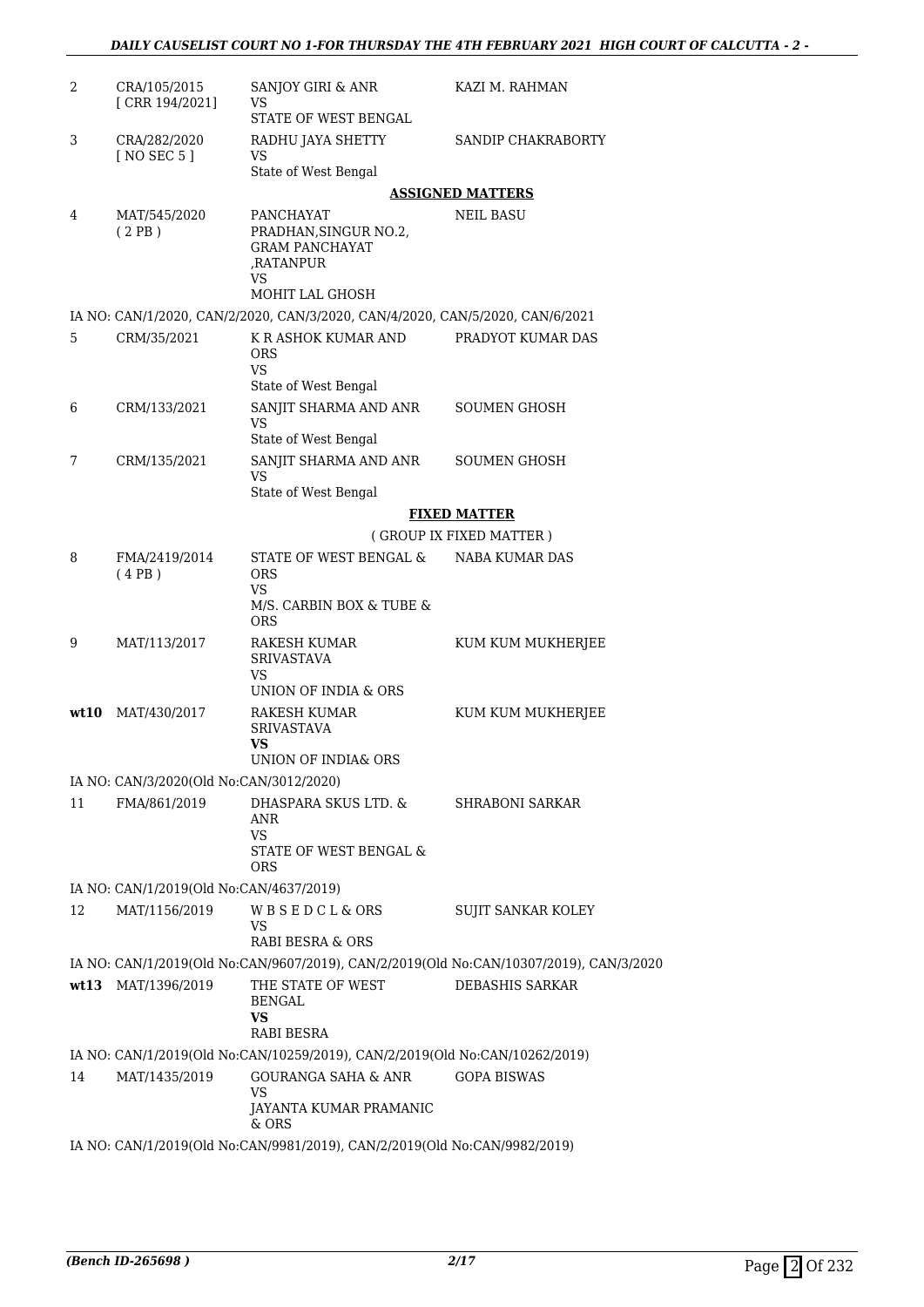| | | | |
|---|---|---|---|
| 2 | CRA/105/2015 [ CRR 194/2021] | SANJOY GIRI & ANR VS STATE OF WEST BENGAL | KAZI M. RAHMAN |
| 3 | CRA/282/2020 [ NO SEC 5 ] | RADHU JAYA SHETTY VS State of West Bengal | SANDIP CHAKRABORTY |

**ASSIGNED MATTERS**

| | | | |
|---|---|---|---|
| 4 | MAT/545/2020 ( 2 PB ) | PANCHAYAT PRADHAN,SINGUR NO.2, GRAM PANCHAYAT ,RATANPUR VS MOHIT LAL GHOSH | NEIL BASU |

IA NO: CAN/1/2020, CAN/2/2020, CAN/3/2020, CAN/4/2020, CAN/5/2020, CAN/6/2021

| | | | |
|---|---|---|---|
| 5 | CRM/35/2021 | K R ASHOK KUMAR AND ORS VS State of West Bengal | PRADYOT KUMAR DAS |
| 6 | CRM/133/2021 | SANJIT SHARMA AND ANR VS State of West Bengal | SOUMEN GHOSH |
| 7 | CRM/135/2021 | SANJIT SHARMA AND ANR VS State of West Bengal | SOUMEN GHOSH |

**FIXED MATTER**

( GROUP IX FIXED MATTER )

| | | | |
|---|---|---|---|
| 8 | FMA/2419/2014 ( 4 PB ) | STATE OF WEST BENGAL & ORS VS M/S. CARBIN BOX & TUBE & ORS | NABA KUMAR DAS |
| 9 | MAT/113/2017 | RAKESH KUMAR SRIVASTAVA VS UNION OF INDIA & ORS | KUM KUM MUKHERJEE |
| **wt10** | MAT/430/2017 | RAKESH KUMAR SRIVASTAVA **VS** UNION OF INDIA& ORS | KUM KUM MUKHERJEE |

IA NO: CAN/3/2020(Old No:CAN/3012/2020)

| | | | |
|---|---|---|---|
| 11 | FMA/861/2019 | DHASPARA SKUS LTD. & ANR VS STATE OF WEST BENGAL & ORS | SHRABONI SARKAR |

IA NO: CAN/1/2019(Old No:CAN/4637/2019)

| | | | |
|---|---|---|---|
| 12 | MAT/1156/2019 | W B S E D C L & ORS VS RABI BESRA & ORS | SUJIT SANKAR KOLEY |

IA NO: CAN/1/2019(Old No:CAN/9607/2019), CAN/2/2019(Old No:CAN/10307/2019), CAN/3/2020

| | | | |
|---|---|---|---|
| **wt13** | MAT/1396/2019 | THE STATE OF WEST BENGAL **VS** RABI BESRA | DEBASHIS SARKAR |

IA NO: CAN/1/2019(Old No:CAN/10259/2019), CAN/2/2019(Old No:CAN/10262/2019)

| | | | |
|---|---|---|---|
| 14 | MAT/1435/2019 | GOURANGA SAHA & ANR VS JAYANTA KUMAR PRAMANIC & ORS | GOPA BISWAS |

IA NO: CAN/1/2019(Old No:CAN/9981/2019), CAN/2/2019(Old No:CAN/9982/2019)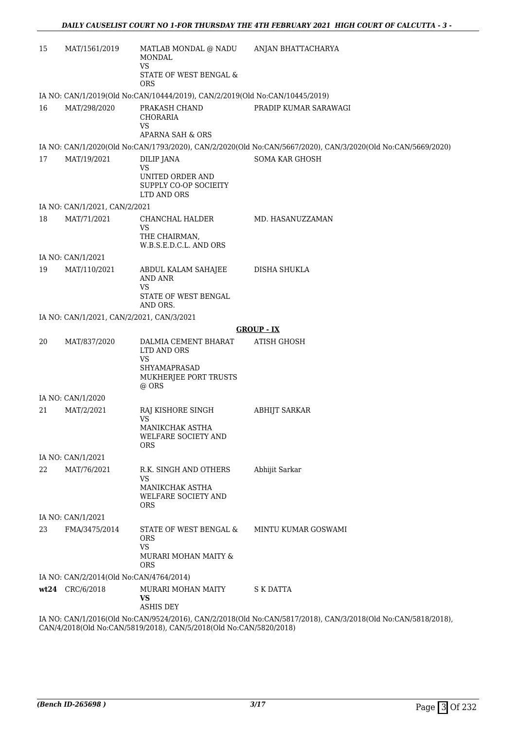| | | | |
|---|---|---|---|
| 15 | MAT/1561/2019 | MATLAB MONDAL @ NADU MONDAL<br>VS<br>STATE OF WEST BENGAL & ORS | ANJAN BHATTACHARYA |

IA NO: CAN/1/2019(Old No:CAN/10444/2019), CAN/2/2019(Old No:CAN/10445/2019)

| | | | |
|---|---|---|---|
| 16 | MAT/298/2020 | PRAKASH CHAND CHORARIA<br>VS<br>APARNA SAH & ORS | PRADIP KUMAR SARAWAGI |

IA NO: CAN/1/2020(Old No:CAN/1793/2020), CAN/2/2020(Old No:CAN/5667/2020), CAN/3/2020(Old No:CAN/5669/2020)

| | | | |
|---|---|---|---|
| 17 | MAT/19/2021 | DILIP JANA<br>VS<br>UNITED ORDER AND SUPPLY CO-OP SOCIEITY LTD AND ORS | SOMA KAR GHOSH |

IA NO: CAN/1/2021, CAN/2/2021

| | | | |
|---|---|---|---|
| 18 | MAT/71/2021 | CHANCHAL HALDER<br>VS<br>THE CHAIRMAN, W.B.S.E.D.C.L. AND ORS | MD. HASANUZZAMAN |

IA NO: CAN/1/2021

| | | | |
|---|---|---|---|
| 19 | MAT/110/2021 | ABDUL KALAM SAHAJEE AND ANR<br>VS<br>STATE OF WEST BENGAL AND ORS. | DISHA SHUKLA |

IA NO: CAN/1/2021, CAN/2/2021, CAN/3/2021

**GROUP - IX**

| | | | |
|---|---|---|---|
| 20 | MAT/837/2020 | DALMIA CEMENT BHARAT LTD AND ORS<br>VS<br>SHYAMAPRASAD MUKHERJEE PORT TRUSTS @ ORS | ATISH GHOSH |

IA NO: CAN/1/2020

| | | | |
|---|---|---|---|
| 21 | MAT/2/2021 | RAJ KISHORE SINGH<br>VS<br>MANIKCHAK ASTHA WELFARE SOCIETY AND ORS | ABHIJT SARKAR |

IA NO: CAN/1/2021

| | | | |
|---|---|---|---|
| 22 | MAT/76/2021 | R.K. SINGH AND OTHERS<br>VS<br>MANIKCHAK ASTHA WELFARE SOCIETY AND ORS | Abhijit Sarkar |

IA NO: CAN/1/2021

| | | | |
|---|---|---|---|
| 23 | FMA/3475/2014 | STATE OF WEST BENGAL & ORS<br>VS<br>MURARI MOHAN MAITY & ORS | MINTU KUMAR GOSWAMI |

IA NO: CAN/2/2014(Old No:CAN/4764/2014)

| | | | |
|---|---|---|---|
| **wt24** | CRC/6/2018 | MURARI MOHAN MAITY<br>**VS**<br>ASHIS DEY | S K DATTA |

IA NO: CAN/1/2016(Old No:CAN/9524/2016), CAN/2/2018(Old No:CAN/5817/2018), CAN/3/2018(Old No:CAN/5818/2018), CAN/4/2018(Old No:CAN/5819/2018), CAN/5/2018(Old No:CAN/5820/2018)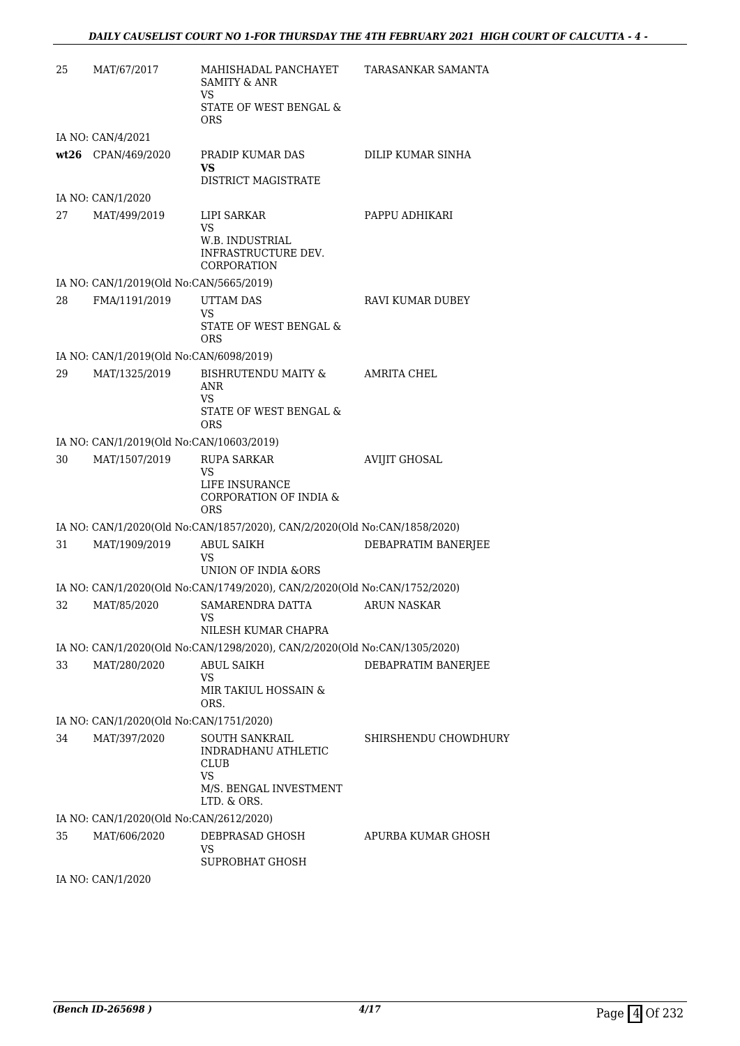| | | | |
|---|---|---|---|
| 25 | MAT/67/2017 | MAHISHADAL PANCHAYET SAMITY & ANR<br>VS<br>STATE OF WEST BENGAL & ORS | TARASANKAR SAMANTA |
| | IA NO: CAN/4/2021 | | |
| **wt26** | CPAN/469/2020 | PRADIP KUMAR DAS<br>**VS**<br>DISTRICT MAGISTRATE | DILIP KUMAR SINHA |
| | IA NO: CAN/1/2020 | | |
| 27 | MAT/499/2019 | LIPI SARKAR<br>VS<br>W.B. INDUSTRIAL INFRASTRUCTURE DEV. CORPORATION | PAPPU ADHIKARI |
| | IA NO: CAN/1/2019(Old No:CAN/5665/2019) | | |
| 28 | FMA/1191/2019 | UTTAM DAS<br>VS<br>STATE OF WEST BENGAL & ORS | RAVI KUMAR DUBEY |
| | IA NO: CAN/1/2019(Old No:CAN/6098/2019) | | |
| 29 | MAT/1325/2019 | BISHRUTENDU MAITY & ANR<br>VS<br>STATE OF WEST BENGAL & ORS | AMRITA CHEL |
| | IA NO: CAN/1/2019(Old No:CAN/10603/2019) | | |
| 30 | MAT/1507/2019 | RUPA SARKAR<br>VS<br>LIFE INSURANCE CORPORATION OF INDIA & ORS | AVIJIT GHOSAL |
| | IA NO: CAN/1/2020(Old No:CAN/1857/2020), CAN/2/2020(Old No:CAN/1858/2020) | | |
| 31 | MAT/1909/2019 | ABUL SAIKH<br>VS<br>UNION OF INDIA &ORS | DEBAPRATIM BANERJEE |
| | IA NO: CAN/1/2020(Old No:CAN/1749/2020), CAN/2/2020(Old No:CAN/1752/2020) | | |
| 32 | MAT/85/2020 | SAMARENDRA DATTA<br>VS<br>NILESH KUMAR CHAPRA | ARUN NASKAR |
| | IA NO: CAN/1/2020(Old No:CAN/1298/2020), CAN/2/2020(Old No:CAN/1305/2020) | | |
| 33 | MAT/280/2020 | ABUL SAIKH<br>VS<br>MIR TAKIUL HOSSAIN & ORS. | DEBAPRATIM BANERJEE |
| | IA NO: CAN/1/2020(Old No:CAN/1751/2020) | | |
| 34 | MAT/397/2020 | SOUTH SANKRAIL INDRADHANU ATHLETIC CLUB<br>VS<br>M/S. BENGAL INVESTMENT LTD. & ORS. | SHIRSHENDU CHOWDHURY |
| | IA NO: CAN/1/2020(Old No:CAN/2612/2020) | | |
| 35 | MAT/606/2020 | DEBPRASAD GHOSH<br>VS<br>SUPROBHAT GHOSH | APURBA KUMAR GHOSH |
| | IA NO: CAN/1/2020 | | |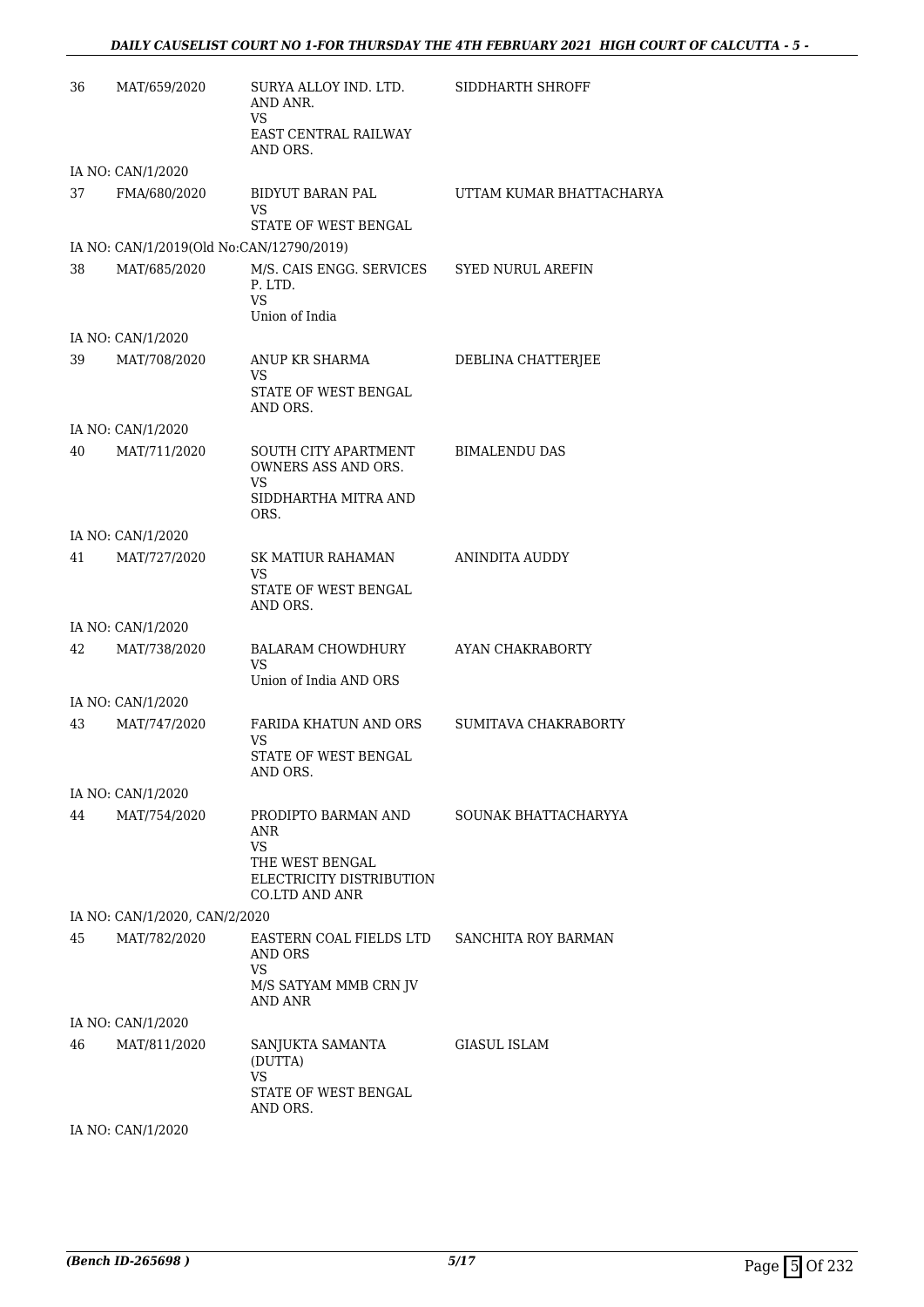| | | | |
|---|---|---|---|
| 36 | MAT/659/2020 | SURYA ALLOY IND. LTD. AND ANR.<br>VS<br>EAST CENTRAL RAILWAY AND ORS. | SIDDHARTH SHROFF |
| | IA NO: CAN/1/2020 | | |
| 37 | FMA/680/2020 | BIDYUT BARAN PAL<br>VS<br>STATE OF WEST BENGAL | UTTAM KUMAR BHATTACHARYA |
| | IA NO: CAN/1/2019(Old No:CAN/12790/2019) | | |
| 38 | MAT/685/2020 | M/S. CAIS ENGG. SERVICES P. LTD.<br>VS<br>Union of India | SYED NURUL AREFIN |
| | IA NO: CAN/1/2020 | | |
| 39 | MAT/708/2020 | ANUP KR SHARMA<br>VS<br>STATE OF WEST BENGAL AND ORS. | DEBLINA CHATTERJEE |
| | IA NO: CAN/1/2020 | | |
| 40 | MAT/711/2020 | SOUTH CITY APARTMENT OWNERS ASS AND ORS.<br>VS<br>SIDDHARTHA MITRA AND ORS. | BIMALENDU DAS |
| | IA NO: CAN/1/2020 | | |
| 41 | MAT/727/2020 | SK MATIUR RAHAMAN<br>VS<br>STATE OF WEST BENGAL AND ORS. | ANINDITA AUDDY |
| | IA NO: CAN/1/2020 | | |
| 42 | MAT/738/2020 | BALARAM CHOWDHURY<br>VS<br>Union of India AND ORS | AYAN CHAKRABORTY |
| | IA NO: CAN/1/2020 | | |
| 43 | MAT/747/2020 | FARIDA KHATUN AND ORS<br>VS<br>STATE OF WEST BENGAL AND ORS. | SUMITAVA CHAKRABORTY |
| | IA NO: CAN/1/2020 | | |
| 44 | MAT/754/2020 | PRODIPTO BARMAN AND ANR<br>VS<br>THE WEST BENGAL ELECTRICITY DISTRIBUTION CO.LTD AND ANR | SOUNAK BHATTACHARYYA |
| | IA NO: CAN/1/2020, CAN/2/2020 | | |
| 45 | MAT/782/2020 | EASTERN COAL FIELDS LTD AND ORS<br>VS<br>M/S SATYAM MMB CRN JV AND ANR | SANCHITA ROY BARMAN |
| | IA NO: CAN/1/2020 | | |
| 46 | MAT/811/2020 | SANJUKTA SAMANTA (DUTTA)<br>VS<br>STATE OF WEST BENGAL AND ORS. | GIASUL ISLAM |
| | IA NO: CAN/1/2020 | | |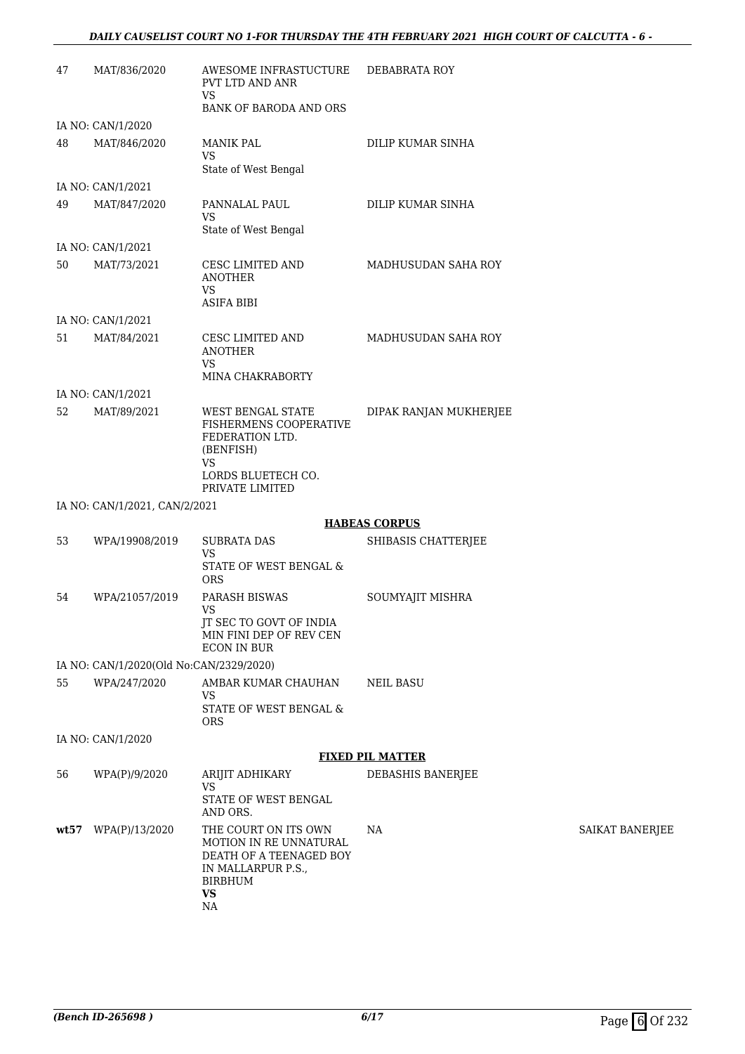| | | | | |
|---|---|---|---|---|
| 47 | MAT/836/2020 | AWESOME INFRASTUCTURE PVT LTD AND ANR<br>VS<br>BANK OF BARODA AND ORS | DEBABRATA ROY | |
| | IA NO: CAN/1/2020 | | | |
| 48 | MAT/846/2020 | MANIK PAL<br>VS<br>State of West Bengal | DILIP KUMAR SINHA | |
| | IA NO: CAN/1/2021 | | | |
| 49 | MAT/847/2020 | PANNALAL PAUL<br>VS<br>State of West Bengal | DILIP KUMAR SINHA | |
| | IA NO: CAN/1/2021 | | | |
| 50 | MAT/73/2021 | CESC LIMITED AND ANOTHER<br>VS<br>ASIFA BIBI | MADHUSUDAN SAHA ROY | |
| | IA NO: CAN/1/2021 | | | |
| 51 | MAT/84/2021 | CESC LIMITED AND ANOTHER<br>VS<br>MINA CHAKRABORTY | MADHUSUDAN SAHA ROY | |
| | IA NO: CAN/1/2021 | | | |
| 52 | MAT/89/2021 | WEST BENGAL STATE FISHERMENS COOPERATIVE FEDERATION LTD. (BENFISH)<br>VS<br>LORDS BLUETECH CO. PRIVATE LIMITED | DIPAK RANJAN MUKHERJEE | |
| | IA NO: CAN/1/2021, CAN/2/2021 | | | |
| | | | **HABEAS CORPUS** | |
| 53 | WPA/19908/2019 | SUBRATA DAS<br>VS<br>STATE OF WEST BENGAL & ORS | SHIBASIS CHATTERJEE | |
| 54 | WPA/21057/2019 | PARASH BISWAS<br>VS<br>JT SEC TO GOVT OF INDIA MIN FINI DEP OF REV CEN ECON IN BUR | SOUMYAJIT MISHRA | |
| | IA NO: CAN/1/2020(Old No:CAN/2329/2020) | | | |
| 55 | WPA/247/2020 | AMBAR KUMAR CHAUHAN<br>VS<br>STATE OF WEST BENGAL & ORS | NEIL BASU | |
| | IA NO: CAN/1/2020 | | | |
| | | | **FIXED PIL MATTER** | |
| 56 | WPA(P)/9/2020 | ARIJIT ADHIKARY<br>VS<br>STATE OF WEST BENGAL AND ORS. | DEBASHIS BANERJEE | |
| **wt57** | WPA(P)/13/2020 | THE COURT ON ITS OWN MOTION IN RE UNNATURAL DEATH OF A TEENAGED BOY IN MALLARPUR P.S., BIRBHUM<br>**VS**<br>NA | NA | SAIKAT BANERJEE |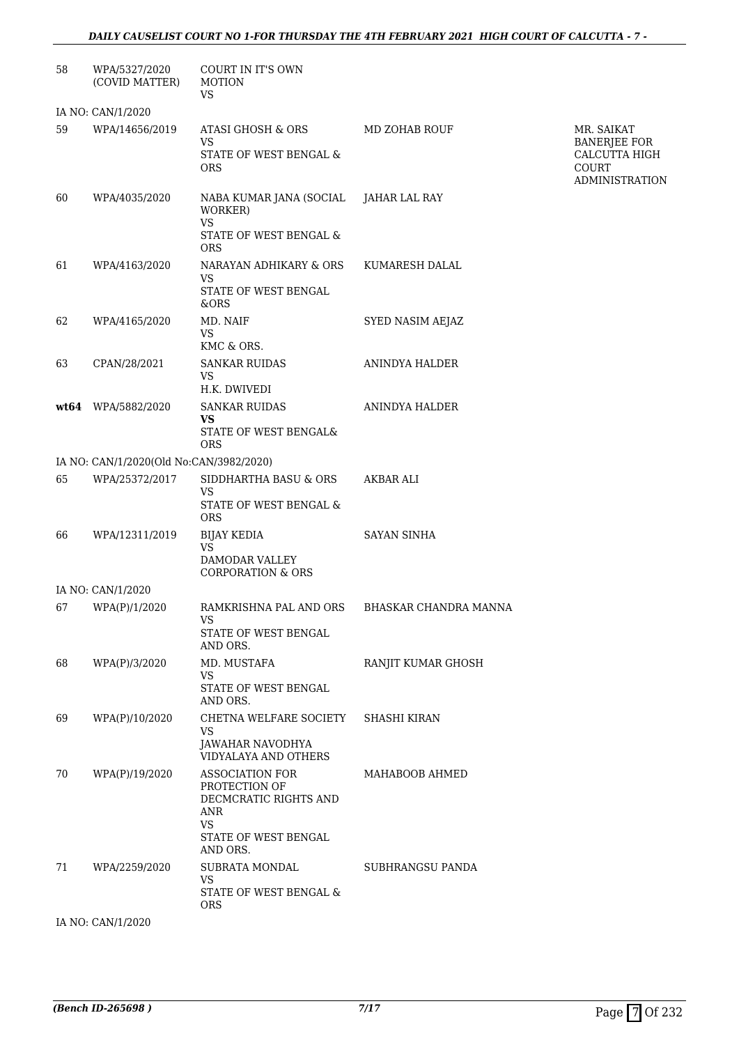| | | | | |
|---|---|---|---|---|
| 58 | WPA/5327/2020 (COVID MATTER) | COURT IN IT'S OWN MOTION<br>VS | | |
| IA NO: CAN/1/2020 | | | | |
| 59 | WPA/14656/2019 | ATASI GHOSH & ORS<br>VS<br>STATE OF WEST BENGAL & ORS | MD ZOHAB ROUF | MR. SAIKAT BANERJEE FOR CALCUTTA HIGH COURT ADMINISTRATION |
| 60 | WPA/4035/2020 | NABA KUMAR JANA (SOCIAL WORKER)<br>VS<br>STATE OF WEST BENGAL & ORS | JAHAR LAL RAY | |
| 61 | WPA/4163/2020 | NARAYAN ADHIKARY & ORS<br>VS<br>STATE OF WEST BENGAL &ORS | KUMARESH DALAL | |
| 62 | WPA/4165/2020 | MD. NAIF<br>VS<br>KMC & ORS. | SYED NASIM AEJAZ | |
| 63 | CPAN/28/2021 | SANKAR RUIDAS<br>VS<br>H.K. DWIVEDI | ANINDYA HALDER | |
| **wt64** | WPA/5882/2020 | SANKAR RUIDAS<br>**VS**<br>STATE OF WEST BENGAL& ORS | ANINDYA HALDER | |
| IA NO: CAN/1/2020(Old No:CAN/3982/2020) | | | | |
| 65 | WPA/25372/2017 | SIDDHARTHA BASU & ORS<br>VS<br>STATE OF WEST BENGAL & ORS | AKBAR ALI | |
| 66 | WPA/12311/2019 | BIJAY KEDIA<br>VS<br>DAMODAR VALLEY CORPORATION & ORS | SAYAN SINHA | |
| IA NO: CAN/1/2020 | | | | |
| 67 | WPA(P)/1/2020 | RAMKRISHNA PAL AND ORS<br>VS<br>STATE OF WEST BENGAL AND ORS. | BHASKAR CHANDRA MANNA | |
| 68 | WPA(P)/3/2020 | MD. MUSTAFA<br>VS<br>STATE OF WEST BENGAL AND ORS. | RANJIT KUMAR GHOSH | |
| 69 | WPA(P)/10/2020 | CHETNA WELFARE SOCIETY<br>VS<br>JAWAHAR NAVODHYA VIDYALAYA AND OTHERS | SHASHI KIRAN | |
| 70 | WPA(P)/19/2020 | ASSOCIATION FOR PROTECTION OF DECMCRATIC RIGHTS AND ANR<br>VS<br>STATE OF WEST BENGAL AND ORS. | MAHABOOB AHMED | |
| 71 | WPA/2259/2020 | SUBRATA MONDAL<br>VS<br>STATE OF WEST BENGAL & ORS | SUBHRANGSU PANDA | |
| IA NO: CAN/1/2020 | | | | |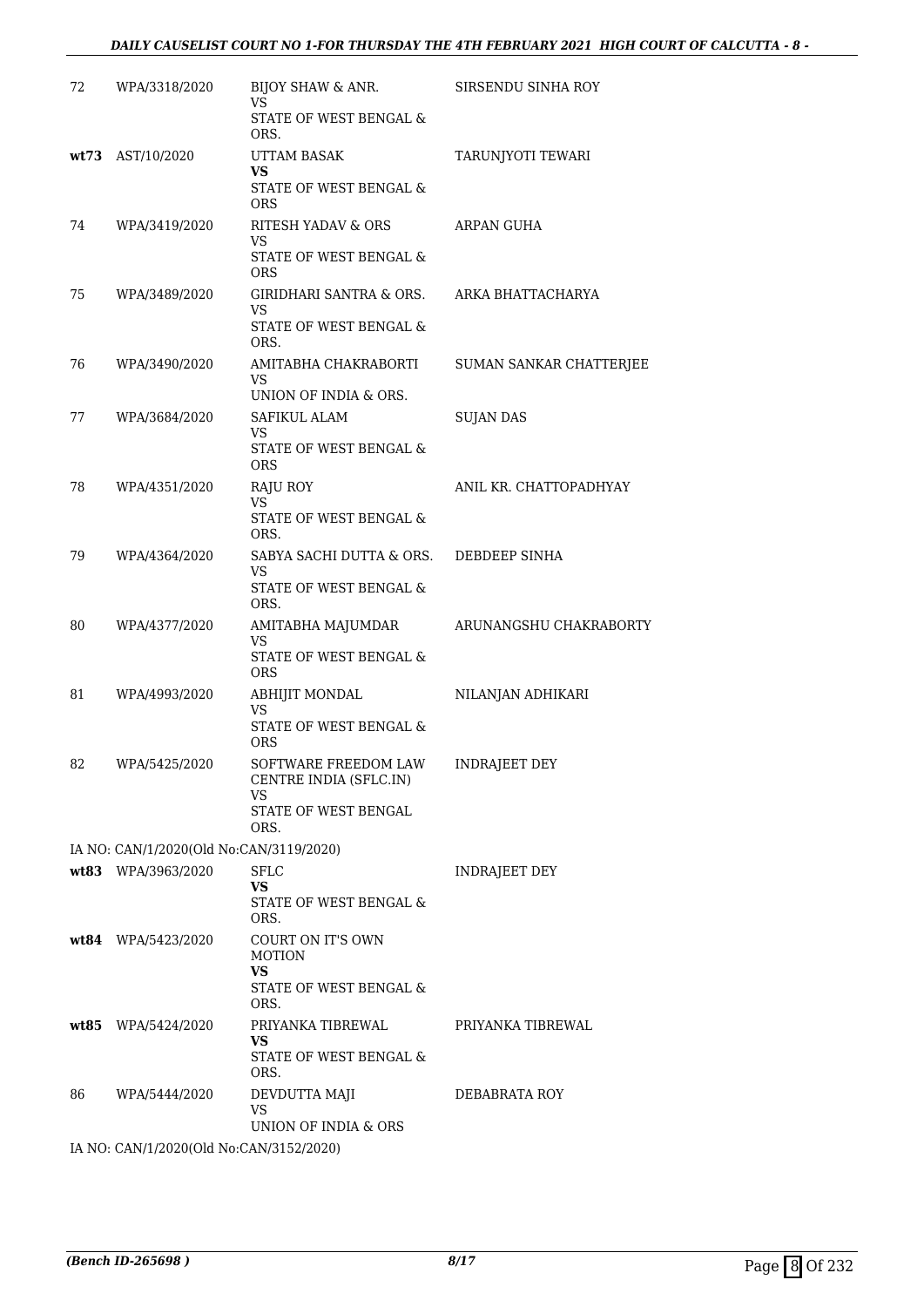| | | | |
|---|---|---|---|
| 72 | WPA/3318/2020 | BIJOY SHAW & ANR.<br>VS<br>STATE OF WEST BENGAL & ORS. | SIRSENDU SINHA ROY |
| **wt73** | AST/10/2020 | UTTAM BASAK<br>**VS**<br>STATE OF WEST BENGAL & ORS | TARUNJYOTI TEWARI |
| 74 | WPA/3419/2020 | RITESH YADAV & ORS<br>VS<br>STATE OF WEST BENGAL & ORS | ARPAN GUHA |
| 75 | WPA/3489/2020 | GIRIDHARI SANTRA & ORS.<br>VS<br>STATE OF WEST BENGAL & ORS. | ARKA BHATTACHARYA |
| 76 | WPA/3490/2020 | AMITABHA CHAKRABORTI<br>VS<br>UNION OF INDIA & ORS. | SUMAN SANKAR CHATTERJEE |
| 77 | WPA/3684/2020 | SAFIKUL ALAM<br>VS<br>STATE OF WEST BENGAL & ORS | SUJAN DAS |
| 78 | WPA/4351/2020 | RAJU ROY<br>VS<br>STATE OF WEST BENGAL & ORS. | ANIL KR. CHATTOPADHYAY |
| 79 | WPA/4364/2020 | SABYA SACHI DUTTA & ORS.<br>VS<br>STATE OF WEST BENGAL & ORS. | DEBDEEP SINHA |
| 80 | WPA/4377/2020 | AMITABHA MAJUMDAR<br>VS<br>STATE OF WEST BENGAL & ORS | ARUNANGSHU CHAKRABORTY |
| 81 | WPA/4993/2020 | ABHIJIT MONDAL<br>VS<br>STATE OF WEST BENGAL & ORS | NILANJAN ADHIKARI |
| 82 | WPA/5425/2020 | SOFTWARE FREEDOM LAW CENTRE INDIA (SFLC.IN)<br>VS<br>STATE OF WEST BENGAL ORS. | INDRAJEET DEY |
| | IA NO: CAN/1/2020(Old No:CAN/3119/2020) | | |
| **wt83** | WPA/3963/2020 | SFLC<br>**VS**<br>STATE OF WEST BENGAL & ORS. | INDRAJEET DEY |
| **wt84** | WPA/5423/2020 | COURT ON IT'S OWN MOTION<br>**VS**<br>STATE OF WEST BENGAL & ORS. | |
| **wt85** | WPA/5424/2020 | PRIYANKA TIBREWAL<br>**VS**<br>STATE OF WEST BENGAL & ORS. | PRIYANKA TIBREWAL |
| 86 | WPA/5444/2020 | DEVDUTTA MAJI<br>VS<br>UNION OF INDIA & ORS | DEBABRATA ROY |
| | IA NO: CAN/1/2020(Old No:CAN/3152/2020) | | |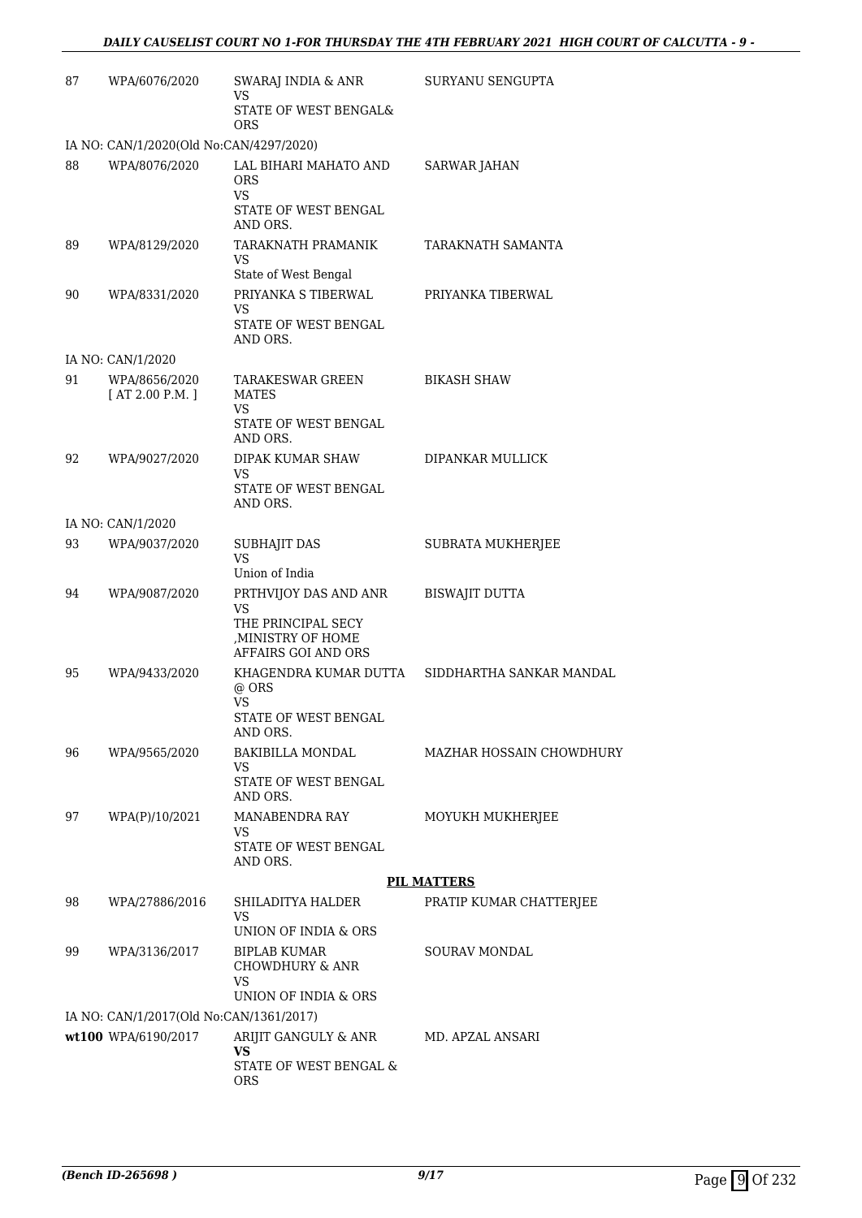| | | | |
|---|---|---|---|
| 87 | WPA/6076/2020 | SWARAJ INDIA & ANR<br>VS<br>STATE OF WEST BENGAL& ORS | SURYANU SENGUPTA |
| IA NO: CAN/1/2020(Old No:CAN/4297/2020) | | | |
| 88 | WPA/8076/2020 | LAL BIHARI MAHATO AND ORS<br>VS<br>STATE OF WEST BENGAL AND ORS. | SARWAR JAHAN |
| 89 | WPA/8129/2020 | TARAKNATH PRAMANIK<br>VS<br>State of West Bengal | TARAKNATH SAMANTA |
| 90 | WPA/8331/2020 | PRIYANKA S TIBERWAL<br>VS<br>STATE OF WEST BENGAL AND ORS. | PRIYANKA TIBERWAL |
| IA NO: CAN/1/2020 | | | |
| 91 | WPA/8656/2020<br>[ AT 2.00 P.M. ] | TARAKESWAR GREEN MATES<br>VS<br>STATE OF WEST BENGAL AND ORS. | BIKASH SHAW |
| 92 | WPA/9027/2020 | DIPAK KUMAR SHAW<br>VS<br>STATE OF WEST BENGAL AND ORS. | DIPANKAR MULLICK |
| IA NO: CAN/1/2020 | | | |
| 93 | WPA/9037/2020 | SUBHAJIT DAS<br>VS<br>Union of India | SUBRATA MUKHERJEE |
| 94 | WPA/9087/2020 | PRTHVIJOY DAS AND ANR<br>VS<br>THE PRINCIPAL SECY ,MINISTRY OF HOME AFFAIRS GOI AND ORS | BISWAJIT DUTTA |
| 95 | WPA/9433/2020 | KHAGENDRA KUMAR DUTTA @ ORS<br>VS<br>STATE OF WEST BENGAL AND ORS. | SIDDHARTHA SANKAR MANDAL |
| 96 | WPA/9565/2020 | BAKIBILLA MONDAL<br>VS<br>STATE OF WEST BENGAL AND ORS. | MAZHAR HOSSAIN CHOWDHURY |
| 97 | WPA(P)/10/2021 | MANABENDRA RAY<br>VS<br>STATE OF WEST BENGAL AND ORS. | MOYUKH MUKHERJEE |

**PIL MATTERS**

| | | | |
|---|---|---|---|
| 98 | WPA/27886/2016 | SHILADITYA HALDER<br>VS<br>UNION OF INDIA & ORS | PRATIP KUMAR CHATTERJEE |
| 99 | WPA/3136/2017 | BIPLAB KUMAR CHOWDHURY & ANR<br>VS<br>UNION OF INDIA & ORS | SOURAV MONDAL |
| IA NO: CAN/1/2017(Old No:CAN/1361/2017) | | | |
| **wt100** | WPA/6190/2017 | ARIJIT GANGULY & ANR<br>**VS**<br>STATE OF WEST BENGAL & ORS | MD. APZAL ANSARI |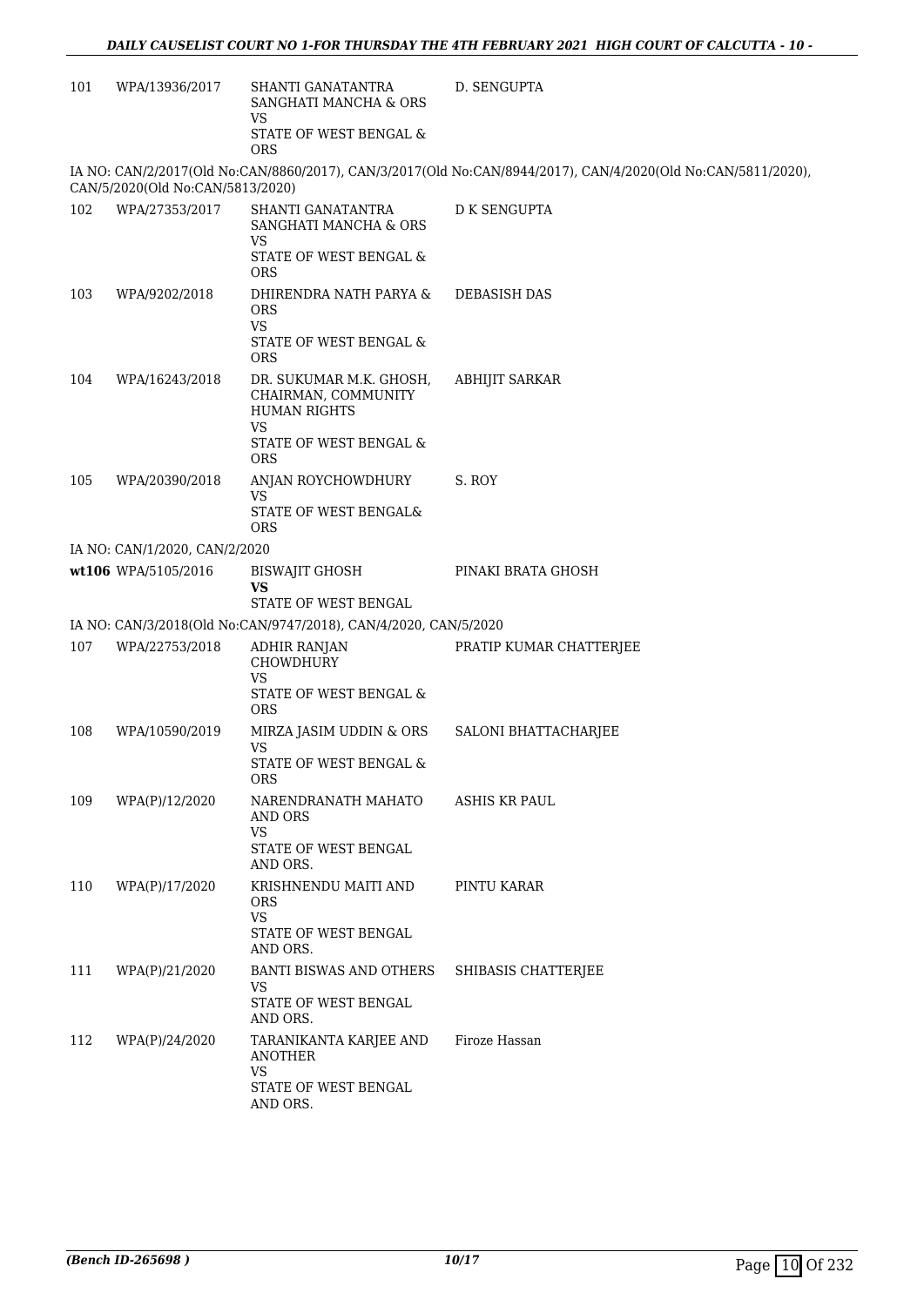| | | | |
|---|---|---|---|
| 101 | WPA/13936/2017 | SHANTI GANATANTRA SANGHATI MANCHA & ORS<br>VS<br>STATE OF WEST BENGAL & ORS | D. SENGUPTA |

IA NO: CAN/2/2017(Old No:CAN/8860/2017), CAN/3/2017(Old No:CAN/8944/2017), CAN/4/2020(Old No:CAN/5811/2020), CAN/5/2020(Old No:CAN/5813/2020)

| | | | |
|---|---|---|---|
| 102 | WPA/27353/2017 | SHANTI GANATANTRA SANGHATI MANCHA & ORS<br>VS<br>STATE OF WEST BENGAL & ORS | D K SENGUPTA |
| 103 | WPA/9202/2018 | DHIRENDRA NATH PARYA & ORS<br>VS<br>STATE OF WEST BENGAL & ORS | DEBASISH DAS |
| 104 | WPA/16243/2018 | DR. SUKUMAR M.K. GHOSH, CHAIRMAN, COMMUNITY HUMAN RIGHTS<br>VS<br>STATE OF WEST BENGAL & ORS | ABHIJIT SARKAR |
| 105 | WPA/20390/2018 | ANJAN ROYCHOWDHURY<br>VS<br>STATE OF WEST BENGAL& ORS | S. ROY |

IA NO: CAN/1/2020, CAN/2/2020

| | | | |
|---|---|---|---|
| wt106 | WPA/5105/2016 | BISWAJIT GHOSH<br>**VS**<br>STATE OF WEST BENGAL | PINAKI BRATA GHOSH |

IA NO: CAN/3/2018(Old No:CAN/9747/2018), CAN/4/2020, CAN/5/2020

| | | | |
|---|---|---|---|
| 107 | WPA/22753/2018 | ADHIR RANJAN CHOWDHURY<br>VS<br>STATE OF WEST BENGAL & ORS | PRATIP KUMAR CHATTERJEE |
| 108 | WPA/10590/2019 | MIRZA JASIM UDDIN & ORS<br>VS<br>STATE OF WEST BENGAL & ORS | SALONI BHATTACHARJEE |
| 109 | WPA(P)/12/2020 | NARENDRANATH MAHATO AND ORS<br>VS<br>STATE OF WEST BENGAL AND ORS. | ASHIS KR PAUL |
| 110 | WPA(P)/17/2020 | KRISHNENDU MAITI AND ORS<br>VS<br>STATE OF WEST BENGAL AND ORS. | PINTU KARAR |
| 111 | WPA(P)/21/2020 | BANTI BISWAS AND OTHERS<br>VS<br>STATE OF WEST BENGAL AND ORS. | SHIBASIS CHATTERJEE |
| 112 | WPA(P)/24/2020 | TARANIKANTA KARJEE AND ANOTHER<br>VS<br>STATE OF WEST BENGAL AND ORS. | Firoze Hassan |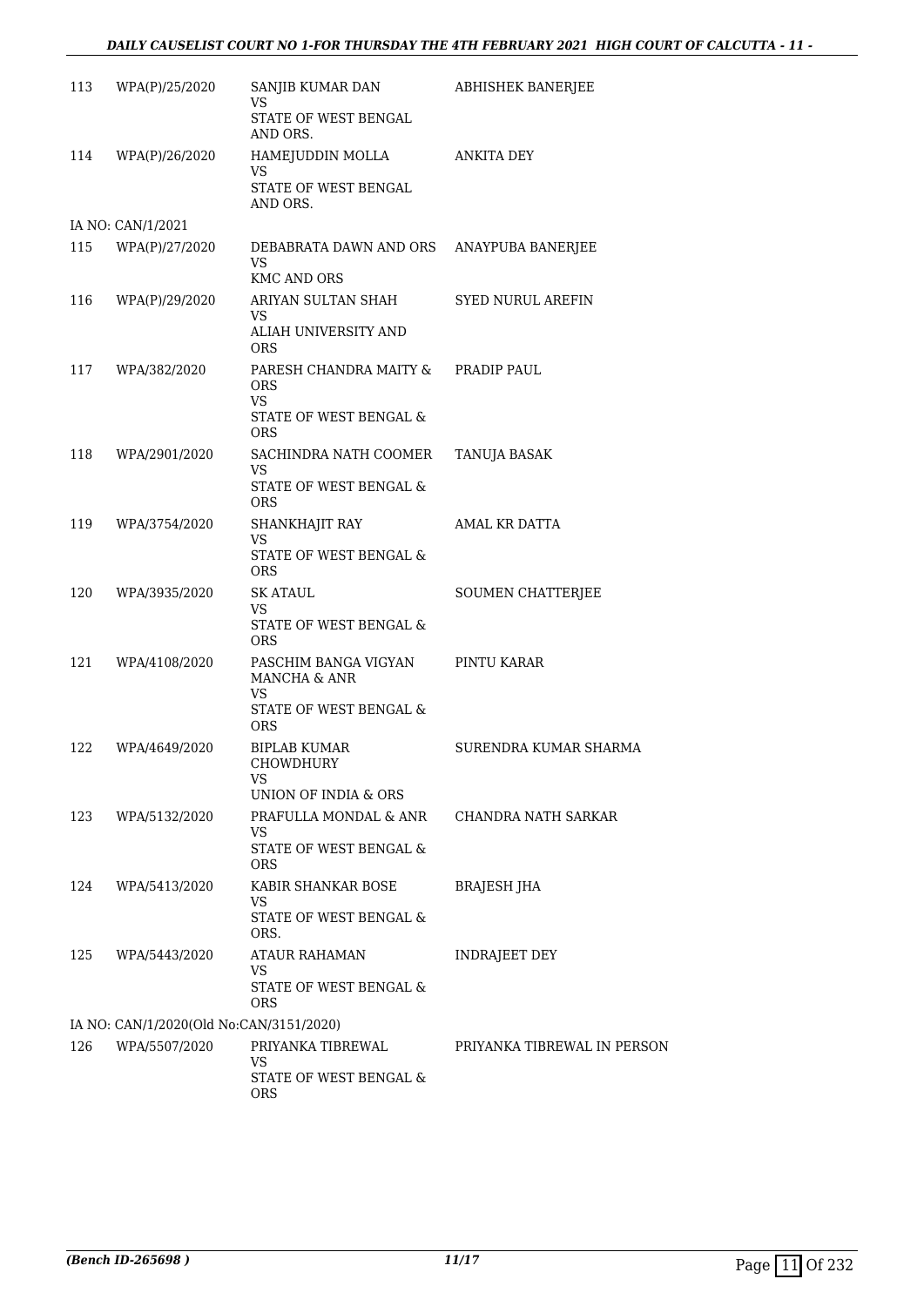| | | | |
|---|---|---|---|
| 113 | WPA(P)/25/2020 | SANJIB KUMAR DAN<br>VS<br>STATE OF WEST BENGAL AND ORS. | ABHISHEK BANERJEE |
| 114 | WPA(P)/26/2020 | HAMEJUDDIN MOLLA<br>VS<br>STATE OF WEST BENGAL AND ORS. | ANKITA DEY |
| IA NO: CAN/1/2021 | | | |
| 115 | WPA(P)/27/2020 | DEBABRATA DAWN AND ORS<br>VS<br>KMC AND ORS | ANAYPUBA BANERJEE |
| 116 | WPA(P)/29/2020 | ARIYAN SULTAN SHAH<br>VS<br>ALIAH UNIVERSITY AND ORS | SYED NURUL AREFIN |
| 117 | WPA/382/2020 | PARESH CHANDRA MAITY & ORS<br>VS<br>STATE OF WEST BENGAL & ORS | PRADIP PAUL |
| 118 | WPA/2901/2020 | SACHINDRA NATH COOMER<br>VS<br>STATE OF WEST BENGAL & ORS | TANUJA BASAK |
| 119 | WPA/3754/2020 | SHANKHAJIT RAY<br>VS<br>STATE OF WEST BENGAL & ORS | AMAL KR DATTA |
| 120 | WPA/3935/2020 | SK ATAUL<br>VS<br>STATE OF WEST BENGAL & ORS | SOUMEN CHATTERJEE |
| 121 | WPA/4108/2020 | PASCHIM BANGA VIGYAN MANCHA & ANR<br>VS<br>STATE OF WEST BENGAL & ORS | PINTU KARAR |
| 122 | WPA/4649/2020 | BIPLAB KUMAR CHOWDHURY<br>VS<br>UNION OF INDIA & ORS | SURENDRA KUMAR SHARMA |
| 123 | WPA/5132/2020 | PRAFULLA MONDAL & ANR<br>VS<br>STATE OF WEST BENGAL & ORS | CHANDRA NATH SARKAR |
| 124 | WPA/5413/2020 | KABIR SHANKAR BOSE<br>VS<br>STATE OF WEST BENGAL & ORS. | BRAJESH JHA |
| 125 | WPA/5443/2020 | ATAUR RAHAMAN<br>VS<br>STATE OF WEST BENGAL & ORS | INDRAJEET DEY |
| IA NO: CAN/1/2020(Old No:CAN/3151/2020) | | | |
| 126 | WPA/5507/2020 | PRIYANKA TIBREWAL<br>VS<br>STATE OF WEST BENGAL & ORS | PRIYANKA TIBREWAL IN PERSON |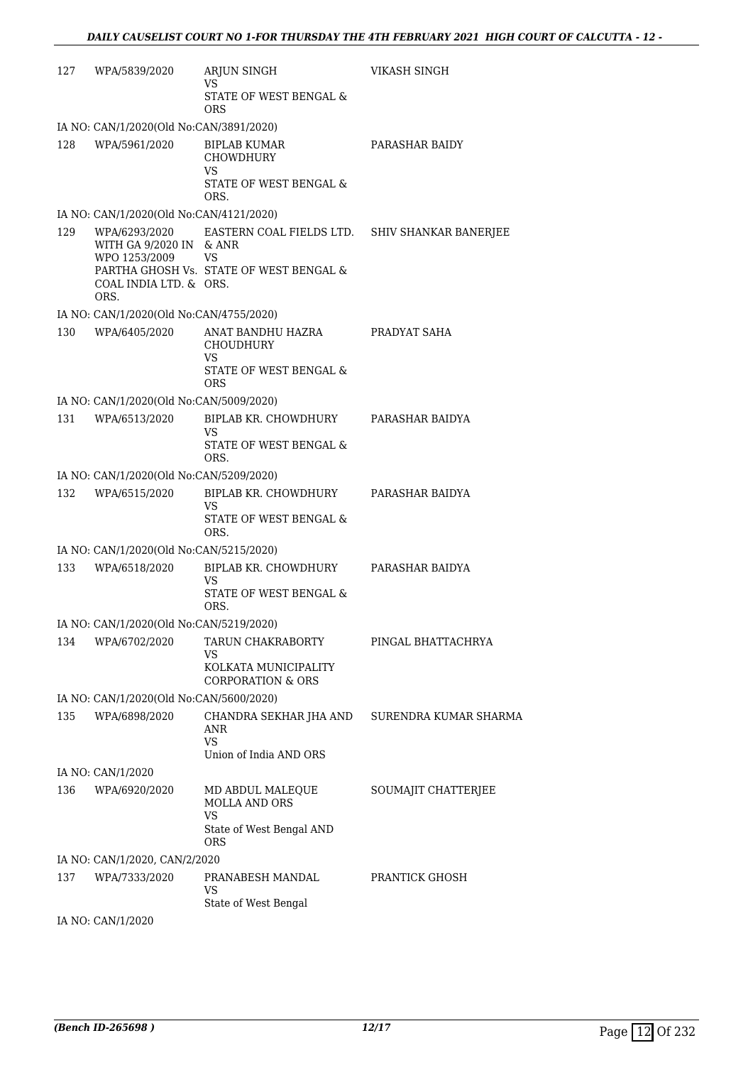| | | | |
|---|---|---|---|
| 127 | WPA/5839/2020 | ARJUN SINGH<br>VS<br>STATE OF WEST BENGAL & ORS | VIKASH SINGH |
| IA NO: CAN/1/2020(Old No:CAN/3891/2020) | | | |
| 128 | WPA/5961/2020 | BIPLAB KUMAR CHOWDHURY<br>VS<br>STATE OF WEST BENGAL & ORS. | PARASHAR BAIDY |
| IA NO: CAN/1/2020(Old No:CAN/4121/2020) | | | |
| 129 | WPA/6293/2020 WITH GA 9/2020 IN WPO 1253/2009 PARTHA GHOSH Vs. COAL INDIA LTD. & ORS. | EASTERN COAL FIELDS LTD. & ANR<br>VS<br>STATE OF WEST BENGAL & ORS. | SHIV SHANKAR BANERJEE |
| IA NO: CAN/1/2020(Old No:CAN/4755/2020) | | | |
| 130 | WPA/6405/2020 | ANAT BANDHU HAZRA CHOUDHURY<br>VS<br>STATE OF WEST BENGAL & ORS | PRADYAT SAHA |
| IA NO: CAN/1/2020(Old No:CAN/5009/2020) | | | |
| 131 | WPA/6513/2020 | BIPLAB KR. CHOWDHURY<br>VS<br>STATE OF WEST BENGAL & ORS. | PARASHAR BAIDYA |
| IA NO: CAN/1/2020(Old No:CAN/5209/2020) | | | |
| 132 | WPA/6515/2020 | BIPLAB KR. CHOWDHURY<br>VS<br>STATE OF WEST BENGAL & ORS. | PARASHAR BAIDYA |
| IA NO: CAN/1/2020(Old No:CAN/5215/2020) | | | |
| 133 | WPA/6518/2020 | BIPLAB KR. CHOWDHURY<br>VS<br>STATE OF WEST BENGAL & ORS. | PARASHAR BAIDYA |
| IA NO: CAN/1/2020(Old No:CAN/5219/2020) | | | |
| 134 | WPA/6702/2020 | TARUN CHAKRABORTY<br>VS<br>KOLKATA MUNICIPALITY CORPORATION & ORS | PINGAL BHATTACHRYA |
| IA NO: CAN/1/2020(Old No:CAN/5600/2020) | | | |
| 135 | WPA/6898/2020 | CHANDRA SEKHAR JHA AND ANR<br>VS<br>Union of India AND ORS | SURENDRA KUMAR SHARMA |
| IA NO: CAN/1/2020 | | | |
| 136 | WPA/6920/2020 | MD ABDUL MALEQUE MOLLA AND ORS<br>VS<br>State of West Bengal AND ORS | SOUMAJIT CHATTERJEE |
| IA NO: CAN/1/2020, CAN/2/2020 | | | |
| 137 | WPA/7333/2020 | PRANABESH MANDAL<br>VS<br>State of West Bengal | PRANTICK GHOSH |
| IA NO: CAN/1/2020 | | | |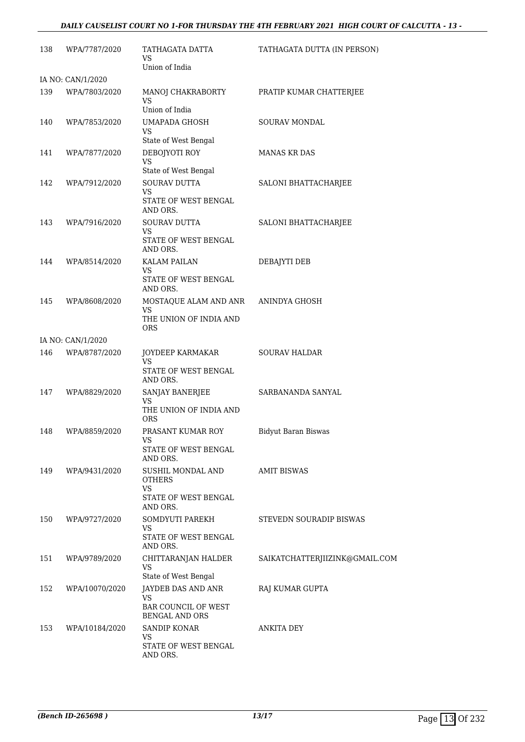| | | | |
|---|---|---|---|
| 138 | WPA/7787/2020 | TATHAGATA DATTA<br>VS<br>Union of India | TATHAGATA DUTTA (IN PERSON) |
| IA NO: CAN/1/2020 | | | |
| 139 | WPA/7803/2020 | MANOJ CHAKRABORTY<br>VS<br>Union of India | PRATIP KUMAR CHATTERJEE |
| 140 | WPA/7853/2020 | UMAPADA GHOSH<br>VS<br>State of West Bengal | SOURAV MONDAL |
| 141 | WPA/7877/2020 | DEBOJYOTI ROY<br>VS<br>State of West Bengal | MANAS KR DAS |
| 142 | WPA/7912/2020 | SOURAV DUTTA<br>VS<br>STATE OF WEST BENGAL AND ORS. | SALONI BHATTACHARJEE |
| 143 | WPA/7916/2020 | SOURAV DUTTA<br>VS<br>STATE OF WEST BENGAL AND ORS. | SALONI BHATTACHARJEE |
| 144 | WPA/8514/2020 | KALAM PAILAN<br>VS<br>STATE OF WEST BENGAL AND ORS. | DEBAJYTI DEB |
| 145 | WPA/8608/2020 | MOSTAQUE ALAM AND ANR<br>VS<br>THE UNION OF INDIA AND ORS | ANINDYA GHOSH |
| IA NO: CAN/1/2020 | | | |
| 146 | WPA/8787/2020 | JOYDEEP KARMAKAR<br>VS<br>STATE OF WEST BENGAL AND ORS. | SOURAV HALDAR |
| 147 | WPA/8829/2020 | SANJAY BANERJEE<br>VS<br>THE UNION OF INDIA AND ORS | SARBANANDA SANYAL |
| 148 | WPA/8859/2020 | PRASANT KUMAR ROY<br>VS<br>STATE OF WEST BENGAL AND ORS. | Bidyut Baran Biswas |
| 149 | WPA/9431/2020 | SUSHIL MONDAL AND OTHERS<br>VS<br>STATE OF WEST BENGAL AND ORS. | AMIT BISWAS |
| 150 | WPA/9727/2020 | SOMDYUTI PAREKH<br>VS<br>STATE OF WEST BENGAL AND ORS. | STEVEDN SOURADIP BISWAS |
| 151 | WPA/9789/2020 | CHITTARANJAN HALDER<br>VS<br>State of West Bengal | SAIKATCHATTERJIIZINK@GMAIL.COM |
| 152 | WPA/10070/2020 | JAYDEB DAS AND ANR<br>VS<br>BAR COUNCIL OF WEST BENGAL AND ORS | RAJ KUMAR GUPTA |
| 153 | WPA/10184/2020 | SANDIP KONAR<br>VS<br>STATE OF WEST BENGAL AND ORS. | ANKITA DEY |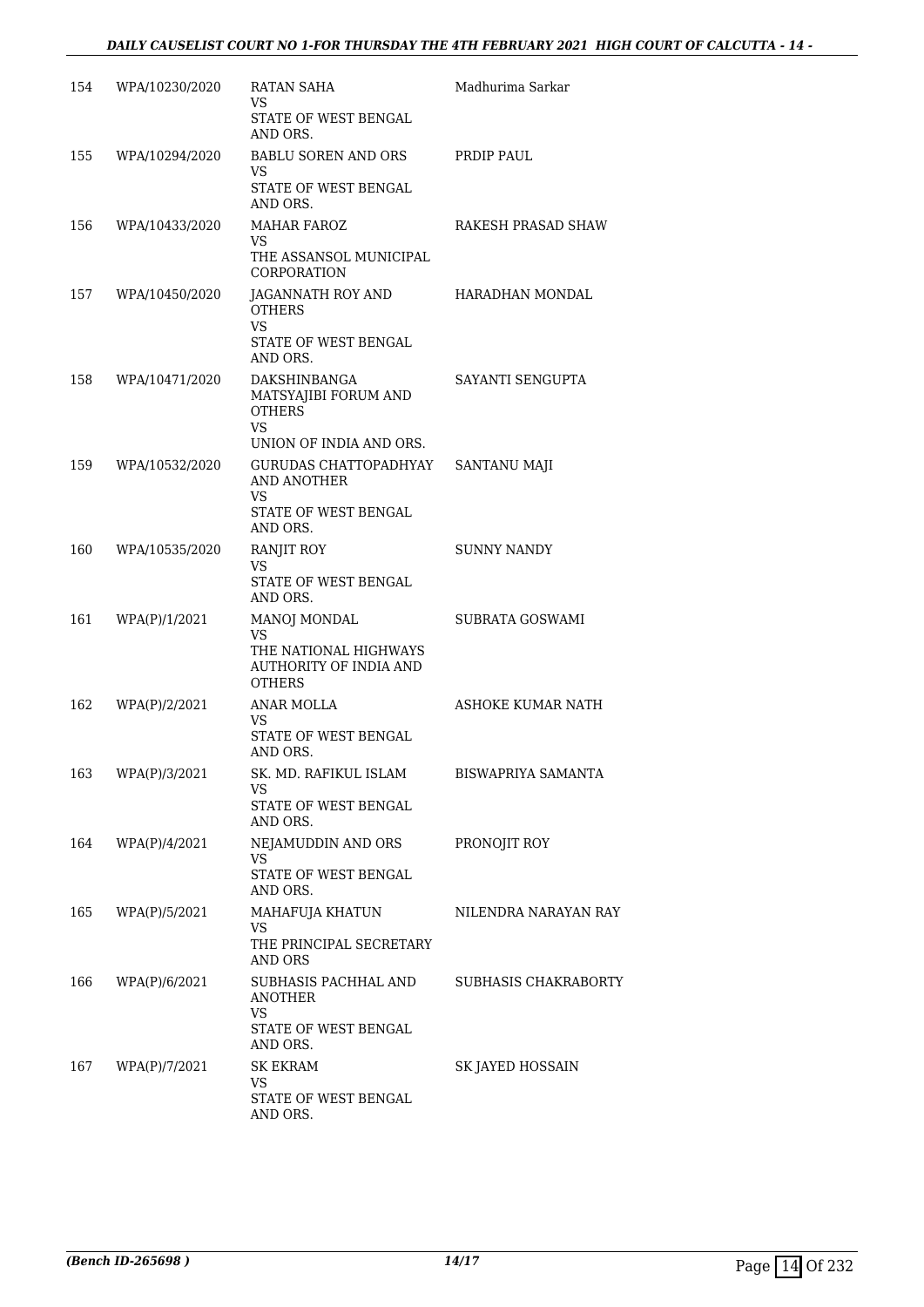| | | | |
|---|---|---|---|
| 154 | WPA/10230/2020 | RATAN SAHA<br>VS<br>STATE OF WEST BENGAL AND ORS. | Madhurima Sarkar |
| 155 | WPA/10294/2020 | BABLU SOREN AND ORS<br>VS<br>STATE OF WEST BENGAL AND ORS. | PRDIP PAUL |
| 156 | WPA/10433/2020 | MAHAR FAROZ<br>VS<br>THE ASSANSOL MUNICIPAL CORPORATION | RAKESH PRASAD SHAW |
| 157 | WPA/10450/2020 | JAGANNATH ROY AND OTHERS<br>VS<br>STATE OF WEST BENGAL AND ORS. | HARADHAN MONDAL |
| 158 | WPA/10471/2020 | DAKSHINBANGA MATSYAJIBI FORUM AND OTHERS<br>VS<br>UNION OF INDIA AND ORS. | SAYANTI SENGUPTA |
| 159 | WPA/10532/2020 | GURUDAS CHATTOPADHYAY AND ANOTHER<br>VS<br>STATE OF WEST BENGAL AND ORS. | SANTANU MAJI |
| 160 | WPA/10535/2020 | RANJIT ROY<br>VS<br>STATE OF WEST BENGAL AND ORS. | SUNNY NANDY |
| 161 | WPA(P)/1/2021 | MANOJ MONDAL<br>VS<br>THE NATIONAL HIGHWAYS AUTHORITY OF INDIA AND OTHERS | SUBRATA GOSWAMI |
| 162 | WPA(P)/2/2021 | ANAR MOLLA<br>VS<br>STATE OF WEST BENGAL AND ORS. | ASHOKE KUMAR NATH |
| 163 | WPA(P)/3/2021 | SK. MD. RAFIKUL ISLAM<br>VS<br>STATE OF WEST BENGAL AND ORS. | BISWAPRIYA SAMANTA |
| 164 | WPA(P)/4/2021 | NEJAMUDDIN AND ORS<br>VS<br>STATE OF WEST BENGAL AND ORS. | PRONOJIT ROY |
| 165 | WPA(P)/5/2021 | MAHAFUJA KHATUN<br>VS<br>THE PRINCIPAL SECRETARY AND ORS | NILENDRA NARAYAN RAY |
| 166 | WPA(P)/6/2021 | SUBHASIS PACHHAL AND ANOTHER<br>VS<br>STATE OF WEST BENGAL AND ORS. | SUBHASIS CHAKRABORTY |
| 167 | WPA(P)/7/2021 | SK EKRAM<br>VS<br>STATE OF WEST BENGAL AND ORS. | SK JAYED HOSSAIN |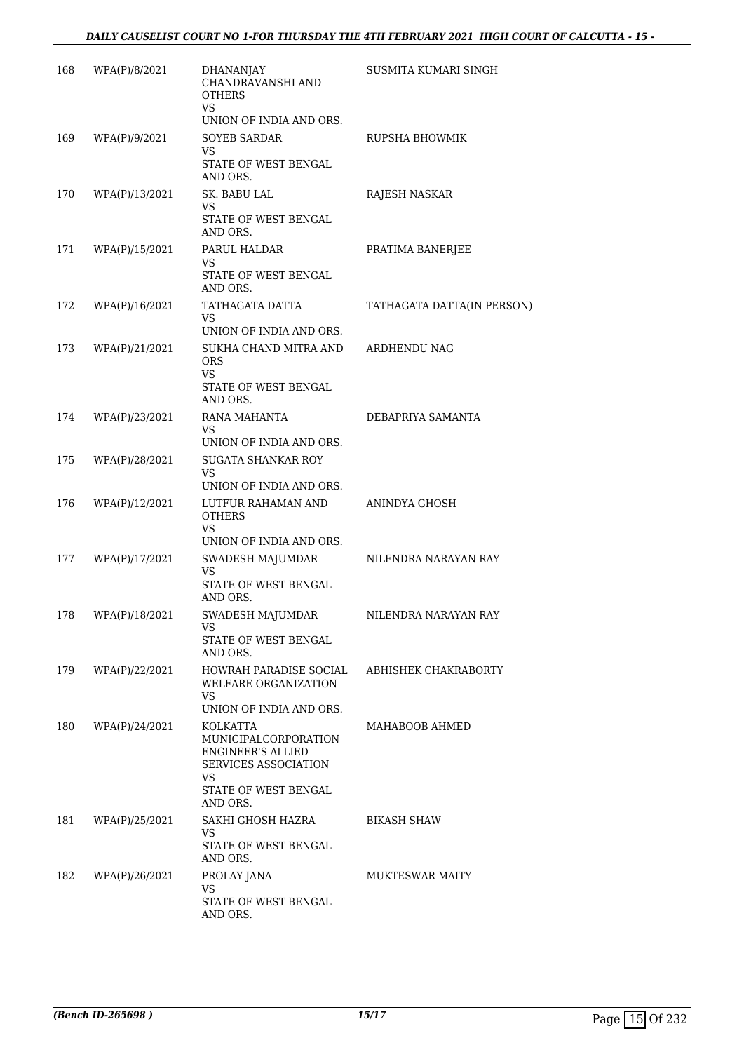| | | | |
|---|---|---|---|
| 168 | WPA(P)/8/2021 | DHANANJAY CHANDRAVANSHI AND OTHERS<br>VS<br>UNION OF INDIA AND ORS. | SUSMITA KUMARI SINGH |
| 169 | WPA(P)/9/2021 | SOYEB SARDAR<br>VS<br>STATE OF WEST BENGAL AND ORS. | RUPSHA BHOWMIK |
| 170 | WPA(P)/13/2021 | SK. BABU LAL<br>VS<br>STATE OF WEST BENGAL AND ORS. | RAJESH NASKAR |
| 171 | WPA(P)/15/2021 | PARUL HALDAR<br>VS<br>STATE OF WEST BENGAL AND ORS. | PRATIMA BANERJEE |
| 172 | WPA(P)/16/2021 | TATHAGATA DATTA<br>VS<br>UNION OF INDIA AND ORS. | TATHAGATA DATTA(IN PERSON) |
| 173 | WPA(P)/21/2021 | SUKHA CHAND MITRA AND ORS<br>VS<br>STATE OF WEST BENGAL AND ORS. | ARDHENDU NAG |
| 174 | WPA(P)/23/2021 | RANA MAHANTA<br>VS<br>UNION OF INDIA AND ORS. | DEBAPRIYA SAMANTA |
| 175 | WPA(P)/28/2021 | SUGATA SHANKAR ROY<br>VS<br>UNION OF INDIA AND ORS. | |
| 176 | WPA(P)/12/2021 | LUTFUR RAHAMAN AND OTHERS<br>VS<br>UNION OF INDIA AND ORS. | ANINDYA GHOSH |
| 177 | WPA(P)/17/2021 | SWADESH MAJUMDAR<br>VS<br>STATE OF WEST BENGAL AND ORS. | NILENDRA NARAYAN RAY |
| 178 | WPA(P)/18/2021 | SWADESH MAJUMDAR<br>VS<br>STATE OF WEST BENGAL AND ORS. | NILENDRA NARAYAN RAY |
| 179 | WPA(P)/22/2021 | HOWRAH PARADISE SOCIAL WELFARE ORGANIZATION<br>VS<br>UNION OF INDIA AND ORS. | ABHISHEK CHAKRABORTY |
| 180 | WPA(P)/24/2021 | KOLKATTA MUNICIPALCORPORATION ENGINEER'S ALLIED SERVICES ASSOCIATION<br>VS<br>STATE OF WEST BENGAL AND ORS. | MAHABOOB AHMED |
| 181 | WPA(P)/25/2021 | SAKHI GHOSH HAZRA<br>VS<br>STATE OF WEST BENGAL AND ORS. | BIKASH SHAW |
| 182 | WPA(P)/26/2021 | PROLAY JANA<br>VS<br>STATE OF WEST BENGAL AND ORS. | MUKTESWAR MAITY |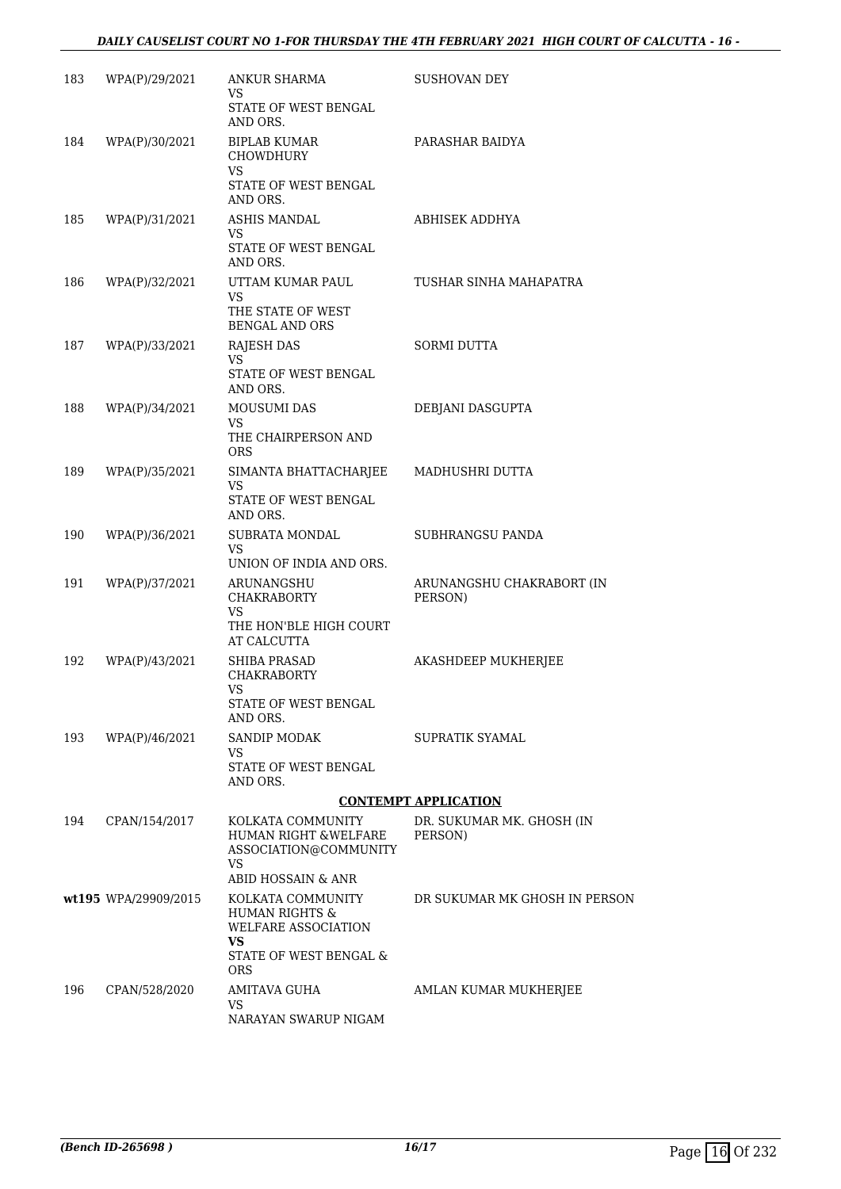| | | | |
|---|---|---|---|
| 183 | WPA(P)/29/2021 | ANKUR SHARMA<br>VS<br>STATE OF WEST BENGAL AND ORS. | SUSHOVAN DEY |
| 184 | WPA(P)/30/2021 | BIPLAB KUMAR CHOWDHURY<br>VS<br>STATE OF WEST BENGAL AND ORS. | PARASHAR BAIDYA |
| 185 | WPA(P)/31/2021 | ASHIS MANDAL<br>VS<br>STATE OF WEST BENGAL AND ORS. | ABHISEK ADDHYA |
| 186 | WPA(P)/32/2021 | UTTAM KUMAR PAUL<br>VS<br>THE STATE OF WEST BENGAL AND ORS | TUSHAR SINHA MAHAPATRA |
| 187 | WPA(P)/33/2021 | RAJESH DAS<br>VS<br>STATE OF WEST BENGAL AND ORS. | SORMI DUTTA |
| 188 | WPA(P)/34/2021 | MOUSUMI DAS<br>VS<br>THE CHAIRPERSON AND ORS | DEBJANI DASGUPTA |
| 189 | WPA(P)/35/2021 | SIMANTA BHATTACHARJEE<br>VS<br>STATE OF WEST BENGAL AND ORS. | MADHUSHRI DUTTA |
| 190 | WPA(P)/36/2021 | SUBRATA MONDAL<br>VS<br>UNION OF INDIA AND ORS. | SUBHRANGSU PANDA |
| 191 | WPA(P)/37/2021 | ARUNANGSHU CHAKRABORTY<br>VS<br>THE HON'BLE HIGH COURT AT CALCUTTA | ARUNANGSHU CHAKRABORT (IN PERSON) |
| 192 | WPA(P)/43/2021 | SHIBA PRASAD CHAKRABORTY<br>VS<br>STATE OF WEST BENGAL AND ORS. | AKASHDEEP MUKHERJEE |
| 193 | WPA(P)/46/2021 | SANDIP MODAK<br>VS<br>STATE OF WEST BENGAL AND ORS. | SUPRATIK SYAMAL |
| | | | **CONTEMPT APPLICATION** |
| 194 | CPAN/154/2017 | KOLKATA COMMUNITY HUMAN RIGHT &WELFARE ASSOCIATION@COMMUNITY<br>VS<br>ABID HOSSAIN & ANR | DR. SUKUMAR MK. GHOSH (IN PERSON) |
| **wt195** | WPA/29909/2015 | KOLKATA COMMUNITY HUMAN RIGHTS & WELFARE ASSOCIATION<br>**VS**<br>STATE OF WEST BENGAL & ORS | DR SUKUMAR MK GHOSH IN PERSON |
| 196 | CPAN/528/2020 | AMITAVA GUHA<br>VS<br>NARAYAN SWARUP NIGAM | AMLAN KUMAR MUKHERJEE |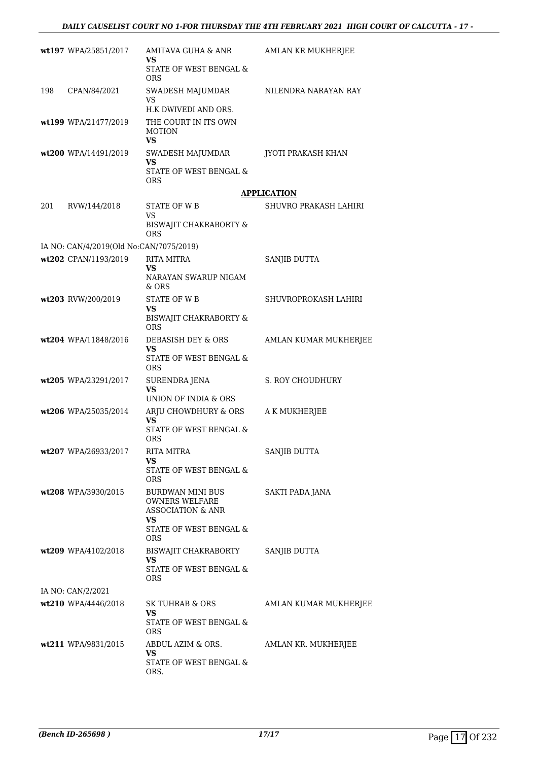| | | | |
|---|---|---|---|
| wt197 | WPA/25851/2017 | AMITAVA GUHA & ANR **VS** STATE OF WEST BENGAL & ORS | AMLAN KR MUKHERJEE |
| 198 | CPAN/84/2021 | SWADESH MAJUMDAR VS H.K DWIVEDI AND ORS. | NILENDRA NARAYAN RAY |
| wt199 | WPA/21477/2019 | THE COURT IN ITS OWN MOTION **VS** | |
| wt200 | WPA/14491/2019 | SWADESH MAJUMDAR **VS** STATE OF WEST BENGAL & ORS | JYOTI PRAKASH KHAN |

**APPLICATION**

| | | | |
|---|---|---|---|
| 201 | RVW/144/2018 | STATE OF W B VS BISWAJIT CHAKRABORTY & ORS | SHUVRO PRAKASH LAHIRI |

IA NO: CAN/4/2019(Old No:CAN/7075/2019)

| | | | |
|---|---|---|---|
| wt202 | CPAN/1193/2019 | RITA MITRA **VS** NARAYAN SWARUP NIGAM & ORS | SANJIB DUTTA |
| wt203 | RVW/200/2019 | STATE OF W B **VS** BISWAJIT CHAKRABORTY & ORS | SHUVROPROKASH LAHIRI |
| wt204 | WPA/11848/2016 | DEBASISH DEY & ORS **VS** STATE OF WEST BENGAL & ORS | AMLAN KUMAR MUKHERJEE |
| wt205 | WPA/23291/2017 | SURENDRA JENA **VS** UNION OF INDIA & ORS | S. ROY CHOUDHURY |
| wt206 | WPA/25035/2014 | ARJU CHOWDHURY & ORS **VS** STATE OF WEST BENGAL & ORS | A K MUKHERJEE |
| wt207 | WPA/26933/2017 | RITA MITRA **VS** STATE OF WEST BENGAL & ORS | SANJIB DUTTA |
| wt208 | WPA/3930/2015 | BURDWAN MINI BUS OWNERS WELFARE ASSOCIATION & ANR **VS** STATE OF WEST BENGAL & ORS | SAKTI PADA JANA |
| wt209 | WPA/4102/2018 | BISWAJIT CHAKRABORTY **VS** STATE OF WEST BENGAL & ORS | SANJIB DUTTA |

IA NO: CAN/2/2021

| | | | |
|---|---|---|---|
| wt210 | WPA/4446/2018 | SK TUHRAB & ORS **VS** STATE OF WEST BENGAL & ORS | AMLAN KUMAR MUKHERJEE |
| wt211 | WPA/9831/2015 | ABDUL AZIM & ORS. **VS** STATE OF WEST BENGAL & ORS. | AMLAN KR. MUKHERJEE |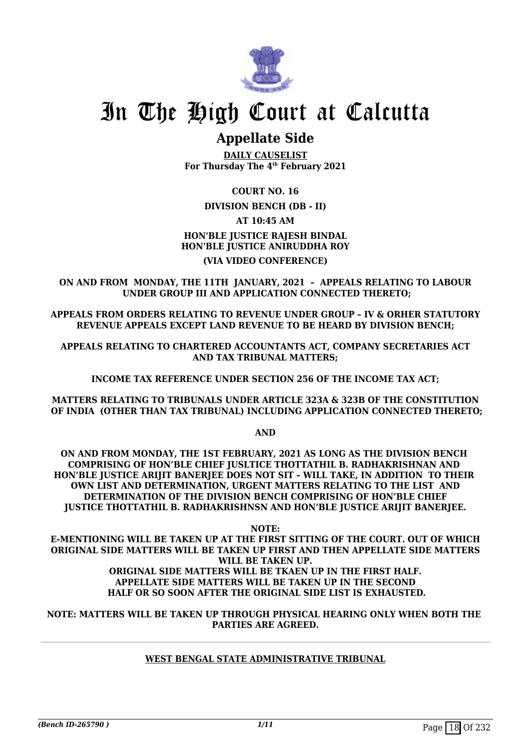# In The High Court at Calcutta

## Appellate Side

**DAILY CAUSELIST**
**For Thursday The 4th February 2021**

**COURT NO. 16**

**DIVISION BENCH (DB - II)**

**AT 10:45 AM**

**HON'BLE JUSTICE RAJESH BINDAL**
**HON'BLE JUSTICE ANIRUDDHA ROY**

**(VIA VIDEO CONFERENCE)**

**ON AND FROM MONDAY, THE 11TH JANUARY, 2021 – APPEALS RELATING TO LABOUR UNDER GROUP III AND APPLICATION CONNECTED THERETO;**

**APPEALS FROM ORDERS RELATING TO REVENUE UNDER GROUP – IV & ORHER STATUTORY REVENUE APPEALS EXCEPT LAND REVENUE TO BE HEARD BY DIVISION BENCH;**

**APPEALS RELATING TO CHARTERED ACCOUNTANTS ACT, COMPANY SECRETARIES ACT AND TAX TRIBUNAL MATTERS;**

**INCOME TAX REFERENCE UNDER SECTION 256 OF THE INCOME TAX ACT;**

**MATTERS RELATING TO TRIBUNALS UNDER ARTICLE 323A & 323B OF THE CONSTITUTION OF INDIA (OTHER THAN TAX TRIBUNAL) INCLUDING APPLICATION CONNECTED THERETO;**

**AND**

**ON AND FROM MONDAY, THE 1ST FEBRUARY, 2021 AS LONG AS THE DIVISION BENCH COMPRISING OF HON'BLE CHIEF JUSLTICE THOTTATHIL B. RADHAKRISHNAN AND HON'BLE JUSTICE ARIJIT BANERJEE DOES NOT SIT – WILL TAKE, IN ADDITION TO THEIR OWN LIST AND DETERMINATION, URGENT MATTERS RELATING TO THE LIST AND DETERMINATION OF THE DIVISION BENCH COMPRISING OF HON'BLE CHIEF JUSTICE THOTTATHIL B. RADHAKRISHNSN AND HON'BLE JUSTICE ARIJIT BANERJEE.**

**NOTE:**
**E-MENTIONING WILL BE TAKEN UP AT THE FIRST SITTING OF THE COURT. OUT OF WHICH ORIGINAL SIDE MATTERS WILL BE TAKEN UP FIRST AND THEN APPELLATE SIDE MATTERS WILL BE TAKEN UP.**
**ORIGINAL SIDE MATTERS WILL BE TKAEN UP IN THE FIRST HALF.**
**APPELLATE SIDE MATTERS WILL BE TAKEN UP IN THE SECOND HALF OR SO SOON AFTER THE ORIGINAL SIDE LIST IS EXHAUSTED.**

**NOTE: MATTERS WILL BE TAKEN UP THROUGH PHYSICAL HEARING ONLY WHEN BOTH THE PARTIES ARE AGREED.**

---

**WEST BENGAL STATE ADMINISTRATIVE TRIBUNAL**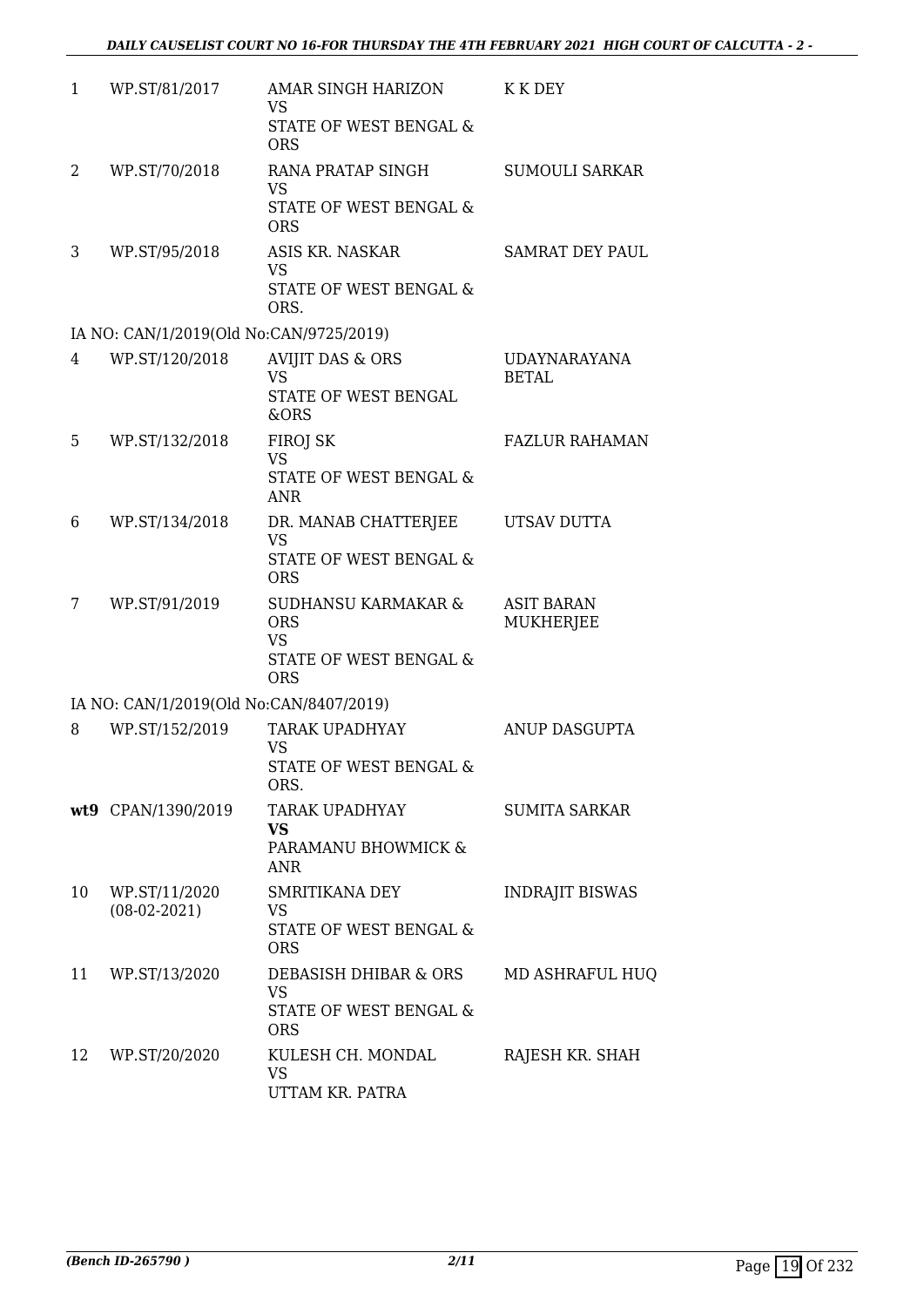| | | | |
|---|---|---|---|
| 1 | WP.ST/81/2017 | AMAR SINGH HARIZON<br>VS<br>STATE OF WEST BENGAL & ORS | K K DEY |
| 2 | WP.ST/70/2018 | RANA PRATAP SINGH<br>VS<br>STATE OF WEST BENGAL & ORS | SUMOULI SARKAR |
| 3 | WP.ST/95/2018 | ASIS KR. NASKAR<br>VS<br>STATE OF WEST BENGAL & ORS. | SAMRAT DEY PAUL |
| | IA NO: CAN/1/2019(Old No:CAN/9725/2019) | | |
| 4 | WP.ST/120/2018 | AVIJIT DAS & ORS<br>VS<br>STATE OF WEST BENGAL &ORS | UDAYNARAYANA BETAL |
| 5 | WP.ST/132/2018 | FIROJ SK<br>VS<br>STATE OF WEST BENGAL & ANR | FAZLUR RAHAMAN |
| 6 | WP.ST/134/2018 | DR. MANAB CHATTERJEE<br>VS<br>STATE OF WEST BENGAL & ORS | UTSAV DUTTA |
| 7 | WP.ST/91/2019 | SUDHANSU KARMAKAR & ORS<br>VS<br>STATE OF WEST BENGAL & ORS | ASIT BARAN MUKHERJEE |
| | IA NO: CAN/1/2019(Old No:CAN/8407/2019) | | |
| 8 | WP.ST/152/2019 | TARAK UPADHYAY<br>VS<br>STATE OF WEST BENGAL & ORS. | ANUP DASGUPTA |
| **wt9** | CPAN/1390/2019 | TARAK UPADHYAY<br>**VS**<br>PARAMANU BHOWMICK & ANR | SUMITA SARKAR |
| 10 | WP.ST/11/2020<br>(08-02-2021) | SMRITIKANA DEY<br>VS<br>STATE OF WEST BENGAL & ORS | INDRAJIT BISWAS |
| 11 | WP.ST/13/2020 | DEBASISH DHIBAR & ORS<br>VS<br>STATE OF WEST BENGAL & ORS | MD ASHRAFUL HUQ |
| 12 | WP.ST/20/2020 | KULESH CH. MONDAL<br>VS<br>UTTAM KR. PATRA | RAJESH KR. SHAH |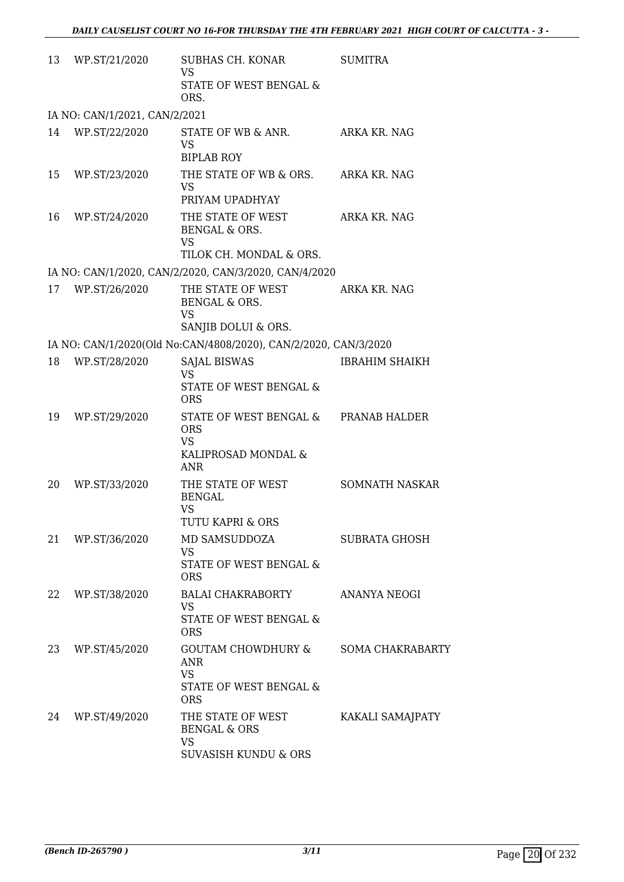| | | | |
|---|---|---|---|
| 13 | WP.ST/21/2020 | SUBHAS CH. KONAR<br>VS<br>STATE OF WEST BENGAL & ORS. | SUMITRA |

IA NO: CAN/1/2021, CAN/2/2021

| | | | |
|---|---|---|---|
| 14 | WP.ST/22/2020 | STATE OF WB & ANR.<br>VS<br>BIPLAB ROY | ARKA KR. NAG |
| 15 | WP.ST/23/2020 | THE STATE OF WB & ORS.<br>VS<br>PRIYAM UPADHYAY | ARKA KR. NAG |
| 16 | WP.ST/24/2020 | THE STATE OF WEST BENGAL & ORS.<br>VS<br>TILOK CH. MONDAL & ORS. | ARKA KR. NAG |

IA NO: CAN/1/2020, CAN/2/2020, CAN/3/2020, CAN/4/2020

| | | | |
|---|---|---|---|
| 17 | WP.ST/26/2020 | THE STATE OF WEST BENGAL & ORS.<br>VS<br>SANJIB DOLUI & ORS. | ARKA KR. NAG |

IA NO: CAN/1/2020(Old No:CAN/4808/2020), CAN/2/2020, CAN/3/2020

| | | | |
|---|---|---|---|
| 18 | WP.ST/28/2020 | SAJAL BISWAS<br>VS<br>STATE OF WEST BENGAL & ORS | IBRAHIM SHAIKH |
| 19 | WP.ST/29/2020 | STATE OF WEST BENGAL & ORS<br>VS<br>KALIPROSAD MONDAL & ANR | PRANAB HALDER |
| 20 | WP.ST/33/2020 | THE STATE OF WEST BENGAL<br>VS<br>TUTU KAPRI & ORS | SOMNATH NASKAR |
| 21 | WP.ST/36/2020 | MD SAMSUDDOZA<br>VS<br>STATE OF WEST BENGAL & ORS | SUBRATA GHOSH |
| 22 | WP.ST/38/2020 | BALAI CHAKRABORTY<br>VS<br>STATE OF WEST BENGAL & ORS | ANANYA NEOGI |
| 23 | WP.ST/45/2020 | GOUTAM CHOWDHURY & ANR<br>VS<br>STATE OF WEST BENGAL & ORS | SOMA CHAKRABARTY |
| 24 | WP.ST/49/2020 | THE STATE OF WEST BENGAL & ORS<br>VS<br>SUVASISH KUNDU & ORS | KAKALI SAMAJPATY |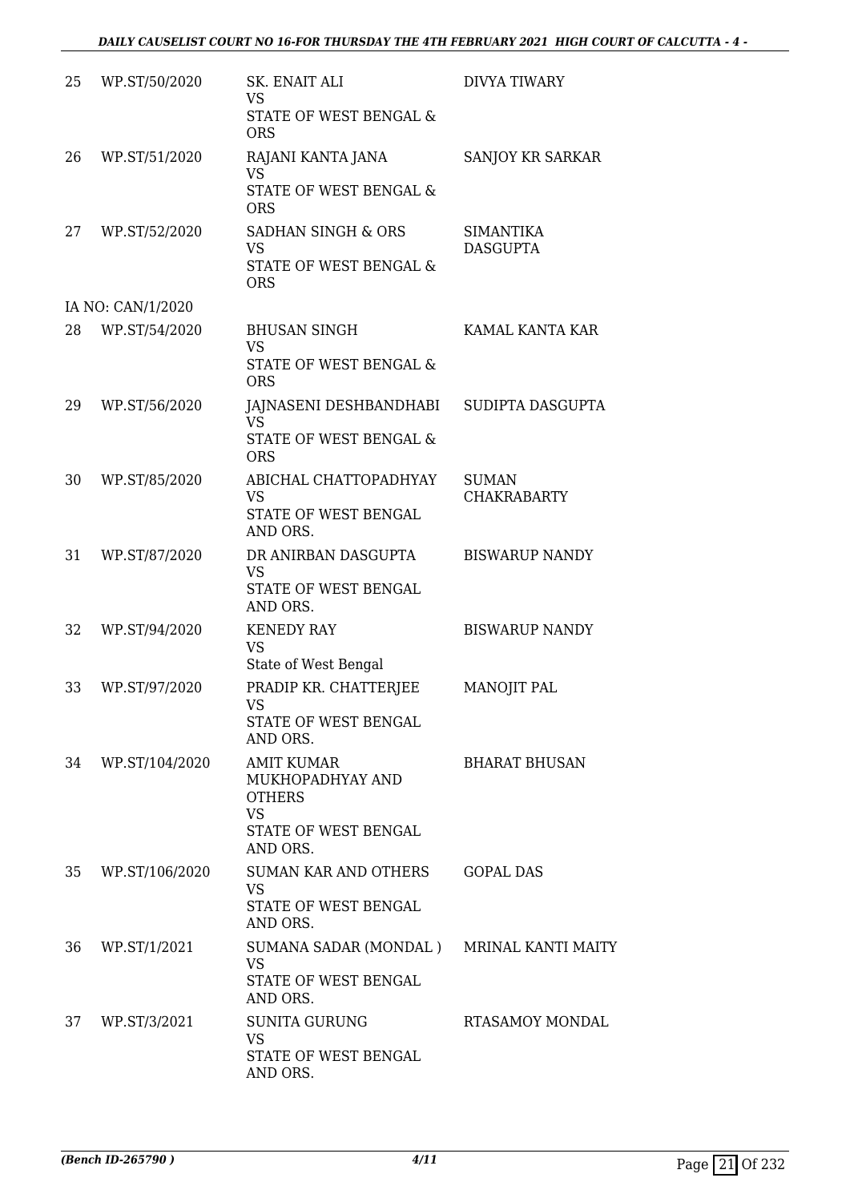| | | | |
|---|---|---|---|
| 25 | WP.ST/50/2020 | SK. ENAIT ALI<br>VS<br>STATE OF WEST BENGAL & ORS | DIVYA TIWARY |
| 26 | WP.ST/51/2020 | RAJANI KANTA JANA<br>VS<br>STATE OF WEST BENGAL & ORS | SANJOY KR SARKAR |
| 27 | WP.ST/52/2020 | SADHAN SINGH & ORS<br>VS<br>STATE OF WEST BENGAL & ORS | SIMANTIKA DASGUPTA |
| | IA NO: CAN/1/2020 | | |
| 28 | WP.ST/54/2020 | BHUSAN SINGH<br>VS<br>STATE OF WEST BENGAL & ORS | KAMAL KANTA KAR |
| 29 | WP.ST/56/2020 | JAJNASENI DESHBANDHABI<br>VS<br>STATE OF WEST BENGAL & ORS | SUDIPTA DASGUPTA |
| 30 | WP.ST/85/2020 | ABICHAL CHATTOPADHYAY<br>VS<br>STATE OF WEST BENGAL AND ORS. | SUMAN CHAKRABARTY |
| 31 | WP.ST/87/2020 | DR ANIRBAN DASGUPTA<br>VS<br>STATE OF WEST BENGAL AND ORS. | BISWARUP NANDY |
| 32 | WP.ST/94/2020 | KENEDY RAY<br>VS<br>State of West Bengal | BISWARUP NANDY |
| 33 | WP.ST/97/2020 | PRADIP KR. CHATTERJEE<br>VS<br>STATE OF WEST BENGAL AND ORS. | MANOJIT PAL |
| 34 | WP.ST/104/2020 | AMIT KUMAR MUKHOPADHYAY AND OTHERS<br>VS<br>STATE OF WEST BENGAL AND ORS. | BHARAT BHUSAN |
| 35 | WP.ST/106/2020 | SUMAN KAR AND OTHERS<br>VS<br>STATE OF WEST BENGAL AND ORS. | GOPAL DAS |
| 36 | WP.ST/1/2021 | SUMANA SADAR (MONDAL )<br>VS<br>STATE OF WEST BENGAL AND ORS. | MRINAL KANTI MAITY |
| 37 | WP.ST/3/2021 | SUNITA GURUNG<br>VS<br>STATE OF WEST BENGAL AND ORS. | RTASAMOY MONDAL |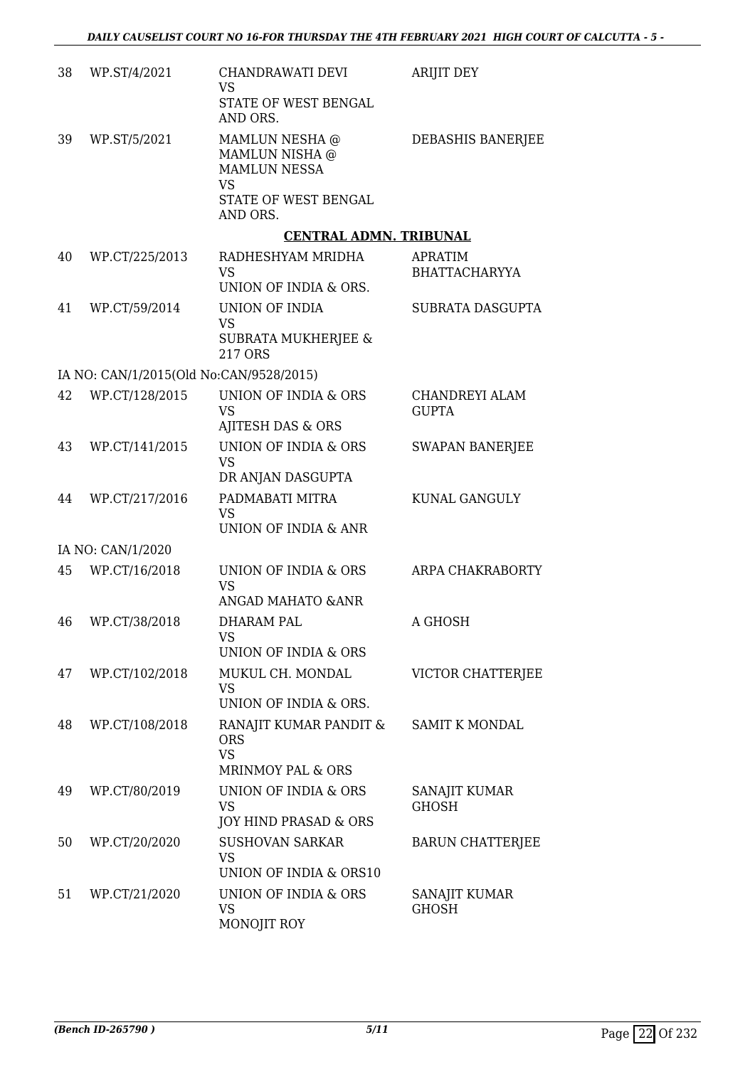| | | | |
|---|---|---|---|
| 38 | WP.ST/4/2021 | CHANDRAWATI DEVI<br>VS<br>STATE OF WEST BENGAL AND ORS. | ARIJIT DEY |
| 39 | WP.ST/5/2021 | MAMLUN NESHA @ MAMLUN NISHA @ MAMLUN NESSA<br>VS<br>STATE OF WEST BENGAL AND ORS. | DEBASHIS BANERJEE |

## CENTRAL ADMN. TRIBUNAL

| | | | |
|---|---|---|---|
| 40 | WP.CT/225/2013 | RADHESHYAM MRIDHA<br>VS<br>UNION OF INDIA & ORS. | APRATIM BHATTACHARYYA |
| 41 | WP.CT/59/2014 | UNION OF INDIA<br>VS<br>SUBRATA MUKHERJEE & 217 ORS | SUBRATA DASGUPTA |
| | IA NO: CAN/1/2015(Old No:CAN/9528/2015) | | |
| 42 | WP.CT/128/2015 | UNION OF INDIA & ORS<br>VS<br>AJITESH DAS & ORS | CHANDREYI ALAM GUPTA |
| 43 | WP.CT/141/2015 | UNION OF INDIA & ORS<br>VS<br>DR ANJAN DASGUPTA | SWAPAN BANERJEE |
| 44 | WP.CT/217/2016 | PADMABATI MITRA<br>VS<br>UNION OF INDIA & ANR | KUNAL GANGULY |
| | IA NO: CAN/1/2020 | | |
| 45 | WP.CT/16/2018 | UNION OF INDIA & ORS<br>VS<br>ANGAD MAHATO &ANR | ARPA CHAKRABORTY |
| 46 | WP.CT/38/2018 | DHARAM PAL<br>VS<br>UNION OF INDIA & ORS | A GHOSH |
| 47 | WP.CT/102/2018 | MUKUL CH. MONDAL<br>VS<br>UNION OF INDIA & ORS. | VICTOR CHATTERJEE |
| 48 | WP.CT/108/2018 | RANAJIT KUMAR PANDIT & ORS<br>VS<br>MRINMOY PAL & ORS | SAMIT K MONDAL |
| 49 | WP.CT/80/2019 | UNION OF INDIA & ORS<br>VS<br>JOY HIND PRASAD & ORS | SANAJIT KUMAR GHOSH |
| 50 | WP.CT/20/2020 | SUSHOVAN SARKAR<br>VS<br>UNION OF INDIA & ORS10 | BARUN CHATTERJEE |
| 51 | WP.CT/21/2020 | UNION OF INDIA & ORS<br>VS<br>MONOJIT ROY | SANAJIT KUMAR GHOSH |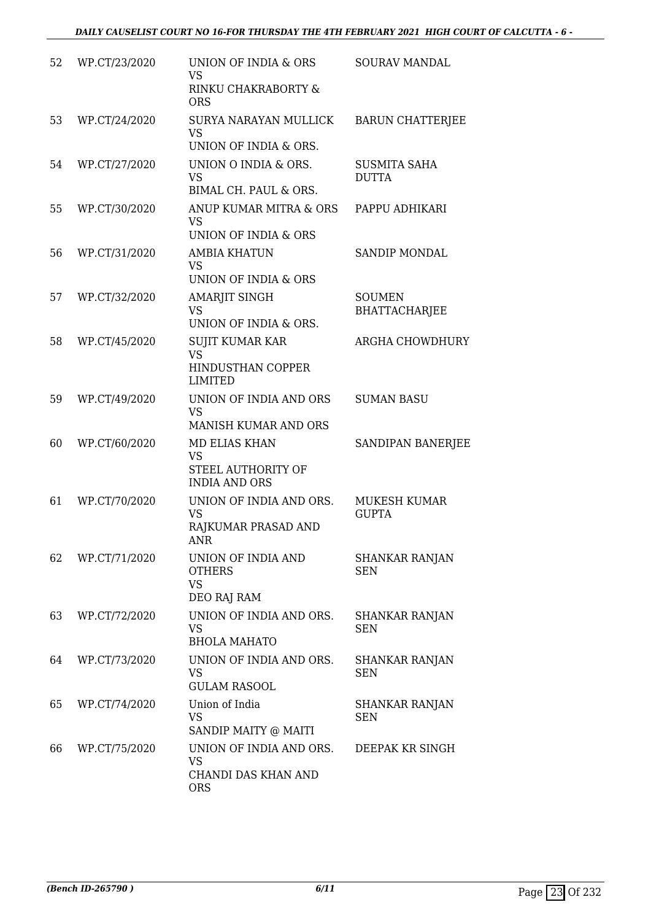| 52 | WP.CT/23/2020 | UNION OF INDIA & ORS<br>VS<br>RINKU CHAKRABORTY & ORS | SOURAV MANDAL |
|---|---|---|---|
| 53 | WP.CT/24/2020 | SURYA NARAYAN MULLICK<br>VS<br>UNION OF INDIA & ORS. | BARUN CHATTERJEE |
| 54 | WP.CT/27/2020 | UNION O INDIA & ORS.<br>VS<br>BIMAL CH. PAUL & ORS. | SUSMITA SAHA DUTTA |
| 55 | WP.CT/30/2020 | ANUP KUMAR MITRA & ORS<br>VS<br>UNION OF INDIA & ORS | PAPPU ADHIKARI |
| 56 | WP.CT/31/2020 | AMBIA KHATUN<br>VS<br>UNION OF INDIA & ORS | SANDIP MONDAL |
| 57 | WP.CT/32/2020 | AMARJIT SINGH<br>VS<br>UNION OF INDIA & ORS. | SOUMEN BHATTACHARJEE |
| 58 | WP.CT/45/2020 | SUJIT KUMAR KAR<br>VS<br>HINDUSTHAN COPPER LIMITED | ARGHA CHOWDHURY |
| 59 | WP.CT/49/2020 | UNION OF INDIA AND ORS<br>VS<br>MANISH KUMAR AND ORS | SUMAN BASU |
| 60 | WP.CT/60/2020 | MD ELIAS KHAN<br>VS<br>STEEL AUTHORITY OF INDIA AND ORS | SANDIPAN BANERJEE |
| 61 | WP.CT/70/2020 | UNION OF INDIA AND ORS.<br>VS<br>RAJKUMAR PRASAD AND ANR | MUKESH KUMAR GUPTA |
| 62 | WP.CT/71/2020 | UNION OF INDIA AND OTHERS<br>VS<br>DEO RAJ RAM | SHANKAR RANJAN SEN |
| 63 | WP.CT/72/2020 | UNION OF INDIA AND ORS.<br>VS<br>BHOLA MAHATO | SHANKAR RANJAN SEN |
| 64 | WP.CT/73/2020 | UNION OF INDIA AND ORS.<br>VS<br>GULAM RASOOL | SHANKAR RANJAN SEN |
| 65 | WP.CT/74/2020 | Union of India<br>VS<br>SANDIP MAITY @ MAITI | SHANKAR RANJAN SEN |
| 66 | WP.CT/75/2020 | UNION OF INDIA AND ORS.<br>VS<br>CHANDI DAS KHAN AND ORS | DEEPAK KR SINGH |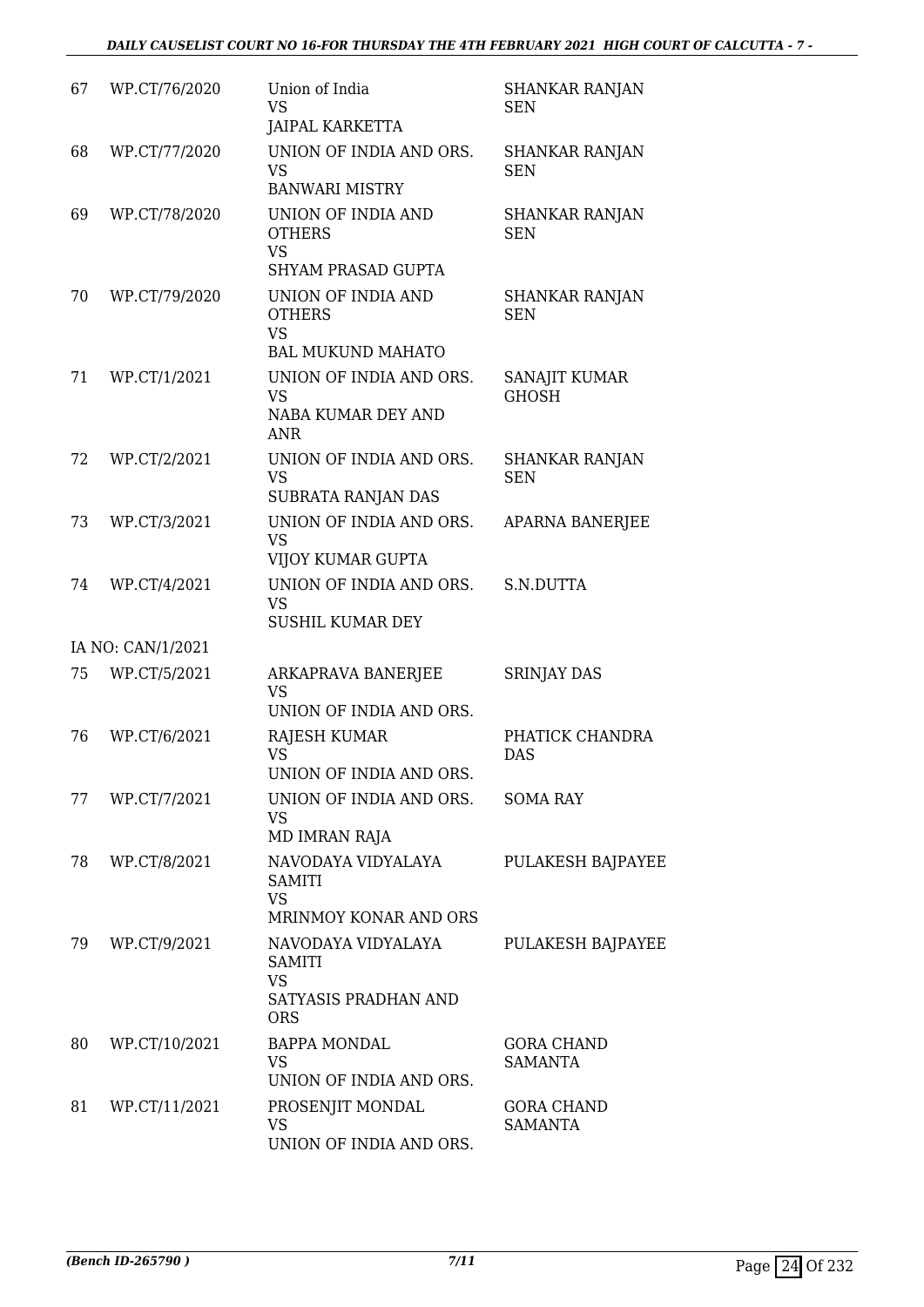| | | | |
|---|---|---|---|
| 67 | WP.CT/76/2020 | Union of India<br>VS<br>JAIPAL KARKETTA | SHANKAR RANJAN SEN |
| 68 | WP.CT/77/2020 | UNION OF INDIA AND ORS.<br>VS<br>BANWARI MISTRY | SHANKAR RANJAN SEN |
| 69 | WP.CT/78/2020 | UNION OF INDIA AND OTHERS<br>VS<br>SHYAM PRASAD GUPTA | SHANKAR RANJAN SEN |
| 70 | WP.CT/79/2020 | UNION OF INDIA AND OTHERS<br>VS<br>BAL MUKUND MAHATO | SHANKAR RANJAN SEN |
| 71 | WP.CT/1/2021 | UNION OF INDIA AND ORS.<br>VS<br>NABA KUMAR DEY AND ANR | SANAJIT KUMAR GHOSH |
| 72 | WP.CT/2/2021 | UNION OF INDIA AND ORS.<br>VS<br>SUBRATA RANJAN DAS | SHANKAR RANJAN SEN |
| 73 | WP.CT/3/2021 | UNION OF INDIA AND ORS.<br>VS<br>VIJOY KUMAR GUPTA | APARNA BANERJEE |
| 74 | WP.CT/4/2021 | UNION OF INDIA AND ORS.<br>VS<br>SUSHIL KUMAR DEY | S.N.DUTTA |
| | IA NO: CAN/1/2021 | | |
| 75 | WP.CT/5/2021 | ARKAPRAVA BANERJEE<br>VS<br>UNION OF INDIA AND ORS. | SRINJAY DAS |
| 76 | WP.CT/6/2021 | RAJESH KUMAR<br>VS<br>UNION OF INDIA AND ORS. | PHATICK CHANDRA DAS |
| 77 | WP.CT/7/2021 | UNION OF INDIA AND ORS.<br>VS<br>MD IMRAN RAJA | SOMA RAY |
| 78 | WP.CT/8/2021 | NAVODAYA VIDYALAYA SAMITI<br>VS<br>MRINMOY KONAR AND ORS | PULAKESH BAJPAYEE |
| 79 | WP.CT/9/2021 | NAVODAYA VIDYALAYA SAMITI<br>VS<br>SATYASIS PRADHAN AND ORS | PULAKESH BAJPAYEE |
| 80 | WP.CT/10/2021 | BAPPA MONDAL<br>VS<br>UNION OF INDIA AND ORS. | GORA CHAND SAMANTA |
| 81 | WP.CT/11/2021 | PROSENJIT MONDAL<br>VS<br>UNION OF INDIA AND ORS. | GORA CHAND SAMANTA |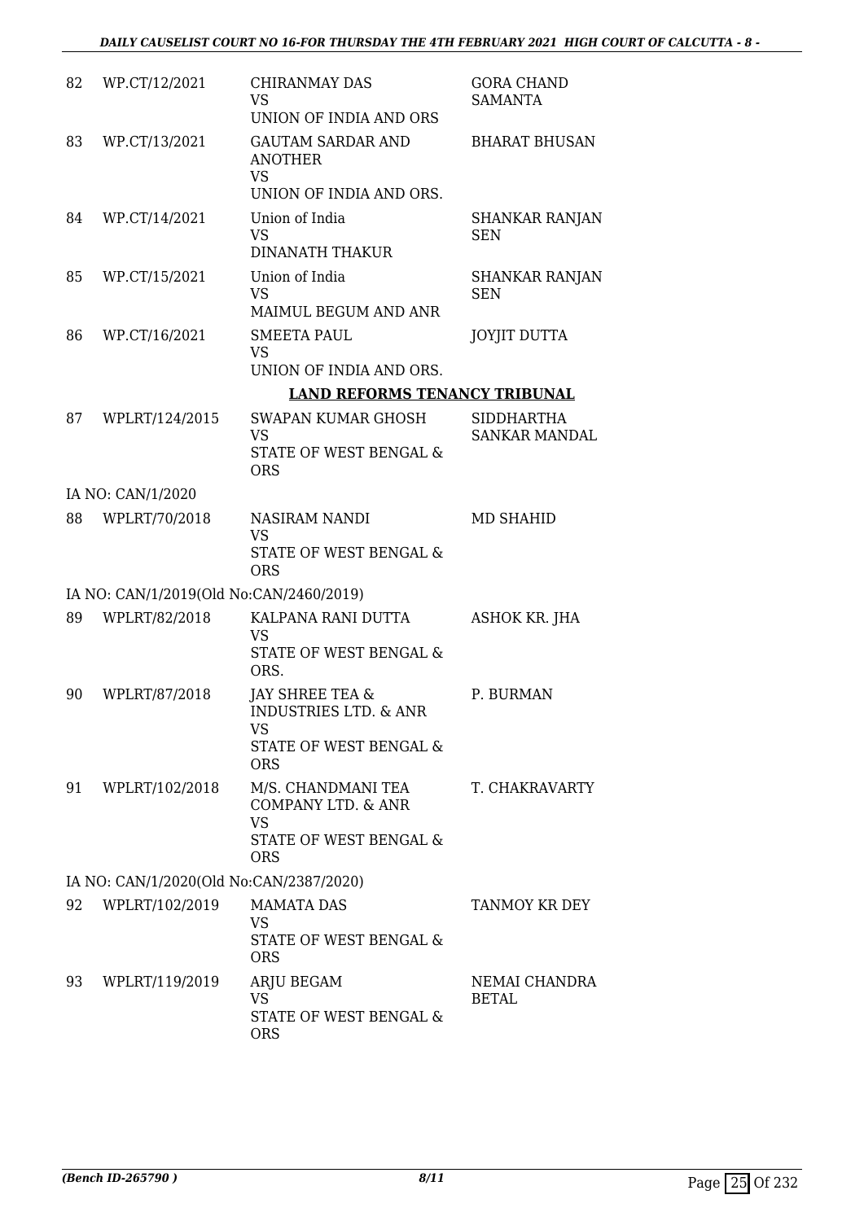| | | | |
|---|---|---|---|
| 82 | WP.CT/12/2021 | CHIRANMAY DAS<br>VS<br>UNION OF INDIA AND ORS | GORA CHAND SAMANTA |
| 83 | WP.CT/13/2021 | GAUTAM SARDAR AND ANOTHER<br>VS<br>UNION OF INDIA AND ORS. | BHARAT BHUSAN |
| 84 | WP.CT/14/2021 | Union of India<br>VS<br>DINANATH THAKUR | SHANKAR RANJAN SEN |
| 85 | WP.CT/15/2021 | Union of India<br>VS<br>MAIMUL BEGUM AND ANR | SHANKAR RANJAN SEN |
| 86 | WP.CT/16/2021 | SMEETA PAUL<br>VS<br>UNION OF INDIA AND ORS. | JOYJIT DUTTA |

**LAND REFORMS TENANCY TRIBUNAL**

| | | | |
|---|---|---|---|
| 87 | WPLRT/124/2015 | SWAPAN KUMAR GHOSH<br>VS<br>STATE OF WEST BENGAL & ORS | SIDDHARTHA SANKAR MANDAL |
| | IA NO: CAN/1/2020 | | |
| 88 | WPLRT/70/2018 | NASIRAM NANDI<br>VS<br>STATE OF WEST BENGAL & ORS | MD SHAHID |
| | IA NO: CAN/1/2019(Old No:CAN/2460/2019) | | |
| 89 | WPLRT/82/2018 | KALPANA RANI DUTTA<br>VS<br>STATE OF WEST BENGAL & ORS. | ASHOK KR. JHA |
| 90 | WPLRT/87/2018 | JAY SHREE TEA & INDUSTRIES LTD. & ANR<br>VS<br>STATE OF WEST BENGAL & ORS | P. BURMAN |
| 91 | WPLRT/102/2018 | M/S. CHANDMANI TEA COMPANY LTD. & ANR<br>VS<br>STATE OF WEST BENGAL & ORS | T. CHAKRAVARTY |
| | IA NO: CAN/1/2020(Old No:CAN/2387/2020) | | |
| 92 | WPLRT/102/2019 | MAMATA DAS<br>VS<br>STATE OF WEST BENGAL & ORS | TANMOY KR DEY |
| 93 | WPLRT/119/2019 | ARJU BEGAM<br>VS<br>STATE OF WEST BENGAL & ORS | NEMAI CHANDRA BETAL |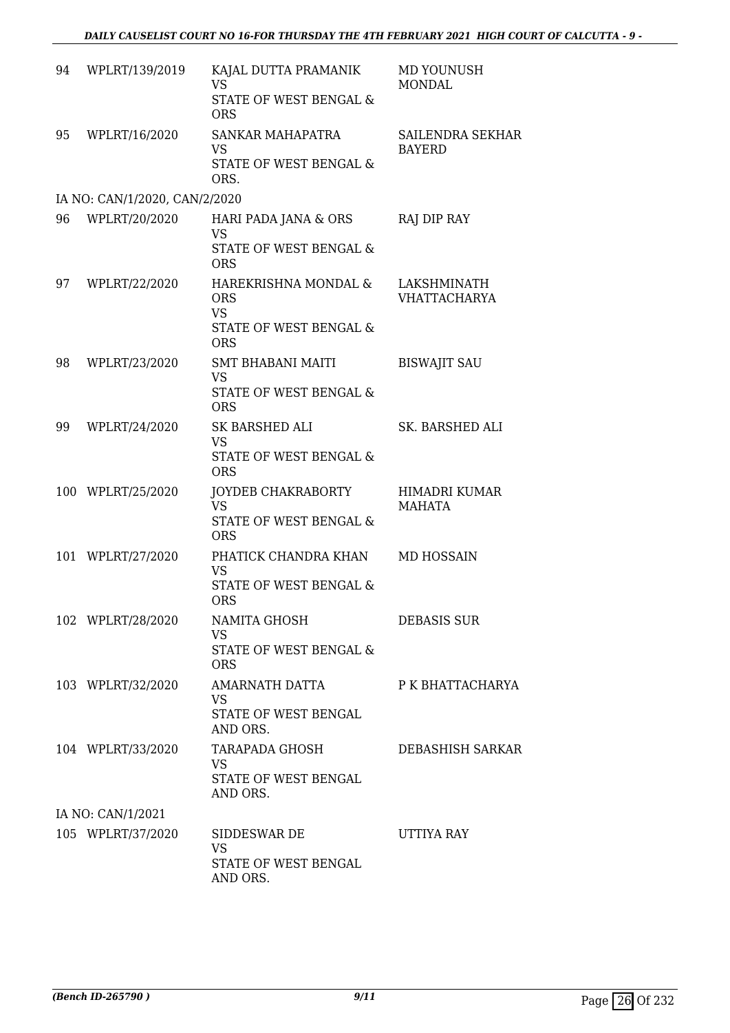| | | | |
|---|---|---|---|
| 94 | WPLRT/139/2019 | KAJAL DUTTA PRAMANIK<br>VS<br>STATE OF WEST BENGAL & ORS | MD YOUNUSH MONDAL |
| 95 | WPLRT/16/2020 | SANKAR MAHAPATRA<br>VS<br>STATE OF WEST BENGAL & ORS. | SAILENDRA SEKHAR BAYERD |
| IA NO: CAN/1/2020, CAN/2/2020 | | | |
| 96 | WPLRT/20/2020 | HARI PADA JANA & ORS<br>VS<br>STATE OF WEST BENGAL & ORS | RAJ DIP RAY |
| 97 | WPLRT/22/2020 | HAREKRISHNA MONDAL & ORS<br>VS<br>STATE OF WEST BENGAL & ORS | LAKSHMINATH VHATTACHARYA |
| 98 | WPLRT/23/2020 | SMT BHABANI MAITI<br>VS<br>STATE OF WEST BENGAL & ORS | BISWAJIT SAU |
| 99 | WPLRT/24/2020 | SK BARSHED ALI<br>VS<br>STATE OF WEST BENGAL & ORS | SK. BARSHED ALI |
| 100 | WPLRT/25/2020 | JOYDEB CHAKRABORTY<br>VS<br>STATE OF WEST BENGAL & ORS | HIMADRI KUMAR MAHATA |
| 101 | WPLRT/27/2020 | PHATICK CHANDRA KHAN<br>VS<br>STATE OF WEST BENGAL & ORS | MD HOSSAIN |
| 102 | WPLRT/28/2020 | NAMITA GHOSH<br>VS<br>STATE OF WEST BENGAL & ORS | DEBASIS SUR |
| 103 | WPLRT/32/2020 | AMARNATH DATTA<br>VS<br>STATE OF WEST BENGAL AND ORS. | P K BHATTACHARYA |
| 104 | WPLRT/33/2020 | TARAPADA GHOSH<br>VS<br>STATE OF WEST BENGAL AND ORS. | DEBASHISH SARKAR |
| IA NO: CAN/1/2021 | | | |
| 105 | WPLRT/37/2020 | SIDDESWAR DE<br>VS<br>STATE OF WEST BENGAL AND ORS. | UTTIYA RAY |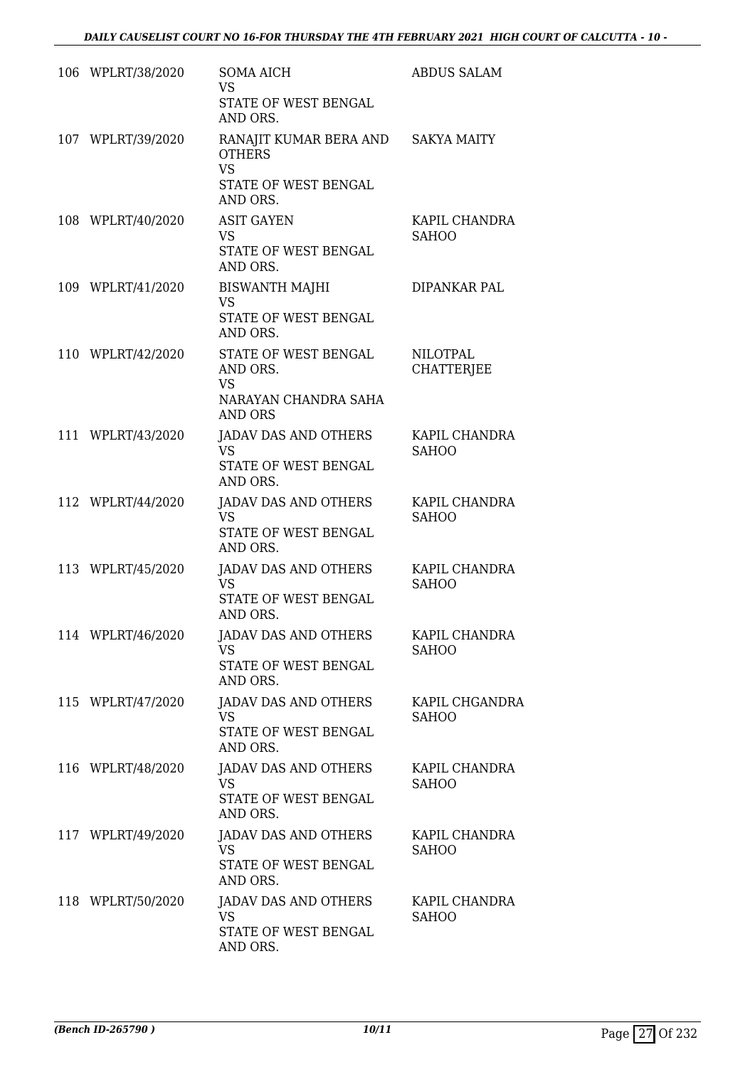| | | | |
|---|---|---|---|
| 106 | WPLRT/38/2020 | SOMA AICH<br>VS<br>STATE OF WEST BENGAL AND ORS. | ABDUS SALAM |
| 107 | WPLRT/39/2020 | RANAJIT KUMAR BERA AND OTHERS<br>VS<br>STATE OF WEST BENGAL AND ORS. | SAKYA MAITY |
| 108 | WPLRT/40/2020 | ASIT GAYEN<br>VS<br>STATE OF WEST BENGAL AND ORS. | KAPIL CHANDRA SAHOO |
| 109 | WPLRT/41/2020 | BISWANTH MAJHI<br>VS<br>STATE OF WEST BENGAL AND ORS. | DIPANKAR PAL |
| 110 | WPLRT/42/2020 | STATE OF WEST BENGAL AND ORS.<br>VS<br>NARAYAN CHANDRA SAHA AND ORS | NILOTPAL CHATTERJEE |
| 111 | WPLRT/43/2020 | JADAV DAS AND OTHERS<br>VS<br>STATE OF WEST BENGAL AND ORS. | KAPIL CHANDRA SAHOO |
| 112 | WPLRT/44/2020 | JADAV DAS AND OTHERS<br>VS<br>STATE OF WEST BENGAL AND ORS. | KAPIL CHANDRA SAHOO |
| 113 | WPLRT/45/2020 | JADAV DAS AND OTHERS<br>VS<br>STATE OF WEST BENGAL AND ORS. | KAPIL CHANDRA SAHOO |
| 114 | WPLRT/46/2020 | JADAV DAS AND OTHERS<br>VS<br>STATE OF WEST BENGAL AND ORS. | KAPIL CHANDRA SAHOO |
| 115 | WPLRT/47/2020 | JADAV DAS AND OTHERS<br>VS<br>STATE OF WEST BENGAL AND ORS. | KAPIL CHGANDRA SAHOO |
| 116 | WPLRT/48/2020 | JADAV DAS AND OTHERS<br>VS<br>STATE OF WEST BENGAL AND ORS. | KAPIL CHANDRA SAHOO |
| 117 | WPLRT/49/2020 | JADAV DAS AND OTHERS<br>VS<br>STATE OF WEST BENGAL AND ORS. | KAPIL CHANDRA SAHOO |
| 118 | WPLRT/50/2020 | JADAV DAS AND OTHERS<br>VS<br>STATE OF WEST BENGAL AND ORS. | KAPIL CHANDRA SAHOO |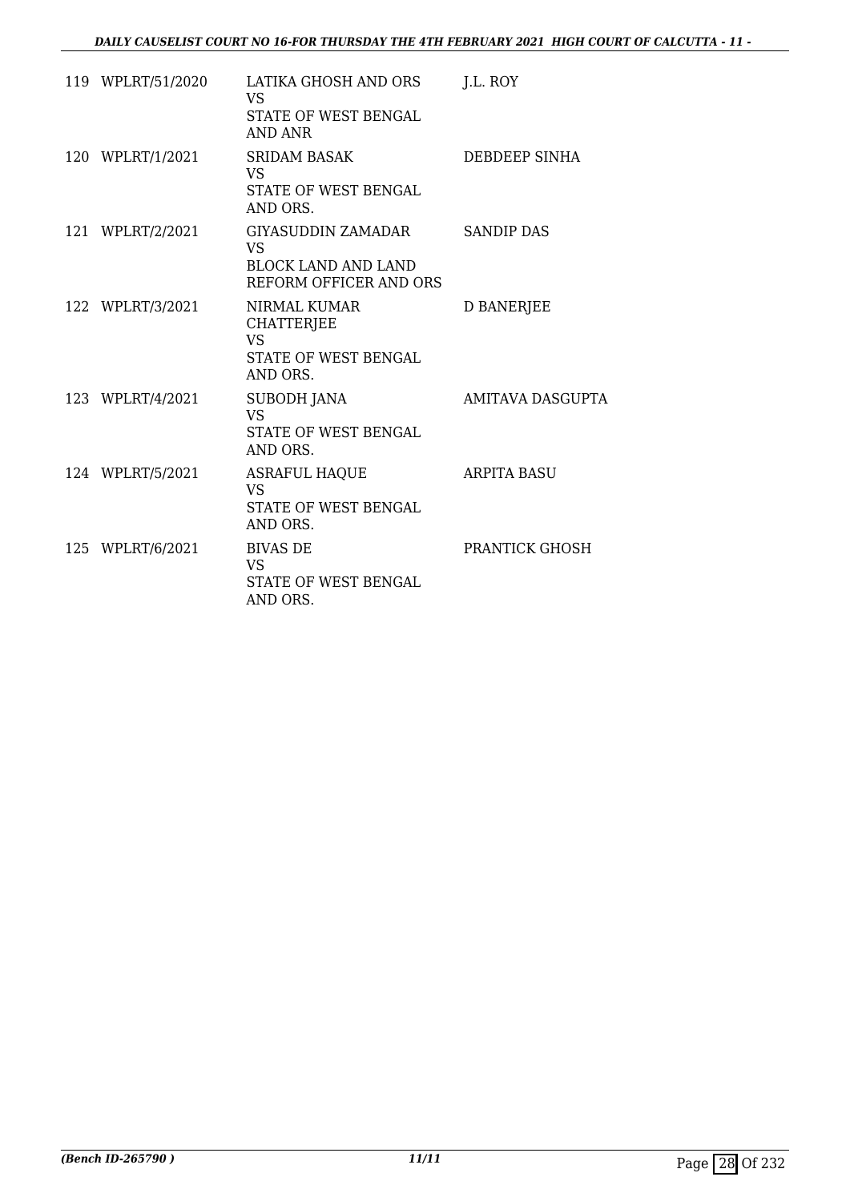| | | | |
|---|---|---|---|
| 119 | WPLRT/51/2020 | LATIKA GHOSH AND ORS<br>VS<br>STATE OF WEST BENGAL AND ANR | J.L. ROY |
| 120 | WPLRT/1/2021 | SRIDAM BASAK<br>VS<br>STATE OF WEST BENGAL AND ORS. | DEBDEEP SINHA |
| 121 | WPLRT/2/2021 | GIYASUDDIN ZAMADAR<br>VS<br>BLOCK LAND AND LAND REFORM OFFICER AND ORS | SANDIP DAS |
| 122 | WPLRT/3/2021 | NIRMAL KUMAR CHATTERJEE<br>VS<br>STATE OF WEST BENGAL AND ORS. | D BANERJEE |
| 123 | WPLRT/4/2021 | SUBODH JANA<br>VS<br>STATE OF WEST BENGAL AND ORS. | AMITAVA DASGUPTA |
| 124 | WPLRT/5/2021 | ASRAFUL HAQUE<br>VS<br>STATE OF WEST BENGAL AND ORS. | ARPITA BASU |
| 125 | WPLRT/6/2021 | BIVAS DE<br>VS<br>STATE OF WEST BENGAL AND ORS. | PRANTICK GHOSH |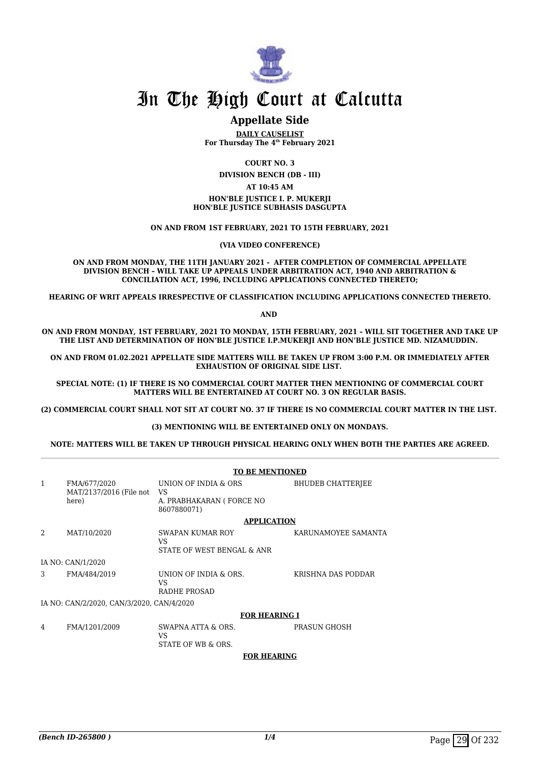# In The High Court at Calcutta

## Appellate Side

**DAILY CAUSELIST**
**For Thursday The 4th February 2021**

**COURT NO. 3**

**DIVISION BENCH (DB - III)**

**AT 10:45 AM**

**HON'BLE JUSTICE I. P. MUKERJI**
**HON'BLE JUSTICE SUBHASIS DASGUPTA**

**ON AND FROM 1ST FEBRUARY, 2021 TO 15TH FEBRUARY, 2021**

**(VIA VIDEO CONFERENCE)**

**ON AND FROM MONDAY, THE 11TH JANUARY 2021 - AFTER COMPLETION OF COMMERCIAL APPELLATE DIVISION BENCH – WILL TAKE UP APPEALS UNDER ARBITRATION ACT, 1940 AND ARBITRATION & CONCILIATION ACT, 1996, INCLUDING APPLICATIONS CONNECTED THERETO;**

**HEARING OF WRIT APPEALS IRRESPECTIVE OF CLASSIFICATION INCLUDING APPLICATIONS CONNECTED THERETO.**

**AND**

**ON AND FROM MONDAY, 1ST FEBRUARY, 2021 TO MONDAY, 15TH FEBRUARY, 2021 – WILL SIT TOGETHER AND TAKE UP THE LIST AND DETERMINATION OF HON'BLE JUSTICE I.P.MUKERJI AND HON'BLE JUSTICE MD. NIZAMUDDIN.**

**ON AND FROM 01.02.2021 APPELLATE SIDE MATTERS WILL BE TAKEN UP FROM 3:00 P.M. OR IMMEDIATELY AFTER EXHAUSTION OF ORIGINAL SIDE LIST.**

**SPECIAL NOTE: (1) IF THERE IS NO COMMERCIAL COURT MATTER THEN MENTIONING OF COMMERCIAL COURT MATTERS WILL BE ENTERTAINED AT COURT NO. 3 ON REGULAR BASIS.**

**(2) COMMERCIAL COURT SHALL NOT SIT AT COURT NO. 37 IF THERE IS NO COMMERCIAL COURT MATTER IN THE LIST.**

**(3) MENTIONING WILL BE ENTERTAINED ONLY ON MONDAYS.**

**NOTE: MATTERS WILL BE TAKEN UP THROUGH PHYSICAL HEARING ONLY WHEN BOTH THE PARTIES ARE AGREED.**

---

**TO BE MENTIONED**

| | | | |
|---|---|---|---|
| 1 | FMA/677/2020<br>MAT/2137/2016 (File not here) | UNION OF INDIA & ORS<br>VS<br>A. PRABHAKARAN ( FORCE NO 8607880071) | BHUDEB CHATTERJEE |

**APPLICATION**

| | | | |
|---|---|---|---|
| 2 | MAT/10/2020 | SWAPAN KUMAR ROY<br>VS<br>STATE OF WEST BENGAL & ANR | KARUNAMOYEE SAMANTA |
| | IA NO: CAN/1/2020 | | |
| 3 | FMA/484/2019 | UNION OF INDIA & ORS.<br>VS<br>RADHE PROSAD | KRISHNA DAS PODDAR |
| | IA NO: CAN/2/2020, CAN/3/2020, CAN/4/2020 | | |

**FOR HEARING I**

| | | | |
|---|---|---|---|
| 4 | FMA/1201/2009 | SWAPNA ATTA & ORS.<br>VS<br>STATE OF WB & ORS. | PRASUN GHOSH |

**FOR HEARING**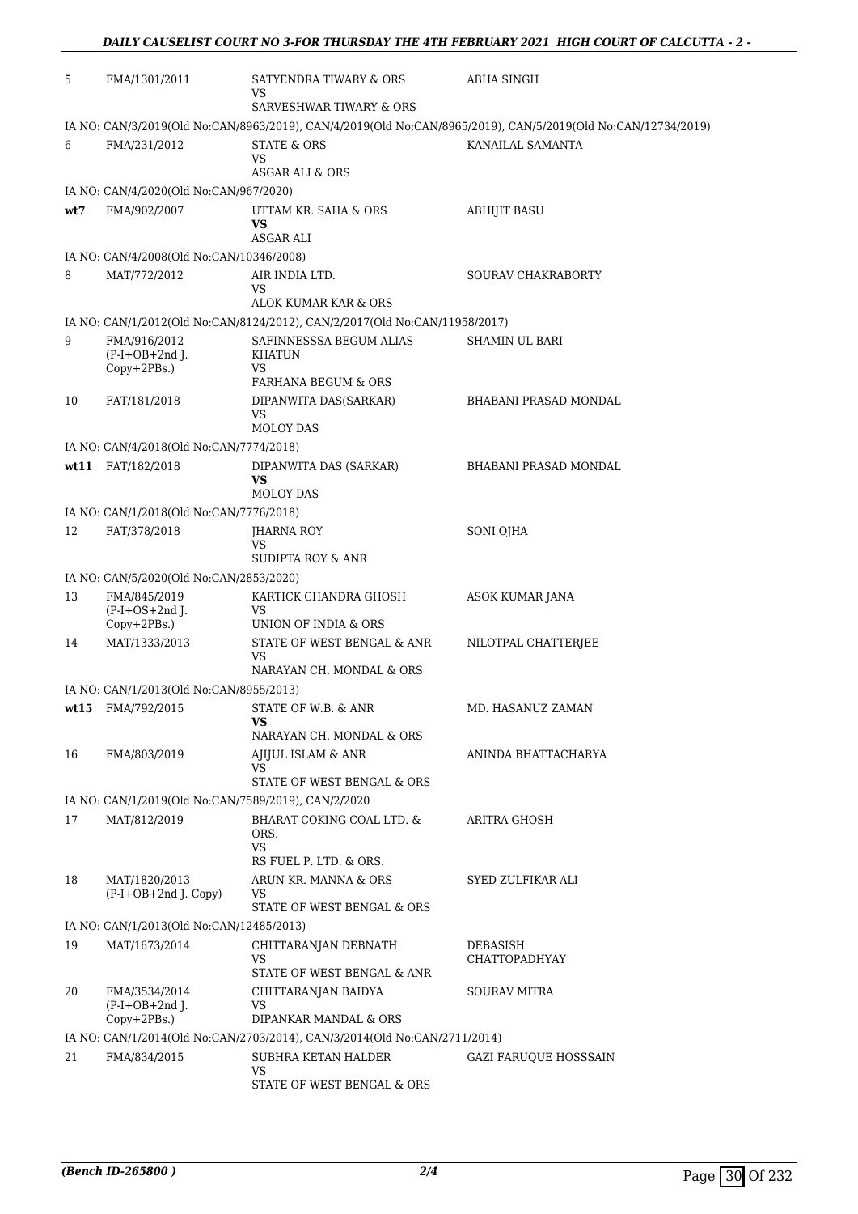| | | | |
|---|---|---|---|
| 5 | FMA/1301/2011 | SATYENDRA TIWARY & ORS<br>VS<br>SARVESHWAR TIWARY & ORS | ABHA SINGH |
| IA NO: CAN/3/2019(Old No:CAN/8963/2019), CAN/4/2019(Old No:CAN/8965/2019), CAN/5/2019(Old No:CAN/12734/2019) | | | |
| 6 | FMA/231/2012 | STATE & ORS<br>VS<br>ASGAR ALI & ORS | KANAILAL SAMANTA |
| IA NO: CAN/4/2020(Old No:CAN/967/2020) | | | |
| wt7 | FMA/902/2007 | UTTAM KR. SAHA & ORS<br>**VS**<br>ASGAR ALI | ABHIJIT BASU |
| IA NO: CAN/4/2008(Old No:CAN/10346/2008) | | | |
| 8 | MAT/772/2012 | AIR INDIA LTD.<br>VS<br>ALOK KUMAR KAR & ORS | SOURAV CHAKRABORTY |
| IA NO: CAN/1/2012(Old No:CAN/8124/2012), CAN/2/2017(Old No:CAN/11958/2017) | | | |
| 9 | FMA/916/2012<br>(P-I+OB+2nd J.<br>Copy+2PBs.) | SAFINNESSSA BEGUM ALIAS<br>KHATUN<br>VS<br>FARHANA BEGUM & ORS | SHAMIN UL BARI |
| 10 | FAT/181/2018 | DIPANWITA DAS(SARKAR)<br>VS<br>MOLOY DAS | BHABANI PRASAD MONDAL |
| IA NO: CAN/4/2018(Old No:CAN/7774/2018) | | | |
| wt11 | FAT/182/2018 | DIPANWITA DAS (SARKAR)<br>**VS**<br>MOLOY DAS | BHABANI PRASAD MONDAL |
| IA NO: CAN/1/2018(Old No:CAN/7776/2018) | | | |
| 12 | FAT/378/2018 | JHARNA ROY<br>VS<br>SUDIPTA ROY & ANR | SONI OJHA |
| IA NO: CAN/5/2020(Old No:CAN/2853/2020) | | | |
| 13 | FMA/845/2019<br>(P-I+OS+2nd J.<br>Copy+2PBs.) | KARTICK CHANDRA GHOSH<br>VS<br>UNION OF INDIA & ORS | ASOK KUMAR JANA |
| 14 | MAT/1333/2013 | STATE OF WEST BENGAL & ANR<br>VS<br>NARAYAN CH. MONDAL & ORS | NILOTPAL CHATTERJEE |
| IA NO: CAN/1/2013(Old No:CAN/8955/2013) | | | |
| wt15 | FMA/792/2015 | STATE OF W.B. & ANR<br>**VS**<br>NARAYAN CH. MONDAL & ORS | MD. HASANUZ ZAMAN |
| 16 | FMA/803/2019 | AJIJUL ISLAM & ANR<br>VS<br>STATE OF WEST BENGAL & ORS | ANINDA BHATTACHARYA |
| IA NO: CAN/1/2019(Old No:CAN/7589/2019), CAN/2/2020 | | | |
| 17 | MAT/812/2019 | BHARAT COKING COAL LTD. &<br>ORS.<br>VS<br>RS FUEL P. LTD. & ORS. | ARITRA GHOSH |
| 18 | MAT/1820/2013<br>(P-I+OB+2nd J. Copy) | ARUN KR. MANNA & ORS<br>VS<br>STATE OF WEST BENGAL & ORS | SYED ZULFIKAR ALI |
| IA NO: CAN/1/2013(Old No:CAN/12485/2013) | | | |
| 19 | MAT/1673/2014 | CHITTARANJAN DEBNATH<br>VS<br>STATE OF WEST BENGAL & ANR | DEBASISH<br>CHATTOPADHYAY |
| 20 | FMA/3534/2014<br>(P-I+OB+2nd J.<br>Copy+2PBs.) | CHITTARANJAN BAIDYA<br>VS<br>DIPANKAR MANDAL & ORS | SOURAV MITRA |
| IA NO: CAN/1/2014(Old No:CAN/2703/2014), CAN/3/2014(Old No:CAN/2711/2014) | | | |
| 21 | FMA/834/2015 | SUBHRA KETAN HALDER<br>VS<br>STATE OF WEST BENGAL & ORS | GAZI FARUQUE HOSSSAIN |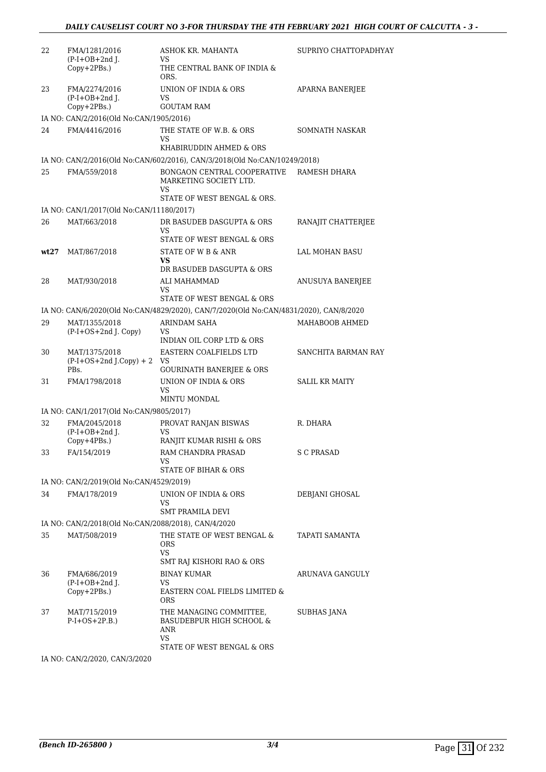| | | | |
|---|---|---|---|
| 22 | FMA/1281/2016 (P-I+OB+2nd J. Copy+2PBs.) | ASHOK KR. MAHANTA VS THE CENTRAL BANK OF INDIA & ORS. | SUPRIYO CHATTOPADHYAY |
| 23 | FMA/2274/2016 (P-I+OB+2nd J. Copy+2PBs.) | UNION OF INDIA & ORS VS GOUTAM RAM | APARNA BANERJEE |
| | IA NO: CAN/2/2016(Old No:CAN/1905/2016) | | |
| 24 | FMA/4416/2016 | THE STATE OF W.B. & ORS VS KHABIRUDDIN AHMED & ORS | SOMNATH NASKAR |
| | IA NO: CAN/2/2016(Old No:CAN/602/2016), CAN/3/2018(Old No:CAN/10249/2018) | | |
| 25 | FMA/559/2018 | BONGAON CENTRAL COOPERATIVE MARKETING SOCIETY LTD. VS STATE OF WEST BENGAL & ORS. | RAMESH DHARA |
| | IA NO: CAN/1/2017(Old No:CAN/11180/2017) | | |
| 26 | MAT/663/2018 | DR BASUDEB DASGUPTA & ORS VS STATE OF WEST BENGAL & ORS | RANAJIT CHATTERJEE |
| **wt27** | MAT/867/2018 | STATE OF W B & ANR **VS** DR BASUDEB DASGUPTA & ORS | LAL MOHAN BASU |
| 28 | MAT/930/2018 | ALI MAHAMMAD VS STATE OF WEST BENGAL & ORS | ANUSUYA BANERJEE |
| | IA NO: CAN/6/2020(Old No:CAN/4829/2020), CAN/7/2020(Old No:CAN/4831/2020), CAN/8/2020 | | |
| 29 | MAT/1355/2018 (P-I+OS+2nd J. Copy) | ARINDAM SAHA VS INDIAN OIL CORP LTD & ORS | MAHABOOB AHMED |
| 30 | MAT/1375/2018 (P-I+OS+2nd J.Copy) + 2 PBs. | EASTERN COALFIELDS LTD VS GOURINATH BANERJEE & ORS | SANCHITA BARMAN RAY |
| 31 | FMA/1798/2018 | UNION OF INDIA & ORS VS MINTU MONDAL | SALIL KR MAITY |
| | IA NO: CAN/1/2017(Old No:CAN/9805/2017) | | |
| 32 | FMA/2045/2018 (P-I+OB+2nd J. Copy+4PBs.) | PROVAT RANJAN BISWAS VS RANJIT KUMAR RISHI & ORS | R. DHARA |
| 33 | FA/154/2019 | RAM CHANDRA PRASAD VS STATE OF BIHAR & ORS | S C PRASAD |
| | IA NO: CAN/2/2019(Old No:CAN/4529/2019) | | |
| 34 | FMA/178/2019 | UNION OF INDIA & ORS VS SMT PRAMILA DEVI | DEBJANI GHOSAL |
| | IA NO: CAN/2/2018(Old No:CAN/2088/2018), CAN/4/2020 | | |
| 35 | MAT/508/2019 | THE STATE OF WEST BENGAL & ORS VS SMT RAJ KISHORI RAO & ORS | TAPATI SAMANTA |
| 36 | FMA/686/2019 (P-I+OB+2nd J. Copy+2PBs.) | BINAY KUMAR VS EASTERN COAL FIELDS LIMITED & ORS | ARUNAVA GANGULY |
| 37 | MAT/715/2019 P-I+OS+2P.B.) | THE MANAGING COMMITTEE, BASUDEBPUR HIGH SCHOOL & ANR VS STATE OF WEST BENGAL & ORS | SUBHAS JANA |
| | IA NO: CAN/2/2020, CAN/3/2020 | | |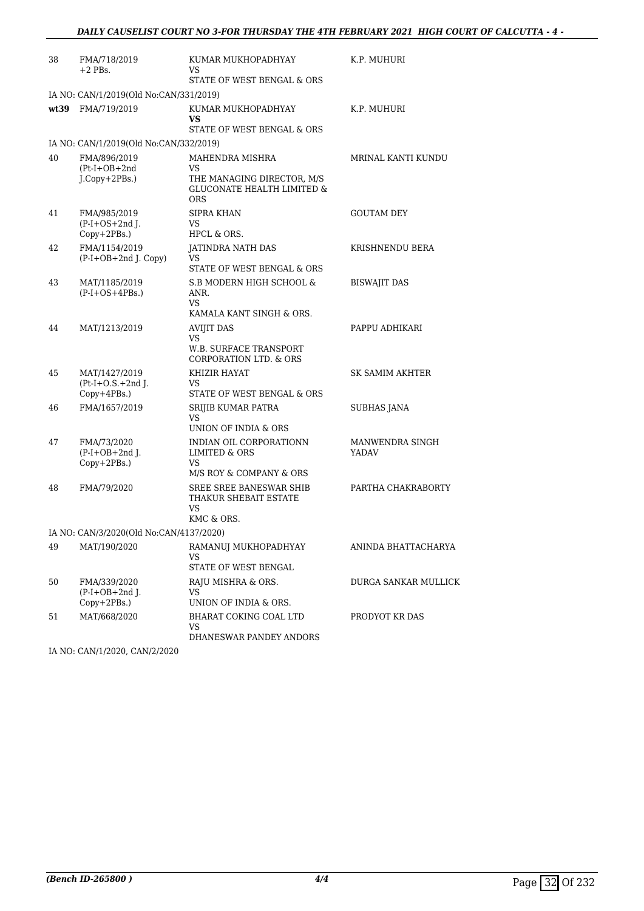| | | | |
|---|---|---|---|
| 38 | FMA/718/2019 +2 PBs. | KUMAR MUKHOPADHYAY VS STATE OF WEST BENGAL & ORS | K.P. MUHURI |
| IA NO: CAN/1/2019(Old No:CAN/331/2019) | | | |
| **wt39** | FMA/719/2019 | KUMAR MUKHOPADHYAY **VS** STATE OF WEST BENGAL & ORS | K.P. MUHURI |
| IA NO: CAN/1/2019(Old No:CAN/332/2019) | | | |
| 40 | FMA/896/2019 (Pt-I+OB+2nd J.Copy+2PBs.) | MAHENDRA MISHRA VS THE MANAGING DIRECTOR, M/S GLUCONATE HEALTH LIMITED & ORS | MRINAL KANTI KUNDU |
| 41 | FMA/985/2019 (P-I+OS+2nd J. Copy+2PBs.) | SIPRA KHAN VS HPCL & ORS. | GOUTAM DEY |
| 42 | FMA/1154/2019 (P-I+OB+2nd J. Copy) | JATINDRA NATH DAS VS STATE OF WEST BENGAL & ORS | KRISHNENDU BERA |
| 43 | MAT/1185/2019 (P-I+OS+4PBs.) | S.B MODERN HIGH SCHOOL & ANR. VS KAMALA KANT SINGH & ORS. | BISWAJIT DAS |
| 44 | MAT/1213/2019 | AVIJIT DAS VS W.B. SURFACE TRANSPORT CORPORATION LTD. & ORS | PAPPU ADHIKARI |
| 45 | MAT/1427/2019 (Pt-I+O.S.+2nd J. Copy+4PBs.) | KHIZIR HAYAT VS STATE OF WEST BENGAL & ORS | SK SAMIM AKHTER |
| 46 | FMA/1657/2019 | SRIJIB KUMAR PATRA VS UNION OF INDIA & ORS | SUBHAS JANA |
| 47 | FMA/73/2020 (P-I+OB+2nd J. Copy+2PBs.) | INDIAN OIL CORPORATIONN LIMITED & ORS VS M/S ROY & COMPANY & ORS | MANWENDRA SINGH YADAV |
| 48 | FMA/79/2020 | SREE SREE BANESWAR SHIB THAKUR SHEBAIT ESTATE VS KMC & ORS. | PARTHA CHAKRABORTY |
| IA NO: CAN/3/2020(Old No:CAN/4137/2020) | | | |
| 49 | MAT/190/2020 | RAMANUJ MUKHOPADHYAY VS STATE OF WEST BENGAL | ANINDA BHATTACHARYA |
| 50 | FMA/339/2020 (P-I+OB+2nd J. Copy+2PBs.) | RAJU MISHRA & ORS. VS UNION OF INDIA & ORS. | DURGA SANKAR MULLICK |
| 51 | MAT/668/2020 | BHARAT COKING COAL LTD VS DHANESWAR PANDEY ANDORS | PRODYOT KR DAS |
| IA NO: CAN/1/2020, CAN/2/2020 | | | |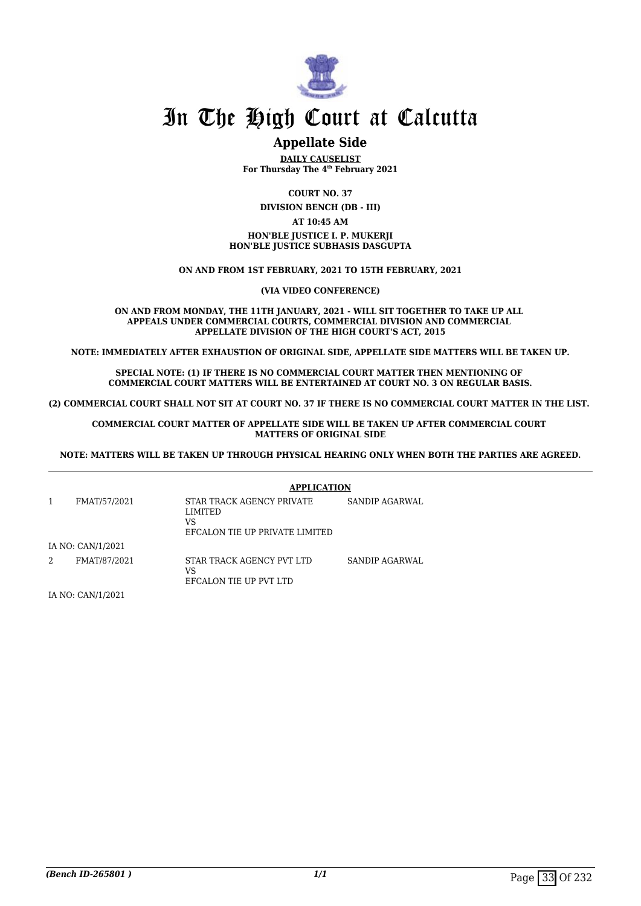# In The High Court at Calcutta

## Appellate Side

**DAILY CAUSELIST**
**For Thursday The 4th February 2021**

**COURT NO. 37**

**DIVISION BENCH (DB - III)**

**AT 10:45 AM**

**HON'BLE JUSTICE I. P. MUKERJI**
**HON'BLE JUSTICE SUBHASIS DASGUPTA**

**ON AND FROM 1ST FEBRUARY, 2021 TO 15TH FEBRUARY, 2021**

**(VIA VIDEO CONFERENCE)**

**ON AND FROM MONDAY, THE 11TH JANUARY, 2021 - WILL SIT TOGETHER TO TAKE UP ALL APPEALS UNDER COMMERCIAL COURTS, COMMERCIAL DIVISION AND COMMERCIAL APPELLATE DIVISION OF THE HIGH COURT'S ACT, 2015**

**NOTE: IMMEDIATELY AFTER EXHAUSTION OF ORIGINAL SIDE, APPELLATE SIDE MATTERS WILL BE TAKEN UP.**

**SPECIAL NOTE: (1) IF THERE IS NO COMMERCIAL COURT MATTER THEN MENTIONING OF COMMERCIAL COURT MATTERS WILL BE ENTERTAINED AT COURT NO. 3 ON REGULAR BASIS.**

**(2) COMMERCIAL COURT SHALL NOT SIT AT COURT NO. 37 IF THERE IS NO COMMERCIAL COURT MATTER IN THE LIST.**

**COMMERCIAL COURT MATTER OF APPELLATE SIDE WILL BE TAKEN UP AFTER COMMERCIAL COURT MATTERS OF ORIGINAL SIDE**

**NOTE: MATTERS WILL BE TAKEN UP THROUGH PHYSICAL HEARING ONLY WHEN BOTH THE PARTIES ARE AGREED.**

---

**APPLICATION**

| | | | |
|---|---|---|---|
| 1 | FMAT/57/2021 | STAR TRACK AGENCY PRIVATE LIMITED<br>VS<br>EFCALON TIE UP PRIVATE LIMITED | SANDIP AGARWAL |
| | IA NO: CAN/1/2021 | | |
| 2 | FMAT/87/2021 | STAR TRACK AGENCY PVT LTD<br>VS<br>EFCALON TIE UP PVT LTD | SANDIP AGARWAL |
| | IA NO: CAN/1/2021 | | |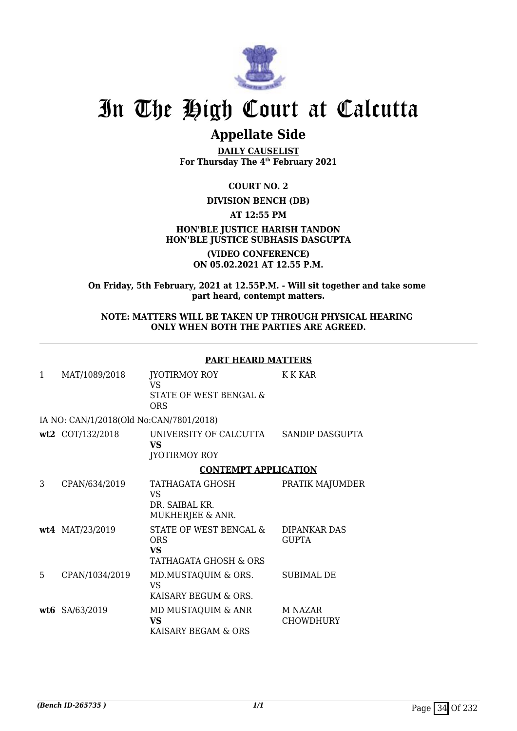# In The High Court at Calcutta

## Appellate Side

**DAILY CAUSELIST**
**For Thursday The 4th February 2021**

**COURT NO. 2**

**DIVISION BENCH (DB)**

**AT 12:55 PM**

**HON'BLE JUSTICE HARISH TANDON**
**HON'BLE JUSTICE SUBHASIS DASGUPTA**

**(VIDEO CONFERENCE)**
**ON 05.02.2021 AT 12.55 P.M.**

**On Friday, 5th February, 2021 at 12.55P.M. - Will sit together and take some part heard, contempt matters.**

**NOTE: MATTERS WILL BE TAKEN UP THROUGH PHYSICAL HEARING ONLY WHEN BOTH THE PARTIES ARE AGREED.**

**PART HEARD MATTERS**

| | | | |
|---|---|---|---|
| 1 | MAT/1089/2018 | JYOTIRMOY ROY<br>VS<br>STATE OF WEST BENGAL & ORS | K K KAR |
| IA NO: CAN/1/2018(Old No:CAN/7801/2018) | | | |
| **wt2** | COT/132/2018 | UNIVERSITY OF CALCUTTA<br>**VS**<br>JYOTIRMOY ROY | SANDIP DASGUPTA |

**CONTEMPT APPLICATION**

| | | | |
|---|---|---|---|
| 3 | CPAN/634/2019 | TATHAGATA GHOSH<br>VS<br>DR. SAIBAL KR. MUKHERJEE & ANR. | PRATIK MAJUMDER |
| **wt4** | MAT/23/2019 | STATE OF WEST BENGAL & ORS<br>**VS**<br>TATHAGATA GHOSH & ORS | DIPANKAR DAS GUPTA |
| 5 | CPAN/1034/2019 | MD.MUSTAQUIM & ORS.<br>VS<br>KAISARY BEGUM & ORS. | SUBIMAL DE |
| **wt6** | SA/63/2019 | MD MUSTAQUIM & ANR<br>**VS**<br>KAISARY BEGAM & ORS | M NAZAR CHOWDHURY |

*(Bench ID-265735 )*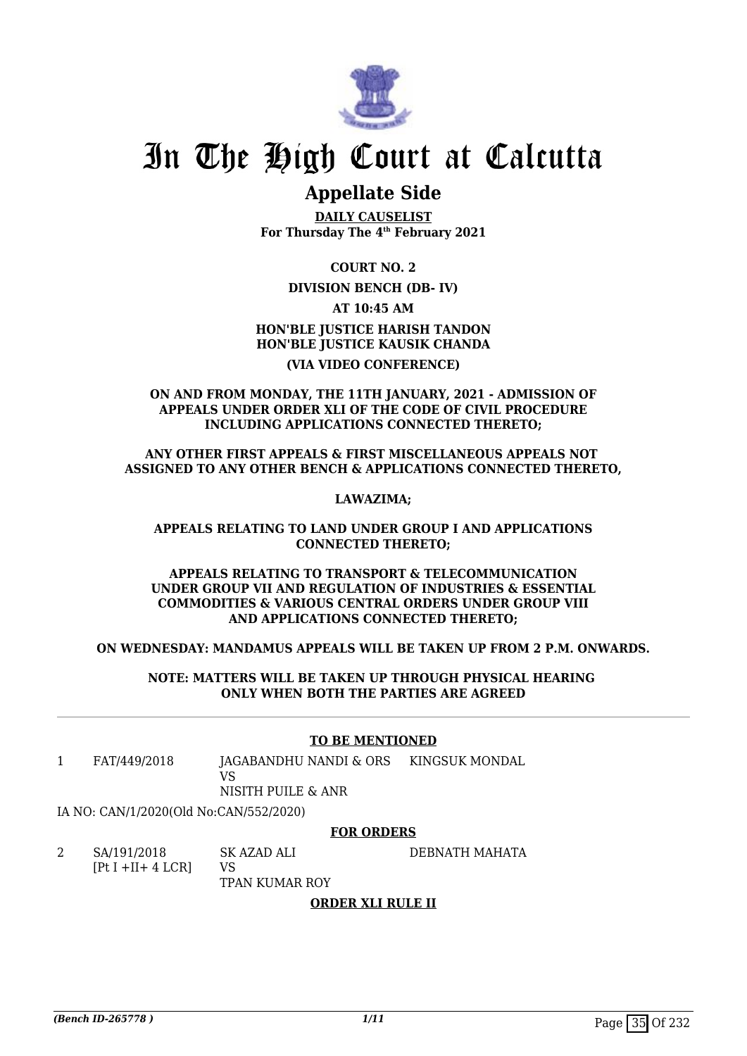# In The High Court at Calcutta

## Appellate Side

**DAILY CAUSELIST**
**For Thursday The 4th February 2021**

**COURT NO. 2**

**DIVISION BENCH (DB- IV)**

**AT 10:45 AM**

**HON'BLE JUSTICE HARISH TANDON**
**HON'BLE JUSTICE KAUSIK CHANDA**

**(VIA VIDEO CONFERENCE)**

**ON AND FROM MONDAY, THE 11TH JANUARY, 2021 - ADMISSION OF APPEALS UNDER ORDER XLI OF THE CODE OF CIVIL PROCEDURE INCLUDING APPLICATIONS CONNECTED THERETO;**

**ANY OTHER FIRST APPEALS & FIRST MISCELLANEOUS APPEALS NOT ASSIGNED TO ANY OTHER BENCH & APPLICATIONS CONNECTED THERETO,**

**LAWAZIMA;**

**APPEALS RELATING TO LAND UNDER GROUP I AND APPLICATIONS CONNECTED THERETO;**

**APPEALS RELATING TO TRANSPORT & TELECOMMUNICATION UNDER GROUP VII AND REGULATION OF INDUSTRIES & ESSENTIAL COMMODITIES & VARIOUS CENTRAL ORDERS UNDER GROUP VIII AND APPLICATIONS CONNECTED THERETO;**

**ON WEDNESDAY: MANDAMUS APPEALS WILL BE TAKEN UP FROM 2 P.M. ONWARDS.**

**NOTE: MATTERS WILL BE TAKEN UP THROUGH PHYSICAL HEARING ONLY WHEN BOTH THE PARTIES ARE AGREED**

---

**TO BE MENTIONED**

| | | | |
|---|---|---|---|
| 1 | FAT/449/2018 | JAGABANDHU NANDI & ORS<br>VS<br>NISITH PUILE & ANR | KINGSUK MONDAL |

IA NO: CAN/1/2020(Old No:CAN/552/2020)

**FOR ORDERS**

| | | | |
|---|---|---|---|
| 2 | SA/191/2018<br>[Pt I +II+ 4 LCR] | SK AZAD ALI<br>VS<br>TPAN KUMAR ROY | DEBNATH MAHATA |

**ORDER XLI RULE II**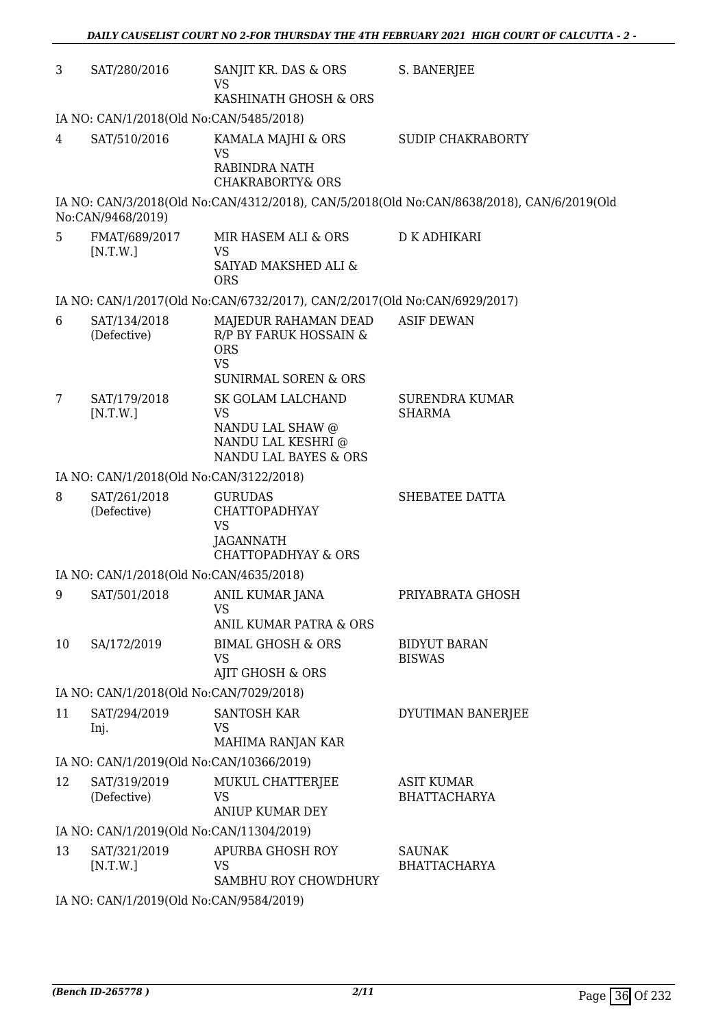| | | | |
|---|---|---|---|
| 3 | SAT/280/2016 | SANJIT KR. DAS & ORS<br>VS<br>KASHINATH GHOSH & ORS | S. BANERJEE |

IA NO: CAN/1/2018(Old No:CAN/5485/2018)

| | | | |
|---|---|---|---|
| 4 | SAT/510/2016 | KAMALA MAJHI & ORS<br>VS<br>RABINDRA NATH CHAKRABORTY& ORS | SUDIP CHAKRABORTY |

IA NO: CAN/3/2018(Old No:CAN/4312/2018), CAN/5/2018(Old No:CAN/8638/2018), CAN/6/2019(Old No:CAN/9468/2019)

| | | | |
|---|---|---|---|
| 5 | FMAT/689/2017<br>[N.T.W.] | MIR HASEM ALI & ORS<br>VS<br>SAIYAD MAKSHED ALI & ORS | D K ADHIKARI |

IA NO: CAN/1/2017(Old No:CAN/6732/2017), CAN/2/2017(Old No:CAN/6929/2017)

| | | | |
|---|---|---|---|
| 6 | SAT/134/2018<br>(Defective) | MAJEDUR RAHAMAN DEAD R/P BY FARUK HOSSAIN & ORS<br>VS<br>SUNIRMAL SOREN & ORS | ASIF DEWAN |
| 7 | SAT/179/2018<br>[N.T.W.] | SK GOLAM LALCHAND<br>VS<br>NANDU LAL SHAW @ NANDU LAL KESHRI @ NANDU LAL BAYES & ORS | SURENDRA KUMAR SHARMA |

IA NO: CAN/1/2018(Old No:CAN/3122/2018)

| | | | |
|---|---|---|---|
| 8 | SAT/261/2018<br>(Defective) | GURUDAS CHATTOPADHYAY<br>VS<br>JAGANNATH CHATTOPADHYAY & ORS | SHEBATEE DATTA |

IA NO: CAN/1/2018(Old No:CAN/4635/2018)

| | | | |
|---|---|---|---|
| 9 | SAT/501/2018 | ANIL KUMAR JANA<br>VS<br>ANIL KUMAR PATRA & ORS | PRIYABRATA GHOSH |
| 10 | SA/172/2019 | BIMAL GHOSH & ORS<br>VS<br>AJIT GHOSH & ORS | BIDYUT BARAN BISWAS |

IA NO: CAN/1/2018(Old No:CAN/7029/2018)

| | | | |
|---|---|---|---|
| 11 | SAT/294/2019<br>Inj. | SANTOSH KAR<br>VS<br>MAHIMA RANJAN KAR | DYUTIMAN BANERJEE |

IA NO: CAN/1/2019(Old No:CAN/10366/2019)

| | | | |
|---|---|---|---|
| 12 | SAT/319/2019<br>(Defective) | MUKUL CHATTERJEE<br>VS<br>ANIUP KUMAR DEY | ASIT KUMAR BHATTACHARYA |

IA NO: CAN/1/2019(Old No:CAN/11304/2019)

| | | | |
|---|---|---|---|
| 13 | SAT/321/2019<br>[N.T.W.] | APURBA GHOSH ROY<br>VS<br>SAMBHU ROY CHOWDHURY | SAUNAK BHATTACHARYA |

IA NO: CAN/1/2019(Old No:CAN/9584/2019)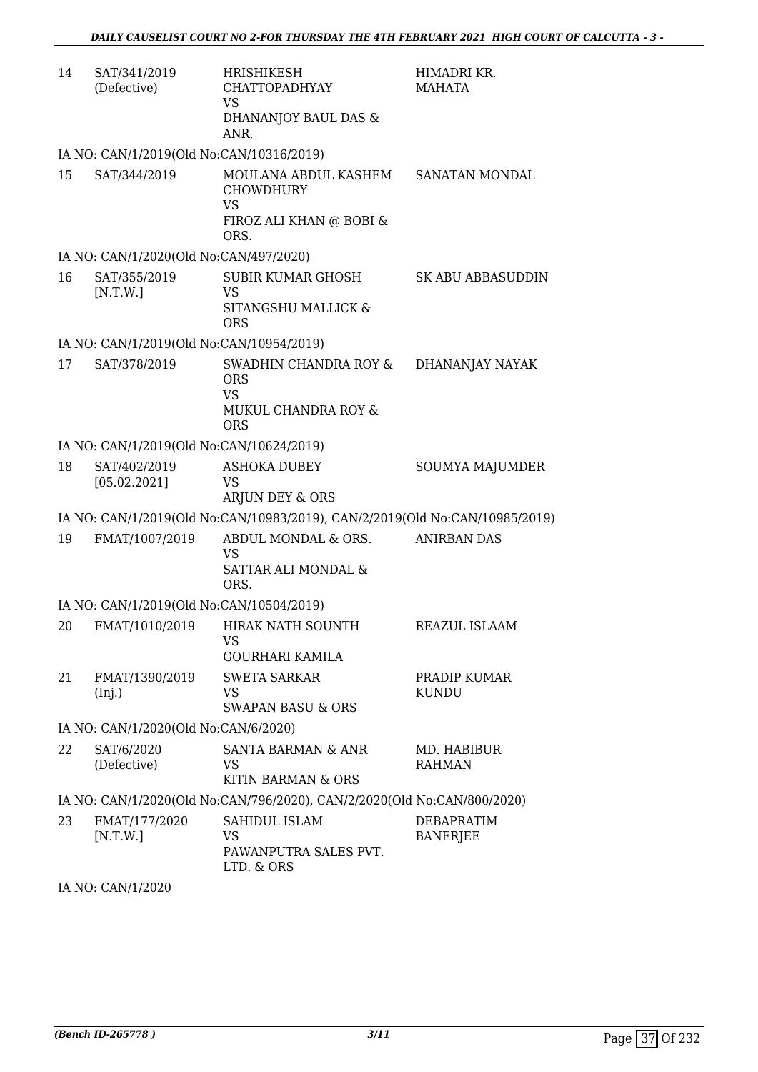| | | | |
|---|---|---|---|
| 14 | SAT/341/2019 (Defective) | HRISHIKESH CHATTOPADHYAY VS DHANANJOY BAUL DAS & ANR. | HIMADRI KR. MAHATA |
| | IA NO: CAN/1/2019(Old No:CAN/10316/2019) | | |
| 15 | SAT/344/2019 | MOULANA ABDUL KASHEM CHOWDHURY VS FIROZ ALI KHAN @ BOBI & ORS. | SANATAN MONDAL |
| | IA NO: CAN/1/2020(Old No:CAN/497/2020) | | |
| 16 | SAT/355/2019 [N.T.W.] | SUBIR KUMAR GHOSH VS SITANGSHU MALLICK & ORS | SK ABU ABBASUDDIN |
| | IA NO: CAN/1/2019(Old No:CAN/10954/2019) | | |
| 17 | SAT/378/2019 | SWADHIN CHANDRA ROY & ORS VS MUKUL CHANDRA ROY & ORS | DHANANJAY NAYAK |
| | IA NO: CAN/1/2019(Old No:CAN/10624/2019) | | |
| 18 | SAT/402/2019 [05.02.2021] | ASHOKA DUBEY VS ARJUN DEY & ORS | SOUMYA MAJUMDER |
| | IA NO: CAN/1/2019(Old No:CAN/10983/2019), CAN/2/2019(Old No:CAN/10985/2019) | | |
| 19 | FMAT/1007/2019 | ABDUL MONDAL & ORS. VS SATTAR ALI MONDAL & ORS. | ANIRBAN DAS |
| | IA NO: CAN/1/2019(Old No:CAN/10504/2019) | | |
| 20 | FMAT/1010/2019 | HIRAK NATH SOUNTH VS GOURHARI KAMILA | REAZUL ISLAAM |
| 21 | FMAT/1390/2019 (Inj.) | SWETA SARKAR VS SWAPAN BASU & ORS | PRADIP KUMAR KUNDU |
| | IA NO: CAN/1/2020(Old No:CAN/6/2020) | | |
| 22 | SAT/6/2020 (Defective) | SANTA BARMAN & ANR VS KITIN BARMAN & ORS | MD. HABIBUR RAHMAN |
| | IA NO: CAN/1/2020(Old No:CAN/796/2020), CAN/2/2020(Old No:CAN/800/2020) | | |
| 23 | FMAT/177/2020 [N.T.W.] | SAHIDUL ISLAM VS PAWANPUTRA SALES PVT. LTD. & ORS | DEBAPRATIM BANERJEE |
| | IA NO: CAN/1/2020 | | |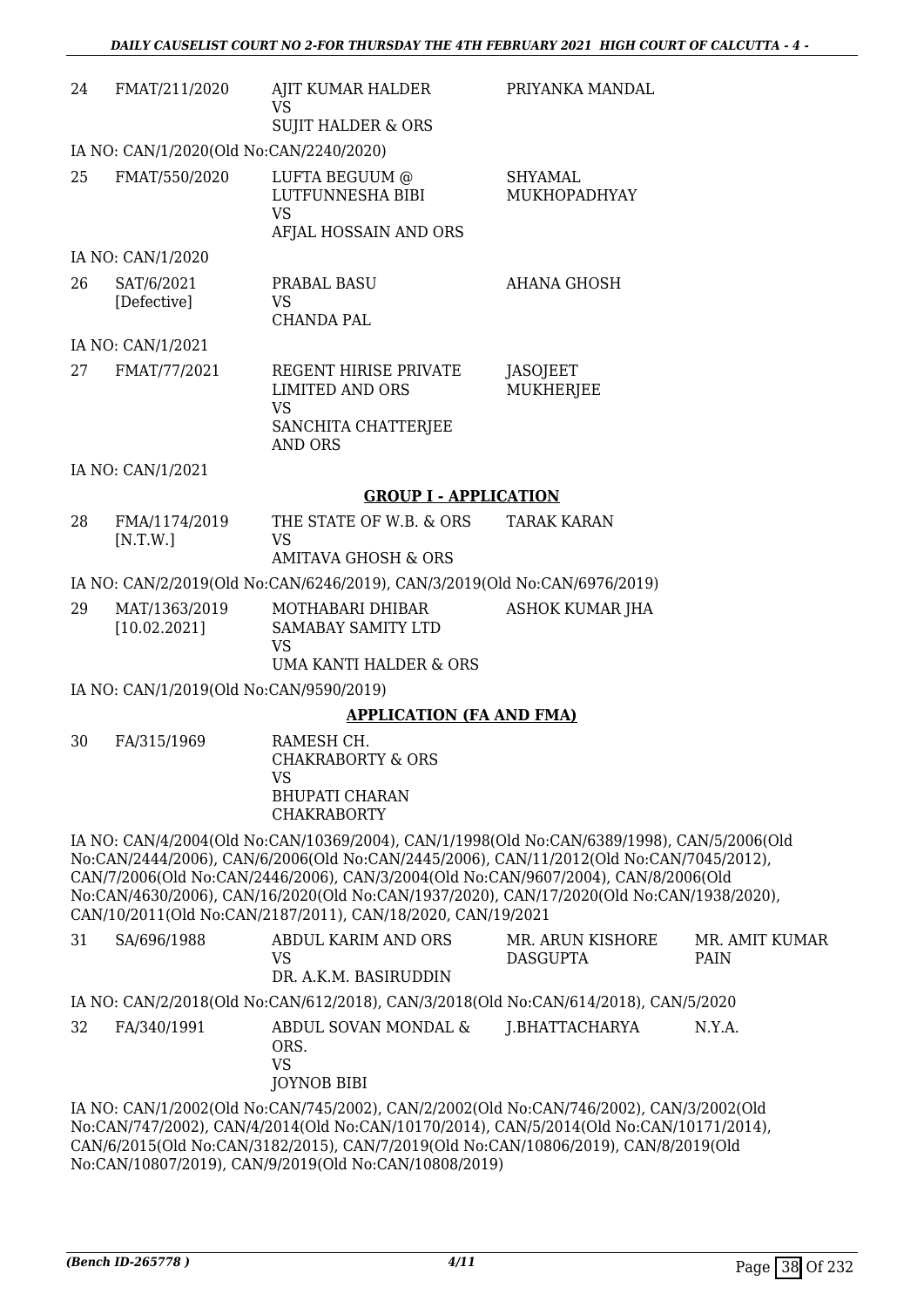| 24 | FMAT/211/2020 | AJIT KUMAR HALDER<br>VS<br>SUJIT HALDER & ORS | PRIYANKA MANDAL | |
|---|---|---|---|---|

IA NO: CAN/1/2020(Old No:CAN/2240/2020)

| 25 | FMAT/550/2020 | LUFTA BEGUUM @<br>LUTFUNNESHA BIBI<br>VS<br>AFJAL HOSSAIN AND ORS | SHYAMAL<br>MUKHOPADHYAY | |
|---|---|---|---|---|

IA NO: CAN/1/2020

| 26 | SAT/6/2021<br>[Defective] | PRABAL BASU<br>VS<br>CHANDA PAL | AHANA GHOSH | |
|---|---|---|---|---|

IA NO: CAN/1/2021

| 27 | FMAT/77/2021 | REGENT HIRISE PRIVATE<br>LIMITED AND ORS<br>VS<br>SANCHITA CHATTERJEE<br>AND ORS | JASOJEET<br>MUKHERJEE | |
|---|---|---|---|---|

IA NO: CAN/1/2021

**GROUP I - APPLICATION**

| 28 | FMA/1174/2019<br>[N.T.W.] | THE STATE OF W.B. & ORS<br>VS<br>AMITAVA GHOSH & ORS | TARAK KARAN | |
|---|---|---|---|---|

IA NO: CAN/2/2019(Old No:CAN/6246/2019), CAN/3/2019(Old No:CAN/6976/2019)

| 29 | MAT/1363/2019<br>[10.02.2021] | MOTHABARI DHIBAR<br>SAMABAY SAMITY LTD<br>VS<br>UMA KANTI HALDER & ORS | ASHOK KUMAR JHA | |
|---|---|---|---|---|

IA NO: CAN/1/2019(Old No:CAN/9590/2019)

**APPLICATION (FA AND FMA)**

| 30 | FA/315/1969 | RAMESH CH.<br>CHAKRABORTY & ORS<br>VS<br>BHUPATI CHARAN<br>CHAKRABORTY | | |
|---|---|---|---|---|

IA NO: CAN/4/2004(Old No:CAN/10369/2004), CAN/1/1998(Old No:CAN/6389/1998), CAN/5/2006(Old No:CAN/2444/2006), CAN/6/2006(Old No:CAN/2445/2006), CAN/11/2012(Old No:CAN/7045/2012), CAN/7/2006(Old No:CAN/2446/2006), CAN/3/2004(Old No:CAN/9607/2004), CAN/8/2006(Old No:CAN/4630/2006), CAN/16/2020(Old No:CAN/1937/2020), CAN/17/2020(Old No:CAN/1938/2020), CAN/10/2011(Old No:CAN/2187/2011), CAN/18/2020, CAN/19/2021

| 31 | SA/696/1988 | ABDUL KARIM AND ORS<br>VS<br>DR. A.K.M. BASIRUDDIN | MR. ARUN KISHORE<br>DASGUPTA | MR. AMIT KUMAR<br>PAIN |
|---|---|---|---|---|

IA NO: CAN/2/2018(Old No:CAN/612/2018), CAN/3/2018(Old No:CAN/614/2018), CAN/5/2020

| 32 | FA/340/1991 | ABDUL SOVAN MONDAL &<br>ORS.<br>VS<br>JOYNOB BIBI | J.BHATTACHARYA | N.Y.A. |
|---|---|---|---|---|

IA NO: CAN/1/2002(Old No:CAN/745/2002), CAN/2/2002(Old No:CAN/746/2002), CAN/3/2002(Old No:CAN/747/2002), CAN/4/2014(Old No:CAN/10170/2014), CAN/5/2014(Old No:CAN/10171/2014), CAN/6/2015(Old No:CAN/3182/2015), CAN/7/2019(Old No:CAN/10806/2019), CAN/8/2019(Old No:CAN/10807/2019), CAN/9/2019(Old No:CAN/10808/2019)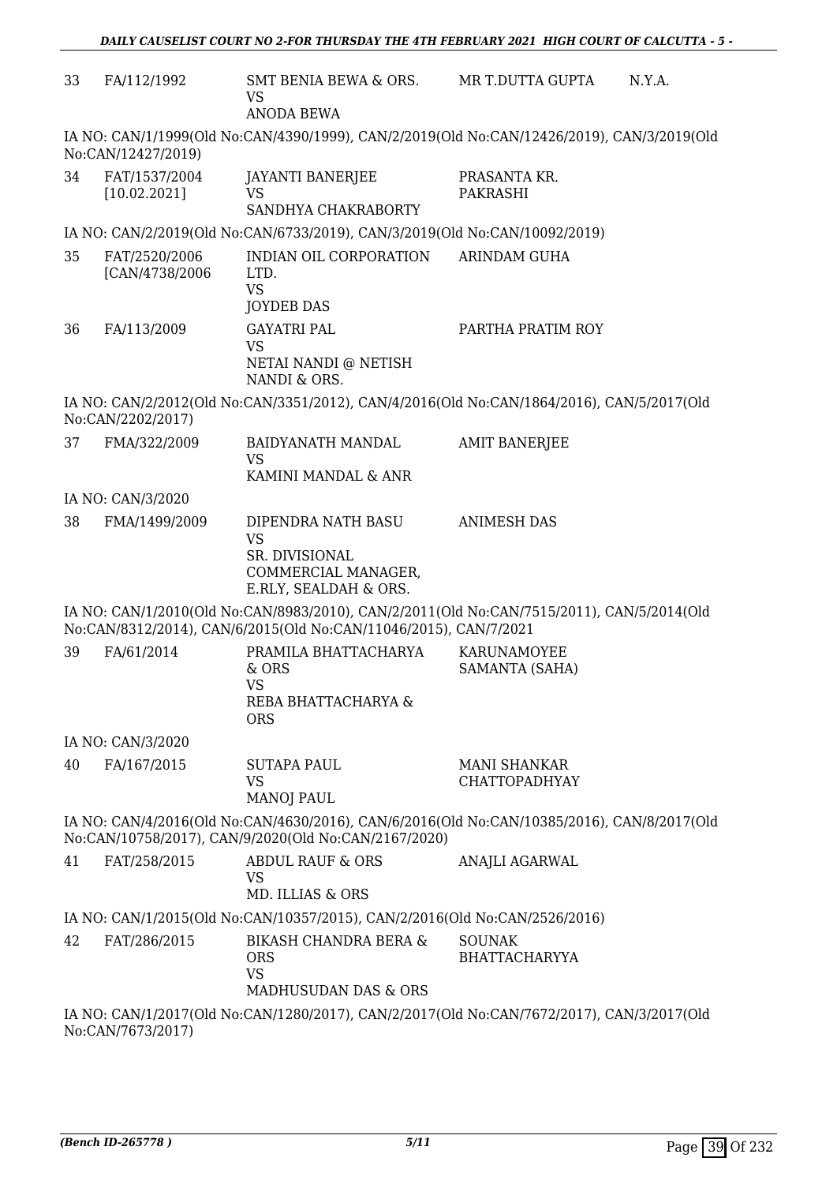| 33 | FA/112/1992 | SMT BENIA BEWA & ORS.<br>VS<br>ANODA BEWA | MR T.DUTTA GUPTA | N.Y.A. |
|---|---|---|---|---|

IA NO: CAN/1/1999(Old No:CAN/4390/1999), CAN/2/2019(Old No:CAN/12426/2019), CAN/3/2019(Old No:CAN/12427/2019)

| 34 | FAT/1537/2004<br>[10.02.2021] | JAYANTI BANERJEE<br>VS<br>SANDHYA CHAKRABORTY | PRASANTA KR. PAKRASHI | |
|---|---|---|---|---|

IA NO: CAN/2/2019(Old No:CAN/6733/2019), CAN/3/2019(Old No:CAN/10092/2019)

| 35 | FAT/2520/2006<br>[CAN/4738/2006 | INDIAN OIL CORPORATION LTD.<br>VS<br>JOYDEB DAS | ARINDAM GUHA | |
|---|---|---|---|---|
| 36 | FA/113/2009 | GAYATRI PAL<br>VS<br>NETAI NANDI @ NETISH NANDI & ORS. | PARTHA PRATIM ROY | |

IA NO: CAN/2/2012(Old No:CAN/3351/2012), CAN/4/2016(Old No:CAN/1864/2016), CAN/5/2017(Old No:CAN/2202/2017)

| 37 | FMA/322/2009 | BAIDYANATH MANDAL<br>VS<br>KAMINI MANDAL & ANR | AMIT BANERJEE | |
|---|---|---|---|---|

IA NO: CAN/3/2020

| 38 | FMA/1499/2009 | DIPENDRA NATH BASU<br>VS<br>SR. DIVISIONAL COMMERCIAL MANAGER, E.RLY, SEALDAH & ORS. | ANIMESH DAS | |
|---|---|---|---|---|

IA NO: CAN/1/2010(Old No:CAN/8983/2010), CAN/2/2011(Old No:CAN/7515/2011), CAN/5/2014(Old No:CAN/8312/2014), CAN/6/2015(Old No:CAN/11046/2015), CAN/7/2021

| 39 | FA/61/2014 | PRAMILA BHATTACHARYA & ORS<br>VS<br>REBA BHATTACHARYA & ORS | KARUNAMOYEE SAMANTA (SAHA) | |
|---|---|---|---|---|

IA NO: CAN/3/2020

| 40 | FA/167/2015 | SUTAPA PAUL<br>VS<br>MANOJ PAUL | MANI SHANKAR CHATTOPADHYAY | |
|---|---|---|---|---|

IA NO: CAN/4/2016(Old No:CAN/4630/2016), CAN/6/2016(Old No:CAN/10385/2016), CAN/8/2017(Old No:CAN/10758/2017), CAN/9/2020(Old No:CAN/2167/2020)

| 41 | FAT/258/2015 | ABDUL RAUF & ORS<br>VS<br>MD. ILLIAS & ORS | ANAJLI AGARWAL | |
|---|---|---|---|---|

IA NO: CAN/1/2015(Old No:CAN/10357/2015), CAN/2/2016(Old No:CAN/2526/2016)

| 42 | FAT/286/2015 | BIKASH CHANDRA BERA & ORS<br>VS<br>MADHUSUDAN DAS & ORS | SOUNAK BHATTACHARYYA | |
|---|---|---|---|---|

IA NO: CAN/1/2017(Old No:CAN/1280/2017), CAN/2/2017(Old No:CAN/7672/2017), CAN/3/2017(Old No:CAN/7673/2017)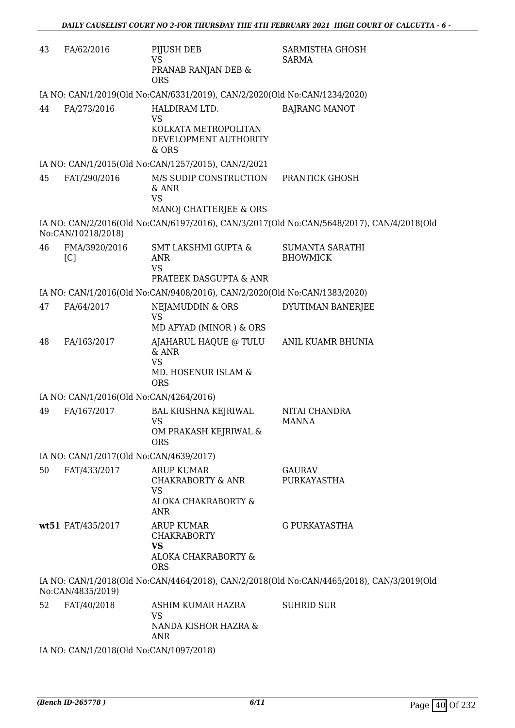| | | | |
|---|---|---|---|
| 43 | FA/62/2016 | PIJUSH DEB<br>VS<br>PRANAB RANJAN DEB & ORS | SARMISTHA GHOSH SARMA |

IA NO: CAN/1/2019(Old No:CAN/6331/2019), CAN/2/2020(Old No:CAN/1234/2020)

| | | | |
|---|---|---|---|
| 44 | FA/273/2016 | HALDIRAM LTD.<br>VS<br>KOLKATA METROPOLITAN DEVELOPMENT AUTHORITY & ORS | BAJRANG MANOT |

IA NO: CAN/1/2015(Old No:CAN/1257/2015), CAN/2/2021

| | | | |
|---|---|---|---|
| 45 | FAT/290/2016 | M/S SUDIP CONSTRUCTION & ANR<br>VS<br>MANOJ CHATTERJEE & ORS | PRANTICK GHOSH |

IA NO: CAN/2/2016(Old No:CAN/6197/2016), CAN/3/2017(Old No:CAN/5648/2017), CAN/4/2018(Old No:CAN/10218/2018)

| | | | |
|---|---|---|---|
| 46 | FMA/3920/2016 [C] | SMT LAKSHMI GUPTA & ANR<br>VS<br>PRATEEK DASGUPTA & ANR | SUMANTA SARATHI BHOWMICK |

IA NO: CAN/1/2016(Old No:CAN/9408/2016), CAN/2/2020(Old No:CAN/1383/2020)

| | | | |
|---|---|---|---|
| 47 | FA/64/2017 | NEJAMUDDIN & ORS<br>VS<br>MD AFYAD (MINOR ) & ORS | DYUTIMAN BANERJEE |
| 48 | FA/163/2017 | AJAHARUL HAQUE @ TULU & ANR<br>VS<br>MD. HOSENUR ISLAM & ORS | ANIL KUAMR BHUNIA |

IA NO: CAN/1/2016(Old No:CAN/4264/2016)

| | | | |
|---|---|---|---|
| 49 | FA/167/2017 | BAL KRISHNA KEJRIWAL<br>VS<br>OM PRAKASH KEJRIWAL & ORS | NITAI CHANDRA MANNA |

IA NO: CAN/1/2017(Old No:CAN/4639/2017)

| | | | |
|---|---|---|---|
| 50 | FAT/433/2017 | ARUP KUMAR CHAKRABORTY & ANR<br>VS<br>ALOKA CHAKRABORTY & ANR | GAURAV PURKAYASTHA |
| **wt51** | FAT/435/2017 | ARUP KUMAR CHAKRABORTY<br>**VS**<br>ALOKA CHAKRABORTY & ORS | G PURKAYASTHA |

IA NO: CAN/1/2018(Old No:CAN/4464/2018), CAN/2/2018(Old No:CAN/4465/2018), CAN/3/2019(Old No:CAN/4835/2019)

| | | | |
|---|---|---|---|
| 52 | FAT/40/2018 | ASHIM KUMAR HAZRA<br>VS<br>NANDA KISHOR HAZRA & ANR | SUHRID SUR |

IA NO: CAN/1/2018(Old No:CAN/1097/2018)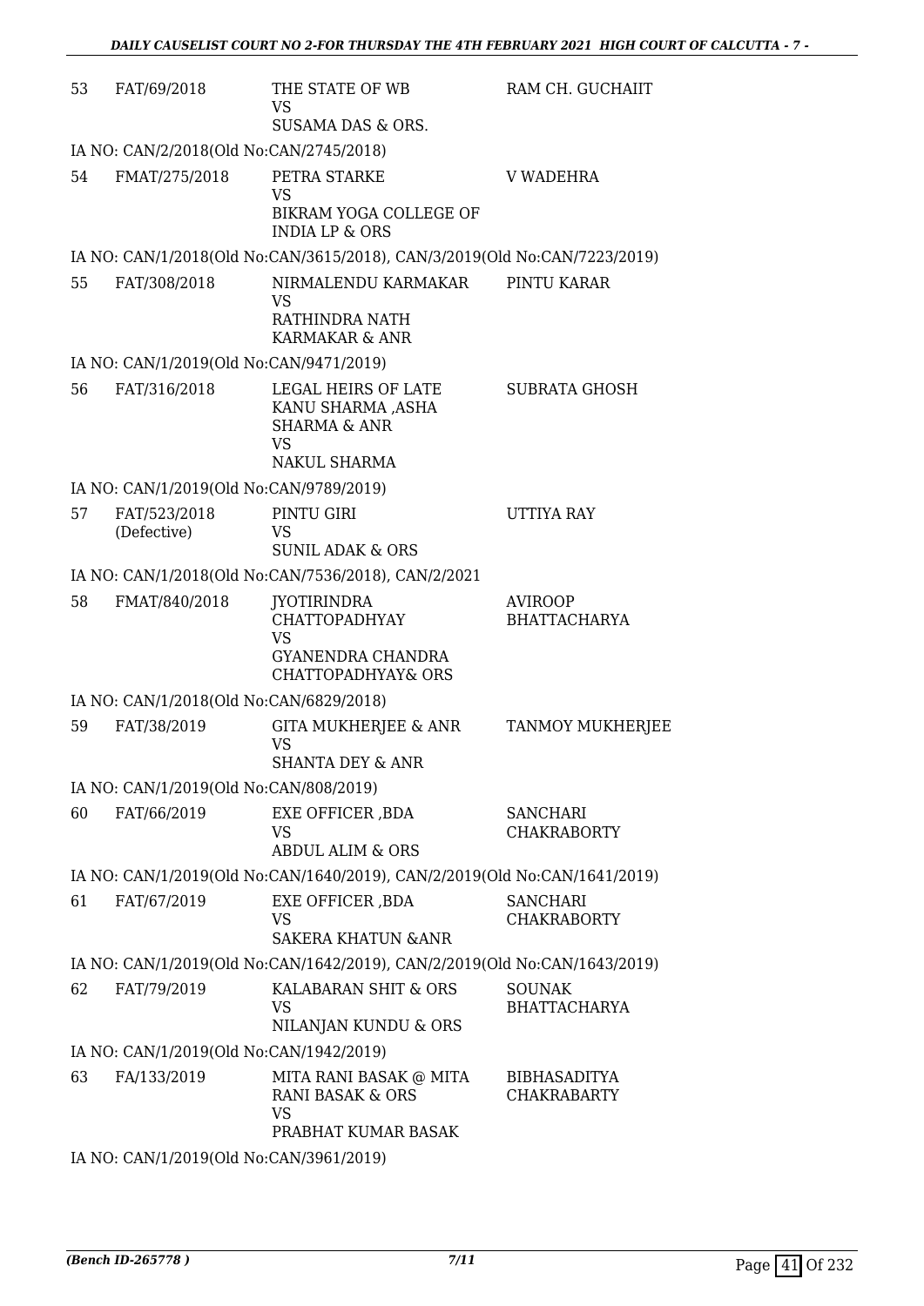| | | | |
|---|---|---|---|
| 53 | FAT/69/2018 | THE STATE OF WB<br>VS<br>SUSAMA DAS & ORS. | RAM CH. GUCHAIIT |
| IA NO: CAN/2/2018(Old No:CAN/2745/2018) | | | |
| 54 | FMAT/275/2018 | PETRA STARKE<br>VS<br>BIKRAM YOGA COLLEGE OF INDIA LP & ORS | V WADEHRA |
| IA NO: CAN/1/2018(Old No:CAN/3615/2018), CAN/3/2019(Old No:CAN/7223/2019) | | | |
| 55 | FAT/308/2018 | NIRMALENDU KARMAKAR<br>VS<br>RATHINDRA NATH KARMAKAR & ANR | PINTU KARAR |
| IA NO: CAN/1/2019(Old No:CAN/9471/2019) | | | |
| 56 | FAT/316/2018 | LEGAL HEIRS OF LATE KANU SHARMA ,ASHA SHARMA & ANR<br>VS<br>NAKUL SHARMA | SUBRATA GHOSH |
| IA NO: CAN/1/2019(Old No:CAN/9789/2019) | | | |
| 57 | FAT/523/2018 (Defective) | PINTU GIRI<br>VS<br>SUNIL ADAK & ORS | UTTIYA RAY |
| IA NO: CAN/1/2018(Old No:CAN/7536/2018), CAN/2/2021 | | | |
| 58 | FMAT/840/2018 | JYOTIRINDRA CHATTOPADHYAY<br>VS<br>GYANENDRA CHANDRA CHATTOPADHYAY& ORS | AVIROOP BHATTACHARYA |
| IA NO: CAN/1/2018(Old No:CAN/6829/2018) | | | |
| 59 | FAT/38/2019 | GITA MUKHERJEE & ANR<br>VS<br>SHANTA DEY & ANR | TANMOY MUKHERJEE |
| IA NO: CAN/1/2019(Old No:CAN/808/2019) | | | |
| 60 | FAT/66/2019 | EXE OFFICER ,BDA<br>VS<br>ABDUL ALIM & ORS | SANCHARI CHAKRABORTY |
| IA NO: CAN/1/2019(Old No:CAN/1640/2019), CAN/2/2019(Old No:CAN/1641/2019) | | | |
| 61 | FAT/67/2019 | EXE OFFICER ,BDA<br>VS<br>SAKERA KHATUN &ANR | SANCHARI CHAKRABORTY |
| IA NO: CAN/1/2019(Old No:CAN/1642/2019), CAN/2/2019(Old No:CAN/1643/2019) | | | |
| 62 | FAT/79/2019 | KALABARAN SHIT & ORS<br>VS<br>NILANJAN KUNDU & ORS | SOUNAK BHATTACHARYA |
| IA NO: CAN/1/2019(Old No:CAN/1942/2019) | | | |
| 63 | FA/133/2019 | MITA RANI BASAK @ MITA RANI BASAK & ORS<br>VS<br>PRABHAT KUMAR BASAK | BIBHASADITYA CHAKRABARTY |
| IA NO: CAN/1/2019(Old No:CAN/3961/2019) | | | |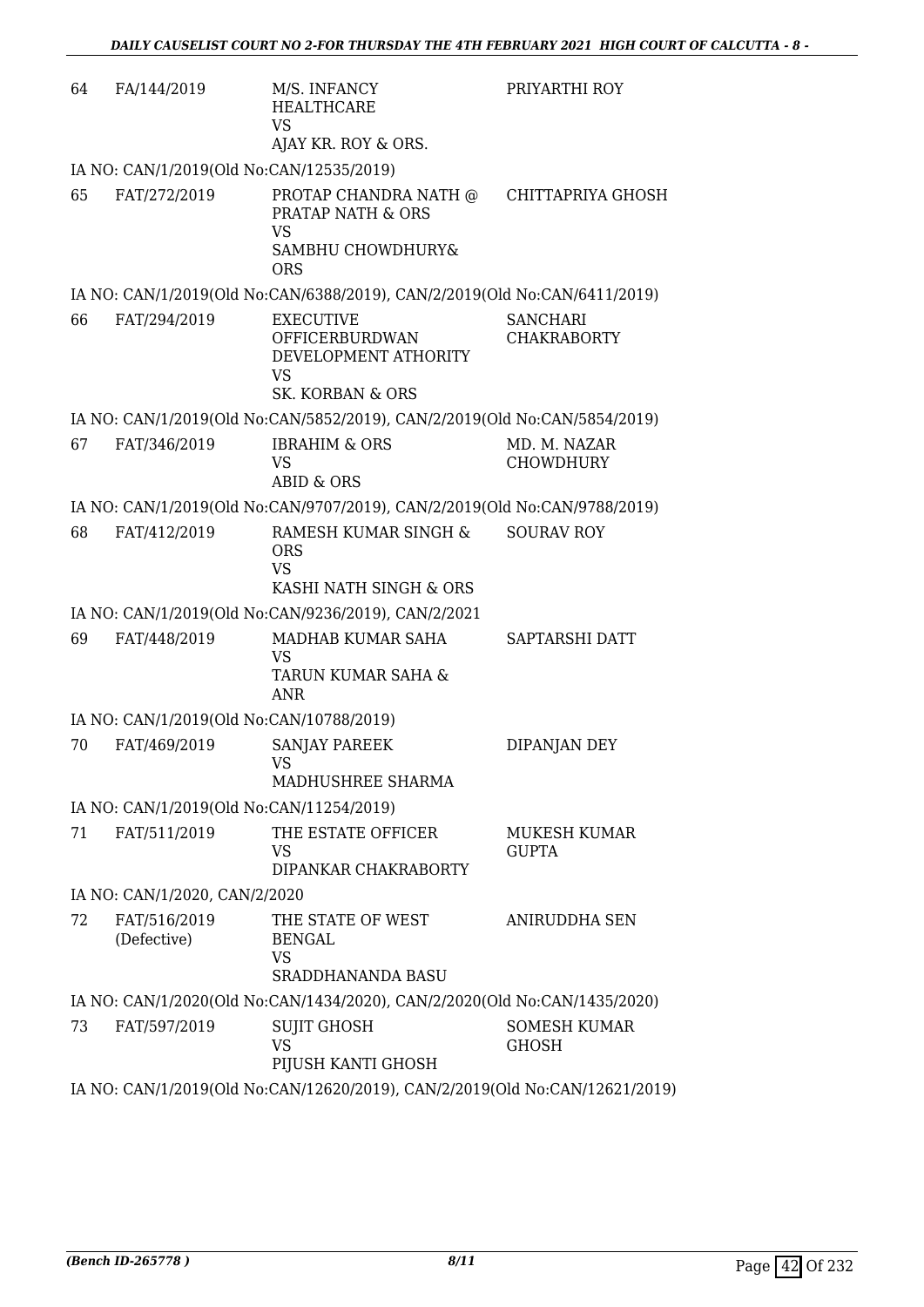| | | | |
|---|---|---|---|
| 64 | FA/144/2019 | M/S. INFANCY HEALTHCARE<br>VS<br>AJAY KR. ROY & ORS. | PRIYARTHI ROY |
| IA NO: CAN/1/2019(Old No:CAN/12535/2019) | | | |
| 65 | FAT/272/2019 | PROTAP CHANDRA NATH @ PRATAP NATH & ORS<br>VS<br>SAMBHU CHOWDHURY& ORS | CHITTAPRIYA GHOSH |
| IA NO: CAN/1/2019(Old No:CAN/6388/2019), CAN/2/2019(Old No:CAN/6411/2019) | | | |
| 66 | FAT/294/2019 | EXECUTIVE OFFICERBURDWAN DEVELOPMENT ATHORITY<br>VS<br>SK. KORBAN & ORS | SANCHARI CHAKRABORTY |
| IA NO: CAN/1/2019(Old No:CAN/5852/2019), CAN/2/2019(Old No:CAN/5854/2019) | | | |
| 67 | FAT/346/2019 | IBRAHIM & ORS<br>VS<br>ABID & ORS | MD. M. NAZAR CHOWDHURY |
| IA NO: CAN/1/2019(Old No:CAN/9707/2019), CAN/2/2019(Old No:CAN/9788/2019) | | | |
| 68 | FAT/412/2019 | RAMESH KUMAR SINGH & ORS<br>VS<br>KASHI NATH SINGH & ORS | SOURAV ROY |
| IA NO: CAN/1/2019(Old No:CAN/9236/2019), CAN/2/2021 | | | |
| 69 | FAT/448/2019 | MADHAB KUMAR SAHA<br>VS<br>TARUN KUMAR SAHA & ANR | SAPTARSHI DATT |
| IA NO: CAN/1/2019(Old No:CAN/10788/2019) | | | |
| 70 | FAT/469/2019 | SANJAY PAREEK<br>VS<br>MADHUSHREE SHARMA | DIPANJAN DEY |
| IA NO: CAN/1/2019(Old No:CAN/11254/2019) | | | |
| 71 | FAT/511/2019 | THE ESTATE OFFICER<br>VS<br>DIPANKAR CHAKRABORTY | MUKESH KUMAR GUPTA |
| IA NO: CAN/1/2020, CAN/2/2020 | | | |
| 72 | FAT/516/2019<br>(Defective) | THE STATE OF WEST BENGAL<br>VS<br>SRADDHANANDA BASU | ANIRUDDHA SEN |
| IA NO: CAN/1/2020(Old No:CAN/1434/2020), CAN/2/2020(Old No:CAN/1435/2020) | | | |
| 73 | FAT/597/2019 | SUJIT GHOSH<br>VS<br>PIJUSH KANTI GHOSH | SOMESH KUMAR GHOSH |
| IA NO: CAN/1/2019(Old No:CAN/12620/2019), CAN/2/2019(Old No:CAN/12621/2019) | | | |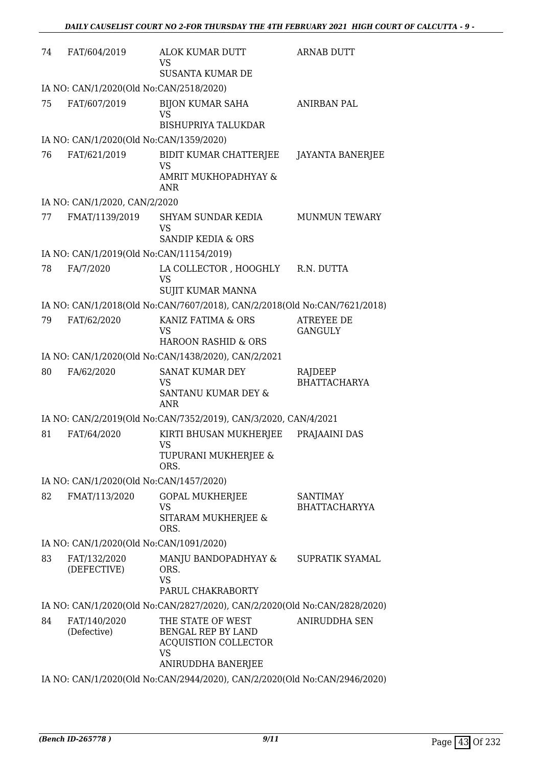| 74 | FAT/604/2019 | ALOK KUMAR DUTT<br>VS<br>SUSANTA KUMAR DE | ARNAB DUTT |
|---|---|---|---|

IA NO: CAN/1/2020(Old No:CAN/2518/2020)

| 75 | FAT/607/2019 | BIJON KUMAR SAHA<br>VS<br>BISHUPRIYA TALUKDAR | ANIRBAN PAL |
|---|---|---|---|

IA NO: CAN/1/2020(Old No:CAN/1359/2020)

| 76 | FAT/621/2019 | BIDIT KUMAR CHATTERJEE<br>VS<br>AMRIT MUKHOPADHYAY & ANR | JAYANTA BANERJEE |
|---|---|---|---|

IA NO: CAN/1/2020, CAN/2/2020

| 77 | FMAT/1139/2019 | SHYAM SUNDAR KEDIA<br>VS<br>SANDIP KEDIA & ORS | MUNMUN TEWARY |
|---|---|---|---|

IA NO: CAN/1/2019(Old No:CAN/11154/2019)

| 78 | FA/7/2020 | LA COLLECTOR , HOOGHLY<br>VS<br>SUJIT KUMAR MANNA | R.N. DUTTA |
|---|---|---|---|

IA NO: CAN/1/2018(Old No:CAN/7607/2018), CAN/2/2018(Old No:CAN/7621/2018)

| 79 | FAT/62/2020 | KANIZ FATIMA & ORS<br>VS<br>HAROON RASHID & ORS | ATREYEE DE GANGULY |
|---|---|---|---|

IA NO: CAN/1/2020(Old No:CAN/1438/2020), CAN/2/2021

| 80 | FA/62/2020 | SANAT KUMAR DEY<br>VS<br>SANTANU KUMAR DEY & ANR | RAJDEEP BHATTACHARYA |
|---|---|---|---|

IA NO: CAN/2/2019(Old No:CAN/7352/2019), CAN/3/2020, CAN/4/2021

| 81 | FAT/64/2020 | KIRTI BHUSAN MUKHERJEE<br>VS<br>TUPURANI MUKHERJEE & ORS. | PRAJAAINI DAS |
|---|---|---|---|

IA NO: CAN/1/2020(Old No:CAN/1457/2020)

| 82 | FMAT/113/2020 | GOPAL MUKHERJEE<br>VS<br>SITARAM MUKHERJEE & ORS. | SANTIMAY BHATTACHARYYA |
|---|---|---|---|

IA NO: CAN/1/2020(Old No:CAN/1091/2020)

| 83 | FAT/132/2020 (DEFECTIVE) | MANJU BANDOPADHYAY & ORS.<br>VS<br>PARUL CHAKRABORTY | SUPRATIK SYAMAL |
|---|---|---|---|

IA NO: CAN/1/2020(Old No:CAN/2827/2020), CAN/2/2020(Old No:CAN/2828/2020)

| 84 | FAT/140/2020 (Defective) | THE STATE OF WEST BENGAL REP BY LAND ACQUISTION COLLECTOR<br>VS<br>ANIRUDDHA BANERJEE | ANIRUDDHA SEN |
|---|---|---|---|

IA NO: CAN/1/2020(Old No:CAN/2944/2020), CAN/2/2020(Old No:CAN/2946/2020)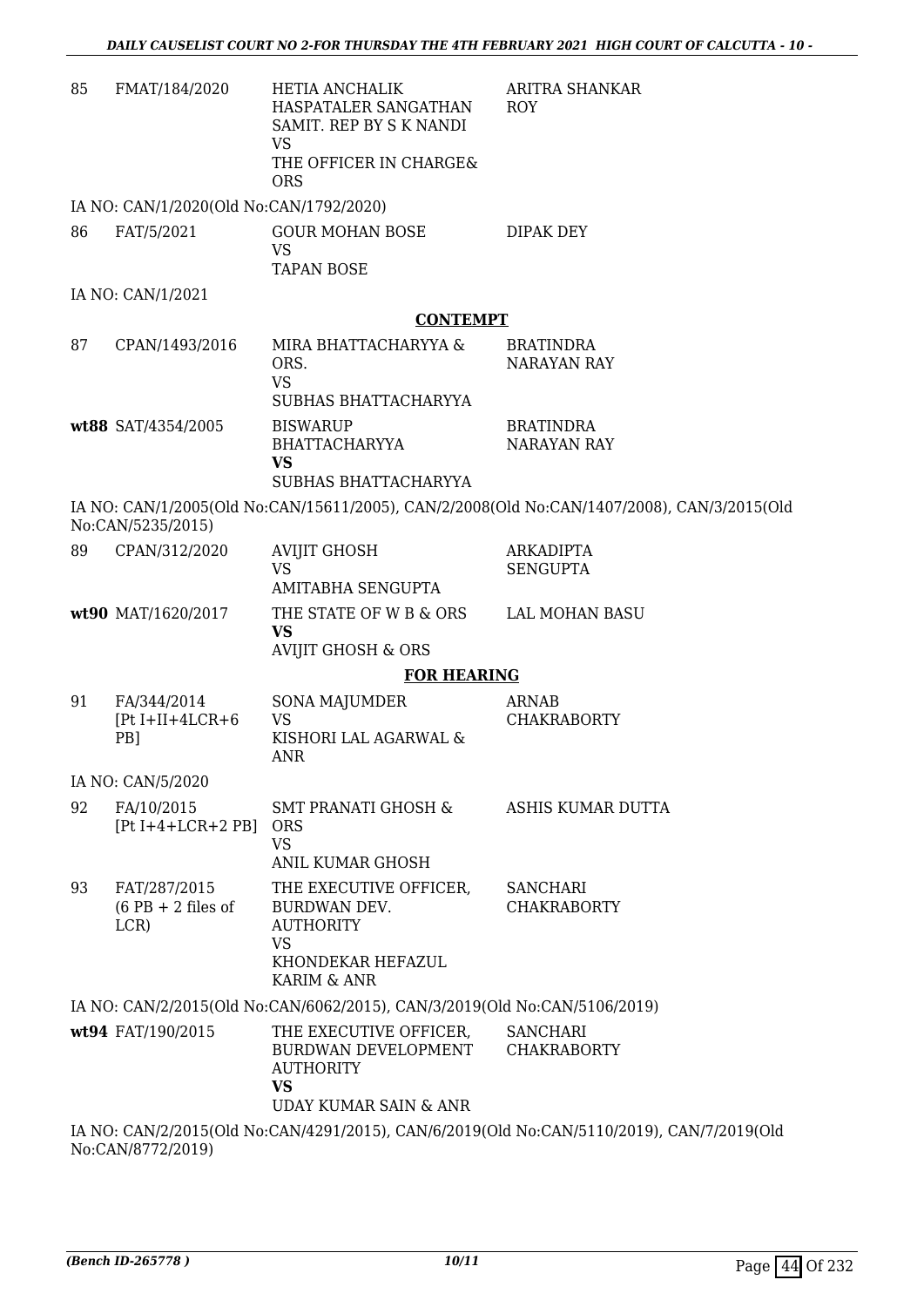| | | | |
|---|---|---|---|
| 85 | FMAT/184/2020 | HETIA ANCHALIK HASPATALER SANGATHAN SAMIT. REP BY S K NANDI<br>VS<br>THE OFFICER IN CHARGE& ORS | ARITRA SHANKAR ROY |

IA NO: CAN/1/2020(Old No:CAN/1792/2020)

| | | | |
|---|---|---|---|
| 86 | FAT/5/2021 | GOUR MOHAN BOSE<br>VS<br>TAPAN BOSE | DIPAK DEY |

IA NO: CAN/1/2021

**CONTEMPT**

| | | | |
|---|---|---|---|
| 87 | CPAN/1493/2016 | MIRA BHATTACHARYYA & ORS.<br>VS<br>SUBHAS BHATTACHARYYA | BRATINDRA NARAYAN RAY |
| **wt88** | SAT/4354/2005 | BISWARUP BHATTACHARYYA<br>**VS**<br>SUBHAS BHATTACHARYYA | BRATINDRA NARAYAN RAY |

IA NO: CAN/1/2005(Old No:CAN/15611/2005), CAN/2/2008(Old No:CAN/1407/2008), CAN/3/2015(Old No:CAN/5235/2015)

| | | | |
|---|---|---|---|
| 89 | CPAN/312/2020 | AVIJIT GHOSH<br>VS<br>AMITABHA SENGUPTA | ARKADIPTA SENGUPTA |
| **wt90** | MAT/1620/2017 | THE STATE OF W B & ORS<br>**VS**<br>AVIJIT GHOSH & ORS | LAL MOHAN BASU |

**FOR HEARING**

| | | | |
|---|---|---|---|
| 91 | FA/344/2014<br>[Pt I+II+4LCR+6 PB] | SONA MAJUMDER<br>VS<br>KISHORI LAL AGARWAL & ANR | ARNAB CHAKRABORTY |

IA NO: CAN/5/2020

| | | | |
|---|---|---|---|
| 92 | FA/10/2015<br>[Pt I+4+LCR+2 PB] | SMT PRANATI GHOSH & ORS<br>VS<br>ANIL KUMAR GHOSH | ASHIS KUMAR DUTTA |
| 93 | FAT/287/2015<br>(6 PB + 2 files of LCR) | THE EXECUTIVE OFFICER, BURDWAN DEV. AUTHORITY<br>VS<br>KHONDEKAR HEFAZUL KARIM & ANR | SANCHARI CHAKRABORTY |

IA NO: CAN/2/2015(Old No:CAN/6062/2015), CAN/3/2019(Old No:CAN/5106/2019)

| | | | |
|---|---|---|---|
| **wt94** | FAT/190/2015 | THE EXECUTIVE OFFICER, BURDWAN DEVELOPMENT AUTHORITY<br>**VS**<br>UDAY KUMAR SAIN & ANR | SANCHARI CHAKRABORTY |

IA NO: CAN/2/2015(Old No:CAN/4291/2015), CAN/6/2019(Old No:CAN/5110/2019), CAN/7/2019(Old No:CAN/8772/2019)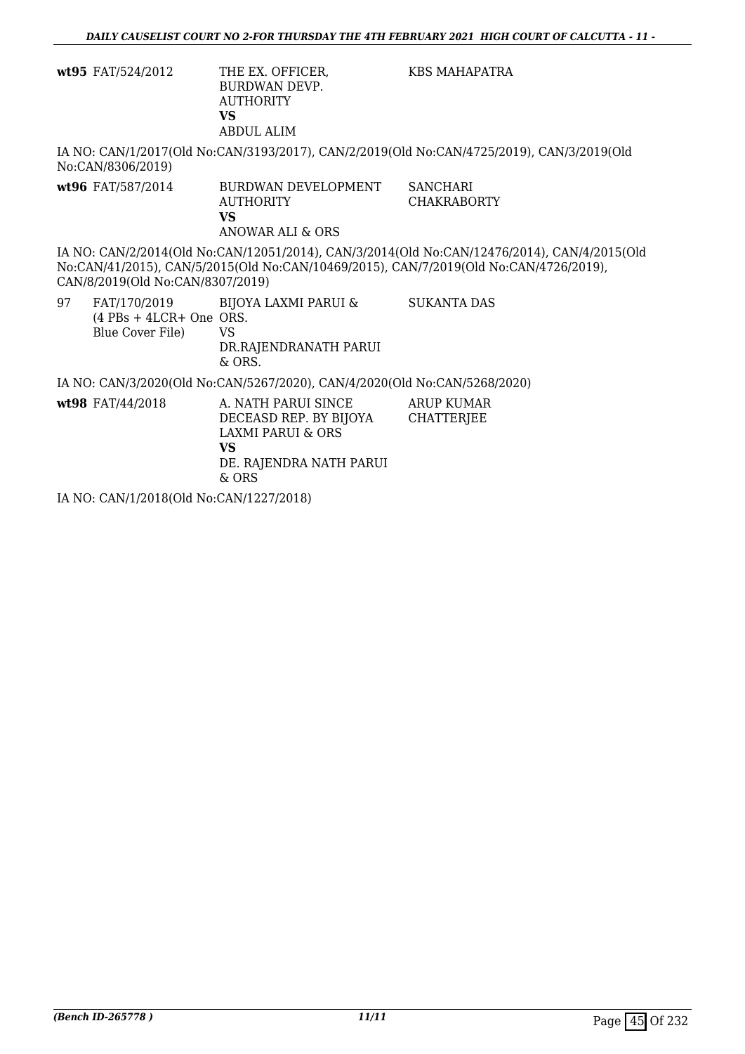| | | | |
|---|---|---|---|
| **wt95** | FAT/524/2012 | THE EX. OFFICER, BURDWAN DEVP. AUTHORITY **VS** ABDUL ALIM | KBS MAHAPATRA |

IA NO: CAN/1/2017(Old No:CAN/3193/2017), CAN/2/2019(Old No:CAN/4725/2019), CAN/3/2019(Old No:CAN/8306/2019)

| | | | |
|---|---|---|---|
| **wt96** | FAT/587/2014 | BURDWAN DEVELOPMENT AUTHORITY **VS** ANOWAR ALI & ORS | SANCHARI CHAKRABORTY |

IA NO: CAN/2/2014(Old No:CAN/12051/2014), CAN/3/2014(Old No:CAN/12476/2014), CAN/4/2015(Old No:CAN/41/2015), CAN/5/2015(Old No:CAN/10469/2015), CAN/7/2019(Old No:CAN/4726/2019), CAN/8/2019(Old No:CAN/8307/2019)

| | | | |
|---|---|---|---|
| 97 | FAT/170/2019 (4 PBs + 4LCR+ One Blue Cover File) | BIJOYA LAXMI PARUI & ORS. VS DR.RAJENDRANATH PARUI & ORS. | SUKANTA DAS |

IA NO: CAN/3/2020(Old No:CAN/5267/2020), CAN/4/2020(Old No:CAN/5268/2020)

| | | | |
|---|---|---|---|
| **wt98** | FAT/44/2018 | A. NATH PARUI SINCE DECEASD REP. BY BIJOYA LAXMI PARUI & ORS **VS** DE. RAJENDRA NATH PARUI & ORS | ARUP KUMAR CHATTERJEE |

IA NO: CAN/1/2018(Old No:CAN/1227/2018)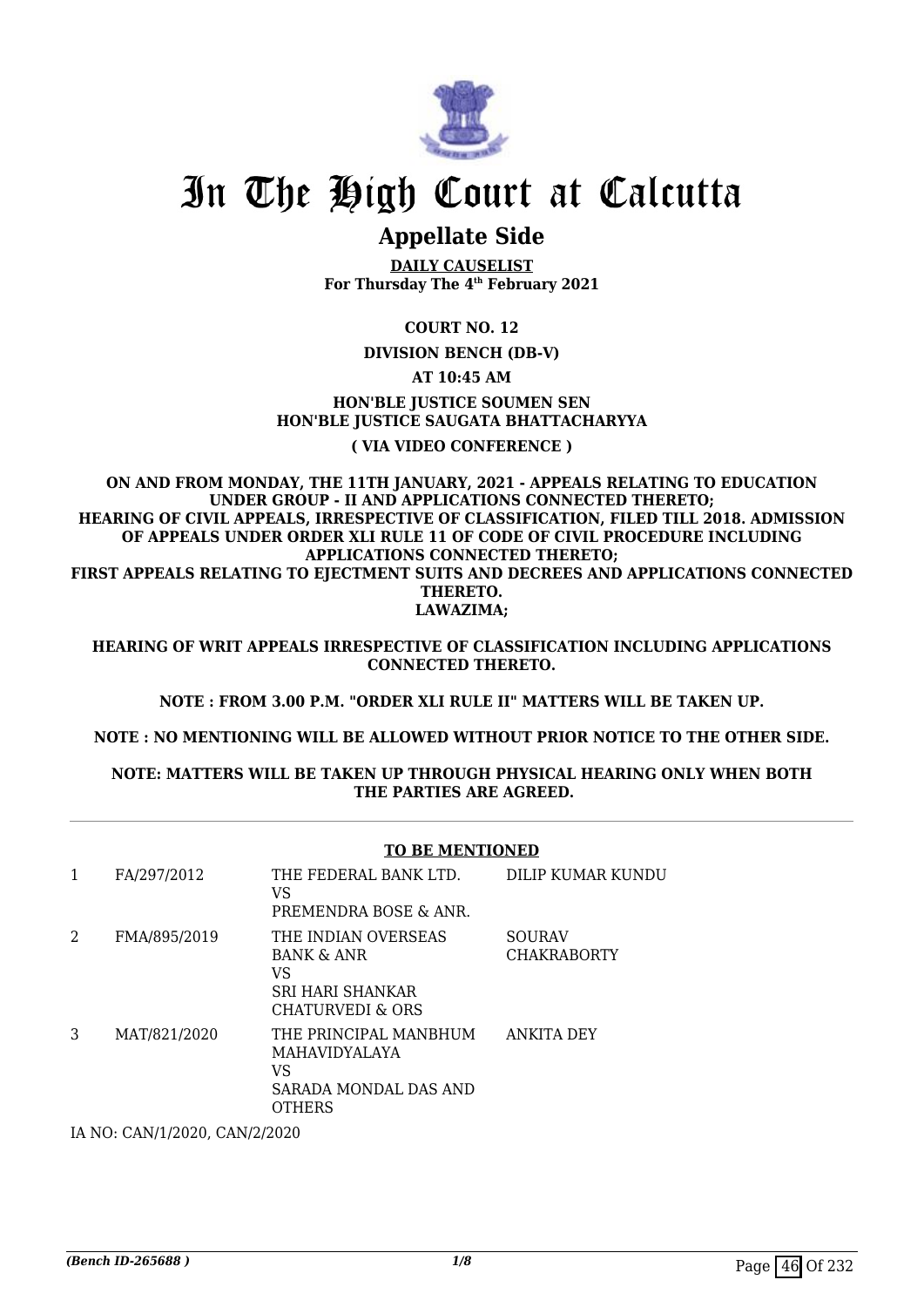# In The High Court at Calcutta

## Appellate Side

**DAILY CAUSELIST**
**For Thursday The 4th February 2021**

**COURT NO. 12**

**DIVISION BENCH (DB-V)**

**AT 10:45 AM**

**HON'BLE JUSTICE SOUMEN SEN**
**HON'BLE JUSTICE SAUGATA BHATTACHARYYA**

**( VIA VIDEO CONFERENCE )**

**ON AND FROM MONDAY, THE 11TH JANUARY, 2021 - APPEALS RELATING TO EDUCATION UNDER GROUP - II AND APPLICATIONS CONNECTED THERETO;**
**HEARING OF CIVIL APPEALS, IRRESPECTIVE OF CLASSIFICATION, FILED TILL 2018. ADMISSION OF APPEALS UNDER ORDER XLI RULE 11 OF CODE OF CIVIL PROCEDURE INCLUDING APPLICATIONS CONNECTED THERETO;**
**FIRST APPEALS RELATING TO EJECTMENT SUITS AND DECREES AND APPLICATIONS CONNECTED THERETO.**
**LAWAZIMA;**

**HEARING OF WRIT APPEALS IRRESPECTIVE OF CLASSIFICATION INCLUDING APPLICATIONS CONNECTED THERETO.**

**NOTE : FROM 3.00 P.M. "ORDER XLI RULE II" MATTERS WILL BE TAKEN UP.**

**NOTE : NO MENTIONING WILL BE ALLOWED WITHOUT PRIOR NOTICE TO THE OTHER SIDE.**

**NOTE: MATTERS WILL BE TAKEN UP THROUGH PHYSICAL HEARING ONLY WHEN BOTH THE PARTIES ARE AGREED.**

**TO BE MENTIONED**

| | | | |
|---|---|---|---|
| 1 | FA/297/2012 | THE FEDERAL BANK LTD.<br>VS<br>PREMENDRA BOSE & ANR. | DILIP KUMAR KUNDU |
| 2 | FMA/895/2019 | THE INDIAN OVERSEAS BANK & ANR<br>VS<br>SRI HARI SHANKAR CHATURVEDI & ORS | SOURAV CHAKRABORTY |
| 3 | MAT/821/2020 | THE PRINCIPAL MANBHUM MAHAVIDYALAYA<br>VS<br>SARADA MONDAL DAS AND OTHERS | ANKITA DEY |

IA NO: CAN/1/2020, CAN/2/2020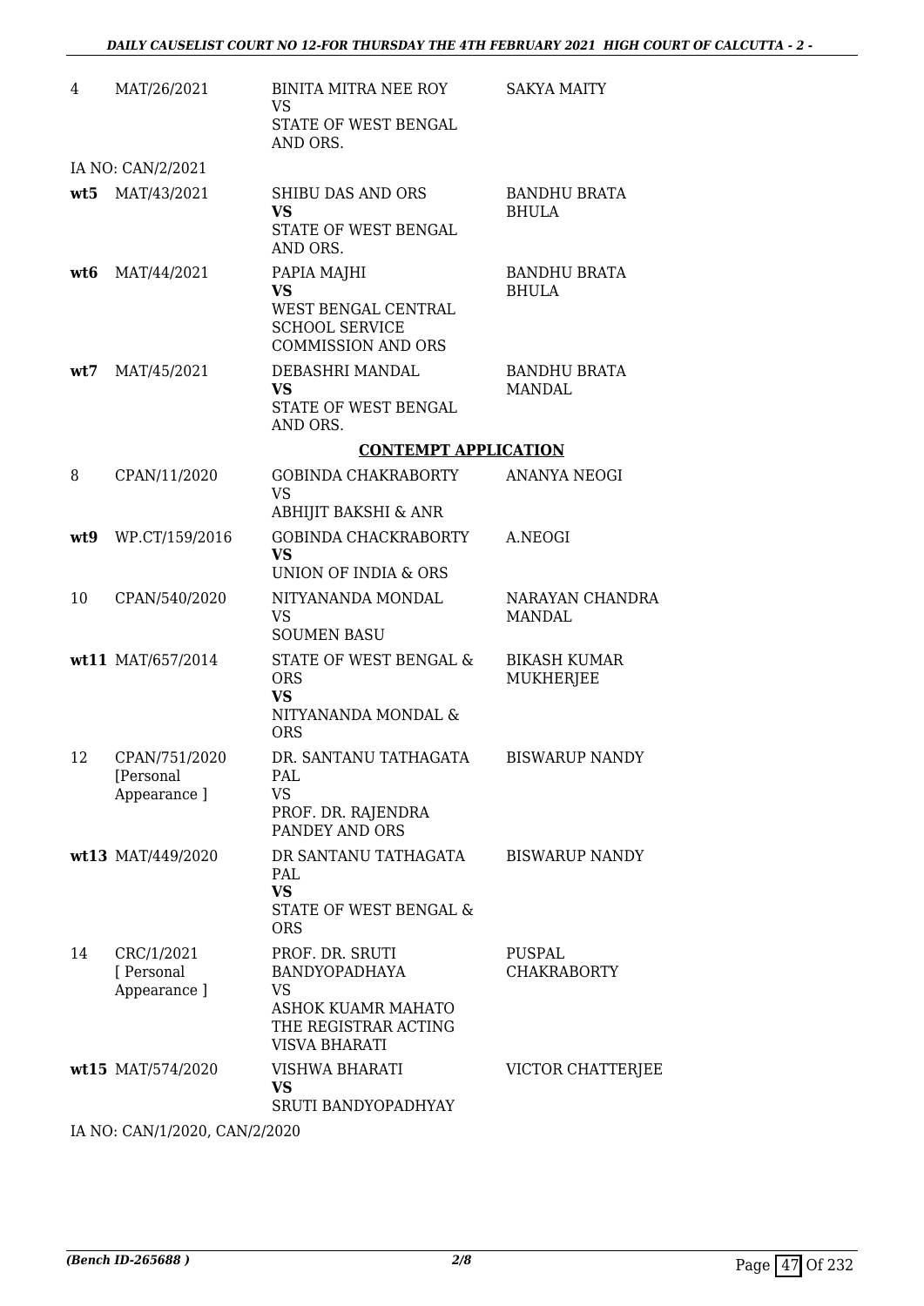| | | | |
|---|---|---|---|
| 4 | MAT/26/2021 | BINITA MITRA NEE ROY<br>VS<br>STATE OF WEST BENGAL AND ORS. | SAKYA MAITY |
| | IA NO: CAN/2/2021 | | |
| **wt5** | MAT/43/2021 | SHIBU DAS AND ORS<br>**VS**<br>STATE OF WEST BENGAL AND ORS. | BANDHU BRATA BHULA |
| **wt6** | MAT/44/2021 | PAPIA MAJHI<br>**VS**<br>WEST BENGAL CENTRAL SCHOOL SERVICE COMMISSION AND ORS | BANDHU BRATA BHULA |
| **wt7** | MAT/45/2021 | DEBASHRI MANDAL<br>**VS**<br>STATE OF WEST BENGAL AND ORS. | BANDHU BRATA MANDAL |

**CONTEMPT APPLICATION**

| | | | |
|---|---|---|---|
| 8 | CPAN/11/2020 | GOBINDA CHAKRABORTY<br>VS<br>ABHIJIT BAKSHI & ANR | ANANYA NEOGI |
| **wt9** | WP.CT/159/2016 | GOBINDA CHACKRABORTY<br>**VS**<br>UNION OF INDIA & ORS | A.NEOGI |
| 10 | CPAN/540/2020 | NITYANANDA MONDAL<br>VS<br>SOUMEN BASU | NARAYAN CHANDRA MANDAL |
| **wt11** | MAT/657/2014 | STATE OF WEST BENGAL & ORS<br>**VS**<br>NITYANANDA MONDAL & ORS | BIKASH KUMAR MUKHERJEE |
| 12 | CPAN/751/2020 [Personal Appearance ] | DR. SANTANU TATHAGATA PAL<br>VS<br>PROF. DR. RAJENDRA PANDEY AND ORS | BISWARUP NANDY |
| **wt13** | MAT/449/2020 | DR SANTANU TATHAGATA PAL<br>**VS**<br>STATE OF WEST BENGAL & ORS | BISWARUP NANDY |
| 14 | CRC/1/2021 [ Personal Appearance ] | PROF. DR. SRUTI BANDYOPADHAYA<br>VS<br>ASHOK KUAMR MAHATO THE REGISTRAR ACTING VISVA BHARATI | PUSPAL CHAKRABORTY |
| **wt15** | MAT/574/2020 | VISHWA BHARATI<br>**VS**<br>SRUTI BANDYOPADHYAY | VICTOR CHATTERJEE |

IA NO: CAN/1/2020, CAN/2/2020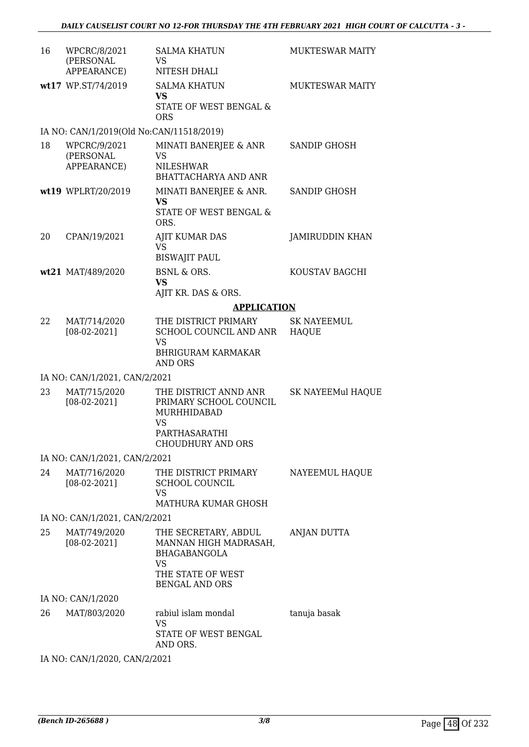| | | | |
|---|---|---|---|
| 16 | WPCRC/8/2021 (PERSONAL APPEARANCE) | SALMA KHATUN<br>VS<br>NITESH DHALI | MUKTESWAR MAITY |
| wt17 | WP.ST/74/2019 | SALMA KHATUN<br>**VS**<br>STATE OF WEST BENGAL & ORS | MUKTESWAR MAITY |

IA NO: CAN/1/2019(Old No:CAN/11518/2019)

| | | | |
|---|---|---|---|
| 18 | WPCRC/9/2021 (PERSONAL APPEARANCE) | MINATI BANERJEE & ANR<br>VS<br>NILESHWAR BHATTACHARYA AND ANR | SANDIP GHOSH |
| wt19 | WPLRT/20/2019 | MINATI BANERJEE & ANR.<br>**VS**<br>STATE OF WEST BENGAL & ORS. | SANDIP GHOSH |
| 20 | CPAN/19/2021 | AJIT KUMAR DAS<br>VS<br>BISWAJIT PAUL | JAMIRUDDIN KHAN |
| wt21 | MAT/489/2020 | BSNL & ORS.<br>**VS**<br>AJIT KR. DAS & ORS. | KOUSTAV BAGCHI |

## APPLICATION

| | | | |
|---|---|---|---|
| 22 | MAT/714/2020 [08-02-2021] | THE DISTRICT PRIMARY SCHOOL COUNCIL AND ANR<br>VS<br>BHRIGURAM KARMAKAR AND ORS | SK NAYEEMUL HAQUE |

IA NO: CAN/1/2021, CAN/2/2021

| | | | |
|---|---|---|---|
| 23 | MAT/715/2020 [08-02-2021] | THE DISTRICT ANND ANR PRIMARY SCHOOL COUNCIL MURHHIDABAD<br>VS<br>PARTHASARATHI CHOUDHURY AND ORS | SK NAYEEMul HAQUE |

IA NO: CAN/1/2021, CAN/2/2021

| | | | |
|---|---|---|---|
| 24 | MAT/716/2020 [08-02-2021] | THE DISTRICT PRIMARY SCHOOL COUNCIL<br>VS<br>MATHURA KUMAR GHOSH | NAYEEMUL HAQUE |

IA NO: CAN/1/2021, CAN/2/2021

| | | | |
|---|---|---|---|
| 25 | MAT/749/2020 [08-02-2021] | THE SECRETARY, ABDUL MANNAN HIGH MADRASAH, BHAGABANGOLA<br>VS<br>THE STATE OF WEST BENGAL AND ORS | ANJAN DUTTA |

IA NO: CAN/1/2020

| | | | |
|---|---|---|---|
| 26 | MAT/803/2020 | rabiul islam mondal<br>VS<br>STATE OF WEST BENGAL AND ORS. | tanuja basak |

IA NO: CAN/1/2020, CAN/2/2021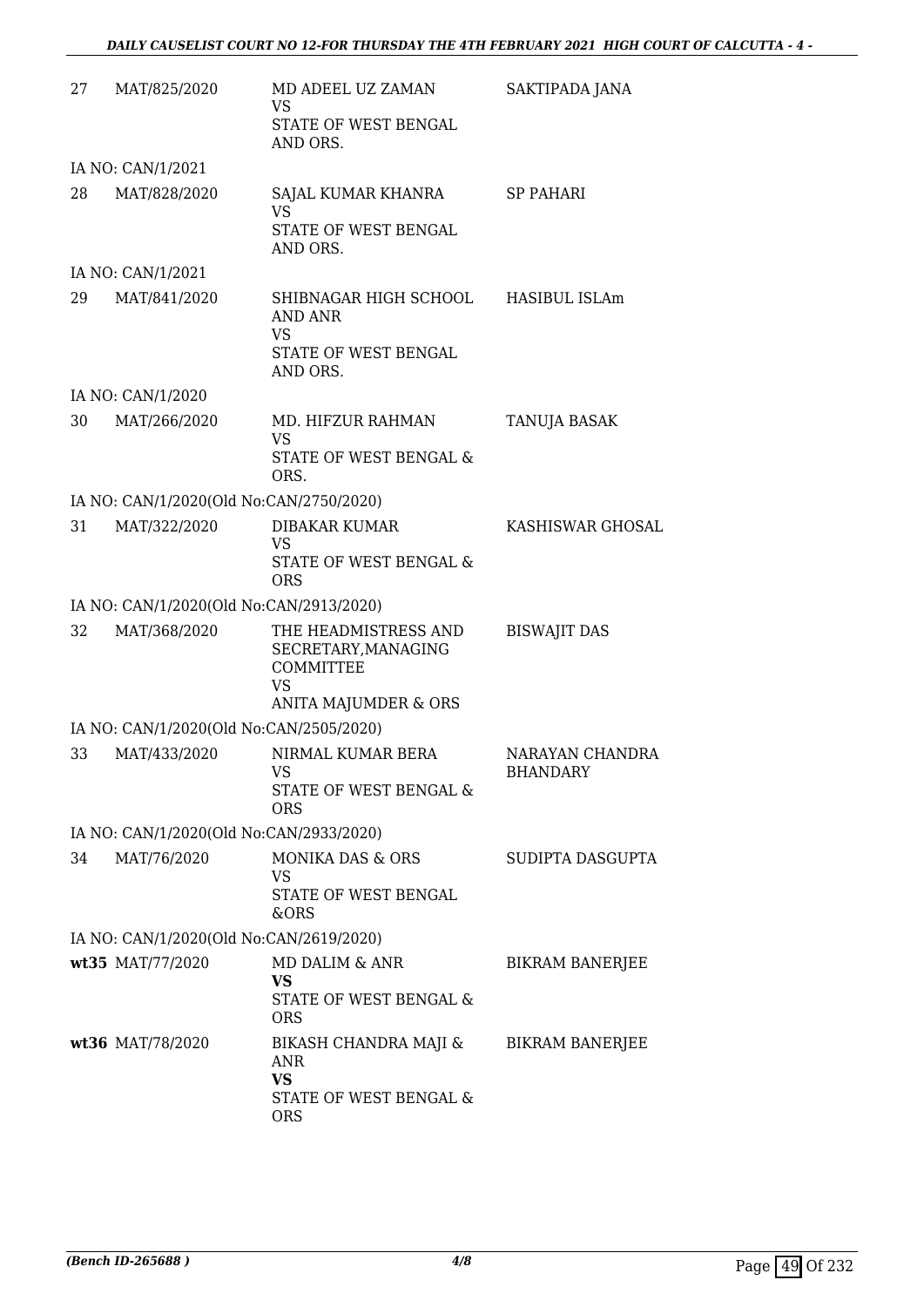| | | | |
|---|---|---|---|
| 27 | MAT/825/2020 | MD ADEEL UZ ZAMAN<br>VS<br>STATE OF WEST BENGAL AND ORS. | SAKTIPADA JANA |
| | IA NO: CAN/1/2021 | | |
| 28 | MAT/828/2020 | SAJAL KUMAR KHANRA<br>VS<br>STATE OF WEST BENGAL AND ORS. | SP PAHARI |
| | IA NO: CAN/1/2021 | | |
| 29 | MAT/841/2020 | SHIBNAGAR HIGH SCHOOL AND ANR<br>VS<br>STATE OF WEST BENGAL AND ORS. | HASIBUL ISLAm |
| | IA NO: CAN/1/2020 | | |
| 30 | MAT/266/2020 | MD. HIFZUR RAHMAN<br>VS<br>STATE OF WEST BENGAL & ORS. | TANUJA BASAK |
| | IA NO: CAN/1/2020(Old No:CAN/2750/2020) | | |
| 31 | MAT/322/2020 | DIBAKAR KUMAR<br>VS<br>STATE OF WEST BENGAL & ORS | KASHISWAR GHOSAL |
| | IA NO: CAN/1/2020(Old No:CAN/2913/2020) | | |
| 32 | MAT/368/2020 | THE HEADMISTRESS AND SECRETARY,MANAGING COMMITTEE<br>VS<br>ANITA MAJUMDER & ORS | BISWAJIT DAS |
| | IA NO: CAN/1/2020(Old No:CAN/2505/2020) | | |
| 33 | MAT/433/2020 | NIRMAL KUMAR BERA<br>VS<br>STATE OF WEST BENGAL & ORS | NARAYAN CHANDRA BHANDARY |
| | IA NO: CAN/1/2020(Old No:CAN/2933/2020) | | |
| 34 | MAT/76/2020 | MONIKA DAS & ORS<br>VS<br>STATE OF WEST BENGAL &ORS | SUDIPTA DASGUPTA |
| | IA NO: CAN/1/2020(Old No:CAN/2619/2020) | | |
| **wt35** | MAT/77/2020 | MD DALIM & ANR<br>**VS**<br>STATE OF WEST BENGAL & ORS | BIKRAM BANERJEE |
| **wt36** | MAT/78/2020 | BIKASH CHANDRA MAJI & ANR<br>**VS**<br>STATE OF WEST BENGAL & ORS | BIKRAM BANERJEE |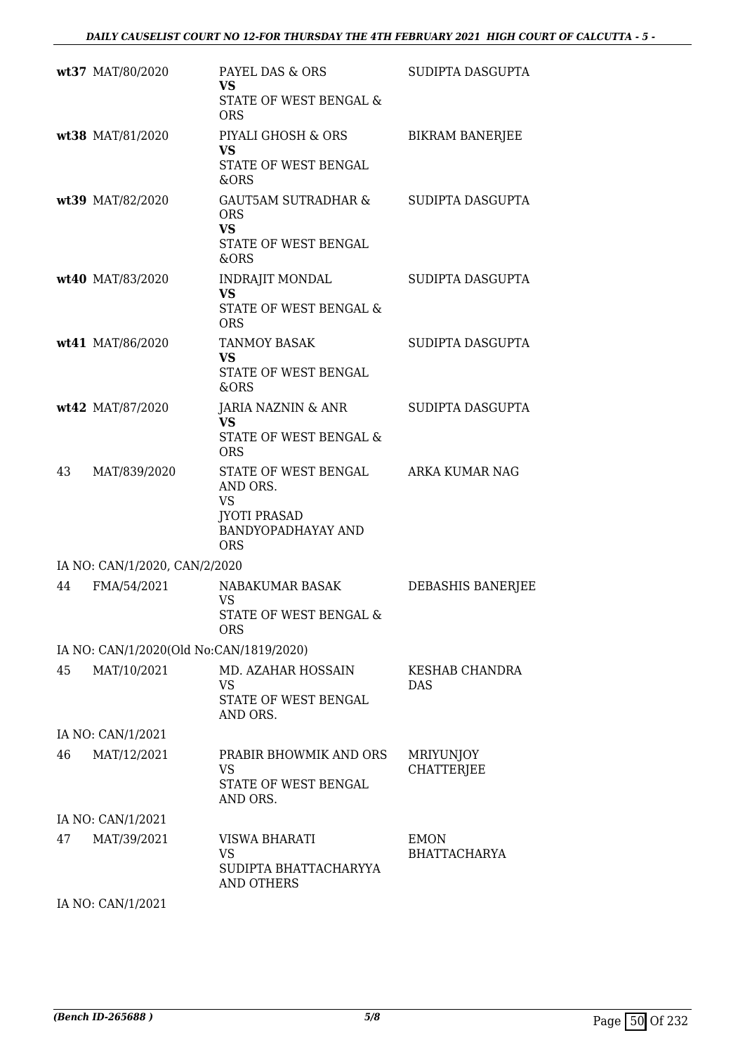| | | | |
|---|---|---|---|
| **wt37** | MAT/80/2020 | PAYEL DAS & ORS<br>**VS**<br>STATE OF WEST BENGAL & ORS | SUDIPTA DASGUPTA |
| **wt38** | MAT/81/2020 | PIYALI GHOSH & ORS<br>**VS**<br>STATE OF WEST BENGAL &ORS | BIKRAM BANERJEE |
| **wt39** | MAT/82/2020 | GAUT5AM SUTRADHAR & ORS<br>**VS**<br>STATE OF WEST BENGAL &ORS | SUDIPTA DASGUPTA |
| **wt40** | MAT/83/2020 | INDRAJIT MONDAL<br>**VS**<br>STATE OF WEST BENGAL & ORS | SUDIPTA DASGUPTA |
| **wt41** | MAT/86/2020 | TANMOY BASAK<br>**VS**<br>STATE OF WEST BENGAL &ORS | SUDIPTA DASGUPTA |
| **wt42** | MAT/87/2020 | JARIA NAZNIN & ANR<br>**VS**<br>STATE OF WEST BENGAL & ORS | SUDIPTA DASGUPTA |
| 43 | MAT/839/2020 | STATE OF WEST BENGAL AND ORS.<br>VS<br>JYOTI PRASAD BANDYOPADHAYAY AND ORS | ARKA KUMAR NAG |
| IA NO: CAN/1/2020, CAN/2/2020 | | | |
| 44 | FMA/54/2021 | NABAKUMAR BASAK<br>VS<br>STATE OF WEST BENGAL & ORS | DEBASHIS BANERJEE |
| IA NO: CAN/1/2020(Old No:CAN/1819/2020) | | | |
| 45 | MAT/10/2021 | MD. AZAHAR HOSSAIN<br>VS<br>STATE OF WEST BENGAL AND ORS. | KESHAB CHANDRA DAS |
| IA NO: CAN/1/2021 | | | |
| 46 | MAT/12/2021 | PRABIR BHOWMIK AND ORS<br>VS<br>STATE OF WEST BENGAL AND ORS. | MRIYUNJOY CHATTERJEE |
| IA NO: CAN/1/2021 | | | |
| 47 | MAT/39/2021 | VISWA BHARATI<br>VS<br>SUDIPTA BHATTACHARYYA AND OTHERS | EMON BHATTACHARYA |
| IA NO: CAN/1/2021 | | | |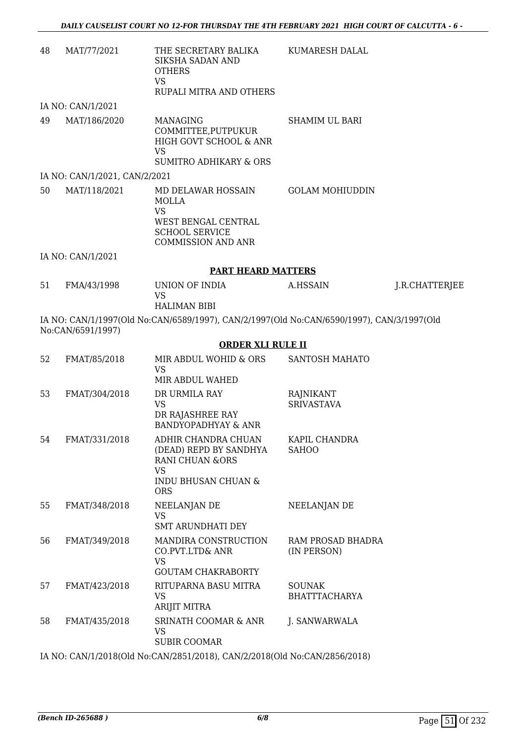| | | | | |
|---|---|---|---|---|
| 48 | MAT/77/2021 | THE SECRETARY BALIKA SIKSHA SADAN AND OTHERS<br>VS<br>RUPALI MITRA AND OTHERS | KUMARESH DALAL | |

IA NO: CAN/1/2021

| | | | | |
|---|---|---|---|---|
| 49 | MAT/186/2020 | MANAGING COMMITTEE,PUTPUKUR HIGH GOVT SCHOOL & ANR<br>VS<br>SUMITRO ADHIKARY & ORS | SHAMIM UL BARI | |

IA NO: CAN/1/2021, CAN/2/2021

| | | | | |
|---|---|---|---|---|
| 50 | MAT/118/2021 | MD DELAWAR HOSSAIN MOLLA<br>VS<br>WEST BENGAL CENTRAL SCHOOL SERVICE COMMISSION AND ANR | GOLAM MOHIUDDIN | |

IA NO: CAN/1/2021

**PART HEARD MATTERS**

| | | | | |
|---|---|---|---|---|
| 51 | FMA/43/1998 | UNION OF INDIA<br>VS<br>HALIMAN BIBI | A.HSSAIN | J.R.CHATTERJEE |

IA NO: CAN/1/1997(Old No:CAN/6589/1997), CAN/2/1997(Old No:CAN/6590/1997), CAN/3/1997(Old No:CAN/6591/1997)

**ORDER XLI RULE II**

| | | | | |
|---|---|---|---|---|
| 52 | FMAT/85/2018 | MIR ABDUL WOHID & ORS<br>VS<br>MIR ABDUL WAHED | SANTOSH MAHATO | |
| 53 | FMAT/304/2018 | DR URMILA RAY<br>VS<br>DR RAJASHREE RAY BANDYOPADHYAY & ANR | RAJNIKANT SRIVASTAVA | |
| 54 | FMAT/331/2018 | ADHIR CHANDRA CHUAN (DEAD) REPD BY SANDHYA RANI CHUAN &ORS<br>VS<br>INDU BHUSAN CHUAN & ORS | KAPIL CHANDRA SAHOO | |
| 55 | FMAT/348/2018 | NEELANJAN DE<br>VS<br>SMT ARUNDHATI DEY | NEELANJAN DE | |
| 56 | FMAT/349/2018 | MANDIRA CONSTRUCTION CO.PVT.LTD& ANR<br>VS<br>GOUTAM CHAKRABORTY | RAM PROSAD BHADRA (IN PERSON) | |
| 57 | FMAT/423/2018 | RITUPARNA BASU MITRA<br>VS<br>ARIJIT MITRA | SOUNAK BHATTTACHARYA | |
| 58 | FMAT/435/2018 | SRINATH COOMAR & ANR<br>VS<br>SUBIR COOMAR | J. SANWARWALA | |

IA NO: CAN/1/2018(Old No:CAN/2851/2018), CAN/2/2018(Old No:CAN/2856/2018)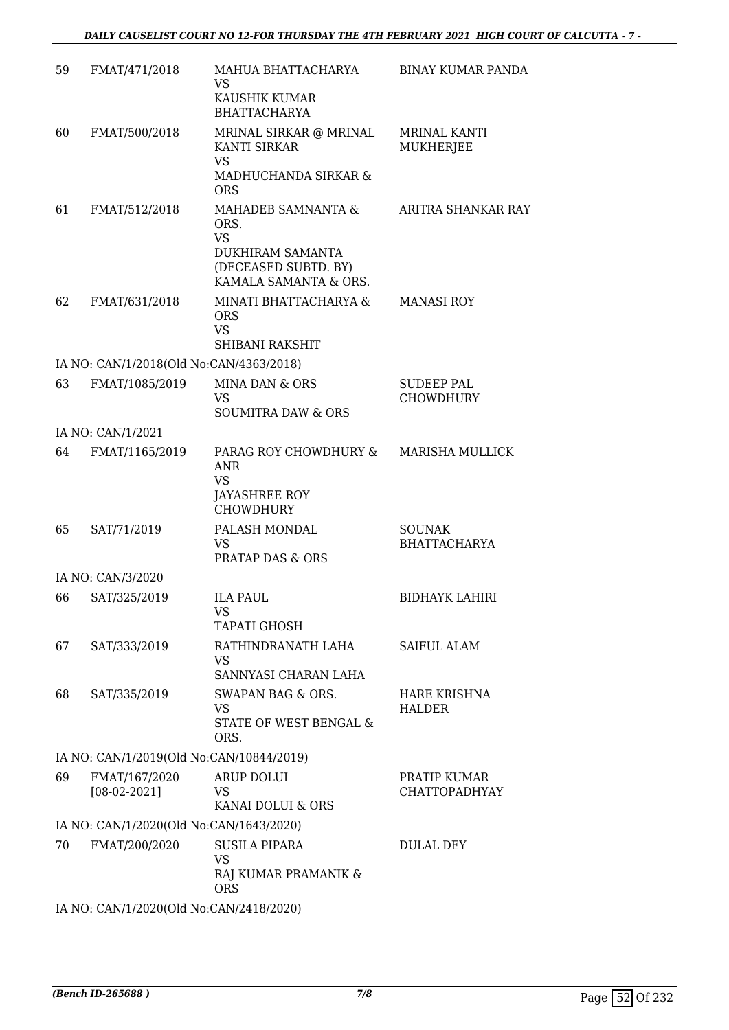| | | | |
|---|---|---|---|
| 59 | FMAT/471/2018 | MAHUA BHATTACHARYA<br>VS<br>KAUSHIK KUMAR BHATTACHARYA | BINAY KUMAR PANDA |
| 60 | FMAT/500/2018 | MRINAL SIRKAR @ MRINAL KANTI SIRKAR<br>VS<br>MADHUCHANDA SIRKAR & ORS | MRINAL KANTI MUKHERJEE |
| 61 | FMAT/512/2018 | MAHADEB SAMNANTA & ORS.<br>VS<br>DUKHIRAM SAMANTA (DECEASED SUBTD. BY) KAMALA SAMANTA & ORS. | ARITRA SHANKAR RAY |
| 62 | FMAT/631/2018 | MINATI BHATTACHARYA & ORS<br>VS<br>SHIBANI RAKSHIT | MANASI ROY |
| IA NO: CAN/1/2018(Old No:CAN/4363/2018) | | | |
| 63 | FMAT/1085/2019 | MINA DAN & ORS<br>VS<br>SOUMITRA DAW & ORS | SUDEEP PAL CHOWDHURY |
| IA NO: CAN/1/2021 | | | |
| 64 | FMAT/1165/2019 | PARAG ROY CHOWDHURY & ANR<br>VS<br>JAYASHREE ROY CHOWDHURY | MARISHA MULLICK |
| 65 | SAT/71/2019 | PALASH MONDAL<br>VS<br>PRATAP DAS & ORS | SOUNAK BHATTACHARYA |
| IA NO: CAN/3/2020 | | | |
| 66 | SAT/325/2019 | ILA PAUL<br>VS<br>TAPATI GHOSH | BIDHAYK LAHIRI |
| 67 | SAT/333/2019 | RATHINDRANATH LAHA<br>VS<br>SANNYASI CHARAN LAHA | SAIFUL ALAM |
| 68 | SAT/335/2019 | SWAPAN BAG & ORS.<br>VS<br>STATE OF WEST BENGAL & ORS. | HARE KRISHNA HALDER |
| IA NO: CAN/1/2019(Old No:CAN/10844/2019) | | | |
| 69 | FMAT/167/2020<br>[08-02-2021] | ARUP DOLUI<br>VS<br>KANAI DOLUI & ORS | PRATIP KUMAR CHATTOPADHYAY |
| IA NO: CAN/1/2020(Old No:CAN/1643/2020) | | | |
| 70 | FMAT/200/2020 | SUSILA PIPARA<br>VS<br>RAJ KUMAR PRAMANIK & ORS | DULAL DEY |
| IA NO: CAN/1/2020(Old No:CAN/2418/2020) | | | |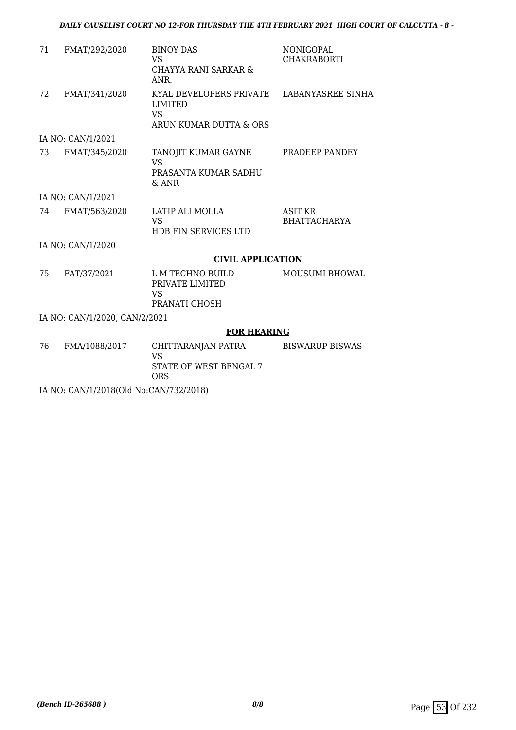| | | | |
|---|---|---|---|
| 71 | FMAT/292/2020 | BINOY DAS<br>VS<br>CHAYYA RANI SARKAR & ANR. | NONIGOPAL CHAKRABORTI |
| 72 | FMAT/341/2020 | KYAL DEVELOPERS PRIVATE LIMITED<br>VS<br>ARUN KUMAR DUTTA & ORS | LABANYASREE SINHA |
| | IA NO: CAN/1/2021 | | |
| 73 | FMAT/345/2020 | TANOJIT KUMAR GAYNE<br>VS<br>PRASANTA KUMAR SADHU & ANR | PRADEEP PANDEY |
| | IA NO: CAN/1/2021 | | |
| 74 | FMAT/563/2020 | LATIP ALI MOLLA<br>VS<br>HDB FIN SERVICES LTD | ASIT KR BHATTACHARYA |
| | IA NO: CAN/1/2020 | | |

**CIVIL APPLICATION**

| | | | |
|---|---|---|---|
| 75 | FAT/37/2021 | L M TECHNO BUILD PRIVATE LIMITED<br>VS<br>PRANATI GHOSH | MOUSUMI BHOWAL |
| | IA NO: CAN/1/2020, CAN/2/2021 | | |

**FOR HEARING**

| | | | |
|---|---|---|---|
| 76 | FMA/1088/2017 | CHITTARANJAN PATRA<br>VS<br>STATE OF WEST BENGAL 7 ORS | BISWARUP BISWAS |
| | IA NO: CAN/1/2018(Old No:CAN/732/2018) | | |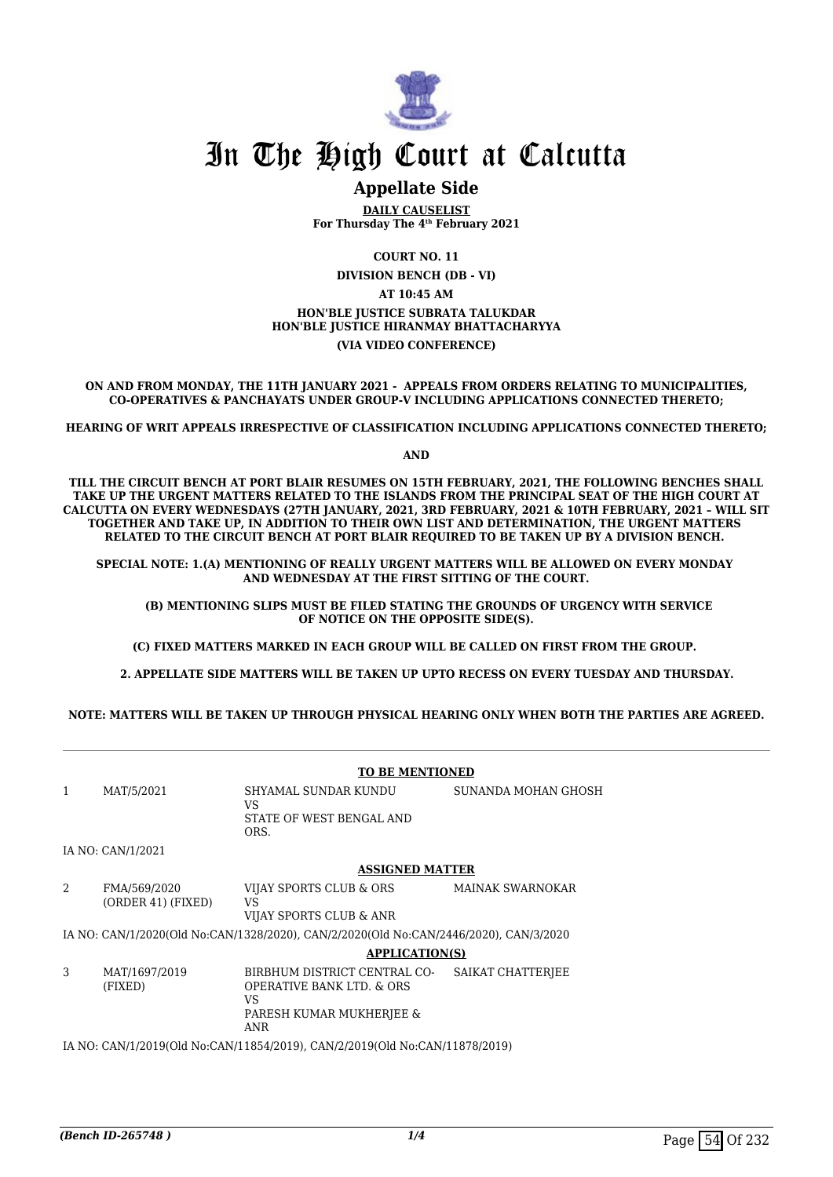# In The High Court at Calcutta

## Appellate Side

**DAILY CAUSELIST**
**For Thursday The 4th February 2021**

**COURT NO. 11**

**DIVISION BENCH (DB - VI)**

**AT 10:45 AM**

**HON'BLE JUSTICE SUBRATA TALUKDAR**
**HON'BLE JUSTICE HIRANMAY BHATTACHARYYA**

**(VIA VIDEO CONFERENCE)**

**ON AND FROM MONDAY, THE 11TH JANUARY 2021 - APPEALS FROM ORDERS RELATING TO MUNICIPALITIES, CO-OPERATIVES & PANCHAYATS UNDER GROUP-V INCLUDING APPLICATIONS CONNECTED THERETO;**

**HEARING OF WRIT APPEALS IRRESPECTIVE OF CLASSIFICATION INCLUDING APPLICATIONS CONNECTED THERETO;**

**AND**

**TILL THE CIRCUIT BENCH AT PORT BLAIR RESUMES ON 15TH FEBRUARY, 2021, THE FOLLOWING BENCHES SHALL TAKE UP THE URGENT MATTERS RELATED TO THE ISLANDS FROM THE PRINCIPAL SEAT OF THE HIGH COURT AT CALCUTTA ON EVERY WEDNESDAYS (27TH JANUARY, 2021, 3RD FEBRUARY, 2021 & 10TH FEBRUARY, 2021 – WILL SIT TOGETHER AND TAKE UP, IN ADDITION TO THEIR OWN LIST AND DETERMINATION, THE URGENT MATTERS RELATED TO THE CIRCUIT BENCH AT PORT BLAIR REQUIRED TO BE TAKEN UP BY A DIVISION BENCH.**

**SPECIAL NOTE: 1.(A) MENTIONING OF REALLY URGENT MATTERS WILL BE ALLOWED ON EVERY MONDAY AND WEDNESDAY AT THE FIRST SITTING OF THE COURT.**

**(B) MENTIONING SLIPS MUST BE FILED STATING THE GROUNDS OF URGENCY WITH SERVICE OF NOTICE ON THE OPPOSITE SIDE(S).**

**(C) FIXED MATTERS MARKED IN EACH GROUP WILL BE CALLED ON FIRST FROM THE GROUP.**

**2. APPELLATE SIDE MATTERS WILL BE TAKEN UP UPTO RECESS ON EVERY TUESDAY AND THURSDAY.**

**NOTE: MATTERS WILL BE TAKEN UP THROUGH PHYSICAL HEARING ONLY WHEN BOTH THE PARTIES ARE AGREED.**

**TO BE MENTIONED**

| | | | |
|---|---|---|---|
| 1 | MAT/5/2021 | SHYAMAL SUNDAR KUNDU<br>VS<br>STATE OF WEST BENGAL AND ORS. | SUNANDA MOHAN GHOSH |

IA NO: CAN/1/2021

**ASSIGNED MATTER**

| | | | |
|---|---|---|---|
| 2 | FMA/569/2020<br>(ORDER 41) (FIXED) | VIJAY SPORTS CLUB & ORS<br>VS<br>VIJAY SPORTS CLUB & ANR | MAINAK SWARNOKAR |

IA NO: CAN/1/2020(Old No:CAN/1328/2020), CAN/2/2020(Old No:CAN/2446/2020), CAN/3/2020

**APPLICATION(S)**

| | | | |
|---|---|---|---|
| 3 | MAT/1697/2019<br>(FIXED) | BIRBHUM DISTRICT CENTRAL CO-OPERATIVE BANK LTD. & ORS<br>VS<br>PARESH KUMAR MUKHERJEE & ANR | SAIKAT CHATTERJEE |

IA NO: CAN/1/2019(Old No:CAN/11854/2019), CAN/2/2019(Old No:CAN/11878/2019)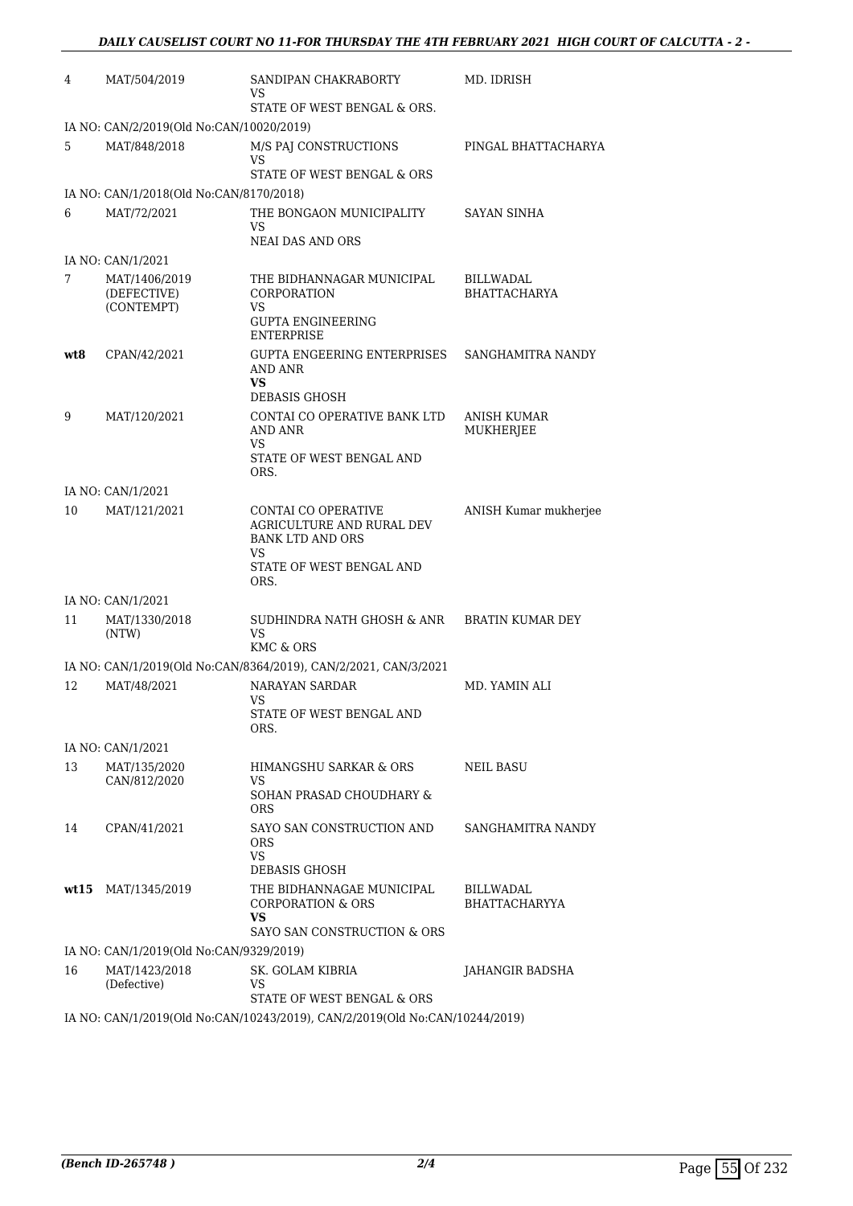| | | | |
|---|---|---|---|
| 4 | MAT/504/2019 | SANDIPAN CHAKRABORTY<br>VS<br>STATE OF WEST BENGAL & ORS. | MD. IDRISH |
| IA NO: CAN/2/2019(Old No:CAN/10020/2019) | | | |
| 5 | MAT/848/2018 | M/S PAJ CONSTRUCTIONS<br>VS<br>STATE OF WEST BENGAL & ORS | PINGAL BHATTACHARYA |
| IA NO: CAN/1/2018(Old No:CAN/8170/2018) | | | |
| 6 | MAT/72/2021 | THE BONGAON MUNICIPALITY<br>VS<br>NEAI DAS AND ORS | SAYAN SINHA |
| IA NO: CAN/1/2021 | | | |
| 7 | MAT/1406/2019<br>(DEFECTIVE)<br>(CONTEMPT) | THE BIDHANNAGAR MUNICIPAL CORPORATION<br>VS<br>GUPTA ENGINEERING ENTERPRISE | BILLWADAL BHATTACHARYA |
| **wt8** | CPAN/42/2021 | GUPTA ENGEERING ENTERPRISES AND ANR<br>**VS**<br>DEBASIS GHOSH | SANGHAMITRA NANDY |
| 9 | MAT/120/2021 | CONTAI CO OPERATIVE BANK LTD AND ANR<br>VS<br>STATE OF WEST BENGAL AND ORS. | ANISH KUMAR MUKHERJEE |
| IA NO: CAN/1/2021 | | | |
| 10 | MAT/121/2021 | CONTAI CO OPERATIVE AGRICULTURE AND RURAL DEV BANK LTD AND ORS<br>VS<br>STATE OF WEST BENGAL AND ORS. | ANISH Kumar mukherjee |
| IA NO: CAN/1/2021 | | | |
| 11 | MAT/1330/2018<br>(NTW) | SUDHINDRA NATH GHOSH & ANR<br>VS<br>KMC & ORS | BRATIN KUMAR DEY |
| IA NO: CAN/1/2019(Old No:CAN/8364/2019), CAN/2/2021, CAN/3/2021 | | | |
| 12 | MAT/48/2021 | NARAYAN SARDAR<br>VS<br>STATE OF WEST BENGAL AND ORS. | MD. YAMIN ALI |
| IA NO: CAN/1/2021 | | | |
| 13 | MAT/135/2020<br>CAN/812/2020 | HIMANGSHU SARKAR & ORS<br>VS<br>SOHAN PRASAD CHOUDHARY & ORS | NEIL BASU |
| 14 | CPAN/41/2021 | SAYO SAN CONSTRUCTION AND ORS<br>VS<br>DEBASIS GHOSH | SANGHAMITRA NANDY |
| **wt15** | MAT/1345/2019 | THE BIDHANNAGAE MUNICIPAL CORPORATION & ORS<br>**VS**<br>SAYO SAN CONSTRUCTION & ORS | BILLWADAL BHATTACHARYYA |
| IA NO: CAN/1/2019(Old No:CAN/9329/2019) | | | |
| 16 | MAT/1423/2018<br>(Defective) | SK. GOLAM KIBRIA<br>VS<br>STATE OF WEST BENGAL & ORS | JAHANGIR BADSHA |
| IA NO: CAN/1/2019(Old No:CAN/10243/2019), CAN/2/2019(Old No:CAN/10244/2019) | | | |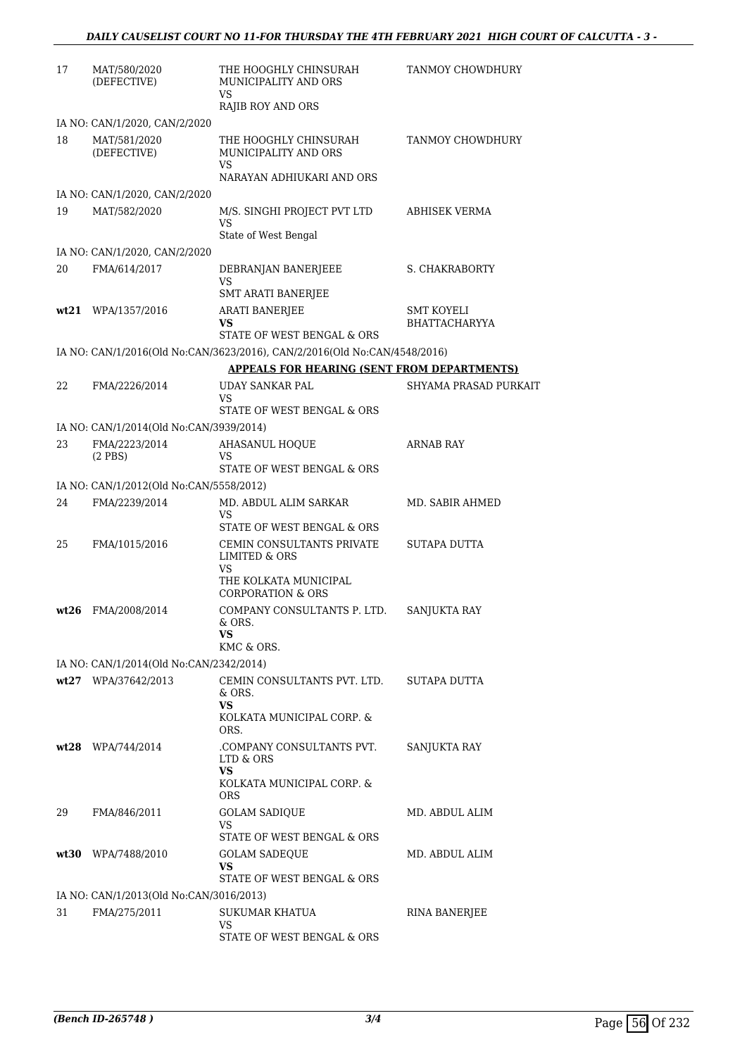| | | | |
|---|---|---|---|
| 17 | MAT/580/2020 (DEFECTIVE) | THE HOOGHLY CHINSURAH MUNICIPALITY AND ORS VS RAJIB ROY AND ORS | TANMOY CHOWDHURY |
| | IA NO: CAN/1/2020, CAN/2/2020 | | |
| 18 | MAT/581/2020 (DEFECTIVE) | THE HOOGHLY CHINSURAH MUNICIPALITY AND ORS VS NARAYAN ADHIUKARI AND ORS | TANMOY CHOWDHURY |
| | IA NO: CAN/1/2020, CAN/2/2020 | | |
| 19 | MAT/582/2020 | M/S. SINGHI PROJECT PVT LTD VS State of West Bengal | ABHISEK VERMA |
| | IA NO: CAN/1/2020, CAN/2/2020 | | |
| 20 | FMA/614/2017 | DEBRANJAN BANERJEEE VS SMT ARATI BANERJEE | S. CHAKRABORTY |
| **wt21** | WPA/1357/2016 | ARATI BANERJEE **VS** STATE OF WEST BENGAL & ORS | SMT KOYELI BHATTACHARYYA |
| | IA NO: CAN/1/2016(Old No:CAN/3623/2016), CAN/2/2016(Old No:CAN/4548/2016) | | |

**APPEALS FOR HEARING (SENT FROM DEPARTMENTS)**

| | | | |
|---|---|---|---|
| 22 | FMA/2226/2014 | UDAY SANKAR PAL VS STATE OF WEST BENGAL & ORS | SHYAMA PRASAD PURKAIT |
| | IA NO: CAN/1/2014(Old No:CAN/3939/2014) | | |
| 23 | FMA/2223/2014 (2 PBS) | AHASANUL HOQUE VS STATE OF WEST BENGAL & ORS | ARNAB RAY |
| | IA NO: CAN/1/2012(Old No:CAN/5558/2012) | | |
| 24 | FMA/2239/2014 | MD. ABDUL ALIM SARKAR VS STATE OF WEST BENGAL & ORS | MD. SABIR AHMED |
| 25 | FMA/1015/2016 | CEMIN CONSULTANTS PRIVATE LIMITED & ORS VS THE KOLKATA MUNICIPAL CORPORATION & ORS | SUTAPA DUTTA |
| **wt26** | FMA/2008/2014 | COMPANY CONSULTANTS P. LTD. & ORS. **VS** KMC & ORS. | SANJUKTA RAY |
| | IA NO: CAN/1/2014(Old No:CAN/2342/2014) | | |
| **wt27** | WPA/37642/2013 | CEMIN CONSULTANTS PVT. LTD. & ORS. **VS** KOLKATA MUNICIPAL CORP. & ORS. | SUTAPA DUTTA |
| **wt28** | WPA/744/2014 | .COMPANY CONSULTANTS PVT. LTD & ORS **VS** KOLKATA MUNICIPAL CORP. & ORS | SANJUKTA RAY |
| 29 | FMA/846/2011 | GOLAM SADIQUE VS STATE OF WEST BENGAL & ORS | MD. ABDUL ALIM |
| **wt30** | WPA/7488/2010 | GOLAM SADEQUE **VS** STATE OF WEST BENGAL & ORS | MD. ABDUL ALIM |
| | IA NO: CAN/1/2013(Old No:CAN/3016/2013) | | |
| 31 | FMA/275/2011 | SUKUMAR KHATUA VS STATE OF WEST BENGAL & ORS | RINA BANERJEE |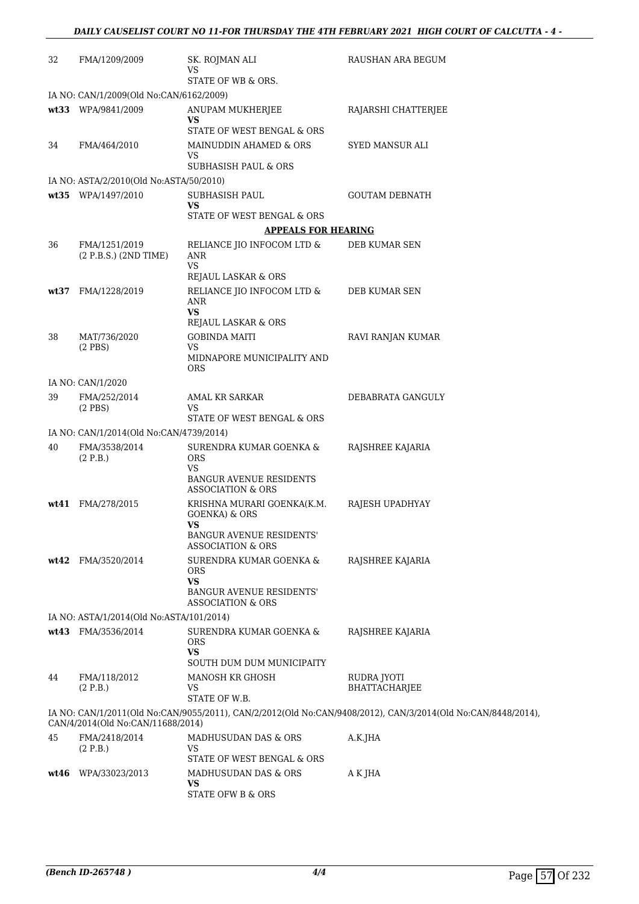| | | | |
|---|---|---|---|
| 32 | FMA/1209/2009 | SK. ROJMAN ALI<br>VS<br>STATE OF WB & ORS. | RAUSHAN ARA BEGUM |
| IA NO: CAN/1/2009(Old No:CAN/6162/2009) | | | |
| **wt33** | WPA/9841/2009 | ANUPAM MUKHERJEE<br>**VS**<br>STATE OF WEST BENGAL & ORS | RAJARSHI CHATTERJEE |
| 34 | FMA/464/2010 | MAINUDDIN AHAMED & ORS<br>VS<br>SUBHASISH PAUL & ORS | SYED MANSUR ALI |
| IA NO: ASTA/2/2010(Old No:ASTA/50/2010) | | | |
| **wt35** | WPA/1497/2010 | SUBHASISH PAUL<br>**VS**<br>STATE OF WEST BENGAL & ORS | GOUTAM DEBNATH |

**APPEALS FOR HEARING**

| | | | |
|---|---|---|---|
| 36 | FMA/1251/2019<br>(2 P.B.S.) (2ND TIME) | RELIANCE JIO INFOCOM LTD & ANR<br>VS<br>REJAUL LASKAR & ORS | DEB KUMAR SEN |
| **wt37** | FMA/1228/2019 | RELIANCE JIO INFOCOM LTD & ANR<br>**VS**<br>REJAUL LASKAR & ORS | DEB KUMAR SEN |
| 38 | MAT/736/2020<br>(2 PBS) | GOBINDA MAITI<br>VS<br>MIDNAPORE MUNICIPALITY AND ORS | RAVI RANJAN KUMAR |
| IA NO: CAN/1/2020 | | | |
| 39 | FMA/252/2014<br>(2 PBS) | AMAL KR SARKAR<br>VS<br>STATE OF WEST BENGAL & ORS | DEBABRATA GANGULY |
| IA NO: CAN/1/2014(Old No:CAN/4739/2014) | | | |
| 40 | FMA/3538/2014<br>(2 P.B.) | SURENDRA KUMAR GOENKA & ORS<br>VS<br>BANGUR AVENUE RESIDENTS ASSOCIATION & ORS | RAJSHREE KAJARIA |
| **wt41** | FMA/278/2015 | KRISHNA MURARI GOENKA(K.M. GOENKA) & ORS<br>**VS**<br>BANGUR AVENUE RESIDENTS' ASSOCIATION & ORS | RAJESH UPADHYAY |
| **wt42** | FMA/3520/2014 | SURENDRA KUMAR GOENKA & ORS<br>**VS**<br>BANGUR AVENUE RESIDENTS' ASSOCIATION & ORS | RAJSHREE KAJARIA |
| IA NO: ASTA/1/2014(Old No:ASTA/101/2014) | | | |
| **wt43** | FMA/3536/2014 | SURENDRA KUMAR GOENKA & ORS<br>**VS**<br>SOUTH DUM DUM MUNICIPAITY | RAJSHREE KAJARIA |
| 44 | FMA/118/2012<br>(2 P.B.) | MANOSH KR GHOSH<br>VS<br>STATE OF W.B. | RUDRA JYOTI BHATTACHARJEE |
| IA NO: CAN/1/2011(Old No:CAN/9055/2011), CAN/2/2012(Old No:CAN/9408/2012), CAN/3/2014(Old No:CAN/8448/2014), CAN/4/2014(Old No:CAN/11688/2014) | | | |
| 45 | FMA/2418/2014<br>(2 P.B.) | MADHUSUDAN DAS & ORS<br>VS<br>STATE OF WEST BENGAL & ORS | A.K.JHA |
| **wt46** | WPA/33023/2013 | MADHUSUDAN DAS & ORS<br>**VS**<br>STATE OFW B & ORS | A K JHA |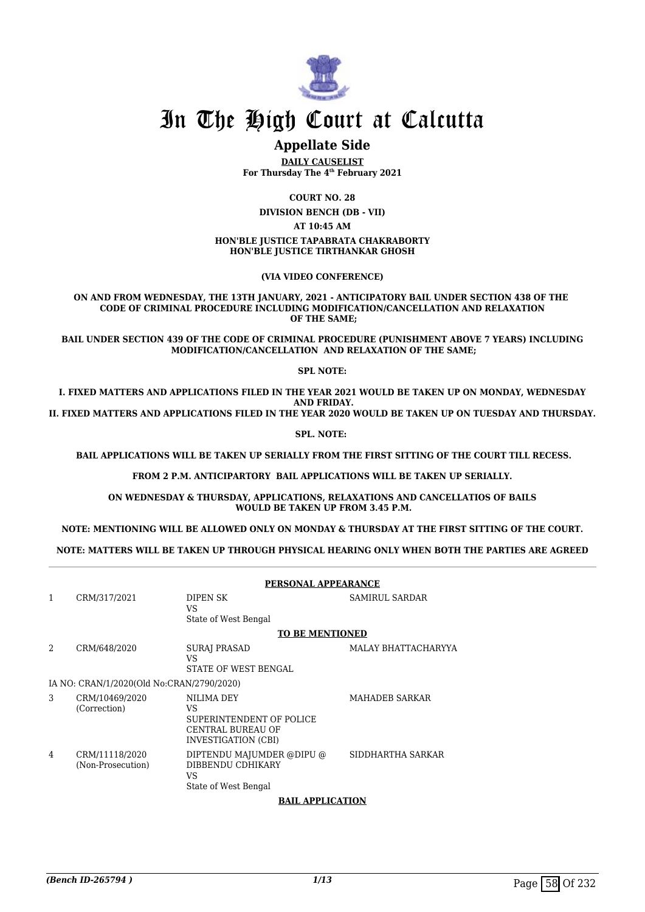# In The High Court at Calcutta

## Appellate Side

**DAILY CAUSELIST**

**For Thursday The 4th February 2021**

**COURT NO. 28**

**DIVISION BENCH (DB - VII)**

**AT 10:45 AM**

**HON'BLE JUSTICE TAPABRATA CHAKRABORTY**
**HON'BLE JUSTICE TIRTHANKAR GHOSH**

**(VIA VIDEO CONFERENCE)**

**ON AND FROM WEDNESDAY, THE 13TH JANUARY, 2021 - ANTICIPATORY BAIL UNDER SECTION 438 OF THE CODE OF CRIMINAL PROCEDURE INCLUDING MODIFICATION/CANCELLATION AND RELAXATION OF THE SAME;**

**BAIL UNDER SECTION 439 OF THE CODE OF CRIMINAL PROCEDURE (PUNISHMENT ABOVE 7 YEARS) INCLUDING MODIFICATION/CANCELLATION AND RELAXATION OF THE SAME;**

**SPL NOTE:**

**I. FIXED MATTERS AND APPLICATIONS FILED IN THE YEAR 2021 WOULD BE TAKEN UP ON MONDAY, WEDNESDAY AND FRIDAY.**
**II. FIXED MATTERS AND APPLICATIONS FILED IN THE YEAR 2020 WOULD BE TAKEN UP ON TUESDAY AND THURSDAY.**

**SPL. NOTE:**

**BAIL APPLICATIONS WILL BE TAKEN UP SERIALLY FROM THE FIRST SITTING OF THE COURT TILL RECESS.**

**FROM 2 P.M. ANTICIPARTORY BAIL APPLICATIONS WILL BE TAKEN UP SERIALLY.**

**ON WEDNESDAY & THURSDAY, APPLICATIONS, RELAXATIONS AND CANCELLATIOS OF BAILS WOULD BE TAKEN UP FROM 3.45 P.M.**

**NOTE: MENTIONING WILL BE ALLOWED ONLY ON MONDAY & THURSDAY AT THE FIRST SITTING OF THE COURT.**

**NOTE: MATTERS WILL BE TAKEN UP THROUGH PHYSICAL HEARING ONLY WHEN BOTH THE PARTIES ARE AGREED**

**PERSONAL APPEARANCE**

| | | | |
|---|---|---|---|
| 1 | CRM/317/2021 | DIPEN SK<br>VS<br>State of West Bengal | SAMIRUL SARDAR |

**TO BE MENTIONED**

| | | | |
|---|---|---|---|
| 2 | CRM/648/2020 | SURAJ PRASAD<br>VS<br>STATE OF WEST BENGAL | MALAY BHATTACHARYYA |
| | IA NO: CRAN/1/2020(Old No:CRAN/2790/2020) | | |
| 3 | CRM/10469/2020<br>(Correction) | NILIMA DEY<br>VS<br>SUPERINTENDENT OF POLICE CENTRAL BUREAU OF INVESTIGATION (CBI) | MAHADEB SARKAR |
| 4 | CRM/11118/2020<br>(Non-Prosecution) | DIPTENDU MAJUMDER @DIPU @ DIBBENDU CDHIKARY<br>VS<br>State of West Bengal | SIDDHARTHA SARKAR |

**BAIL APPLICATION**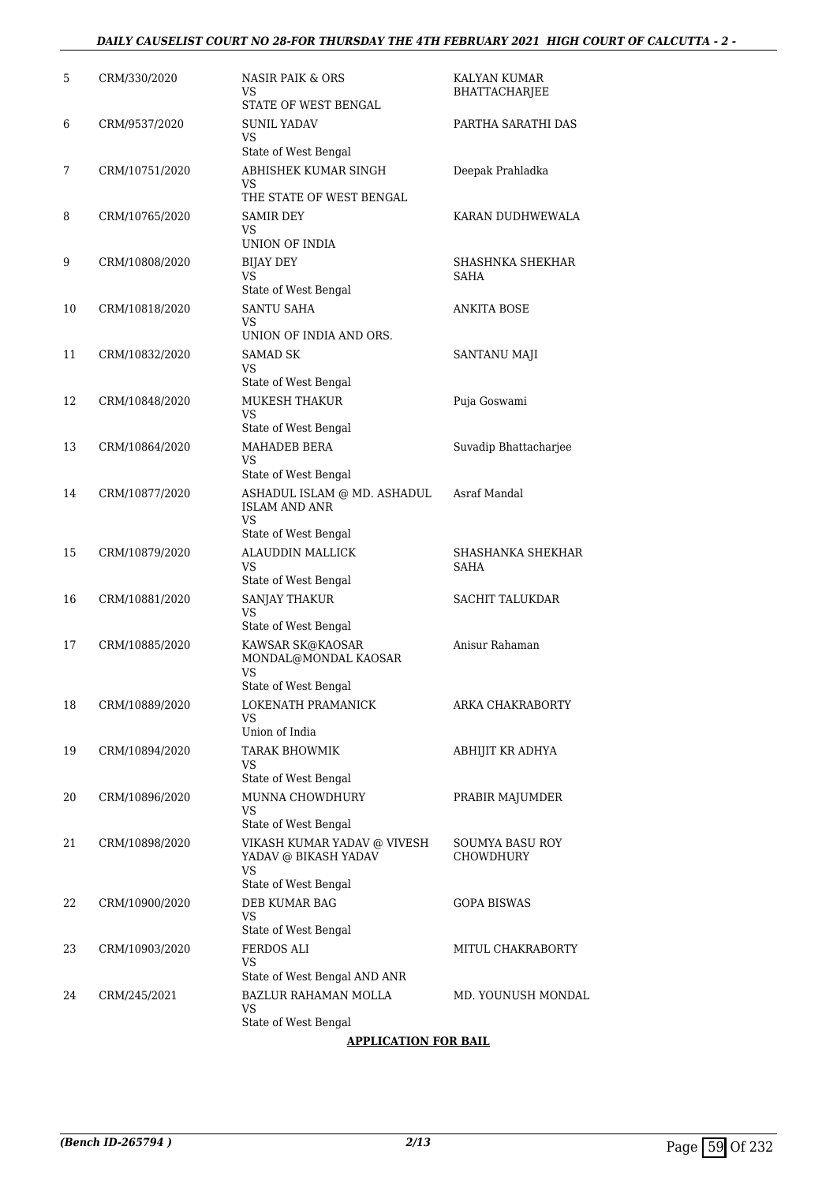| 5 | CRM/330/2020 | NASIR PAIK & ORS<br>VS<br>STATE OF WEST BENGAL | KALYAN KUMAR BHATTACHARJEE |
|---|---|---|---|
| 6 | CRM/9537/2020 | SUNIL YADAV<br>VS<br>State of West Bengal | PARTHA SARATHI DAS |
| 7 | CRM/10751/2020 | ABHISHEK KUMAR SINGH<br>VS<br>THE STATE OF WEST BENGAL | Deepak Prahladka |
| 8 | CRM/10765/2020 | SAMIR DEY<br>VS<br>UNION OF INDIA | KARAN DUDHWEWALA |
| 9 | CRM/10808/2020 | BIJAY DEY<br>VS<br>State of West Bengal | SHASHNKA SHEKHAR SAHA |
| 10 | CRM/10818/2020 | SANTU SAHA<br>VS<br>UNION OF INDIA AND ORS. | ANKITA BOSE |
| 11 | CRM/10832/2020 | SAMAD SK<br>VS<br>State of West Bengal | SANTANU MAJI |
| 12 | CRM/10848/2020 | MUKESH THAKUR<br>VS<br>State of West Bengal | Puja Goswami |
| 13 | CRM/10864/2020 | MAHADEB BERA<br>VS<br>State of West Bengal | Suvadip Bhattacharjee |
| 14 | CRM/10877/2020 | ASHADUL ISLAM @ MD. ASHADUL ISLAM AND ANR<br>VS<br>State of West Bengal | Asraf Mandal |
| 15 | CRM/10879/2020 | ALAUDDIN MALLICK<br>VS<br>State of West Bengal | SHASHANKA SHEKHAR SAHA |
| 16 | CRM/10881/2020 | SANJAY THAKUR<br>VS<br>State of West Bengal | SACHIT TALUKDAR |
| 17 | CRM/10885/2020 | KAWSAR SK@KAOSAR MONDAL@MONDAL KAOSAR<br>VS<br>State of West Bengal | Anisur Rahaman |
| 18 | CRM/10889/2020 | LOKENATH PRAMANICK<br>VS<br>Union of India | ARKA CHAKRABORTY |
| 19 | CRM/10894/2020 | TARAK BHOWMIK<br>VS<br>State of West Bengal | ABHIJIT KR ADHYA |
| 20 | CRM/10896/2020 | MUNNA CHOWDHURY<br>VS<br>State of West Bengal | PRABIR MAJUMDER |
| 21 | CRM/10898/2020 | VIKASH KUMAR YADAV @ VIVESH YADAV @ BIKASH YADAV<br>VS<br>State of West Bengal | SOUMYA BASU ROY CHOWDHURY |
| 22 | CRM/10900/2020 | DEB KUMAR BAG<br>VS<br>State of West Bengal | GOPA BISWAS |
| 23 | CRM/10903/2020 | FERDOS ALI<br>VS<br>State of West Bengal AND ANR | MITUL CHAKRABORTY |
| 24 | CRM/245/2021 | BAZLUR RAHAMAN MOLLA<br>VS<br>State of West Bengal | MD. YOUNUSH MONDAL |

**APPLICATION FOR BAIL**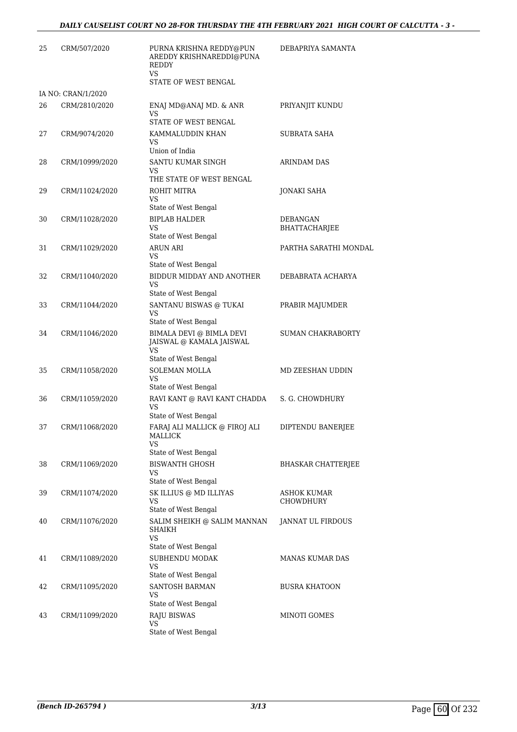| | | | |
|---|---|---|---|
| 25 | CRM/507/2020 | PURNA KRISHNA REDDY@PUN AREDDY KRISHNAREDDI@PUNA REDDY<br>VS<br>STATE OF WEST BENGAL | DEBAPRIYA SAMANTA |
| | IA NO: CRAN/1/2020 | | |
| 26 | CRM/2810/2020 | ENAJ MD@ANAJ MD. & ANR<br>VS<br>STATE OF WEST BENGAL | PRIYANJIT KUNDU |
| 27 | CRM/9074/2020 | KAMMALUDDIN KHAN<br>VS<br>Union of India | SUBRATA SAHA |
| 28 | CRM/10999/2020 | SANTU KUMAR SINGH<br>VS<br>THE STATE OF WEST BENGAL | ARINDAM DAS |
| 29 | CRM/11024/2020 | ROHIT MITRA<br>VS<br>State of West Bengal | JONAKI SAHA |
| 30 | CRM/11028/2020 | BIPLAB HALDER<br>VS<br>State of West Bengal | DEBANGAN BHATTACHARJEE |
| 31 | CRM/11029/2020 | ARUN ARI<br>VS<br>State of West Bengal | PARTHA SARATHI MONDAL |
| 32 | CRM/11040/2020 | BIDDUR MIDDAY AND ANOTHER<br>VS<br>State of West Bengal | DEBABRATA ACHARYA |
| 33 | CRM/11044/2020 | SANTANU BISWAS @ TUKAI<br>VS<br>State of West Bengal | PRABIR MAJUMDER |
| 34 | CRM/11046/2020 | BIMALA DEVI @ BIMLA DEVI JAISWAL @ KAMALA JAISWAL<br>VS<br>State of West Bengal | SUMAN CHAKRABORTY |
| 35 | CRM/11058/2020 | SOLEMAN MOLLA<br>VS<br>State of West Bengal | MD ZEESHAN UDDIN |
| 36 | CRM/11059/2020 | RAVI KANT @ RAVI KANT CHADDA<br>VS<br>State of West Bengal | S. G. CHOWDHURY |
| 37 | CRM/11068/2020 | FARAJ ALI MALLICK @ FIROJ ALI MALLICK<br>VS<br>State of West Bengal | DIPTENDU BANERJEE |
| 38 | CRM/11069/2020 | BISWANTH GHOSH<br>VS<br>State of West Bengal | BHASKAR CHATTERJEE |
| 39 | CRM/11074/2020 | SK ILLIUS @ MD ILLIYAS<br>VS<br>State of West Bengal | ASHOK KUMAR CHOWDHURY |
| 40 | CRM/11076/2020 | SALIM SHEIKH @ SALIM MANNAN SHAIKH<br>VS<br>State of West Bengal | JANNAT UL FIRDOUS |
| 41 | CRM/11089/2020 | SUBHENDU MODAK<br>VS<br>State of West Bengal | MANAS KUMAR DAS |
| 42 | CRM/11095/2020 | SANTOSH BARMAN<br>VS<br>State of West Bengal | BUSRA KHATOON |
| 43 | CRM/11099/2020 | RAJU BISWAS<br>VS<br>State of West Bengal | MINOTI GOMES |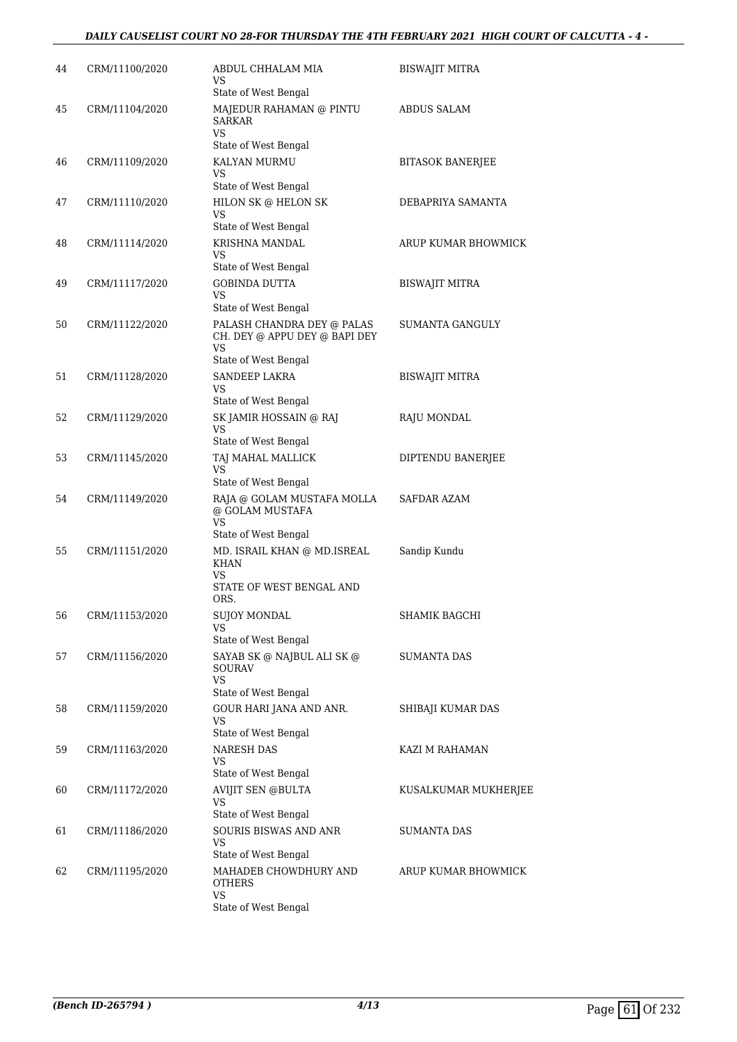| | | | |
|---|---|---|---|
| 44 | CRM/11100/2020 | ABDUL CHHALAM MIA<br>VS<br>State of West Bengal | BISWAJIT MITRA |
| 45 | CRM/11104/2020 | MAJEDUR RAHAMAN @ PINTU SARKAR<br>VS<br>State of West Bengal | ABDUS SALAM |
| 46 | CRM/11109/2020 | KALYAN MURMU<br>VS<br>State of West Bengal | BITASOK BANERJEE |
| 47 | CRM/11110/2020 | HILON SK @ HELON SK<br>VS<br>State of West Bengal | DEBAPRIYA SAMANTA |
| 48 | CRM/11114/2020 | KRISHNA MANDAL<br>VS<br>State of West Bengal | ARUP KUMAR BHOWMICK |
| 49 | CRM/11117/2020 | GOBINDA DUTTA<br>VS<br>State of West Bengal | BISWAJIT MITRA |
| 50 | CRM/11122/2020 | PALASH CHANDRA DEY @ PALAS CH. DEY @ APPU DEY @ BAPI DEY<br>VS<br>State of West Bengal | SUMANTA GANGULY |
| 51 | CRM/11128/2020 | SANDEEP LAKRA<br>VS<br>State of West Bengal | BISWAJIT MITRA |
| 52 | CRM/11129/2020 | SK JAMIR HOSSAIN @ RAJ<br>VS<br>State of West Bengal | RAJU MONDAL |
| 53 | CRM/11145/2020 | TAJ MAHAL MALLICK<br>VS<br>State of West Bengal | DIPTENDU BANERJEE |
| 54 | CRM/11149/2020 | RAJA @ GOLAM MUSTAFA MOLLA @ GOLAM MUSTAFA<br>VS<br>State of West Bengal | SAFDAR AZAM |
| 55 | CRM/11151/2020 | MD. ISRAIL KHAN @ MD.ISREAL KHAN<br>VS<br>STATE OF WEST BENGAL AND ORS. | Sandip Kundu |
| 56 | CRM/11153/2020 | SUJOY MONDAL<br>VS<br>State of West Bengal | SHAMIK BAGCHI |
| 57 | CRM/11156/2020 | SAYAB SK @ NAJBUL ALI SK @ SOURAV<br>VS<br>State of West Bengal | SUMANTA DAS |
| 58 | CRM/11159/2020 | GOUR HARI JANA AND ANR.<br>VS<br>State of West Bengal | SHIBAJI KUMAR DAS |
| 59 | CRM/11163/2020 | NARESH DAS<br>VS<br>State of West Bengal | KAZI M RAHAMAN |
| 60 | CRM/11172/2020 | AVIJIT SEN @BULTA<br>VS<br>State of West Bengal | KUSALKUMAR MUKHERJEE |
| 61 | CRM/11186/2020 | SOURIS BISWAS AND ANR<br>VS<br>State of West Bengal | SUMANTA DAS |
| 62 | CRM/11195/2020 | MAHADEB CHOWDHURY AND OTHERS<br>VS<br>State of West Bengal | ARUP KUMAR BHOWMICK |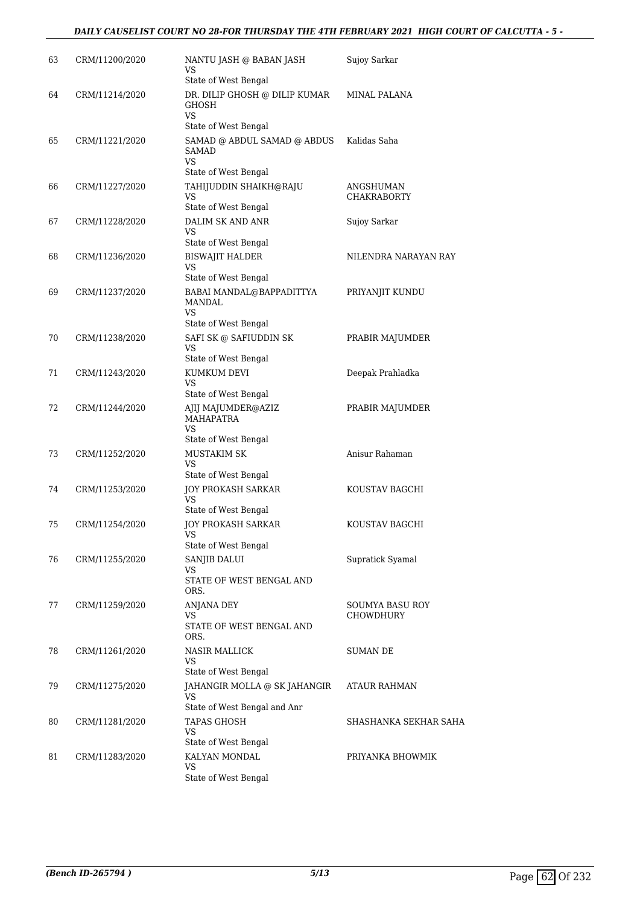| | | | |
|---|---|---|---|
| 63 | CRM/11200/2020 | NANTU JASH @ BABAN JASH<br>VS<br>State of West Bengal | Sujoy Sarkar |
| 64 | CRM/11214/2020 | DR. DILIP GHOSH @ DILIP KUMAR GHOSH<br>VS<br>State of West Bengal | MINAL PALANA |
| 65 | CRM/11221/2020 | SAMAD @ ABDUL SAMAD @ ABDUS SAMAD<br>VS<br>State of West Bengal | Kalidas Saha |
| 66 | CRM/11227/2020 | TAHIJUDDIN SHAIKH@RAJU<br>VS<br>State of West Bengal | ANGSHUMAN CHAKRABORTY |
| 67 | CRM/11228/2020 | DALIM SK AND ANR<br>VS<br>State of West Bengal | Sujoy Sarkar |
| 68 | CRM/11236/2020 | BISWAJIT HALDER<br>VS<br>State of West Bengal | NILENDRA NARAYAN RAY |
| 69 | CRM/11237/2020 | BABAI MANDAL@BAPPADITTYA MANDAL<br>VS<br>State of West Bengal | PRIYANJIT KUNDU |
| 70 | CRM/11238/2020 | SAFI SK @ SAFIUDDIN SK<br>VS<br>State of West Bengal | PRABIR MAJUMDER |
| 71 | CRM/11243/2020 | KUMKUM DEVI<br>VS<br>State of West Bengal | Deepak Prahladka |
| 72 | CRM/11244/2020 | AJIJ MAJUMDER@AZIZ MAHAPATRA<br>VS<br>State of West Bengal | PRABIR MAJUMDER |
| 73 | CRM/11252/2020 | MUSTAKIM SK<br>VS<br>State of West Bengal | Anisur Rahaman |
| 74 | CRM/11253/2020 | JOY PROKASH SARKAR<br>VS<br>State of West Bengal | KOUSTAV BAGCHI |
| 75 | CRM/11254/2020 | JOY PROKASH SARKAR<br>VS<br>State of West Bengal | KOUSTAV BAGCHI |
| 76 | CRM/11255/2020 | SANJIB DALUI<br>VS<br>STATE OF WEST BENGAL AND ORS. | Supratick Syamal |
| 77 | CRM/11259/2020 | ANJANA DEY<br>VS<br>STATE OF WEST BENGAL AND ORS. | SOUMYA BASU ROY CHOWDHURY |
| 78 | CRM/11261/2020 | NASIR MALLICK<br>VS<br>State of West Bengal | SUMAN DE |
| 79 | CRM/11275/2020 | JAHANGIR MOLLA @ SK JAHANGIR<br>VS<br>State of West Bengal and Anr | ATAUR RAHMAN |
| 80 | CRM/11281/2020 | TAPAS GHOSH<br>VS<br>State of West Bengal | SHASHANKA SEKHAR SAHA |
| 81 | CRM/11283/2020 | KALYAN MONDAL<br>VS<br>State of West Bengal | PRIYANKA BHOWMIK |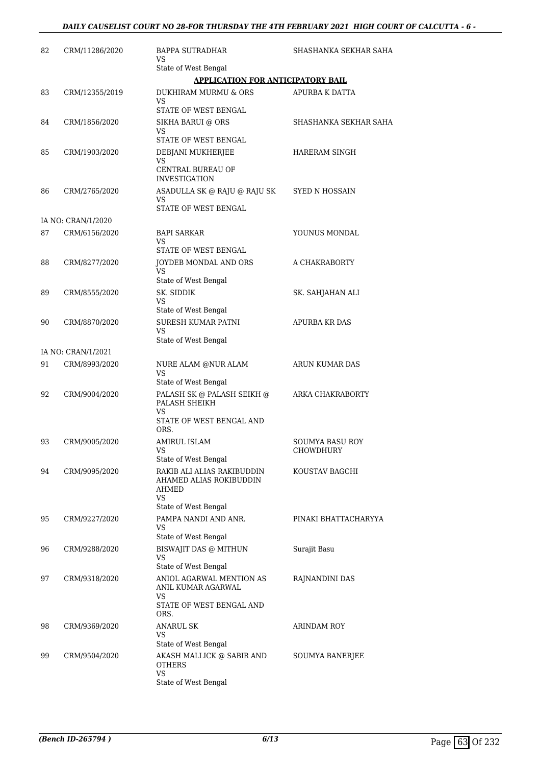| | | | |
|---|---|---|---|
| 82 | CRM/11286/2020 | BAPPA SUTRADHAR<br>VS<br>State of West Bengal | SHASHANKA SEKHAR SAHA |

**APPLICATION FOR ANTICIPATORY BAIL**

| | | | |
|---|---|---|---|
| 83 | CRM/12355/2019 | DUKHIRAM MURMU & ORS<br>VS<br>STATE OF WEST BENGAL | APURBA K DATTA |
| 84 | CRM/1856/2020 | SIKHA BARUI @ ORS<br>VS<br>STATE OF WEST BENGAL | SHASHANKA SEKHAR SAHA |
| 85 | CRM/1903/2020 | DEBJANI MUKHERJEE<br>VS<br>CENTRAL BUREAU OF INVESTIGATION | HARERAM SINGH |
| 86 | CRM/2765/2020 | ASADULLA SK @ RAJU @ RAJU SK<br>VS<br>STATE OF WEST BENGAL | SYED N HOSSAIN |
| | IA NO: CRAN/1/2020 | | |
| 87 | CRM/6156/2020 | BAPI SARKAR<br>VS<br>STATE OF WEST BENGAL | YOUNUS MONDAL |
| 88 | CRM/8277/2020 | JOYDEB MONDAL AND ORS<br>VS<br>State of West Bengal | A CHAKRABORTY |
| 89 | CRM/8555/2020 | SK. SIDDIK<br>VS<br>State of West Bengal | SK. SAHJAHAN ALI |
| 90 | CRM/8870/2020 | SURESH KUMAR PATNI<br>VS<br>State of West Bengal | APURBA KR DAS |
| | IA NO: CRAN/1/2021 | | |
| 91 | CRM/8993/2020 | NURE ALAM @NUR ALAM<br>VS<br>State of West Bengal | ARUN KUMAR DAS |
| 92 | CRM/9004/2020 | PALASH SK @ PALASH SEIKH @ PALASH SHEIKH<br>VS<br>STATE OF WEST BENGAL AND ORS. | ARKA CHAKRABORTY |
| 93 | CRM/9005/2020 | AMIRUL ISLAM<br>VS<br>State of West Bengal | SOUMYA BASU ROY CHOWDHURY |
| 94 | CRM/9095/2020 | RAKIB ALI ALIAS RAKIBUDDIN AHAMED ALIAS ROKIBUDDIN AHMED<br>VS<br>State of West Bengal | KOUSTAV BAGCHI |
| 95 | CRM/9227/2020 | PAMPA NANDI AND ANR.<br>VS<br>State of West Bengal | PINAKI BHATTACHARYYA |
| 96 | CRM/9288/2020 | BISWAJIT DAS @ MITHUN<br>VS<br>State of West Bengal | Surajit Basu |
| 97 | CRM/9318/2020 | ANIOL AGARWAL MENTION AS ANIL KUMAR AGARWAL<br>VS<br>STATE OF WEST BENGAL AND ORS. | RAJNANDINI DAS |
| 98 | CRM/9369/2020 | ANARUL SK<br>VS<br>State of West Bengal | ARINDAM ROY |
| 99 | CRM/9504/2020 | AKASH MALLICK @ SABIR AND OTHERS<br>VS<br>State of West Bengal | SOUMYA BANERJEE |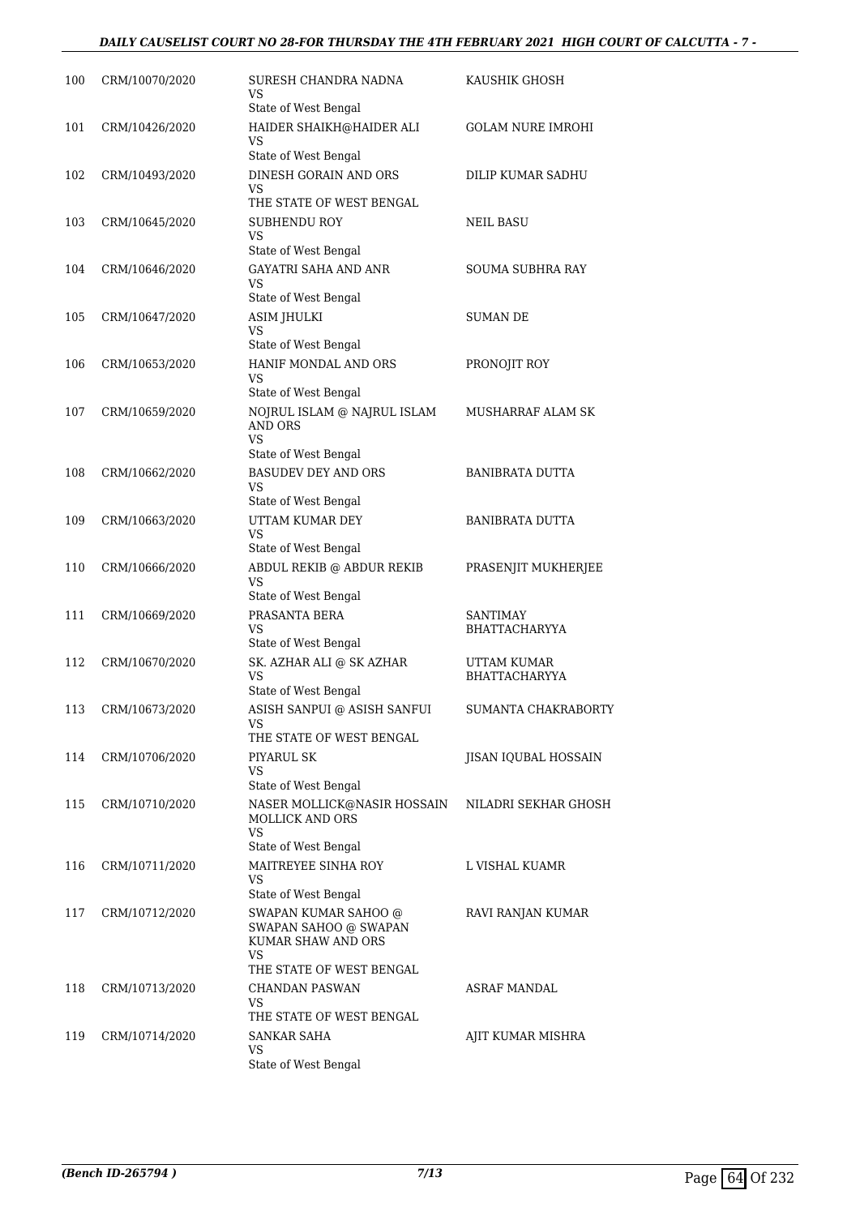| | | | |
|---|---|---|---|
| 100 | CRM/10070/2020 | SURESH CHANDRA NADNA<br>VS<br>State of West Bengal | KAUSHIK GHOSH |
| 101 | CRM/10426/2020 | HAIDER SHAIKH@HAIDER ALI<br>VS<br>State of West Bengal | GOLAM NURE IMROHI |
| 102 | CRM/10493/2020 | DINESH GORAIN AND ORS<br>VS<br>THE STATE OF WEST BENGAL | DILIP KUMAR SADHU |
| 103 | CRM/10645/2020 | SUBHENDU ROY<br>VS<br>State of West Bengal | NEIL BASU |
| 104 | CRM/10646/2020 | GAYATRI SAHA AND ANR<br>VS<br>State of West Bengal | SOUMA SUBHRA RAY |
| 105 | CRM/10647/2020 | ASIM JHULKI<br>VS<br>State of West Bengal | SUMAN DE |
| 106 | CRM/10653/2020 | HANIF MONDAL AND ORS<br>VS<br>State of West Bengal | PRONOJIT ROY |
| 107 | CRM/10659/2020 | NOJRUL ISLAM @ NAJRUL ISLAM AND ORS<br>VS<br>State of West Bengal | MUSHARRAF ALAM SK |
| 108 | CRM/10662/2020 | BASUDEV DEY AND ORS<br>VS<br>State of West Bengal | BANIBRATA DUTTA |
| 109 | CRM/10663/2020 | UTTAM KUMAR DEY<br>VS<br>State of West Bengal | BANIBRATA DUTTA |
| 110 | CRM/10666/2020 | ABDUL REKIB @ ABDUR REKIB<br>VS<br>State of West Bengal | PRASENJIT MUKHERJEE |
| 111 | CRM/10669/2020 | PRASANTA BERA<br>VS<br>State of West Bengal | SANTIMAY BHATTACHARYYA |
| 112 | CRM/10670/2020 | SK. AZHAR ALI @ SK AZHAR<br>VS<br>State of West Bengal | UTTAM KUMAR BHATTACHARYYA |
| 113 | CRM/10673/2020 | ASISH SANPUI @ ASISH SANFUI<br>VS<br>THE STATE OF WEST BENGAL | SUMANTA CHAKRABORTY |
| 114 | CRM/10706/2020 | PIYARUL SK<br>VS<br>State of West Bengal | JISAN IQUBAL HOSSAIN |
| 115 | CRM/10710/2020 | NASER MOLLICK@NASIR HOSSAIN MOLLICK AND ORS<br>VS<br>State of West Bengal | NILADRI SEKHAR GHOSH |
| 116 | CRM/10711/2020 | MAITREYEE SINHA ROY<br>VS<br>State of West Bengal | L VISHAL KUAMR |
| 117 | CRM/10712/2020 | SWAPAN KUMAR SAHOO @ SWAPAN SAHOO @ SWAPAN KUMAR SHAW AND ORS<br>VS<br>THE STATE OF WEST BENGAL | RAVI RANJAN KUMAR |
| 118 | CRM/10713/2020 | CHANDAN PASWAN<br>VS<br>THE STATE OF WEST BENGAL | ASRAF MANDAL |
| 119 | CRM/10714/2020 | SANKAR SAHA<br>VS<br>State of West Bengal | AJIT KUMAR MISHRA |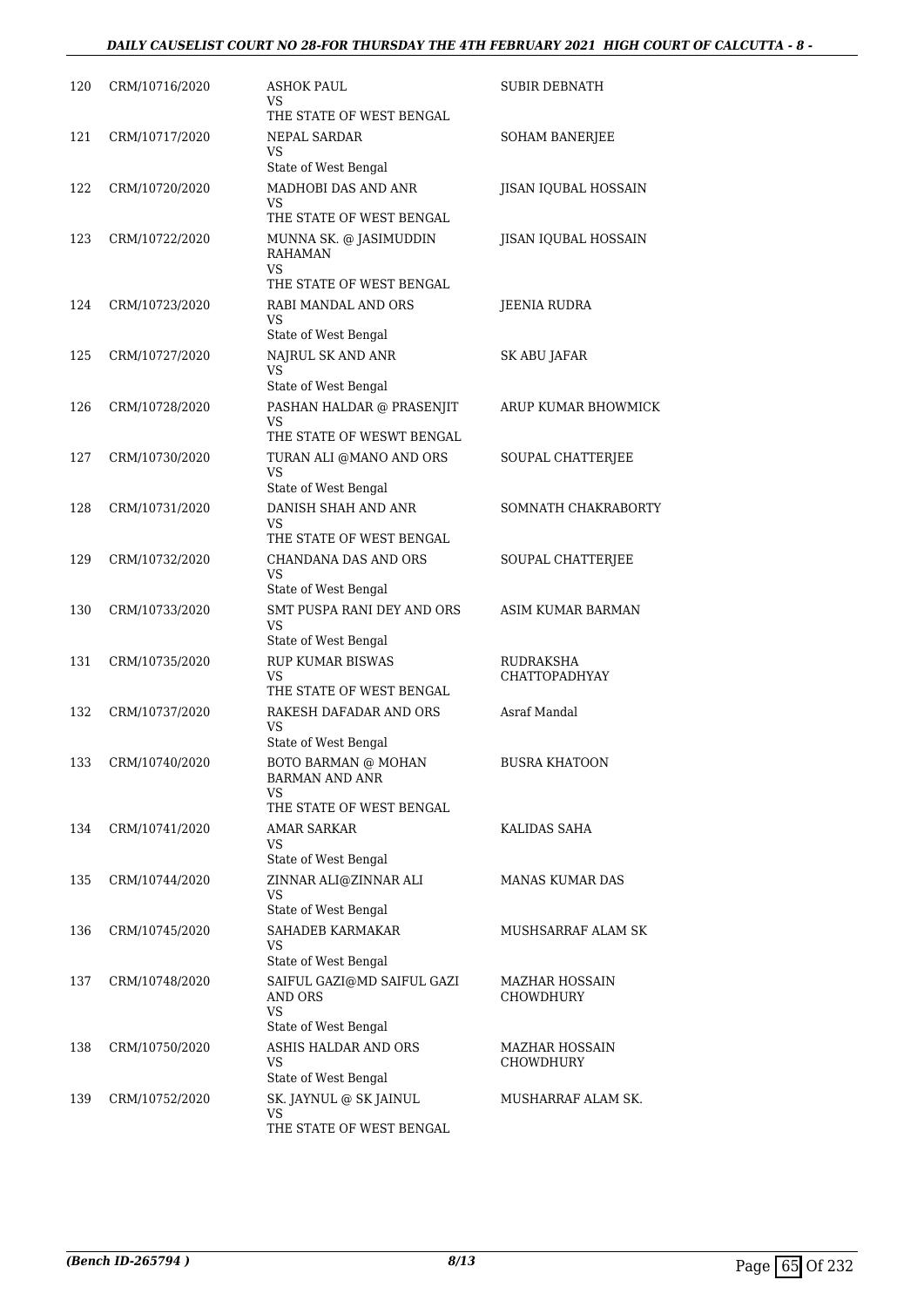| | | | |
|---|---|---|---|
| 120 | CRM/10716/2020 | ASHOK PAUL<br>VS<br>THE STATE OF WEST BENGAL | SUBIR DEBNATH |
| 121 | CRM/10717/2020 | NEPAL SARDAR<br>VS<br>State of West Bengal | SOHAM BANERJEE |
| 122 | CRM/10720/2020 | MADHOBI DAS AND ANR<br>VS<br>THE STATE OF WEST BENGAL | JISAN IQUBAL HOSSAIN |
| 123 | CRM/10722/2020 | MUNNA SK. @ JASIMUDDIN RAHAMAN<br>VS<br>THE STATE OF WEST BENGAL | JISAN IQUBAL HOSSAIN |
| 124 | CRM/10723/2020 | RABI MANDAL AND ORS<br>VS<br>State of West Bengal | JEENIA RUDRA |
| 125 | CRM/10727/2020 | NAJRUL SK AND ANR<br>VS<br>State of West Bengal | SK ABU JAFAR |
| 126 | CRM/10728/2020 | PASHAN HALDAR @ PRASENJIT<br>VS<br>THE STATE OF WESWT BENGAL | ARUP KUMAR BHOWMICK |
| 127 | CRM/10730/2020 | TURAN ALI @MANO AND ORS<br>VS<br>State of West Bengal | SOUPAL CHATTERJEE |
| 128 | CRM/10731/2020 | DANISH SHAH AND ANR<br>VS<br>THE STATE OF WEST BENGAL | SOMNATH CHAKRABORTY |
| 129 | CRM/10732/2020 | CHANDANA DAS AND ORS<br>VS<br>State of West Bengal | SOUPAL CHATTERJEE |
| 130 | CRM/10733/2020 | SMT PUSPA RANI DEY AND ORS<br>VS<br>State of West Bengal | ASIM KUMAR BARMAN |
| 131 | CRM/10735/2020 | RUP KUMAR BISWAS<br>VS<br>THE STATE OF WEST BENGAL | RUDRAKSHA CHATTOPADHYAY |
| 132 | CRM/10737/2020 | RAKESH DAFADAR AND ORS<br>VS<br>State of West Bengal | Asraf Mandal |
| 133 | CRM/10740/2020 | BOTO BARMAN @ MOHAN BARMAN AND ANR<br>VS<br>THE STATE OF WEST BENGAL | BUSRA KHATOON |
| 134 | CRM/10741/2020 | AMAR SARKAR<br>VS<br>State of West Bengal | KALIDAS SAHA |
| 135 | CRM/10744/2020 | ZINNAR ALI@ZINNAR ALI<br>VS<br>State of West Bengal | MANAS KUMAR DAS |
| 136 | CRM/10745/2020 | SAHADEB KARMAKAR<br>VS<br>State of West Bengal | MUSHSARRAF ALAM SK |
| 137 | CRM/10748/2020 | SAIFUL GAZI@MD SAIFUL GAZI AND ORS<br>VS<br>State of West Bengal | MAZHAR HOSSAIN CHOWDHURY |
| 138 | CRM/10750/2020 | ASHIS HALDAR AND ORS<br>VS<br>State of West Bengal | MAZHAR HOSSAIN CHOWDHURY |
| 139 | CRM/10752/2020 | SK. JAYNUL @ SK JAINUL<br>VS<br>THE STATE OF WEST BENGAL | MUSHARRAF ALAM SK. |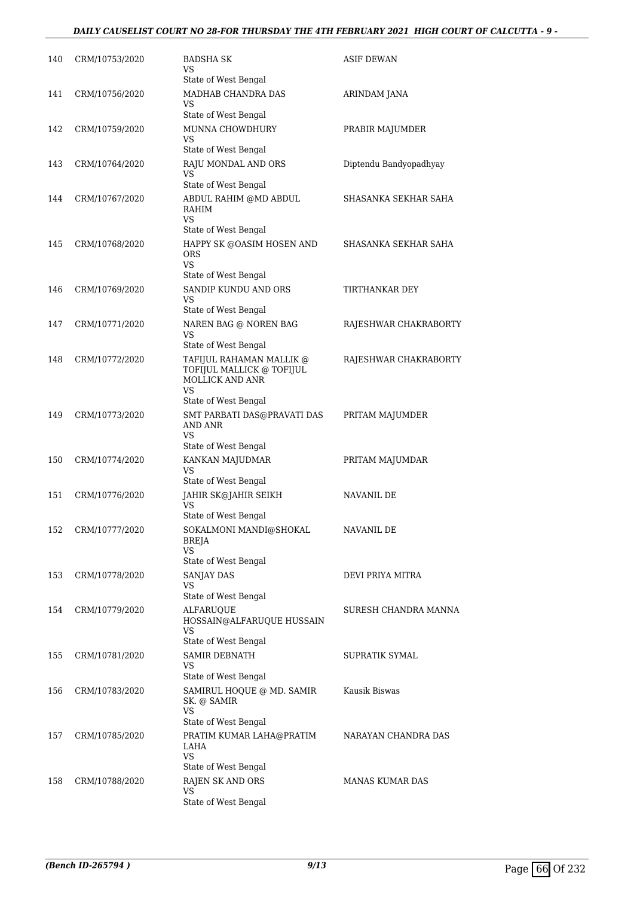| | | | |
|---|---|---|---|
| 140 | CRM/10753/2020 | BADSHA SK<br>VS<br>State of West Bengal | ASIF DEWAN |
| 141 | CRM/10756/2020 | MADHAB CHANDRA DAS<br>VS<br>State of West Bengal | ARINDAM JANA |
| 142 | CRM/10759/2020 | MUNNA CHOWDHURY<br>VS<br>State of West Bengal | PRABIR MAJUMDER |
| 143 | CRM/10764/2020 | RAJU MONDAL AND ORS<br>VS<br>State of West Bengal | Diptendu Bandyopadhyay |
| 144 | CRM/10767/2020 | ABDUL RAHIM @MD ABDUL RAHIM<br>VS<br>State of West Bengal | SHASANKA SEKHAR SAHA |
| 145 | CRM/10768/2020 | HAPPY SK @OASIM HOSEN AND ORS<br>VS<br>State of West Bengal | SHASANKA SEKHAR SAHA |
| 146 | CRM/10769/2020 | SANDIP KUNDU AND ORS<br>VS<br>State of West Bengal | TIRTHANKAR DEY |
| 147 | CRM/10771/2020 | NAREN BAG @ NOREN BAG<br>VS<br>State of West Bengal | RAJESHWAR CHAKRABORTY |
| 148 | CRM/10772/2020 | TAFIJUL RAHAMAN MALLIK @ TOFIJUL MALLICK @ TOFIJUL MOLLICK AND ANR<br>VS<br>State of West Bengal | RAJESHWAR CHAKRABORTY |
| 149 | CRM/10773/2020 | SMT PARBATI DAS@PRAVATI DAS AND ANR<br>VS<br>State of West Bengal | PRITAM MAJUMDER |
| 150 | CRM/10774/2020 | KANKAN MAJUDMAR<br>VS<br>State of West Bengal | PRITAM MAJUMDAR |
| 151 | CRM/10776/2020 | JAHIR SK@JAHIR SEIKH<br>VS<br>State of West Bengal | NAVANIL DE |
| 152 | CRM/10777/2020 | SOKALMONI MANDI@SHOKAL BREJA<br>VS<br>State of West Bengal | NAVANIL DE |
| 153 | CRM/10778/2020 | SANJAY DAS<br>VS<br>State of West Bengal | DEVI PRIYA MITRA |
| 154 | CRM/10779/2020 | ALFARUQUE HOSSAIN@ALFARUQUE HUSSAIN<br>VS<br>State of West Bengal | SURESH CHANDRA MANNA |
| 155 | CRM/10781/2020 | SAMIR DEBNATH<br>VS<br>State of West Bengal | SUPRATIK SYMAL |
| 156 | CRM/10783/2020 | SAMIRUL HOQUE @ MD. SAMIR SK. @ SAMIR<br>VS<br>State of West Bengal | Kausik Biswas |
| 157 | CRM/10785/2020 | PRATIM KUMAR LAHA@PRATIM LAHA<br>VS<br>State of West Bengal | NARAYAN CHANDRA DAS |
| 158 | CRM/10788/2020 | RAJEN SK AND ORS<br>VS<br>State of West Bengal | MANAS KUMAR DAS |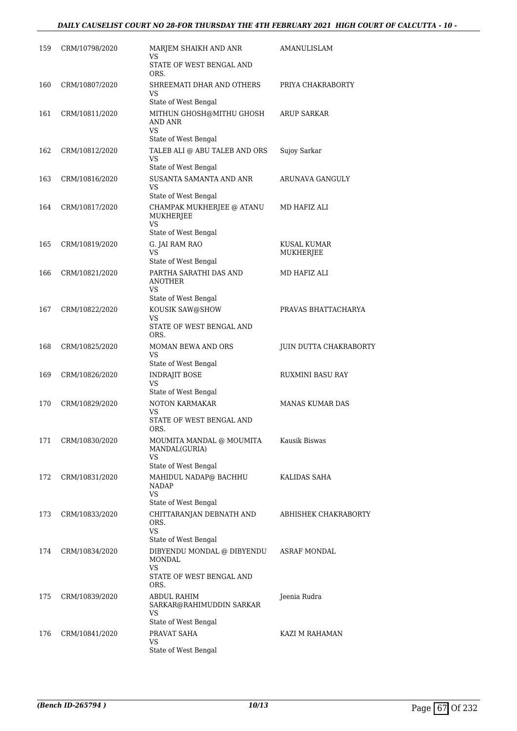| | | | |
|---|---|---|---|
| 159 | CRM/10798/2020 | MARJEM SHAIKH AND ANR<br>VS<br>STATE OF WEST BENGAL AND ORS. | AMANULISLAM |
| 160 | CRM/10807/2020 | SHREEMATI DHAR AND OTHERS<br>VS<br>State of West Bengal | PRIYA CHAKRABORTY |
| 161 | CRM/10811/2020 | MITHUN GHOSH@MITHU GHOSH AND ANR<br>VS<br>State of West Bengal | ARUP SARKAR |
| 162 | CRM/10812/2020 | TALEB ALI @ ABU TALEB AND ORS<br>VS<br>State of West Bengal | Sujoy Sarkar |
| 163 | CRM/10816/2020 | SUSANTA SAMANTA AND ANR<br>VS<br>State of West Bengal | ARUNAVA GANGULY |
| 164 | CRM/10817/2020 | CHAMPAK MUKHERJEE @ ATANU MUKHERJEE<br>VS<br>State of West Bengal | MD HAFIZ ALI |
| 165 | CRM/10819/2020 | G. JAI RAM RAO<br>VS<br>State of West Bengal | KUSAL KUMAR MUKHERJEE |
| 166 | CRM/10821/2020 | PARTHA SARATHI DAS AND ANOTHER<br>VS<br>State of West Bengal | MD HAFIZ ALI |
| 167 | CRM/10822/2020 | KOUSIK SAW@SHOW<br>VS<br>STATE OF WEST BENGAL AND ORS. | PRAVAS BHATTACHARYA |
| 168 | CRM/10825/2020 | MOMAN BEWA AND ORS<br>VS<br>State of West Bengal | JUIN DUTTA CHAKRABORTY |
| 169 | CRM/10826/2020 | INDRAJIT BOSE<br>VS<br>State of West Bengal | RUXMINI BASU RAY |
| 170 | CRM/10829/2020 | NOTON KARMAKAR<br>VS<br>STATE OF WEST BENGAL AND ORS. | MANAS KUMAR DAS |
| 171 | CRM/10830/2020 | MOUMITA MANDAL @ MOUMITA MANDAL(GURIA)<br>VS<br>State of West Bengal | Kausik Biswas |
| 172 | CRM/10831/2020 | MAHIDUL NADAP@ BACHHU NADAP<br>VS<br>State of West Bengal | KALIDAS SAHA |
| 173 | CRM/10833/2020 | CHITTARANJAN DEBNATH AND ORS.<br>VS<br>State of West Bengal | ABHISHEK CHAKRABORTY |
| 174 | CRM/10834/2020 | DIBYENDU MONDAL @ DIBYENDU MONDAL<br>VS<br>STATE OF WEST BENGAL AND ORS. | ASRAF MONDAL |
| 175 | CRM/10839/2020 | ABDUL RAHIM SARKAR@RAHIMUDDIN SARKAR<br>VS<br>State of West Bengal | Jeenia Rudra |
| 176 | CRM/10841/2020 | PRAVAT SAHA<br>VS<br>State of West Bengal | KAZI M RAHAMAN |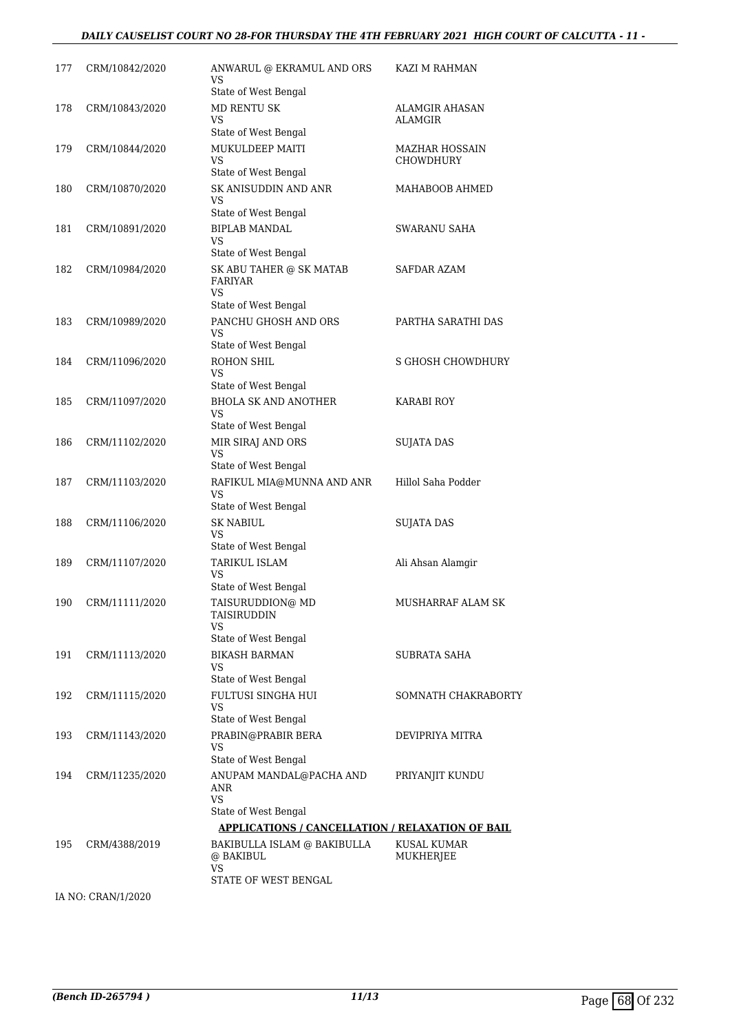| | | | |
|---|---|---|---|
| 177 | CRM/10842/2020 | ANWARUL @ EKRAMUL AND ORS<br>VS<br>State of West Bengal | KAZI M RAHMAN |
| 178 | CRM/10843/2020 | MD RENTU SK<br>VS<br>State of West Bengal | ALAMGIR AHASAN ALAMGIR |
| 179 | CRM/10844/2020 | MUKULDEEP MAITI<br>VS<br>State of West Bengal | MAZHAR HOSSAIN CHOWDHURY |
| 180 | CRM/10870/2020 | SK ANISUDDIN AND ANR<br>VS<br>State of West Bengal | MAHABOOB AHMED |
| 181 | CRM/10891/2020 | BIPLAB MANDAL<br>VS<br>State of West Bengal | SWARANU SAHA |
| 182 | CRM/10984/2020 | SK ABU TAHER @ SK MATAB FARIYAR<br>VS<br>State of West Bengal | SAFDAR AZAM |
| 183 | CRM/10989/2020 | PANCHU GHOSH AND ORS<br>VS<br>State of West Bengal | PARTHA SARATHI DAS |
| 184 | CRM/11096/2020 | ROHON SHIL<br>VS<br>State of West Bengal | S GHOSH CHOWDHURY |
| 185 | CRM/11097/2020 | BHOLA SK AND ANOTHER<br>VS<br>State of West Bengal | KARABI ROY |
| 186 | CRM/11102/2020 | MIR SIRAJ AND ORS<br>VS<br>State of West Bengal | SUJATA DAS |
| 187 | CRM/11103/2020 | RAFIKUL MIA@MUNNA AND ANR<br>VS<br>State of West Bengal | Hillol Saha Podder |
| 188 | CRM/11106/2020 | SK NABIUL<br>VS<br>State of West Bengal | SUJATA DAS |
| 189 | CRM/11107/2020 | TARIKUL ISLAM<br>VS<br>State of West Bengal | Ali Ahsan Alamgir |
| 190 | CRM/11111/2020 | TAISURUDDION@ MD TAISIRUDDIN<br>VS<br>State of West Bengal | MUSHARRAF ALAM SK |
| 191 | CRM/11113/2020 | BIKASH BARMAN<br>VS<br>State of West Bengal | SUBRATA SAHA |
| 192 | CRM/11115/2020 | FULTUSI SINGHA HUI<br>VS<br>State of West Bengal | SOMNATH CHAKRABORTY |
| 193 | CRM/11143/2020 | PRABIN@PRABIR BERA<br>VS<br>State of West Bengal | DEVIPRIYA MITRA |
| 194 | CRM/11235/2020 | ANUPAM MANDAL@PACHA AND ANR<br>VS<br>State of West Bengal | PRIYANJIT KUNDU |

**APPLICATIONS / CANCELLATION / RELAXATION OF BAIL**

| | | | |
|---|---|---|---|
| 195 | CRM/4388/2019 | BAKIBULLA ISLAM @ BAKIBULLA @ BAKIBUL<br>VS<br>STATE OF WEST BENGAL | KUSAL KUMAR MUKHERJEE |

IA NO: CRAN/1/2020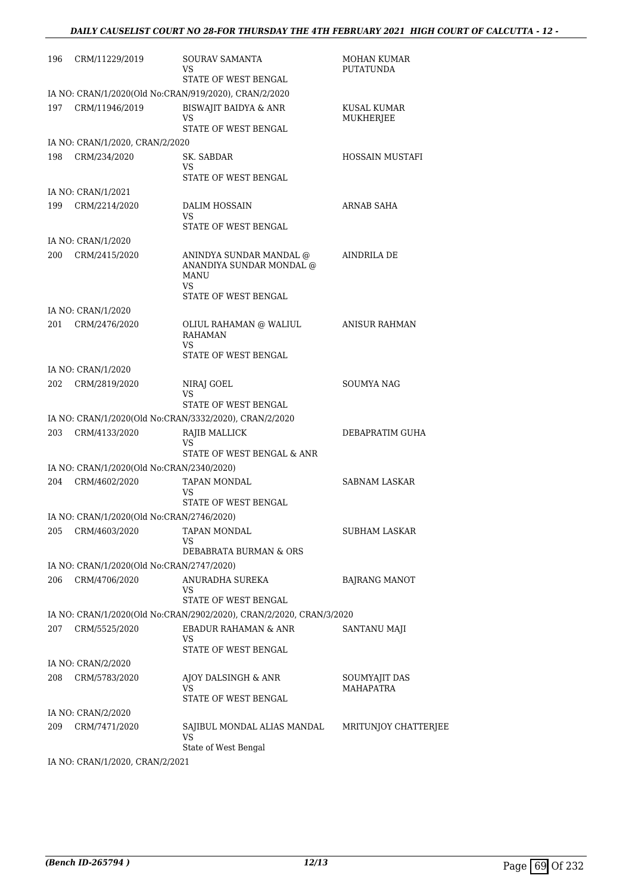| | | | |
|---|---|---|---|
| 196 | CRM/11229/2019 | SOURAV SAMANTA<br>VS<br>STATE OF WEST BENGAL | MOHAN KUMAR PUTATUNDA |
| | IA NO: CRAN/1/2020(Old No:CRAN/919/2020), CRAN/2/2020 | | |
| 197 | CRM/11946/2019 | BISWAJIT BAIDYA & ANR<br>VS<br>STATE OF WEST BENGAL | KUSAL KUMAR MUKHERJEE |
| | IA NO: CRAN/1/2020, CRAN/2/2020 | | |
| 198 | CRM/234/2020 | SK. SABDAR<br>VS<br>STATE OF WEST BENGAL | HOSSAIN MUSTAFI |
| | IA NO: CRAN/1/2021 | | |
| 199 | CRM/2214/2020 | DALIM HOSSAIN<br>VS<br>STATE OF WEST BENGAL | ARNAB SAHA |
| | IA NO: CRAN/1/2020 | | |
| 200 | CRM/2415/2020 | ANINDYA SUNDAR MANDAL @ ANANDIYA SUNDAR MONDAL @ MANU<br>VS<br>STATE OF WEST BENGAL | AINDRILA DE |
| | IA NO: CRAN/1/2020 | | |
| 201 | CRM/2476/2020 | OLIUL RAHAMAN @ WALIUL RAHAMAN<br>VS<br>STATE OF WEST BENGAL | ANISUR RAHMAN |
| | IA NO: CRAN/1/2020 | | |
| 202 | CRM/2819/2020 | NIRAJ GOEL<br>VS<br>STATE OF WEST BENGAL | SOUMYA NAG |
| | IA NO: CRAN/1/2020(Old No:CRAN/3332/2020), CRAN/2/2020 | | |
| 203 | CRM/4133/2020 | RAJIB MALLICK<br>VS<br>STATE OF WEST BENGAL & ANR | DEBAPRATIM GUHA |
| | IA NO: CRAN/1/2020(Old No:CRAN/2340/2020) | | |
| 204 | CRM/4602/2020 | TAPAN MONDAL<br>VS<br>STATE OF WEST BENGAL | SABNAM LASKAR |
| | IA NO: CRAN/1/2020(Old No:CRAN/2746/2020) | | |
| 205 | CRM/4603/2020 | TAPAN MONDAL<br>VS<br>DEBABRATA BURMAN & ORS | SUBHAM LASKAR |
| | IA NO: CRAN/1/2020(Old No:CRAN/2747/2020) | | |
| 206 | CRM/4706/2020 | ANURADHA SUREKA<br>VS<br>STATE OF WEST BENGAL | BAJRANG MANOT |
| | IA NO: CRAN/1/2020(Old No:CRAN/2902/2020), CRAN/2/2020, CRAN/3/2020 | | |
| 207 | CRM/5525/2020 | EBADUR RAHAMAN & ANR<br>VS<br>STATE OF WEST BENGAL | SANTANU MAJI |
| | IA NO: CRAN/2/2020 | | |
| 208 | CRM/5783/2020 | AJOY DALSINGH & ANR<br>VS<br>STATE OF WEST BENGAL | SOUMYAJIT DAS MAHAPATRA |
| | IA NO: CRAN/2/2020 | | |
| 209 | CRM/7471/2020 | SAJIBUL MONDAL ALIAS MANDAL<br>VS<br>State of West Bengal | MRITUNJOY CHATTERJEE |
| | IA NO: CRAN/1/2020, CRAN/2/2021 | | |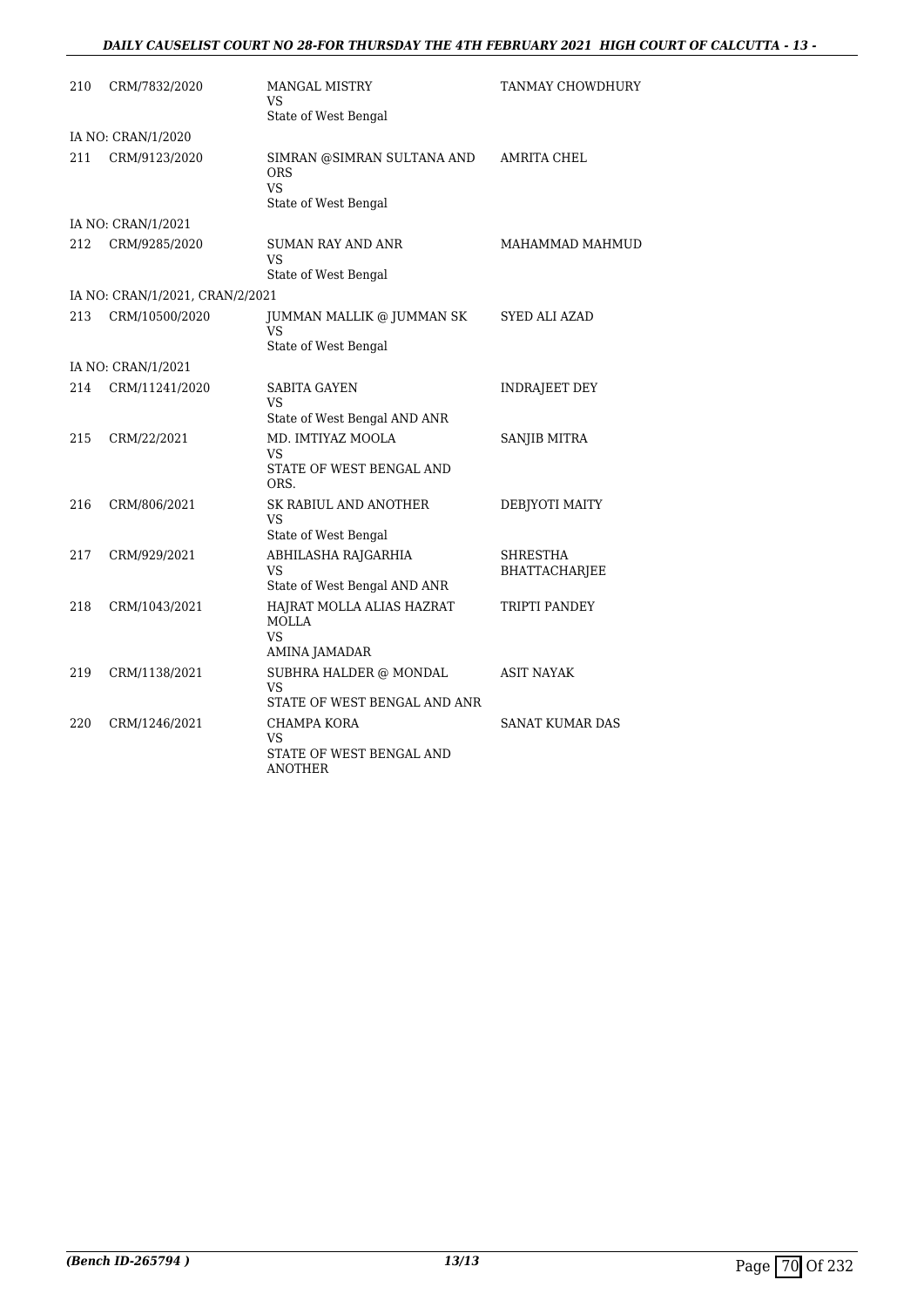| | | | |
|---|---|---|---|
| 210 | CRM/7832/2020 | MANGAL MISTRY<br>VS<br>State of West Bengal | TANMAY CHOWDHURY |
| IA NO: CRAN/1/2020 | | | |
| 211 | CRM/9123/2020 | SIMRAN @SIMRAN SULTANA AND ORS<br>VS<br>State of West Bengal | AMRITA CHEL |
| IA NO: CRAN/1/2021 | | | |
| 212 | CRM/9285/2020 | SUMAN RAY AND ANR<br>VS<br>State of West Bengal | MAHAMMAD MAHMUD |
| IA NO: CRAN/1/2021, CRAN/2/2021 | | | |
| 213 | CRM/10500/2020 | JUMMAN MALLIK @ JUMMAN SK<br>VS<br>State of West Bengal | SYED ALI AZAD |
| IA NO: CRAN/1/2021 | | | |
| 214 | CRM/11241/2020 | SABITA GAYEN<br>VS<br>State of West Bengal AND ANR | INDRAJEET DEY |
| 215 | CRM/22/2021 | MD. IMTIYAZ MOOLA<br>VS<br>STATE OF WEST BENGAL AND ORS. | SANJIB MITRA |
| 216 | CRM/806/2021 | SK RABIUL AND ANOTHER<br>VS<br>State of West Bengal | DEBJYOTI MAITY |
| 217 | CRM/929/2021 | ABHILASHA RAJGARHIA<br>VS<br>State of West Bengal AND ANR | SHRESTHA BHATTACHARJEE |
| 218 | CRM/1043/2021 | HAJRAT MOLLA ALIAS HAZRAT MOLLA<br>VS<br>AMINA JAMADAR | TRIPTI PANDEY |
| 219 | CRM/1138/2021 | SUBHRA HALDER @ MONDAL<br>VS<br>STATE OF WEST BENGAL AND ANR | ASIT NAYAK |
| 220 | CRM/1246/2021 | CHAMPA KORA<br>VS<br>STATE OF WEST BENGAL AND ANOTHER | SANAT KUMAR DAS |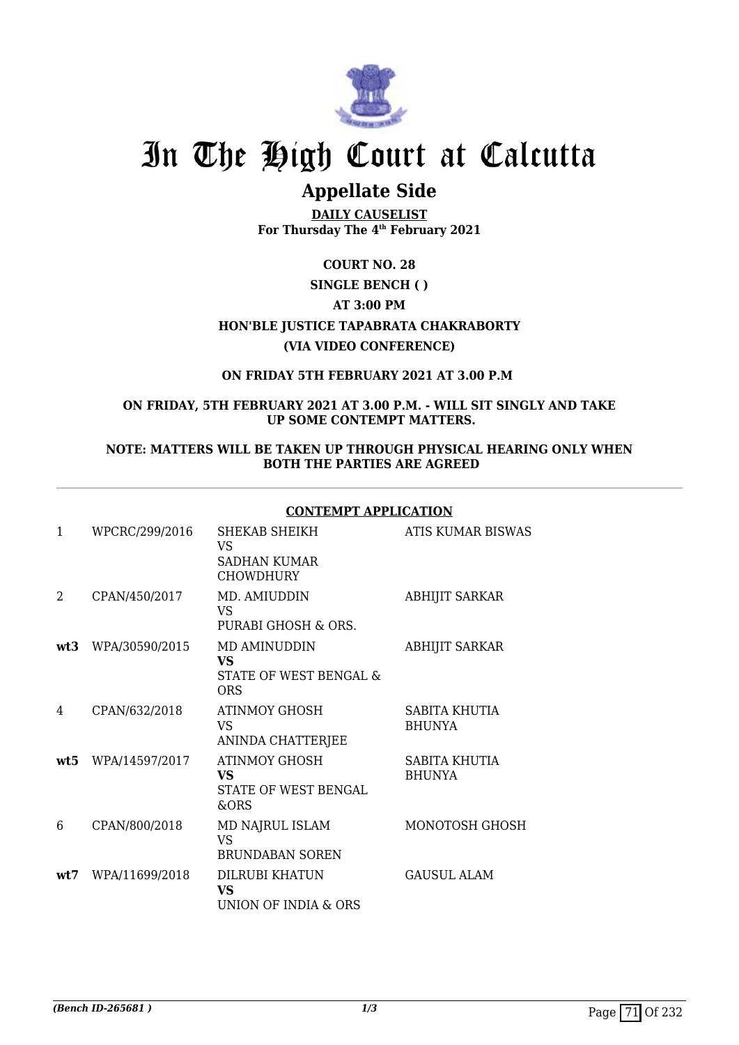# In The High Court at Calcutta

## Appellate Side

**DAILY CAUSELIST**
**For Thursday The 4th February 2021**

**COURT NO. 28**

**SINGLE BENCH ( )**

**AT 3:00 PM**

**HON'BLE JUSTICE TAPABRATA CHAKRABORTY**

**(VIA VIDEO CONFERENCE)**

**ON FRIDAY 5TH FEBRUARY 2021 AT 3.00 P.M**

**ON FRIDAY, 5TH FEBRUARY 2021 AT 3.00 P.M. - WILL SIT SINGLY AND TAKE UP SOME CONTEMPT MATTERS.**

**NOTE: MATTERS WILL BE TAKEN UP THROUGH PHYSICAL HEARING ONLY WHEN BOTH THE PARTIES ARE AGREED**

**CONTEMPT APPLICATION**

| | | | |
|---|---|---|---|
| 1 | WPCRC/299/2016 | SHEKAB SHEIKH VS SADHAN KUMAR CHOWDHURY | ATIS KUMAR BISWAS |
| 2 | CPAN/450/2017 | MD. AMIUDDIN VS PURABI GHOSH & ORS. | ABHIJIT SARKAR |
| **wt3** | WPA/30590/2015 | MD AMINUDDIN **VS** STATE OF WEST BENGAL & ORS | ABHIJIT SARKAR |
| 4 | CPAN/632/2018 | ATINMOY GHOSH VS ANINDA CHATTERJEE | SABITA KHUTIA BHUNYA |
| **wt5** | WPA/14597/2017 | ATINMOY GHOSH **VS** STATE OF WEST BENGAL &ORS | SABITA KHUTIA BHUNYA |
| 6 | CPAN/800/2018 | MD NAJRUL ISLAM VS BRUNDABAN SOREN | MONOTOSH GHOSH |
| **wt7** | WPA/11699/2018 | DILRUBI KHATUN **VS** UNION OF INDIA & ORS | GAUSUL ALAM |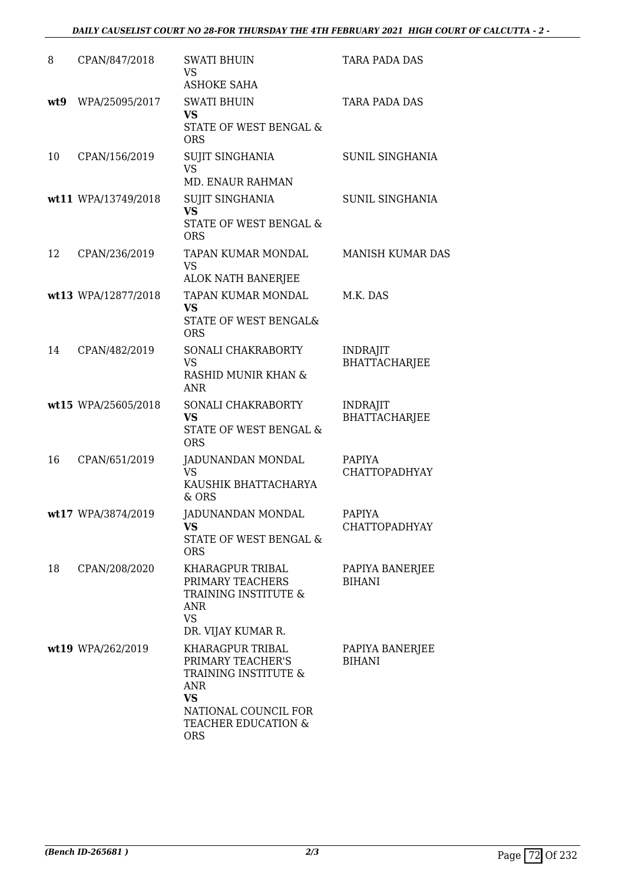| | | | |
|---|---|---|---|
| 8 | CPAN/847/2018 | SWATI BHUIN<br>VS<br>ASHOKE SAHA | TARA PADA DAS |
| **wt9** | WPA/25095/2017 | SWATI BHUIN<br>**VS**<br>STATE OF WEST BENGAL & ORS | TARA PADA DAS |
| 10 | CPAN/156/2019 | SUJIT SINGHANIA<br>VS<br>MD. ENAUR RAHMAN | SUNIL SINGHANIA |
| **wt11** | WPA/13749/2018 | SUJIT SINGHANIA<br>**VS**<br>STATE OF WEST BENGAL & ORS | SUNIL SINGHANIA |
| 12 | CPAN/236/2019 | TAPAN KUMAR MONDAL<br>VS<br>ALOK NATH BANERJEE | MANISH KUMAR DAS |
| **wt13** | WPA/12877/2018 | TAPAN KUMAR MONDAL<br>**VS**<br>STATE OF WEST BENGAL& ORS | M.K. DAS |
| 14 | CPAN/482/2019 | SONALI CHAKRABORTY<br>VS<br>RASHID MUNIR KHAN & ANR | INDRAJIT BHATTACHARJEE |
| **wt15** | WPA/25605/2018 | SONALI CHAKRABORTY<br>**VS**<br>STATE OF WEST BENGAL & ORS | INDRAJIT BHATTACHARJEE |
| 16 | CPAN/651/2019 | JADUNANDAN MONDAL<br>VS<br>KAUSHIK BHATTACHARYA & ORS | PAPIYA CHATTOPADHYAY |
| **wt17** | WPA/3874/2019 | JADUNANDAN MONDAL<br>**VS**<br>STATE OF WEST BENGAL & ORS | PAPIYA CHATTOPADHYAY |
| 18 | CPAN/208/2020 | KHARAGPUR TRIBAL PRIMARY TEACHERS TRAINING INSTITUTE & ANR<br>VS<br>DR. VIJAY KUMAR R. | PAPIYA BANERJEE BIHANI |
| **wt19** | WPA/262/2019 | KHARAGPUR TRIBAL PRIMARY TEACHER'S TRAINING INSTITUTE & ANR<br>**VS**<br>NATIONAL COUNCIL FOR TEACHER EDUCATION & ORS | PAPIYA BANERJEE BIHANI |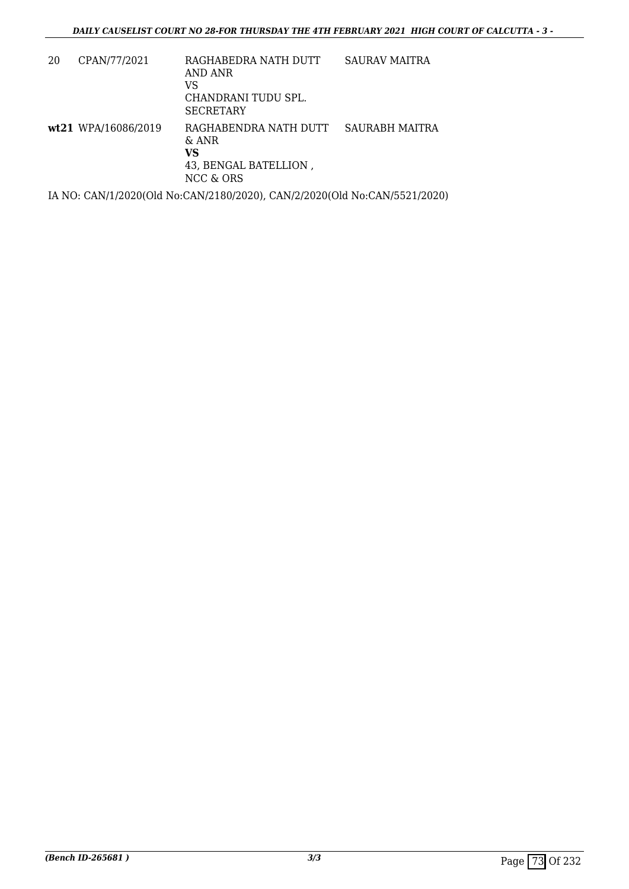| | | | |
|---|---|---|---|
| 20 | CPAN/77/2021 | RAGHABEDRA NATH DUTT AND ANR<br>VS<br>CHANDRANI TUDU SPL. SECRETARY | SAURAV MAITRA |
| **wt21** | WPA/16086/2019 | RAGHABENDRA NATH DUTT & ANR<br>**VS**<br>43, BENGAL BATELLION , NCC & ORS | SAURABH MAITRA |

IA NO: CAN/1/2020(Old No:CAN/2180/2020), CAN/2/2020(Old No:CAN/5521/2020)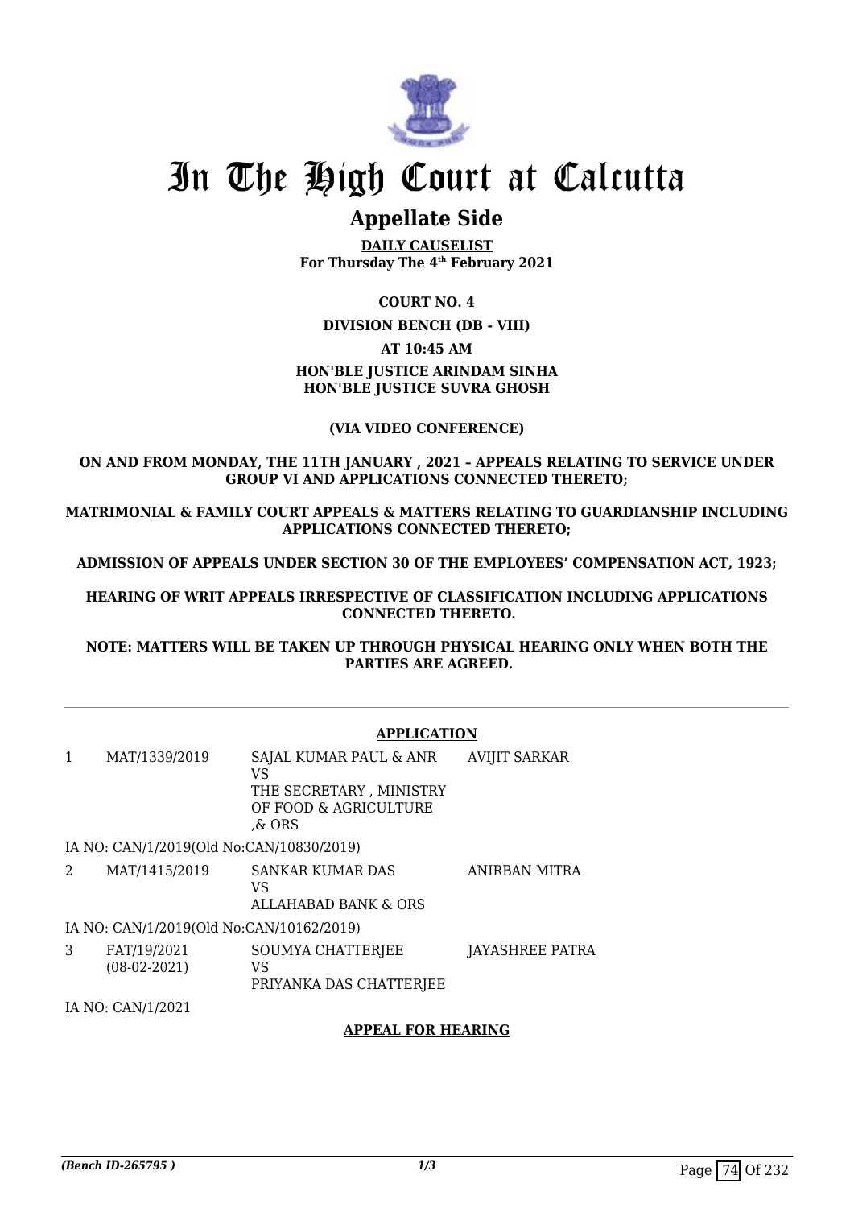# In The High Court at Calcutta

## Appellate Side

**DAILY CAUSELIST**
**For Thursday The 4th February 2021**

**COURT NO. 4**

**DIVISION BENCH (DB - VIII)**

**AT 10:45 AM**

**HON'BLE JUSTICE ARINDAM SINHA**
**HON'BLE JUSTICE SUVRA GHOSH**

**(VIA VIDEO CONFERENCE)**

**ON AND FROM MONDAY, THE 11TH JANUARY , 2021 – APPEALS RELATING TO SERVICE UNDER GROUP VI AND APPLICATIONS CONNECTED THERETO;**

**MATRIMONIAL & FAMILY COURT APPEALS & MATTERS RELATING TO GUARDIANSHIP INCLUDING APPLICATIONS CONNECTED THERETO;**

**ADMISSION OF APPEALS UNDER SECTION 30 OF THE EMPLOYEES' COMPENSATION ACT, 1923;**

**HEARING OF WRIT APPEALS IRRESPECTIVE OF CLASSIFICATION INCLUDING APPLICATIONS CONNECTED THERETO.**

**NOTE: MATTERS WILL BE TAKEN UP THROUGH PHYSICAL HEARING ONLY WHEN BOTH THE PARTIES ARE AGREED.**

**APPLICATION**

| | | | |
|---|---|---|---|
| 1 | MAT/1339/2019 | SAJAL KUMAR PAUL & ANR<br>VS<br>THE SECRETARY , MINISTRY OF FOOD & AGRICULTURE ,& ORS | AVIJIT SARKAR |
| | IA NO: CAN/1/2019(Old No:CAN/10830/2019) | | |
| 2 | MAT/1415/2019 | SANKAR KUMAR DAS<br>VS<br>ALLAHABAD BANK & ORS | ANIRBAN MITRA |
| | IA NO: CAN/1/2019(Old No:CAN/10162/2019) | | |
| 3 | FAT/19/2021<br>(08-02-2021) | SOUMYA CHATTERJEE<br>VS<br>PRIYANKA DAS CHATTERJEE | JAYASHREE PATRA |
| | IA NO: CAN/1/2021 | | |

**APPEAL FOR HEARING**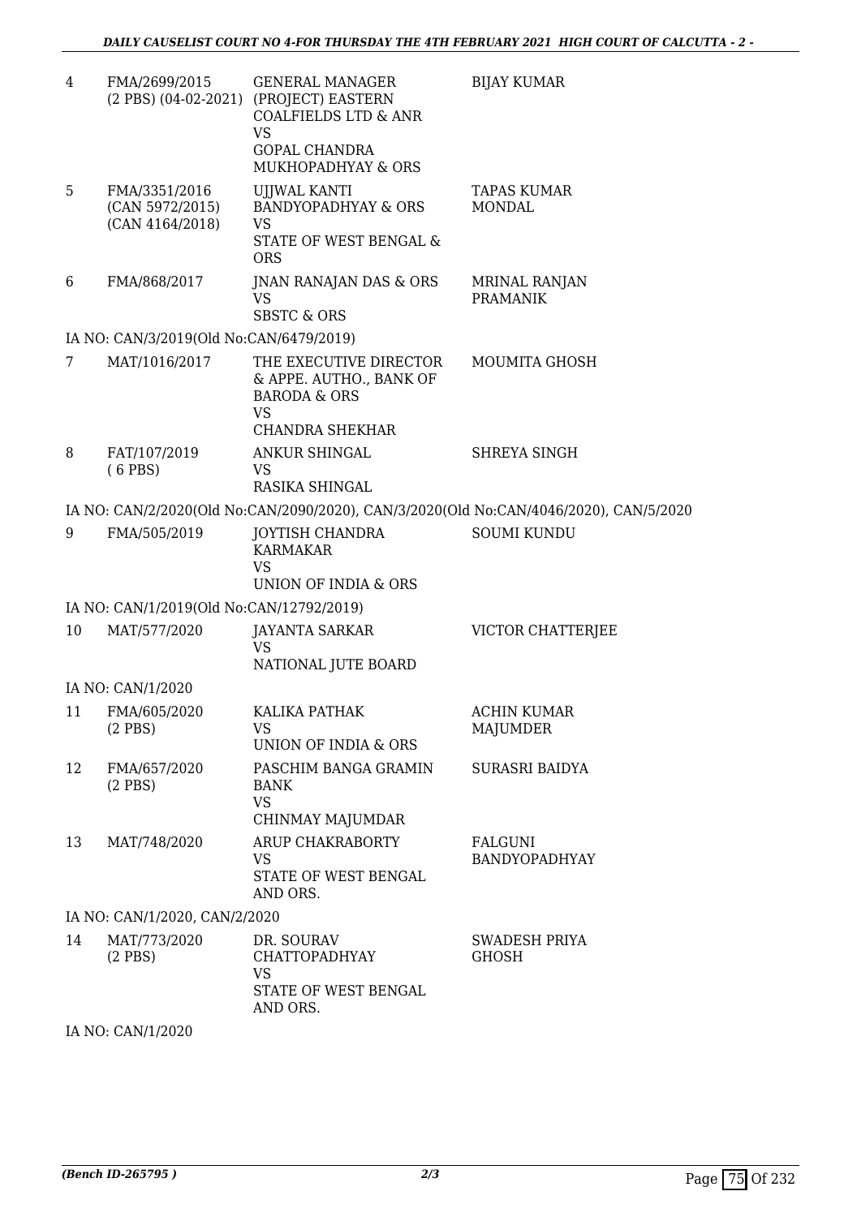| | | | |
|---|---|---|---|
| 4 | FMA/2699/2015 (2 PBS) (04-02-2021) | GENERAL MANAGER (PROJECT) EASTERN COALFIELDS LTD & ANR VS GOPAL CHANDRA MUKHOPADHYAY & ORS | BIJAY KUMAR |
| 5 | FMA/3351/2016 (CAN 5972/2015) (CAN 4164/2018) | UJJWAL KANTI BANDYOPADHYAY & ORS VS STATE OF WEST BENGAL & ORS | TAPAS KUMAR MONDAL |
| 6 | FMA/868/2017 | JNAN RANAJAN DAS & ORS VS SBSTC & ORS | MRINAL RANJAN PRAMANIK |
| | IA NO: CAN/3/2019(Old No:CAN/6479/2019) | | |
| 7 | MAT/1016/2017 | THE EXECUTIVE DIRECTOR & APPE. AUTHO., BANK OF BARODA & ORS VS CHANDRA SHEKHAR | MOUMITA GHOSH |
| 8 | FAT/107/2019 ( 6 PBS) | ANKUR SHINGAL VS RASIKA SHINGAL | SHREYA SINGH |
| | IA NO: CAN/2/2020(Old No:CAN/2090/2020), CAN/3/2020(Old No:CAN/4046/2020), CAN/5/2020 | | |
| 9 | FMA/505/2019 | JOYTISH CHANDRA KARMAKAR VS UNION OF INDIA & ORS | SOUMI KUNDU |
| | IA NO: CAN/1/2019(Old No:CAN/12792/2019) | | |
| 10 | MAT/577/2020 | JAYANTA SARKAR VS NATIONAL JUTE BOARD | VICTOR CHATTERJEE |
| | IA NO: CAN/1/2020 | | |
| 11 | FMA/605/2020 (2 PBS) | KALIKA PATHAK VS UNION OF INDIA & ORS | ACHIN KUMAR MAJUMDER |
| 12 | FMA/657/2020 (2 PBS) | PASCHIM BANGA GRAMIN BANK VS CHINMAY MAJUMDAR | SURASRI BAIDYA |
| 13 | MAT/748/2020 | ARUP CHAKRABORTY VS STATE OF WEST BENGAL AND ORS. | FALGUNI BANDYOPADHYAY |
| | IA NO: CAN/1/2020, CAN/2/2020 | | |
| 14 | MAT/773/2020 (2 PBS) | DR. SOURAV CHATTOPADHYAY VS STATE OF WEST BENGAL AND ORS. | SWADESH PRIYA GHOSH |
| | IA NO: CAN/1/2020 | | |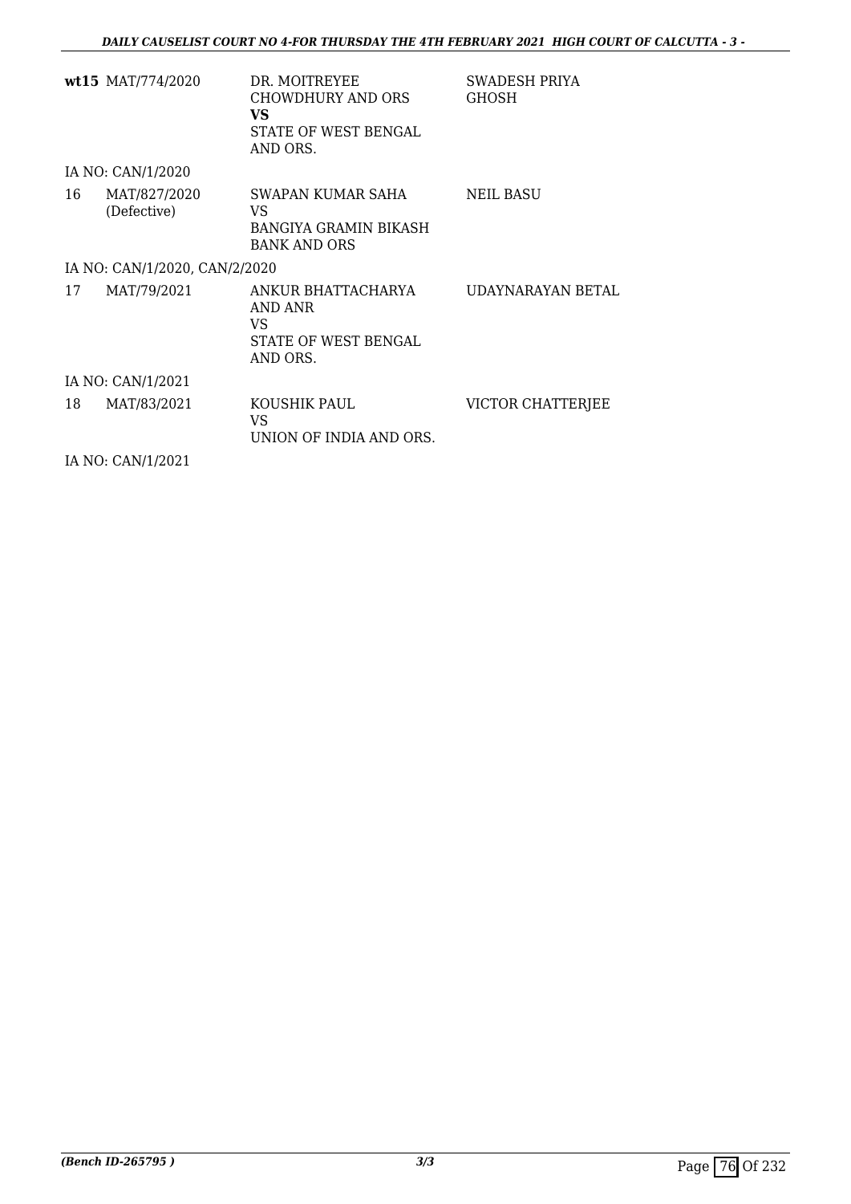| | | | |
|---|---|---|---|
| **wt15** | MAT/774/2020 | DR. MOITREYEE CHOWDHURY AND ORS<br>**VS**<br>STATE OF WEST BENGAL AND ORS. | SWADESH PRIYA GHOSH |
| | IA NO: CAN/1/2020 | | |
| 16 | MAT/827/2020 (Defective) | SWAPAN KUMAR SAHA<br>VS<br>BANGIYA GRAMIN BIKASH BANK AND ORS | NEIL BASU |
| | IA NO: CAN/1/2020, CAN/2/2020 | | |
| 17 | MAT/79/2021 | ANKUR BHATTACHARYA AND ANR<br>VS<br>STATE OF WEST BENGAL AND ORS. | UDAYNARAYAN BETAL |
| | IA NO: CAN/1/2021 | | |
| 18 | MAT/83/2021 | KOUSHIK PAUL<br>VS<br>UNION OF INDIA AND ORS. | VICTOR CHATTERJEE |
| | IA NO: CAN/1/2021 | | |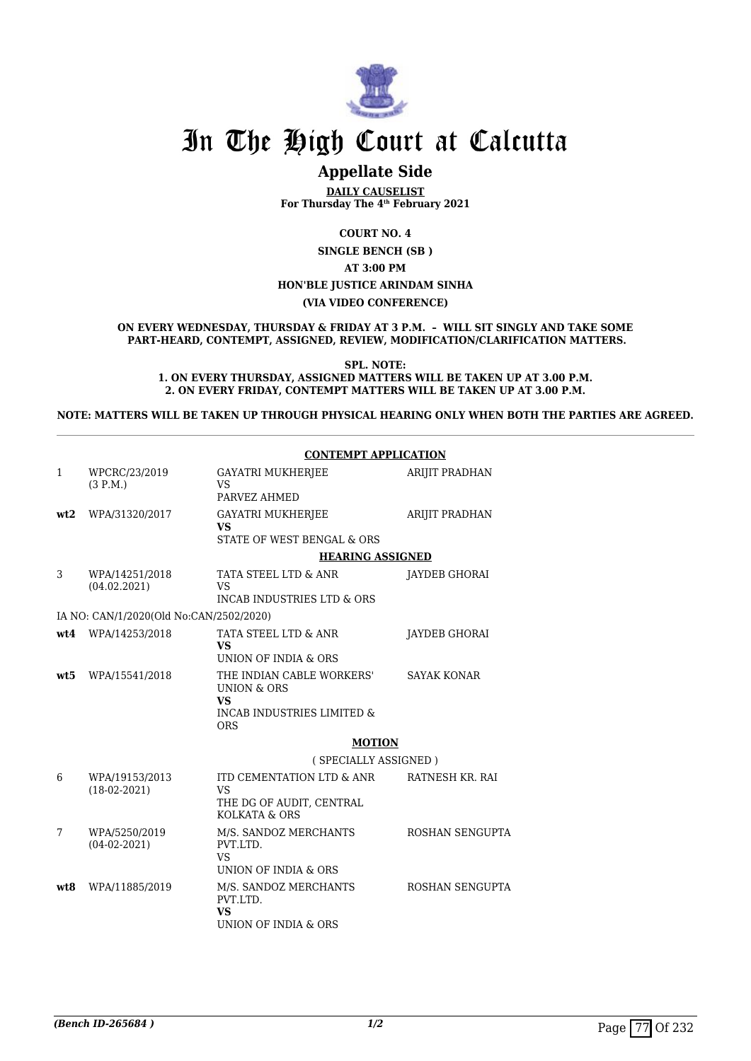# In The High Court at Calcutta

## Appellate Side

**DAILY CAUSELIST**
**For Thursday The 4th February 2021**

**COURT NO. 4**

**SINGLE BENCH (SB )**

**AT 3:00 PM**

**HON'BLE JUSTICE ARINDAM SINHA**

**(VIA VIDEO CONFERENCE)**

**ON EVERY WEDNESDAY, THURSDAY & FRIDAY AT 3 P.M. – WILL SIT SINGLY AND TAKE SOME PART-HEARD, CONTEMPT, ASSIGNED, REVIEW, MODIFICATION/CLARIFICATION MATTERS.**

**SPL. NOTE:**
**1. ON EVERY THURSDAY, ASSIGNED MATTERS WILL BE TAKEN UP AT 3.00 P.M.**
**2. ON EVERY FRIDAY, CONTEMPT MATTERS WILL BE TAKEN UP AT 3.00 P.M.**

**NOTE: MATTERS WILL BE TAKEN UP THROUGH PHYSICAL HEARING ONLY WHEN BOTH THE PARTIES ARE AGREED.**

**CONTEMPT APPLICATION**

| | | | |
|---|---|---|---|
| 1 | WPCRC/23/2019 (3 P.M.) | GAYATRI MUKHERJEE VS PARVEZ AHMED | ARIJIT PRADHAN |
| **wt2** | WPA/31320/2017 | GAYATRI MUKHERJEE **VS** STATE OF WEST BENGAL & ORS | ARIJIT PRADHAN |

**HEARING ASSIGNED**

| | | | |
|---|---|---|---|
| 3 | WPA/14251/2018 (04.02.2021) | TATA STEEL LTD & ANR VS INCAB INDUSTRIES LTD & ORS | JAYDEB GHORAI |
| | IA NO: CAN/1/2020(Old No:CAN/2502/2020) | | |
| **wt4** | WPA/14253/2018 | TATA STEEL LTD & ANR **VS** UNION OF INDIA & ORS | JAYDEB GHORAI |
| **wt5** | WPA/15541/2018 | THE INDIAN CABLE WORKERS' UNION & ORS **VS** INCAB INDUSTRIES LIMITED & ORS | SAYAK KONAR |

**MOTION**

( SPECIALLY ASSIGNED )

| | | | |
|---|---|---|---|
| 6 | WPA/19153/2013 (18-02-2021) | ITD CEMENTATION LTD & ANR VS THE DG OF AUDIT, CENTRAL KOLKATA & ORS | RATNESH KR. RAI |
| 7 | WPA/5250/2019 (04-02-2021) | M/S. SANDOZ MERCHANTS PVT.LTD. VS UNION OF INDIA & ORS | ROSHAN SENGUPTA |
| **wt8** | WPA/11885/2019 | M/S. SANDOZ MERCHANTS PVT.LTD. **VS** UNION OF INDIA & ORS | ROSHAN SENGUPTA |

*(Bench ID-265684 )*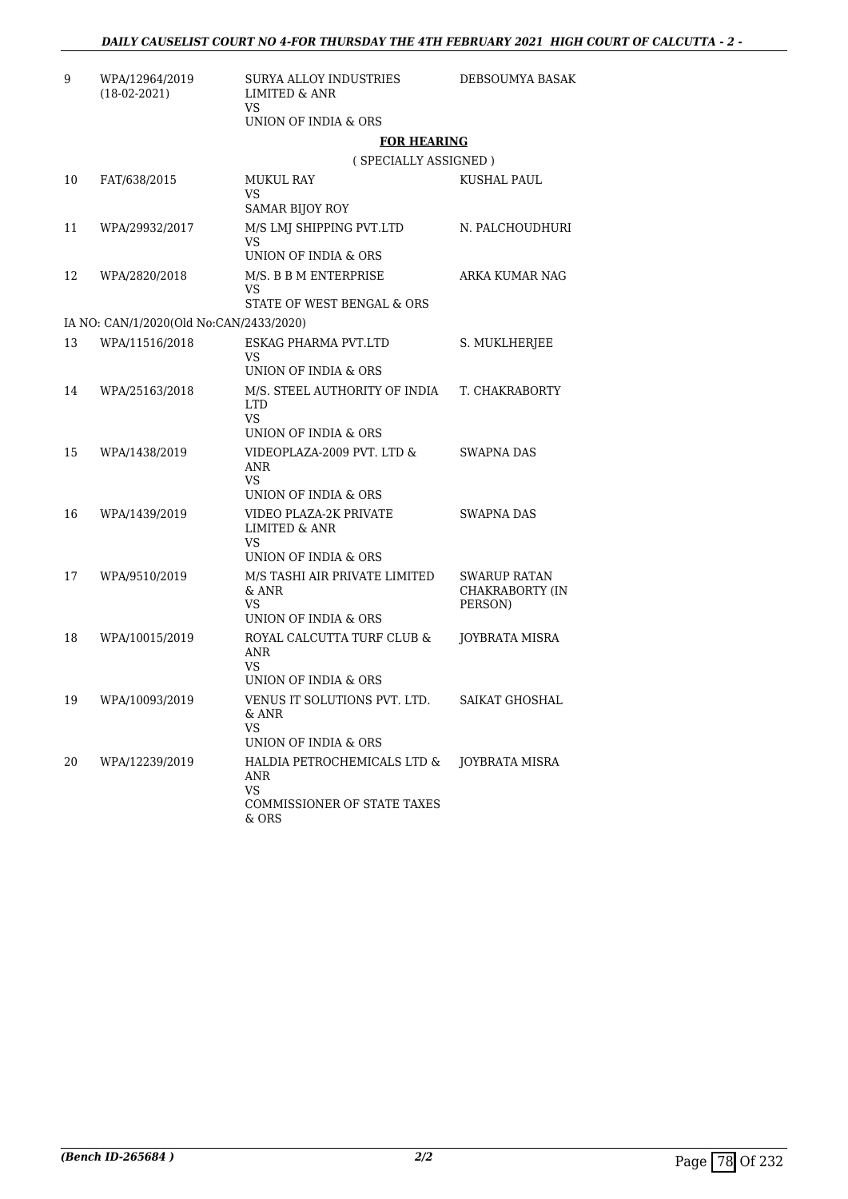| | | | |
|---|---|---|---|
| 9 | WPA/12964/2019 (18-02-2021) | SURYA ALLOY INDUSTRIES LIMITED & ANR VS UNION OF INDIA & ORS | DEBSOUMYA BASAK |

**FOR HEARING**

( SPECIALLY ASSIGNED )

| | | | |
|---|---|---|---|
| 10 | FAT/638/2015 | MUKUL RAY VS SAMAR BIJOY ROY | KUSHAL PAUL |
| 11 | WPA/29932/2017 | M/S LMJ SHIPPING PVT.LTD VS UNION OF INDIA & ORS | N. PALCHOUDHURI |
| 12 | WPA/2820/2018 | M/S. B B M ENTERPRISE VS STATE OF WEST BENGAL & ORS | ARKA KUMAR NAG |

IA NO: CAN/1/2020(Old No:CAN/2433/2020)

| | | | |
|---|---|---|---|
| 13 | WPA/11516/2018 | ESKAG PHARMA PVT.LTD VS UNION OF INDIA & ORS | S. MUKLHERJEE |
| 14 | WPA/25163/2018 | M/S. STEEL AUTHORITY OF INDIA LTD VS UNION OF INDIA & ORS | T. CHAKRABORTY |
| 15 | WPA/1438/2019 | VIDEOPLAZA-2009 PVT. LTD & ANR VS UNION OF INDIA & ORS | SWAPNA DAS |
| 16 | WPA/1439/2019 | VIDEO PLAZA-2K PRIVATE LIMITED & ANR VS UNION OF INDIA & ORS | SWAPNA DAS |
| 17 | WPA/9510/2019 | M/S TASHI AIR PRIVATE LIMITED & ANR VS UNION OF INDIA & ORS | SWARUP RATAN CHAKRABORTY (IN PERSON) |
| 18 | WPA/10015/2019 | ROYAL CALCUTTA TURF CLUB & ANR VS UNION OF INDIA & ORS | JOYBRATA MISRA |
| 19 | WPA/10093/2019 | VENUS IT SOLUTIONS PVT. LTD. & ANR VS UNION OF INDIA & ORS | SAIKAT GHOSHAL |
| 20 | WPA/12239/2019 | HALDIA PETROCHEMICALS LTD & ANR VS COMMISSIONER OF STATE TAXES & ORS | JOYBRATA MISRA |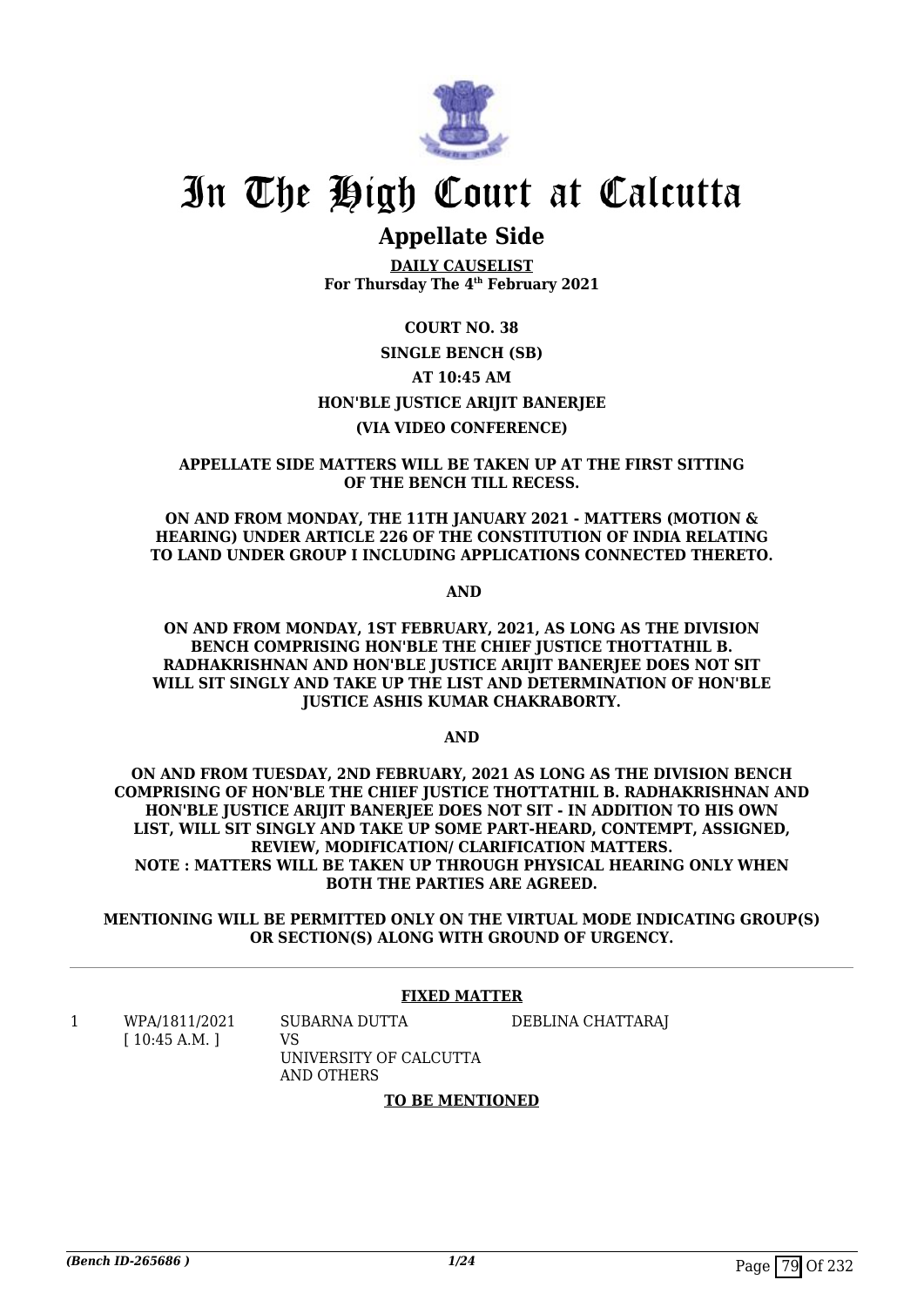# In The High Court at Calcutta

## Appellate Side

**DAILY CAUSELIST**
**For Thursday The 4th February 2021**

**COURT NO. 38**

**SINGLE BENCH (SB)**

**AT 10:45 AM**

**HON'BLE JUSTICE ARIJIT BANERJEE**

**(VIA VIDEO CONFERENCE)**

**APPELLATE SIDE MATTERS WILL BE TAKEN UP AT THE FIRST SITTING OF THE BENCH TILL RECESS.**

**ON AND FROM MONDAY, THE 11TH JANUARY 2021 - MATTERS (MOTION & HEARING) UNDER ARTICLE 226 OF THE CONSTITUTION OF INDIA RELATING TO LAND UNDER GROUP I INCLUDING APPLICATIONS CONNECTED THERETO.**

**AND**

**ON AND FROM MONDAY, 1ST FEBRUARY, 2021, AS LONG AS THE DIVISION BENCH COMPRISING HON'BLE THE CHIEF JUSTICE THOTTATHIL B. RADHAKRISHNAN AND HON'BLE JUSTICE ARIJIT BANERJEE DOES NOT SIT WILL SIT SINGLY AND TAKE UP THE LIST AND DETERMINATION OF HON'BLE JUSTICE ASHIS KUMAR CHAKRABORTY.**

**AND**

**ON AND FROM TUESDAY, 2ND FEBRUARY, 2021 AS LONG AS THE DIVISION BENCH COMPRISING OF HON'BLE THE CHIEF JUSTICE THOTTATHIL B. RADHAKRISHNAN AND HON'BLE JUSTICE ARIJIT BANERJEE DOES NOT SIT - IN ADDITION TO HIS OWN LIST, WILL SIT SINGLY AND TAKE UP SOME PART-HEARD, CONTEMPT, ASSIGNED, REVIEW, MODIFICATION/ CLARIFICATION MATTERS.**
**NOTE : MATTERS WILL BE TAKEN UP THROUGH PHYSICAL HEARING ONLY WHEN BOTH THE PARTIES ARE AGREED.**

**MENTIONING WILL BE PERMITTED ONLY ON THE VIRTUAL MODE INDICATING GROUP(S) OR SECTION(S) ALONG WITH GROUND OF URGENCY.**

---

**FIXED MATTER**

| | | | |
|---|---|---|---|
| 1 | WPA/1811/2021 [ 10:45 A.M. ] | SUBARNA DUTTA VS UNIVERSITY OF CALCUTTA AND OTHERS | DEBLINA CHATTARAJ |

**TO BE MENTIONED**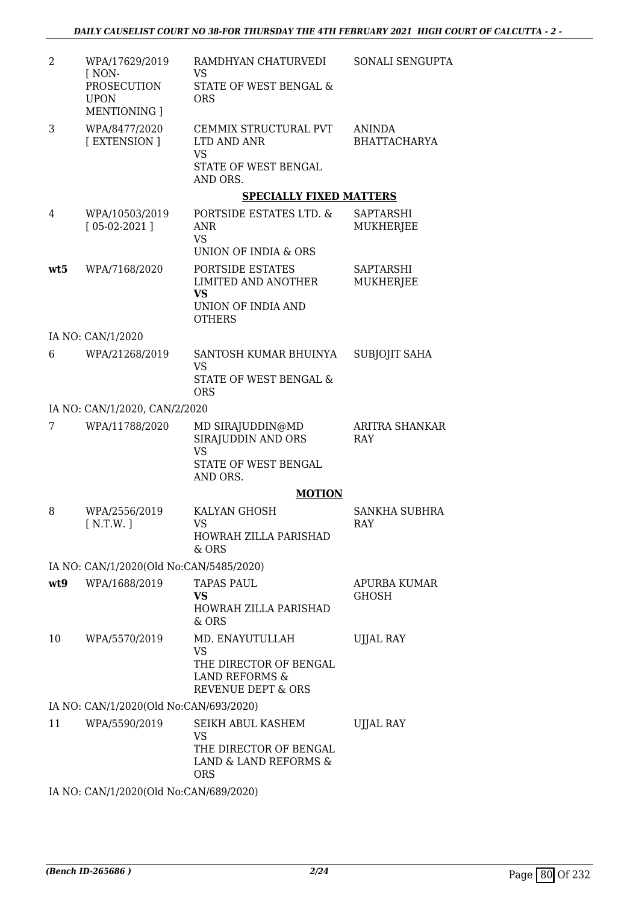| | | | |
|---|---|---|---|
| 2 | WPA/17629/2019 [ NON-PROSECUTION UPON MENTIONING ] | RAMDHYAN CHATURVEDI VS STATE OF WEST BENGAL & ORS | SONALI SENGUPTA |
| 3 | WPA/8477/2020 [ EXTENSION ] | CEMMIX STRUCTURAL PVT LTD AND ANR VS STATE OF WEST BENGAL AND ORS. | ANINDA BHATTACHARYA |

**SPECIALLY FIXED MATTERS**

| | | | |
|---|---|---|---|
| 4 | WPA/10503/2019 [ 05-02-2021 ] | PORTSIDE ESTATES LTD. & ANR VS UNION OF INDIA & ORS | SAPTARSHI MUKHERJEE |
| **wt5** | WPA/7168/2020 | PORTSIDE ESTATES LIMITED AND ANOTHER **VS** UNION OF INDIA AND OTHERS | SAPTARSHI MUKHERJEE |

IA NO: CAN/1/2020

| | | | |
|---|---|---|---|
| 6 | WPA/21268/2019 | SANTOSH KUMAR BHUINYA VS STATE OF WEST BENGAL & ORS | SUBJOJIT SAHA |

IA NO: CAN/1/2020, CAN/2/2020

| | | | |
|---|---|---|---|
| 7 | WPA/11788/2020 | MD SIRAJUDDIN@MD SIRAJUDDIN AND ORS VS STATE OF WEST BENGAL AND ORS. | ARITRA SHANKAR RAY |

**MOTION**

| | | | |
|---|---|---|---|
| 8 | WPA/2556/2019 [ N.T.W. ] | KALYAN GHOSH VS HOWRAH ZILLA PARISHAD & ORS | SANKHA SUBHRA RAY |

IA NO: CAN/1/2020(Old No:CAN/5485/2020)

| | | | |
|---|---|---|---|
| **wt9** | WPA/1688/2019 | TAPAS PAUL **VS** HOWRAH ZILLA PARISHAD & ORS | APURBA KUMAR GHOSH |
| 10 | WPA/5570/2019 | MD. ENAYUTULLAH VS THE DIRECTOR OF BENGAL LAND REFORMS & REVENUE DEPT & ORS | UJJAL RAY |

IA NO: CAN/1/2020(Old No:CAN/693/2020)

| | | | |
|---|---|---|---|
| 11 | WPA/5590/2019 | SEIKH ABUL KASHEM VS THE DIRECTOR OF BENGAL LAND & LAND REFORMS & ORS | UJJAL RAY |

IA NO: CAN/1/2020(Old No:CAN/689/2020)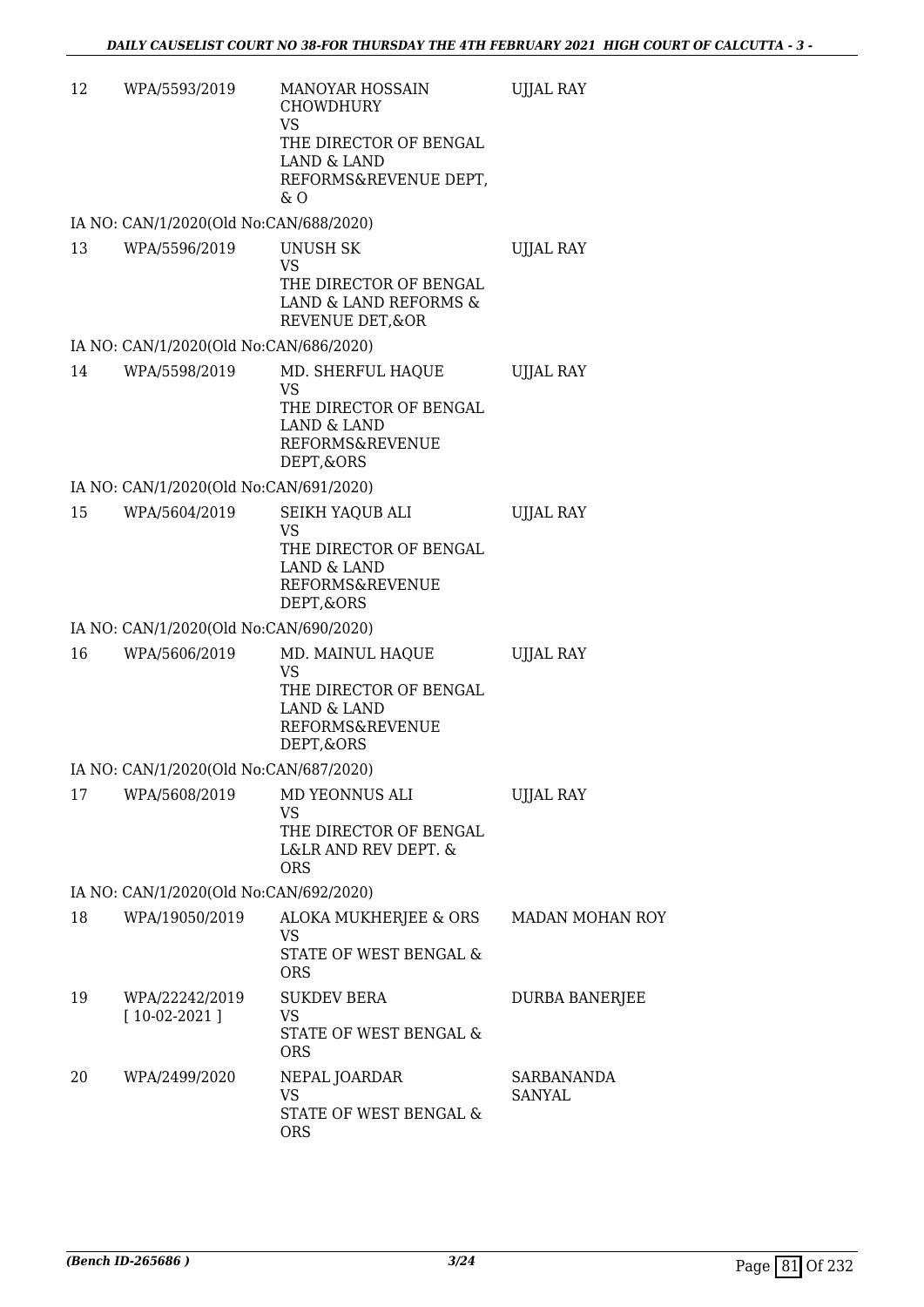| | | | |
|---|---|---|---|
| 12 | WPA/5593/2019 | MANOYAR HOSSAIN CHOWDHURY<br>VS<br>THE DIRECTOR OF BENGAL LAND & LAND REFORMS&REVENUE DEPT, & O | UJJAL RAY |
| | IA NO: CAN/1/2020(Old No:CAN/688/2020) | | |
| 13 | WPA/5596/2019 | UNUSH SK<br>VS<br>THE DIRECTOR OF BENGAL LAND & LAND REFORMS & REVENUE DET,&OR | UJJAL RAY |
| | IA NO: CAN/1/2020(Old No:CAN/686/2020) | | |
| 14 | WPA/5598/2019 | MD. SHERFUL HAQUE<br>VS<br>THE DIRECTOR OF BENGAL LAND & LAND REFORMS&REVENUE DEPT,&ORS | UJJAL RAY |
| | IA NO: CAN/1/2020(Old No:CAN/691/2020) | | |
| 15 | WPA/5604/2019 | SEIKH YAQUB ALI<br>VS<br>THE DIRECTOR OF BENGAL LAND & LAND REFORMS&REVENUE DEPT,&ORS | UJJAL RAY |
| | IA NO: CAN/1/2020(Old No:CAN/690/2020) | | |
| 16 | WPA/5606/2019 | MD. MAINUL HAQUE<br>VS<br>THE DIRECTOR OF BENGAL LAND & LAND REFORMS&REVENUE DEPT,&ORS | UJJAL RAY |
| | IA NO: CAN/1/2020(Old No:CAN/687/2020) | | |
| 17 | WPA/5608/2019 | MD YEONNUS ALI<br>VS<br>THE DIRECTOR OF BENGAL L&LR AND REV DEPT. & ORS | UJJAL RAY |
| | IA NO: CAN/1/2020(Old No:CAN/692/2020) | | |
| 18 | WPA/19050/2019 | ALOKA MUKHERJEE & ORS<br>VS<br>STATE OF WEST BENGAL & ORS | MADAN MOHAN ROY |
| 19 | WPA/22242/2019<br>[ 10-02-2021 ] | SUKDEV BERA<br>VS<br>STATE OF WEST BENGAL & ORS | DURBA BANERJEE |
| 20 | WPA/2499/2020 | NEPAL JOARDAR<br>VS<br>STATE OF WEST BENGAL & ORS | SARBANANDA SANYAL |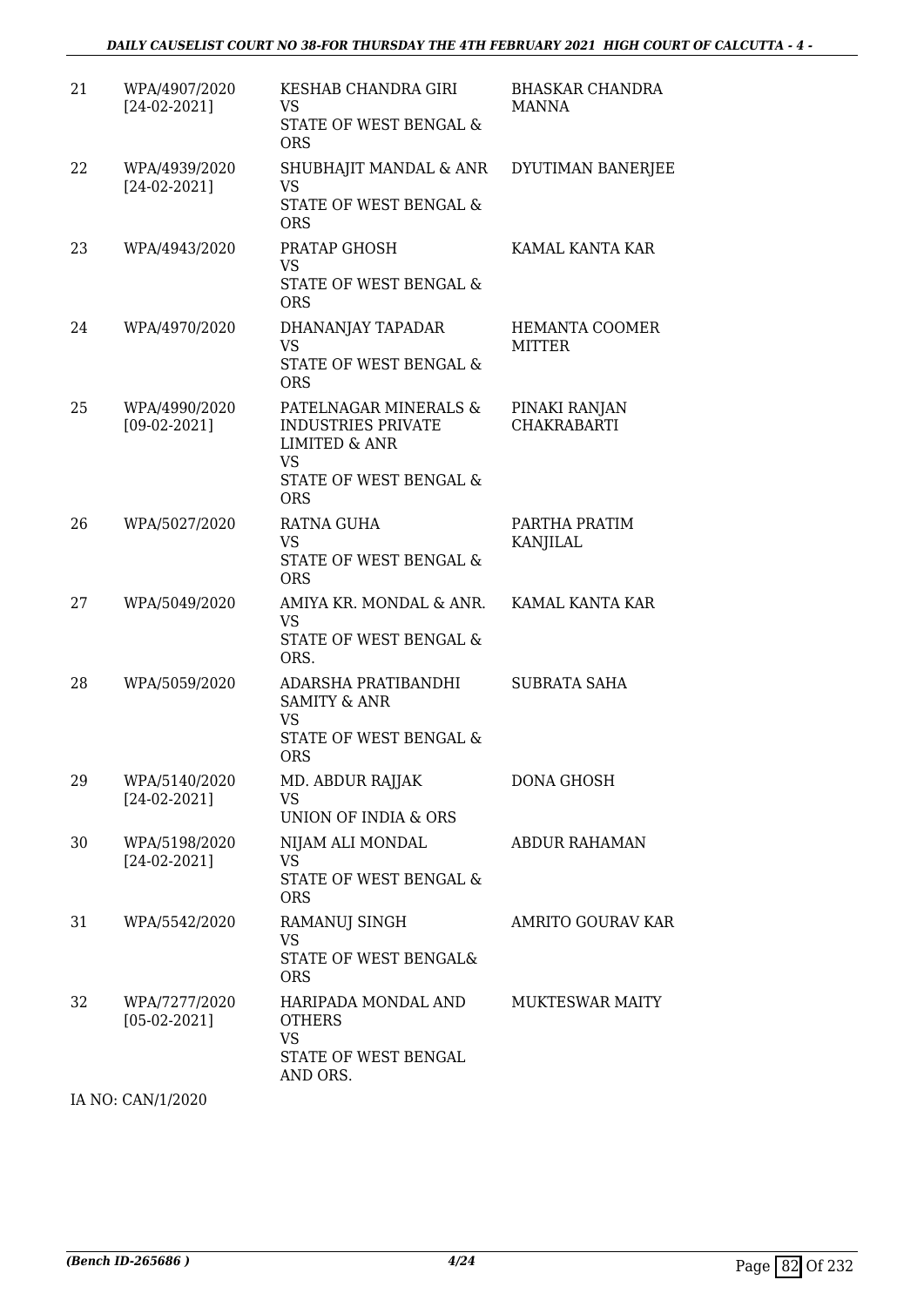| | | | |
|---|---|---|---|
| 21 | WPA/4907/2020 [24-02-2021] | KESHAB CHANDRA GIRI VS STATE OF WEST BENGAL & ORS | BHASKAR CHANDRA MANNA |
| 22 | WPA/4939/2020 [24-02-2021] | SHUBHAJIT MANDAL & ANR VS STATE OF WEST BENGAL & ORS | DYUTIMAN BANERJEE |
| 23 | WPA/4943/2020 | PRATAP GHOSH VS STATE OF WEST BENGAL & ORS | KAMAL KANTA KAR |
| 24 | WPA/4970/2020 | DHANANJAY TAPADAR VS STATE OF WEST BENGAL & ORS | HEMANTA COOMER MITTER |
| 25 | WPA/4990/2020 [09-02-2021] | PATELNAGAR MINERALS & INDUSTRIES PRIVATE LIMITED & ANR VS STATE OF WEST BENGAL & ORS | PINAKI RANJAN CHAKRABARTI |
| 26 | WPA/5027/2020 | RATNA GUHA VS STATE OF WEST BENGAL & ORS | PARTHA PRATIM KANJILAL |
| 27 | WPA/5049/2020 | AMIYA KR. MONDAL & ANR. VS STATE OF WEST BENGAL & ORS. | KAMAL KANTA KAR |
| 28 | WPA/5059/2020 | ADARSHA PRATIBANDHI SAMITY & ANR VS STATE OF WEST BENGAL & ORS | SUBRATA SAHA |
| 29 | WPA/5140/2020 [24-02-2021] | MD. ABDUR RAJJAK VS UNION OF INDIA & ORS | DONA GHOSH |
| 30 | WPA/5198/2020 [24-02-2021] | NIJAM ALI MONDAL VS STATE OF WEST BENGAL & ORS | ABDUR RAHAMAN |
| 31 | WPA/5542/2020 | RAMANUJ SINGH VS STATE OF WEST BENGAL& ORS | AMRITO GOURAV KAR |
| 32 | WPA/7277/2020 [05-02-2021] | HARIPADA MONDAL AND OTHERS VS STATE OF WEST BENGAL AND ORS. | MUKTESWAR MAITY |

IA NO: CAN/1/2020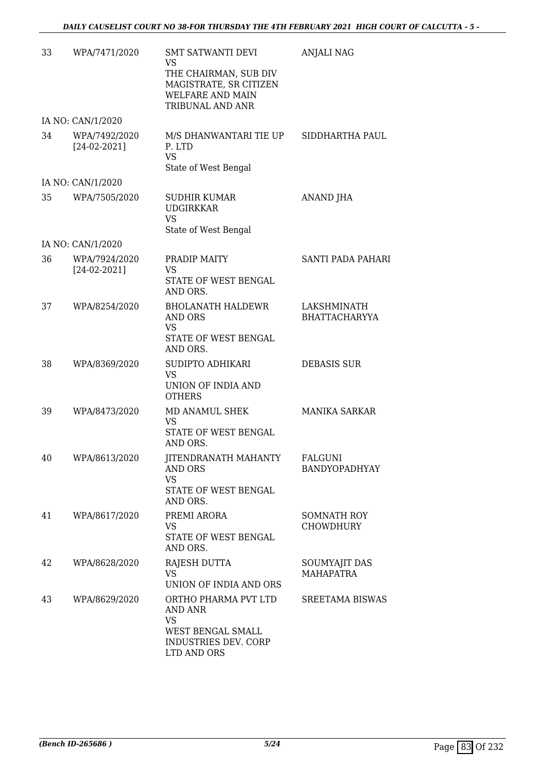| | | | |
|---|---|---|---|
| 33 | WPA/7471/2020 | SMT SATWANTI DEVI<br>VS<br>THE CHAIRMAN, SUB DIV MAGISTRATE, SR CITIZEN WELFARE AND MAIN TRIBUNAL AND ANR | ANJALI NAG |
| | IA NO: CAN/1/2020 | | |
| 34 | WPA/7492/2020<br>[24-02-2021] | M/S DHANWANTARI TIE UP P. LTD<br>VS<br>State of West Bengal | SIDDHARTHA PAUL |
| | IA NO: CAN/1/2020 | | |
| 35 | WPA/7505/2020 | SUDHIR KUMAR UDGIRKKAR<br>VS<br>State of West Bengal | ANAND JHA |
| | IA NO: CAN/1/2020 | | |
| 36 | WPA/7924/2020<br>[24-02-2021] | PRADIP MAITY<br>VS<br>STATE OF WEST BENGAL AND ORS. | SANTI PADA PAHARI |
| 37 | WPA/8254/2020 | BHOLANATH HALDEWR AND ORS<br>VS<br>STATE OF WEST BENGAL AND ORS. | LAKSHMINATH BHATTACHARYYA |
| 38 | WPA/8369/2020 | SUDIPTO ADHIKARI<br>VS<br>UNION OF INDIA AND OTHERS | DEBASIS SUR |
| 39 | WPA/8473/2020 | MD ANAMUL SHEK<br>VS<br>STATE OF WEST BENGAL AND ORS. | MANIKA SARKAR |
| 40 | WPA/8613/2020 | JITENDRANATH MAHANTY AND ORS<br>VS<br>STATE OF WEST BENGAL AND ORS. | FALGUNI BANDYOPADHYAY |
| 41 | WPA/8617/2020 | PREMI ARORA<br>VS<br>STATE OF WEST BENGAL AND ORS. | SOMNATH ROY CHOWDHURY |
| 42 | WPA/8628/2020 | RAJESH DUTTA<br>VS<br>UNION OF INDIA AND ORS | SOUMYAJIT DAS MAHAPATRA |
| 43 | WPA/8629/2020 | ORTHO PHARMA PVT LTD AND ANR<br>VS<br>WEST BENGAL SMALL INDUSTRIES DEV. CORP LTD AND ORS | SREETAMA BISWAS |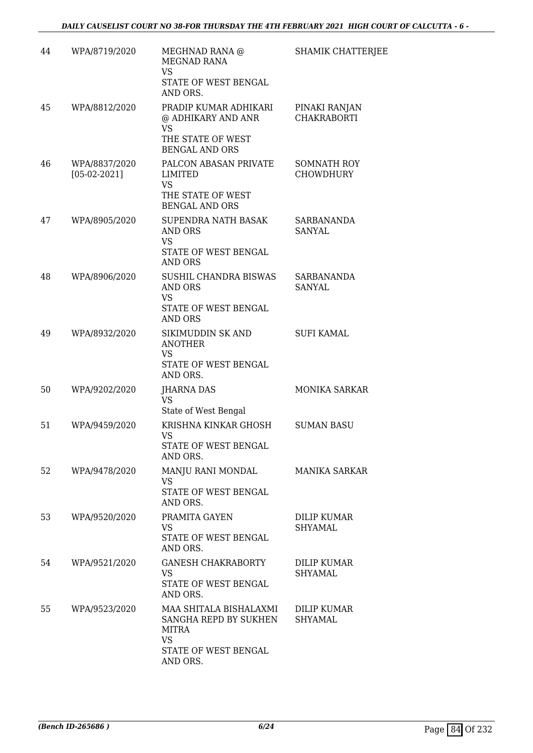| | | | |
|---|---|---|---|
| 44 | WPA/8719/2020 | MEGHNAD RANA @ MEGNAD RANA<br>VS<br>STATE OF WEST BENGAL AND ORS. | SHAMIK CHATTERJEE |
| 45 | WPA/8812/2020 | PRADIP KUMAR ADHIKARI @ ADHIKARY AND ANR<br>VS<br>THE STATE OF WEST BENGAL AND ORS | PINAKI RANJAN CHAKRABORTI |
| 46 | WPA/8837/2020 [05-02-2021] | PALCON ABASAN PRIVATE LIMITED<br>VS<br>THE STATE OF WEST BENGAL AND ORS | SOMNATH ROY CHOWDHURY |
| 47 | WPA/8905/2020 | SUPENDRA NATH BASAK AND ORS<br>VS<br>STATE OF WEST BENGAL AND ORS | SARBANANDA SANYAL |
| 48 | WPA/8906/2020 | SUSHIL CHANDRA BISWAS AND ORS<br>VS<br>STATE OF WEST BENGAL AND ORS | SARBANANDA SANYAL |
| 49 | WPA/8932/2020 | SIKIMUDDIN SK AND ANOTHER<br>VS<br>STATE OF WEST BENGAL AND ORS. | SUFI KAMAL |
| 50 | WPA/9202/2020 | JHARNA DAS<br>VS<br>State of West Bengal | MONIKA SARKAR |
| 51 | WPA/9459/2020 | KRISHNA KINKAR GHOSH<br>VS<br>STATE OF WEST BENGAL AND ORS. | SUMAN BASU |
| 52 | WPA/9478/2020 | MANJU RANI MONDAL<br>VS<br>STATE OF WEST BENGAL AND ORS. | MANIKA SARKAR |
| 53 | WPA/9520/2020 | PRAMITA GAYEN<br>VS<br>STATE OF WEST BENGAL AND ORS. | DILIP KUMAR SHYAMAL |
| 54 | WPA/9521/2020 | GANESH CHAKRABORTY<br>VS<br>STATE OF WEST BENGAL AND ORS. | DILIP KUMAR SHYAMAL |
| 55 | WPA/9523/2020 | MAA SHITALA BISHALAXMI SANGHA REPD BY SUKHEN MITRA<br>VS<br>STATE OF WEST BENGAL AND ORS. | DILIP KUMAR SHYAMAL |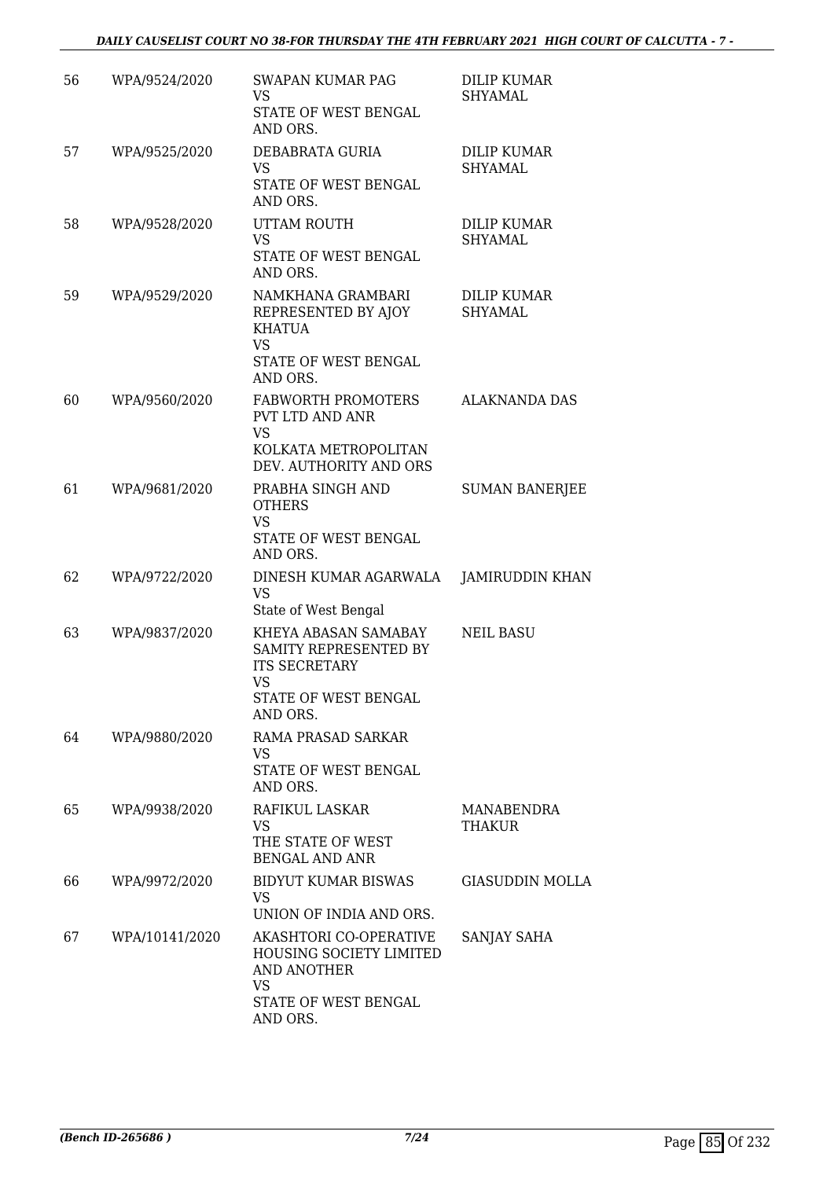| | | | |
|---|---|---|---|
| 56 | WPA/9524/2020 | SWAPAN KUMAR PAG<br>VS<br>STATE OF WEST BENGAL AND ORS. | DILIP KUMAR SHYAMAL |
| 57 | WPA/9525/2020 | DEBABRATA GURIA<br>VS<br>STATE OF WEST BENGAL AND ORS. | DILIP KUMAR SHYAMAL |
| 58 | WPA/9528/2020 | UTTAM ROUTH<br>VS<br>STATE OF WEST BENGAL AND ORS. | DILIP KUMAR SHYAMAL |
| 59 | WPA/9529/2020 | NAMKHANA GRAMBARI REPRESENTED BY AJOY KHATUA<br>VS<br>STATE OF WEST BENGAL AND ORS. | DILIP KUMAR SHYAMAL |
| 60 | WPA/9560/2020 | FABWORTH PROMOTERS PVT LTD AND ANR<br>VS<br>KOLKATA METROPOLITAN DEV. AUTHORITY AND ORS | ALAKNANDA DAS |
| 61 | WPA/9681/2020 | PRABHA SINGH AND OTHERS<br>VS<br>STATE OF WEST BENGAL AND ORS. | SUMAN BANERJEE |
| 62 | WPA/9722/2020 | DINESH KUMAR AGARWALA<br>VS<br>State of West Bengal | JAMIRUDDIN KHAN |
| 63 | WPA/9837/2020 | KHEYA ABASAN SAMABAY SAMITY REPRESENTED BY ITS SECRETARY<br>VS<br>STATE OF WEST BENGAL AND ORS. | NEIL BASU |
| 64 | WPA/9880/2020 | RAMA PRASAD SARKAR<br>VS<br>STATE OF WEST BENGAL AND ORS. | |
| 65 | WPA/9938/2020 | RAFIKUL LASKAR<br>VS<br>THE STATE OF WEST BENGAL AND ANR | MANABENDRA THAKUR |
| 66 | WPA/9972/2020 | BIDYUT KUMAR BISWAS<br>VS<br>UNION OF INDIA AND ORS. | GIASUDDIN MOLLA |
| 67 | WPA/10141/2020 | AKASHTORI CO-OPERATIVE HOUSING SOCIETY LIMITED AND ANOTHER<br>VS<br>STATE OF WEST BENGAL AND ORS. | SANJAY SAHA |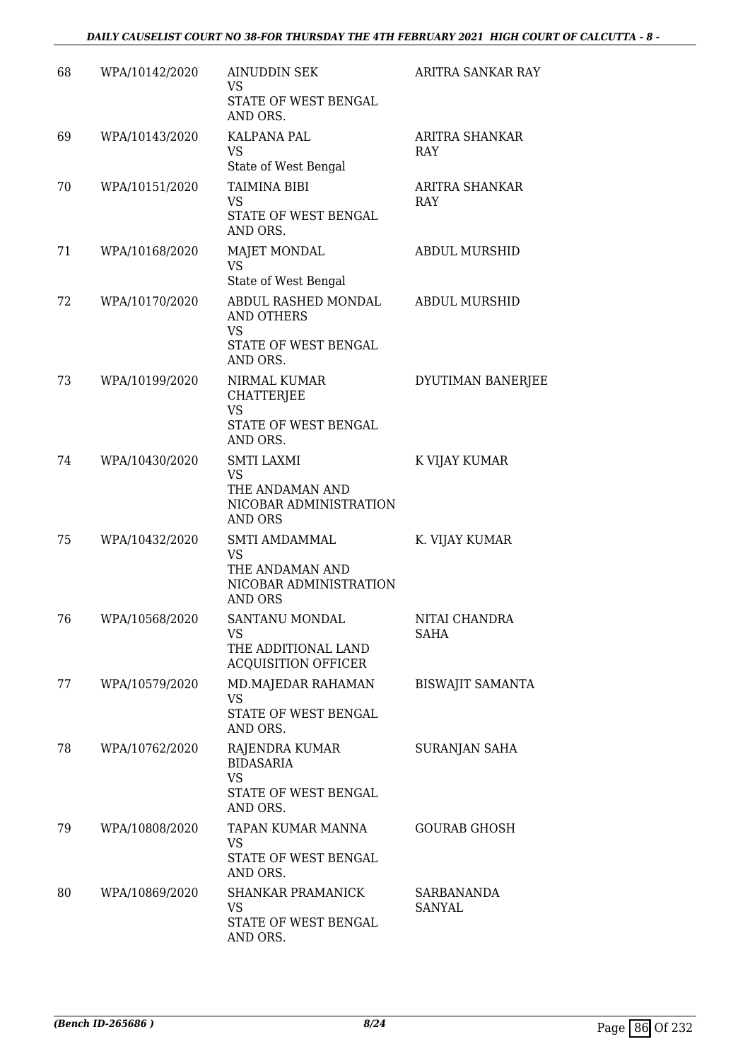| 68 | WPA/10142/2020 | AINUDDIN SEK<br>VS<br>STATE OF WEST BENGAL AND ORS. | ARITRA SANKAR RAY |
|---|---|---|---|
| 69 | WPA/10143/2020 | KALPANA PAL<br>VS<br>State of West Bengal | ARITRA SHANKAR RAY |
| 70 | WPA/10151/2020 | TAIMINA BIBI<br>VS<br>STATE OF WEST BENGAL AND ORS. | ARITRA SHANKAR RAY |
| 71 | WPA/10168/2020 | MAJET MONDAL<br>VS<br>State of West Bengal | ABDUL MURSHID |
| 72 | WPA/10170/2020 | ABDUL RASHED MONDAL AND OTHERS<br>VS<br>STATE OF WEST BENGAL AND ORS. | ABDUL MURSHID |
| 73 | WPA/10199/2020 | NIRMAL KUMAR CHATTERJEE<br>VS<br>STATE OF WEST BENGAL AND ORS. | DYUTIMAN BANERJEE |
| 74 | WPA/10430/2020 | SMTI LAXMI<br>VS<br>THE ANDAMAN AND NICOBAR ADMINISTRATION AND ORS | K VIJAY KUMAR |
| 75 | WPA/10432/2020 | SMTI AMDAMMAL<br>VS<br>THE ANDAMAN AND NICOBAR ADMINISTRATION AND ORS | K. VIJAY KUMAR |
| 76 | WPA/10568/2020 | SANTANU MONDAL<br>VS<br>THE ADDITIONAL LAND ACQUISITION OFFICER | NITAI CHANDRA SAHA |
| 77 | WPA/10579/2020 | MD.MAJEDAR RAHAMAN<br>VS<br>STATE OF WEST BENGAL AND ORS. | BISWAJIT SAMANTA |
| 78 | WPA/10762/2020 | RAJENDRA KUMAR BIDASARIA<br>VS<br>STATE OF WEST BENGAL AND ORS. | SURANJAN SAHA |
| 79 | WPA/10808/2020 | TAPAN KUMAR MANNA<br>VS<br>STATE OF WEST BENGAL AND ORS. | GOURAB GHOSH |
| 80 | WPA/10869/2020 | SHANKAR PRAMANICK<br>VS<br>STATE OF WEST BENGAL AND ORS. | SARBANANDA SANYAL |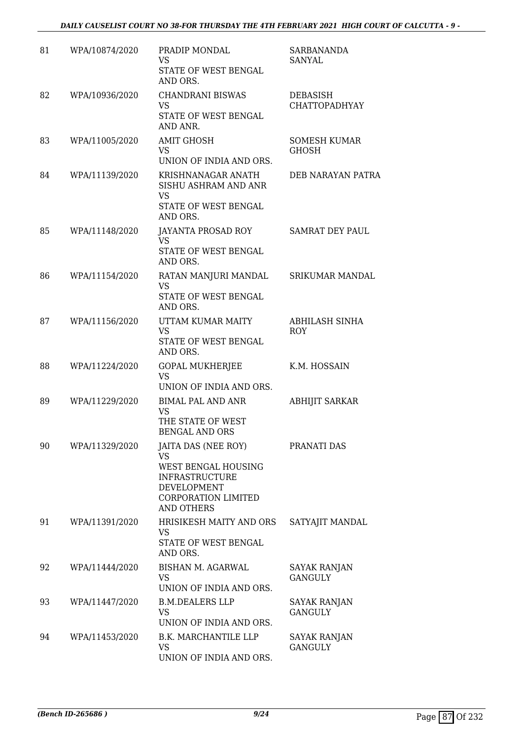| | | | |
|---|---|---|---|
| 81 | WPA/10874/2020 | PRADIP MONDAL<br>VS<br>STATE OF WEST BENGAL AND ORS. | SARBANANDA SANYAL |
| 82 | WPA/10936/2020 | CHANDRANI BISWAS<br>VS<br>STATE OF WEST BENGAL AND ANR. | DEBASISH CHATTOPADHYAY |
| 83 | WPA/11005/2020 | AMIT GHOSH<br>VS<br>UNION OF INDIA AND ORS. | SOMESH KUMAR GHOSH |
| 84 | WPA/11139/2020 | KRISHNANAGAR ANATH SISHU ASHRAM AND ANR<br>VS<br>STATE OF WEST BENGAL AND ORS. | DEB NARAYAN PATRA |
| 85 | WPA/11148/2020 | JAYANTA PROSAD ROY<br>VS<br>STATE OF WEST BENGAL AND ORS. | SAMRAT DEY PAUL |
| 86 | WPA/11154/2020 | RATAN MANJURI MANDAL<br>VS<br>STATE OF WEST BENGAL AND ORS. | SRIKUMAR MANDAL |
| 87 | WPA/11156/2020 | UTTAM KUMAR MAITY<br>VS<br>STATE OF WEST BENGAL AND ORS. | ABHILASH SINHA ROY |
| 88 | WPA/11224/2020 | GOPAL MUKHERJEE<br>VS<br>UNION OF INDIA AND ORS. | K.M. HOSSAIN |
| 89 | WPA/11229/2020 | BIMAL PAL AND ANR<br>VS<br>THE STATE OF WEST BENGAL AND ORS | ABHIJIT SARKAR |
| 90 | WPA/11329/2020 | JAITA DAS (NEE ROY)<br>VS<br>WEST BENGAL HOUSING INFRASTRUCTURE DEVELOPMENT CORPORATION LIMITED AND OTHERS | PRANATI DAS |
| 91 | WPA/11391/2020 | HRISIKESH MAITY AND ORS<br>VS<br>STATE OF WEST BENGAL AND ORS. | SATYAJIT MANDAL |
| 92 | WPA/11444/2020 | BISHAN M. AGARWAL<br>VS<br>UNION OF INDIA AND ORS. | SAYAK RANJAN GANGULY |
| 93 | WPA/11447/2020 | B.M.DEALERS LLP<br>VS<br>UNION OF INDIA AND ORS. | SAYAK RANJAN GANGULY |
| 94 | WPA/11453/2020 | B.K. MARCHANTILE LLP<br>VS<br>UNION OF INDIA AND ORS. | SAYAK RANJAN GANGULY |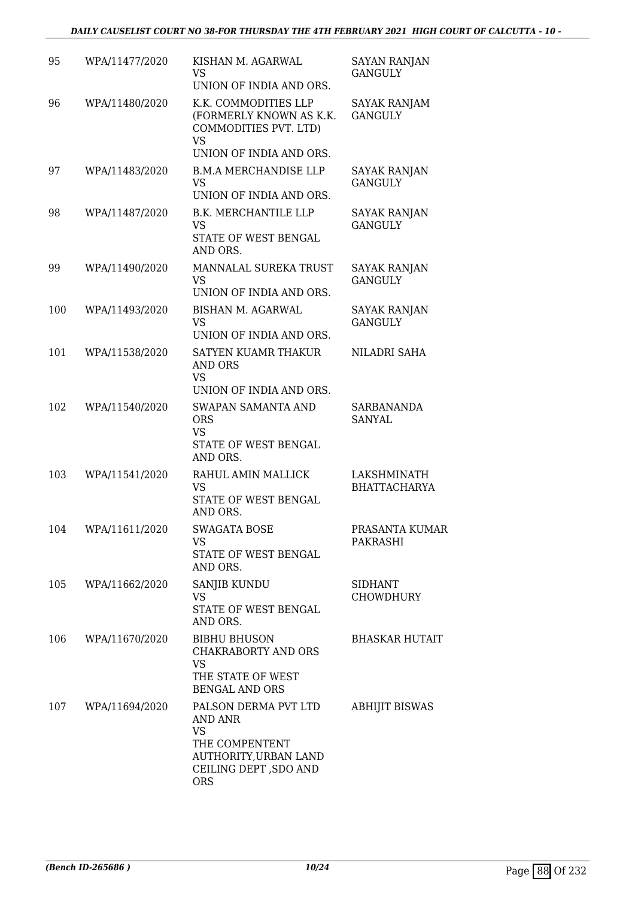| | | | |
|---|---|---|---|
| 95 | WPA/11477/2020 | KISHAN M. AGARWAL<br>VS<br>UNION OF INDIA AND ORS. | SAYAN RANJAN GANGULY |
| 96 | WPA/11480/2020 | K.K. COMMODITIES LLP (FORMERLY KNOWN AS K.K. COMMODITIES PVT. LTD)<br>VS<br>UNION OF INDIA AND ORS. | SAYAK RANJAM GANGULY |
| 97 | WPA/11483/2020 | B.M.A MERCHANDISE LLP<br>VS<br>UNION OF INDIA AND ORS. | SAYAK RANJAN GANGULY |
| 98 | WPA/11487/2020 | B.K. MERCHANTILE LLP<br>VS<br>STATE OF WEST BENGAL AND ORS. | SAYAK RANJAN GANGULY |
| 99 | WPA/11490/2020 | MANNALAL SUREKA TRUST<br>VS<br>UNION OF INDIA AND ORS. | SAYAK RANJAN GANGULY |
| 100 | WPA/11493/2020 | BISHAN M. AGARWAL<br>VS<br>UNION OF INDIA AND ORS. | SAYAK RANJAN GANGULY |
| 101 | WPA/11538/2020 | SATYEN KUAMR THAKUR AND ORS<br>VS<br>UNION OF INDIA AND ORS. | NILADRI SAHA |
| 102 | WPA/11540/2020 | SWAPAN SAMANTA AND ORS<br>VS<br>STATE OF WEST BENGAL AND ORS. | SARBANANDA SANYAL |
| 103 | WPA/11541/2020 | RAHUL AMIN MALLICK<br>VS<br>STATE OF WEST BENGAL AND ORS. | LAKSHMINATH BHATTACHARYA |
| 104 | WPA/11611/2020 | SWAGATA BOSE<br>VS<br>STATE OF WEST BENGAL AND ORS. | PRASANTA KUMAR PAKRASHI |
| 105 | WPA/11662/2020 | SANJIB KUNDU<br>VS<br>STATE OF WEST BENGAL AND ORS. | SIDHANT CHOWDHURY |
| 106 | WPA/11670/2020 | BIBHU BHUSON CHAKRABORTY AND ORS<br>VS<br>THE STATE OF WEST BENGAL AND ORS | BHASKAR HUTAIT |
| 107 | WPA/11694/2020 | PALSON DERMA PVT LTD AND ANR<br>VS<br>THE COMPENTENT AUTHORITY,URBAN LAND CEILING DEPT ,SDO AND ORS | ABHIJIT BISWAS |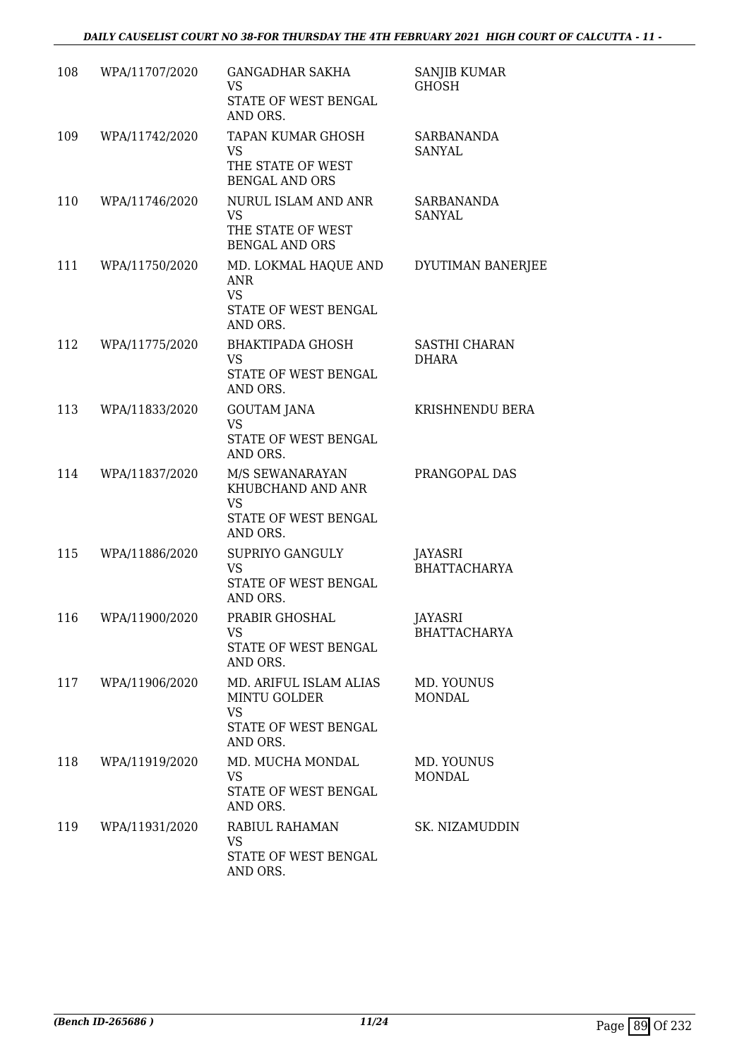| | | | |
|---|---|---|---|
| 108 | WPA/11707/2020 | GANGADHAR SAKHA<br>VS<br>STATE OF WEST BENGAL AND ORS. | SANJIB KUMAR GHOSH |
| 109 | WPA/11742/2020 | TAPAN KUMAR GHOSH<br>VS<br>THE STATE OF WEST BENGAL AND ORS | SARBANANDA SANYAL |
| 110 | WPA/11746/2020 | NURUL ISLAM AND ANR<br>VS<br>THE STATE OF WEST BENGAL AND ORS | SARBANANDA SANYAL |
| 111 | WPA/11750/2020 | MD. LOKMAL HAQUE AND ANR<br>VS<br>STATE OF WEST BENGAL AND ORS. | DYUTIMAN BANERJEE |
| 112 | WPA/11775/2020 | BHAKTIPADA GHOSH<br>VS<br>STATE OF WEST BENGAL AND ORS. | SASTHI CHARAN DHARA |
| 113 | WPA/11833/2020 | GOUTAM JANA<br>VS<br>STATE OF WEST BENGAL AND ORS. | KRISHNENDU BERA |
| 114 | WPA/11837/2020 | M/S SEWANARAYAN KHUBCHAND AND ANR<br>VS<br>STATE OF WEST BENGAL AND ORS. | PRANGOPAL DAS |
| 115 | WPA/11886/2020 | SUPRIYO GANGULY<br>VS<br>STATE OF WEST BENGAL AND ORS. | JAYASRI BHATTACHARYA |
| 116 | WPA/11900/2020 | PRABIR GHOSHAL<br>VS<br>STATE OF WEST BENGAL AND ORS. | JAYASRI BHATTACHARYA |
| 117 | WPA/11906/2020 | MD. ARIFUL ISLAM ALIAS MINTU GOLDER<br>VS<br>STATE OF WEST BENGAL AND ORS. | MD. YOUNUS MONDAL |
| 118 | WPA/11919/2020 | MD. MUCHA MONDAL<br>VS<br>STATE OF WEST BENGAL AND ORS. | MD. YOUNUS MONDAL |
| 119 | WPA/11931/2020 | RABIUL RAHAMAN<br>VS<br>STATE OF WEST BENGAL AND ORS. | SK. NIZAMUDDIN |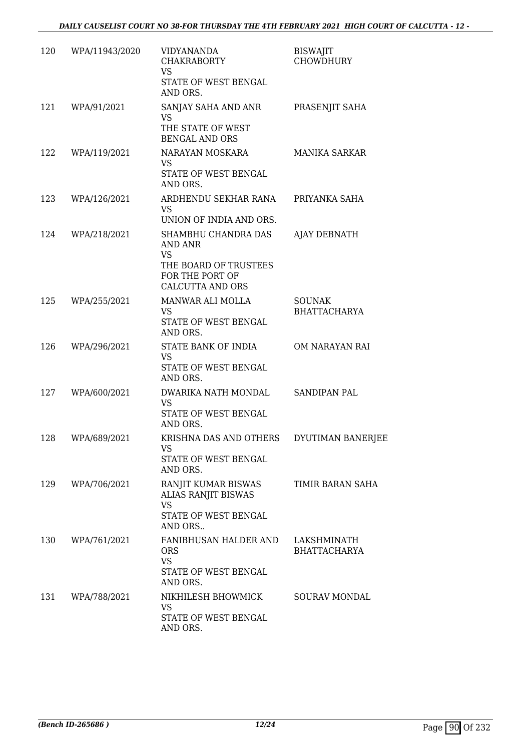| | | | |
|---|---|---|---|
| 120 | WPA/11943/2020 | VIDYANANDA CHAKRABORTY<br>VS<br>STATE OF WEST BENGAL AND ORS. | BISWAJIT CHOWDHURY |
| 121 | WPA/91/2021 | SANJAY SAHA AND ANR<br>VS<br>THE STATE OF WEST BENGAL AND ORS | PRASENJIT SAHA |
| 122 | WPA/119/2021 | NARAYAN MOSKARA<br>VS<br>STATE OF WEST BENGAL AND ORS. | MANIKA SARKAR |
| 123 | WPA/126/2021 | ARDHENDU SEKHAR RANA<br>VS<br>UNION OF INDIA AND ORS. | PRIYANKA SAHA |
| 124 | WPA/218/2021 | SHAMBHU CHANDRA DAS AND ANR<br>VS<br>THE BOARD OF TRUSTEES FOR THE PORT OF CALCUTTA AND ORS | AJAY DEBNATH |
| 125 | WPA/255/2021 | MANWAR ALI MOLLA<br>VS<br>STATE OF WEST BENGAL AND ORS. | SOUNAK BHATTACHARYA |
| 126 | WPA/296/2021 | STATE BANK OF INDIA<br>VS<br>STATE OF WEST BENGAL AND ORS. | OM NARAYAN RAI |
| 127 | WPA/600/2021 | DWARIKA NATH MONDAL<br>VS<br>STATE OF WEST BENGAL AND ORS. | SANDIPAN PAL |
| 128 | WPA/689/2021 | KRISHNA DAS AND OTHERS<br>VS<br>STATE OF WEST BENGAL AND ORS. | DYUTIMAN BANERJEE |
| 129 | WPA/706/2021 | RANJIT KUMAR BISWAS ALIAS RANJIT BISWAS<br>VS<br>STATE OF WEST BENGAL AND ORS.. | TIMIR BARAN SAHA |
| 130 | WPA/761/2021 | FANIBHUSAN HALDER AND ORS<br>VS<br>STATE OF WEST BENGAL AND ORS. | LAKSHMINATH BHATTACHARYA |
| 131 | WPA/788/2021 | NIKHILESH BHOWMICK<br>VS<br>STATE OF WEST BENGAL AND ORS. | SOURAV MONDAL |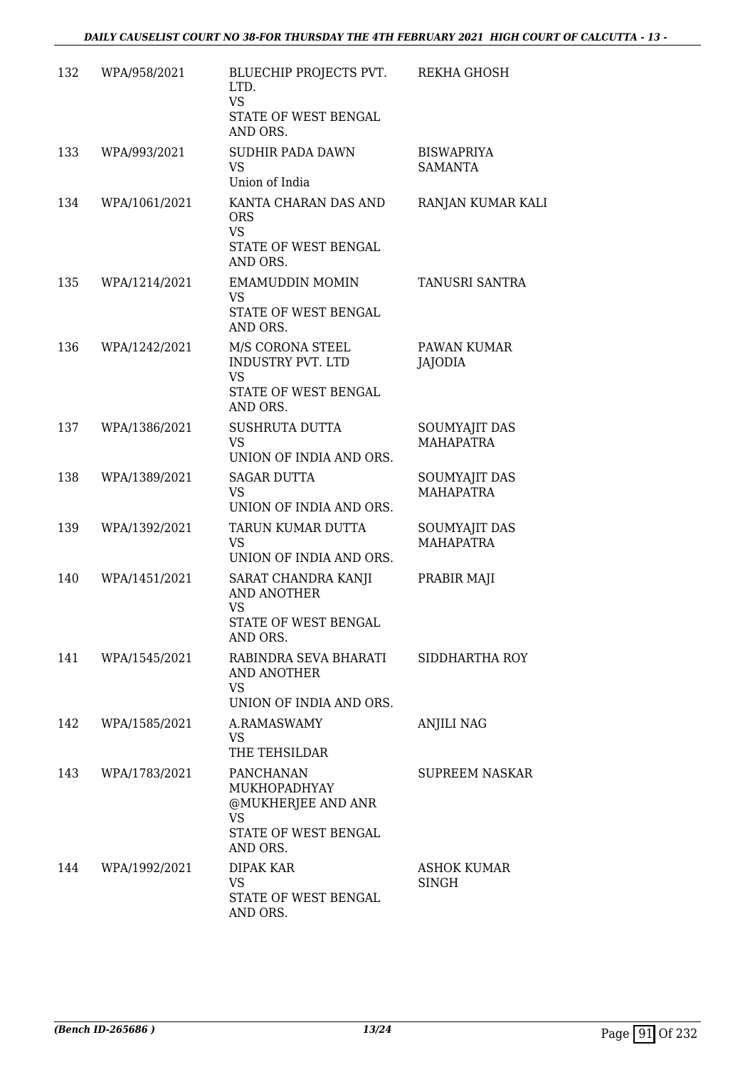| | | | |
|---|---|---|---|
| 132 | WPA/958/2021 | BLUECHIP PROJECTS PVT. LTD.<br>VS<br>STATE OF WEST BENGAL AND ORS. | REKHA GHOSH |
| 133 | WPA/993/2021 | SUDHIR PADA DAWN<br>VS<br>Union of India | BISWAPRIYA SAMANTA |
| 134 | WPA/1061/2021 | KANTA CHARAN DAS AND ORS<br>VS<br>STATE OF WEST BENGAL AND ORS. | RANJAN KUMAR KALI |
| 135 | WPA/1214/2021 | EMAMUDDIN MOMIN<br>VS<br>STATE OF WEST BENGAL AND ORS. | TANUSRI SANTRA |
| 136 | WPA/1242/2021 | M/S CORONA STEEL INDUSTRY PVT. LTD<br>VS<br>STATE OF WEST BENGAL AND ORS. | PAWAN KUMAR JAJODIA |
| 137 | WPA/1386/2021 | SUSHRUTA DUTTA<br>VS<br>UNION OF INDIA AND ORS. | SOUMYAJIT DAS MAHAPATRA |
| 138 | WPA/1389/2021 | SAGAR DUTTA<br>VS<br>UNION OF INDIA AND ORS. | SOUMYAJIT DAS MAHAPATRA |
| 139 | WPA/1392/2021 | TARUN KUMAR DUTTA<br>VS<br>UNION OF INDIA AND ORS. | SOUMYAJIT DAS MAHAPATRA |
| 140 | WPA/1451/2021 | SARAT CHANDRA KANJI AND ANOTHER<br>VS<br>STATE OF WEST BENGAL AND ORS. | PRABIR MAJI |
| 141 | WPA/1545/2021 | RABINDRA SEVA BHARATI AND ANOTHER<br>VS<br>UNION OF INDIA AND ORS. | SIDDHARTHA ROY |
| 142 | WPA/1585/2021 | A.RAMASWAMY<br>VS<br>THE TEHSILDAR | ANJILI NAG |
| 143 | WPA/1783/2021 | PANCHANAN MUKHOPADHYAY @MUKHERJEE AND ANR<br>VS<br>STATE OF WEST BENGAL AND ORS. | SUPREEM NASKAR |
| 144 | WPA/1992/2021 | DIPAK KAR<br>VS<br>STATE OF WEST BENGAL AND ORS. | ASHOK KUMAR SINGH |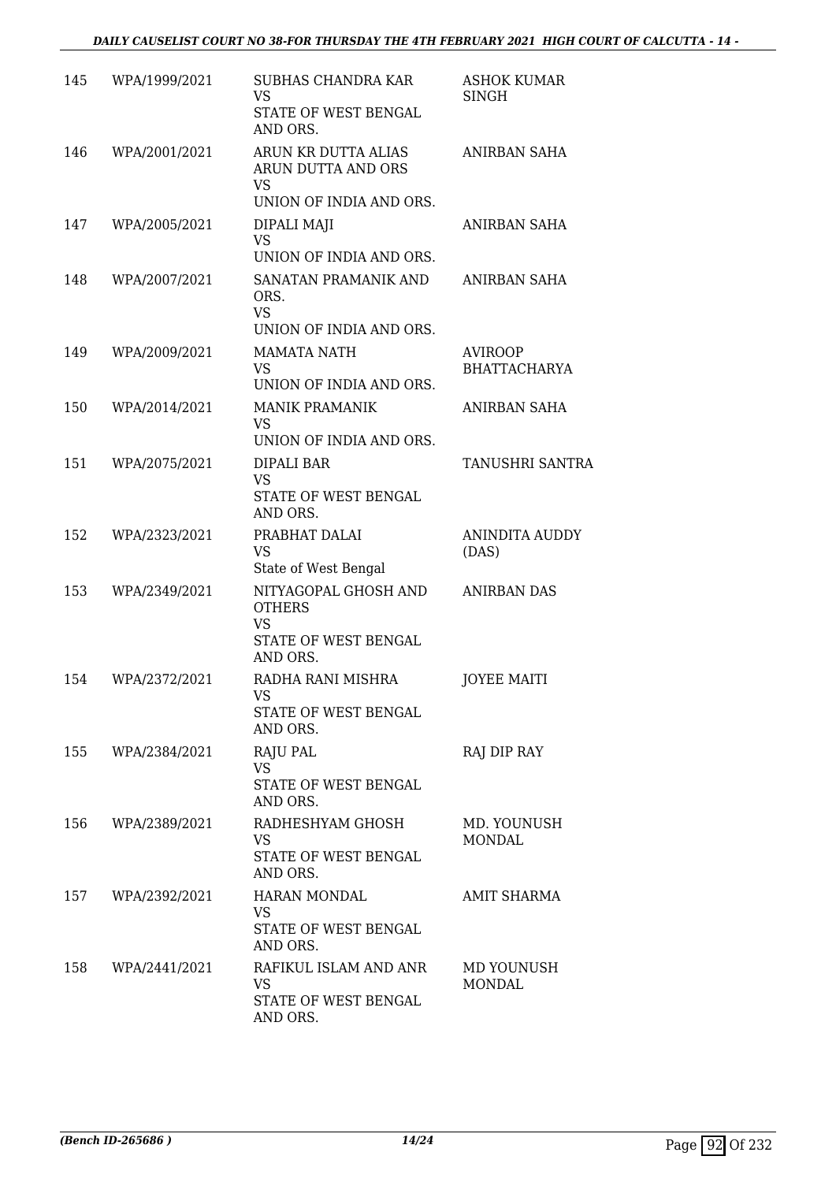| | | | |
|---|---|---|---|
| 145 | WPA/1999/2021 | SUBHAS CHANDRA KAR<br>VS<br>STATE OF WEST BENGAL AND ORS. | ASHOK KUMAR SINGH |
| 146 | WPA/2001/2021 | ARUN KR DUTTA ALIAS ARUN DUTTA AND ORS<br>VS<br>UNION OF INDIA AND ORS. | ANIRBAN SAHA |
| 147 | WPA/2005/2021 | DIPALI MAJI<br>VS<br>UNION OF INDIA AND ORS. | ANIRBAN SAHA |
| 148 | WPA/2007/2021 | SANATAN PRAMANIK AND ORS.<br>VS<br>UNION OF INDIA AND ORS. | ANIRBAN SAHA |
| 149 | WPA/2009/2021 | MAMATA NATH<br>VS<br>UNION OF INDIA AND ORS. | AVIROOP BHATTACHARYA |
| 150 | WPA/2014/2021 | MANIK PRAMANIK<br>VS<br>UNION OF INDIA AND ORS. | ANIRBAN SAHA |
| 151 | WPA/2075/2021 | DIPALI BAR<br>VS<br>STATE OF WEST BENGAL AND ORS. | TANUSHRI SANTRA |
| 152 | WPA/2323/2021 | PRABHAT DALAI<br>VS<br>State of West Bengal | ANINDITA AUDDY (DAS) |
| 153 | WPA/2349/2021 | NITYAGOPAL GHOSH AND OTHERS<br>VS<br>STATE OF WEST BENGAL AND ORS. | ANIRBAN DAS |
| 154 | WPA/2372/2021 | RADHA RANI MISHRA<br>VS<br>STATE OF WEST BENGAL AND ORS. | JOYEE MAITI |
| 155 | WPA/2384/2021 | RAJU PAL<br>VS<br>STATE OF WEST BENGAL AND ORS. | RAJ DIP RAY |
| 156 | WPA/2389/2021 | RADHESHYAM GHOSH<br>VS<br>STATE OF WEST BENGAL AND ORS. | MD. YOUNUSH MONDAL |
| 157 | WPA/2392/2021 | HARAN MONDAL<br>VS<br>STATE OF WEST BENGAL AND ORS. | AMIT SHARMA |
| 158 | WPA/2441/2021 | RAFIKUL ISLAM AND ANR<br>VS<br>STATE OF WEST BENGAL AND ORS. | MD YOUNUSH MONDAL |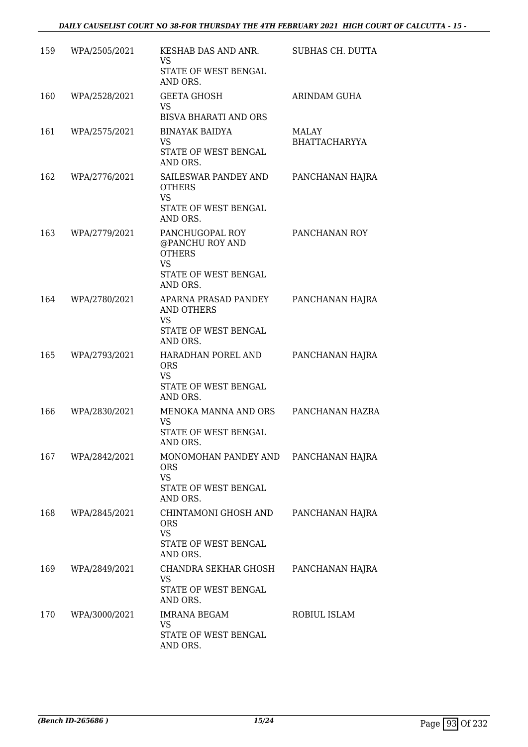| 159 | WPA/2505/2021 | KESHAB DAS AND ANR.<br>VS<br>STATE OF WEST BENGAL AND ORS. | SUBHAS CH. DUTTA |
|---|---|---|---|
| 160 | WPA/2528/2021 | GEETA GHOSH<br>VS<br>BISVA BHARATI AND ORS | ARINDAM GUHA |
| 161 | WPA/2575/2021 | BINAYAK BAIDYA<br>VS<br>STATE OF WEST BENGAL AND ORS. | MALAY BHATTACHARYYA |
| 162 | WPA/2776/2021 | SAILESWAR PANDEY AND OTHERS<br>VS<br>STATE OF WEST BENGAL AND ORS. | PANCHANAN HAJRA |
| 163 | WPA/2779/2021 | PANCHUGOPAL ROY @PANCHU ROY AND OTHERS<br>VS<br>STATE OF WEST BENGAL AND ORS. | PANCHANAN ROY |
| 164 | WPA/2780/2021 | APARNA PRASAD PANDEY AND OTHERS<br>VS<br>STATE OF WEST BENGAL AND ORS. | PANCHANAN HAJRA |
| 165 | WPA/2793/2021 | HARADHAN POREL AND ORS<br>VS<br>STATE OF WEST BENGAL AND ORS. | PANCHANAN HAJRA |
| 166 | WPA/2830/2021 | MENOKA MANNA AND ORS<br>VS<br>STATE OF WEST BENGAL AND ORS. | PANCHANAN HAZRA |
| 167 | WPA/2842/2021 | MONOMOHAN PANDEY AND ORS<br>VS<br>STATE OF WEST BENGAL AND ORS. | PANCHANAN HAJRA |
| 168 | WPA/2845/2021 | CHINTAMONI GHOSH AND ORS<br>VS<br>STATE OF WEST BENGAL AND ORS. | PANCHANAN HAJRA |
| 169 | WPA/2849/2021 | CHANDRA SEKHAR GHOSH<br>VS<br>STATE OF WEST BENGAL AND ORS. | PANCHANAN HAJRA |
| 170 | WPA/3000/2021 | IMRANA BEGAM<br>VS<br>STATE OF WEST BENGAL AND ORS. | ROBIUL ISLAM |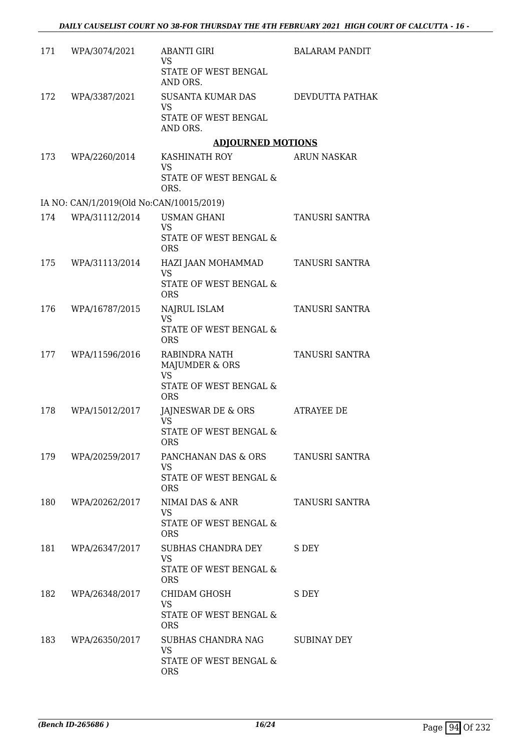| | | | |
|---|---|---|---|
| 171 | WPA/3074/2021 | ABANTI GIRI<br>VS<br>STATE OF WEST BENGAL AND ORS. | BALARAM PANDIT |
| 172 | WPA/3387/2021 | SUSANTA KUMAR DAS<br>VS<br>STATE OF WEST BENGAL AND ORS. | DEVDUTTA PATHAK |

## ADJOURNED MOTIONS

| | | | |
|---|---|---|---|
| 173 | WPA/2260/2014 | KASHINATH ROY<br>VS<br>STATE OF WEST BENGAL & ORS. | ARUN NASKAR |
| | IA NO: CAN/1/2019(Old No:CAN/10015/2019) | | |
| 174 | WPA/31112/2014 | USMAN GHANI<br>VS<br>STATE OF WEST BENGAL & ORS | TANUSRI SANTRA |
| 175 | WPA/31113/2014 | HAZI JAAN MOHAMMAD<br>VS<br>STATE OF WEST BENGAL & ORS | TANUSRI SANTRA |
| 176 | WPA/16787/2015 | NAJRUL ISLAM<br>VS<br>STATE OF WEST BENGAL & ORS | TANUSRI SANTRA |
| 177 | WPA/11596/2016 | RABINDRA NATH MAJUMDER & ORS<br>VS<br>STATE OF WEST BENGAL & ORS | TANUSRI SANTRA |
| 178 | WPA/15012/2017 | JAJNESWAR DE & ORS<br>VS<br>STATE OF WEST BENGAL & ORS | ATRAYEE DE |
| 179 | WPA/20259/2017 | PANCHANAN DAS & ORS<br>VS<br>STATE OF WEST BENGAL & ORS | TANUSRI SANTRA |
| 180 | WPA/20262/2017 | NIMAI DAS & ANR<br>VS<br>STATE OF WEST BENGAL & ORS | TANUSRI SANTRA |
| 181 | WPA/26347/2017 | SUBHAS CHANDRA DEY<br>VS<br>STATE OF WEST BENGAL & ORS | S DEY |
| 182 | WPA/26348/2017 | CHIDAM GHOSH<br>VS<br>STATE OF WEST BENGAL & ORS | S DEY |
| 183 | WPA/26350/2017 | SUBHAS CHANDRA NAG<br>VS<br>STATE OF WEST BENGAL & ORS | SUBINAY DEY |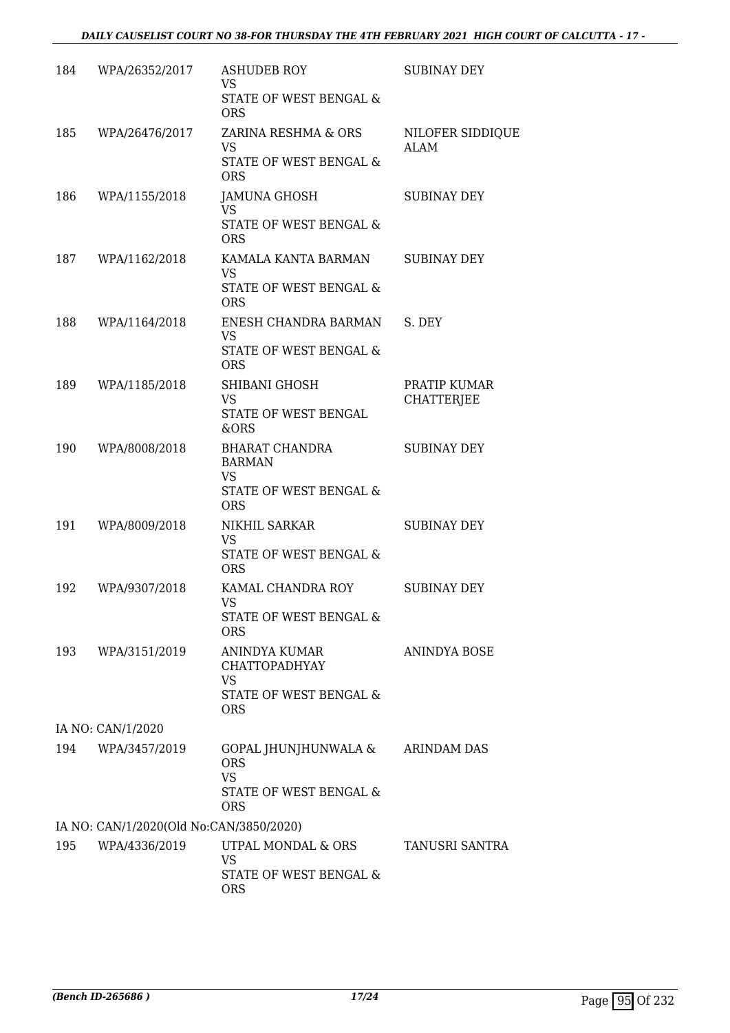| | | | |
|---|---|---|---|
| 184 | WPA/26352/2017 | ASHUDEB ROY<br>VS<br>STATE OF WEST BENGAL & ORS | SUBINAY DEY |
| 185 | WPA/26476/2017 | ZARINA RESHMA & ORS<br>VS<br>STATE OF WEST BENGAL & ORS | NILOFER SIDDIQUE ALAM |
| 186 | WPA/1155/2018 | JAMUNA GHOSH<br>VS<br>STATE OF WEST BENGAL & ORS | SUBINAY DEY |
| 187 | WPA/1162/2018 | KAMALA KANTA BARMAN<br>VS<br>STATE OF WEST BENGAL & ORS | SUBINAY DEY |
| 188 | WPA/1164/2018 | ENESH CHANDRA BARMAN<br>VS<br>STATE OF WEST BENGAL & ORS | S. DEY |
| 189 | WPA/1185/2018 | SHIBANI GHOSH<br>VS<br>STATE OF WEST BENGAL &ORS | PRATIP KUMAR CHATTERJEE |
| 190 | WPA/8008/2018 | BHARAT CHANDRA BARMAN<br>VS<br>STATE OF WEST BENGAL & ORS | SUBINAY DEY |
| 191 | WPA/8009/2018 | NIKHIL SARKAR<br>VS<br>STATE OF WEST BENGAL & ORS | SUBINAY DEY |
| 192 | WPA/9307/2018 | KAMAL CHANDRA ROY<br>VS<br>STATE OF WEST BENGAL & ORS | SUBINAY DEY |
| 193 | WPA/3151/2019 | ANINDYA KUMAR CHATTOPADHYAY<br>VS<br>STATE OF WEST BENGAL & ORS | ANINDYA BOSE |
| | IA NO: CAN/1/2020 | | |
| 194 | WPA/3457/2019 | GOPAL JHUNJHUNWALA & ORS<br>VS<br>STATE OF WEST BENGAL & ORS | ARINDAM DAS |
| | IA NO: CAN/1/2020(Old No:CAN/3850/2020) | | |
| 195 | WPA/4336/2019 | UTPAL MONDAL & ORS<br>VS<br>STATE OF WEST BENGAL & ORS | TANUSRI SANTRA |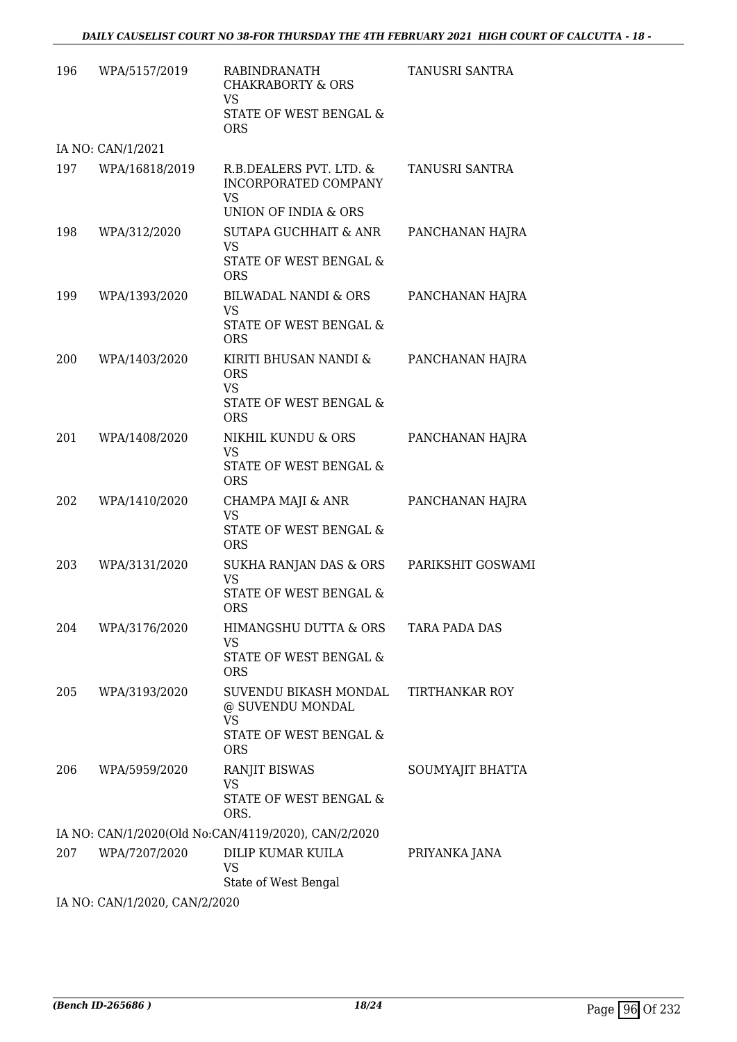| | | | |
|---|---|---|---|
| 196 | WPA/5157/2019 | RABINDRANATH CHAKRABORTY & ORS<br>VS<br>STATE OF WEST BENGAL & ORS | TANUSRI SANTRA |

IA NO: CAN/1/2021

| | | | |
|---|---|---|---|
| 197 | WPA/16818/2019 | R.B.DEALERS PVT. LTD. & INCORPORATED COMPANY<br>VS<br>UNION OF INDIA & ORS | TANUSRI SANTRA |
| 198 | WPA/312/2020 | SUTAPA GUCHHAIT & ANR<br>VS<br>STATE OF WEST BENGAL & ORS | PANCHANAN HAJRA |
| 199 | WPA/1393/2020 | BILWADAL NANDI & ORS<br>VS<br>STATE OF WEST BENGAL & ORS | PANCHANAN HAJRA |
| 200 | WPA/1403/2020 | KIRITI BHUSAN NANDI & ORS<br>VS<br>STATE OF WEST BENGAL & ORS | PANCHANAN HAJRA |
| 201 | WPA/1408/2020 | NIKHIL KUNDU & ORS<br>VS<br>STATE OF WEST BENGAL & ORS | PANCHANAN HAJRA |
| 202 | WPA/1410/2020 | CHAMPA MAJI & ANR<br>VS<br>STATE OF WEST BENGAL & ORS | PANCHANAN HAJRA |
| 203 | WPA/3131/2020 | SUKHA RANJAN DAS & ORS<br>VS<br>STATE OF WEST BENGAL & ORS | PARIKSHIT GOSWAMI |
| 204 | WPA/3176/2020 | HIMANGSHU DUTTA & ORS<br>VS<br>STATE OF WEST BENGAL & ORS | TARA PADA DAS |
| 205 | WPA/3193/2020 | SUVENDU BIKASH MONDAL @ SUVENDU MONDAL<br>VS<br>STATE OF WEST BENGAL & ORS | TIRTHANKAR ROY |
| 206 | WPA/5959/2020 | RANJIT BISWAS<br>VS<br>STATE OF WEST BENGAL & ORS. | SOUMYAJIT BHATTA |

IA NO: CAN/1/2020(Old No:CAN/4119/2020), CAN/2/2020

| | | | |
|---|---|---|---|
| 207 | WPA/7207/2020 | DILIP KUMAR KUILA<br>VS<br>State of West Bengal | PRIYANKA JANA |

IA NO: CAN/1/2020, CAN/2/2020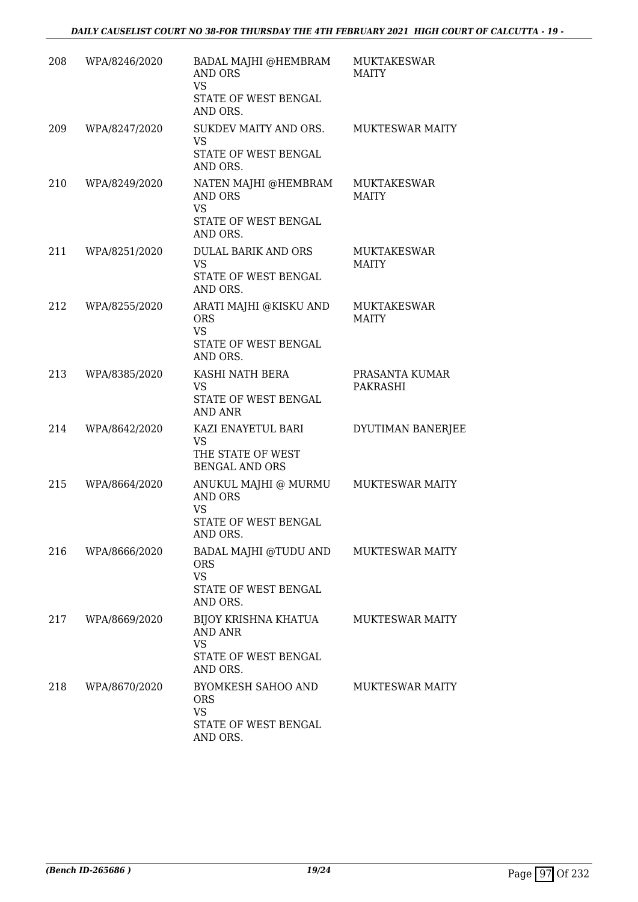| | | | |
|---|---|---|---|
| 208 | WPA/8246/2020 | BADAL MAJHI @HEMBRAM AND ORS<br>VS<br>STATE OF WEST BENGAL AND ORS. | MUKTAKESWAR MAITY |
| 209 | WPA/8247/2020 | SUKDEV MAITY AND ORS.<br>VS<br>STATE OF WEST BENGAL AND ORS. | MUKTESWAR MAITY |
| 210 | WPA/8249/2020 | NATEN MAJHI @HEMBRAM AND ORS<br>VS<br>STATE OF WEST BENGAL AND ORS. | MUKTAKESWAR MAITY |
| 211 | WPA/8251/2020 | DULAL BARIK AND ORS<br>VS<br>STATE OF WEST BENGAL AND ORS. | MUKTAKESWAR MAITY |
| 212 | WPA/8255/2020 | ARATI MAJHI @KISKU AND ORS<br>VS<br>STATE OF WEST BENGAL AND ORS. | MUKTAKESWAR MAITY |
| 213 | WPA/8385/2020 | KASHI NATH BERA<br>VS<br>STATE OF WEST BENGAL AND ANR | PRASANTA KUMAR PAKRASHI |
| 214 | WPA/8642/2020 | KAZI ENAYETUL BARI<br>VS<br>THE STATE OF WEST BENGAL AND ORS | DYUTIMAN BANERJEE |
| 215 | WPA/8664/2020 | ANUKUL MAJHI @ MURMU AND ORS<br>VS<br>STATE OF WEST BENGAL AND ORS. | MUKTESWAR MAITY |
| 216 | WPA/8666/2020 | BADAL MAJHI @TUDU AND ORS<br>VS<br>STATE OF WEST BENGAL AND ORS. | MUKTESWAR MAITY |
| 217 | WPA/8669/2020 | BIJOY KRISHNA KHATUA AND ANR<br>VS<br>STATE OF WEST BENGAL AND ORS. | MUKTESWAR MAITY |
| 218 | WPA/8670/2020 | BYOMKESH SAHOO AND ORS<br>VS<br>STATE OF WEST BENGAL AND ORS. | MUKTESWAR MAITY |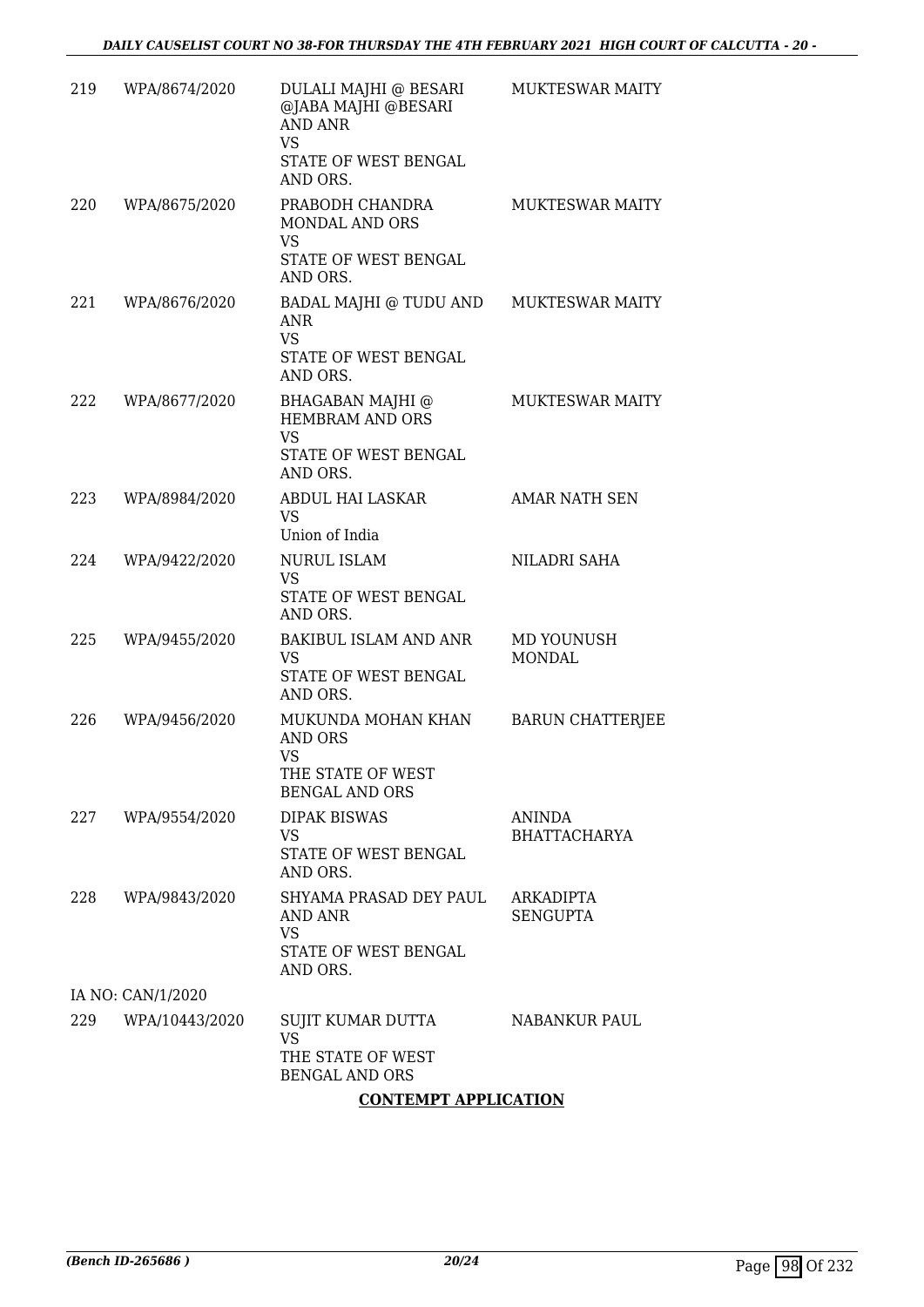| | | | |
|---|---|---|---|
| 219 | WPA/8674/2020 | DULALI MAJHI @ BESARI @JABA MAJHI @BESARI AND ANR<br>VS<br>STATE OF WEST BENGAL AND ORS. | MUKTESWAR MAITY |
| 220 | WPA/8675/2020 | PRABODH CHANDRA MONDAL AND ORS<br>VS<br>STATE OF WEST BENGAL AND ORS. | MUKTESWAR MAITY |
| 221 | WPA/8676/2020 | BADAL MAJHI @ TUDU AND ANR<br>VS<br>STATE OF WEST BENGAL AND ORS. | MUKTESWAR MAITY |
| 222 | WPA/8677/2020 | BHAGABAN MAJHI @ HEMBRAM AND ORS<br>VS<br>STATE OF WEST BENGAL AND ORS. | MUKTESWAR MAITY |
| 223 | WPA/8984/2020 | ABDUL HAI LASKAR<br>VS<br>Union of India | AMAR NATH SEN |
| 224 | WPA/9422/2020 | NURUL ISLAM<br>VS<br>STATE OF WEST BENGAL AND ORS. | NILADRI SAHA |
| 225 | WPA/9455/2020 | BAKIBUL ISLAM AND ANR<br>VS<br>STATE OF WEST BENGAL AND ORS. | MD YOUNUSH MONDAL |
| 226 | WPA/9456/2020 | MUKUNDA MOHAN KHAN AND ORS<br>VS<br>THE STATE OF WEST BENGAL AND ORS | BARUN CHATTERJEE |
| 227 | WPA/9554/2020 | DIPAK BISWAS<br>VS<br>STATE OF WEST BENGAL AND ORS. | ANINDA BHATTACHARYA |
| 228 | WPA/9843/2020 | SHYAMA PRASAD DEY PAUL AND ANR<br>VS<br>STATE OF WEST BENGAL AND ORS. | ARKADIPTA SENGUPTA |
| | IA NO: CAN/1/2020 | | |
| 229 | WPA/10443/2020 | SUJIT KUMAR DUTTA<br>VS<br>THE STATE OF WEST BENGAL AND ORS | NABANKUR PAUL |

**CONTEMPT APPLICATION**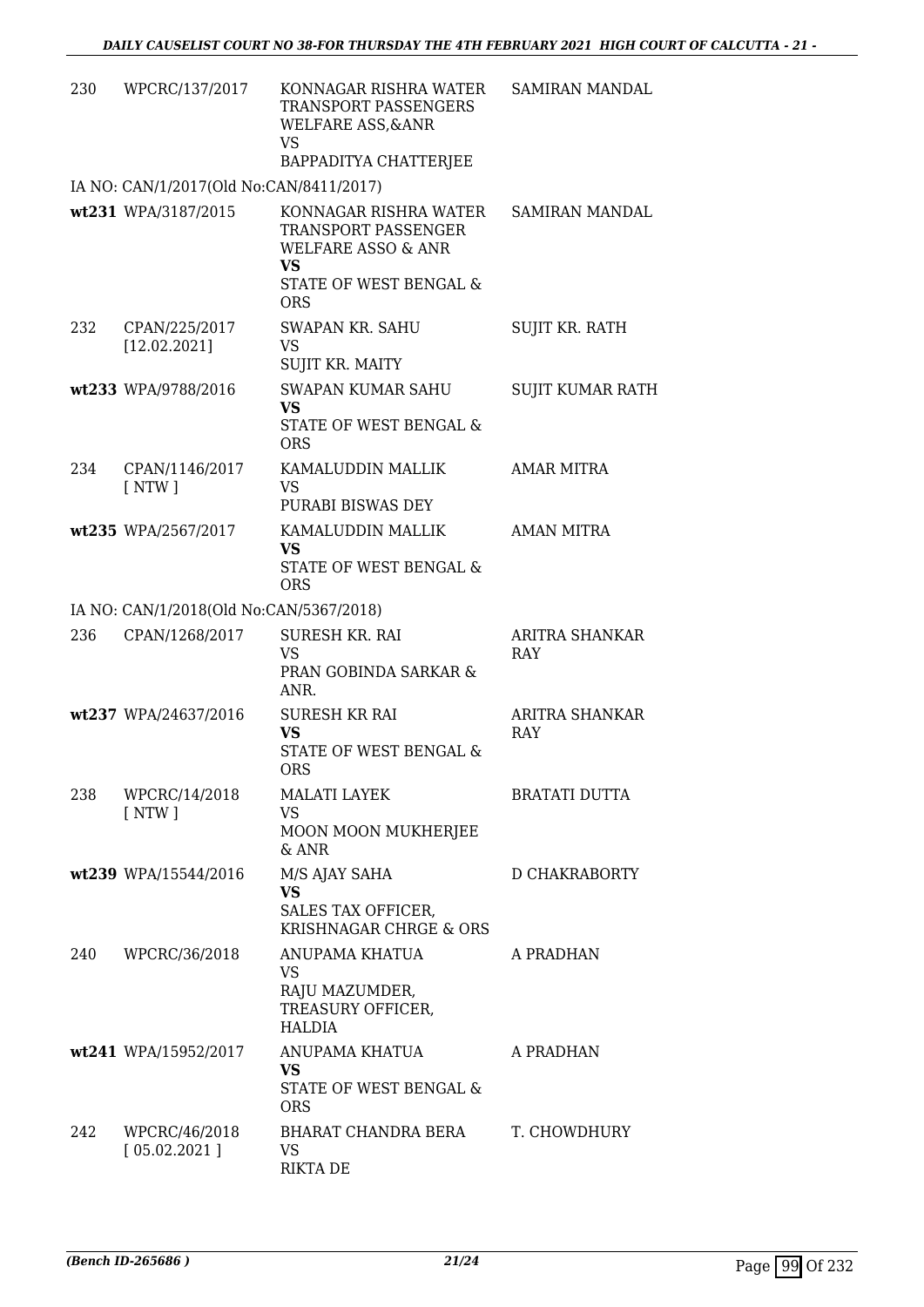| | | | |
|---|---|---|---|
| 230 | WPCRC/137/2017 | KONNAGAR RISHRA WATER TRANSPORT PASSENGERS WELFARE ASS,&ANR<br>VS<br>BAPPADITYA CHATTERJEE | SAMIRAN MANDAL |
| IA NO: CAN/1/2017(Old No:CAN/8411/2017) | | | |
| wt231 | WPA/3187/2015 | KONNAGAR RISHRA WATER TRANSPORT PASSENGER WELFARE ASSO & ANR<br>**VS**<br>STATE OF WEST BENGAL & ORS | SAMIRAN MANDAL |
| 232 | CPAN/225/2017<br>[12.02.2021] | SWAPAN KR. SAHU<br>VS<br>SUJIT KR. MAITY | SUJIT KR. RATH |
| wt233 | WPA/9788/2016 | SWAPAN KUMAR SAHU<br>**VS**<br>STATE OF WEST BENGAL & ORS | SUJIT KUMAR RATH |
| 234 | CPAN/1146/2017<br>[ NTW ] | KAMALUDDIN MALLIK<br>VS<br>PURABI BISWAS DEY | AMAR MITRA |
| wt235 | WPA/2567/2017 | KAMALUDDIN MALLIK<br>**VS**<br>STATE OF WEST BENGAL & ORS | AMAN MITRA |
| IA NO: CAN/1/2018(Old No:CAN/5367/2018) | | | |
| 236 | CPAN/1268/2017 | SURESH KR. RAI<br>VS<br>PRAN GOBINDA SARKAR & ANR. | ARITRA SHANKAR RAY |
| wt237 | WPA/24637/2016 | SURESH KR RAI<br>**VS**<br>STATE OF WEST BENGAL & ORS | ARITRA SHANKAR RAY |
| 238 | WPCRC/14/2018<br>[ NTW ] | MALATI LAYEK<br>VS<br>MOON MOON MUKHERJEE & ANR | BRATATI DUTTA |
| wt239 | WPA/15544/2016 | M/S AJAY SAHA<br>**VS**<br>SALES TAX OFFICER, KRISHNAGAR CHRGE & ORS | D CHAKRABORTY |
| 240 | WPCRC/36/2018 | ANUPAMA KHATUA<br>VS<br>RAJU MAZUMDER, TREASURY OFFICER, HALDIA | A PRADHAN |
| wt241 | WPA/15952/2017 | ANUPAMA KHATUA<br>**VS**<br>STATE OF WEST BENGAL & ORS | A PRADHAN |
| 242 | WPCRC/46/2018<br>[ 05.02.2021 ] | BHARAT CHANDRA BERA<br>VS<br>RIKTA DE | T. CHOWDHURY |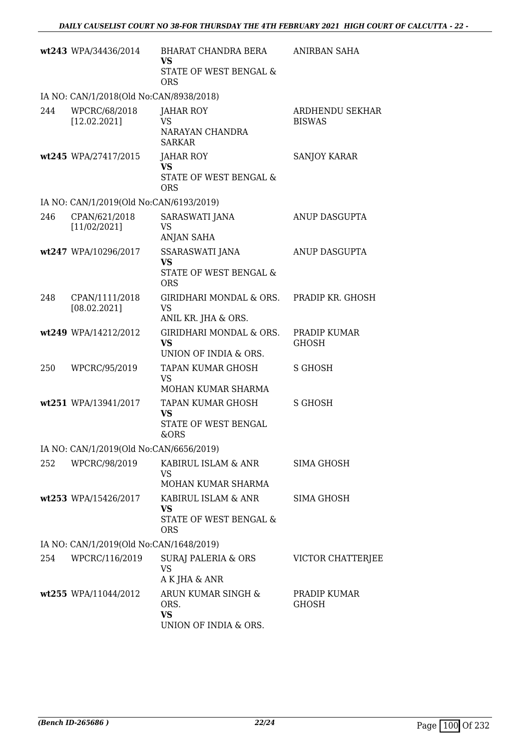| | | | |
|---|---|---|---|
| wt243 | WPA/34436/2014 | BHARAT CHANDRA BERA<br>**VS**<br>STATE OF WEST BENGAL & ORS | ANIRBAN SAHA |
| IA NO: CAN/1/2018(Old No:CAN/8938/2018) | | | |
| 244 | WPCRC/68/2018<br>[12.02.2021] | JAHAR ROY<br>VS<br>NARAYAN CHANDRA SARKAR | ARDHENDU SEKHAR BISWAS |
| wt245 | WPA/27417/2015 | JAHAR ROY<br>**VS**<br>STATE OF WEST BENGAL & ORS | SANJOY KARAR |
| IA NO: CAN/1/2019(Old No:CAN/6193/2019) | | | |
| 246 | CPAN/621/2018<br>[11/02/2021] | SARASWATI JANA<br>VS<br>ANJAN SAHA | ANUP DASGUPTA |
| wt247 | WPA/10296/2017 | SSARASWATI JANA<br>**VS**<br>STATE OF WEST BENGAL & ORS | ANUP DASGUPTA |
| 248 | CPAN/1111/2018<br>[08.02.2021] | GIRIDHARI MONDAL & ORS.<br>VS<br>ANIL KR. JHA & ORS. | PRADIP KR. GHOSH |
| wt249 | WPA/14212/2012 | GIRIDHARI MONDAL & ORS.<br>**VS**<br>UNION OF INDIA & ORS. | PRADIP KUMAR GHOSH |
| 250 | WPCRC/95/2019 | TAPAN KUMAR GHOSH<br>VS<br>MOHAN KUMAR SHARMA | S GHOSH |
| wt251 | WPA/13941/2017 | TAPAN KUMAR GHOSH<br>**VS**<br>STATE OF WEST BENGAL &ORS | S GHOSH |
| IA NO: CAN/1/2019(Old No:CAN/6656/2019) | | | |
| 252 | WPCRC/98/2019 | KABIRUL ISLAM & ANR<br>VS<br>MOHAN KUMAR SHARMA | SIMA GHOSH |
| wt253 | WPA/15426/2017 | KABIRUL ISLAM & ANR<br>**VS**<br>STATE OF WEST BENGAL & ORS | SIMA GHOSH |
| IA NO: CAN/1/2019(Old No:CAN/1648/2019) | | | |
| 254 | WPCRC/116/2019 | SURAJ PALERIA & ORS<br>VS<br>A K JHA & ANR | VICTOR CHATTERJEE |
| wt255 | WPA/11044/2012 | ARUN KUMAR SINGH & ORS.<br>**VS**<br>UNION OF INDIA & ORS. | PRADIP KUMAR GHOSH |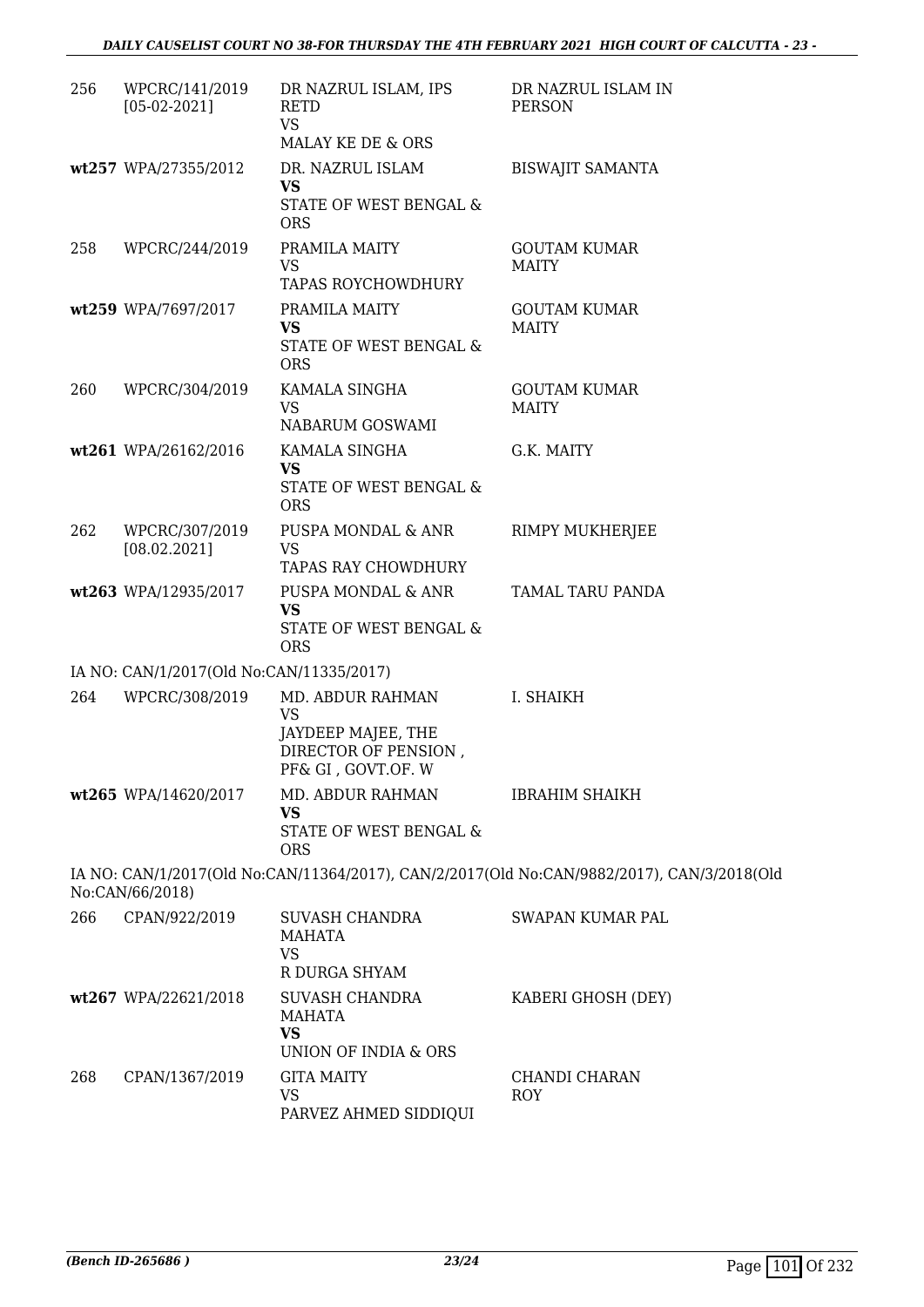| | | | |
|---|---|---|---|
| 256 | WPCRC/141/2019 [05-02-2021] | DR NAZRUL ISLAM, IPS RETD VS MALAY KE DE & ORS | DR NAZRUL ISLAM IN PERSON |
| wt257 | WPA/27355/2012 | DR. NAZRUL ISLAM **VS** STATE OF WEST BENGAL & ORS | BISWAJIT SAMANTA |
| 258 | WPCRC/244/2019 | PRAMILA MAITY VS TAPAS ROYCHOWDHURY | GOUTAM KUMAR MAITY |
| wt259 | WPA/7697/2017 | PRAMILA MAITY **VS** STATE OF WEST BENGAL & ORS | GOUTAM KUMAR MAITY |
| 260 | WPCRC/304/2019 | KAMALA SINGHA VS NABARUM GOSWAMI | GOUTAM KUMAR MAITY |
| wt261 | WPA/26162/2016 | KAMALA SINGHA **VS** STATE OF WEST BENGAL & ORS | G.K. MAITY |
| 262 | WPCRC/307/2019 [08.02.2021] | PUSPA MONDAL & ANR VS TAPAS RAY CHOWDHURY | RIMPY MUKHERJEE |
| wt263 | WPA/12935/2017 | PUSPA MONDAL & ANR **VS** STATE OF WEST BENGAL & ORS | TAMAL TARU PANDA |

IA NO: CAN/1/2017(Old No:CAN/11335/2017)

| | | | |
|---|---|---|---|
| 264 | WPCRC/308/2019 | MD. ABDUR RAHMAN VS JAYDEEP MAJEE, THE DIRECTOR OF PENSION , PF& GI , GOVT.OF. W | I. SHAIKH |
| wt265 | WPA/14620/2017 | MD. ABDUR RAHMAN **VS** STATE OF WEST BENGAL & ORS | IBRAHIM SHAIKH |

IA NO: CAN/1/2017(Old No:CAN/11364/2017), CAN/2/2017(Old No:CAN/9882/2017), CAN/3/2018(Old No:CAN/66/2018)

| | | | |
|---|---|---|---|
| 266 | CPAN/922/2019 | SUVASH CHANDRA MAHATA VS R DURGA SHYAM | SWAPAN KUMAR PAL |
| wt267 | WPA/22621/2018 | SUVASH CHANDRA MAHATA **VS** UNION OF INDIA & ORS | KABERI GHOSH (DEY) |
| 268 | CPAN/1367/2019 | GITA MAITY VS PARVEZ AHMED SIDDIQUI | CHANDI CHARAN ROY |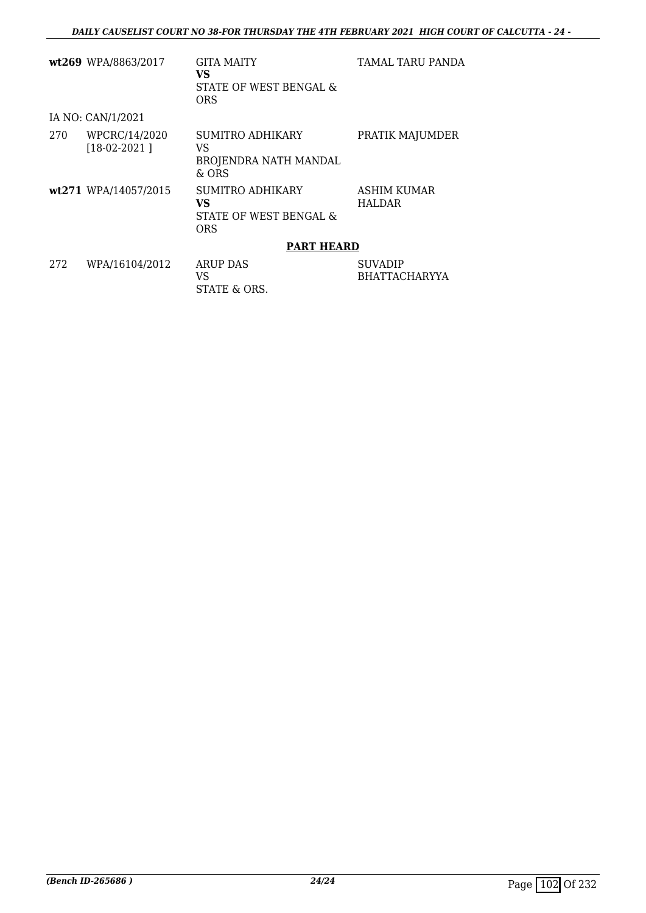| | | | |
|---|---|---|---|
| **wt269** | WPA/8863/2017 | GITA MAITY<br>**VS**<br>STATE OF WEST BENGAL & ORS | TAMAL TARU PANDA |
| | IA NO: CAN/1/2021 | | |
| 270 | WPCRC/14/2020<br>[18-02-2021 ] | SUMITRO ADHIKARY<br>VS<br>BROJENDRA NATH MANDAL & ORS | PRATIK MAJUMDER |
| **wt271** | WPA/14057/2015 | SUMITRO ADHIKARY<br>**VS**<br>STATE OF WEST BENGAL & ORS | ASHIM KUMAR HALDAR |

**PART HEARD**

| | | | |
|---|---|---|---|
| 272 | WPA/16104/2012 | ARUP DAS<br>VS<br>STATE & ORS. | SUVADIP BHATTACHARYYA |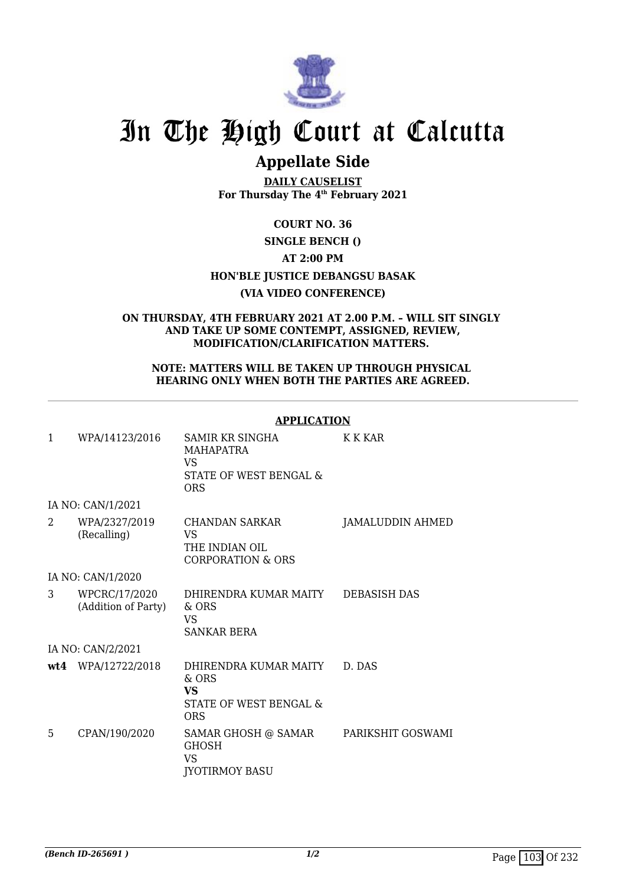# In The High Court at Calcutta

## Appellate Side

**DAILY CAUSELIST**
**For Thursday The 4th February 2021**

**COURT NO. 36**

**SINGLE BENCH ()**

**AT 2:00 PM**

**HON'BLE JUSTICE DEBANGSU BASAK**

**(VIA VIDEO CONFERENCE)**

**ON THURSDAY, 4TH FEBRUARY 2021 AT 2.00 P.M. – WILL SIT SINGLY AND TAKE UP SOME CONTEMPT, ASSIGNED, REVIEW, MODIFICATION/CLARIFICATION MATTERS.**

**NOTE: MATTERS WILL BE TAKEN UP THROUGH PHYSICAL HEARING ONLY WHEN BOTH THE PARTIES ARE AGREED.**

**APPLICATION**

| | | | |
|---|---|---|---|
| 1 | WPA/14123/2016 | SAMIR KR SINGHA MAHAPATRA<br>VS<br>STATE OF WEST BENGAL & ORS | K K KAR |
| | IA NO: CAN/1/2021 | | |
| 2 | WPA/2327/2019 (Recalling) | CHANDAN SARKAR<br>VS<br>THE INDIAN OIL CORPORATION & ORS | JAMALUDDIN AHMED |
| | IA NO: CAN/1/2020 | | |
| 3 | WPCRC/17/2020 (Addition of Party) | DHIRENDRA KUMAR MAITY & ORS<br>VS<br>SANKAR BERA | DEBASISH DAS |
| | IA NO: CAN/2/2021 | | |
| **wt4** | WPA/12722/2018 | DHIRENDRA KUMAR MAITY & ORS<br>**VS**<br>STATE OF WEST BENGAL & ORS | D. DAS |
| 5 | CPAN/190/2020 | SAMAR GHOSH @ SAMAR GHOSH<br>VS<br>JYOTIRMOY BASU | PARIKSHIT GOSWAMI |

*(Bench ID-265691 )*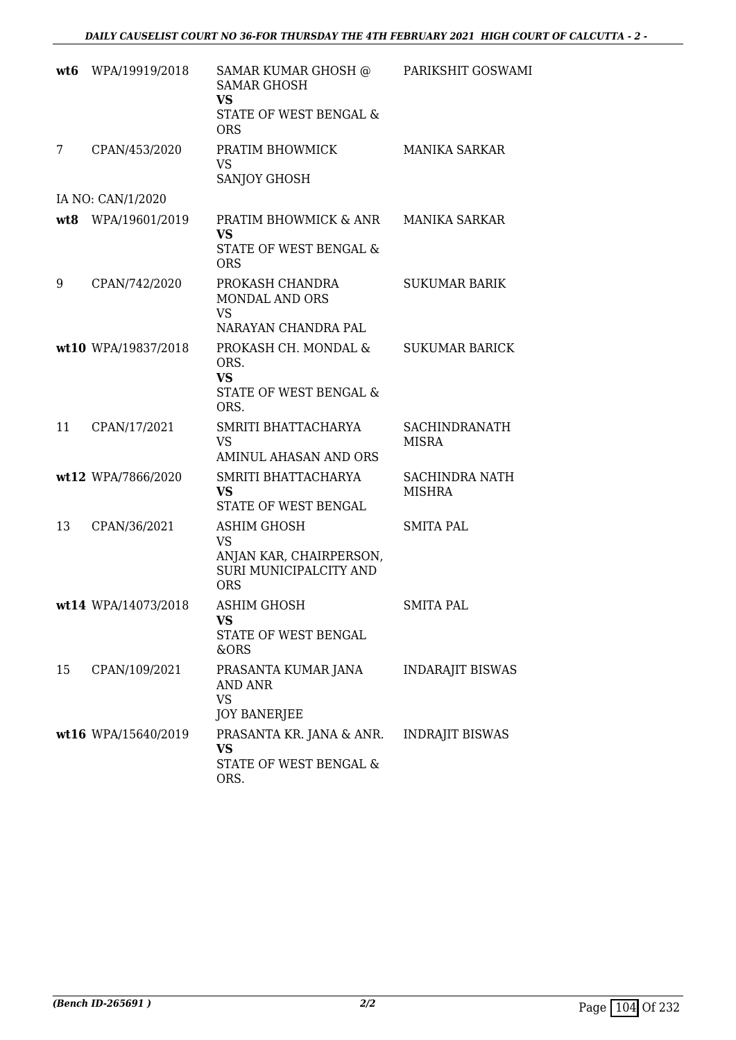| | | | |
|---|---|---|---|
| **wt6** | WPA/19919/2018 | SAMAR KUMAR GHOSH @ SAMAR GHOSH<br>**VS**<br>STATE OF WEST BENGAL & ORS | PARIKSHIT GOSWAMI |
| 7 | CPAN/453/2020 | PRATIM BHOWMICK<br>VS<br>SANJOY GHOSH | MANIKA SARKAR |
| IA NO: CAN/1/2020 | | | |
| **wt8** | WPA/19601/2019 | PRATIM BHOWMICK & ANR<br>**VS**<br>STATE OF WEST BENGAL & ORS | MANIKA SARKAR |
| 9 | CPAN/742/2020 | PROKASH CHANDRA MONDAL AND ORS<br>VS<br>NARAYAN CHANDRA PAL | SUKUMAR BARIK |
| **wt10** | WPA/19837/2018 | PROKASH CH. MONDAL & ORS.<br>**VS**<br>STATE OF WEST BENGAL & ORS. | SUKUMAR BARICK |
| 11 | CPAN/17/2021 | SMRITI BHATTACHARYA<br>VS<br>AMINUL AHASAN AND ORS | SACHINDRANATH MISRA |
| **wt12** | WPA/7866/2020 | SMRITI BHATTACHARYA<br>**VS**<br>STATE OF WEST BENGAL | SACHINDRA NATH MISHRA |
| 13 | CPAN/36/2021 | ASHIM GHOSH<br>VS<br>ANJAN KAR, CHAIRPERSON, SURI MUNICIPALCITY AND ORS | SMITA PAL |
| **wt14** | WPA/14073/2018 | ASHIM GHOSH<br>**VS**<br>STATE OF WEST BENGAL &ORS | SMITA PAL |
| 15 | CPAN/109/2021 | PRASANTA KUMAR JANA AND ANR<br>VS<br>JOY BANERJEE | INDARAJIT BISWAS |
| **wt16** | WPA/15640/2019 | PRASANTA KR. JANA & ANR.<br>**VS**<br>STATE OF WEST BENGAL & ORS. | INDRAJIT BISWAS |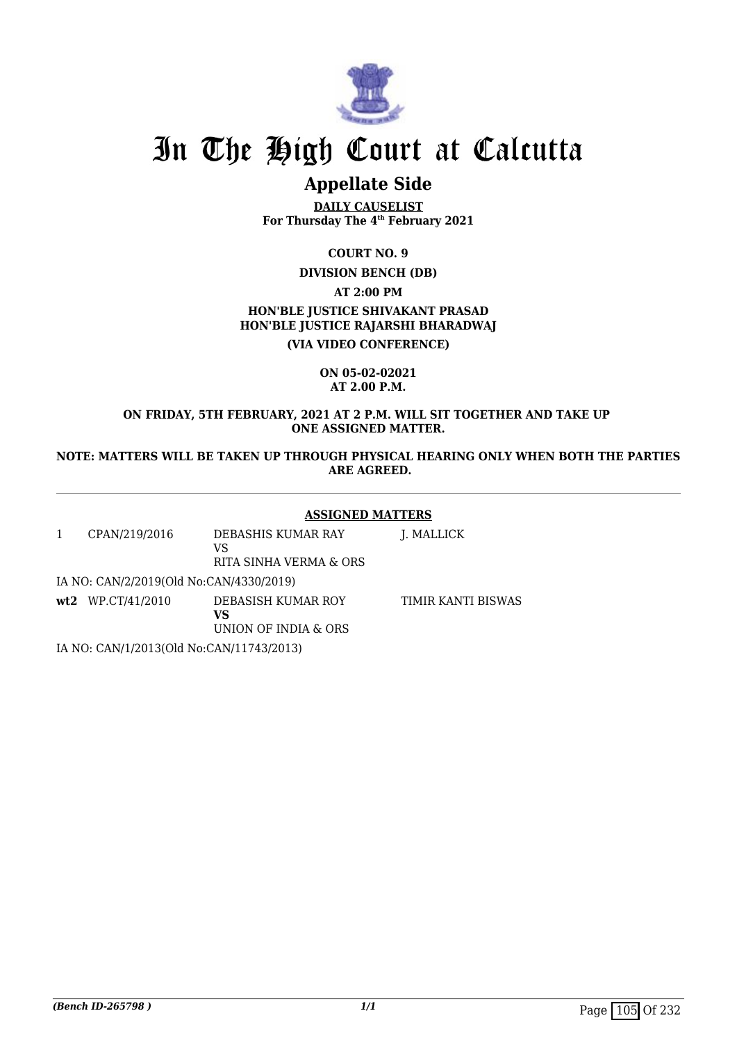# In The High Court at Calcutta

## Appellate Side

**DAILY CAUSELIST**
**For Thursday The 4th February 2021**

**COURT NO. 9**

**DIVISION BENCH (DB)**

**AT 2:00 PM**

**HON'BLE JUSTICE SHIVAKANT PRASAD**
**HON'BLE JUSTICE RAJARSHI BHARADWAJ**

**(VIA VIDEO CONFERENCE)**

**ON 05-02-02021**
**AT 2.00 P.M.**

**ON FRIDAY, 5TH FEBRUARY, 2021 AT 2 P.M. WILL SIT TOGETHER AND TAKE UP ONE ASSIGNED MATTER.**

**NOTE: MATTERS WILL BE TAKEN UP THROUGH PHYSICAL HEARING ONLY WHEN BOTH THE PARTIES ARE AGREED.**

---

**ASSIGNED MATTERS**

| | | | |
|---|---|---|---|
| 1 | CPAN/219/2016 | DEBASHIS KUMAR RAY<br>VS<br>RITA SINHA VERMA & ORS | J. MALLICK |
| | IA NO: CAN/2/2019(Old No:CAN/4330/2019) | | |
| **wt2** | WP.CT/41/2010 | DEBASISH KUMAR ROY<br>**VS**<br>UNION OF INDIA & ORS | TIMIR KANTI BISWAS |
| | IA NO: CAN/1/2013(Old No:CAN/11743/2013) | | |

*(Bench ID-265798 )*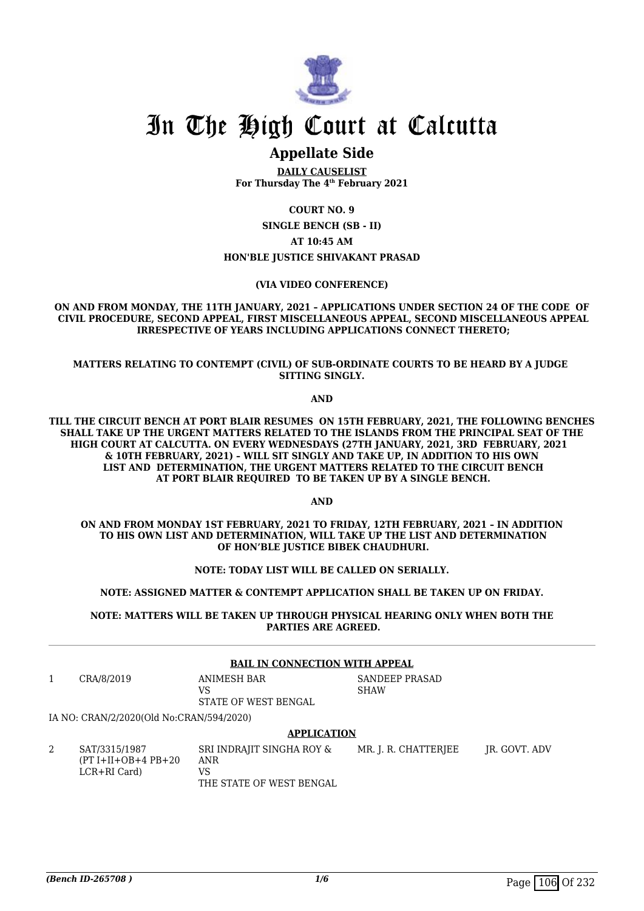# In The High Court at Calcutta

## Appellate Side

**DAILY CAUSELIST**
**For Thursday The 4th February 2021**

**COURT NO. 9**

**SINGLE BENCH (SB - II)**

**AT 10:45 AM**

**HON'BLE JUSTICE SHIVAKANT PRASAD**

**(VIA VIDEO CONFERENCE)**

**ON AND FROM MONDAY, THE 11TH JANUARY, 2021 – APPLICATIONS UNDER SECTION 24 OF THE CODE OF CIVIL PROCEDURE, SECOND APPEAL, FIRST MISCELLANEOUS APPEAL, SECOND MISCELLANEOUS APPEAL IRRESPECTIVE OF YEARS INCLUDING APPLICATIONS CONNECT THERETO;**

**MATTERS RELATING TO CONTEMPT (CIVIL) OF SUB-ORDINATE COURTS TO BE HEARD BY A JUDGE SITTING SINGLY.**

**AND**

**TILL THE CIRCUIT BENCH AT PORT BLAIR RESUMES ON 15TH FEBRUARY, 2021, THE FOLLOWING BENCHES SHALL TAKE UP THE URGENT MATTERS RELATED TO THE ISLANDS FROM THE PRINCIPAL SEAT OF THE HIGH COURT AT CALCUTTA. ON EVERY WEDNESDAYS (27TH JANUARY, 2021, 3RD FEBRUARY, 2021 & 10TH FEBRUARY, 2021) – WILL SIT SINGLY AND TAKE UP, IN ADDITION TO HIS OWN LIST AND DETERMINATION, THE URGENT MATTERS RELATED TO THE CIRCUIT BENCH AT PORT BLAIR REQUIRED TO BE TAKEN UP BY A SINGLE BENCH.**

**AND**

**ON AND FROM MONDAY 1ST FEBRUARY, 2021 TO FRIDAY, 12TH FEBRUARY, 2021 – IN ADDITION TO HIS OWN LIST AND DETERMINATION, WILL TAKE UP THE LIST AND DETERMINATION OF HON'BLE JUSTICE BIBEK CHAUDHURI.**

**NOTE: TODAY LIST WILL BE CALLED ON SERIALLY.**

**NOTE: ASSIGNED MATTER & CONTEMPT APPLICATION SHALL BE TAKEN UP ON FRIDAY.**

**NOTE: MATTERS WILL BE TAKEN UP THROUGH PHYSICAL HEARING ONLY WHEN BOTH THE PARTIES ARE AGREED.**

---

**BAIL IN CONNECTION WITH APPEAL**

| | | | | |
|---|---|---|---|---|
| 1 | CRA/8/2019 | ANIMESH BAR<br>VS<br>STATE OF WEST BENGAL | SANDEEP PRASAD SHAW | |

IA NO: CRAN/2/2020(Old No:CRAN/594/2020)

**APPLICATION**

| | | | | |
|---|---|---|---|---|
| 2 | SAT/3315/1987<br>(PT I+II+OB+4 PB+20 LCR+RI Card) | SRI INDRAJIT SINGHA ROY & ANR<br>VS<br>THE STATE OF WEST BENGAL | MR. J. R. CHATTERJEE | JR. GOVT. ADV |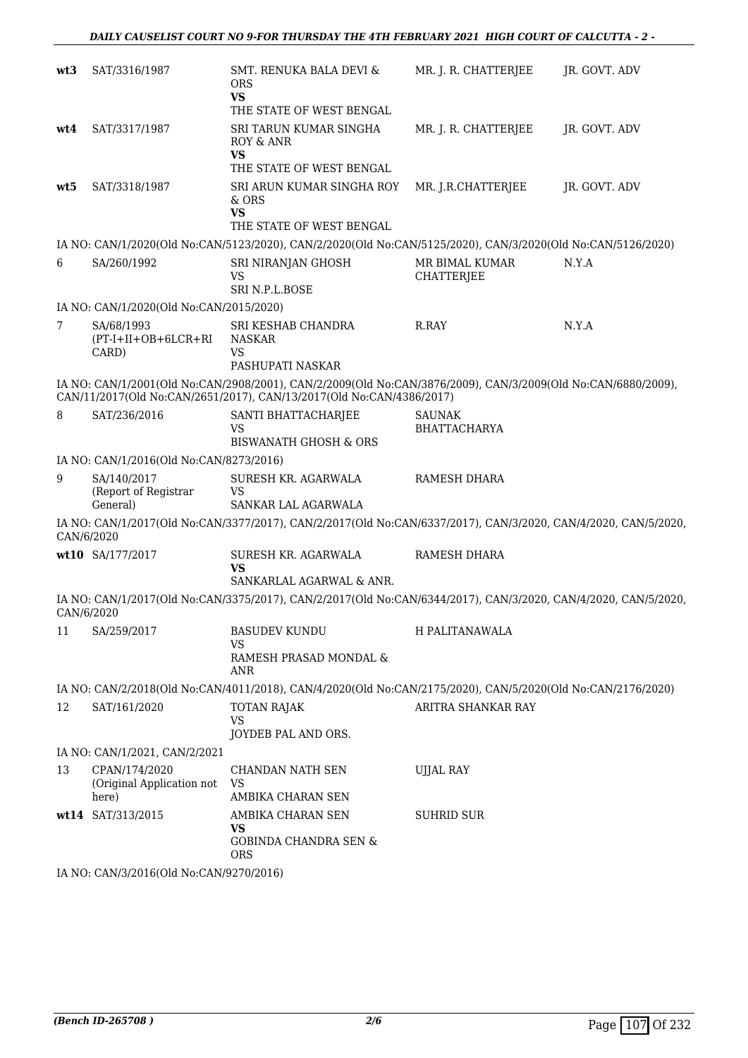| | | | | |
|---|---|---|---|---|
| wt3 | SAT/3316/1987 | SMT. RENUKA BALA DEVI & ORS<br>**VS**<br>THE STATE OF WEST BENGAL | MR. J. R. CHATTERJEE | JR. GOVT. ADV |
| wt4 | SAT/3317/1987 | SRI TARUN KUMAR SINGHA ROY & ANR<br>**VS**<br>THE STATE OF WEST BENGAL | MR. J. R. CHATTERJEE | JR. GOVT. ADV |
| wt5 | SAT/3318/1987 | SRI ARUN KUMAR SINGHA ROY & ORS<br>**VS**<br>THE STATE OF WEST BENGAL | MR. J.R.CHATTERJEE | JR. GOVT. ADV |

IA NO: CAN/1/2020(Old No:CAN/5123/2020), CAN/2/2020(Old No:CAN/5125/2020), CAN/3/2020(Old No:CAN/5126/2020)

| | | | | |
|---|---|---|---|---|
| 6 | SA/260/1992 | SRI NIRANJAN GHOSH<br>VS<br>SRI N.P.L.BOSE | MR BIMAL KUMAR CHATTERJEE | N.Y.A |

IA NO: CAN/1/2020(Old No:CAN/2015/2020)

| | | | | |
|---|---|---|---|---|
| 7 | SA/68/1993<br>(PT-I+II+OB+6LCR+RI CARD) | SRI KESHAB CHANDRA NASKAR<br>VS<br>PASHUPATI NASKAR | R.RAY | N.Y.A |

IA NO: CAN/1/2001(Old No:CAN/2908/2001), CAN/2/2009(Old No:CAN/3876/2009), CAN/3/2009(Old No:CAN/6880/2009), CAN/11/2017(Old No:CAN/2651/2017), CAN/13/2017(Old No:CAN/4386/2017)

| | | | | |
|---|---|---|---|---|
| 8 | SAT/236/2016 | SANTI BHATTACHARJEE<br>VS<br>BISWANATH GHOSH & ORS | SAUNAK BHATTACHARYA | |

IA NO: CAN/1/2016(Old No:CAN/8273/2016)

| | | | | |
|---|---|---|---|---|
| 9 | SA/140/2017<br>(Report of Registrar General) | SURESH KR. AGARWALA<br>VS<br>SANKAR LAL AGARWALA | RAMESH DHARA | |

IA NO: CAN/1/2017(Old No:CAN/3377/2017), CAN/2/2017(Old No:CAN/6337/2017), CAN/3/2020, CAN/4/2020, CAN/5/2020, CAN/6/2020

| | | | | |
|---|---|---|---|---|
| wt10 | SA/177/2017 | SURESH KR. AGARWALA<br>**VS**<br>SANKARLAL AGARWAL & ANR. | RAMESH DHARA | |

IA NO: CAN/1/2017(Old No:CAN/3375/2017), CAN/2/2017(Old No:CAN/6344/2017), CAN/3/2020, CAN/4/2020, CAN/5/2020, CAN/6/2020

| | | | | |
|---|---|---|---|---|
| 11 | SA/259/2017 | BASUDEV KUNDU<br>VS<br>RAMESH PRASAD MONDAL & ANR | H PALITANAWALA | |

IA NO: CAN/2/2018(Old No:CAN/4011/2018), CAN/4/2020(Old No:CAN/2175/2020), CAN/5/2020(Old No:CAN/2176/2020)

| | | | | |
|---|---|---|---|---|
| 12 | SAT/161/2020 | TOTAN RAJAK<br>VS<br>JOYDEB PAL AND ORS. | ARITRA SHANKAR RAY | |

IA NO: CAN/1/2021, CAN/2/2021

| | | | | |
|---|---|---|---|---|
| 13 | CPAN/174/2020<br>(Original Application not here) | CHANDAN NATH SEN<br>VS<br>AMBIKA CHARAN SEN | UJJAL RAY | |
| wt14 | SAT/313/2015 | AMBIKA CHARAN SEN<br>**VS**<br>GOBINDA CHANDRA SEN & ORS | SUHRID SUR | |

IA NO: CAN/3/2016(Old No:CAN/9270/2016)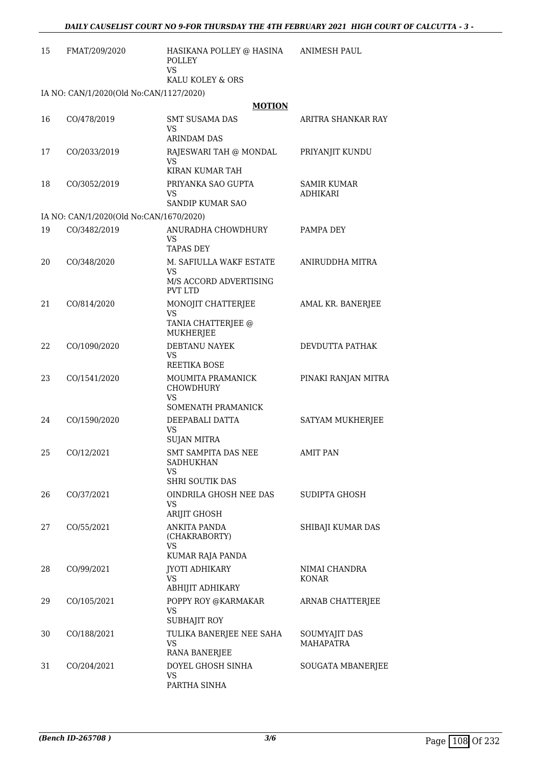| | | | |
|---|---|---|---|
| 15 | FMAT/209/2020 | HASIKANA POLLEY @ HASINA POLLEY<br>VS<br>KALU KOLEY & ORS | ANIMESH PAUL |
| | IA NO: CAN/1/2020(Old No:CAN/1127/2020) | | |

**MOTION**

| | | | |
|---|---|---|---|
| 16 | CO/478/2019 | SMT SUSAMA DAS<br>VS<br>ARINDAM DAS | ARITRA SHANKAR RAY |
| 17 | CO/2033/2019 | RAJESWARI TAH @ MONDAL<br>VS<br>KIRAN KUMAR TAH | PRIYANJIT KUNDU |
| 18 | CO/3052/2019 | PRIYANKA SAO GUPTA<br>VS<br>SANDIP KUMAR SAO | SAMIR KUMAR ADHIKARI |
| | IA NO: CAN/1/2020(Old No:CAN/1670/2020) | | |
| 19 | CO/3482/2019 | ANURADHA CHOWDHURY<br>VS<br>TAPAS DEY | PAMPA DEY |
| 20 | CO/348/2020 | M. SAFIULLA WAKF ESTATE<br>VS<br>M/S ACCORD ADVERTISING PVT LTD | ANIRUDDHA MITRA |
| 21 | CO/814/2020 | MONOJIT CHATTERJEE<br>VS<br>TANIA CHATTERJEE @ MUKHERJEE | AMAL KR. BANERJEE |
| 22 | CO/1090/2020 | DEBTANU NAYEK<br>VS<br>REETIKA BOSE | DEVDUTTA PATHAK |
| 23 | CO/1541/2020 | MOUMITA PRAMANICK CHOWDHURY<br>VS<br>SOMENATH PRAMANICK | PINAKI RANJAN MITRA |
| 24 | CO/1590/2020 | DEEPABALI DATTA<br>VS<br>SUJAN MITRA | SATYAM MUKHERJEE |
| 25 | CO/12/2021 | SMT SAMPITA DAS NEE SADHUKHAN<br>VS<br>SHRI SOUTIK DAS | AMIT PAN |
| 26 | CO/37/2021 | OINDRILA GHOSH NEE DAS<br>VS<br>ARIJIT GHOSH | SUDIPTA GHOSH |
| 27 | CO/55/2021 | ANKITA PANDA (CHAKRABORTY)<br>VS<br>KUMAR RAJA PANDA | SHIBAJI KUMAR DAS |
| 28 | CO/99/2021 | JYOTI ADHIKARY<br>VS<br>ABHIJIT ADHIKARY | NIMAI CHANDRA KONAR |
| 29 | CO/105/2021 | POPPY ROY @KARMAKAR<br>VS<br>SUBHAJIT ROY | ARNAB CHATTERJEE |
| 30 | CO/188/2021 | TULIKA BANERJEE NEE SAHA<br>VS<br>RANA BANERJEE | SOUMYAJIT DAS MAHAPATRA |
| 31 | CO/204/2021 | DOYEL GHOSH SINHA<br>VS<br>PARTHA SINHA | SOUGATA MBANERJEE |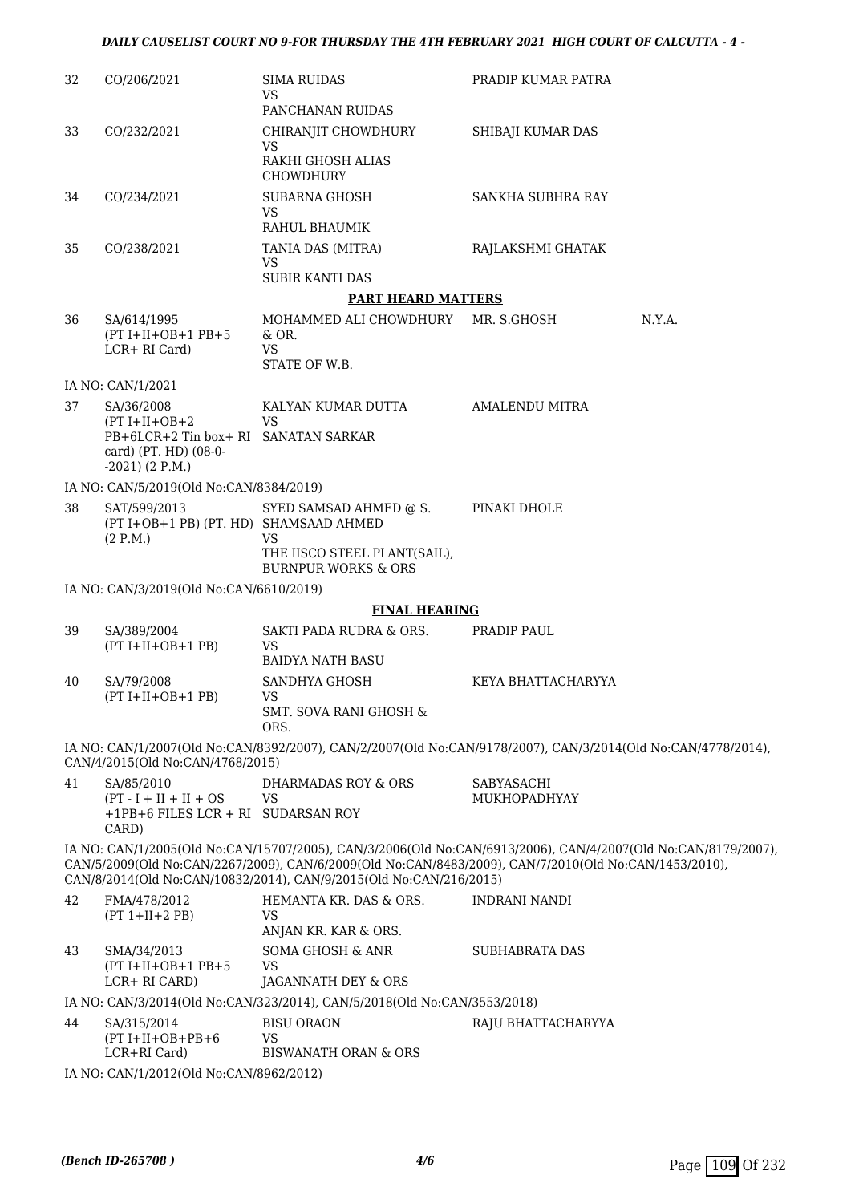| | | | | |
|---|---|---|---|---|
| 32 | CO/206/2021 | SIMA RUIDAS<br>VS<br>PANCHANAN RUIDAS | PRADIP KUMAR PATRA | |
| 33 | CO/232/2021 | CHIRANJIT CHOWDHURY<br>VS<br>RAKHI GHOSH ALIAS CHOWDHURY | SHIBAJI KUMAR DAS | |
| 34 | CO/234/2021 | SUBARNA GHOSH<br>VS<br>RAHUL BHAUMIK | SANKHA SUBHRA RAY | |
| 35 | CO/238/2021 | TANIA DAS (MITRA)<br>VS<br>SUBIR KANTI DAS | RAJLAKSHMI GHATAK | |

**PART HEARD MATTERS**

| | | | | |
|---|---|---|---|---|
| 36 | SA/614/1995<br>(PT I+II+OB+1 PB+5 LCR+ RI Card) | MOHAMMED ALI CHOWDHURY & OR.<br>VS<br>STATE OF W.B. | MR. S.GHOSH | N.Y.A. |

IA NO: CAN/1/2021

| | | | | |
|---|---|---|---|---|
| 37 | SA/36/2008<br>(PT I+II+OB+2 PB+6LCR+2 Tin box+ RI card) (PT. HD) (08-0-2021) (2 P.M.) | KALYAN KUMAR DUTTA<br>VS<br>SANATAN SARKAR | AMALENDU MITRA | |

IA NO: CAN/5/2019(Old No:CAN/8384/2019)

| | | | | |
|---|---|---|---|---|
| 38 | SAT/599/2013<br>(PT I+OB+1 PB) (PT. HD) (2 P.M.) | SYED SAMSAD AHMED @ S. SHAMSAAD AHMED<br>VS<br>THE IISCO STEEL PLANT(SAIL), BURNPUR WORKS & ORS | PINAKI DHOLE | |

IA NO: CAN/3/2019(Old No:CAN/6610/2019)

**FINAL HEARING**

| | | | | |
|---|---|---|---|---|
| 39 | SA/389/2004<br>(PT I+II+OB+1 PB) | SAKTI PADA RUDRA & ORS.<br>VS<br>BAIDYA NATH BASU | PRADIP PAUL | |
| 40 | SA/79/2008<br>(PT I+II+OB+1 PB) | SANDHYA GHOSH<br>VS<br>SMT. SOVA RANI GHOSH & ORS. | KEYA BHATTACHARYYA | |

IA NO: CAN/1/2007(Old No:CAN/8392/2007), CAN/2/2007(Old No:CAN/9178/2007), CAN/3/2014(Old No:CAN/4778/2014), CAN/4/2015(Old No:CAN/4768/2015)

| | | | | |
|---|---|---|---|---|
| 41 | SA/85/2010<br>(PT - I + II + II + OS +1PB+6 FILES LCR + RI CARD) | DHARMADAS ROY & ORS<br>VS<br>SUDARSAN ROY | SABYASACHI MUKHOPADHYAY | |

IA NO: CAN/1/2005(Old No:CAN/15707/2005), CAN/3/2006(Old No:CAN/6913/2006), CAN/4/2007(Old No:CAN/8179/2007), CAN/5/2009(Old No:CAN/2267/2009), CAN/6/2009(Old No:CAN/8483/2009), CAN/7/2010(Old No:CAN/1453/2010), CAN/8/2014(Old No:CAN/10832/2014), CAN/9/2015(Old No:CAN/216/2015)

| | | | | |
|---|---|---|---|---|
| 42 | FMA/478/2012<br>(PT 1+II+2 PB) | HEMANTA KR. DAS & ORS.<br>VS<br>ANJAN KR. KAR & ORS. | INDRANI NANDI | |
| 43 | SMA/34/2013<br>(PT I+II+OB+1 PB+5 LCR+ RI CARD) | SOMA GHOSH & ANR<br>VS<br>JAGANNATH DEY & ORS | SUBHABRATA DAS | |

IA NO: CAN/3/2014(Old No:CAN/323/2014), CAN/5/2018(Old No:CAN/3553/2018)

| | | | | |
|---|---|---|---|---|
| 44 | SA/315/2014<br>(PT I+II+OB+PB+6 LCR+RI Card) | BISU ORAON<br>VS<br>BISWANATH ORAN & ORS | RAJU BHATTACHARYYA | |

IA NO: CAN/1/2012(Old No:CAN/8962/2012)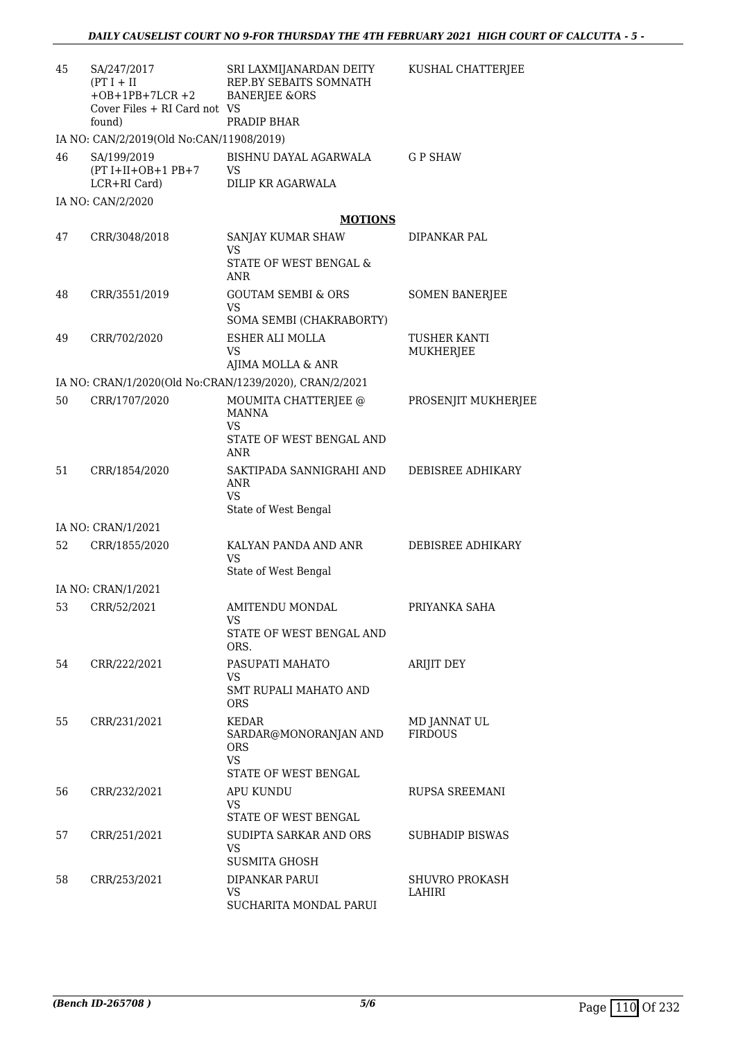| | | | |
|---|---|---|---|
| 45 | SA/247/2017 (PT I + II +OB+1PB+7LCR +2 Cover Files + RI Card not found) | SRI LAXMIJANARDAN DEITY REP.BY SEBAITS SOMNATH BANERJEE &ORS VS PRADIP BHAR | KUSHAL CHATTERJEE |
| | IA NO: CAN/2/2019(Old No:CAN/11908/2019) | | |
| 46 | SA/199/2019 (PT I+II+OB+1 PB+7 LCR+RI Card) | BISHNU DAYAL AGARWALA VS DILIP KR AGARWALA | G P SHAW |
| | IA NO: CAN/2/2020 | | |

**MOTIONS**

| | | | |
|---|---|---|---|
| 47 | CRR/3048/2018 | SANJAY KUMAR SHAW VS STATE OF WEST BENGAL & ANR | DIPANKAR PAL |
| 48 | CRR/3551/2019 | GOUTAM SEMBI & ORS VS SOMA SEMBI (CHAKRABORTY) | SOMEN BANERJEE |
| 49 | CRR/702/2020 | ESHER ALI MOLLA VS AJIMA MOLLA & ANR | TUSHER KANTI MUKHERJEE |
| | IA NO: CRAN/1/2020(Old No:CRAN/1239/2020), CRAN/2/2021 | | |
| 50 | CRR/1707/2020 | MOUMITA CHATTERJEE @ MANNA VS STATE OF WEST BENGAL AND ANR | PROSENJIT MUKHERJEE |
| 51 | CRR/1854/2020 | SAKTIPADA SANNIGRAHI AND ANR VS State of West Bengal | DEBISREE ADHIKARY |
| | IA NO: CRAN/1/2021 | | |
| 52 | CRR/1855/2020 | KALYAN PANDA AND ANR VS State of West Bengal | DEBISREE ADHIKARY |
| | IA NO: CRAN/1/2021 | | |
| 53 | CRR/52/2021 | AMITENDU MONDAL VS STATE OF WEST BENGAL AND ORS. | PRIYANKA SAHA |
| 54 | CRR/222/2021 | PASUPATI MAHATO VS SMT RUPALI MAHATO AND ORS | ARIJIT DEY |
| 55 | CRR/231/2021 | KEDAR SARDAR@MONORANJAN AND ORS VS STATE OF WEST BENGAL | MD JANNAT UL FIRDOUS |
| 56 | CRR/232/2021 | APU KUNDU VS STATE OF WEST BENGAL | RUPSA SREEMANI |
| 57 | CRR/251/2021 | SUDIPTA SARKAR AND ORS VS SUSMITA GHOSH | SUBHADIP BISWAS |
| 58 | CRR/253/2021 | DIPANKAR PARUI VS SUCHARITA MONDAL PARUI | SHUVRO PROKASH LAHIRI |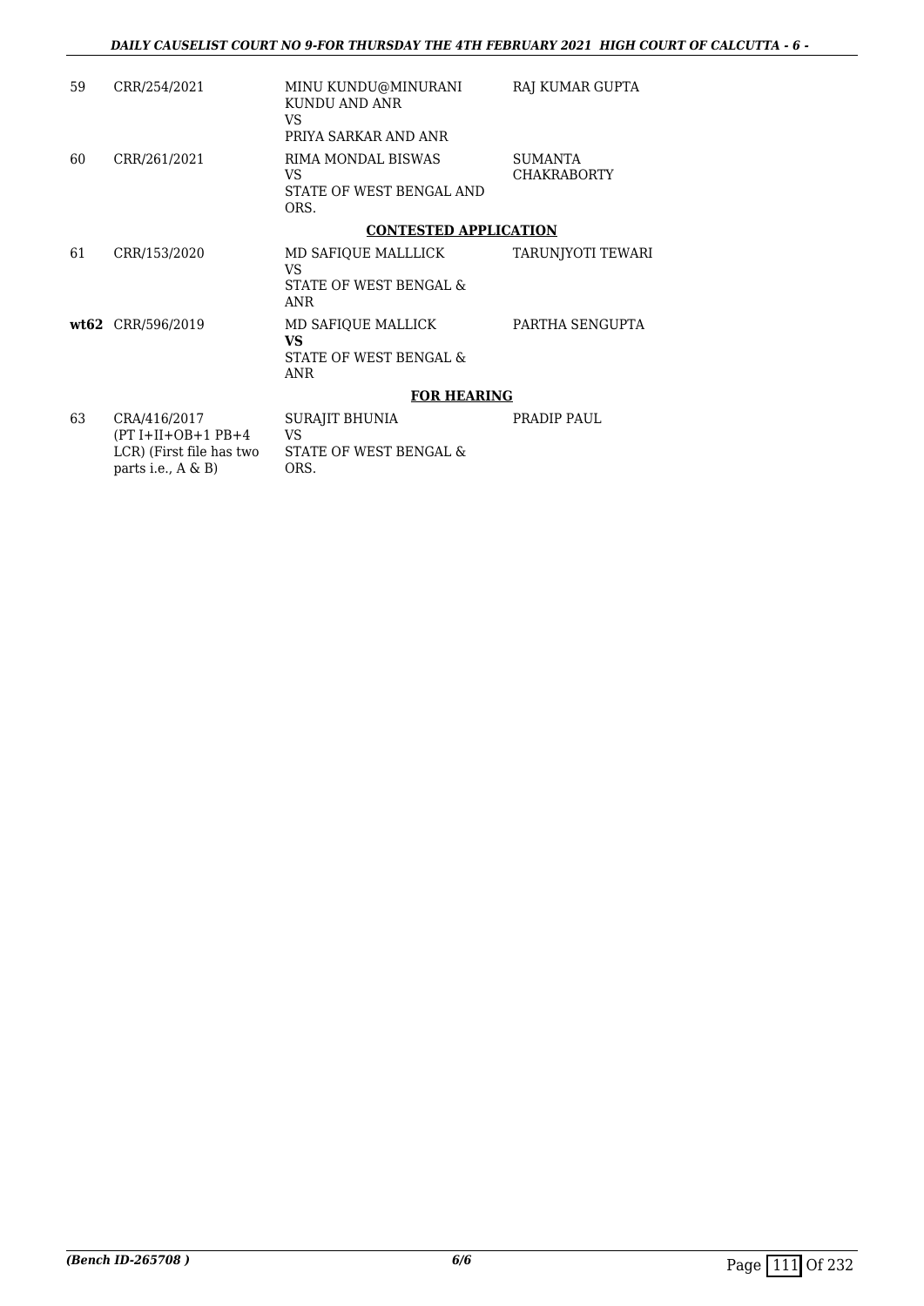| | | | |
|---|---|---|---|
| 59 | CRR/254/2021 | MINU KUNDU@MINURANI KUNDU AND ANR<br>VS<br>PRIYA SARKAR AND ANR | RAJ KUMAR GUPTA |
| 60 | CRR/261/2021 | RIMA MONDAL BISWAS<br>VS<br>STATE OF WEST BENGAL AND ORS. | SUMANTA CHAKRABORTY |

**CONTESTED APPLICATION**

| | | | |
|---|---|---|---|
| 61 | CRR/153/2020 | MD SAFIQUE MALLLICK<br>VS<br>STATE OF WEST BENGAL & ANR | TARUNJYOTI TEWARI |
| **wt62** | CRR/596/2019 | MD SAFIQUE MALLICK<br>**VS**<br>STATE OF WEST BENGAL & ANR | PARTHA SENGUPTA |

**FOR HEARING**

| | | | |
|---|---|---|---|
| 63 | CRA/416/2017<br>(PT I+II+OB+1 PB+4 LCR) (First file has two parts i.e., A & B) | SURAJIT BHUNIA<br>VS<br>STATE OF WEST BENGAL & ORS. | PRADIP PAUL |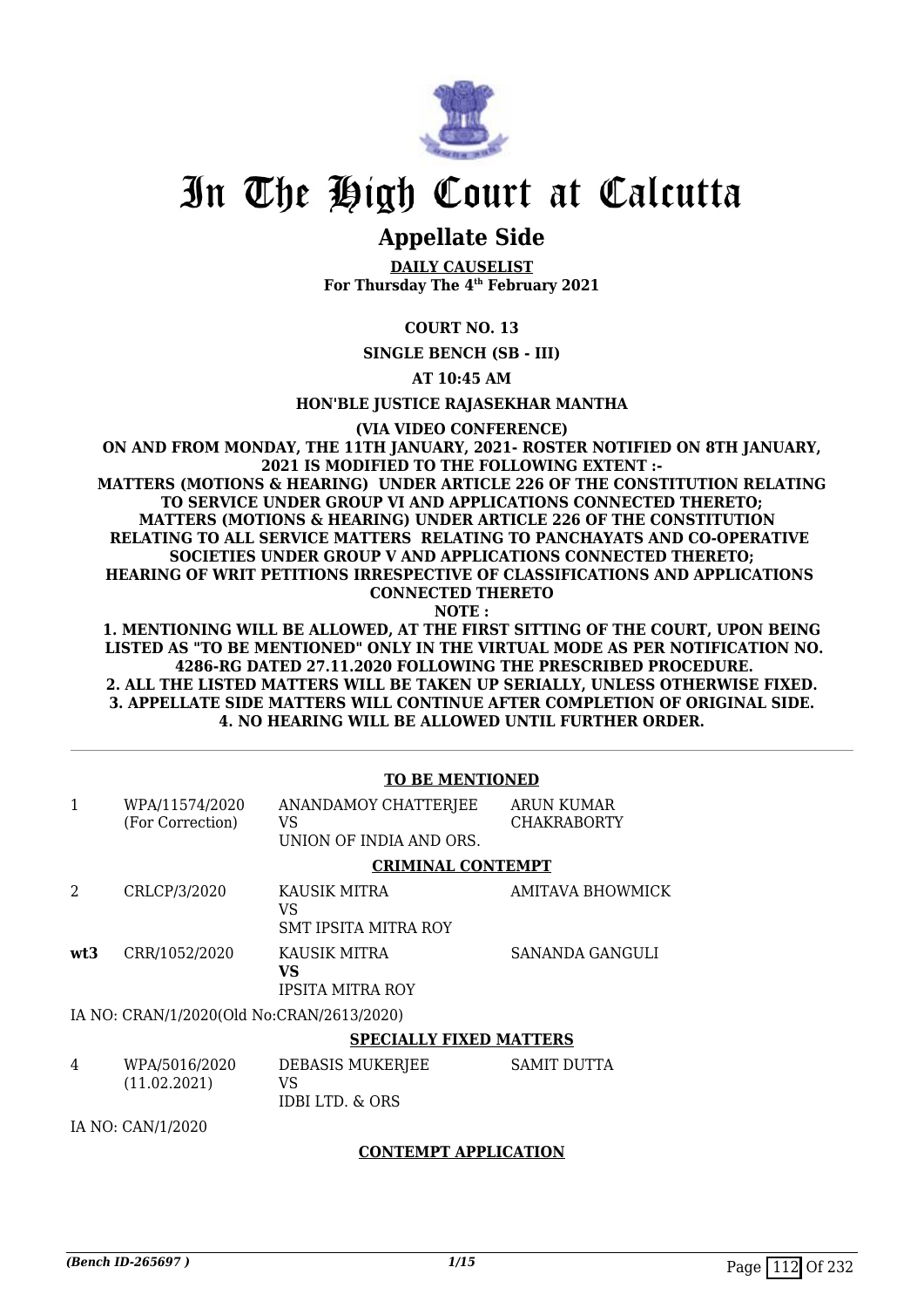# In The High Court at Calcutta

## Appellate Side

**DAILY CAUSELIST**
**For Thursday The 4th February 2021**

**COURT NO. 13**

**SINGLE BENCH (SB - III)**

**AT 10:45 AM**

**HON'BLE JUSTICE RAJASEKHAR MANTHA**

**(VIA VIDEO CONFERENCE)**

**ON AND FROM MONDAY, THE 11TH JANUARY, 2021- ROSTER NOTIFIED ON 8TH JANUARY, 2021 IS MODIFIED TO THE FOLLOWING EXTENT :-**
**MATTERS (MOTIONS & HEARING) UNDER ARTICLE 226 OF THE CONSTITUTION RELATING TO SERVICE UNDER GROUP VI AND APPLICATIONS CONNECTED THERETO;**
**MATTERS (MOTIONS & HEARING) UNDER ARTICLE 226 OF THE CONSTITUTION RELATING TO ALL SERVICE MATTERS RELATING TO PANCHAYATS AND CO-OPERATIVE SOCIETIES UNDER GROUP V AND APPLICATIONS CONNECTED THERETO;**
**HEARING OF WRIT PETITIONS IRRESPECTIVE OF CLASSIFICATIONS AND APPLICATIONS CONNECTED THERETO**

**NOTE :**

**1. MENTIONING WILL BE ALLOWED, AT THE FIRST SITTING OF THE COURT, UPON BEING LISTED AS "TO BE MENTIONED" ONLY IN THE VIRTUAL MODE AS PER NOTIFICATION NO. 4286-RG DATED 27.11.2020 FOLLOWING THE PRESCRIBED PROCEDURE.**
**2. ALL THE LISTED MATTERS WILL BE TAKEN UP SERIALLY, UNLESS OTHERWISE FIXED.**
**3. APPELLATE SIDE MATTERS WILL CONTINUE AFTER COMPLETION OF ORIGINAL SIDE.**
**4. NO HEARING WILL BE ALLOWED UNTIL FURTHER ORDER.**

---

**TO BE MENTIONED**

| | | | |
|---|---|---|---|
| 1 | WPA/11574/2020 (For Correction) | ANANDAMOY CHATTERJEE VS UNION OF INDIA AND ORS. | ARUN KUMAR CHAKRABORTY |

**CRIMINAL CONTEMPT**

| | | | |
|---|---|---|---|
| 2 | CRLCP/3/2020 | KAUSIK MITRA VS SMT IPSITA MITRA ROY | AMITAVA BHOWMICK |
| **wt3** | CRR/1052/2020 | KAUSIK MITRA **VS** IPSITA MITRA ROY | SANANDA GANGULI |

IA NO: CRAN/1/2020(Old No:CRAN/2613/2020)

**SPECIALLY FIXED MATTERS**

| | | | |
|---|---|---|---|
| 4 | WPA/5016/2020 (11.02.2021) | DEBASIS MUKERJEE VS IDBI LTD. & ORS | SAMIT DUTTA |

IA NO: CAN/1/2020

**CONTEMPT APPLICATION**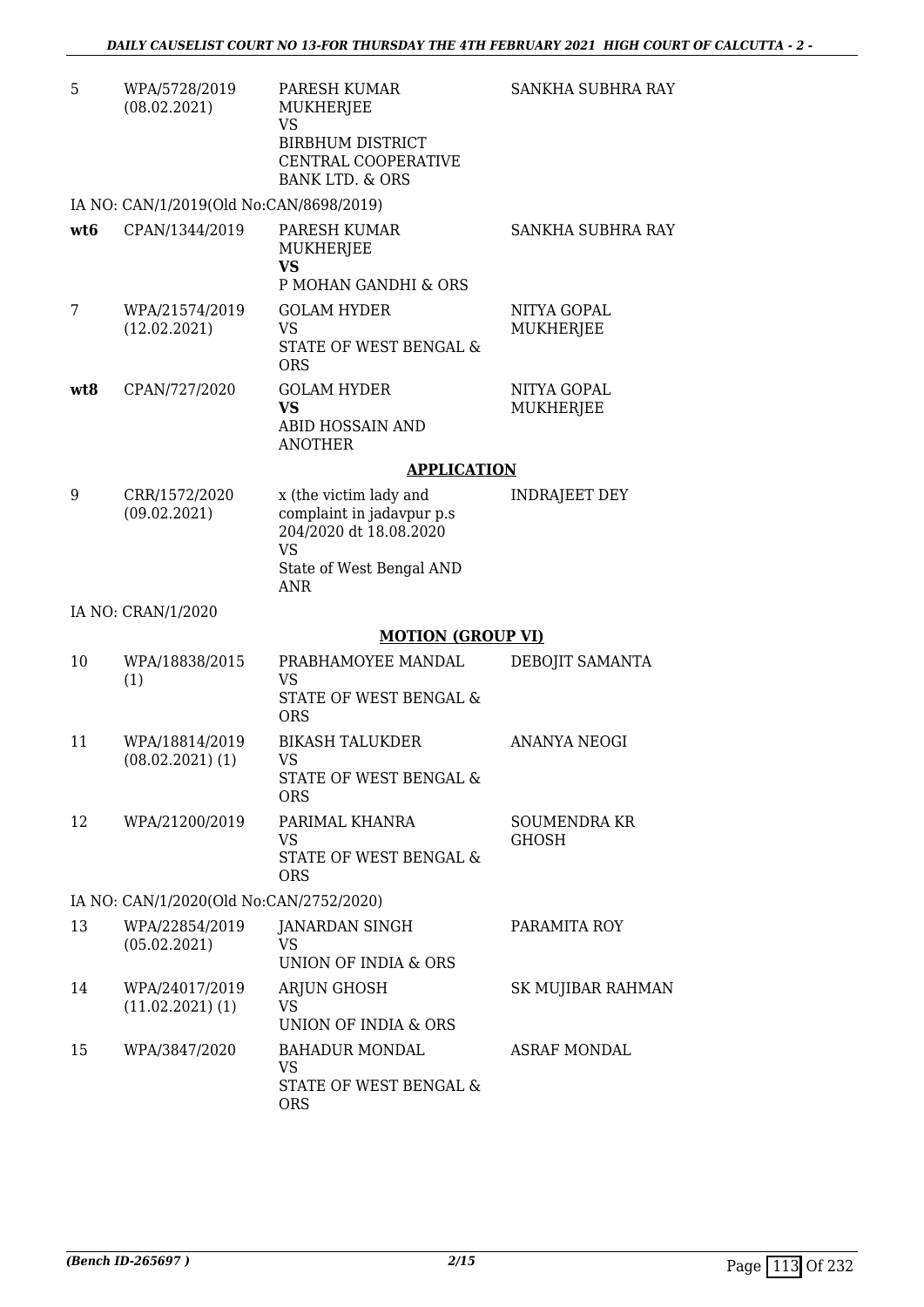| | | | |
|---|---|---|---|
| 5 | WPA/5728/2019 (08.02.2021) | PARESH KUMAR MUKHERJEE VS BIRBHUM DISTRICT CENTRAL COOPERATIVE BANK LTD. & ORS | SANKHA SUBHRA RAY |
| | IA NO: CAN/1/2019(Old No:CAN/8698/2019) | | |
| **wt6** | CPAN/1344/2019 | PARESH KUMAR MUKHERJEE **VS** P MOHAN GANDHI & ORS | SANKHA SUBHRA RAY |
| 7 | WPA/21574/2019 (12.02.2021) | GOLAM HYDER VS STATE OF WEST BENGAL & ORS | NITYA GOPAL MUKHERJEE |
| **wt8** | CPAN/727/2020 | GOLAM HYDER **VS** ABID HOSSAIN AND ANOTHER | NITYA GOPAL MUKHERJEE |

**APPLICATION**

| | | | |
|---|---|---|---|
| 9 | CRR/1572/2020 (09.02.2021) | x (the victim lady and complaint in jadavpur p.s 204/2020 dt 18.08.2020 VS State of West Bengal AND ANR | INDRAJEET DEY |
| | IA NO: CRAN/1/2020 | | |

**MOTION (GROUP VI)**

| | | | |
|---|---|---|---|
| 10 | WPA/18838/2015 (1) | PRABHAMOYEE MANDAL VS STATE OF WEST BENGAL & ORS | DEBOJIT SAMANTA |
| 11 | WPA/18814/2019 (08.02.2021) (1) | BIKASH TALUKDER VS STATE OF WEST BENGAL & ORS | ANANYA NEOGI |
| 12 | WPA/21200/2019 | PARIMAL KHANRA VS STATE OF WEST BENGAL & ORS | SOUMENDRA KR GHOSH |
| | IA NO: CAN/1/2020(Old No:CAN/2752/2020) | | |
| 13 | WPA/22854/2019 (05.02.2021) | JANARDAN SINGH VS UNION OF INDIA & ORS | PARAMITA ROY |
| 14 | WPA/24017/2019 (11.02.2021) (1) | ARJUN GHOSH VS UNION OF INDIA & ORS | SK MUJIBAR RAHMAN |
| 15 | WPA/3847/2020 | BAHADUR MONDAL VS STATE OF WEST BENGAL & ORS | ASRAF MONDAL |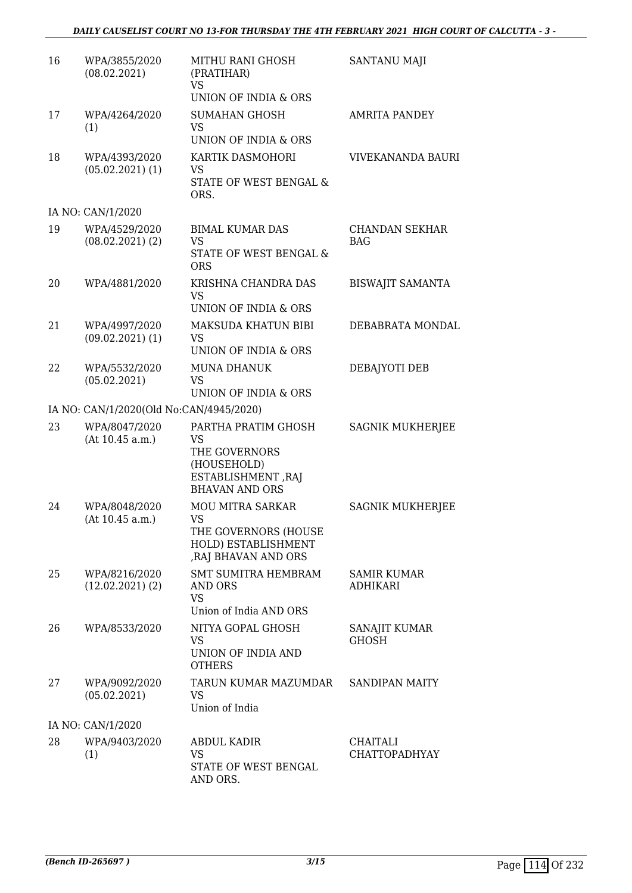| 16 | WPA/3855/2020 (08.02.2021) | MITHU RANI GHOSH (PRATIHAR) VS UNION OF INDIA & ORS | SANTANU MAJI |
|---|---|---|---|
| 17 | WPA/4264/2020 (1) | SUMAHAN GHOSH VS UNION OF INDIA & ORS | AMRITA PANDEY |
| 18 | WPA/4393/2020 (05.02.2021) (1) | KARTIK DASMOHORI VS STATE OF WEST BENGAL & ORS. | VIVEKANANDA BAURI |
| | IA NO: CAN/1/2020 | | |
| 19 | WPA/4529/2020 (08.02.2021) (2) | BIMAL KUMAR DAS VS STATE OF WEST BENGAL & ORS | CHANDAN SEKHAR BAG |
| 20 | WPA/4881/2020 | KRISHNA CHANDRA DAS VS UNION OF INDIA & ORS | BISWAJIT SAMANTA |
| 21 | WPA/4997/2020 (09.02.2021) (1) | MAKSUDA KHATUN BIBI VS UNION OF INDIA & ORS | DEBABRATA MONDAL |
| 22 | WPA/5532/2020 (05.02.2021) | MUNA DHANUK VS UNION OF INDIA & ORS | DEBAJYOTI DEB |
| | IA NO: CAN/1/2020(Old No:CAN/4945/2020) | | |
| 23 | WPA/8047/2020 (At 10.45 a.m.) | PARTHA PRATIM GHOSH VS THE GOVERNORS (HOUSEHOLD) ESTABLISHMENT ,RAJ BHAVAN AND ORS | SAGNIK MUKHERJEE |
| 24 | WPA/8048/2020 (At 10.45 a.m.) | MOU MITRA SARKAR VS THE GOVERNORS (HOUSE HOLD) ESTABLISHMENT ,RAJ BHAVAN AND ORS | SAGNIK MUKHERJEE |
| 25 | WPA/8216/2020 (12.02.2021) (2) | SMT SUMITRA HEMBRAM AND ORS VS Union of India AND ORS | SAMIR KUMAR ADHIKARI |
| 26 | WPA/8533/2020 | NITYA GOPAL GHOSH VS UNION OF INDIA AND OTHERS | SANAJIT KUMAR GHOSH |
| 27 | WPA/9092/2020 (05.02.2021) | TARUN KUMAR MAZUMDAR VS Union of India | SANDIPAN MAITY |
| | IA NO: CAN/1/2020 | | |
| 28 | WPA/9403/2020 (1) | ABDUL KADIR VS STATE OF WEST BENGAL AND ORS. | CHAITALI CHATTOPADHYAY |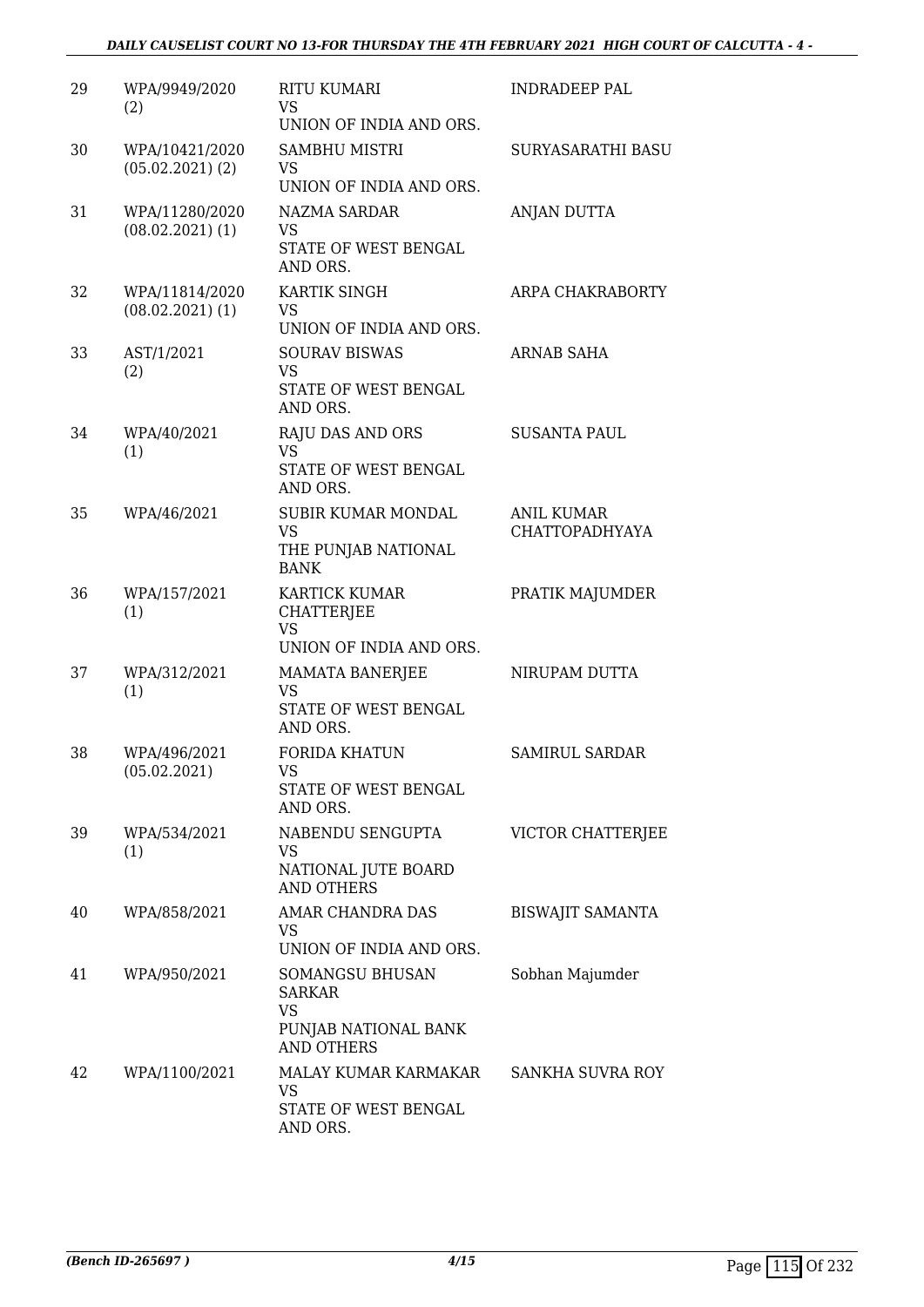| | | | |
|---|---|---|---|
| 29 | WPA/9949/2020 (2) | RITU KUMARI VS UNION OF INDIA AND ORS. | INDRADEEP PAL |
| 30 | WPA/10421/2020 (05.02.2021) (2) | SAMBHU MISTRI VS UNION OF INDIA AND ORS. | SURYASARATHI BASU |
| 31 | WPA/11280/2020 (08.02.2021) (1) | NAZMA SARDAR VS STATE OF WEST BENGAL AND ORS. | ANJAN DUTTA |
| 32 | WPA/11814/2020 (08.02.2021) (1) | KARTIK SINGH VS UNION OF INDIA AND ORS. | ARPA CHAKRABORTY |
| 33 | AST/1/2021 (2) | SOURAV BISWAS VS STATE OF WEST BENGAL AND ORS. | ARNAB SAHA |
| 34 | WPA/40/2021 (1) | RAJU DAS AND ORS VS STATE OF WEST BENGAL AND ORS. | SUSANTA PAUL |
| 35 | WPA/46/2021 | SUBIR KUMAR MONDAL VS THE PUNJAB NATIONAL BANK | ANIL KUMAR CHATTOPADHYAYA |
| 36 | WPA/157/2021 (1) | KARTICK KUMAR CHATTERJEE VS UNION OF INDIA AND ORS. | PRATIK MAJUMDER |
| 37 | WPA/312/2021 (1) | MAMATA BANERJEE VS STATE OF WEST BENGAL AND ORS. | NIRUPAM DUTTA |
| 38 | WPA/496/2021 (05.02.2021) | FORIDA KHATUN VS STATE OF WEST BENGAL AND ORS. | SAMIRUL SARDAR |
| 39 | WPA/534/2021 (1) | NABENDU SENGUPTA VS NATIONAL JUTE BOARD AND OTHERS | VICTOR CHATTERJEE |
| 40 | WPA/858/2021 | AMAR CHANDRA DAS VS UNION OF INDIA AND ORS. | BISWAJIT SAMANTA |
| 41 | WPA/950/2021 | SOMANGSU BHUSAN SARKAR VS PUNJAB NATIONAL BANK AND OTHERS | Sobhan Majumder |
| 42 | WPA/1100/2021 | MALAY KUMAR KARMAKAR VS STATE OF WEST BENGAL AND ORS. | SANKHA SUVRA ROY |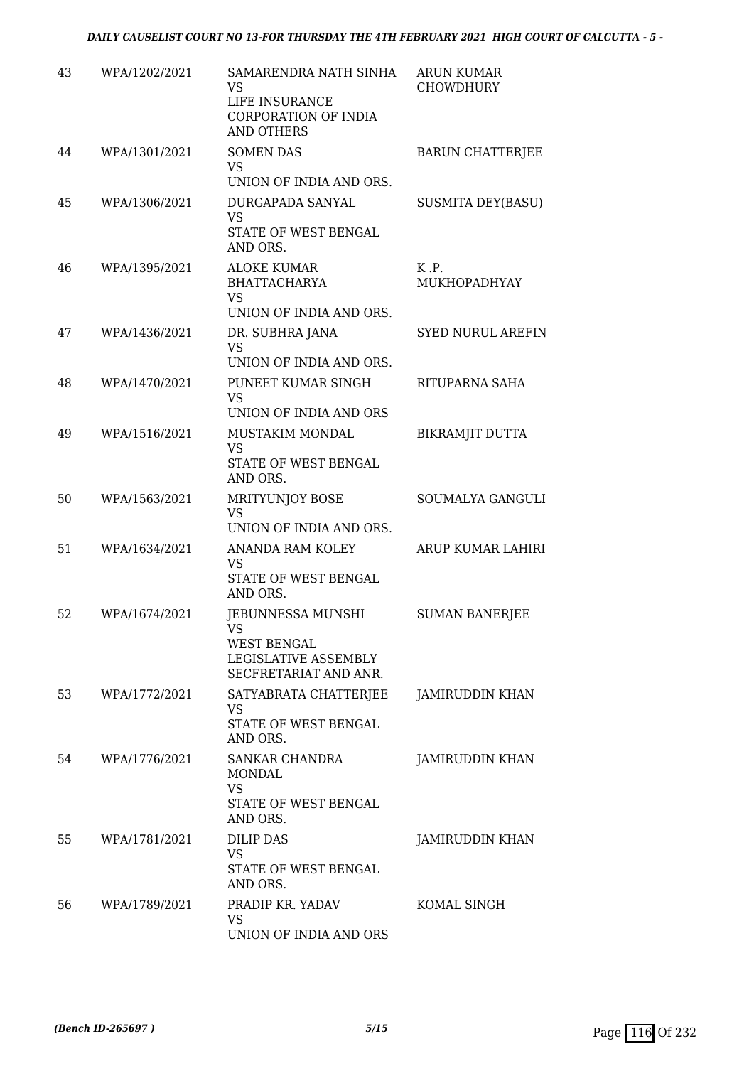| 43 | WPA/1202/2021 | SAMARENDRA NATH SINHA VS LIFE INSURANCE CORPORATION OF INDIA AND OTHERS | ARUN KUMAR CHOWDHURY |
|---|---|---|---|
| 44 | WPA/1301/2021 | SOMEN DAS VS UNION OF INDIA AND ORS. | BARUN CHATTERJEE |
| 45 | WPA/1306/2021 | DURGAPADA SANYAL VS STATE OF WEST BENGAL AND ORS. | SUSMITA DEY(BASU) |
| 46 | WPA/1395/2021 | ALOKE KUMAR BHATTACHARYA VS UNION OF INDIA AND ORS. | K .P. MUKHOPADHYAY |
| 47 | WPA/1436/2021 | DR. SUBHRA JANA VS UNION OF INDIA AND ORS. | SYED NURUL AREFIN |
| 48 | WPA/1470/2021 | PUNEET KUMAR SINGH VS UNION OF INDIA AND ORS | RITUPARNA SAHA |
| 49 | WPA/1516/2021 | MUSTAKIM MONDAL VS STATE OF WEST BENGAL AND ORS. | BIKRAMJIT DUTTA |
| 50 | WPA/1563/2021 | MRITYUNJOY BOSE VS UNION OF INDIA AND ORS. | SOUMALYA GANGULI |
| 51 | WPA/1634/2021 | ANANDA RAM KOLEY VS STATE OF WEST BENGAL AND ORS. | ARUP KUMAR LAHIRI |
| 52 | WPA/1674/2021 | JEBUNNESSA MUNSHI VS WEST BENGAL LEGISLATIVE ASSEMBLY SECFRETARIAT AND ANR. | SUMAN BANERJEE |
| 53 | WPA/1772/2021 | SATYABRATA CHATTERJEE VS STATE OF WEST BENGAL AND ORS. | JAMIRUDDIN KHAN |
| 54 | WPA/1776/2021 | SANKAR CHANDRA MONDAL VS STATE OF WEST BENGAL AND ORS. | JAMIRUDDIN KHAN |
| 55 | WPA/1781/2021 | DILIP DAS VS STATE OF WEST BENGAL AND ORS. | JAMIRUDDIN KHAN |
| 56 | WPA/1789/2021 | PRADIP KR. YADAV VS UNION OF INDIA AND ORS | KOMAL SINGH |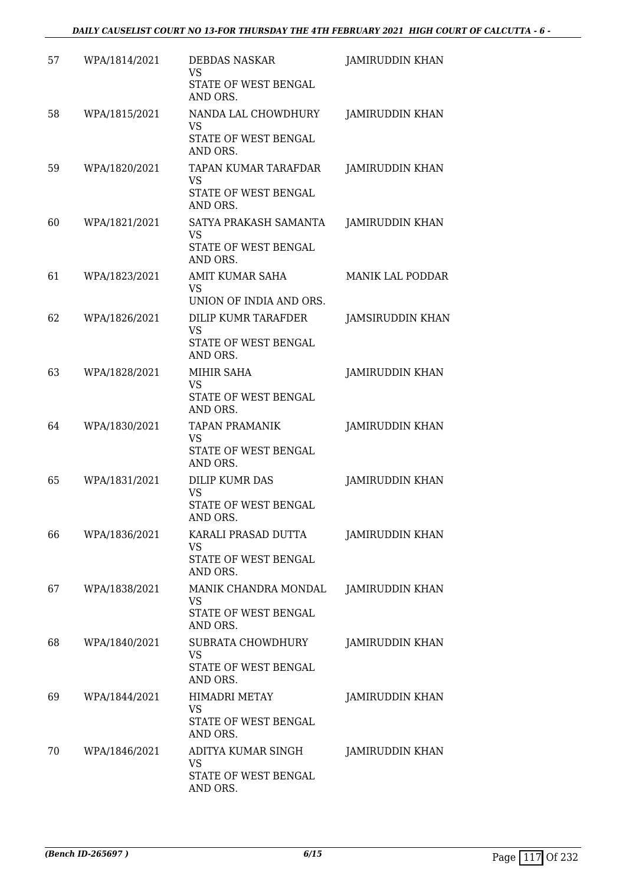| | | | |
|---|---|---|---|
| 57 | WPA/1814/2021 | DEBDAS NASKAR<br>VS<br>STATE OF WEST BENGAL AND ORS. | JAMIRUDDIN KHAN |
| 58 | WPA/1815/2021 | NANDA LAL CHOWDHURY<br>VS<br>STATE OF WEST BENGAL AND ORS. | JAMIRUDDIN KHAN |
| 59 | WPA/1820/2021 | TAPAN KUMAR TARAFDAR<br>VS<br>STATE OF WEST BENGAL AND ORS. | JAMIRUDDIN KHAN |
| 60 | WPA/1821/2021 | SATYA PRAKASH SAMANTA<br>VS<br>STATE OF WEST BENGAL AND ORS. | JAMIRUDDIN KHAN |
| 61 | WPA/1823/2021 | AMIT KUMAR SAHA<br>VS<br>UNION OF INDIA AND ORS. | MANIK LAL PODDAR |
| 62 | WPA/1826/2021 | DILIP KUMR TARAFDER<br>VS<br>STATE OF WEST BENGAL AND ORS. | JAMSIRUDDIN KHAN |
| 63 | WPA/1828/2021 | MIHIR SAHA<br>VS<br>STATE OF WEST BENGAL AND ORS. | JAMIRUDDIN KHAN |
| 64 | WPA/1830/2021 | TAPAN PRAMANIK<br>VS<br>STATE OF WEST BENGAL AND ORS. | JAMIRUDDIN KHAN |
| 65 | WPA/1831/2021 | DILIP KUMR DAS<br>VS<br>STATE OF WEST BENGAL AND ORS. | JAMIRUDDIN KHAN |
| 66 | WPA/1836/2021 | KARALI PRASAD DUTTA<br>VS<br>STATE OF WEST BENGAL AND ORS. | JAMIRUDDIN KHAN |
| 67 | WPA/1838/2021 | MANIK CHANDRA MONDAL<br>VS<br>STATE OF WEST BENGAL AND ORS. | JAMIRUDDIN KHAN |
| 68 | WPA/1840/2021 | SUBRATA CHOWDHURY<br>VS<br>STATE OF WEST BENGAL AND ORS. | JAMIRUDDIN KHAN |
| 69 | WPA/1844/2021 | HIMADRI METAY<br>VS<br>STATE OF WEST BENGAL AND ORS. | JAMIRUDDIN KHAN |
| 70 | WPA/1846/2021 | ADITYA KUMAR SINGH<br>VS<br>STATE OF WEST BENGAL AND ORS. | JAMIRUDDIN KHAN |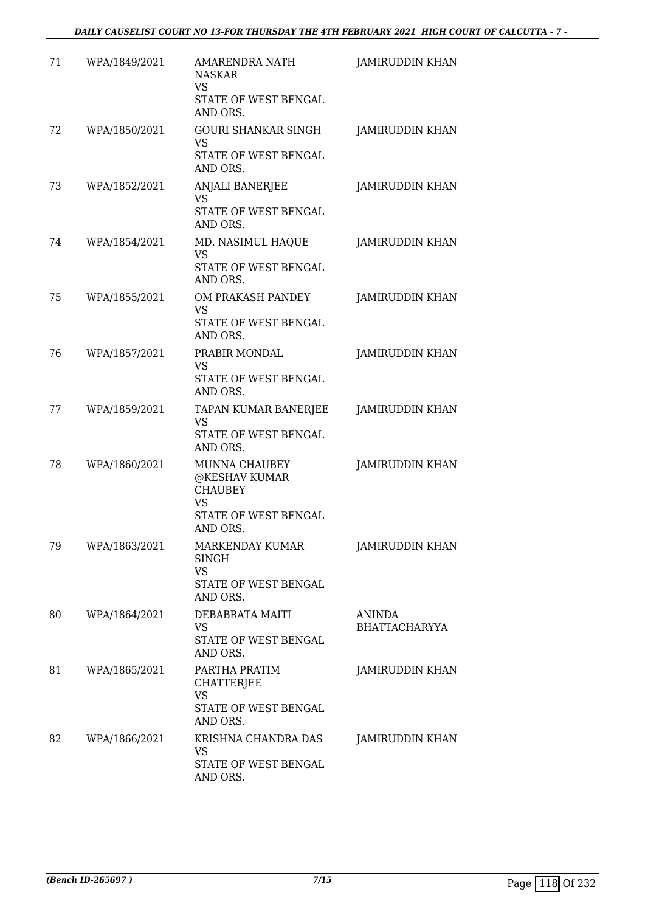| 71 | WPA/1849/2021 | AMARENDRA NATH NASKAR<br>VS<br>STATE OF WEST BENGAL AND ORS. | JAMIRUDDIN KHAN |
|---|---|---|---|
| 72 | WPA/1850/2021 | GOURI SHANKAR SINGH<br>VS<br>STATE OF WEST BENGAL AND ORS. | JAMIRUDDIN KHAN |
| 73 | WPA/1852/2021 | ANJALI BANERJEE<br>VS<br>STATE OF WEST BENGAL AND ORS. | JAMIRUDDIN KHAN |
| 74 | WPA/1854/2021 | MD. NASIMUL HAQUE<br>VS<br>STATE OF WEST BENGAL AND ORS. | JAMIRUDDIN KHAN |
| 75 | WPA/1855/2021 | OM PRAKASH PANDEY<br>VS<br>STATE OF WEST BENGAL AND ORS. | JAMIRUDDIN KHAN |
| 76 | WPA/1857/2021 | PRABIR MONDAL<br>VS<br>STATE OF WEST BENGAL AND ORS. | JAMIRUDDIN KHAN |
| 77 | WPA/1859/2021 | TAPAN KUMAR BANERJEE<br>VS<br>STATE OF WEST BENGAL AND ORS. | JAMIRUDDIN KHAN |
| 78 | WPA/1860/2021 | MUNNA CHAUBEY @KESHAV KUMAR CHAUBEY<br>VS<br>STATE OF WEST BENGAL AND ORS. | JAMIRUDDIN KHAN |
| 79 | WPA/1863/2021 | MARKENDAY KUMAR SINGH<br>VS<br>STATE OF WEST BENGAL AND ORS. | JAMIRUDDIN KHAN |
| 80 | WPA/1864/2021 | DEBABRATA MAITI<br>VS<br>STATE OF WEST BENGAL AND ORS. | ANINDA BHATTACHARYYA |
| 81 | WPA/1865/2021 | PARTHA PRATIM CHATTERJEE<br>VS<br>STATE OF WEST BENGAL AND ORS. | JAMIRUDDIN KHAN |
| 82 | WPA/1866/2021 | KRISHNA CHANDRA DAS<br>VS<br>STATE OF WEST BENGAL AND ORS. | JAMIRUDDIN KHAN |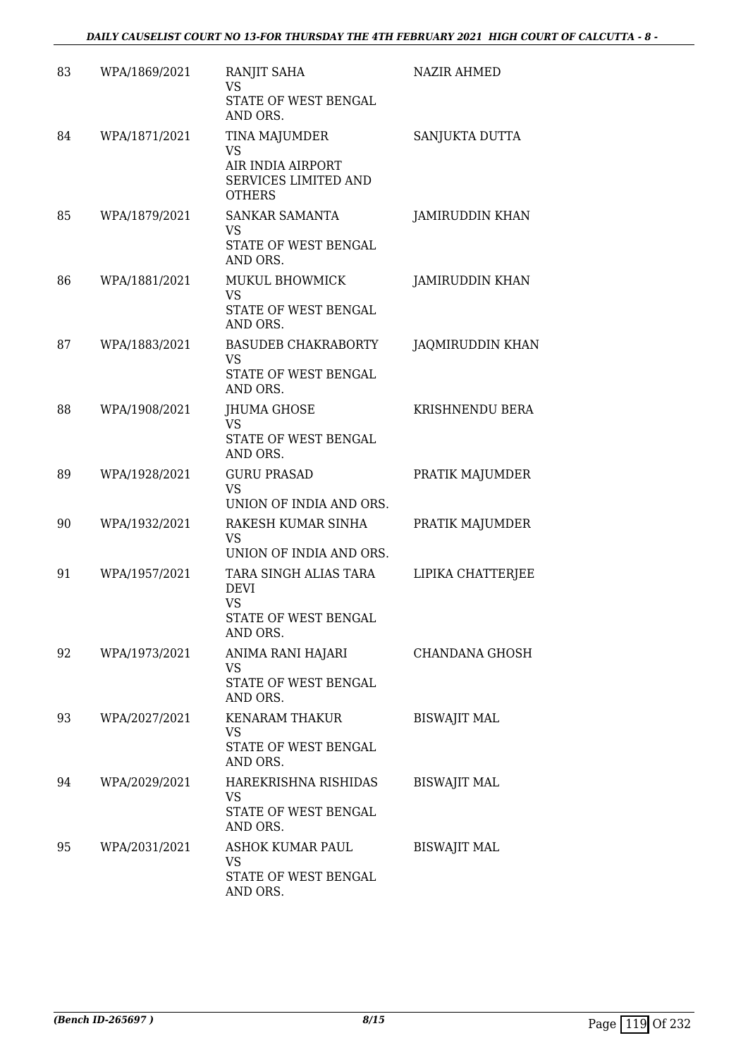| | | | |
|---|---|---|---|
| 83 | WPA/1869/2021 | RANJIT SAHA<br>VS<br>STATE OF WEST BENGAL AND ORS. | NAZIR AHMED |
| 84 | WPA/1871/2021 | TINA MAJUMDER<br>VS<br>AIR INDIA AIRPORT SERVICES LIMITED AND OTHERS | SANJUKTA DUTTA |
| 85 | WPA/1879/2021 | SANKAR SAMANTA<br>VS<br>STATE OF WEST BENGAL AND ORS. | JAMIRUDDIN KHAN |
| 86 | WPA/1881/2021 | MUKUL BHOWMICK<br>VS<br>STATE OF WEST BENGAL AND ORS. | JAMIRUDDIN KHAN |
| 87 | WPA/1883/2021 | BASUDEB CHAKRABORTY<br>VS<br>STATE OF WEST BENGAL AND ORS. | JAQMIRUDDIN KHAN |
| 88 | WPA/1908/2021 | JHUMA GHOSE<br>VS<br>STATE OF WEST BENGAL AND ORS. | KRISHNENDU BERA |
| 89 | WPA/1928/2021 | GURU PRASAD<br>VS<br>UNION OF INDIA AND ORS. | PRATIK MAJUMDER |
| 90 | WPA/1932/2021 | RAKESH KUMAR SINHA<br>VS<br>UNION OF INDIA AND ORS. | PRATIK MAJUMDER |
| 91 | WPA/1957/2021 | TARA SINGH ALIAS TARA DEVI<br>VS<br>STATE OF WEST BENGAL AND ORS. | LIPIKA CHATTERJEE |
| 92 | WPA/1973/2021 | ANIMA RANI HAJARI<br>VS<br>STATE OF WEST BENGAL AND ORS. | CHANDANA GHOSH |
| 93 | WPA/2027/2021 | KENARAM THAKUR<br>VS<br>STATE OF WEST BENGAL AND ORS. | BISWAJIT MAL |
| 94 | WPA/2029/2021 | HAREKRISHNA RISHIDAS<br>VS<br>STATE OF WEST BENGAL AND ORS. | BISWAJIT MAL |
| 95 | WPA/2031/2021 | ASHOK KUMAR PAUL<br>VS<br>STATE OF WEST BENGAL AND ORS. | BISWAJIT MAL |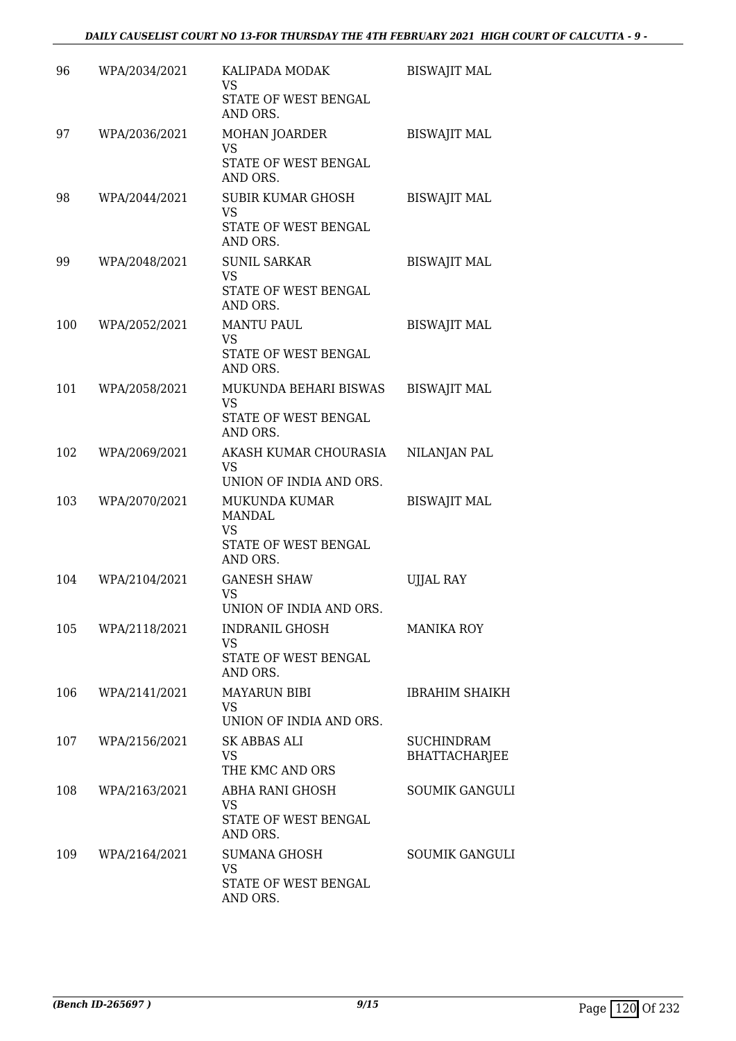| 96 | WPA/2034/2021 | KALIPADA MODAK<br>VS<br>STATE OF WEST BENGAL AND ORS. | BISWAJIT MAL |
|---|---|---|---|
| 97 | WPA/2036/2021 | MOHAN JOARDER<br>VS<br>STATE OF WEST BENGAL AND ORS. | BISWAJIT MAL |
| 98 | WPA/2044/2021 | SUBIR KUMAR GHOSH<br>VS<br>STATE OF WEST BENGAL AND ORS. | BISWAJIT MAL |
| 99 | WPA/2048/2021 | SUNIL SARKAR<br>VS<br>STATE OF WEST BENGAL AND ORS. | BISWAJIT MAL |
| 100 | WPA/2052/2021 | MANTU PAUL<br>VS<br>STATE OF WEST BENGAL AND ORS. | BISWAJIT MAL |
| 101 | WPA/2058/2021 | MUKUNDA BEHARI BISWAS<br>VS<br>STATE OF WEST BENGAL AND ORS. | BISWAJIT MAL |
| 102 | WPA/2069/2021 | AKASH KUMAR CHOURASIA<br>VS<br>UNION OF INDIA AND ORS. | NILANJAN PAL |
| 103 | WPA/2070/2021 | MUKUNDA KUMAR MANDAL<br>VS<br>STATE OF WEST BENGAL AND ORS. | BISWAJIT MAL |
| 104 | WPA/2104/2021 | GANESH SHAW<br>VS<br>UNION OF INDIA AND ORS. | UJJAL RAY |
| 105 | WPA/2118/2021 | INDRANIL GHOSH<br>VS<br>STATE OF WEST BENGAL AND ORS. | MANIKA ROY |
| 106 | WPA/2141/2021 | MAYARUN BIBI<br>VS<br>UNION OF INDIA AND ORS. | IBRAHIM SHAIKH |
| 107 | WPA/2156/2021 | SK ABBAS ALI<br>VS<br>THE KMC AND ORS | SUCHINDRAM BHATTACHARJEE |
| 108 | WPA/2163/2021 | ABHA RANI GHOSH<br>VS<br>STATE OF WEST BENGAL AND ORS. | SOUMIK GANGULI |
| 109 | WPA/2164/2021 | SUMANA GHOSH<br>VS<br>STATE OF WEST BENGAL AND ORS. | SOUMIK GANGULI |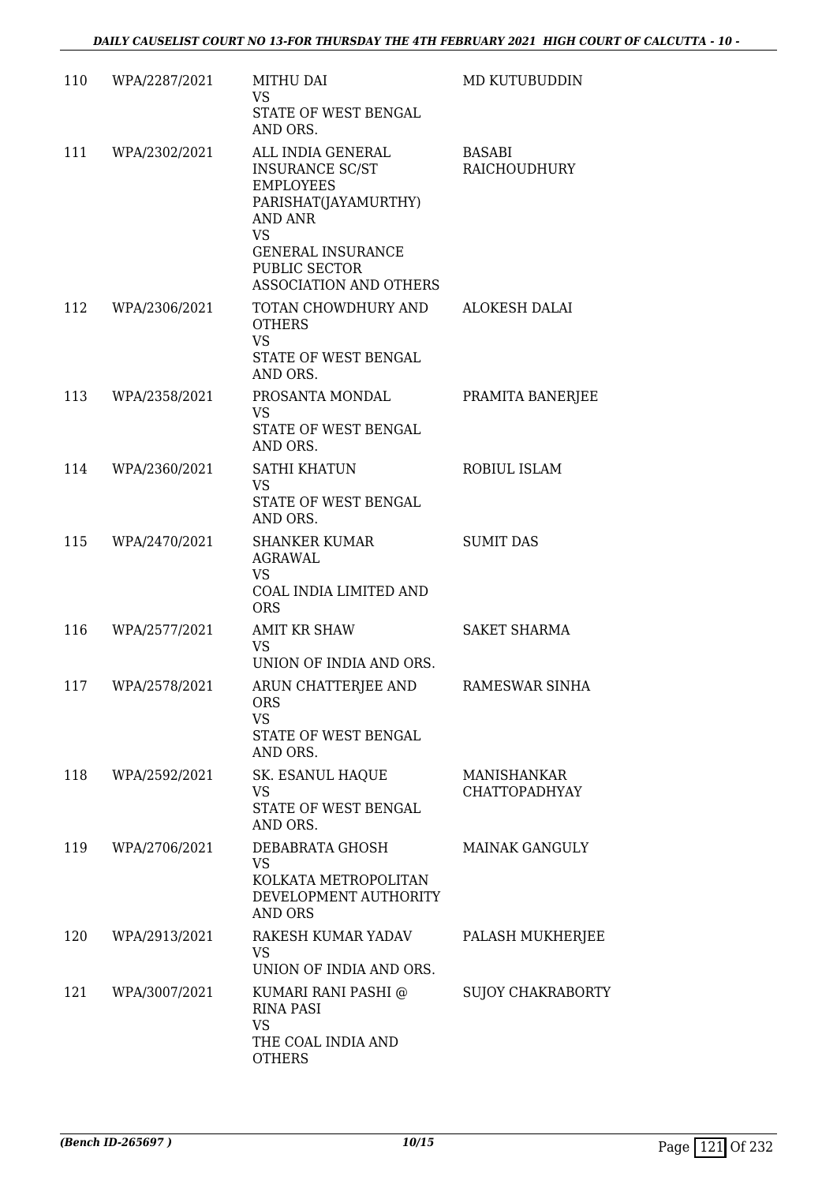| | | | |
|---|---|---|---|
| 110 | WPA/2287/2021 | MITHU DAI<br>VS<br>STATE OF WEST BENGAL AND ORS. | MD KUTUBUDDIN |
| 111 | WPA/2302/2021 | ALL INDIA GENERAL INSURANCE SC/ST EMPLOYEES PARISHAT(JAYAMURTHY) AND ANR<br>VS<br>GENERAL INSURANCE PUBLIC SECTOR ASSOCIATION AND OTHERS | BASABI RAICHOUDHURY |
| 112 | WPA/2306/2021 | TOTAN CHOWDHURY AND OTHERS<br>VS<br>STATE OF WEST BENGAL AND ORS. | ALOKESH DALAI |
| 113 | WPA/2358/2021 | PROSANTA MONDAL<br>VS<br>STATE OF WEST BENGAL AND ORS. | PRAMITA BANERJEE |
| 114 | WPA/2360/2021 | SATHI KHATUN<br>VS<br>STATE OF WEST BENGAL AND ORS. | ROBIUL ISLAM |
| 115 | WPA/2470/2021 | SHANKER KUMAR AGRAWAL<br>VS<br>COAL INDIA LIMITED AND ORS | SUMIT DAS |
| 116 | WPA/2577/2021 | AMIT KR SHAW<br>VS<br>UNION OF INDIA AND ORS. | SAKET SHARMA |
| 117 | WPA/2578/2021 | ARUN CHATTERJEE AND ORS<br>VS<br>STATE OF WEST BENGAL AND ORS. | RAMESWAR SINHA |
| 118 | WPA/2592/2021 | SK. ESANUL HAQUE<br>VS<br>STATE OF WEST BENGAL AND ORS. | MANISHANKAR CHATTOPADHYAY |
| 119 | WPA/2706/2021 | DEBABRATA GHOSH<br>VS<br>KOLKATA METROPOLITAN DEVELOPMENT AUTHORITY AND ORS | MAINAK GANGULY |
| 120 | WPA/2913/2021 | RAKESH KUMAR YADAV<br>VS<br>UNION OF INDIA AND ORS. | PALASH MUKHERJEE |
| 121 | WPA/3007/2021 | KUMARI RANI PASHI @ RINA PASI<br>VS<br>THE COAL INDIA AND OTHERS | SUJOY CHAKRABORTY |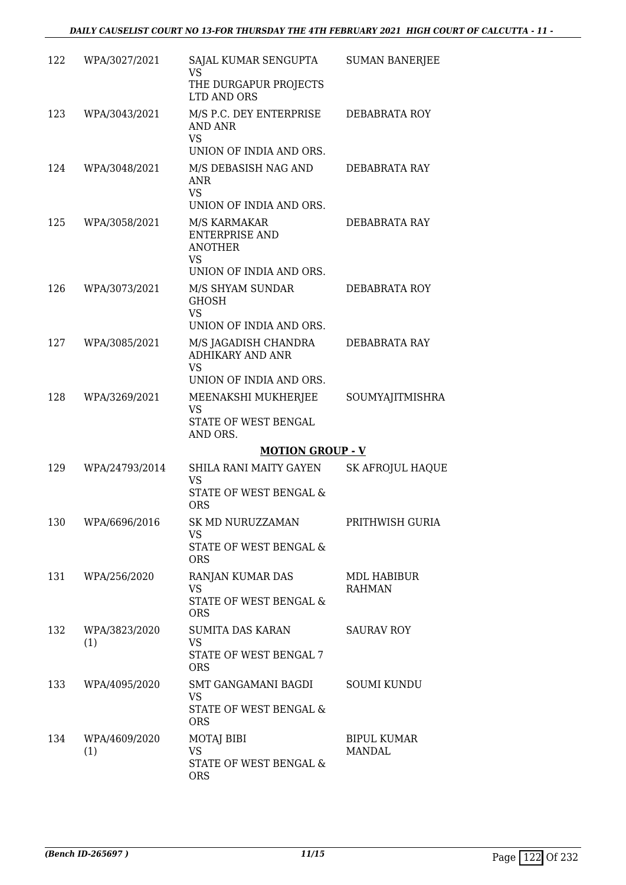| | | | |
|---|---|---|---|
| 122 | WPA/3027/2021 | SAJAL KUMAR SENGUPTA<br>VS<br>THE DURGAPUR PROJECTS LTD AND ORS | SUMAN BANERJEE |
| 123 | WPA/3043/2021 | M/S P.C. DEY ENTERPRISE AND ANR<br>VS<br>UNION OF INDIA AND ORS. | DEBABRATA ROY |
| 124 | WPA/3048/2021 | M/S DEBASISH NAG AND ANR<br>VS<br>UNION OF INDIA AND ORS. | DEBABRATA RAY |
| 125 | WPA/3058/2021 | M/S KARMAKAR ENTERPRISE AND ANOTHER<br>VS<br>UNION OF INDIA AND ORS. | DEBABRATA RAY |
| 126 | WPA/3073/2021 | M/S SHYAM SUNDAR GHOSH<br>VS<br>UNION OF INDIA AND ORS. | DEBABRATA ROY |
| 127 | WPA/3085/2021 | M/S JAGADISH CHANDRA ADHIKARY AND ANR<br>VS<br>UNION OF INDIA AND ORS. | DEBABRATA RAY |
| 128 | WPA/3269/2021 | MEENAKSHI MUKHERJEE<br>VS<br>STATE OF WEST BENGAL AND ORS. | SOUMYAJITMISHRA |

**MOTION GROUP - V**

| | | | |
|---|---|---|---|
| 129 | WPA/24793/2014 | SHILA RANI MAITY GAYEN<br>VS<br>STATE OF WEST BENGAL & ORS | SK AFROJUL HAQUE |
| 130 | WPA/6696/2016 | SK MD NURUZZAMAN<br>VS<br>STATE OF WEST BENGAL & ORS | PRITHWISH GURIA |
| 131 | WPA/256/2020 | RANJAN KUMAR DAS<br>VS<br>STATE OF WEST BENGAL & ORS | MDL HABIBUR RAHMAN |
| 132 | WPA/3823/2020 (1) | SUMITA DAS KARAN<br>VS<br>STATE OF WEST BENGAL 7 ORS | SAURAV ROY |
| 133 | WPA/4095/2020 | SMT GANGAMANI BAGDI<br>VS<br>STATE OF WEST BENGAL & ORS | SOUMI KUNDU |
| 134 | WPA/4609/2020 (1) | MOTAJ BIBI<br>VS<br>STATE OF WEST BENGAL & ORS | BIPUL KUMAR MANDAL |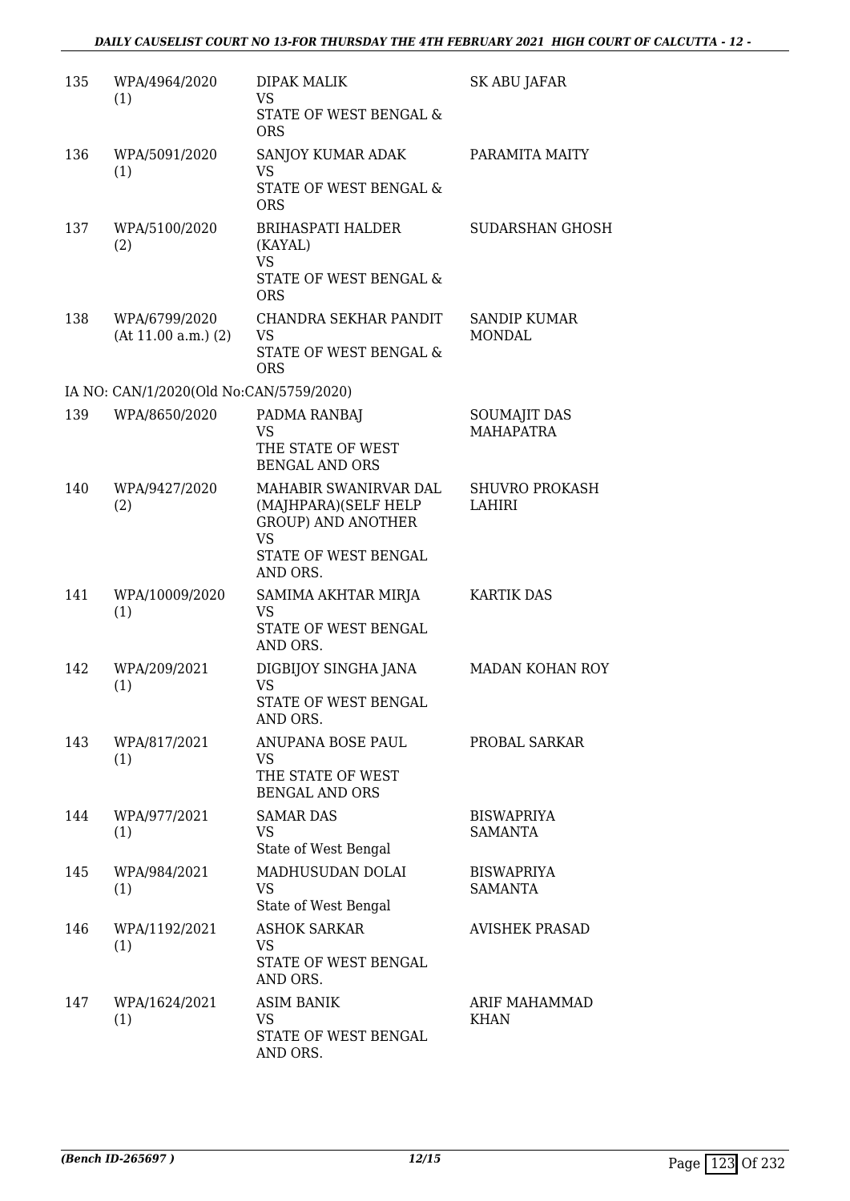| | | | |
|---|---|---|---|
| 135 | WPA/4964/2020 (1) | DIPAK MALIK<br>VS<br>STATE OF WEST BENGAL & ORS | SK ABU JAFAR |
| 136 | WPA/5091/2020 (1) | SANJOY KUMAR ADAK<br>VS<br>STATE OF WEST BENGAL & ORS | PARAMITA MAITY |
| 137 | WPA/5100/2020 (2) | BRIHASPATI HALDER (KAYAL)<br>VS<br>STATE OF WEST BENGAL & ORS | SUDARSHAN GHOSH |
| 138 | WPA/6799/2020 (At 11.00 a.m.) (2) | CHANDRA SEKHAR PANDIT<br>VS<br>STATE OF WEST BENGAL & ORS | SANDIP KUMAR MONDAL |

IA NO: CAN/1/2020(Old No:CAN/5759/2020)

| | | | |
|---|---|---|---|
| 139 | WPA/8650/2020 | PADMA RANBAJ<br>VS<br>THE STATE OF WEST BENGAL AND ORS | SOUMAJIT DAS MAHAPATRA |
| 140 | WPA/9427/2020 (2) | MAHABIR SWANIRVAR DAL (MAJHPARA)(SELF HELP GROUP) AND ANOTHER<br>VS<br>STATE OF WEST BENGAL AND ORS. | SHUVRO PROKASH LAHIRI |
| 141 | WPA/10009/2020 (1) | SAMIMA AKHTAR MIRJA<br>VS<br>STATE OF WEST BENGAL AND ORS. | KARTIK DAS |
| 142 | WPA/209/2021 (1) | DIGBIJOY SINGHA JANA<br>VS<br>STATE OF WEST BENGAL AND ORS. | MADAN KOHAN ROY |
| 143 | WPA/817/2021 (1) | ANUPANA BOSE PAUL<br>VS<br>THE STATE OF WEST BENGAL AND ORS | PROBAL SARKAR |
| 144 | WPA/977/2021 (1) | SAMAR DAS<br>VS<br>State of West Bengal | BISWAPRIYA SAMANTA |
| 145 | WPA/984/2021 (1) | MADHUSUDAN DOLAI<br>VS<br>State of West Bengal | BISWAPRIYA SAMANTA |
| 146 | WPA/1192/2021 (1) | ASHOK SARKAR<br>VS<br>STATE OF WEST BENGAL AND ORS. | AVISHEK PRASAD |
| 147 | WPA/1624/2021 (1) | ASIM BANIK<br>VS<br>STATE OF WEST BENGAL AND ORS. | ARIF MAHAMMAD KHAN |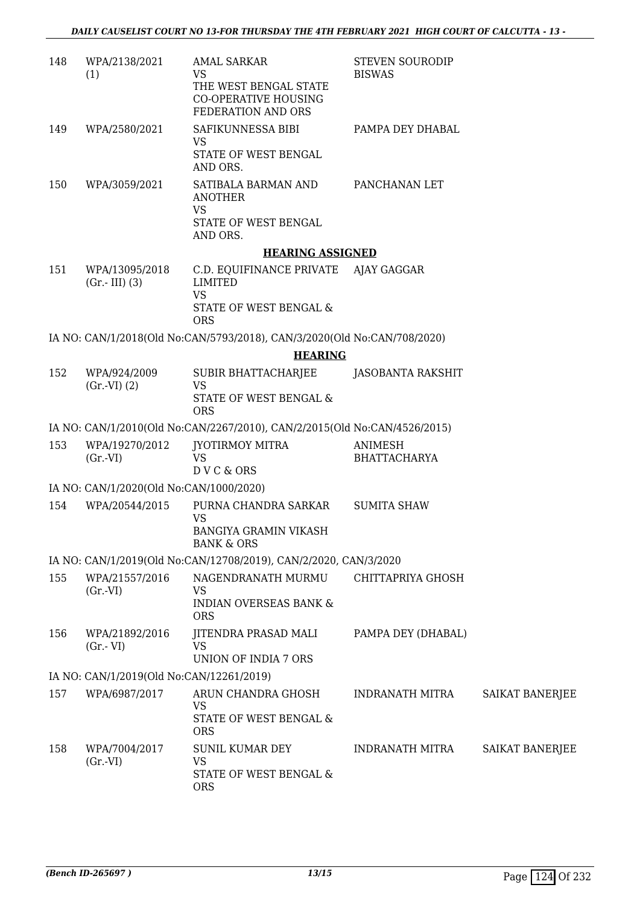| | | | | |
|---|---|---|---|---|
| 148 | WPA/2138/2021 (1) | AMAL SARKAR VS THE WEST BENGAL STATE CO-OPERATIVE HOUSING FEDERATION AND ORS | STEVEN SOURODIP BISWAS | |
| 149 | WPA/2580/2021 | SAFIKUNNESSA BIBI VS STATE OF WEST BENGAL AND ORS. | PAMPA DEY DHABAL | |
| 150 | WPA/3059/2021 | SATIBALA BARMAN AND ANOTHER VS STATE OF WEST BENGAL AND ORS. | PANCHANAN LET | |

**HEARING ASSIGNED**

| | | | | |
|---|---|---|---|---|
| 151 | WPA/13095/2018 (Gr.- III) (3) | C.D. EQUIFINANCE PRIVATE LIMITED VS STATE OF WEST BENGAL & ORS | AJAY GAGGAR | |

IA NO: CAN/1/2018(Old No:CAN/5793/2018), CAN/3/2020(Old No:CAN/708/2020)

**HEARING**

| | | | | |
|---|---|---|---|---|
| 152 | WPA/924/2009 (Gr.-VI) (2) | SUBIR BHATTACHARJEE VS STATE OF WEST BENGAL & ORS | JASOBANTA RAKSHIT | |

IA NO: CAN/1/2010(Old No:CAN/2267/2010), CAN/2/2015(Old No:CAN/4526/2015)

| | | | | |
|---|---|---|---|---|
| 153 | WPA/19270/2012 (Gr.-VI) | JYOTIRMOY MITRA VS D V C & ORS | ANIMESH BHATTACHARYA | |

IA NO: CAN/1/2020(Old No:CAN/1000/2020)

| | | | | |
|---|---|---|---|---|
| 154 | WPA/20544/2015 | PURNA CHANDRA SARKAR VS BANGIYA GRAMIN VIKASH BANK & ORS | SUMITA SHAW | |

IA NO: CAN/1/2019(Old No:CAN/12708/2019), CAN/2/2020, CAN/3/2020

| | | | | |
|---|---|---|---|---|
| 155 | WPA/21557/2016 (Gr.-VI) | NAGENDRANATH MURMU VS INDIAN OVERSEAS BANK & ORS | CHITTAPRIYA GHOSH | |
| 156 | WPA/21892/2016 (Gr.- VI) | JITENDRA PRASAD MALI VS UNION OF INDIA 7 ORS | PAMPA DEY (DHABAL) | |

IA NO: CAN/1/2019(Old No:CAN/12261/2019)

| | | | | |
|---|---|---|---|---|
| 157 | WPA/6987/2017 | ARUN CHANDRA GHOSH VS STATE OF WEST BENGAL & ORS | INDRANATH MITRA | SAIKAT BANERJEE |
| 158 | WPA/7004/2017 (Gr.-VI) | SUNIL KUMAR DEY VS STATE OF WEST BENGAL & ORS | INDRANATH MITRA | SAIKAT BANERJEE |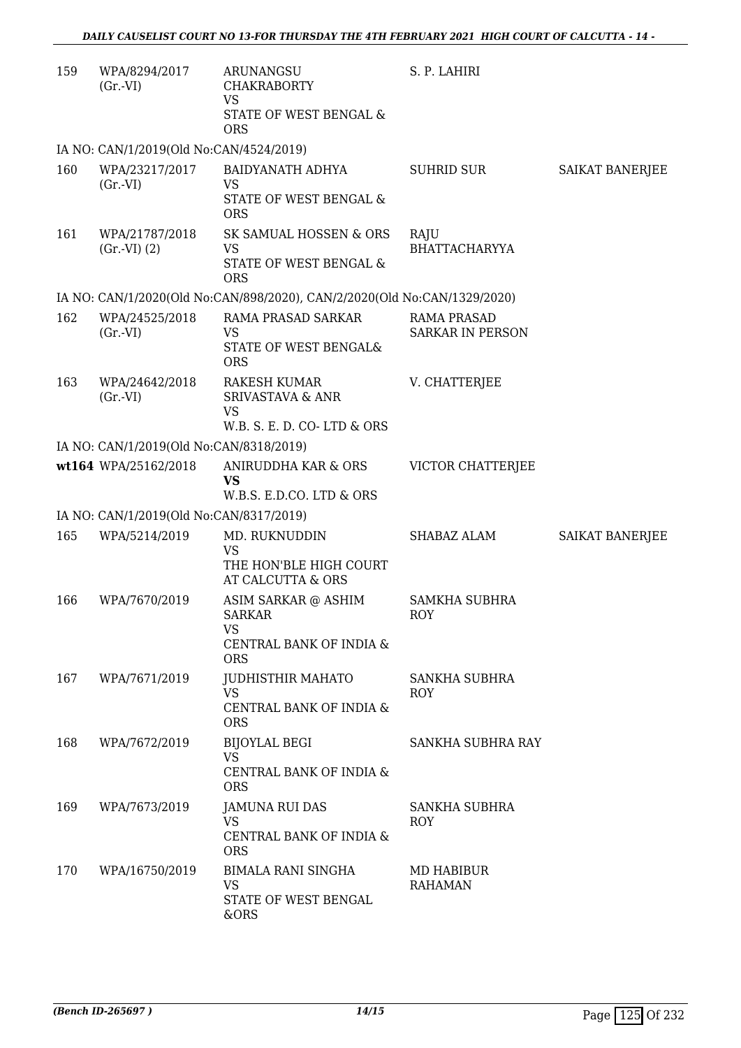| | | | | |
|---|---|---|---|---|
| 159 | WPA/8294/2017 (Gr.-VI) | ARUNANGSU CHAKRABORTY VS STATE OF WEST BENGAL & ORS | S. P. LAHIRI | |
| IA NO: CAN/1/2019(Old No:CAN/4524/2019) | | | | |
| 160 | WPA/23217/2017 (Gr.-VI) | BAIDYANATH ADHYA VS STATE OF WEST BENGAL & ORS | SUHRID SUR | SAIKAT BANERJEE |
| 161 | WPA/21787/2018 (Gr.-VI) (2) | SK SAMUAL HOSSEN & ORS VS STATE OF WEST BENGAL & ORS | RAJU BHATTACHARYYA | |
| IA NO: CAN/1/2020(Old No:CAN/898/2020), CAN/2/2020(Old No:CAN/1329/2020) | | | | |
| 162 | WPA/24525/2018 (Gr.-VI) | RAMA PRASAD SARKAR VS STATE OF WEST BENGAL& ORS | RAMA PRASAD SARKAR IN PERSON | |
| 163 | WPA/24642/2018 (Gr.-VI) | RAKESH KUMAR SRIVASTAVA & ANR VS W.B. S. E. D. CO- LTD & ORS | V. CHATTERJEE | |
| IA NO: CAN/1/2019(Old No:CAN/8318/2019) | | | | |
| **wt164** | WPA/25162/2018 | ANIRUDDHA KAR & ORS **VS** W.B.S. E.D.CO. LTD & ORS | VICTOR CHATTERJEE | |
| IA NO: CAN/1/2019(Old No:CAN/8317/2019) | | | | |
| 165 | WPA/5214/2019 | MD. RUKNUDDIN VS THE HON'BLE HIGH COURT AT CALCUTTA & ORS | SHABAZ ALAM | SAIKAT BANERJEE |
| 166 | WPA/7670/2019 | ASIM SARKAR @ ASHIM SARKAR VS CENTRAL BANK OF INDIA & ORS | SAMKHA SUBHRA ROY | |
| 167 | WPA/7671/2019 | JUDHISTHIR MAHATO VS CENTRAL BANK OF INDIA & ORS | SANKHA SUBHRA ROY | |
| 168 | WPA/7672/2019 | BIJOYLAL BEGI VS CENTRAL BANK OF INDIA & ORS | SANKHA SUBHRA RAY | |
| 169 | WPA/7673/2019 | JAMUNA RUI DAS VS CENTRAL BANK OF INDIA & ORS | SANKHA SUBHRA ROY | |
| 170 | WPA/16750/2019 | BIMALA RANI SINGHA VS STATE OF WEST BENGAL &ORS | MD HABIBUR RAHAMAN | |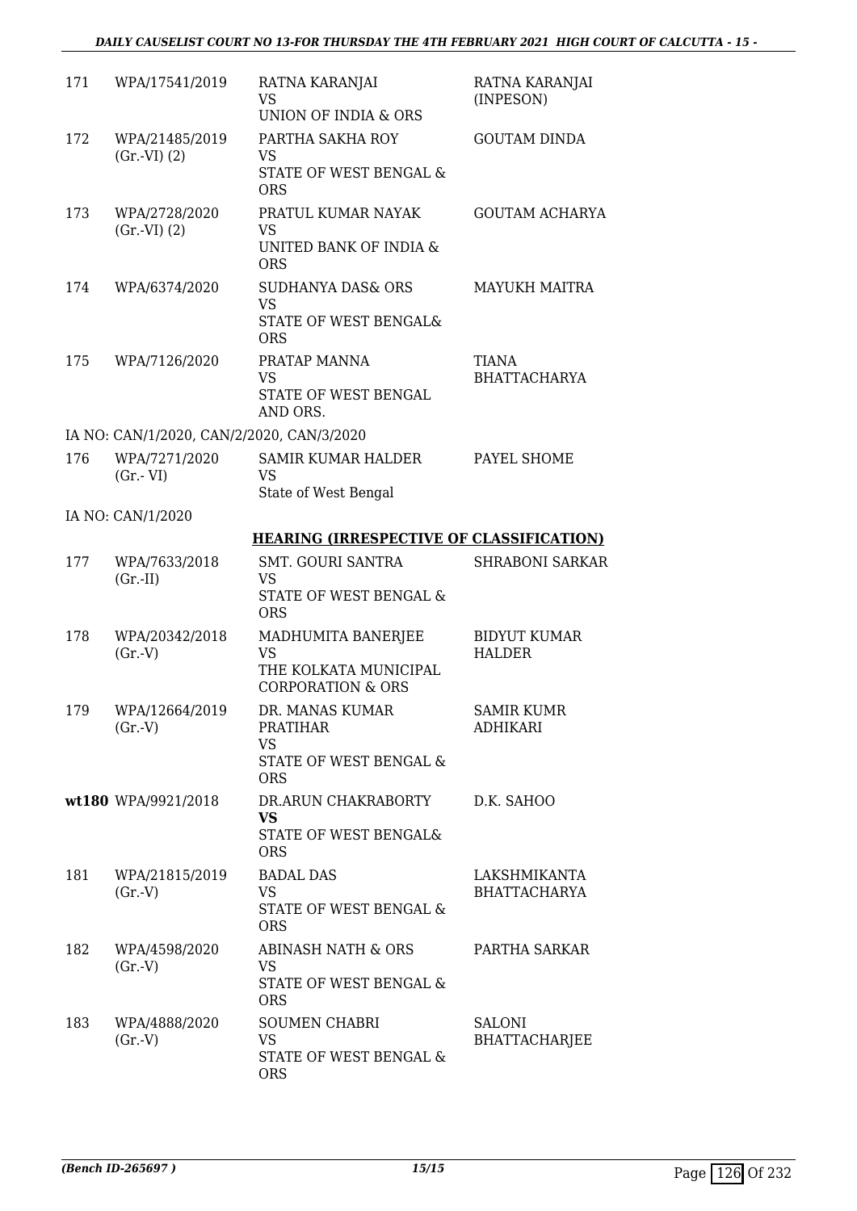| | | | |
|---|---|---|---|
| 171 | WPA/17541/2019 | RATNA KARANJAI<br>VS<br>UNION OF INDIA & ORS | RATNA KARANJAI (INPESON) |
| 172 | WPA/21485/2019 (Gr.-VI) (2) | PARTHA SAKHA ROY<br>VS<br>STATE OF WEST BENGAL & ORS | GOUTAM DINDA |
| 173 | WPA/2728/2020 (Gr.-VI) (2) | PRATUL KUMAR NAYAK<br>VS<br>UNITED BANK OF INDIA & ORS | GOUTAM ACHARYA |
| 174 | WPA/6374/2020 | SUDHANYA DAS& ORS<br>VS<br>STATE OF WEST BENGAL& ORS | MAYUKH MAITRA |
| 175 | WPA/7126/2020 | PRATAP MANNA<br>VS<br>STATE OF WEST BENGAL AND ORS. | TIANA BHATTACHARYA |

IA NO: CAN/1/2020, CAN/2/2020, CAN/3/2020

| | | | |
|---|---|---|---|
| 176 | WPA/7271/2020 (Gr.- VI) | SAMIR KUMAR HALDER<br>VS<br>State of West Bengal | PAYEL SHOME |

IA NO: CAN/1/2020

**HEARING (IRRESPECTIVE OF CLASSIFICATION)**

| | | | |
|---|---|---|---|
| 177 | WPA/7633/2018 (Gr.-II) | SMT. GOURI SANTRA<br>VS<br>STATE OF WEST BENGAL & ORS | SHRABONI SARKAR |
| 178 | WPA/20342/2018 (Gr.-V) | MADHUMITA BANERJEE<br>VS<br>THE KOLKATA MUNICIPAL CORPORATION & ORS | BIDYUT KUMAR HALDER |
| 179 | WPA/12664/2019 (Gr.-V) | DR. MANAS KUMAR PRATIHAR<br>VS<br>STATE OF WEST BENGAL & ORS | SAMIR KUMR ADHIKARI |
| **wt180** | WPA/9921/2018 | DR.ARUN CHAKRABORTY<br>**VS**<br>STATE OF WEST BENGAL& ORS | D.K. SAHOO |
| 181 | WPA/21815/2019 (Gr.-V) | BADAL DAS<br>VS<br>STATE OF WEST BENGAL & ORS | LAKSHMIKANTA BHATTACHARYA |
| 182 | WPA/4598/2020 (Gr.-V) | ABINASH NATH & ORS<br>VS<br>STATE OF WEST BENGAL & ORS | PARTHA SARKAR |
| 183 | WPA/4888/2020 (Gr.-V) | SOUMEN CHABRI<br>VS<br>STATE OF WEST BENGAL & ORS | SALONI BHATTACHARJEE |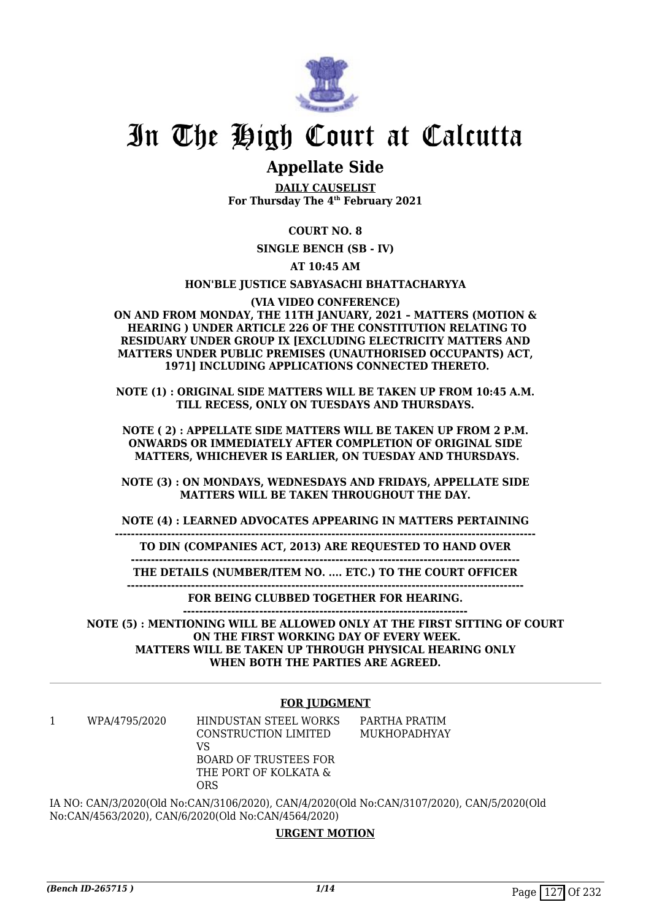# In The High Court at Calcutta

## Appellate Side

**DAILY CAUSELIST**
**For Thursday The 4th February 2021**

**COURT NO. 8**

**SINGLE BENCH (SB - IV)**

**AT 10:45 AM**

**HON'BLE JUSTICE SABYASACHI BHATTACHARYYA**

**(VIA VIDEO CONFERENCE)**

**ON AND FROM MONDAY, THE 11TH JANUARY, 2021 – MATTERS (MOTION & HEARING ) UNDER ARTICLE 226 OF THE CONSTITUTION RELATING TO RESIDUARY UNDER GROUP IX [EXCLUDING ELECTRICITY MATTERS AND MATTERS UNDER PUBLIC PREMISES (UNAUTHORISED OCCUPANTS) ACT, 1971] INCLUDING APPLICATIONS CONNECTED THERETO.**

**NOTE (1) : ORIGINAL SIDE MATTERS WILL BE TAKEN UP FROM 10:45 A.M. TILL RECESS, ONLY ON TUESDAYS AND THURSDAYS.**

**NOTE ( 2) : APPELLATE SIDE MATTERS WILL BE TAKEN UP FROM 2 P.M. ONWARDS OR IMMEDIATELY AFTER COMPLETION OF ORIGINAL SIDE MATTERS, WHICHEVER IS EARLIER, ON TUESDAY AND THURSDAYS.**

**NOTE (3) : ON MONDAYS, WEDNESDAYS AND FRIDAYS, APPELLATE SIDE MATTERS WILL BE TAKEN THROUGHOUT THE DAY.**

**NOTE (4) : LEARNED ADVOCATES APPEARING IN MATTERS PERTAINING TO DIN (COMPANIES ACT, 2013) ARE REQUESTED TO HAND OVER THE DETAILS (NUMBER/ITEM NO. .... ETC.) TO THE COURT OFFICER FOR BEING CLUBBED TOGETHER FOR HEARING.**

**NOTE (5) : MENTIONING WILL BE ALLOWED ONLY AT THE FIRST SITTING OF COURT ON THE FIRST WORKING DAY OF EVERY WEEK. MATTERS WILL BE TAKEN UP THROUGH PHYSICAL HEARING ONLY WHEN BOTH THE PARTIES ARE AGREED.**

---

**FOR JUDGMENT**

| | | | |
|---|---|---|---|
| 1 | WPA/4795/2020 | HINDUSTAN STEEL WORKS CONSTRUCTION LIMITED VS BOARD OF TRUSTEES FOR THE PORT OF KOLKATA & ORS | PARTHA PRATIM MUKHOPADHYAY |

IA NO: CAN/3/2020(Old No:CAN/3106/2020), CAN/4/2020(Old No:CAN/3107/2020), CAN/5/2020(Old No:CAN/4563/2020), CAN/6/2020(Old No:CAN/4564/2020)

**URGENT MOTION**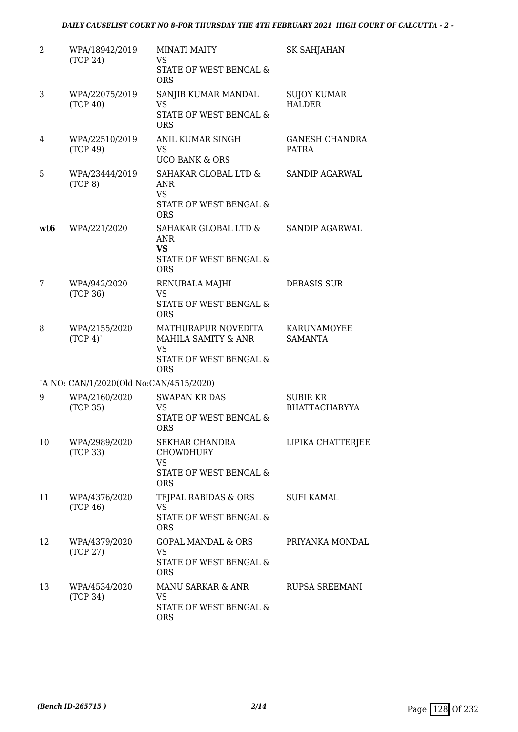| | | | |
|---|---|---|---|
| 2 | WPA/18942/2019 (TOP 24) | MINATI MAITY VS STATE OF WEST BENGAL & ORS | SK SAHJAHAN |
| 3 | WPA/22075/2019 (TOP 40) | SANJIB KUMAR MANDAL VS STATE OF WEST BENGAL & ORS | SUJOY KUMAR HALDER |
| 4 | WPA/22510/2019 (TOP 49) | ANIL KUMAR SINGH VS UCO BANK & ORS | GANESH CHANDRA PATRA |
| 5 | WPA/23444/2019 (TOP 8) | SAHAKAR GLOBAL LTD & ANR VS STATE OF WEST BENGAL & ORS | SANDIP AGARWAL |
| **wt6** | WPA/221/2020 | SAHAKAR GLOBAL LTD & ANR **VS** STATE OF WEST BENGAL & ORS | SANDIP AGARWAL |
| 7 | WPA/942/2020 (TOP 36) | RENUBALA MAJHI VS STATE OF WEST BENGAL & ORS | DEBASIS SUR |
| 8 | WPA/2155/2020 (TOP 4)` | MATHURAPUR NOVEDITA MAHILA SAMITY & ANR VS STATE OF WEST BENGAL & ORS | KARUNAMOYEE SAMANTA |
| | IA NO: CAN/1/2020(Old No:CAN/4515/2020) | | |
| 9 | WPA/2160/2020 (TOP 35) | SWAPAN KR DAS VS STATE OF WEST BENGAL & ORS | SUBIR KR BHATTACHARYYA |
| 10 | WPA/2989/2020 (TOP 33) | SEKHAR CHANDRA CHOWDHURY VS STATE OF WEST BENGAL & ORS | LIPIKA CHATTERJEE |
| 11 | WPA/4376/2020 (TOP 46) | TEJPAL RABIDAS & ORS VS STATE OF WEST BENGAL & ORS | SUFI KAMAL |
| 12 | WPA/4379/2020 (TOP 27) | GOPAL MANDAL & ORS VS STATE OF WEST BENGAL & ORS | PRIYANKA MONDAL |
| 13 | WPA/4534/2020 (TOP 34) | MANU SARKAR & ANR VS STATE OF WEST BENGAL & ORS | RUPSA SREEMANI |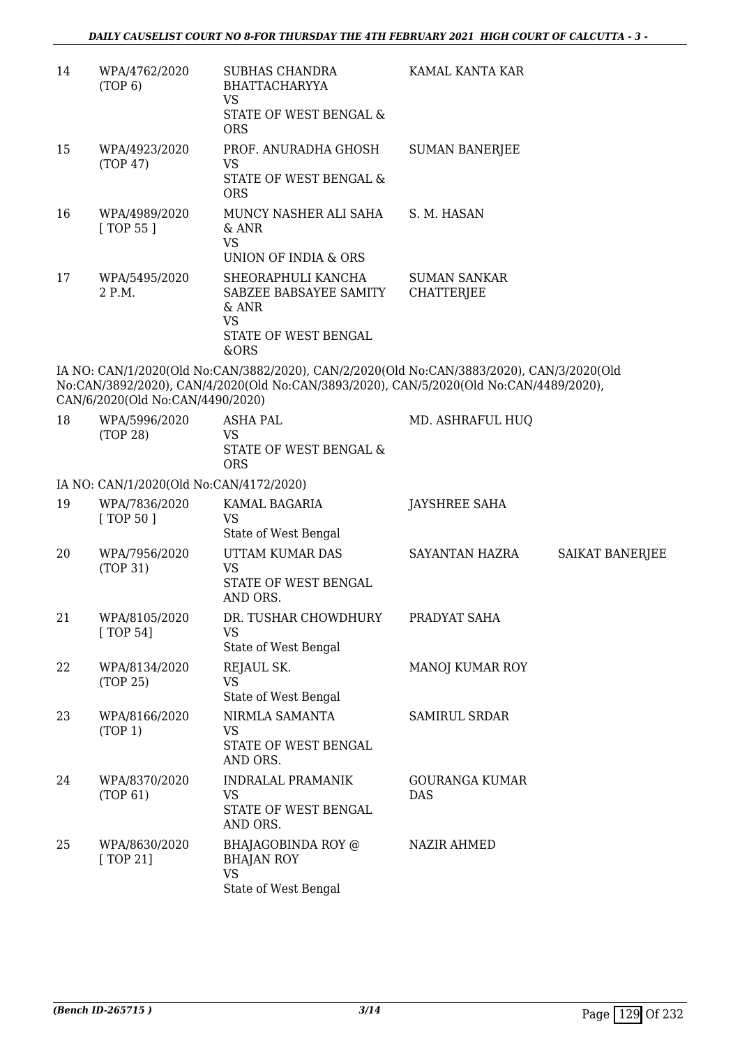| | | | | |
|---|---|---|---|---|
| 14 | WPA/4762/2020 (TOP 6) | SUBHAS CHANDRA BHATTACHARYYA VS STATE OF WEST BENGAL & ORS | KAMAL KANTA KAR | |
| 15 | WPA/4923/2020 (TOP 47) | PROF. ANURADHA GHOSH VS STATE OF WEST BENGAL & ORS | SUMAN BANERJEE | |
| 16 | WPA/4989/2020 [ TOP 55 ] | MUNCY NASHER ALI SAHA & ANR VS UNION OF INDIA & ORS | S. M. HASAN | |
| 17 | WPA/5495/2020 2 P.M. | SHEORAPHULI KANCHA SABZEE BABSAYEE SAMITY & ANR VS STATE OF WEST BENGAL &ORS | SUMAN SANKAR CHATTERJEE | |

IA NO: CAN/1/2020(Old No:CAN/3882/2020), CAN/2/2020(Old No:CAN/3883/2020), CAN/3/2020(Old No:CAN/3892/2020), CAN/4/2020(Old No:CAN/3893/2020), CAN/5/2020(Old No:CAN/4489/2020), CAN/6/2020(Old No:CAN/4490/2020)

| | | | | |
|---|---|---|---|---|
| 18 | WPA/5996/2020 (TOP 28) | ASHA PAL VS STATE OF WEST BENGAL & ORS | MD. ASHRAFUL HUQ | |

IA NO: CAN/1/2020(Old No:CAN/4172/2020)

| | | | | |
|---|---|---|---|---|
| 19 | WPA/7836/2020 [ TOP 50 ] | KAMAL BAGARIA VS State of West Bengal | JAYSHREE SAHA | |
| 20 | WPA/7956/2020 (TOP 31) | UTTAM KUMAR DAS VS STATE OF WEST BENGAL AND ORS. | SAYANTAN HAZRA | SAIKAT BANERJEE |
| 21 | WPA/8105/2020 [ TOP 54] | DR. TUSHAR CHOWDHURY VS State of West Bengal | PRADYAT SAHA | |
| 22 | WPA/8134/2020 (TOP 25) | REJAUL SK. VS State of West Bengal | MANOJ KUMAR ROY | |
| 23 | WPA/8166/2020 (TOP 1) | NIRMLA SAMANTA VS STATE OF WEST BENGAL AND ORS. | SAMIRUL SRDAR | |
| 24 | WPA/8370/2020 (TOP 61) | INDRALAL PRAMANIK VS STATE OF WEST BENGAL AND ORS. | GOURANGA KUMAR DAS | |
| 25 | WPA/8630/2020 [ TOP 21] | BHAJAGOBINDA ROY @ BHAJAN ROY VS State of West Bengal | NAZIR AHMED | |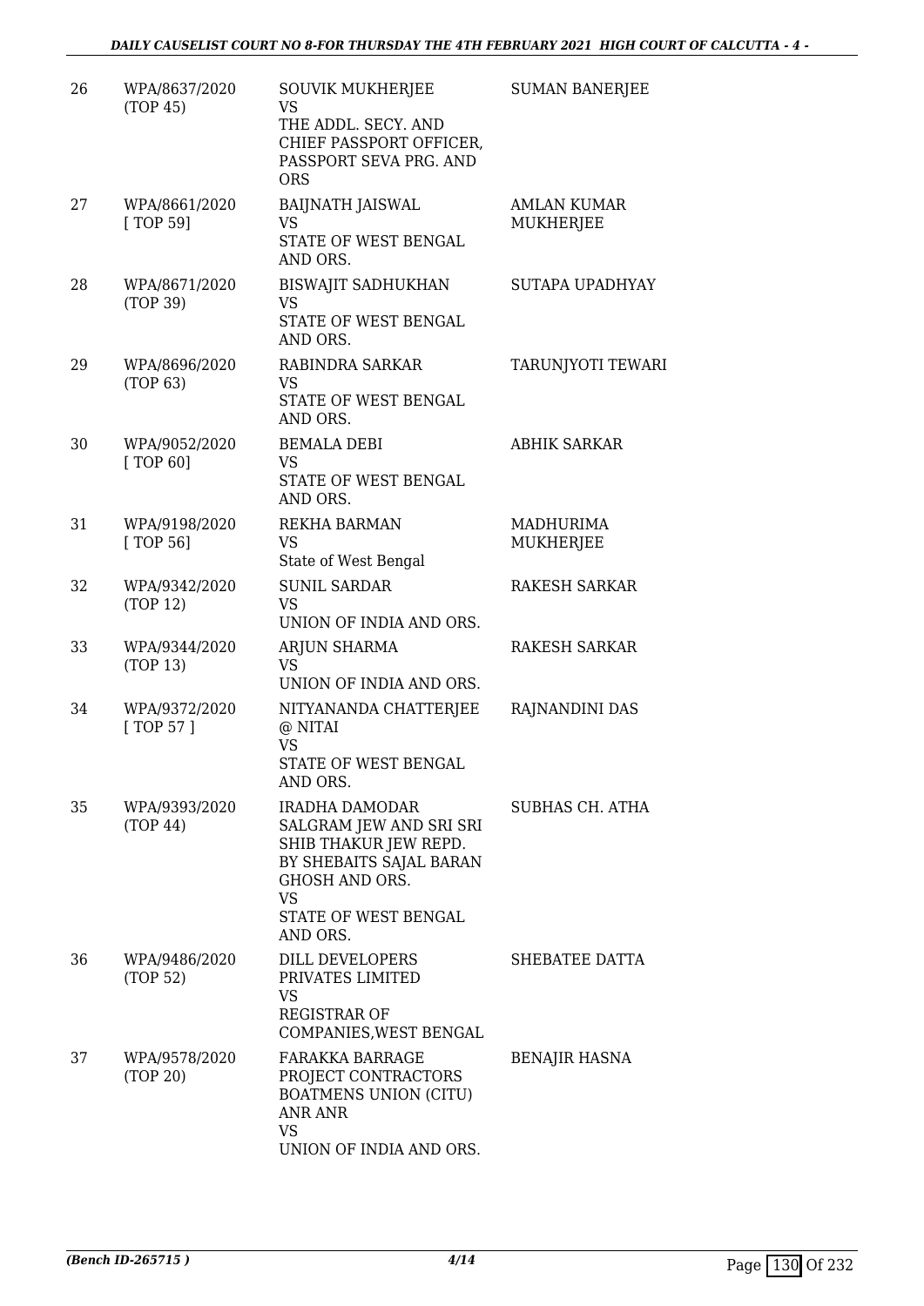| 26 | WPA/8637/2020 (TOP 45) | SOUVIK MUKHERJEE<br>VS<br>THE ADDL. SECY. AND CHIEF PASSPORT OFFICER, PASSPORT SEVA PRG. AND ORS | SUMAN BANERJEE |
|---|---|---|---|
| 27 | WPA/8661/2020 [ TOP 59] | BAIJNATH JAISWAL<br>VS<br>STATE OF WEST BENGAL AND ORS. | AMLAN KUMAR MUKHERJEE |
| 28 | WPA/8671/2020 (TOP 39) | BISWAJIT SADHUKHAN<br>VS<br>STATE OF WEST BENGAL AND ORS. | SUTAPA UPADHYAY |
| 29 | WPA/8696/2020 (TOP 63) | RABINDRA SARKAR<br>VS<br>STATE OF WEST BENGAL AND ORS. | TARUNJYOTI TEWARI |
| 30 | WPA/9052/2020 [ TOP 60] | BEMALA DEBI<br>VS<br>STATE OF WEST BENGAL AND ORS. | ABHIK SARKAR |
| 31 | WPA/9198/2020 [ TOP 56] | REKHA BARMAN<br>VS<br>State of West Bengal | MADHURIMA MUKHERJEE |
| 32 | WPA/9342/2020 (TOP 12) | SUNIL SARDAR<br>VS<br>UNION OF INDIA AND ORS. | RAKESH SARKAR |
| 33 | WPA/9344/2020 (TOP 13) | ARJUN SHARMA<br>VS<br>UNION OF INDIA AND ORS. | RAKESH SARKAR |
| 34 | WPA/9372/2020 [ TOP 57 ] | NITYANANDA CHATTERJEE @ NITAI<br>VS<br>STATE OF WEST BENGAL AND ORS. | RAJNANDINI DAS |
| 35 | WPA/9393/2020 (TOP 44) | IRADHA DAMODAR SALGRAM JEW AND SRI SRI SHIB THAKUR JEW REPD. BY SHEBAITS SAJAL BARAN GHOSH AND ORS.<br>VS<br>STATE OF WEST BENGAL AND ORS. | SUBHAS CH. ATHA |
| 36 | WPA/9486/2020 (TOP 52) | DILL DEVELOPERS PRIVATES LIMITED<br>VS<br>REGISTRAR OF COMPANIES,WEST BENGAL | SHEBATEE DATTA |
| 37 | WPA/9578/2020 (TOP 20) | FARAKKA BARRAGE PROJECT CONTRACTORS BOATMENS UNION (CITU) ANR ANR<br>VS<br>UNION OF INDIA AND ORS. | BENAJIR HASNA |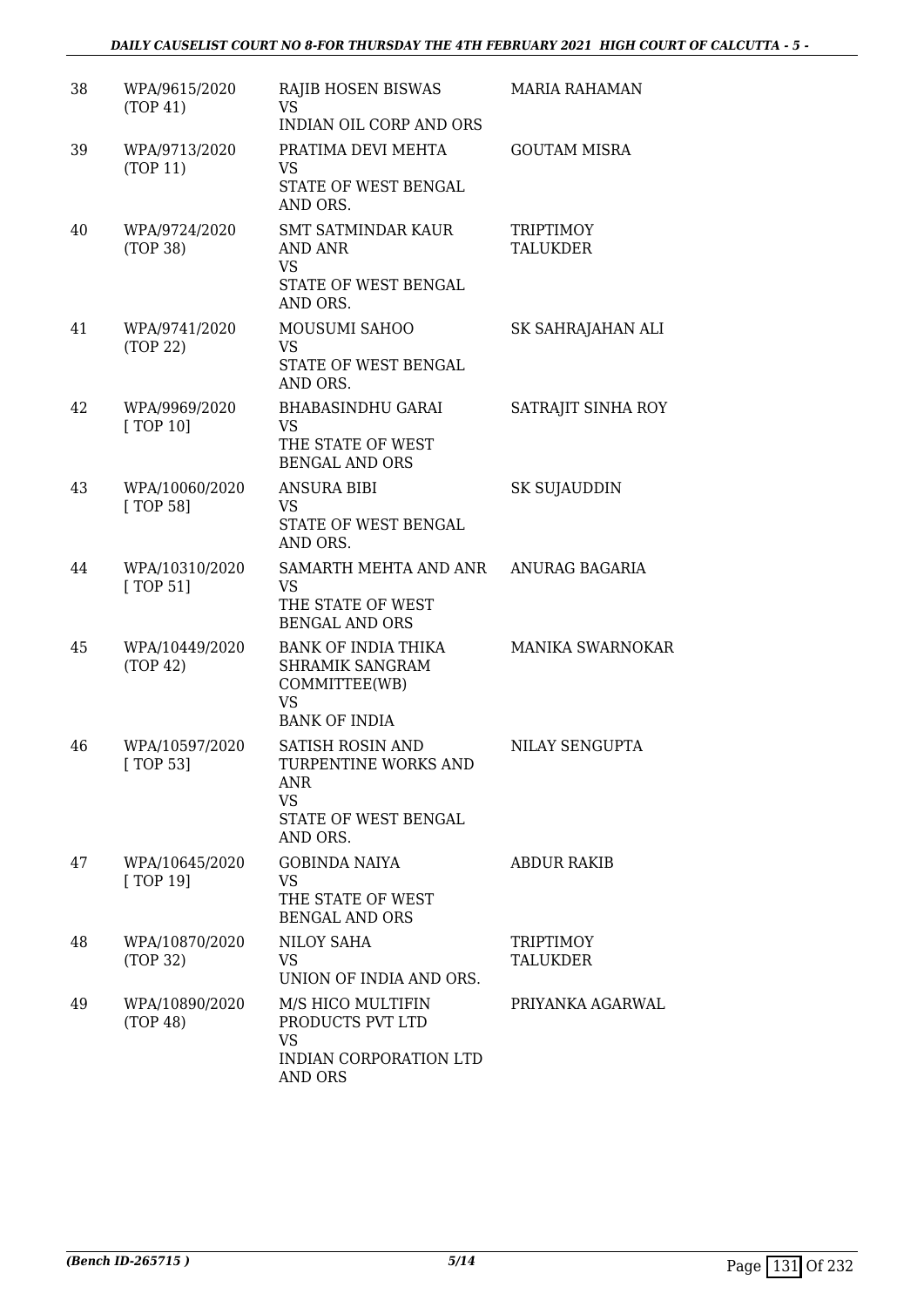| | | | |
|---|---|---|---|
| 38 | WPA/9615/2020 (TOP 41) | RAJIB HOSEN BISWAS VS INDIAN OIL CORP AND ORS | MARIA RAHAMAN |
| 39 | WPA/9713/2020 (TOP 11) | PRATIMA DEVI MEHTA VS STATE OF WEST BENGAL AND ORS. | GOUTAM MISRA |
| 40 | WPA/9724/2020 (TOP 38) | SMT SATMINDAR KAUR AND ANR VS STATE OF WEST BENGAL AND ORS. | TRIPTIMOY TALUKDER |
| 41 | WPA/9741/2020 (TOP 22) | MOUSUMI SAHOO VS STATE OF WEST BENGAL AND ORS. | SK SAHRAJAHAN ALI |
| 42 | WPA/9969/2020 [ TOP 10] | BHABASINDHU GARAI VS THE STATE OF WEST BENGAL AND ORS | SATRAJIT SINHA ROY |
| 43 | WPA/10060/2020 [ TOP 58] | ANSURA BIBI VS STATE OF WEST BENGAL AND ORS. | SK SUJAUDDIN |
| 44 | WPA/10310/2020 [ TOP 51] | SAMARTH MEHTA AND ANR VS THE STATE OF WEST BENGAL AND ORS | ANURAG BAGARIA |
| 45 | WPA/10449/2020 (TOP 42) | BANK OF INDIA THIKA SHRAMIK SANGRAM COMMITTEE(WB) VS BANK OF INDIA | MANIKA SWARNOKAR |
| 46 | WPA/10597/2020 [ TOP 53] | SATISH ROSIN AND TURPENTINE WORKS AND ANR VS STATE OF WEST BENGAL AND ORS. | NILAY SENGUPTA |
| 47 | WPA/10645/2020 [ TOP 19] | GOBINDA NAIYA VS THE STATE OF WEST BENGAL AND ORS | ABDUR RAKIB |
| 48 | WPA/10870/2020 (TOP 32) | NILOY SAHA VS UNION OF INDIA AND ORS. | TRIPTIMOY TALUKDER |
| 49 | WPA/10890/2020 (TOP 48) | M/S HICO MULTIFIN PRODUCTS PVT LTD VS INDIAN CORPORATION LTD AND ORS | PRIYANKA AGARWAL |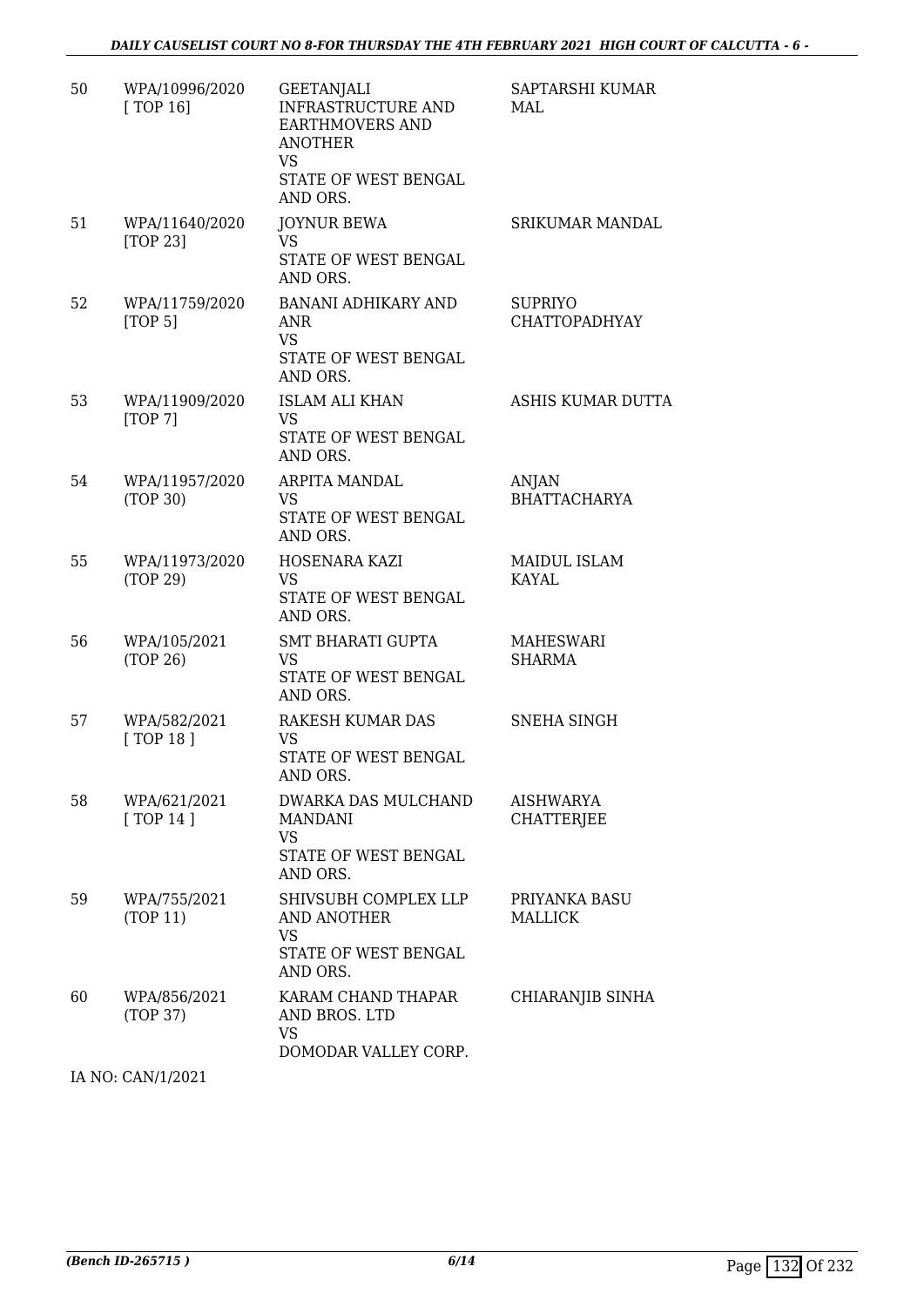| | | | |
|---|---|---|---|
| 50 | WPA/10996/2020 [ TOP 16] | GEETANJALI INFRASTRUCTURE AND EARTHMOVERS AND ANOTHER VS STATE OF WEST BENGAL AND ORS. | SAPTARSHI KUMAR MAL |
| 51 | WPA/11640/2020 [TOP 23] | JOYNUR BEWA VS STATE OF WEST BENGAL AND ORS. | SRIKUMAR MANDAL |
| 52 | WPA/11759/2020 [TOP 5] | BANANI ADHIKARY AND ANR VS STATE OF WEST BENGAL AND ORS. | SUPRIYO CHATTOPADHYAY |
| 53 | WPA/11909/2020 [TOP 7] | ISLAM ALI KHAN VS STATE OF WEST BENGAL AND ORS. | ASHIS KUMAR DUTTA |
| 54 | WPA/11957/2020 (TOP 30) | ARPITA MANDAL VS STATE OF WEST BENGAL AND ORS. | ANJAN BHATTACHARYA |
| 55 | WPA/11973/2020 (TOP 29) | HOSENARA KAZI VS STATE OF WEST BENGAL AND ORS. | MAIDUL ISLAM KAYAL |
| 56 | WPA/105/2021 (TOP 26) | SMT BHARATI GUPTA VS STATE OF WEST BENGAL AND ORS. | MAHESWARI SHARMA |
| 57 | WPA/582/2021 [ TOP 18 ] | RAKESH KUMAR DAS VS STATE OF WEST BENGAL AND ORS. | SNEHA SINGH |
| 58 | WPA/621/2021 [ TOP 14 ] | DWARKA DAS MULCHAND MANDANI VS STATE OF WEST BENGAL AND ORS. | AISHWARYA CHATTERJEE |
| 59 | WPA/755/2021 (TOP 11) | SHIVSUBH COMPLEX LLP AND ANOTHER VS STATE OF WEST BENGAL AND ORS. | PRIYANKA BASU MALLICK |
| 60 | WPA/856/2021 (TOP 37) | KARAM CHAND THAPAR AND BROS. LTD VS DOMODAR VALLEY CORP. | CHIARANJIB SINHA |

IA NO: CAN/1/2021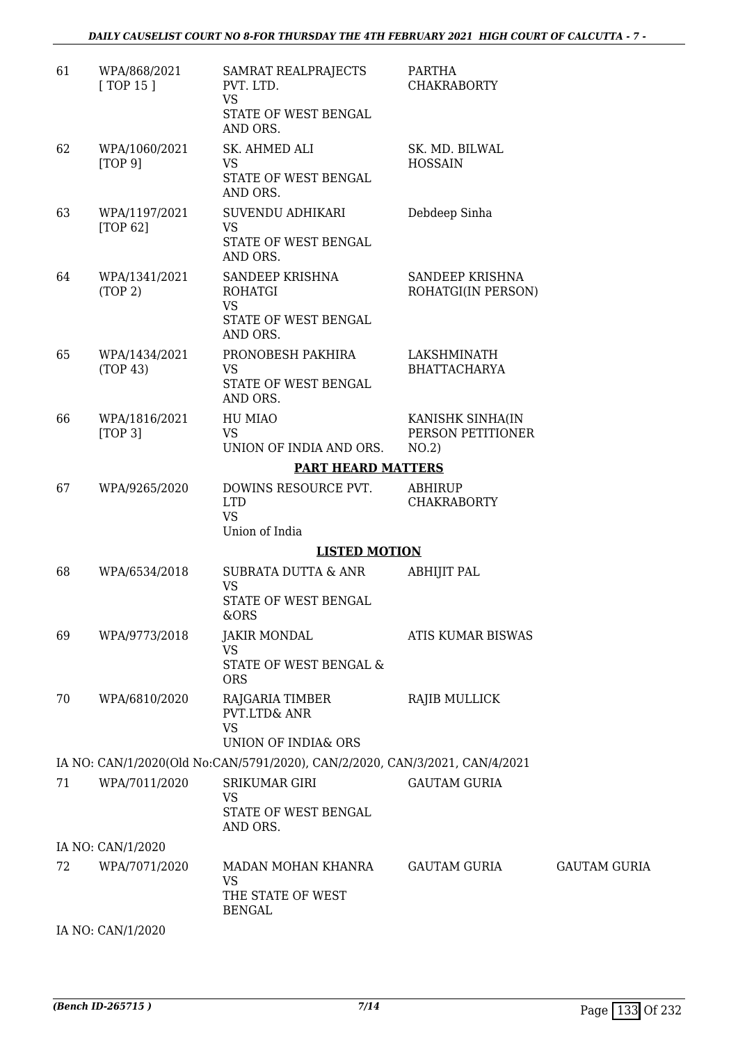| | | | | |
|---|---|---|---|---|
| 61 | WPA/868/2021 [ TOP 15 ] | SAMRAT REALPRAJECTS PVT. LTD. VS STATE OF WEST BENGAL AND ORS. | PARTHA CHAKRABORTY | |
| 62 | WPA/1060/2021 [TOP 9] | SK. AHMED ALI VS STATE OF WEST BENGAL AND ORS. | SK. MD. BILWAL HOSSAIN | |
| 63 | WPA/1197/2021 [TOP 62] | SUVENDU ADHIKARI VS STATE OF WEST BENGAL AND ORS. | Debdeep Sinha | |
| 64 | WPA/1341/2021 (TOP 2) | SANDEEP KRISHNA ROHATGI VS STATE OF WEST BENGAL AND ORS. | SANDEEP KRISHNA ROHATGI(IN PERSON) | |
| 65 | WPA/1434/2021 (TOP 43) | PRONOBESH PAKHIRA VS STATE OF WEST BENGAL AND ORS. | LAKSHMINATH BHATTACHARYA | |
| 66 | WPA/1816/2021 [TOP 3] | HU MIAO VS UNION OF INDIA AND ORS. | KANISHK SINHA(IN PERSON PETITIONER NO.2) | |

**PART HEARD MATTERS**

| | | | | |
|---|---|---|---|---|
| 67 | WPA/9265/2020 | DOWINS RESOURCE PVT. LTD VS Union of India | ABHIRUP CHAKRABORTY | |

**LISTED MOTION**

| | | | | |
|---|---|---|---|---|
| 68 | WPA/6534/2018 | SUBRATA DUTTA & ANR VS STATE OF WEST BENGAL &ORS | ABHIJIT PAL | |
| 69 | WPA/9773/2018 | JAKIR MONDAL VS STATE OF WEST BENGAL & ORS | ATIS KUMAR BISWAS | |
| 70 | WPA/6810/2020 | RAJGARIA TIMBER PVT.LTD& ANR VS UNION OF INDIA& ORS | RAJIB MULLICK | |

IA NO: CAN/1/2020(Old No:CAN/5791/2020), CAN/2/2020, CAN/3/2021, CAN/4/2021

| | | | | |
|---|---|---|---|---|
| 71 | WPA/7011/2020 | SRIKUMAR GIRI VS STATE OF WEST BENGAL AND ORS. | GAUTAM GURIA | |

IA NO: CAN/1/2020

| | | | | |
|---|---|---|---|---|
| 72 | WPA/7071/2020 | MADAN MOHAN KHANRA VS THE STATE OF WEST BENGAL | GAUTAM GURIA | GAUTAM GURIA |

IA NO: CAN/1/2020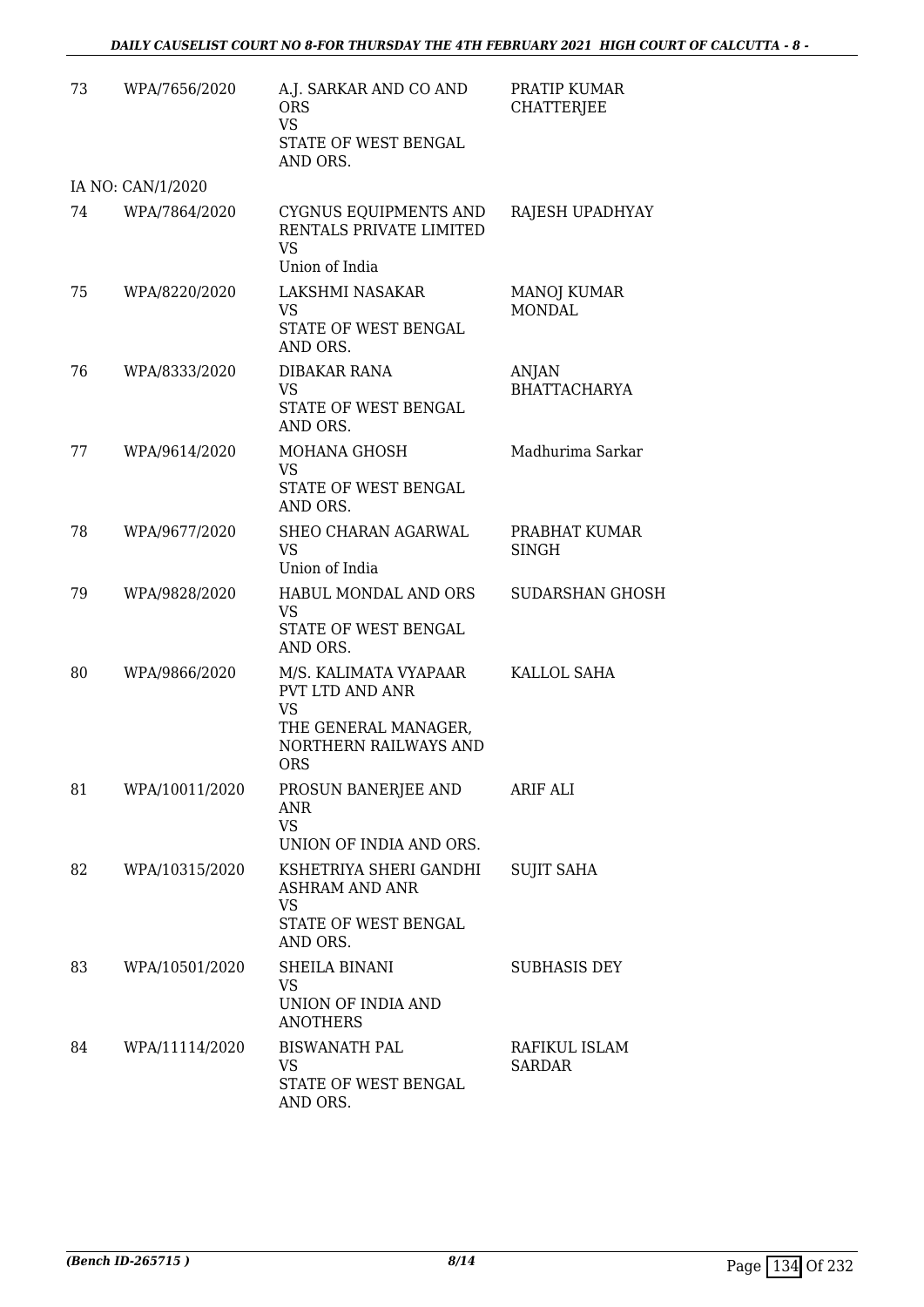| 73 | WPA/7656/2020 | A.J. SARKAR AND CO AND ORS<br>VS<br>STATE OF WEST BENGAL AND ORS. | PRATIP KUMAR CHATTERJEE |
|---|---|---|---|
| | IA NO: CAN/1/2020 | | |
| 74 | WPA/7864/2020 | CYGNUS EQUIPMENTS AND RENTALS PRIVATE LIMITED<br>VS<br>Union of India | RAJESH UPADHYAY |
| 75 | WPA/8220/2020 | LAKSHMI NASAKAR<br>VS<br>STATE OF WEST BENGAL AND ORS. | MANOJ KUMAR MONDAL |
| 76 | WPA/8333/2020 | DIBAKAR RANA<br>VS<br>STATE OF WEST BENGAL AND ORS. | ANJAN BHATTACHARYA |
| 77 | WPA/9614/2020 | MOHANA GHOSH<br>VS<br>STATE OF WEST BENGAL AND ORS. | Madhurima Sarkar |
| 78 | WPA/9677/2020 | SHEO CHARAN AGARWAL<br>VS<br>Union of India | PRABHAT KUMAR SINGH |
| 79 | WPA/9828/2020 | HABUL MONDAL AND ORS<br>VS<br>STATE OF WEST BENGAL AND ORS. | SUDARSHAN GHOSH |
| 80 | WPA/9866/2020 | M/S. KALIMATA VYAPAAR PVT LTD AND ANR<br>VS<br>THE GENERAL MANAGER, NORTHERN RAILWAYS AND ORS | KALLOL SAHA |
| 81 | WPA/10011/2020 | PROSUN BANERJEE AND ANR<br>VS<br>UNION OF INDIA AND ORS. | ARIF ALI |
| 82 | WPA/10315/2020 | KSHETRIYA SHERI GANDHI ASHRAM AND ANR<br>VS<br>STATE OF WEST BENGAL AND ORS. | SUJIT SAHA |
| 83 | WPA/10501/2020 | SHEILA BINANI<br>VS<br>UNION OF INDIA AND ANOTHERS | SUBHASIS DEY |
| 84 | WPA/11114/2020 | BISWANATH PAL<br>VS<br>STATE OF WEST BENGAL AND ORS. | RAFIKUL ISLAM SARDAR |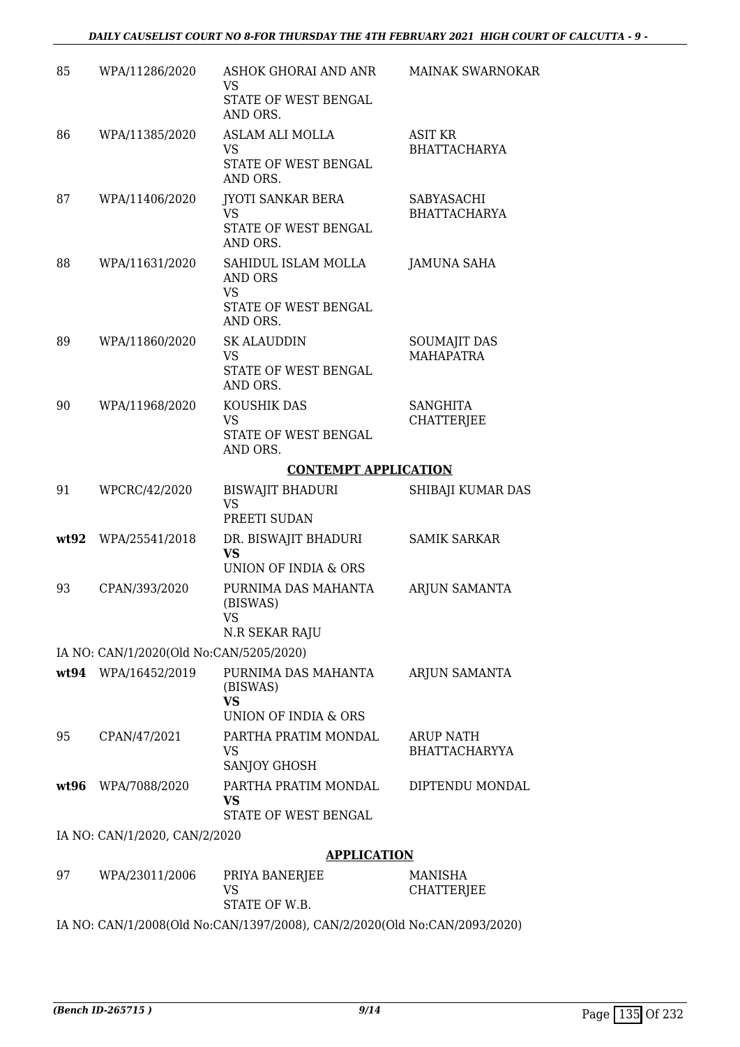| | | | |
|---|---|---|---|
| 85 | WPA/11286/2020 | ASHOK GHORAI AND ANR<br>VS<br>STATE OF WEST BENGAL AND ORS. | MAINAK SWARNOKAR |
| 86 | WPA/11385/2020 | ASLAM ALI MOLLA<br>VS<br>STATE OF WEST BENGAL AND ORS. | ASIT KR BHATTACHARYA |
| 87 | WPA/11406/2020 | JYOTI SANKAR BERA<br>VS<br>STATE OF WEST BENGAL AND ORS. | SABYASACHI BHATTACHARYA |
| 88 | WPA/11631/2020 | SAHIDUL ISLAM MOLLA AND ORS<br>VS<br>STATE OF WEST BENGAL AND ORS. | JAMUNA SAHA |
| 89 | WPA/11860/2020 | SK ALAUDDIN<br>VS<br>STATE OF WEST BENGAL AND ORS. | SOUMAJIT DAS MAHAPATRA |
| 90 | WPA/11968/2020 | KOUSHIK DAS<br>VS<br>STATE OF WEST BENGAL AND ORS. | SANGHITA CHATTERJEE |

**CONTEMPT APPLICATION**

| | | | |
|---|---|---|---|
| 91 | WPCRC/42/2020 | BISWAJIT BHADURI<br>VS<br>PREETI SUDAN | SHIBAJI KUMAR DAS |
| **wt92** | WPA/25541/2018 | DR. BISWAJIT BHADURI<br>**VS**<br>UNION OF INDIA & ORS | SAMIK SARKAR |
| 93 | CPAN/393/2020 | PURNIMA DAS MAHANTA (BISWAS)<br>VS<br>N.R SEKAR RAJU | ARJUN SAMANTA |

IA NO: CAN/1/2020(Old No:CAN/5205/2020)

| | | | |
|---|---|---|---|
| **wt94** | WPA/16452/2019 | PURNIMA DAS MAHANTA (BISWAS)<br>**VS**<br>UNION OF INDIA & ORS | ARJUN SAMANTA |
| 95 | CPAN/47/2021 | PARTHA PRATIM MONDAL<br>VS<br>SANJOY GHOSH | ARUP NATH BHATTACHARYYA |
| **wt96** | WPA/7088/2020 | PARTHA PRATIM MONDAL<br>**VS**<br>STATE OF WEST BENGAL | DIPTENDU MONDAL |

IA NO: CAN/1/2020, CAN/2/2020

**APPLICATION**

| | | | |
|---|---|---|---|
| 97 | WPA/23011/2006 | PRIYA BANERJEE<br>VS<br>STATE OF W.B. | MANISHA CHATTERJEE |

IA NO: CAN/1/2008(Old No:CAN/1397/2008), CAN/2/2020(Old No:CAN/2093/2020)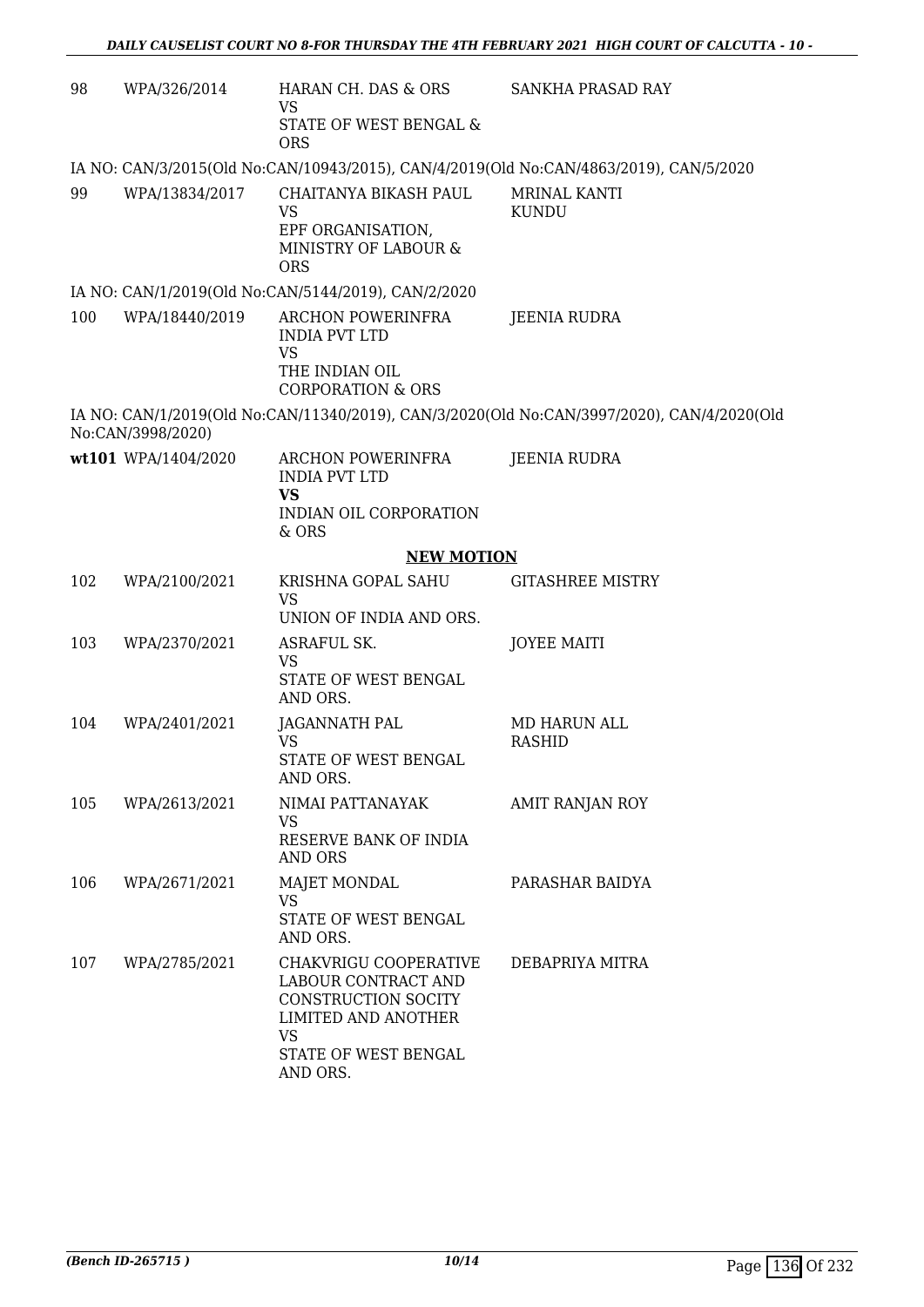| | | | |
|---|---|---|---|
| 98 | WPA/326/2014 | HARAN CH. DAS & ORS<br>VS<br>STATE OF WEST BENGAL & ORS | SANKHA PRASAD RAY |

IA NO: CAN/3/2015(Old No:CAN/10943/2015), CAN/4/2019(Old No:CAN/4863/2019), CAN/5/2020

| | | | |
|---|---|---|---|
| 99 | WPA/13834/2017 | CHAITANYA BIKASH PAUL<br>VS<br>EPF ORGANISATION, MINISTRY OF LABOUR & ORS | MRINAL KANTI KUNDU |

IA NO: CAN/1/2019(Old No:CAN/5144/2019), CAN/2/2020

| | | | |
|---|---|---|---|
| 100 | WPA/18440/2019 | ARCHON POWERINFRA INDIA PVT LTD<br>VS<br>THE INDIAN OIL CORPORATION & ORS | JEENIA RUDRA |

IA NO: CAN/1/2019(Old No:CAN/11340/2019), CAN/3/2020(Old No:CAN/3997/2020), CAN/4/2020(Old No:CAN/3998/2020)

| | | | |
|---|---|---|---|
| wt101 | WPA/1404/2020 | ARCHON POWERINFRA INDIA PVT LTD<br>**VS**<br>INDIAN OIL CORPORATION & ORS | JEENIA RUDRA |

**NEW MOTION**

| | | | |
|---|---|---|---|
| 102 | WPA/2100/2021 | KRISHNA GOPAL SAHU<br>VS<br>UNION OF INDIA AND ORS. | GITASHREE MISTRY |
| 103 | WPA/2370/2021 | ASRAFUL SK.<br>VS<br>STATE OF WEST BENGAL AND ORS. | JOYEE MAITI |
| 104 | WPA/2401/2021 | JAGANNATH PAL<br>VS<br>STATE OF WEST BENGAL AND ORS. | MD HARUN ALL RASHID |
| 105 | WPA/2613/2021 | NIMAI PATTANAYAK<br>VS<br>RESERVE BANK OF INDIA AND ORS | AMIT RANJAN ROY |
| 106 | WPA/2671/2021 | MAJET MONDAL<br>VS<br>STATE OF WEST BENGAL AND ORS. | PARASHAR BAIDYA |
| 107 | WPA/2785/2021 | CHAKVRIGU COOPERATIVE LABOUR CONTRACT AND CONSTRUCTION SOCITY LIMITED AND ANOTHER<br>VS<br>STATE OF WEST BENGAL AND ORS. | DEBAPRIYA MITRA |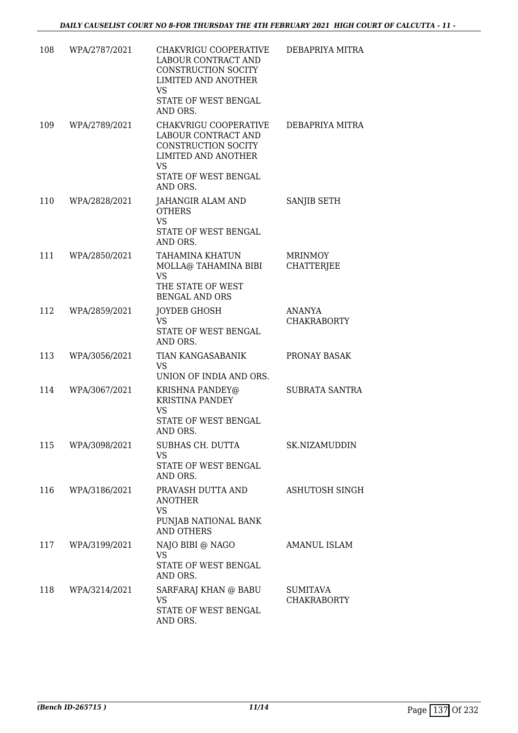| | | | |
|---|---|---|---|
| 108 | WPA/2787/2021 | CHAKVRIGU COOPERATIVE LABOUR CONTRACT AND CONSTRUCTION SOCITY LIMITED AND ANOTHER<br>VS<br>STATE OF WEST BENGAL AND ORS. | DEBAPRIYA MITRA |
| 109 | WPA/2789/2021 | CHAKVRIGU COOPERATIVE LABOUR CONTRACT AND CONSTRUCTION SOCITY LIMITED AND ANOTHER<br>VS<br>STATE OF WEST BENGAL AND ORS. | DEBAPRIYA MITRA |
| 110 | WPA/2828/2021 | JAHANGIR ALAM AND OTHERS<br>VS<br>STATE OF WEST BENGAL AND ORS. | SANJIB SETH |
| 111 | WPA/2850/2021 | TAHAMINA KHATUN MOLLA@ TAHAMINA BIBI<br>VS<br>THE STATE OF WEST BENGAL AND ORS | MRINMOY CHATTERJEE |
| 112 | WPA/2859/2021 | JOYDEB GHOSH<br>VS<br>STATE OF WEST BENGAL AND ORS. | ANANYA CHAKRABORTY |
| 113 | WPA/3056/2021 | TIAN KANGASABANIK<br>VS<br>UNION OF INDIA AND ORS. | PRONAY BASAK |
| 114 | WPA/3067/2021 | KRISHNA PANDEY@ KRISTINA PANDEY<br>VS<br>STATE OF WEST BENGAL AND ORS. | SUBRATA SANTRA |
| 115 | WPA/3098/2021 | SUBHAS CH. DUTTA<br>VS<br>STATE OF WEST BENGAL AND ORS. | SK.NIZAMUDDIN |
| 116 | WPA/3186/2021 | PRAVASH DUTTA AND ANOTHER<br>VS<br>PUNJAB NATIONAL BANK AND OTHERS | ASHUTOSH SINGH |
| 117 | WPA/3199/2021 | NAJO BIBI @ NAGO<br>VS<br>STATE OF WEST BENGAL AND ORS. | AMANUL ISLAM |
| 118 | WPA/3214/2021 | SARFARAJ KHAN @ BABU<br>VS<br>STATE OF WEST BENGAL AND ORS. | SUMITAVA CHAKRABORTY |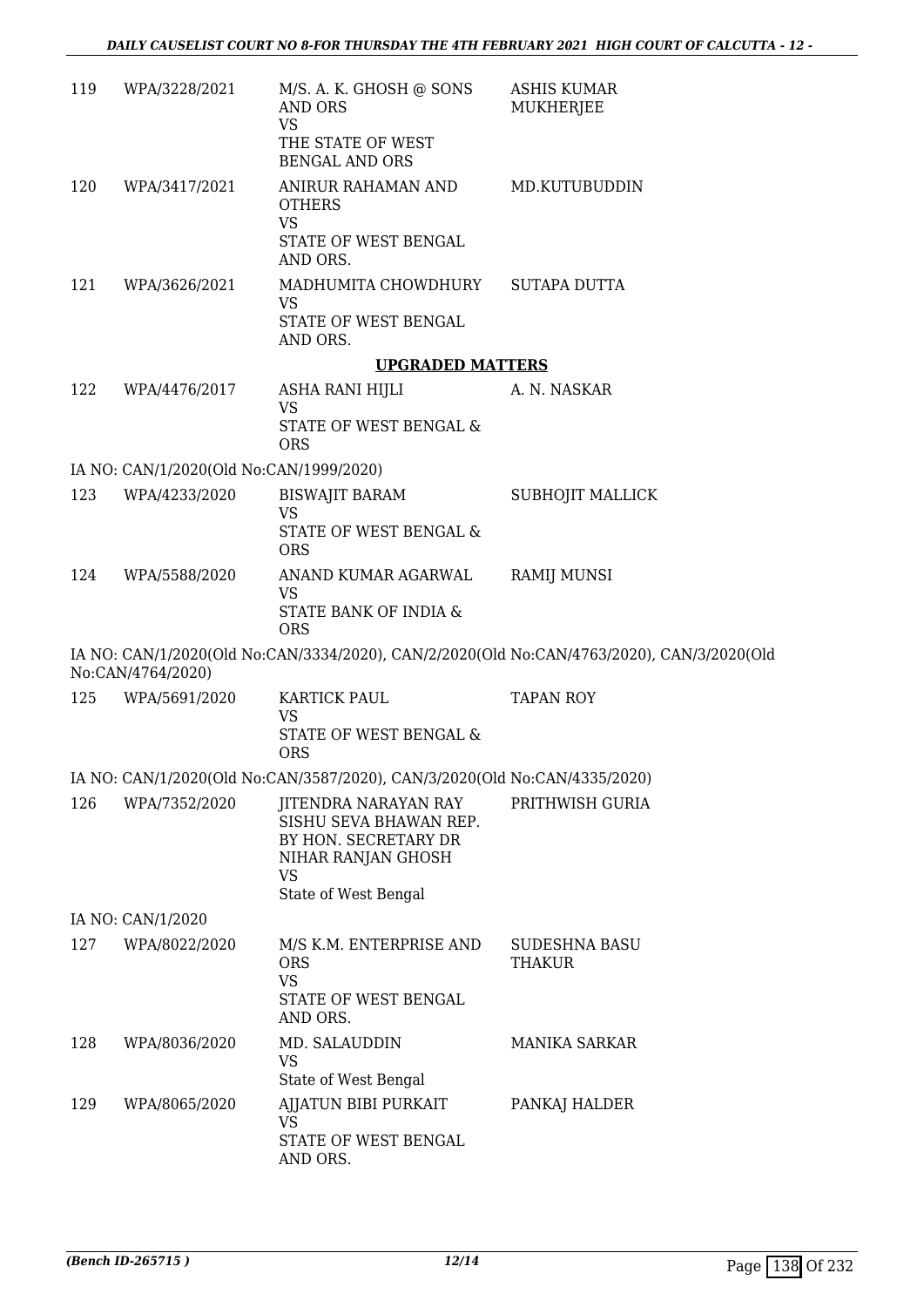| | | | |
|---|---|---|---|
| 119 | WPA/3228/2021 | M/S. A. K. GHOSH @ SONS AND ORS<br>VS<br>THE STATE OF WEST BENGAL AND ORS | ASHIS KUMAR MUKHERJEE |
| 120 | WPA/3417/2021 | ANIRUR RAHAMAN AND OTHERS<br>VS<br>STATE OF WEST BENGAL AND ORS. | MD.KUTUBUDDIN |
| 121 | WPA/3626/2021 | MADHUMITA CHOWDHURY<br>VS<br>STATE OF WEST BENGAL AND ORS. | SUTAPA DUTTA |

**UPGRADED MATTERS**

| | | | |
|---|---|---|---|
| 122 | WPA/4476/2017 | ASHA RANI HIJLI<br>VS<br>STATE OF WEST BENGAL & ORS | A. N. NASKAR |

IA NO: CAN/1/2020(Old No:CAN/1999/2020)

| | | | |
|---|---|---|---|
| 123 | WPA/4233/2020 | BISWAJIT BARAM<br>VS<br>STATE OF WEST BENGAL & ORS | SUBHOJIT MALLICK |
| 124 | WPA/5588/2020 | ANAND KUMAR AGARWAL<br>VS<br>STATE BANK OF INDIA & ORS | RAMIJ MUNSI |

IA NO: CAN/1/2020(Old No:CAN/3334/2020), CAN/2/2020(Old No:CAN/4763/2020), CAN/3/2020(Old No:CAN/4764/2020)

| | | | |
|---|---|---|---|
| 125 | WPA/5691/2020 | KARTICK PAUL<br>VS<br>STATE OF WEST BENGAL & ORS | TAPAN ROY |

IA NO: CAN/1/2020(Old No:CAN/3587/2020), CAN/3/2020(Old No:CAN/4335/2020)

| | | | |
|---|---|---|---|
| 126 | WPA/7352/2020 | JITENDRA NARAYAN RAY SISHU SEVA BHAWAN REP. BY HON. SECRETARY DR NIHAR RANJAN GHOSH<br>VS<br>State of West Bengal | PRITHWISH GURIA |

IA NO: CAN/1/2020

| | | | |
|---|---|---|---|
| 127 | WPA/8022/2020 | M/S K.M. ENTERPRISE AND ORS<br>VS<br>STATE OF WEST BENGAL AND ORS. | SUDESHNA BASU THAKUR |
| 128 | WPA/8036/2020 | MD. SALAUDDIN<br>VS<br>State of West Bengal | MANIKA SARKAR |
| 129 | WPA/8065/2020 | AJJATUN BIBI PURKAIT<br>VS<br>STATE OF WEST BENGAL AND ORS. | PANKAJ HALDER |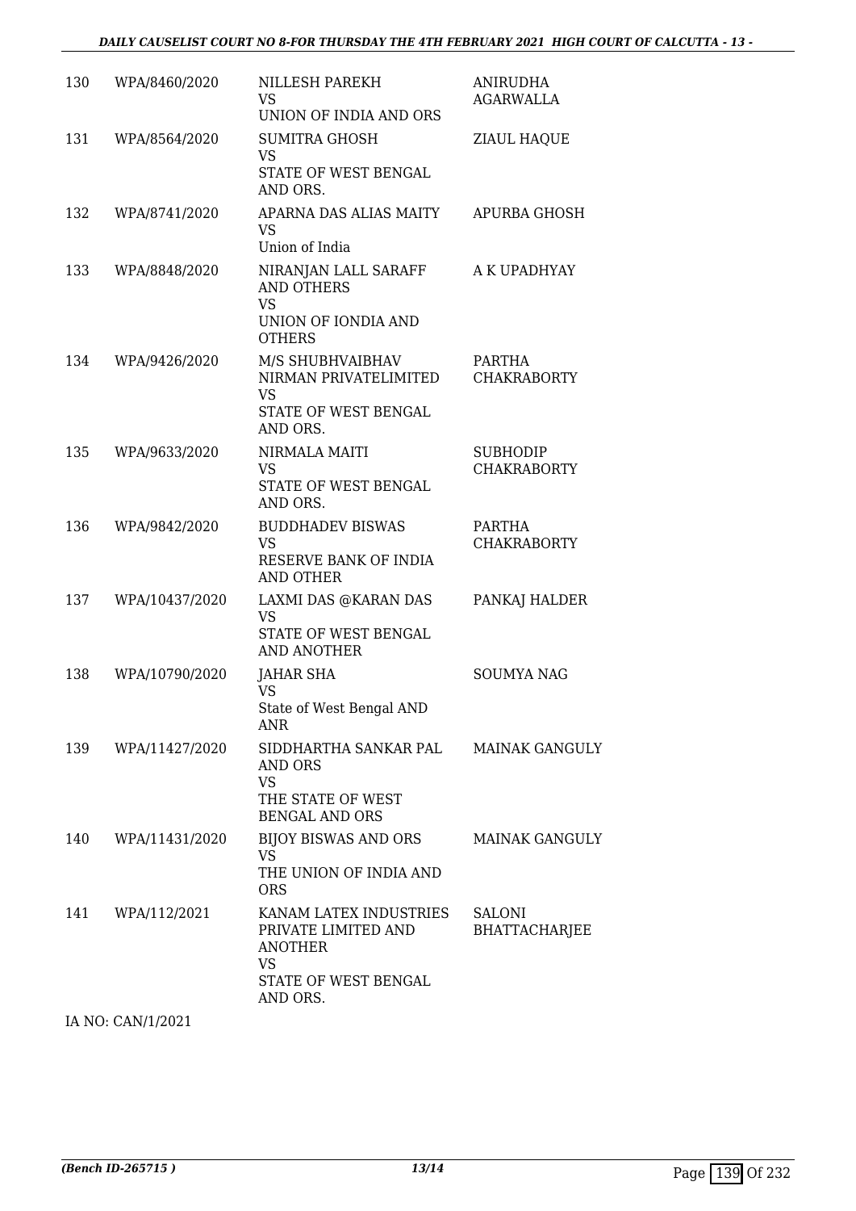| | | | |
|---|---|---|---|
| 130 | WPA/8460/2020 | NILLESH PAREKH<br>VS<br>UNION OF INDIA AND ORS | ANIRUDHA AGARWALLA |
| 131 | WPA/8564/2020 | SUMITRA GHOSH<br>VS<br>STATE OF WEST BENGAL AND ORS. | ZIAUL HAQUE |
| 132 | WPA/8741/2020 | APARNA DAS ALIAS MAITY<br>VS<br>Union of India | APURBA GHOSH |
| 133 | WPA/8848/2020 | NIRANJAN LALL SARAFF AND OTHERS<br>VS<br>UNION OF IONDIA AND OTHERS | A K UPADHYAY |
| 134 | WPA/9426/2020 | M/S SHUBHVAIBHAV NIRMAN PRIVATELIMITED<br>VS<br>STATE OF WEST BENGAL AND ORS. | PARTHA CHAKRABORTY |
| 135 | WPA/9633/2020 | NIRMALA MAITI<br>VS<br>STATE OF WEST BENGAL AND ORS. | SUBHODIP CHAKRABORTY |
| 136 | WPA/9842/2020 | BUDDHADEV BISWAS<br>VS<br>RESERVE BANK OF INDIA AND OTHER | PARTHA CHAKRABORTY |
| 137 | WPA/10437/2020 | LAXMI DAS @KARAN DAS<br>VS<br>STATE OF WEST BENGAL AND ANOTHER | PANKAJ HALDER |
| 138 | WPA/10790/2020 | JAHAR SHA<br>VS<br>State of West Bengal AND ANR | SOUMYA NAG |
| 139 | WPA/11427/2020 | SIDDHARTHA SANKAR PAL AND ORS<br>VS<br>THE STATE OF WEST BENGAL AND ORS | MAINAK GANGULY |
| 140 | WPA/11431/2020 | BIJOY BISWAS AND ORS<br>VS<br>THE UNION OF INDIA AND ORS | MAINAK GANGULY |
| 141 | WPA/112/2021 | KANAM LATEX INDUSTRIES PRIVATE LIMITED AND ANOTHER<br>VS<br>STATE OF WEST BENGAL AND ORS. | SALONI BHATTACHARJEE |

IA NO: CAN/1/2021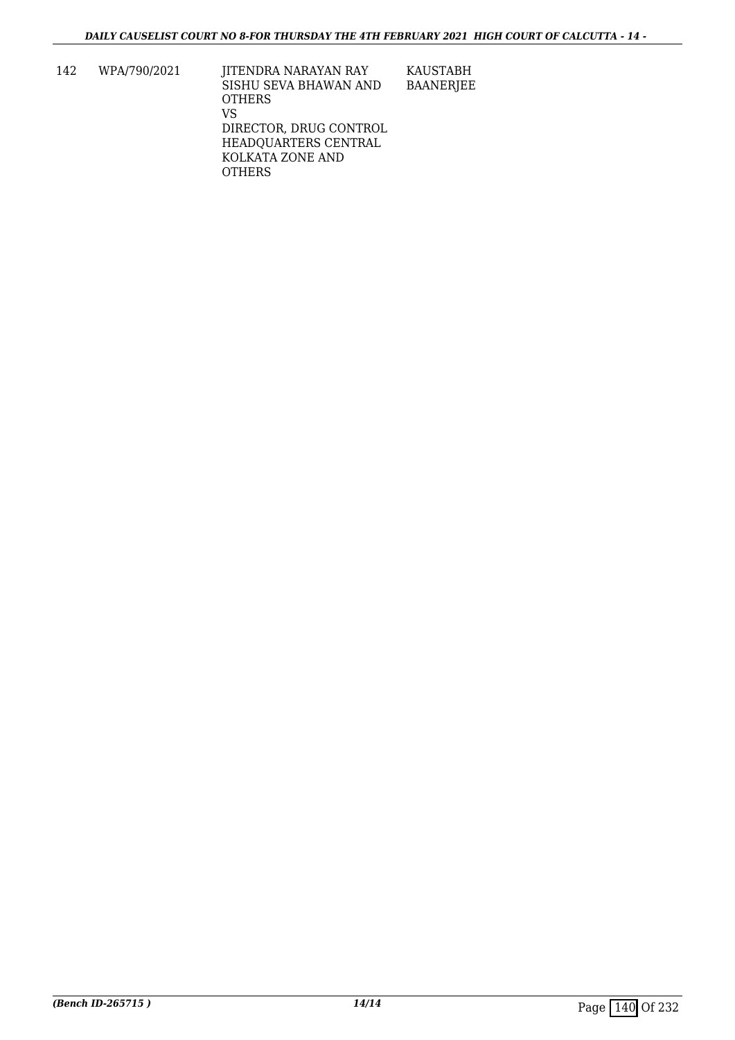| 142 | WPA/790/2021 | JITENDRA NARAYAN RAY SISHU SEVA BHAWAN AND OTHERS<br>VS<br>DIRECTOR, DRUG CONTROL HEADQUARTERS CENTRAL KOLKATA ZONE AND OTHERS | KAUSTABH BAANERJEE |
|---|---|---|---|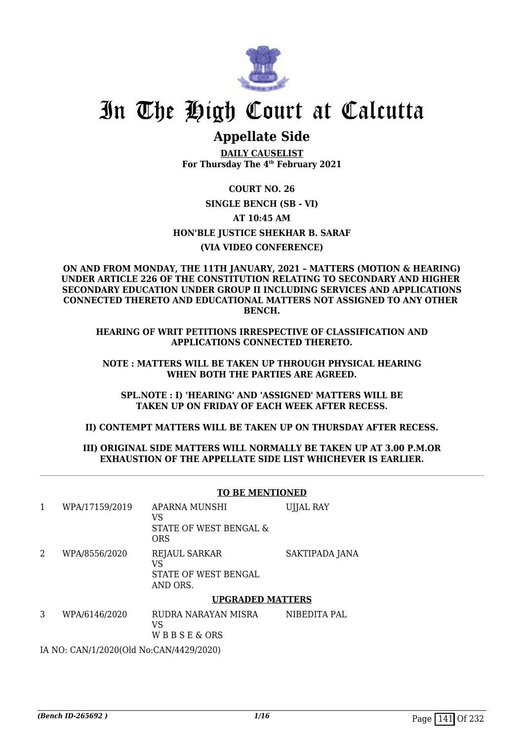# In The High Court at Calcutta

## Appellate Side

**DAILY CAUSELIST**
**For Thursday The 4th February 2021**

**COURT NO. 26**

**SINGLE BENCH (SB - VI)**

**AT 10:45 AM**

**HON'BLE JUSTICE SHEKHAR B. SARAF**

**(VIA VIDEO CONFERENCE)**

**ON AND FROM MONDAY, THE 11TH JANUARY, 2021 – MATTERS (MOTION & HEARING) UNDER ARTICLE 226 OF THE CONSTITUTION RELATING TO SECONDARY AND HIGHER SECONDARY EDUCATION UNDER GROUP II INCLUDING SERVICES AND APPLICATIONS CONNECTED THERETO AND EDUCATIONAL MATTERS NOT ASSIGNED TO ANY OTHER BENCH.**

**HEARING OF WRIT PETITIONS IRRESPECTIVE OF CLASSIFICATION AND APPLICATIONS CONNECTED THERETO.**

**NOTE : MATTERS WILL BE TAKEN UP THROUGH PHYSICAL HEARING WHEN BOTH THE PARTIES ARE AGREED.**

**SPL.NOTE : I) 'HEARING' AND 'ASSIGNED' MATTERS WILL BE TAKEN UP ON FRIDAY OF EACH WEEK AFTER RECESS.**

**II) CONTEMPT MATTERS WILL BE TAKEN UP ON THURSDAY AFTER RECESS.**

**III) ORIGINAL SIDE MATTERS WILL NORMALLY BE TAKEN UP AT 3.00 P.M.OR EXHAUSTION OF THE APPELLATE SIDE LIST WHICHEVER IS EARLIER.**

**TO BE MENTIONED**

| | | | |
|---|---|---|---|
| 1 | WPA/17159/2019 | APARNA MUNSHI<br>VS<br>STATE OF WEST BENGAL & ORS | UJJAL RAY |
| 2 | WPA/8556/2020 | REJAUL SARKAR<br>VS<br>STATE OF WEST BENGAL AND ORS. | SAKTIPADA JANA |

**UPGRADED MATTERS**

| | | | |
|---|---|---|---|
| 3 | WPA/6146/2020 | RUDRA NARAYAN MISRA<br>VS<br>W B B S E & ORS | NIBEDITA PAL |

IA NO: CAN/1/2020(Old No:CAN/4429/2020)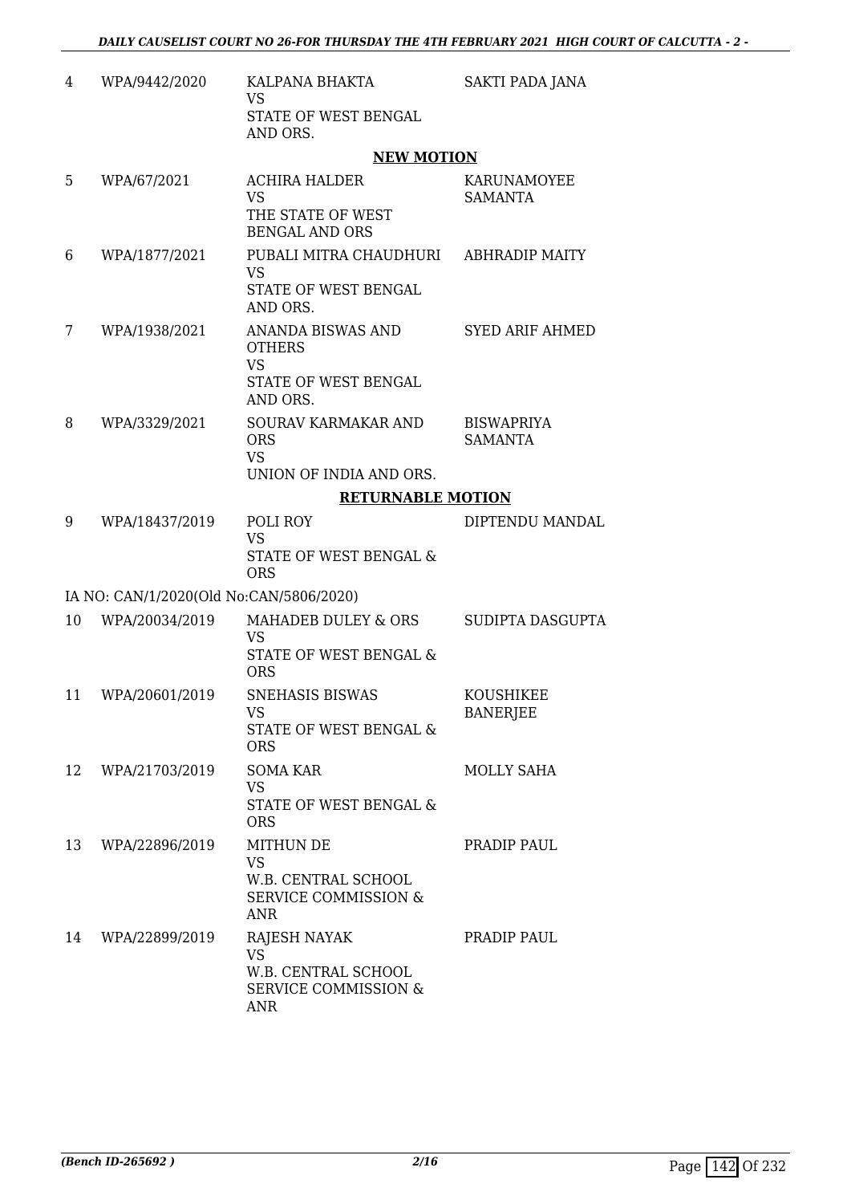| | | | |
|---|---|---|---|
| 4 | WPA/9442/2020 | KALPANA BHAKTA<br>VS<br>STATE OF WEST BENGAL AND ORS. | SAKTI PADA JANA |

**NEW MOTION**

| | | | |
|---|---|---|---|
| 5 | WPA/67/2021 | ACHIRA HALDER<br>VS<br>THE STATE OF WEST BENGAL AND ORS | KARUNAMOYEE SAMANTA |
| 6 | WPA/1877/2021 | PUBALI MITRA CHAUDHURI<br>VS<br>STATE OF WEST BENGAL AND ORS. | ABHRADIP MAITY |
| 7 | WPA/1938/2021 | ANANDA BISWAS AND OTHERS<br>VS<br>STATE OF WEST BENGAL AND ORS. | SYED ARIF AHMED |
| 8 | WPA/3329/2021 | SOURAV KARMAKAR AND ORS<br>VS<br>UNION OF INDIA AND ORS. | BISWAPRIYA SAMANTA |

**RETURNABLE MOTION**

| | | | |
|---|---|---|---|
| 9 | WPA/18437/2019 | POLI ROY<br>VS<br>STATE OF WEST BENGAL & ORS | DIPTENDU MANDAL |

IA NO: CAN/1/2020(Old No:CAN/5806/2020)

| | | | |
|---|---|---|---|
| 10 | WPA/20034/2019 | MAHADEB DULEY & ORS<br>VS<br>STATE OF WEST BENGAL & ORS | SUDIPTA DASGUPTA |
| 11 | WPA/20601/2019 | SNEHASIS BISWAS<br>VS<br>STATE OF WEST BENGAL & ORS | KOUSHIKEE BANERJEE |
| 12 | WPA/21703/2019 | SOMA KAR<br>VS<br>STATE OF WEST BENGAL & ORS | MOLLY SAHA |
| 13 | WPA/22896/2019 | MITHUN DE<br>VS<br>W.B. CENTRAL SCHOOL SERVICE COMMISSION & ANR | PRADIP PAUL |
| 14 | WPA/22899/2019 | RAJESH NAYAK<br>VS<br>W.B. CENTRAL SCHOOL SERVICE COMMISSION & ANR | PRADIP PAUL |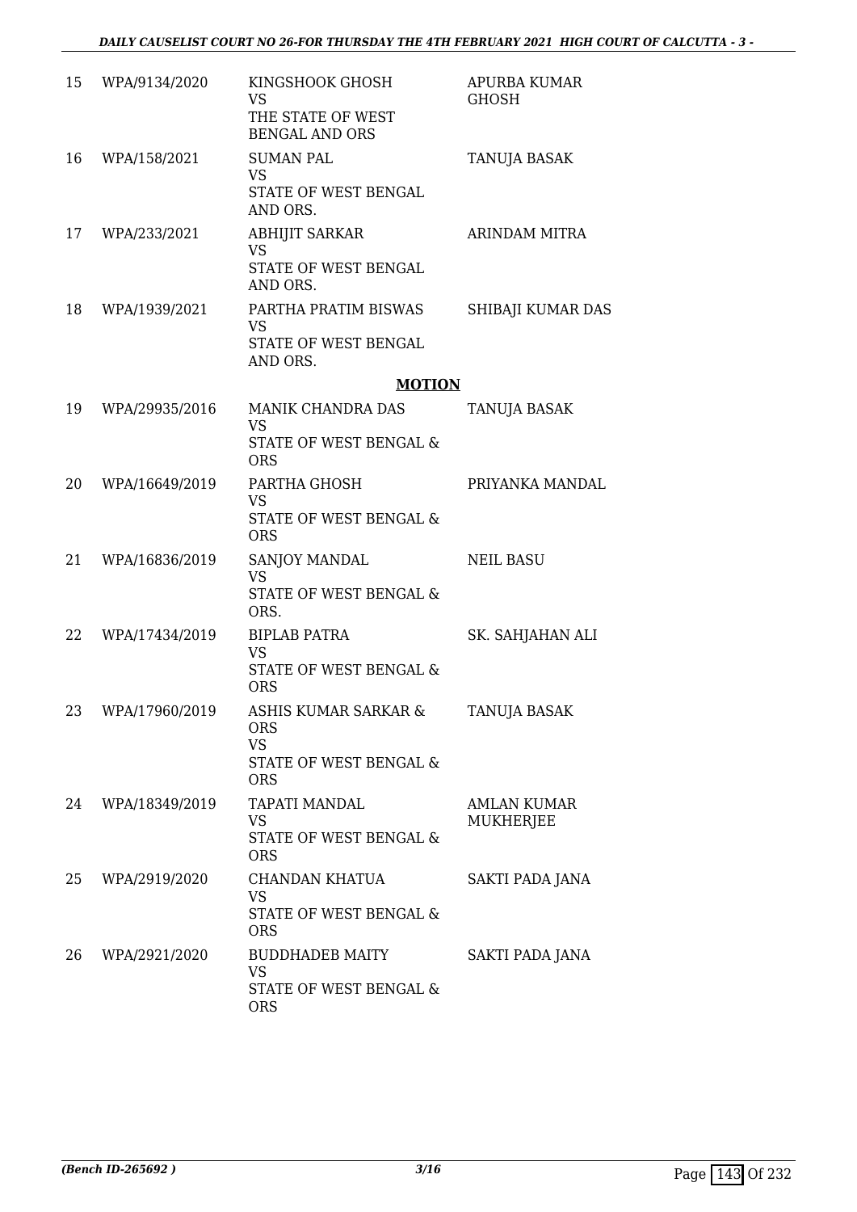| | | | |
|---|---|---|---|
| 15 | WPA/9134/2020 | KINGSHOOK GHOSH<br>VS<br>THE STATE OF WEST BENGAL AND ORS | APURBA KUMAR GHOSH |
| 16 | WPA/158/2021 | SUMAN PAL<br>VS<br>STATE OF WEST BENGAL AND ORS. | TANUJA BASAK |
| 17 | WPA/233/2021 | ABHIJIT SARKAR<br>VS<br>STATE OF WEST BENGAL AND ORS. | ARINDAM MITRA |
| 18 | WPA/1939/2021 | PARTHA PRATIM BISWAS<br>VS<br>STATE OF WEST BENGAL AND ORS. | SHIBAJI KUMAR DAS |

**MOTION**

| | | | |
|---|---|---|---|
| 19 | WPA/29935/2016 | MANIK CHANDRA DAS<br>VS<br>STATE OF WEST BENGAL & ORS | TANUJA BASAK |
| 20 | WPA/16649/2019 | PARTHA GHOSH<br>VS<br>STATE OF WEST BENGAL & ORS | PRIYANKA MANDAL |
| 21 | WPA/16836/2019 | SANJOY MANDAL<br>VS<br>STATE OF WEST BENGAL & ORS. | NEIL BASU |
| 22 | WPA/17434/2019 | BIPLAB PATRA<br>VS<br>STATE OF WEST BENGAL & ORS | SK. SAHJAHAN ALI |
| 23 | WPA/17960/2019 | ASHIS KUMAR SARKAR & ORS<br>VS<br>STATE OF WEST BENGAL & ORS | TANUJA BASAK |
| 24 | WPA/18349/2019 | TAPATI MANDAL<br>VS<br>STATE OF WEST BENGAL & ORS | AMLAN KUMAR MUKHERJEE |
| 25 | WPA/2919/2020 | CHANDAN KHATUA<br>VS<br>STATE OF WEST BENGAL & ORS | SAKTI PADA JANA |
| 26 | WPA/2921/2020 | BUDDHADEB MAITY<br>VS<br>STATE OF WEST BENGAL & ORS | SAKTI PADA JANA |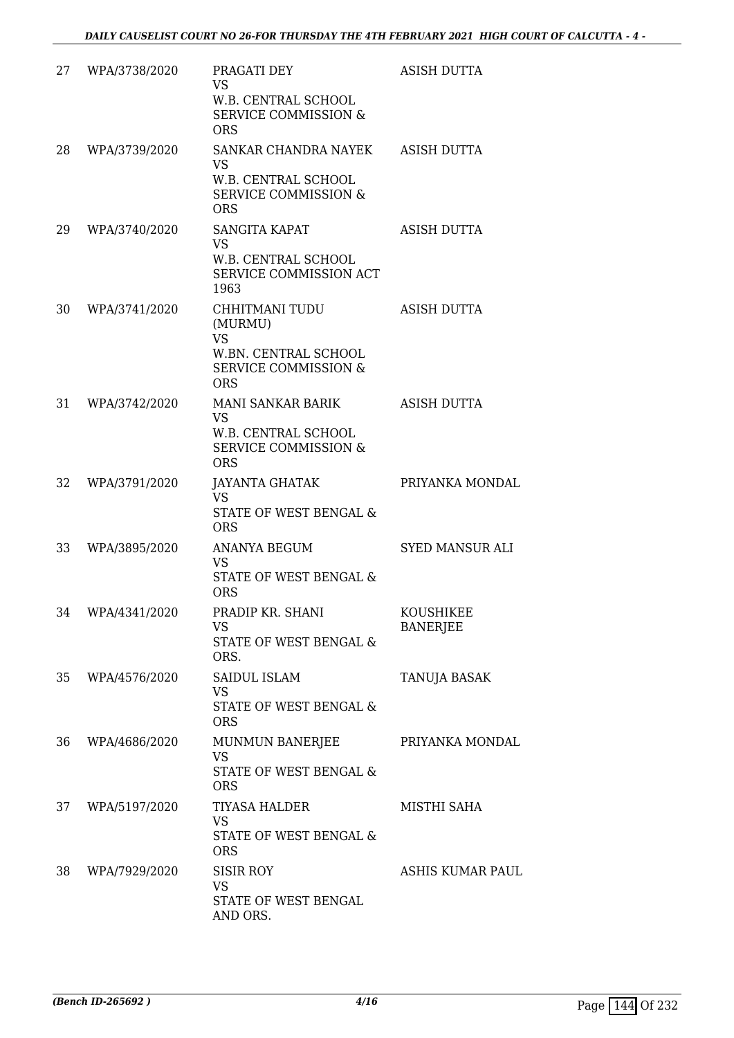| | | | |
|---|---|---|---|
| 27 | WPA/3738/2020 | PRAGATI DEY<br>VS<br>W.B. CENTRAL SCHOOL SERVICE COMMISSION & ORS | ASISH DUTTA |
| 28 | WPA/3739/2020 | SANKAR CHANDRA NAYEK<br>VS<br>W.B. CENTRAL SCHOOL SERVICE COMMISSION & ORS | ASISH DUTTA |
| 29 | WPA/3740/2020 | SANGITA KAPAT<br>VS<br>W.B. CENTRAL SCHOOL SERVICE COMMISSION ACT 1963 | ASISH DUTTA |
| 30 | WPA/3741/2020 | CHHITMANI TUDU (MURMU)<br>VS<br>W.BN. CENTRAL SCHOOL SERVICE COMMISSION & ORS | ASISH DUTTA |
| 31 | WPA/3742/2020 | MANI SANKAR BARIK<br>VS<br>W.B. CENTRAL SCHOOL SERVICE COMMISSION & ORS | ASISH DUTTA |
| 32 | WPA/3791/2020 | JAYANTA GHATAK<br>VS<br>STATE OF WEST BENGAL & ORS | PRIYANKA MONDAL |
| 33 | WPA/3895/2020 | ANANYA BEGUM<br>VS<br>STATE OF WEST BENGAL & ORS | SYED MANSUR ALI |
| 34 | WPA/4341/2020 | PRADIP KR. SHANI<br>VS<br>STATE OF WEST BENGAL & ORS. | KOUSHIKEE BANERJEE |
| 35 | WPA/4576/2020 | SAIDUL ISLAM<br>VS<br>STATE OF WEST BENGAL & ORS | TANUJA BASAK |
| 36 | WPA/4686/2020 | MUNMUN BANERJEE<br>VS<br>STATE OF WEST BENGAL & ORS | PRIYANKA MONDAL |
| 37 | WPA/5197/2020 | TIYASA HALDER<br>VS<br>STATE OF WEST BENGAL & ORS | MISTHI SAHA |
| 38 | WPA/7929/2020 | SISIR ROY<br>VS<br>STATE OF WEST BENGAL AND ORS. | ASHIS KUMAR PAUL |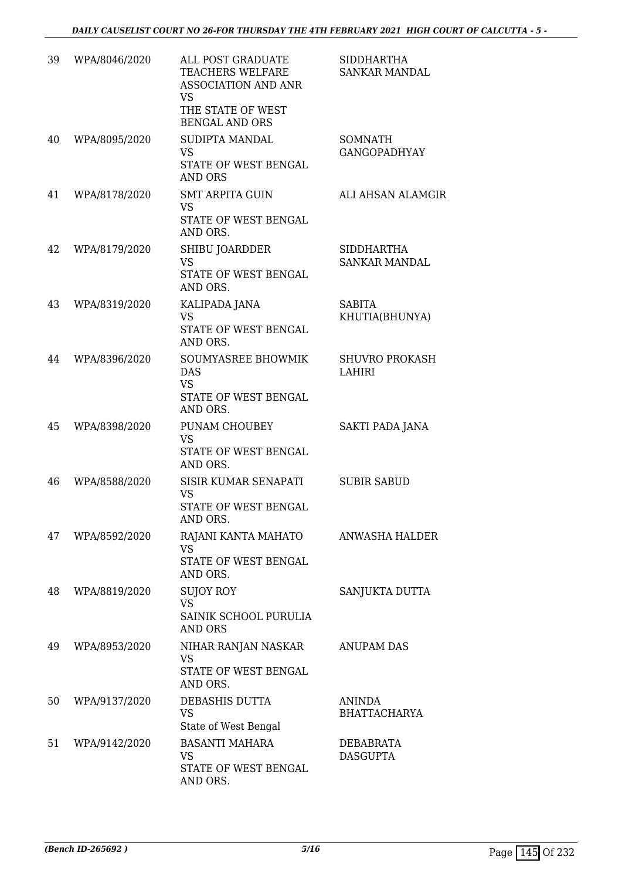| | | | |
|---|---|---|---|
| 39 | WPA/8046/2020 | ALL POST GRADUATE TEACHERS WELFARE ASSOCIATION AND ANR<br>VS<br>THE STATE OF WEST BENGAL AND ORS | SIDDHARTHA SANKAR MANDAL |
| 40 | WPA/8095/2020 | SUDIPTA MANDAL<br>VS<br>STATE OF WEST BENGAL AND ORS | SOMNATH GANGOPADHYAY |
| 41 | WPA/8178/2020 | SMT ARPITA GUIN<br>VS<br>STATE OF WEST BENGAL AND ORS. | ALI AHSAN ALAMGIR |
| 42 | WPA/8179/2020 | SHIBU JOARDDER<br>VS<br>STATE OF WEST BENGAL AND ORS. | SIDDHARTHA SANKAR MANDAL |
| 43 | WPA/8319/2020 | KALIPADA JANA<br>VS<br>STATE OF WEST BENGAL AND ORS. | SABITA KHUTIA(BHUNYA) |
| 44 | WPA/8396/2020 | SOUMYASREE BHOWMIK DAS<br>VS<br>STATE OF WEST BENGAL AND ORS. | SHUVRO PROKASH LAHIRI |
| 45 | WPA/8398/2020 | PUNAM CHOUBEY<br>VS<br>STATE OF WEST BENGAL AND ORS. | SAKTI PADA JANA |
| 46 | WPA/8588/2020 | SISIR KUMAR SENAPATI<br>VS<br>STATE OF WEST BENGAL AND ORS. | SUBIR SABUD |
| 47 | WPA/8592/2020 | RAJANI KANTA MAHATO<br>VS<br>STATE OF WEST BENGAL AND ORS. | ANWASHA HALDER |
| 48 | WPA/8819/2020 | SUJOY ROY<br>VS<br>SAINIK SCHOOL PURULIA AND ORS | SANJUKTA DUTTA |
| 49 | WPA/8953/2020 | NIHAR RANJAN NASKAR<br>VS<br>STATE OF WEST BENGAL AND ORS. | ANUPAM DAS |
| 50 | WPA/9137/2020 | DEBASHIS DUTTA<br>VS<br>State of West Bengal | ANINDA BHATTACHARYA |
| 51 | WPA/9142/2020 | BASANTI MAHARA<br>VS<br>STATE OF WEST BENGAL AND ORS. | DEBABRATA DASGUPTA |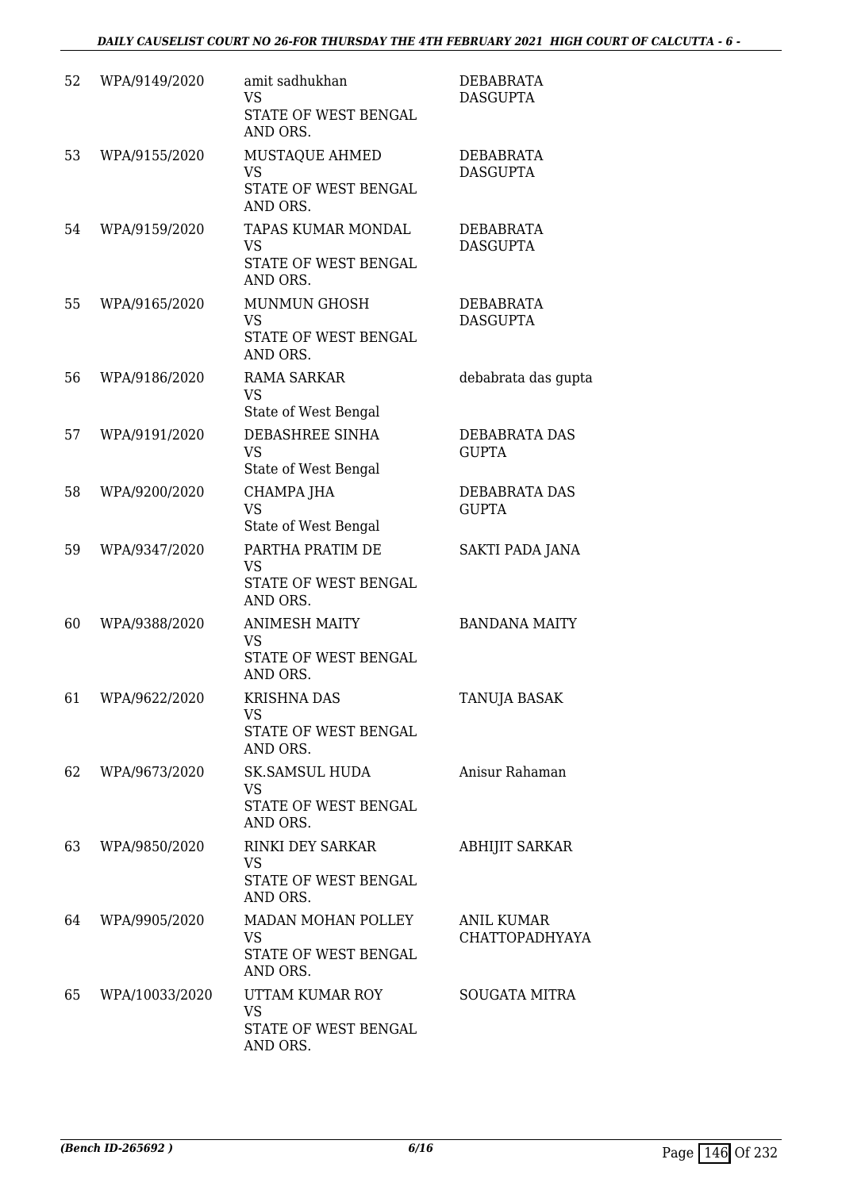| 52 | WPA/9149/2020 | amit sadhukhan<br>VS<br>STATE OF WEST BENGAL AND ORS. | DEBABRATA DASGUPTA |
|---|---|---|---|
| 53 | WPA/9155/2020 | MUSTAQUE AHMED<br>VS<br>STATE OF WEST BENGAL AND ORS. | DEBABRATA DASGUPTA |
| 54 | WPA/9159/2020 | TAPAS KUMAR MONDAL<br>VS<br>STATE OF WEST BENGAL AND ORS. | DEBABRATA DASGUPTA |
| 55 | WPA/9165/2020 | MUNMUN GHOSH<br>VS<br>STATE OF WEST BENGAL AND ORS. | DEBABRATA DASGUPTA |
| 56 | WPA/9186/2020 | RAMA SARKAR<br>VS<br>State of West Bengal | debabrata das gupta |
| 57 | WPA/9191/2020 | DEBASHREE SINHA<br>VS<br>State of West Bengal | DEBABRATA DAS GUPTA |
| 58 | WPA/9200/2020 | CHAMPA JHA<br>VS<br>State of West Bengal | DEBABRATA DAS GUPTA |
| 59 | WPA/9347/2020 | PARTHA PRATIM DE<br>VS<br>STATE OF WEST BENGAL AND ORS. | SAKTI PADA JANA |
| 60 | WPA/9388/2020 | ANIMESH MAITY<br>VS<br>STATE OF WEST BENGAL AND ORS. | BANDANA MAITY |
| 61 | WPA/9622/2020 | KRISHNA DAS<br>VS<br>STATE OF WEST BENGAL AND ORS. | TANUJA BASAK |
| 62 | WPA/9673/2020 | SK.SAMSUL HUDA<br>VS<br>STATE OF WEST BENGAL AND ORS. | Anisur Rahaman |
| 63 | WPA/9850/2020 | RINKI DEY SARKAR<br>VS<br>STATE OF WEST BENGAL AND ORS. | ABHIJIT SARKAR |
| 64 | WPA/9905/2020 | MADAN MOHAN POLLEY<br>VS<br>STATE OF WEST BENGAL AND ORS. | ANIL KUMAR CHATTOPADHYAYA |
| 65 | WPA/10033/2020 | UTTAM KUMAR ROY<br>VS<br>STATE OF WEST BENGAL AND ORS. | SOUGATA MITRA |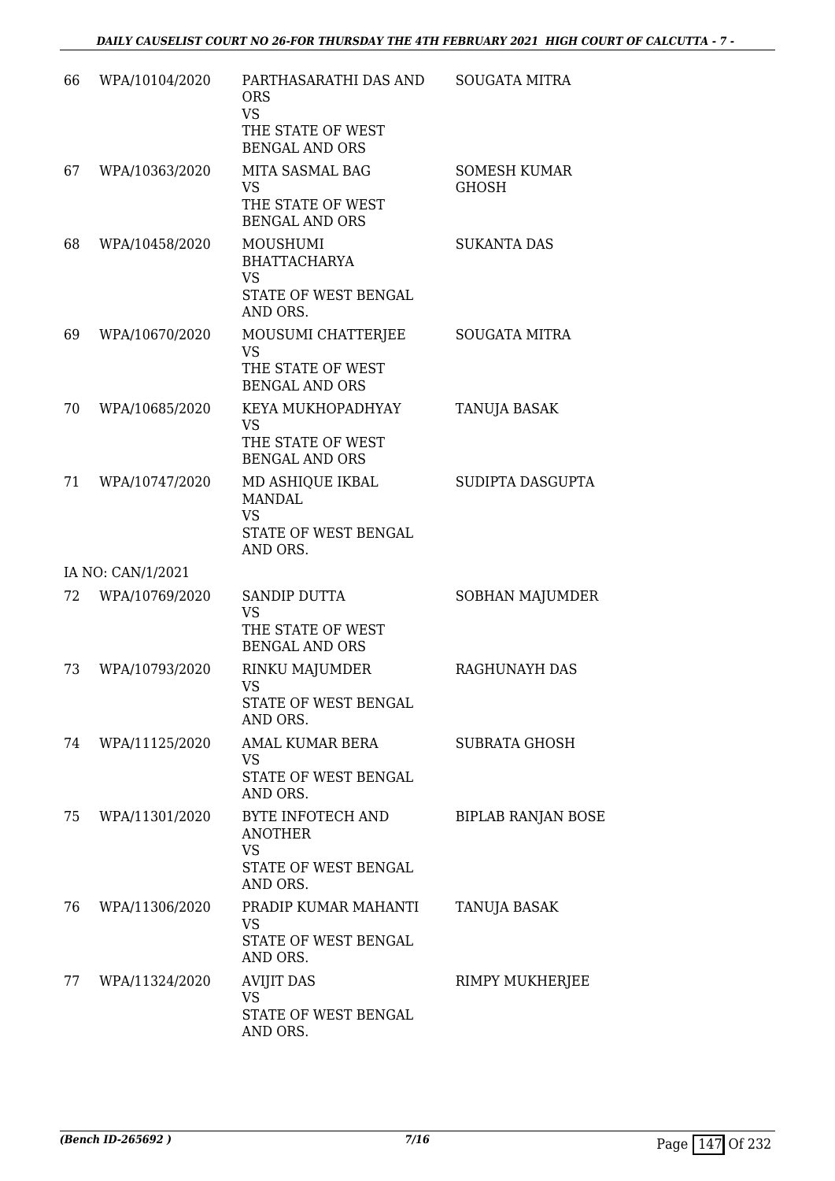| | | | |
|---|---|---|---|
| 66 | WPA/10104/2020 | PARTHASARATHI DAS AND ORS<br>VS<br>THE STATE OF WEST BENGAL AND ORS | SOUGATA MITRA |
| 67 | WPA/10363/2020 | MITA SASMAL BAG<br>VS<br>THE STATE OF WEST BENGAL AND ORS | SOMESH KUMAR GHOSH |
| 68 | WPA/10458/2020 | MOUSHUMI BHATTACHARYA<br>VS<br>STATE OF WEST BENGAL AND ORS. | SUKANTA DAS |
| 69 | WPA/10670/2020 | MOUSUMI CHATTERJEE<br>VS<br>THE STATE OF WEST BENGAL AND ORS | SOUGATA MITRA |
| 70 | WPA/10685/2020 | KEYA MUKHOPADHYAY<br>VS<br>THE STATE OF WEST BENGAL AND ORS | TANUJA BASAK |
| 71 | WPA/10747/2020 | MD ASHIQUE IKBAL MANDAL<br>VS<br>STATE OF WEST BENGAL AND ORS. | SUDIPTA DASGUPTA |
| | IA NO: CAN/1/2021 | | |
| 72 | WPA/10769/2020 | SANDIP DUTTA<br>VS<br>THE STATE OF WEST BENGAL AND ORS | SOBHAN MAJUMDER |
| 73 | WPA/10793/2020 | RINKU MAJUMDER<br>VS<br>STATE OF WEST BENGAL AND ORS. | RAGHUNAYH DAS |
| 74 | WPA/11125/2020 | AMAL KUMAR BERA<br>VS<br>STATE OF WEST BENGAL AND ORS. | SUBRATA GHOSH |
| 75 | WPA/11301/2020 | BYTE INFOTECH AND ANOTHER<br>VS<br>STATE OF WEST BENGAL AND ORS. | BIPLAB RANJAN BOSE |
| 76 | WPA/11306/2020 | PRADIP KUMAR MAHANTI<br>VS<br>STATE OF WEST BENGAL AND ORS. | TANUJA BASAK |
| 77 | WPA/11324/2020 | AVIJIT DAS<br>VS<br>STATE OF WEST BENGAL AND ORS. | RIMPY MUKHERJEE |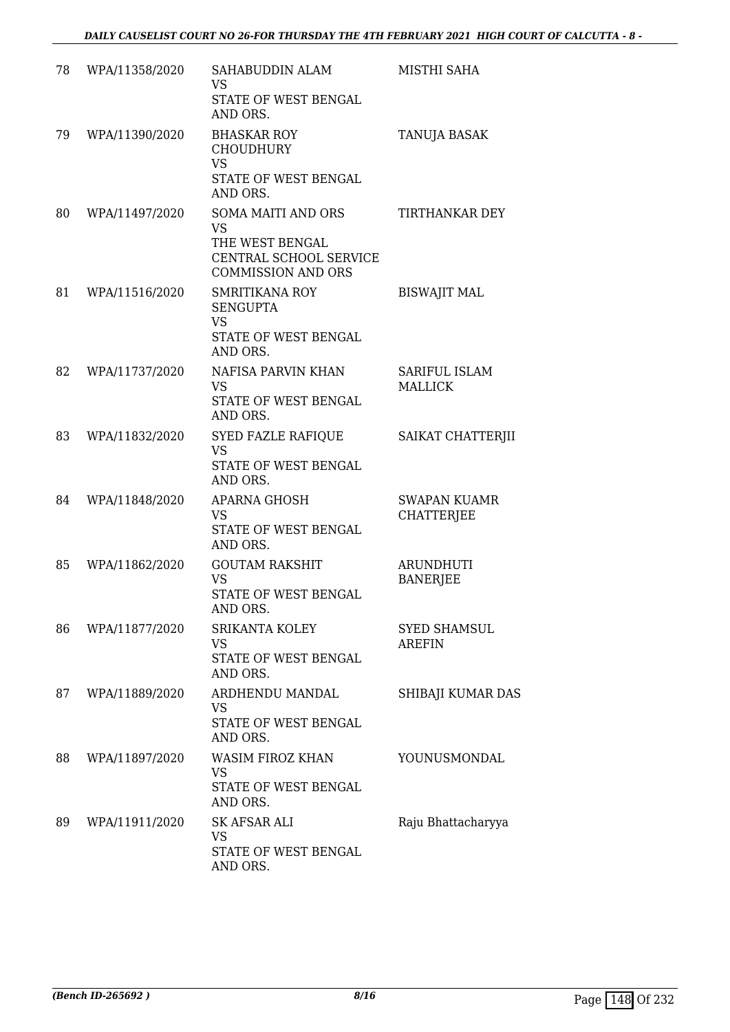| | | | |
|---|---|---|---|
| 78 | WPA/11358/2020 | SAHABUDDIN ALAM<br>VS<br>STATE OF WEST BENGAL AND ORS. | MISTHI SAHA |
| 79 | WPA/11390/2020 | BHASKAR ROY CHOUDHURY<br>VS<br>STATE OF WEST BENGAL AND ORS. | TANUJA BASAK |
| 80 | WPA/11497/2020 | SOMA MAITI AND ORS<br>VS<br>THE WEST BENGAL CENTRAL SCHOOL SERVICE COMMISSION AND ORS | TIRTHANKAR DEY |
| 81 | WPA/11516/2020 | SMRITIKANA ROY SENGUPTA<br>VS<br>STATE OF WEST BENGAL AND ORS. | BISWAJIT MAL |
| 82 | WPA/11737/2020 | NAFISA PARVIN KHAN<br>VS<br>STATE OF WEST BENGAL AND ORS. | SARIFUL ISLAM MALLICK |
| 83 | WPA/11832/2020 | SYED FAZLE RAFIQUE<br>VS<br>STATE OF WEST BENGAL AND ORS. | SAIKAT CHATTERJII |
| 84 | WPA/11848/2020 | APARNA GHOSH<br>VS<br>STATE OF WEST BENGAL AND ORS. | SWAPAN KUAMR CHATTERJEE |
| 85 | WPA/11862/2020 | GOUTAM RAKSHIT<br>VS<br>STATE OF WEST BENGAL AND ORS. | ARUNDHUTI BANERJEE |
| 86 | WPA/11877/2020 | SRIKANTA KOLEY<br>VS<br>STATE OF WEST BENGAL AND ORS. | SYED SHAMSUL AREFIN |
| 87 | WPA/11889/2020 | ARDHENDU MANDAL<br>VS<br>STATE OF WEST BENGAL AND ORS. | SHIBAJI KUMAR DAS |
| 88 | WPA/11897/2020 | WASIM FIROZ KHAN<br>VS<br>STATE OF WEST BENGAL AND ORS. | YOUNUSMONDAL |
| 89 | WPA/11911/2020 | SK AFSAR ALI<br>VS<br>STATE OF WEST BENGAL AND ORS. | Raju Bhattacharyya |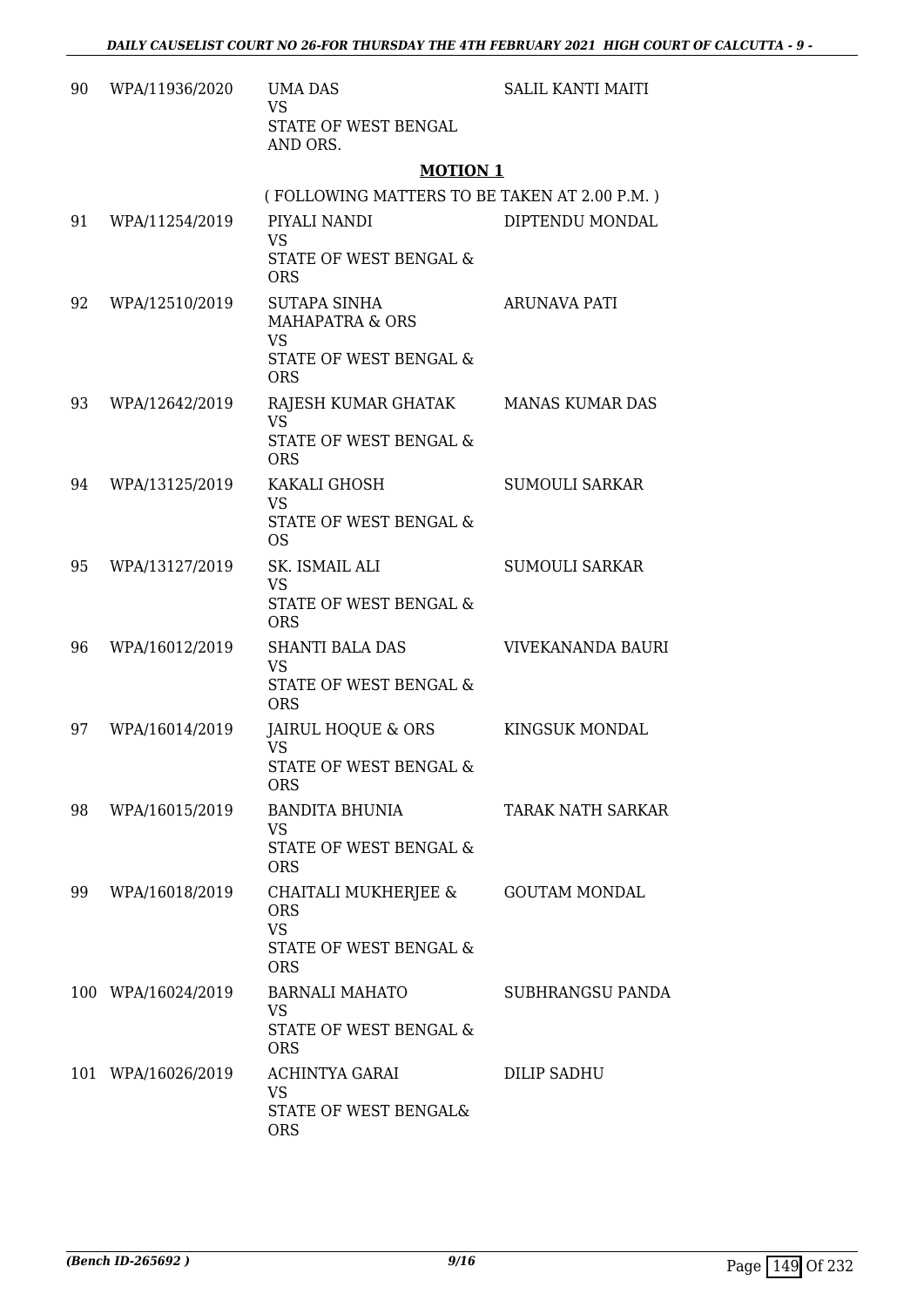| | | | |
|---|---|---|---|
| 90 | WPA/11936/2020 | UMA DAS<br>VS<br>STATE OF WEST BENGAL AND ORS. | SALIL KANTI MAITI |

## MOTION 1

( FOLLOWING MATTERS TO BE TAKEN AT 2.00 P.M. )

| | | | |
|---|---|---|---|
| 91 | WPA/11254/2019 | PIYALI NANDI<br>VS<br>STATE OF WEST BENGAL & ORS | DIPTENDU MONDAL |
| 92 | WPA/12510/2019 | SUTAPA SINHA MAHAPATRA & ORS<br>VS<br>STATE OF WEST BENGAL & ORS | ARUNAVA PATI |
| 93 | WPA/12642/2019 | RAJESH KUMAR GHATAK<br>VS<br>STATE OF WEST BENGAL & ORS | MANAS KUMAR DAS |
| 94 | WPA/13125/2019 | KAKALI GHOSH<br>VS<br>STATE OF WEST BENGAL & OS | SUMOULI SARKAR |
| 95 | WPA/13127/2019 | SK. ISMAIL ALI<br>VS<br>STATE OF WEST BENGAL & ORS | SUMOULI SARKAR |
| 96 | WPA/16012/2019 | SHANTI BALA DAS<br>VS<br>STATE OF WEST BENGAL & ORS | VIVEKANANDA BAURI |
| 97 | WPA/16014/2019 | JAIRUL HOQUE & ORS<br>VS<br>STATE OF WEST BENGAL & ORS | KINGSUK MONDAL |
| 98 | WPA/16015/2019 | BANDITA BHUNIA<br>VS<br>STATE OF WEST BENGAL & ORS | TARAK NATH SARKAR |
| 99 | WPA/16018/2019 | CHAITALI MUKHERJEE & ORS<br>VS<br>STATE OF WEST BENGAL & ORS | GOUTAM MONDAL |
| 100 | WPA/16024/2019 | BARNALI MAHATO<br>VS<br>STATE OF WEST BENGAL & ORS | SUBHRANGSU PANDA |
| 101 | WPA/16026/2019 | ACHINTYA GARAI<br>VS<br>STATE OF WEST BENGAL& ORS | DILIP SADHU |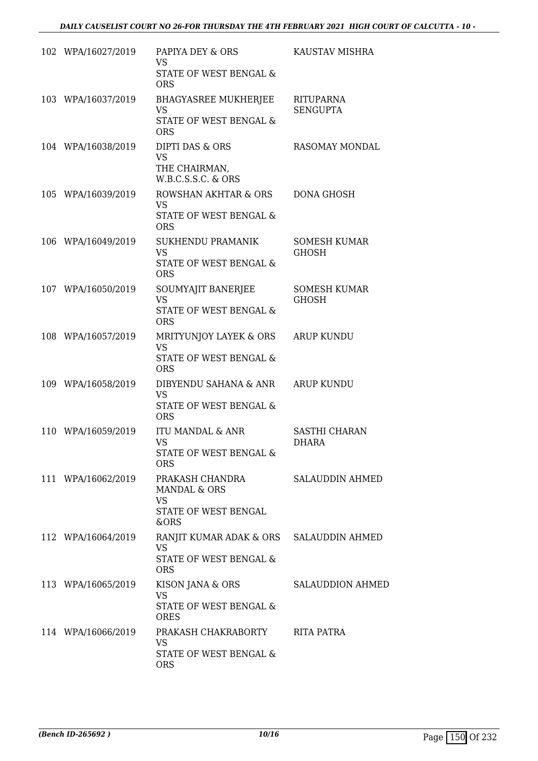| | | | |
|---|---|---|---|
| 102 | WPA/16027/2019 | PAPIYA DEY & ORS<br>VS<br>STATE OF WEST BENGAL & ORS | KAUSTAV MISHRA |
| 103 | WPA/16037/2019 | BHAGYASREE MUKHERJEE<br>VS<br>STATE OF WEST BENGAL & ORS | RITUPARNA SENGUPTA |
| 104 | WPA/16038/2019 | DIPTI DAS & ORS<br>VS<br>THE CHAIRMAN, W.B.C.S.S.C. & ORS | RASOMAY MONDAL |
| 105 | WPA/16039/2019 | ROWSHAN AKHTAR & ORS<br>VS<br>STATE OF WEST BENGAL & ORS | DONA GHOSH |
| 106 | WPA/16049/2019 | SUKHENDU PRAMANIK<br>VS<br>STATE OF WEST BENGAL & ORS | SOMESH KUMAR GHOSH |
| 107 | WPA/16050/2019 | SOUMYAJIT BANERJEE<br>VS<br>STATE OF WEST BENGAL & ORS | SOMESH KUMAR GHOSH |
| 108 | WPA/16057/2019 | MRITYUNJOY LAYEK & ORS<br>VS<br>STATE OF WEST BENGAL & ORS | ARUP KUNDU |
| 109 | WPA/16058/2019 | DIBYENDU SAHANA & ANR<br>VS<br>STATE OF WEST BENGAL & ORS | ARUP KUNDU |
| 110 | WPA/16059/2019 | ITU MANDAL & ANR<br>VS<br>STATE OF WEST BENGAL & ORS | SASTHI CHARAN DHARA |
| 111 | WPA/16062/2019 | PRAKASH CHANDRA MANDAL & ORS<br>VS<br>STATE OF WEST BENGAL &ORS | SALAUDDIN AHMED |
| 112 | WPA/16064/2019 | RANJIT KUMAR ADAK & ORS<br>VS<br>STATE OF WEST BENGAL & ORS | SALAUDDIN AHMED |
| 113 | WPA/16065/2019 | KISON JANA & ORS<br>VS<br>STATE OF WEST BENGAL & ORES | SALAUDDION AHMED |
| 114 | WPA/16066/2019 | PRAKASH CHAKRABORTY<br>VS<br>STATE OF WEST BENGAL & ORS | RITA PATRA |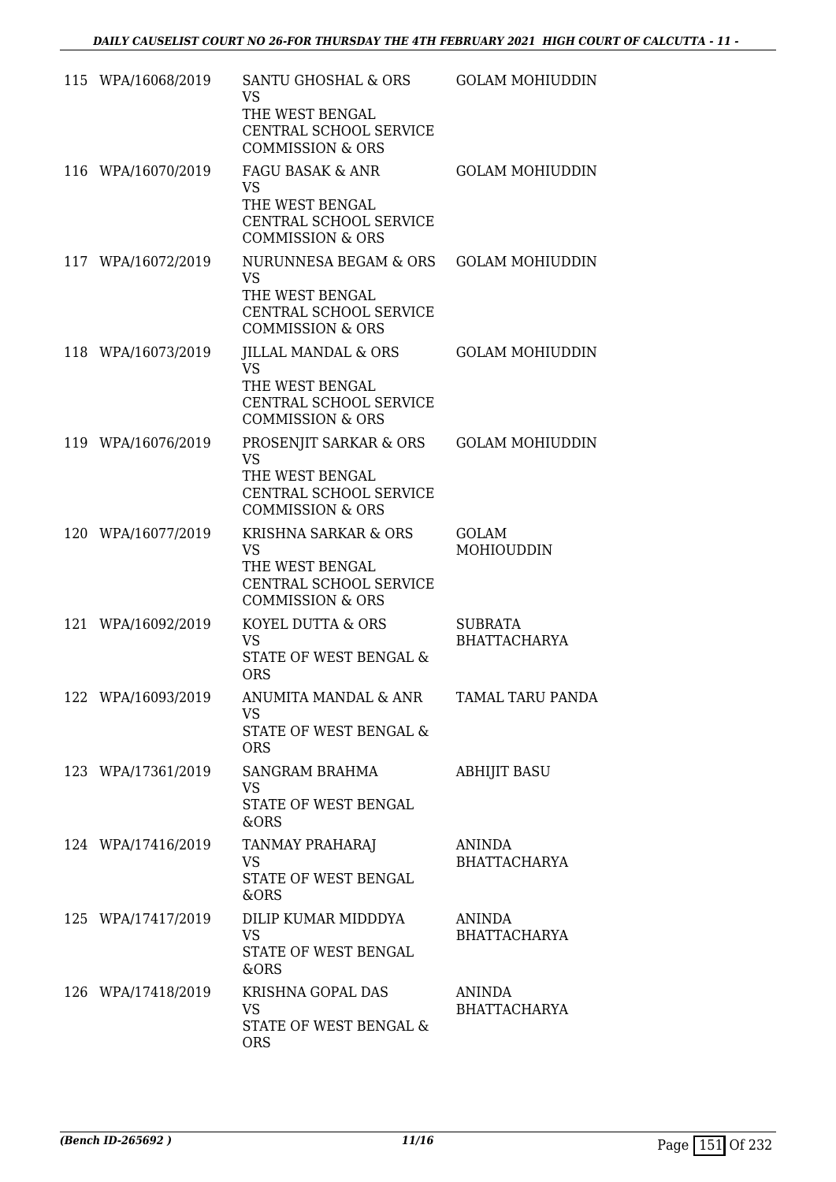| | | | |
|---|---|---|---|
| 115 | WPA/16068/2019 | SANTU GHOSHAL & ORS<br>VS<br>THE WEST BENGAL CENTRAL SCHOOL SERVICE COMMISSION & ORS | GOLAM MOHIUDDIN |
| 116 | WPA/16070/2019 | FAGU BASAK & ANR<br>VS<br>THE WEST BENGAL CENTRAL SCHOOL SERVICE COMMISSION & ORS | GOLAM MOHIUDDIN |
| 117 | WPA/16072/2019 | NURUNNESA BEGAM & ORS<br>VS<br>THE WEST BENGAL CENTRAL SCHOOL SERVICE COMMISSION & ORS | GOLAM MOHIUDDIN |
| 118 | WPA/16073/2019 | JILLAL MANDAL & ORS<br>VS<br>THE WEST BENGAL CENTRAL SCHOOL SERVICE COMMISSION & ORS | GOLAM MOHIUDDIN |
| 119 | WPA/16076/2019 | PROSENJIT SARKAR & ORS<br>VS<br>THE WEST BENGAL CENTRAL SCHOOL SERVICE COMMISSION & ORS | GOLAM MOHIUDDIN |
| 120 | WPA/16077/2019 | KRISHNA SARKAR & ORS<br>VS<br>THE WEST BENGAL CENTRAL SCHOOL SERVICE COMMISSION & ORS | GOLAM MOHIOUDDIN |
| 121 | WPA/16092/2019 | KOYEL DUTTA & ORS<br>VS<br>STATE OF WEST BENGAL & ORS | SUBRATA BHATTACHARYA |
| 122 | WPA/16093/2019 | ANUMITA MANDAL & ANR<br>VS<br>STATE OF WEST BENGAL & ORS | TAMAL TARU PANDA |
| 123 | WPA/17361/2019 | SANGRAM BRAHMA<br>VS<br>STATE OF WEST BENGAL &ORS | ABHIJIT BASU |
| 124 | WPA/17416/2019 | TANMAY PRAHARAJ<br>VS<br>STATE OF WEST BENGAL &ORS | ANINDA BHATTACHARYA |
| 125 | WPA/17417/2019 | DILIP KUMAR MIDDDYA<br>VS<br>STATE OF WEST BENGAL &ORS | ANINDA BHATTACHARYA |
| 126 | WPA/17418/2019 | KRISHNA GOPAL DAS<br>VS<br>STATE OF WEST BENGAL & ORS | ANINDA BHATTACHARYA |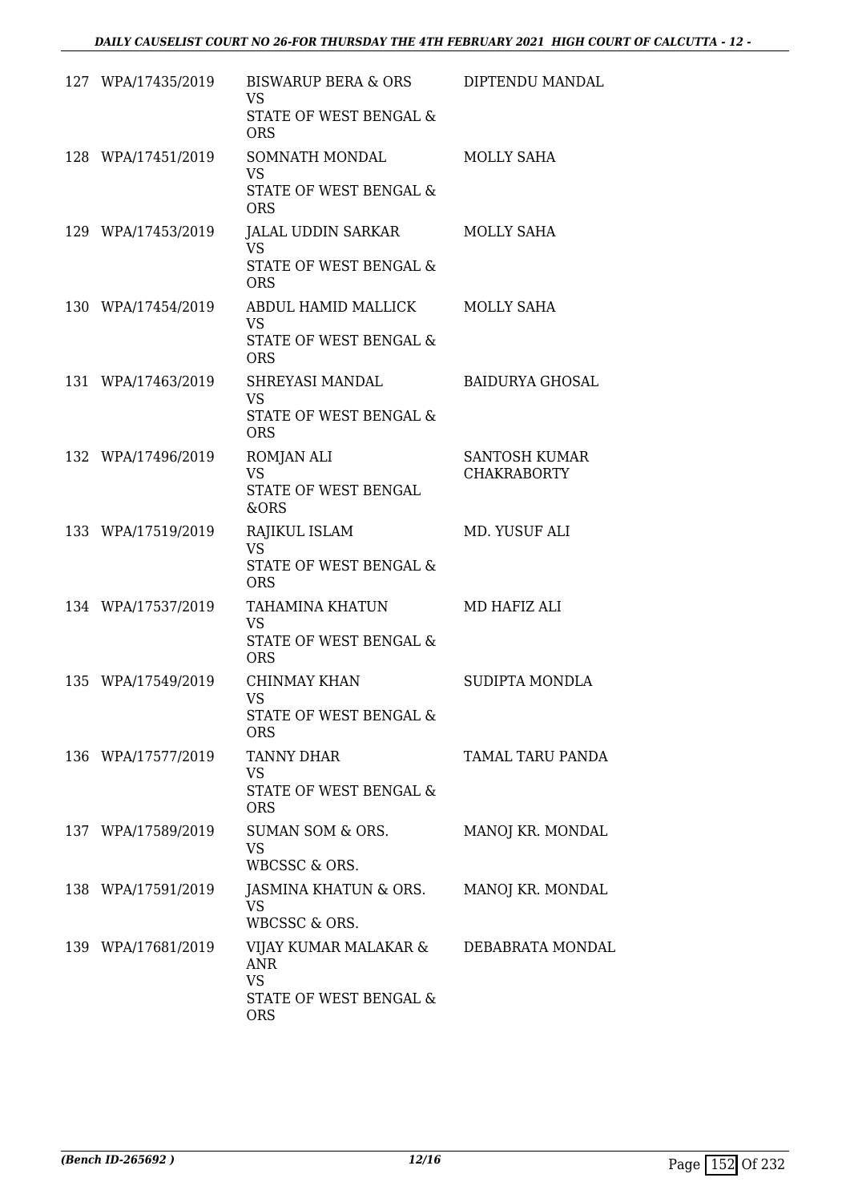| | | | |
|---|---|---|---|
| 127 | WPA/17435/2019 | BISWARUP BERA & ORS<br>VS<br>STATE OF WEST BENGAL & ORS | DIPTENDU MANDAL |
| 128 | WPA/17451/2019 | SOMNATH MONDAL<br>VS<br>STATE OF WEST BENGAL & ORS | MOLLY SAHA |
| 129 | WPA/17453/2019 | JALAL UDDIN SARKAR<br>VS<br>STATE OF WEST BENGAL & ORS | MOLLY SAHA |
| 130 | WPA/17454/2019 | ABDUL HAMID MALLICK<br>VS<br>STATE OF WEST BENGAL & ORS | MOLLY SAHA |
| 131 | WPA/17463/2019 | SHREYASI MANDAL<br>VS<br>STATE OF WEST BENGAL & ORS | BAIDURYA GHOSAL |
| 132 | WPA/17496/2019 | ROMJAN ALI<br>VS<br>STATE OF WEST BENGAL &ORS | SANTOSH KUMAR CHAKRABORTY |
| 133 | WPA/17519/2019 | RAJIKUL ISLAM<br>VS<br>STATE OF WEST BENGAL & ORS | MD. YUSUF ALI |
| 134 | WPA/17537/2019 | TAHAMINA KHATUN<br>VS<br>STATE OF WEST BENGAL & ORS | MD HAFIZ ALI |
| 135 | WPA/17549/2019 | CHINMAY KHAN<br>VS<br>STATE OF WEST BENGAL & ORS | SUDIPTA MONDLA |
| 136 | WPA/17577/2019 | TANNY DHAR<br>VS<br>STATE OF WEST BENGAL & ORS | TAMAL TARU PANDA |
| 137 | WPA/17589/2019 | SUMAN SOM & ORS.<br>VS<br>WBCSSC & ORS. | MANOJ KR. MONDAL |
| 138 | WPA/17591/2019 | JASMINA KHATUN & ORS.<br>VS<br>WBCSSC & ORS. | MANOJ KR. MONDAL |
| 139 | WPA/17681/2019 | VIJAY KUMAR MALAKAR & ANR<br>VS<br>STATE OF WEST BENGAL & ORS | DEBABRATA MONDAL |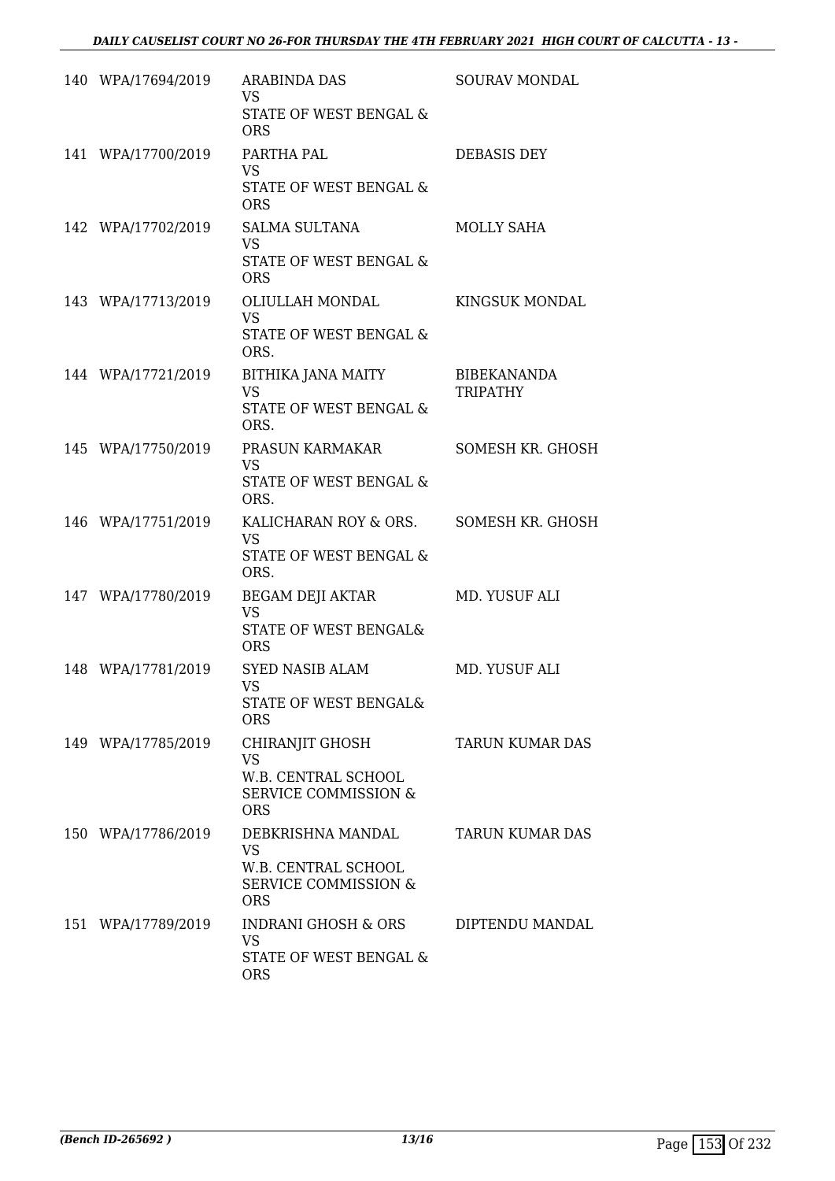| | | | |
|---|---|---|---|
| 140 | WPA/17694/2019 | ARABINDA DAS<br>VS<br>STATE OF WEST BENGAL & ORS | SOURAV MONDAL |
| 141 | WPA/17700/2019 | PARTHA PAL<br>VS<br>STATE OF WEST BENGAL & ORS | DEBASIS DEY |
| 142 | WPA/17702/2019 | SALMA SULTANA<br>VS<br>STATE OF WEST BENGAL & ORS | MOLLY SAHA |
| 143 | WPA/17713/2019 | OLIULLAH MONDAL<br>VS<br>STATE OF WEST BENGAL & ORS. | KINGSUK MONDAL |
| 144 | WPA/17721/2019 | BITHIKA JANA MAITY<br>VS<br>STATE OF WEST BENGAL & ORS. | BIBEKANANDA TRIPATHY |
| 145 | WPA/17750/2019 | PRASUN KARMAKAR<br>VS<br>STATE OF WEST BENGAL & ORS. | SOMESH KR. GHOSH |
| 146 | WPA/17751/2019 | KALICHARAN ROY & ORS.<br>VS<br>STATE OF WEST BENGAL & ORS. | SOMESH KR. GHOSH |
| 147 | WPA/17780/2019 | BEGAM DEJI AKTAR<br>VS<br>STATE OF WEST BENGAL& ORS | MD. YUSUF ALI |
| 148 | WPA/17781/2019 | SYED NASIB ALAM<br>VS<br>STATE OF WEST BENGAL& ORS | MD. YUSUF ALI |
| 149 | WPA/17785/2019 | CHIRANJIT GHOSH<br>VS<br>W.B. CENTRAL SCHOOL SERVICE COMMISSION & ORS | TARUN KUMAR DAS |
| 150 | WPA/17786/2019 | DEBKRISHNA MANDAL<br>VS<br>W.B. CENTRAL SCHOOL SERVICE COMMISSION & ORS | TARUN KUMAR DAS |
| 151 | WPA/17789/2019 | INDRANI GHOSH & ORS<br>VS<br>STATE OF WEST BENGAL & ORS | DIPTENDU MANDAL |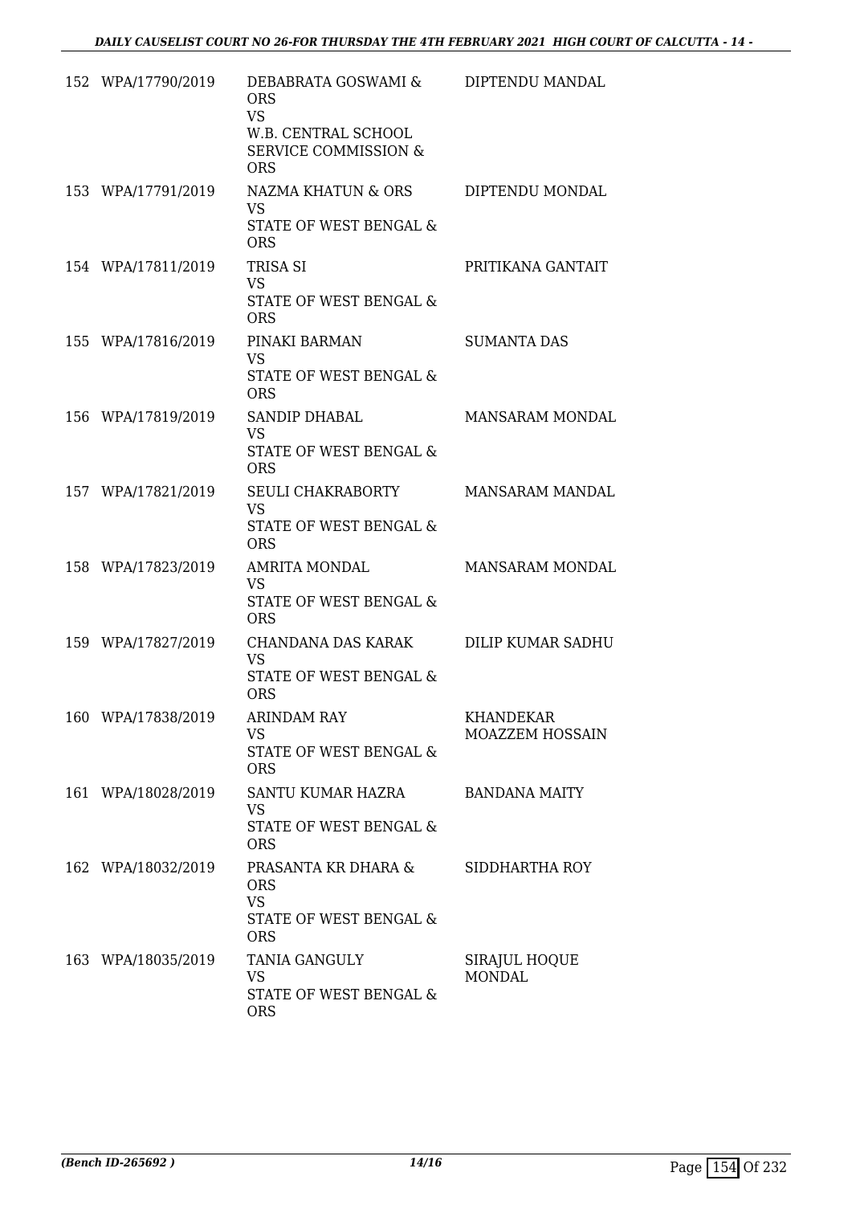| | | | |
|---|---|---|---|
| 152 | WPA/17790/2019 | DEBABRATA GOSWAMI & ORS<br>VS<br>W.B. CENTRAL SCHOOL SERVICE COMMISSION & ORS | DIPTENDU MANDAL |
| 153 | WPA/17791/2019 | NAZMA KHATUN & ORS<br>VS<br>STATE OF WEST BENGAL & ORS | DIPTENDU MONDAL |
| 154 | WPA/17811/2019 | TRISA SI<br>VS<br>STATE OF WEST BENGAL & ORS | PRITIKANA GANTAIT |
| 155 | WPA/17816/2019 | PINAKI BARMAN<br>VS<br>STATE OF WEST BENGAL & ORS | SUMANTA DAS |
| 156 | WPA/17819/2019 | SANDIP DHABAL<br>VS<br>STATE OF WEST BENGAL & ORS | MANSARAM MONDAL |
| 157 | WPA/17821/2019 | SEULI CHAKRABORTY<br>VS<br>STATE OF WEST BENGAL & ORS | MANSARAM MANDAL |
| 158 | WPA/17823/2019 | AMRITA MONDAL<br>VS<br>STATE OF WEST BENGAL & ORS | MANSARAM MONDAL |
| 159 | WPA/17827/2019 | CHANDANA DAS KARAK<br>VS<br>STATE OF WEST BENGAL & ORS | DILIP KUMAR SADHU |
| 160 | WPA/17838/2019 | ARINDAM RAY<br>VS<br>STATE OF WEST BENGAL & ORS | KHANDEKAR MOAZZEM HOSSAIN |
| 161 | WPA/18028/2019 | SANTU KUMAR HAZRA<br>VS<br>STATE OF WEST BENGAL & ORS | BANDANA MAITY |
| 162 | WPA/18032/2019 | PRASANTA KR DHARA & ORS<br>VS<br>STATE OF WEST BENGAL & ORS | SIDDHARTHA ROY |
| 163 | WPA/18035/2019 | TANIA GANGULY<br>VS<br>STATE OF WEST BENGAL & ORS | SIRAJUL HOQUE MONDAL |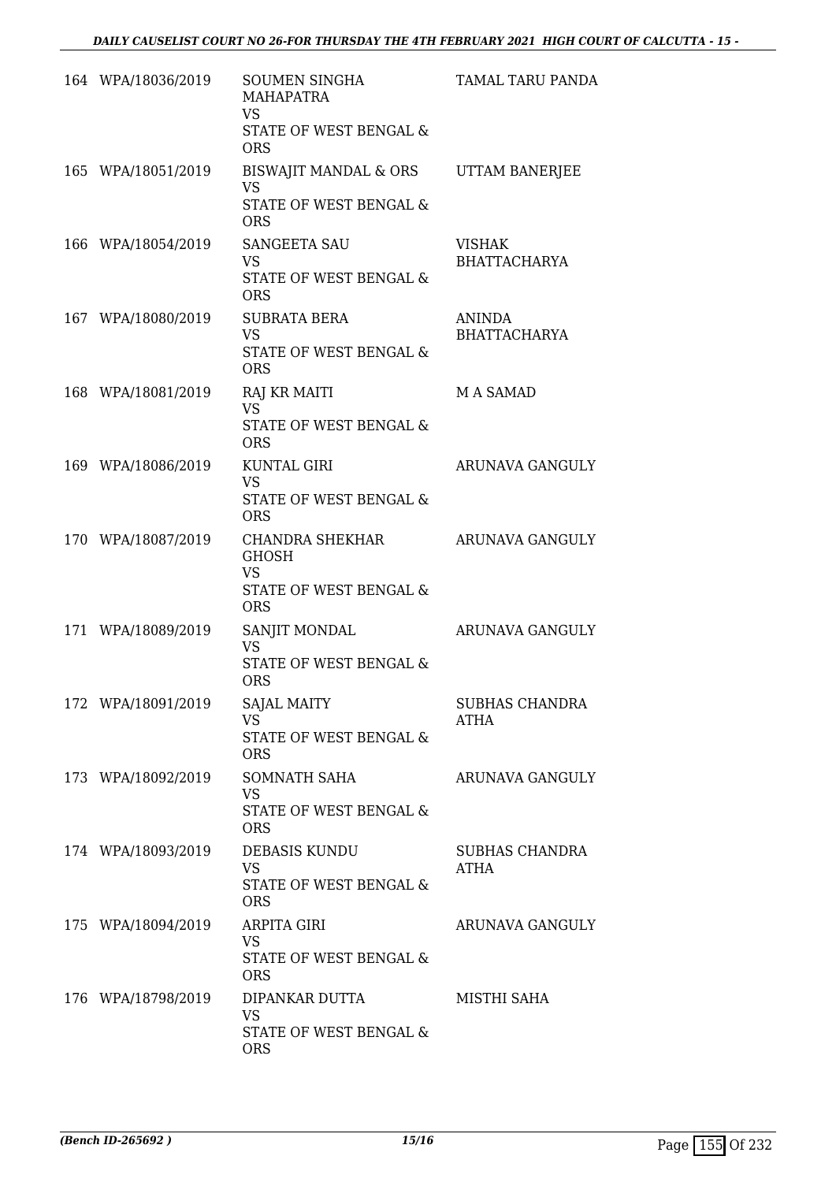| | | | |
|---|---|---|---|
| 164 | WPA/18036/2019 | SOUMEN SINGHA MAHAPATRA<br>VS<br>STATE OF WEST BENGAL & ORS | TAMAL TARU PANDA |
| 165 | WPA/18051/2019 | BISWAJIT MANDAL & ORS<br>VS<br>STATE OF WEST BENGAL & ORS | UTTAM BANERJEE |
| 166 | WPA/18054/2019 | SANGEETA SAU<br>VS<br>STATE OF WEST BENGAL & ORS | VISHAK BHATTACHARYA |
| 167 | WPA/18080/2019 | SUBRATA BERA<br>VS<br>STATE OF WEST BENGAL & ORS | ANINDA BHATTACHARYA |
| 168 | WPA/18081/2019 | RAJ KR MAITI<br>VS<br>STATE OF WEST BENGAL & ORS | M A SAMAD |
| 169 | WPA/18086/2019 | KUNTAL GIRI<br>VS<br>STATE OF WEST BENGAL & ORS | ARUNAVA GANGULY |
| 170 | WPA/18087/2019 | CHANDRA SHEKHAR GHOSH<br>VS<br>STATE OF WEST BENGAL & ORS | ARUNAVA GANGULY |
| 171 | WPA/18089/2019 | SANJIT MONDAL<br>VS<br>STATE OF WEST BENGAL & ORS | ARUNAVA GANGULY |
| 172 | WPA/18091/2019 | SAJAL MAITY<br>VS<br>STATE OF WEST BENGAL & ORS | SUBHAS CHANDRA ATHA |
| 173 | WPA/18092/2019 | SOMNATH SAHA<br>VS<br>STATE OF WEST BENGAL & ORS | ARUNAVA GANGULY |
| 174 | WPA/18093/2019 | DEBASIS KUNDU<br>VS<br>STATE OF WEST BENGAL & ORS | SUBHAS CHANDRA ATHA |
| 175 | WPA/18094/2019 | ARPITA GIRI<br>VS<br>STATE OF WEST BENGAL & ORS | ARUNAVA GANGULY |
| 176 | WPA/18798/2019 | DIPANKAR DUTTA<br>VS<br>STATE OF WEST BENGAL & ORS | MISTHI SAHA |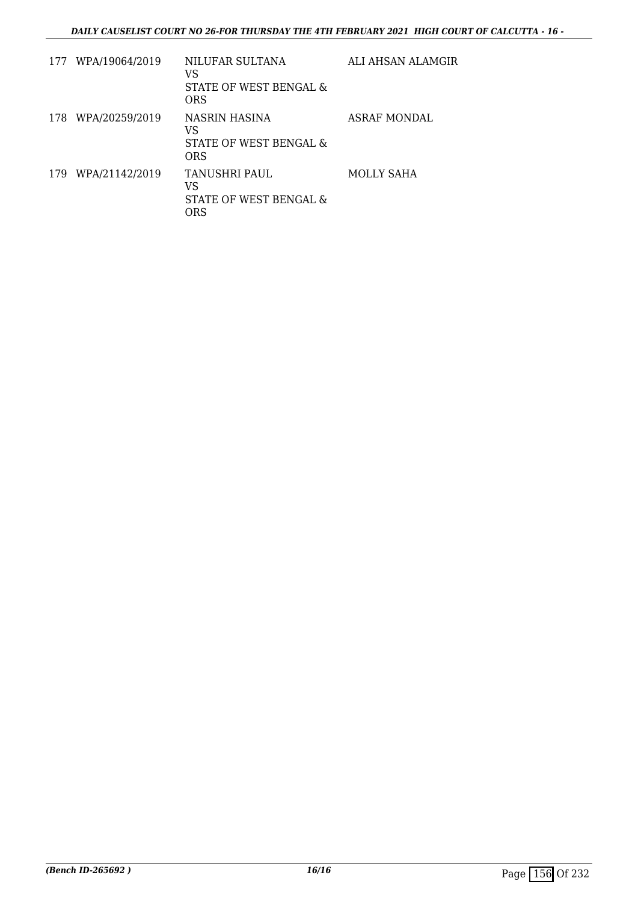| | | | |
|---|---|---|---|
| 177 | WPA/19064/2019 | NILUFAR SULTANA<br>VS<br>STATE OF WEST BENGAL & ORS | ALI AHSAN ALAMGIR |
| 178 | WPA/20259/2019 | NASRIN HASINA<br>VS<br>STATE OF WEST BENGAL & ORS | ASRAF MONDAL |
| 179 | WPA/21142/2019 | TANUSHRI PAUL<br>VS<br>STATE OF WEST BENGAL & ORS | MOLLY SAHA |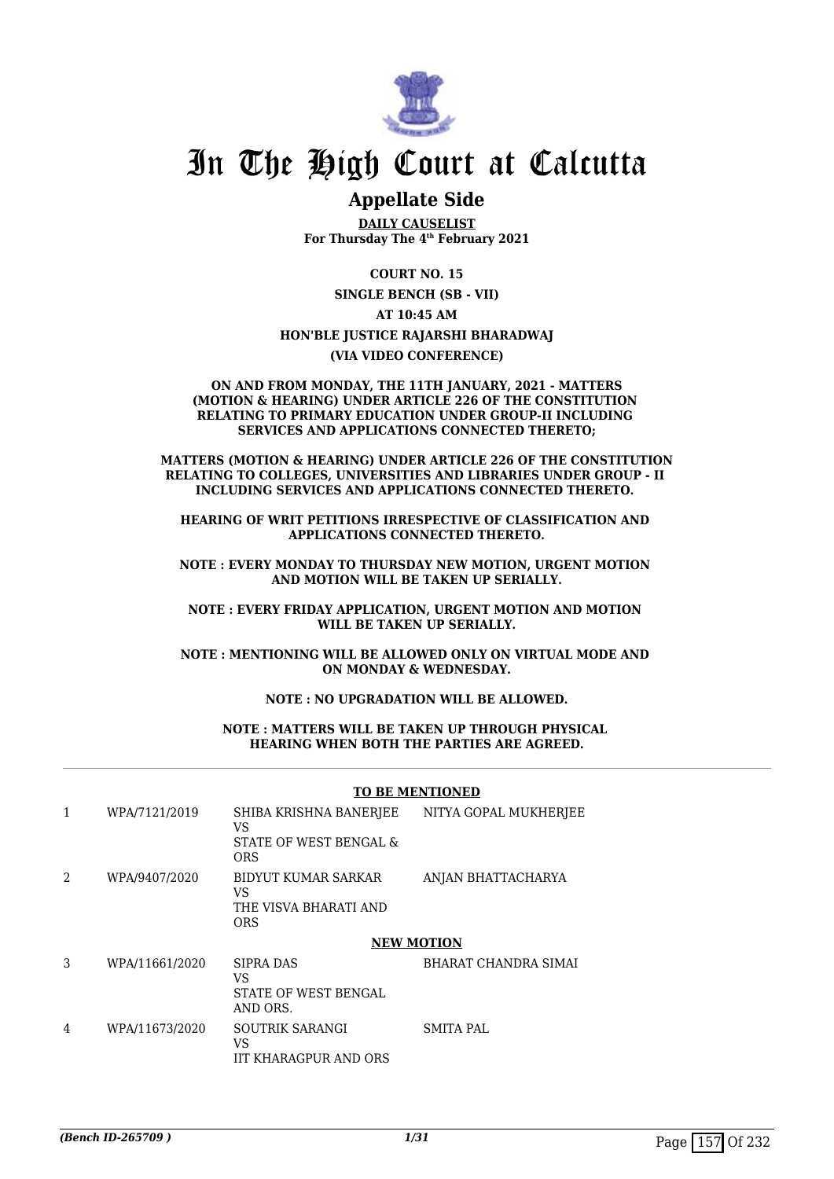# In The High Court at Calcutta

## Appellate Side

**DAILY CAUSELIST**
**For Thursday The 4th February 2021**

**COURT NO. 15**

**SINGLE BENCH (SB - VII)**

**AT 10:45 AM**

**HON'BLE JUSTICE RAJARSHI BHARADWAJ**

**(VIA VIDEO CONFERENCE)**

**ON AND FROM MONDAY, THE 11TH JANUARY, 2021 - MATTERS (MOTION & HEARING) UNDER ARTICLE 226 OF THE CONSTITUTION RELATING TO PRIMARY EDUCATION UNDER GROUP-II INCLUDING SERVICES AND APPLICATIONS CONNECTED THERETO;**

**MATTERS (MOTION & HEARING) UNDER ARTICLE 226 OF THE CONSTITUTION RELATING TO COLLEGES, UNIVERSITIES AND LIBRARIES UNDER GROUP - II INCLUDING SERVICES AND APPLICATIONS CONNECTED THERETO.**

**HEARING OF WRIT PETITIONS IRRESPECTIVE OF CLASSIFICATION AND APPLICATIONS CONNECTED THERETO.**

**NOTE : EVERY MONDAY TO THURSDAY NEW MOTION, URGENT MOTION AND MOTION WILL BE TAKEN UP SERIALLY.**

**NOTE : EVERY FRIDAY APPLICATION, URGENT MOTION AND MOTION WILL BE TAKEN UP SERIALLY.**

**NOTE : MENTIONING WILL BE ALLOWED ONLY ON VIRTUAL MODE AND ON MONDAY & WEDNESDAY.**

**NOTE : NO UPGRADATION WILL BE ALLOWED.**

**NOTE : MATTERS WILL BE TAKEN UP THROUGH PHYSICAL HEARING WHEN BOTH THE PARTIES ARE AGREED.**

**TO BE MENTIONED**

| | | | |
|---|---|---|---|
| 1 | WPA/7121/2019 | SHIBA KRISHNA BANERJEE<br>VS<br>STATE OF WEST BENGAL & ORS | NITYA GOPAL MUKHERJEE |
| 2 | WPA/9407/2020 | BIDYUT KUMAR SARKAR<br>VS<br>THE VISVA BHARATI AND ORS | ANJAN BHATTACHARYA |

**NEW MOTION**

| | | | |
|---|---|---|---|
| 3 | WPA/11661/2020 | SIPRA DAS<br>VS<br>STATE OF WEST BENGAL AND ORS. | BHARAT CHANDRA SIMAI |
| 4 | WPA/11673/2020 | SOUTRIK SARANGI<br>VS<br>IIT KHARAGPUR AND ORS | SMITA PAL |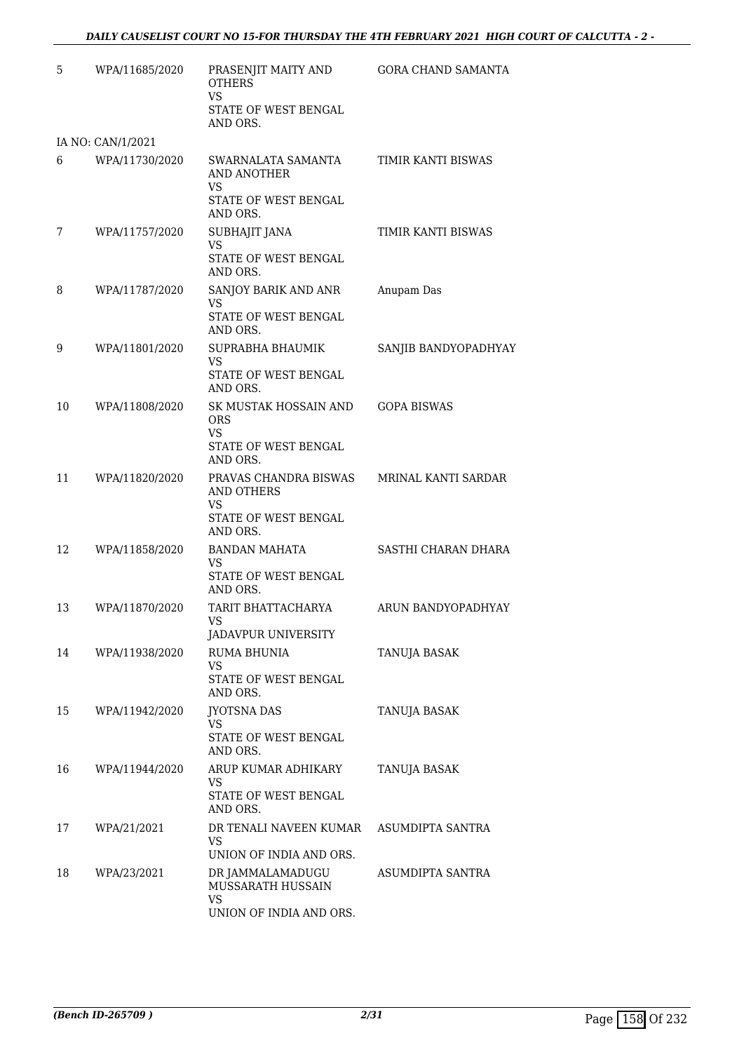| | | | |
|---|---|---|---|
| 5 | WPA/11685/2020 | PRASENJIT MAITY AND OTHERS<br>VS<br>STATE OF WEST BENGAL AND ORS. | GORA CHAND SAMANTA |
| | IA NO: CAN/1/2021 | | |
| 6 | WPA/11730/2020 | SWARNALATA SAMANTA AND ANOTHER<br>VS<br>STATE OF WEST BENGAL AND ORS. | TIMIR KANTI BISWAS |
| 7 | WPA/11757/2020 | SUBHAJIT JANA<br>VS<br>STATE OF WEST BENGAL AND ORS. | TIMIR KANTI BISWAS |
| 8 | WPA/11787/2020 | SANJOY BARIK AND ANR<br>VS<br>STATE OF WEST BENGAL AND ORS. | Anupam Das |
| 9 | WPA/11801/2020 | SUPRABHA BHAUMIK<br>VS<br>STATE OF WEST BENGAL AND ORS. | SANJIB BANDYOPADHYAY |
| 10 | WPA/11808/2020 | SK MUSTAK HOSSAIN AND ORS<br>VS<br>STATE OF WEST BENGAL AND ORS. | GOPA BISWAS |
| 11 | WPA/11820/2020 | PRAVAS CHANDRA BISWAS AND OTHERS<br>VS<br>STATE OF WEST BENGAL AND ORS. | MRINAL KANTI SARDAR |
| 12 | WPA/11858/2020 | BANDAN MAHATA<br>VS<br>STATE OF WEST BENGAL AND ORS. | SASTHI CHARAN DHARA |
| 13 | WPA/11870/2020 | TARIT BHATTACHARYA<br>VS<br>JADAVPUR UNIVERSITY | ARUN BANDYOPADHYAY |
| 14 | WPA/11938/2020 | RUMA BHUNIA<br>VS<br>STATE OF WEST BENGAL AND ORS. | TANUJA BASAK |
| 15 | WPA/11942/2020 | JYOTSNA DAS<br>VS<br>STATE OF WEST BENGAL AND ORS. | TANUJA BASAK |
| 16 | WPA/11944/2020 | ARUP KUMAR ADHIKARY<br>VS<br>STATE OF WEST BENGAL AND ORS. | TANUJA BASAK |
| 17 | WPA/21/2021 | DR TENALI NAVEEN KUMAR<br>VS<br>UNION OF INDIA AND ORS. | ASUMDIPTA SANTRA |
| 18 | WPA/23/2021 | DR JAMMALAMADUGU MUSSARATH HUSSAIN<br>VS<br>UNION OF INDIA AND ORS. | ASUMDIPTA SANTRA |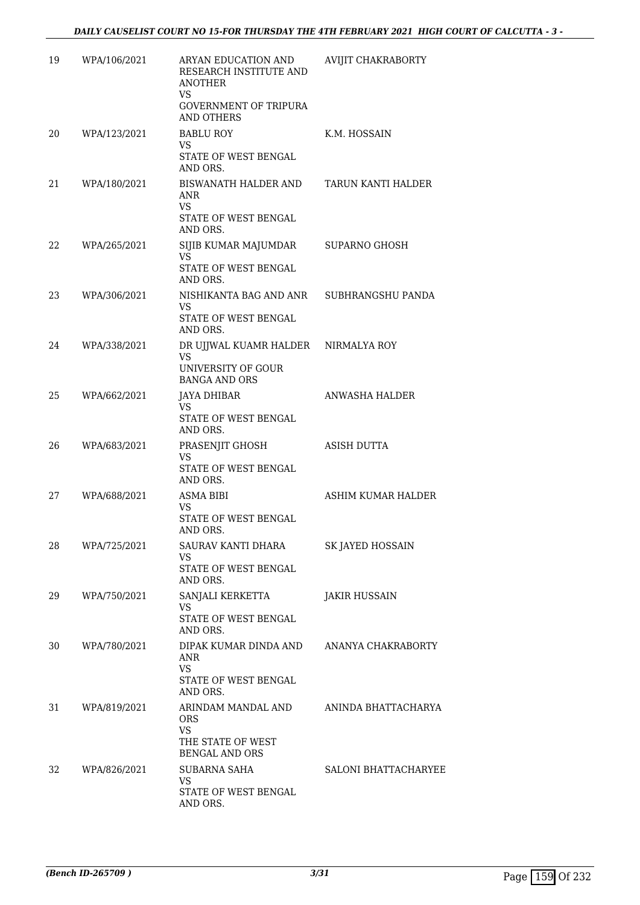| 19 | WPA/106/2021 | ARYAN EDUCATION AND RESEARCH INSTITUTE AND ANOTHER VS GOVERNMENT OF TRIPURA AND OTHERS | AVIJIT CHAKRABORTY |
|---|---|---|---|
| 20 | WPA/123/2021 | BABLU ROY VS STATE OF WEST BENGAL AND ORS. | K.M. HOSSAIN |
| 21 | WPA/180/2021 | BISWANATH HALDER AND ANR VS STATE OF WEST BENGAL AND ORS. | TARUN KANTI HALDER |
| 22 | WPA/265/2021 | SIJIB KUMAR MAJUMDAR VS STATE OF WEST BENGAL AND ORS. | SUPARNO GHOSH |
| 23 | WPA/306/2021 | NISHIKANTA BAG AND ANR VS STATE OF WEST BENGAL AND ORS. | SUBHRANGSHU PANDA |
| 24 | WPA/338/2021 | DR UJJWAL KUAMR HALDER VS UNIVERSITY OF GOUR BANGA AND ORS | NIRMALYA ROY |
| 25 | WPA/662/2021 | JAYA DHIBAR VS STATE OF WEST BENGAL AND ORS. | ANWASHA HALDER |
| 26 | WPA/683/2021 | PRASENJIT GHOSH VS STATE OF WEST BENGAL AND ORS. | ASISH DUTTA |
| 27 | WPA/688/2021 | ASMA BIBI VS STATE OF WEST BENGAL AND ORS. | ASHIM KUMAR HALDER |
| 28 | WPA/725/2021 | SAURAV KANTI DHARA VS STATE OF WEST BENGAL AND ORS. | SK JAYED HOSSAIN |
| 29 | WPA/750/2021 | SANJALI KERKETTA VS STATE OF WEST BENGAL AND ORS. | JAKIR HUSSAIN |
| 30 | WPA/780/2021 | DIPAK KUMAR DINDA AND ANR VS STATE OF WEST BENGAL AND ORS. | ANANYA CHAKRABORTY |
| 31 | WPA/819/2021 | ARINDAM MANDAL AND ORS VS THE STATE OF WEST BENGAL AND ORS | ANINDA BHATTACHARYA |
| 32 | WPA/826/2021 | SUBARNA SAHA VS STATE OF WEST BENGAL AND ORS. | SALONI BHATTACHARYEE |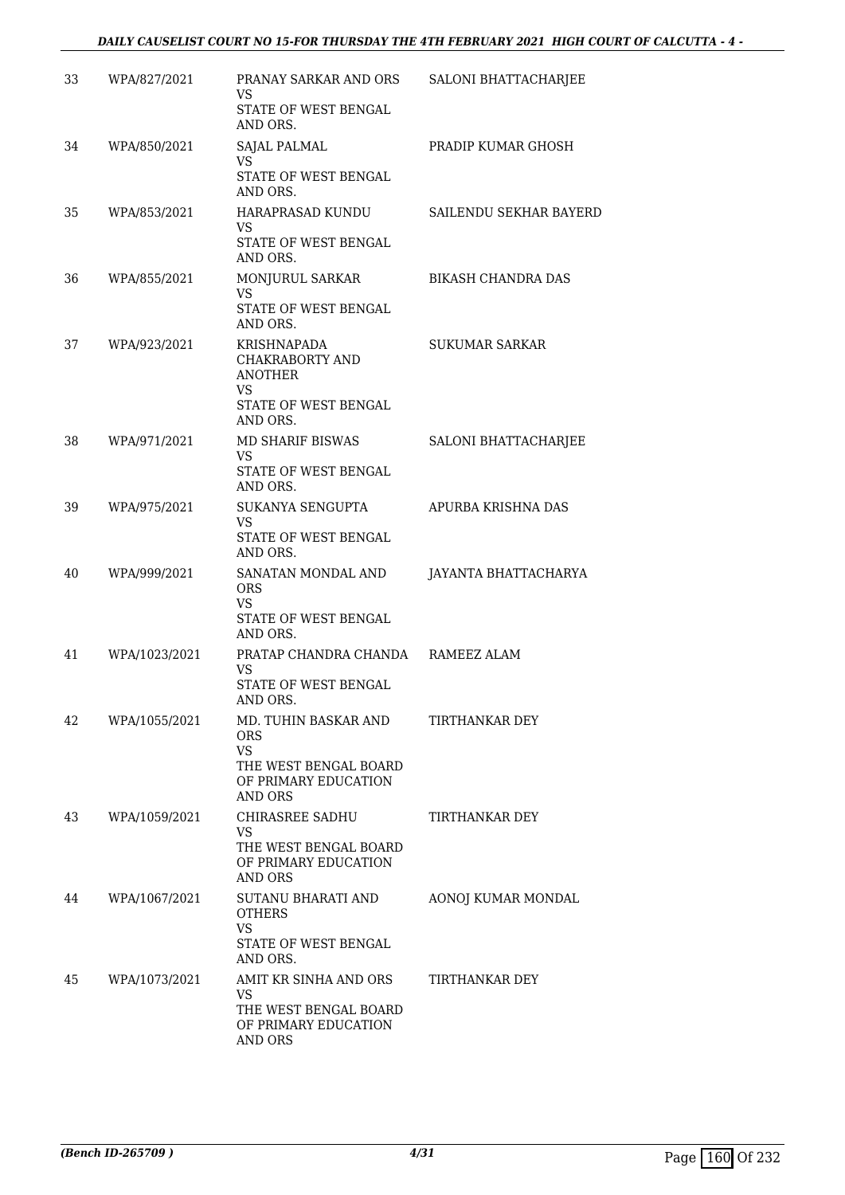| | | | |
|---|---|---|---|
| 33 | WPA/827/2021 | PRANAY SARKAR AND ORS<br>VS<br>STATE OF WEST BENGAL AND ORS. | SALONI BHATTACHARJEE |
| 34 | WPA/850/2021 | SAJAL PALMAL<br>VS<br>STATE OF WEST BENGAL AND ORS. | PRADIP KUMAR GHOSH |
| 35 | WPA/853/2021 | HARAPRASAD KUNDU<br>VS<br>STATE OF WEST BENGAL AND ORS. | SAILENDU SEKHAR BAYERD |
| 36 | WPA/855/2021 | MONJURUL SARKAR<br>VS<br>STATE OF WEST BENGAL AND ORS. | BIKASH CHANDRA DAS |
| 37 | WPA/923/2021 | KRISHNAPADA CHAKRABORTY AND ANOTHER<br>VS<br>STATE OF WEST BENGAL AND ORS. | SUKUMAR SARKAR |
| 38 | WPA/971/2021 | MD SHARIF BISWAS<br>VS<br>STATE OF WEST BENGAL AND ORS. | SALONI BHATTACHARJEE |
| 39 | WPA/975/2021 | SUKANYA SENGUPTA<br>VS<br>STATE OF WEST BENGAL AND ORS. | APURBA KRISHNA DAS |
| 40 | WPA/999/2021 | SANATAN MONDAL AND ORS<br>VS<br>STATE OF WEST BENGAL AND ORS. | JAYANTA BHATTACHARYA |
| 41 | WPA/1023/2021 | PRATAP CHANDRA CHANDA<br>VS<br>STATE OF WEST BENGAL AND ORS. | RAMEEZ ALAM |
| 42 | WPA/1055/2021 | MD. TUHIN BASKAR AND ORS<br>VS<br>THE WEST BENGAL BOARD OF PRIMARY EDUCATION AND ORS | TIRTHANKAR DEY |
| 43 | WPA/1059/2021 | CHIRASREE SADHU<br>VS<br>THE WEST BENGAL BOARD OF PRIMARY EDUCATION AND ORS | TIRTHANKAR DEY |
| 44 | WPA/1067/2021 | SUTANU BHARATI AND OTHERS<br>VS<br>STATE OF WEST BENGAL AND ORS. | AONOJ KUMAR MONDAL |
| 45 | WPA/1073/2021 | AMIT KR SINHA AND ORS<br>VS<br>THE WEST BENGAL BOARD OF PRIMARY EDUCATION AND ORS | TIRTHANKAR DEY |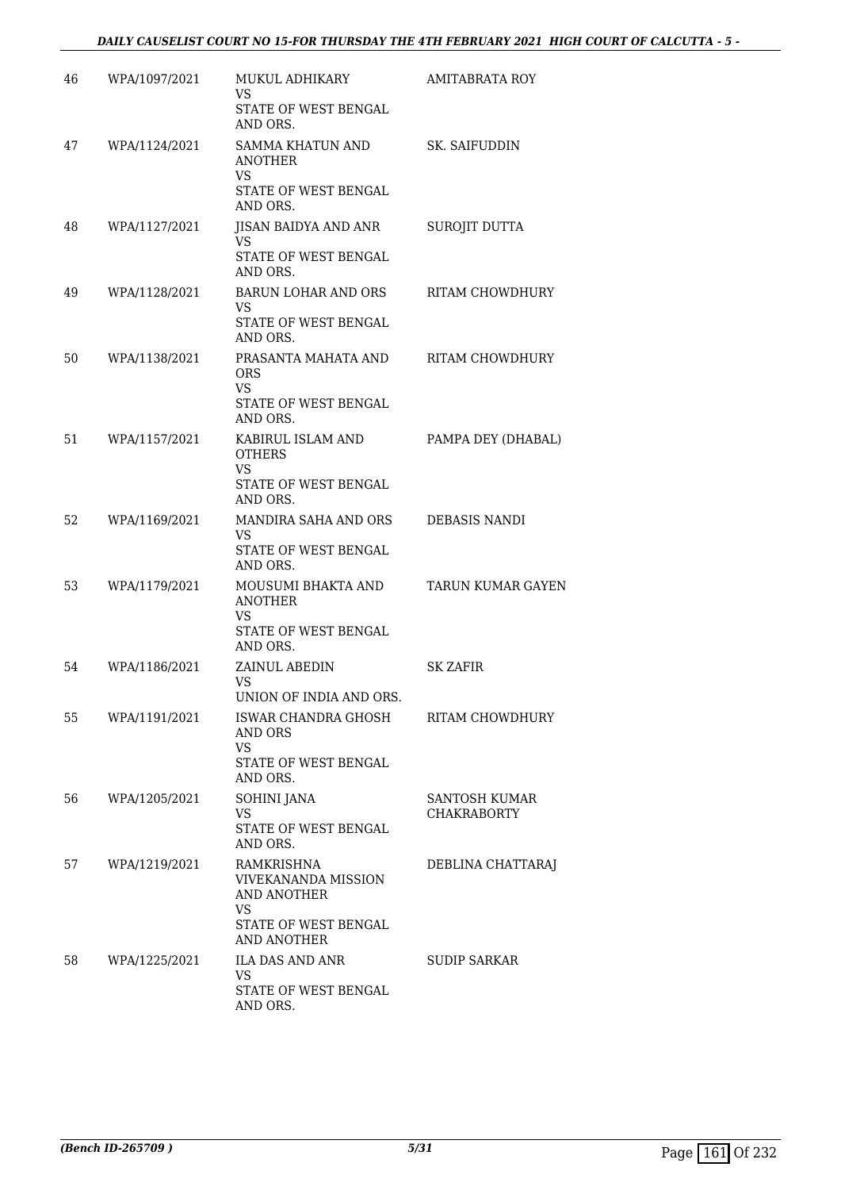| | | | |
|---|---|---|---|
| 46 | WPA/1097/2021 | MUKUL ADHIKARY<br>VS<br>STATE OF WEST BENGAL AND ORS. | AMITABRATA ROY |
| 47 | WPA/1124/2021 | SAMMA KHATUN AND ANOTHER<br>VS<br>STATE OF WEST BENGAL AND ORS. | SK. SAIFUDDIN |
| 48 | WPA/1127/2021 | JISAN BAIDYA AND ANR<br>VS<br>STATE OF WEST BENGAL AND ORS. | SUROJIT DUTTA |
| 49 | WPA/1128/2021 | BARUN LOHAR AND ORS<br>VS<br>STATE OF WEST BENGAL AND ORS. | RITAM CHOWDHURY |
| 50 | WPA/1138/2021 | PRASANTA MAHATA AND ORS<br>VS<br>STATE OF WEST BENGAL AND ORS. | RITAM CHOWDHURY |
| 51 | WPA/1157/2021 | KABIRUL ISLAM AND OTHERS<br>VS<br>STATE OF WEST BENGAL AND ORS. | PAMPA DEY (DHABAL) |
| 52 | WPA/1169/2021 | MANDIRA SAHA AND ORS<br>VS<br>STATE OF WEST BENGAL AND ORS. | DEBASIS NANDI |
| 53 | WPA/1179/2021 | MOUSUMI BHAKTA AND ANOTHER<br>VS<br>STATE OF WEST BENGAL AND ORS. | TARUN KUMAR GAYEN |
| 54 | WPA/1186/2021 | ZAINUL ABEDIN<br>VS<br>UNION OF INDIA AND ORS. | SK ZAFIR |
| 55 | WPA/1191/2021 | ISWAR CHANDRA GHOSH AND ORS<br>VS<br>STATE OF WEST BENGAL AND ORS. | RITAM CHOWDHURY |
| 56 | WPA/1205/2021 | SOHINI JANA<br>VS<br>STATE OF WEST BENGAL AND ORS. | SANTOSH KUMAR CHAKRABORTY |
| 57 | WPA/1219/2021 | RAMKRISHNA VIVEKANANDA MISSION AND ANOTHER<br>VS<br>STATE OF WEST BENGAL AND ANOTHER | DEBLINA CHATTARAJ |
| 58 | WPA/1225/2021 | ILA DAS AND ANR<br>VS<br>STATE OF WEST BENGAL AND ORS. | SUDIP SARKAR |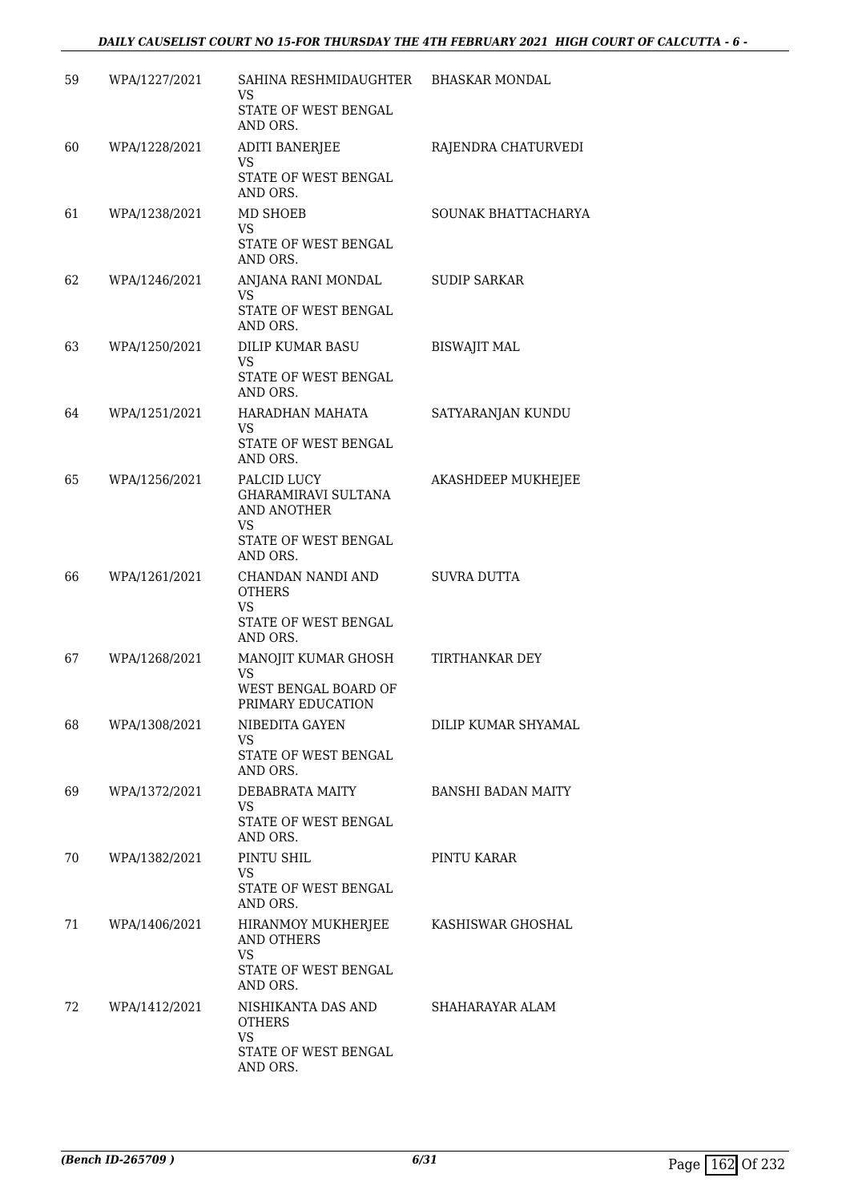| 59 | WPA/1227/2021 | SAHINA RESHMIDAUGHTER<br>VS<br>STATE OF WEST BENGAL AND ORS. | BHASKAR MONDAL |
|---|---|---|---|
| 60 | WPA/1228/2021 | ADITI BANERJEE<br>VS<br>STATE OF WEST BENGAL AND ORS. | RAJENDRA CHATURVEDI |
| 61 | WPA/1238/2021 | MD SHOEB<br>VS<br>STATE OF WEST BENGAL AND ORS. | SOUNAK BHATTACHARYA |
| 62 | WPA/1246/2021 | ANJANA RANI MONDAL<br>VS<br>STATE OF WEST BENGAL AND ORS. | SUDIP SARKAR |
| 63 | WPA/1250/2021 | DILIP KUMAR BASU<br>VS<br>STATE OF WEST BENGAL AND ORS. | BISWAJIT MAL |
| 64 | WPA/1251/2021 | HARADHAN MAHATA<br>VS<br>STATE OF WEST BENGAL AND ORS. | SATYARANJAN KUNDU |
| 65 | WPA/1256/2021 | PALCID LUCY GHARAMIRAVI SULTANA AND ANOTHER<br>VS<br>STATE OF WEST BENGAL AND ORS. | AKASHDEEP MUKHEJEE |
| 66 | WPA/1261/2021 | CHANDAN NANDI AND OTHERS<br>VS<br>STATE OF WEST BENGAL AND ORS. | SUVRA DUTTA |
| 67 | WPA/1268/2021 | MANOJIT KUMAR GHOSH<br>VS<br>WEST BENGAL BOARD OF PRIMARY EDUCATION | TIRTHANKAR DEY |
| 68 | WPA/1308/2021 | NIBEDITA GAYEN<br>VS<br>STATE OF WEST BENGAL AND ORS. | DILIP KUMAR SHYAMAL |
| 69 | WPA/1372/2021 | DEBABRATA MAITY<br>VS<br>STATE OF WEST BENGAL AND ORS. | BANSHI BADAN MAITY |
| 70 | WPA/1382/2021 | PINTU SHIL<br>VS<br>STATE OF WEST BENGAL AND ORS. | PINTU KARAR |
| 71 | WPA/1406/2021 | HIRANMOY MUKHERJEE AND OTHERS<br>VS<br>STATE OF WEST BENGAL AND ORS. | KASHISWAR GHOSHAL |
| 72 | WPA/1412/2021 | NISHIKANTA DAS AND OTHERS<br>VS<br>STATE OF WEST BENGAL AND ORS. | SHAHARAYAR ALAM |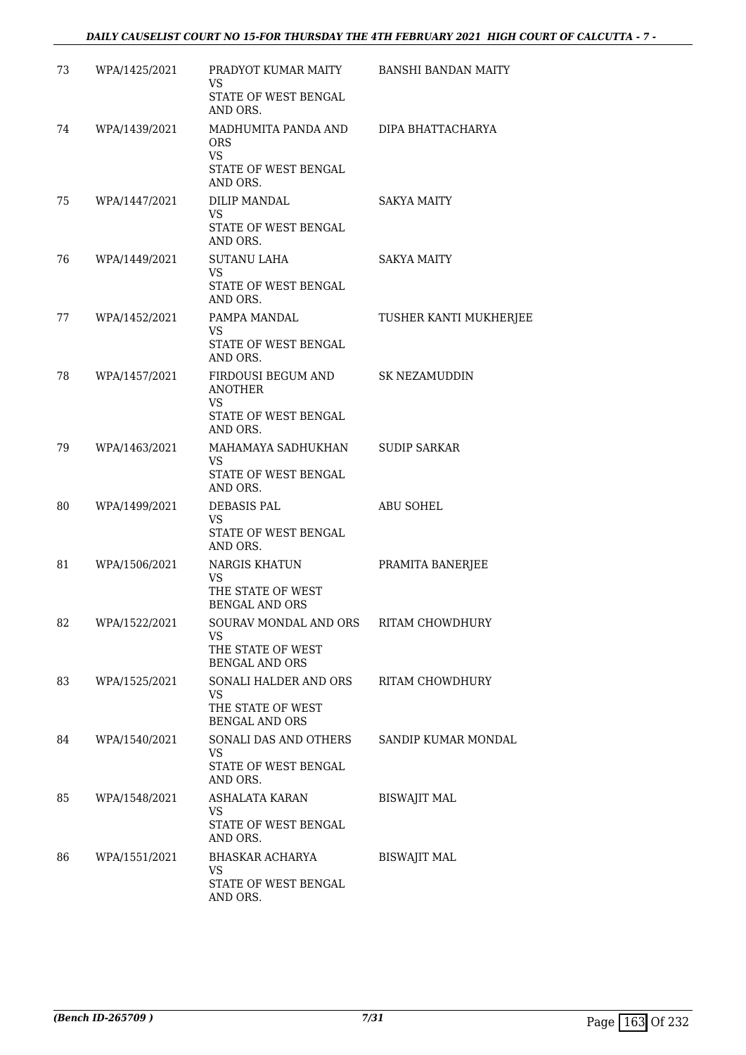| | | | |
|---|---|---|---|
| 73 | WPA/1425/2021 | PRADYOT KUMAR MAITY<br>VS<br>STATE OF WEST BENGAL AND ORS. | BANSHI BANDAN MAITY |
| 74 | WPA/1439/2021 | MADHUMITA PANDA AND ORS<br>VS<br>STATE OF WEST BENGAL AND ORS. | DIPA BHATTACHARYA |
| 75 | WPA/1447/2021 | DILIP MANDAL<br>VS<br>STATE OF WEST BENGAL AND ORS. | SAKYA MAITY |
| 76 | WPA/1449/2021 | SUTANU LAHA<br>VS<br>STATE OF WEST BENGAL AND ORS. | SAKYA MAITY |
| 77 | WPA/1452/2021 | PAMPA MANDAL<br>VS<br>STATE OF WEST BENGAL AND ORS. | TUSHER KANTI MUKHERJEE |
| 78 | WPA/1457/2021 | FIRDOUSI BEGUM AND ANOTHER<br>VS<br>STATE OF WEST BENGAL AND ORS. | SK NEZAMUDDIN |
| 79 | WPA/1463/2021 | MAHAMAYA SADHUKHAN<br>VS<br>STATE OF WEST BENGAL AND ORS. | SUDIP SARKAR |
| 80 | WPA/1499/2021 | DEBASIS PAL<br>VS<br>STATE OF WEST BENGAL AND ORS. | ABU SOHEL |
| 81 | WPA/1506/2021 | NARGIS KHATUN<br>VS<br>THE STATE OF WEST BENGAL AND ORS | PRAMITA BANERJEE |
| 82 | WPA/1522/2021 | SOURAV MONDAL AND ORS<br>VS<br>THE STATE OF WEST BENGAL AND ORS | RITAM CHOWDHURY |
| 83 | WPA/1525/2021 | SONALI HALDER AND ORS<br>VS<br>THE STATE OF WEST BENGAL AND ORS | RITAM CHOWDHURY |
| 84 | WPA/1540/2021 | SONALI DAS AND OTHERS<br>VS<br>STATE OF WEST BENGAL AND ORS. | SANDIP KUMAR MONDAL |
| 85 | WPA/1548/2021 | ASHALATA KARAN<br>VS<br>STATE OF WEST BENGAL AND ORS. | BISWAJIT MAL |
| 86 | WPA/1551/2021 | BHASKAR ACHARYA<br>VS<br>STATE OF WEST BENGAL AND ORS. | BISWAJIT MAL |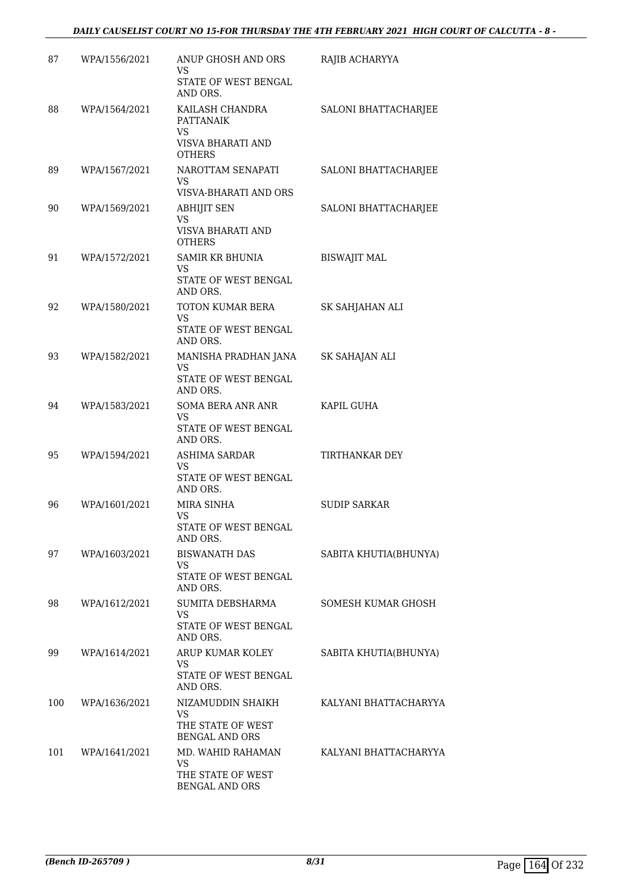| | | | |
|---|---|---|---|
| 87 | WPA/1556/2021 | ANUP GHOSH AND ORS<br>VS<br>STATE OF WEST BENGAL AND ORS. | RAJIB ACHARYYA |
| 88 | WPA/1564/2021 | KAILASH CHANDRA PATTANAIK<br>VS<br>VISVA BHARATI AND OTHERS | SALONI BHATTACHARJEE |
| 89 | WPA/1567/2021 | NAROTTAM SENAPATI<br>VS<br>VISVA-BHARATI AND ORS | SALONI BHATTACHARJEE |
| 90 | WPA/1569/2021 | ABHIJIT SEN<br>VS<br>VISVA BHARATI AND OTHERS | SALONI BHATTACHARJEE |
| 91 | WPA/1572/2021 | SAMIR KR BHUNIA<br>VS<br>STATE OF WEST BENGAL AND ORS. | BISWAJIT MAL |
| 92 | WPA/1580/2021 | TOTON KUMAR BERA<br>VS<br>STATE OF WEST BENGAL AND ORS. | SK SAHJAHAN ALI |
| 93 | WPA/1582/2021 | MANISHA PRADHAN JANA<br>VS<br>STATE OF WEST BENGAL AND ORS. | SK SAHAJAN ALI |
| 94 | WPA/1583/2021 | SOMA BERA ANR ANR<br>VS<br>STATE OF WEST BENGAL AND ORS. | KAPIL GUHA |
| 95 | WPA/1594/2021 | ASHIMA SARDAR<br>VS<br>STATE OF WEST BENGAL AND ORS. | TIRTHANKAR DEY |
| 96 | WPA/1601/2021 | MIRA SINHA<br>VS<br>STATE OF WEST BENGAL AND ORS. | SUDIP SARKAR |
| 97 | WPA/1603/2021 | BISWANATH DAS<br>VS<br>STATE OF WEST BENGAL AND ORS. | SABITA KHUTIA(BHUNYA) |
| 98 | WPA/1612/2021 | SUMITA DEBSHARMA<br>VS<br>STATE OF WEST BENGAL AND ORS. | SOMESH KUMAR GHOSH |
| 99 | WPA/1614/2021 | ARUP KUMAR KOLEY<br>VS<br>STATE OF WEST BENGAL AND ORS. | SABITA KHUTIA(BHUNYA) |
| 100 | WPA/1636/2021 | NIZAMUDDIN SHAIKH<br>VS<br>THE STATE OF WEST BENGAL AND ORS | KALYANI BHATTACHARYYA |
| 101 | WPA/1641/2021 | MD. WAHID RAHAMAN<br>VS<br>THE STATE OF WEST BENGAL AND ORS | KALYANI BHATTACHARYYA |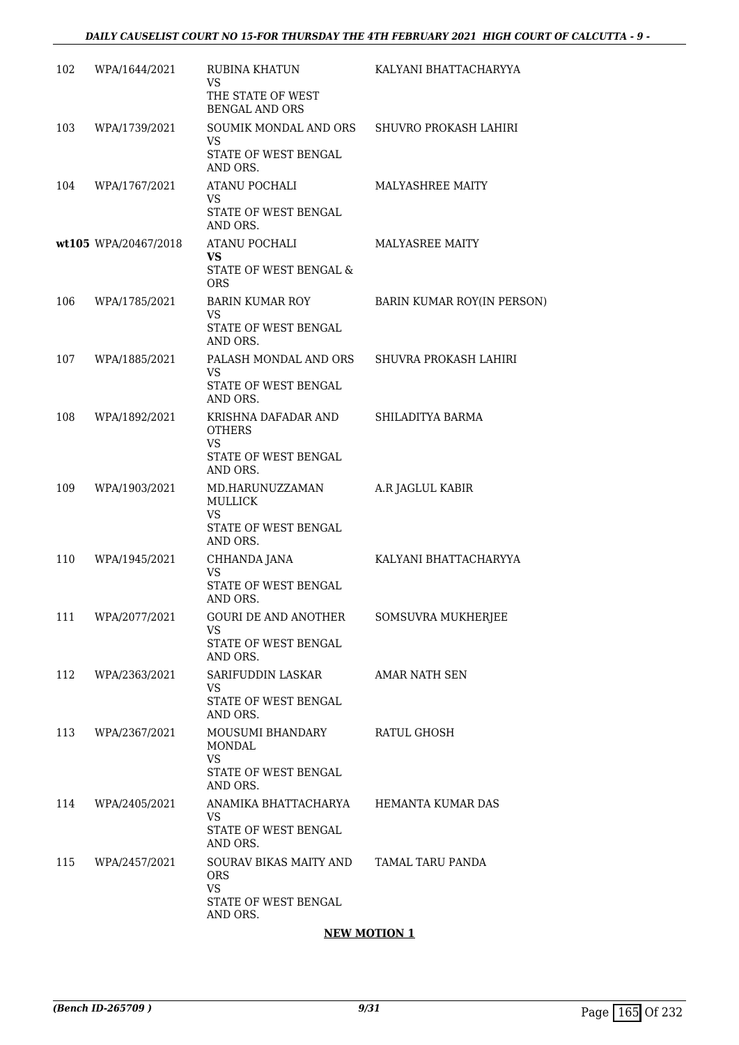| | | | |
|---|---|---|---|
| 102 | WPA/1644/2021 | RUBINA KHATUN<br>VS<br>THE STATE OF WEST BENGAL AND ORS | KALYANI BHATTACHARYYA |
| 103 | WPA/1739/2021 | SOUMIK MONDAL AND ORS<br>VS<br>STATE OF WEST BENGAL AND ORS. | SHUVRO PROKASH LAHIRI |
| 104 | WPA/1767/2021 | ATANU POCHALI<br>VS<br>STATE OF WEST BENGAL AND ORS. | MALYASHREE MAITY |
| **wt105** | WPA/20467/2018 | ATANU POCHALI<br>**VS**<br>STATE OF WEST BENGAL & ORS | MALYASREE MAITY |
| 106 | WPA/1785/2021 | BARIN KUMAR ROY<br>VS<br>STATE OF WEST BENGAL AND ORS. | BARIN KUMAR ROY(IN PERSON) |
| 107 | WPA/1885/2021 | PALASH MONDAL AND ORS<br>VS<br>STATE OF WEST BENGAL AND ORS. | SHUVRA PROKASH LAHIRI |
| 108 | WPA/1892/2021 | KRISHNA DAFADAR AND OTHERS<br>VS<br>STATE OF WEST BENGAL AND ORS. | SHILADITYA BARMA |
| 109 | WPA/1903/2021 | MD.HARUNUZZAMAN MULLICK<br>VS<br>STATE OF WEST BENGAL AND ORS. | A.R JAGLUL KABIR |
| 110 | WPA/1945/2021 | CHHANDA JANA<br>VS<br>STATE OF WEST BENGAL AND ORS. | KALYANI BHATTACHARYYA |
| 111 | WPA/2077/2021 | GOURI DE AND ANOTHER<br>VS<br>STATE OF WEST BENGAL AND ORS. | SOMSUVRA MUKHERJEE |
| 112 | WPA/2363/2021 | SARIFUDDIN LASKAR<br>VS<br>STATE OF WEST BENGAL AND ORS. | AMAR NATH SEN |
| 113 | WPA/2367/2021 | MOUSUMI BHANDARY MONDAL<br>VS<br>STATE OF WEST BENGAL AND ORS. | RATUL GHOSH |
| 114 | WPA/2405/2021 | ANAMIKA BHATTACHARYA<br>VS<br>STATE OF WEST BENGAL AND ORS. | HEMANTA KUMAR DAS |
| 115 | WPA/2457/2021 | SOURAV BIKAS MAITY AND ORS<br>VS<br>STATE OF WEST BENGAL AND ORS. | TAMAL TARU PANDA |

**NEW MOTION 1**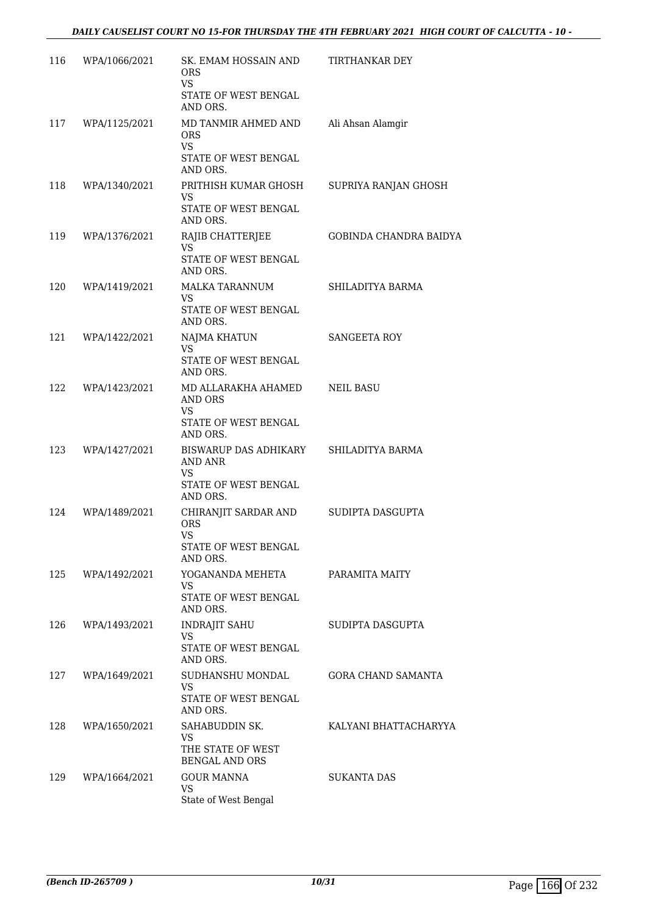| | | | |
|---|---|---|---|
| 116 | WPA/1066/2021 | SK. EMAM HOSSAIN AND ORS<br>VS<br>STATE OF WEST BENGAL AND ORS. | TIRTHANKAR DEY |
| 117 | WPA/1125/2021 | MD TANMIR AHMED AND ORS<br>VS<br>STATE OF WEST BENGAL AND ORS. | Ali Ahsan Alamgir |
| 118 | WPA/1340/2021 | PRITHISH KUMAR GHOSH<br>VS<br>STATE OF WEST BENGAL AND ORS. | SUPRIYA RANJAN GHOSH |
| 119 | WPA/1376/2021 | RAJIB CHATTERJEE<br>VS<br>STATE OF WEST BENGAL AND ORS. | GOBINDA CHANDRA BAIDYA |
| 120 | WPA/1419/2021 | MALKA TARANNUM<br>VS<br>STATE OF WEST BENGAL AND ORS. | SHILADITYA BARMA |
| 121 | WPA/1422/2021 | NAJMA KHATUN<br>VS<br>STATE OF WEST BENGAL AND ORS. | SANGEETA ROY |
| 122 | WPA/1423/2021 | MD ALLARAKHA AHAMED AND ORS<br>VS<br>STATE OF WEST BENGAL AND ORS. | NEIL BASU |
| 123 | WPA/1427/2021 | BISWARUP DAS ADHIKARY AND ANR<br>VS<br>STATE OF WEST BENGAL AND ORS. | SHILADITYA BARMA |
| 124 | WPA/1489/2021 | CHIRANJIT SARDAR AND ORS<br>VS<br>STATE OF WEST BENGAL AND ORS. | SUDIPTA DASGUPTA |
| 125 | WPA/1492/2021 | YOGANANDA MEHETA<br>VS<br>STATE OF WEST BENGAL AND ORS. | PARAMITA MAITY |
| 126 | WPA/1493/2021 | INDRAJIT SAHU<br>VS<br>STATE OF WEST BENGAL AND ORS. | SUDIPTA DASGUPTA |
| 127 | WPA/1649/2021 | SUDHANSHU MONDAL<br>VS<br>STATE OF WEST BENGAL AND ORS. | GORA CHAND SAMANTA |
| 128 | WPA/1650/2021 | SAHABUDDIN SK.<br>VS<br>THE STATE OF WEST BENGAL AND ORS | KALYANI BHATTACHARYYA |
| 129 | WPA/1664/2021 | GOUR MANNA<br>VS<br>State of West Bengal | SUKANTA DAS |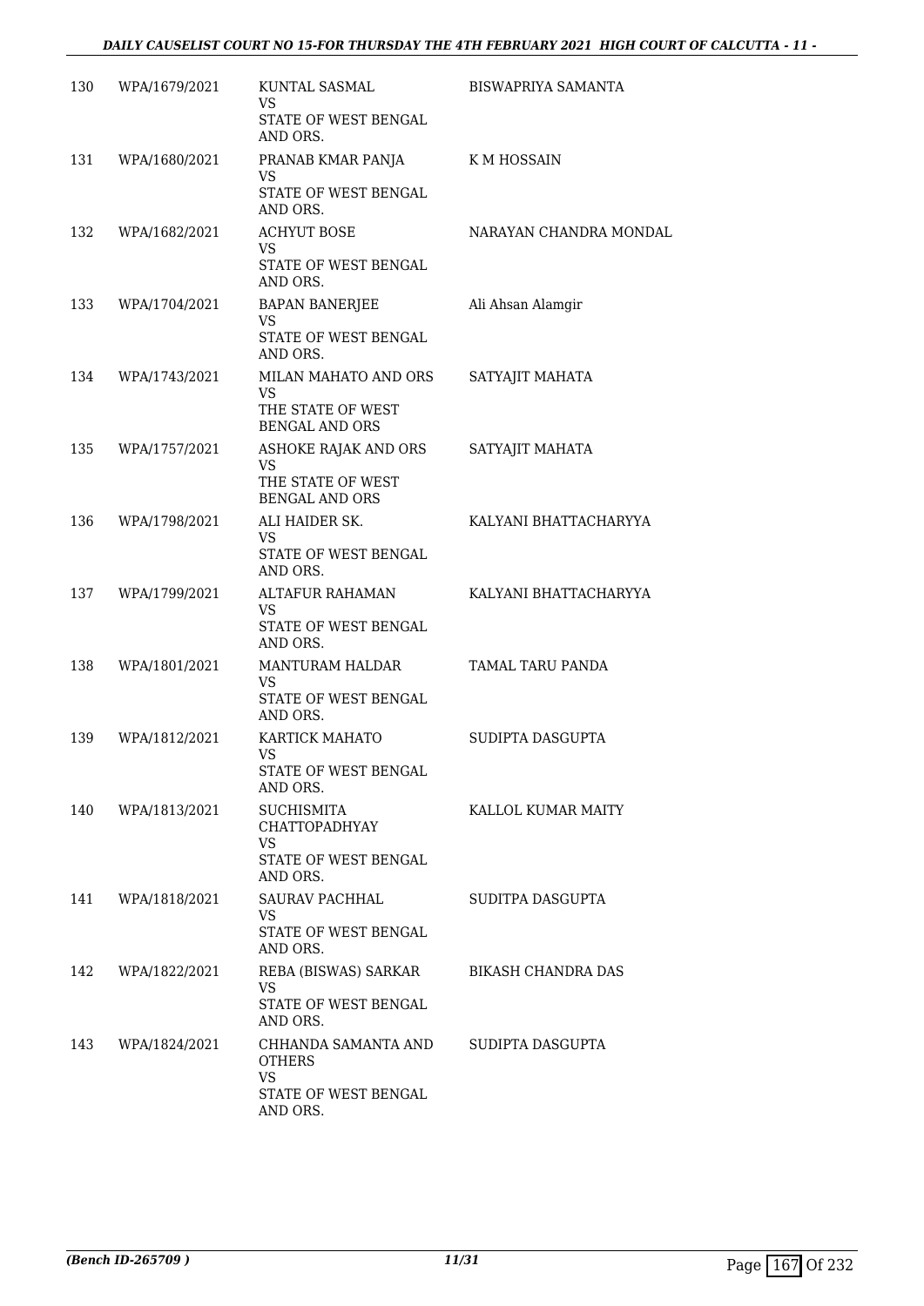| | | | |
|---|---|---|---|
| 130 | WPA/1679/2021 | KUNTAL SASMAL<br>VS<br>STATE OF WEST BENGAL AND ORS. | BISWAPRIYA SAMANTA |
| 131 | WPA/1680/2021 | PRANAB KMAR PANJA<br>VS<br>STATE OF WEST BENGAL AND ORS. | K M HOSSAIN |
| 132 | WPA/1682/2021 | ACHYUT BOSE<br>VS<br>STATE OF WEST BENGAL AND ORS. | NARAYAN CHANDRA MONDAL |
| 133 | WPA/1704/2021 | BAPAN BANERJEE<br>VS<br>STATE OF WEST BENGAL AND ORS. | Ali Ahsan Alamgir |
| 134 | WPA/1743/2021 | MILAN MAHATO AND ORS<br>VS<br>THE STATE OF WEST BENGAL AND ORS | SATYAJIT MAHATA |
| 135 | WPA/1757/2021 | ASHOKE RAJAK AND ORS<br>VS<br>THE STATE OF WEST BENGAL AND ORS | SATYAJIT MAHATA |
| 136 | WPA/1798/2021 | ALI HAIDER SK.<br>VS<br>STATE OF WEST BENGAL AND ORS. | KALYANI BHATTACHARYYA |
| 137 | WPA/1799/2021 | ALTAFUR RAHAMAN<br>VS<br>STATE OF WEST BENGAL AND ORS. | KALYANI BHATTACHARYYA |
| 138 | WPA/1801/2021 | MANTURAM HALDAR<br>VS<br>STATE OF WEST BENGAL AND ORS. | TAMAL TARU PANDA |
| 139 | WPA/1812/2021 | KARTICK MAHATO<br>VS<br>STATE OF WEST BENGAL AND ORS. | SUDIPTA DASGUPTA |
| 140 | WPA/1813/2021 | SUCHISMITA CHATTOPADHYAY<br>VS<br>STATE OF WEST BENGAL AND ORS. | KALLOL KUMAR MAITY |
| 141 | WPA/1818/2021 | SAURAV PACHHAL<br>VS<br>STATE OF WEST BENGAL AND ORS. | SUDITPA DASGUPTA |
| 142 | WPA/1822/2021 | REBA (BISWAS) SARKAR<br>VS<br>STATE OF WEST BENGAL AND ORS. | BIKASH CHANDRA DAS |
| 143 | WPA/1824/2021 | CHHANDA SAMANTA AND OTHERS<br>VS<br>STATE OF WEST BENGAL AND ORS. | SUDIPTA DASGUPTA |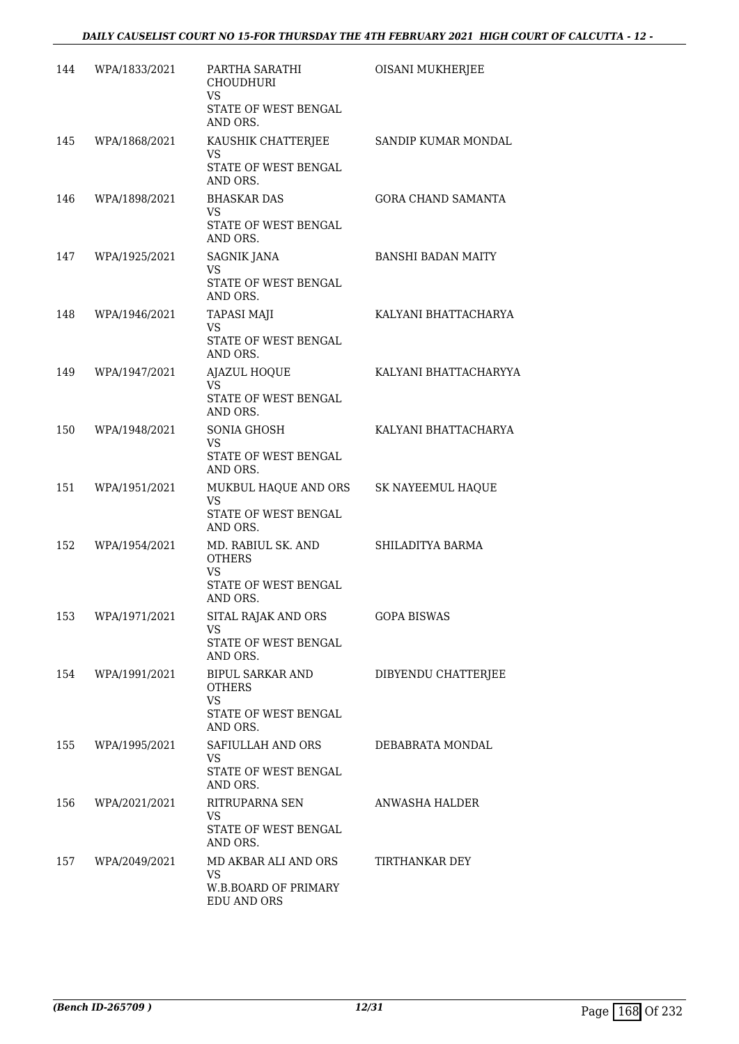| | | | |
|---|---|---|---|
| 144 | WPA/1833/2021 | PARTHA SARATHI CHOUDHURI<br>VS<br>STATE OF WEST BENGAL AND ORS. | OISANI MUKHERJEE |
| 145 | WPA/1868/2021 | KAUSHIK CHATTERJEE<br>VS<br>STATE OF WEST BENGAL AND ORS. | SANDIP KUMAR MONDAL |
| 146 | WPA/1898/2021 | BHASKAR DAS<br>VS<br>STATE OF WEST BENGAL AND ORS. | GORA CHAND SAMANTA |
| 147 | WPA/1925/2021 | SAGNIK JANA<br>VS<br>STATE OF WEST BENGAL AND ORS. | BANSHI BADAN MAITY |
| 148 | WPA/1946/2021 | TAPASI MAJI<br>VS<br>STATE OF WEST BENGAL AND ORS. | KALYANI BHATTACHARYA |
| 149 | WPA/1947/2021 | AJAZUL HOQUE<br>VS<br>STATE OF WEST BENGAL AND ORS. | KALYANI BHATTACHARYYA |
| 150 | WPA/1948/2021 | SONIA GHOSH<br>VS<br>STATE OF WEST BENGAL AND ORS. | KALYANI BHATTACHARYA |
| 151 | WPA/1951/2021 | MUKBUL HAQUE AND ORS<br>VS<br>STATE OF WEST BENGAL AND ORS. | SK NAYEEMUL HAQUE |
| 152 | WPA/1954/2021 | MD. RABIUL SK. AND OTHERS<br>VS<br>STATE OF WEST BENGAL AND ORS. | SHILADITYA BARMA |
| 153 | WPA/1971/2021 | SITAL RAJAK AND ORS<br>VS<br>STATE OF WEST BENGAL AND ORS. | GOPA BISWAS |
| 154 | WPA/1991/2021 | BIPUL SARKAR AND OTHERS<br>VS<br>STATE OF WEST BENGAL AND ORS. | DIBYENDU CHATTERJEE |
| 155 | WPA/1995/2021 | SAFIULLAH AND ORS<br>VS<br>STATE OF WEST BENGAL AND ORS. | DEBABRATA MONDAL |
| 156 | WPA/2021/2021 | RITRUPARNA SEN<br>VS<br>STATE OF WEST BENGAL AND ORS. | ANWASHA HALDER |
| 157 | WPA/2049/2021 | MD AKBAR ALI AND ORS<br>VS<br>W.B.BOARD OF PRIMARY EDU AND ORS | TIRTHANKAR DEY |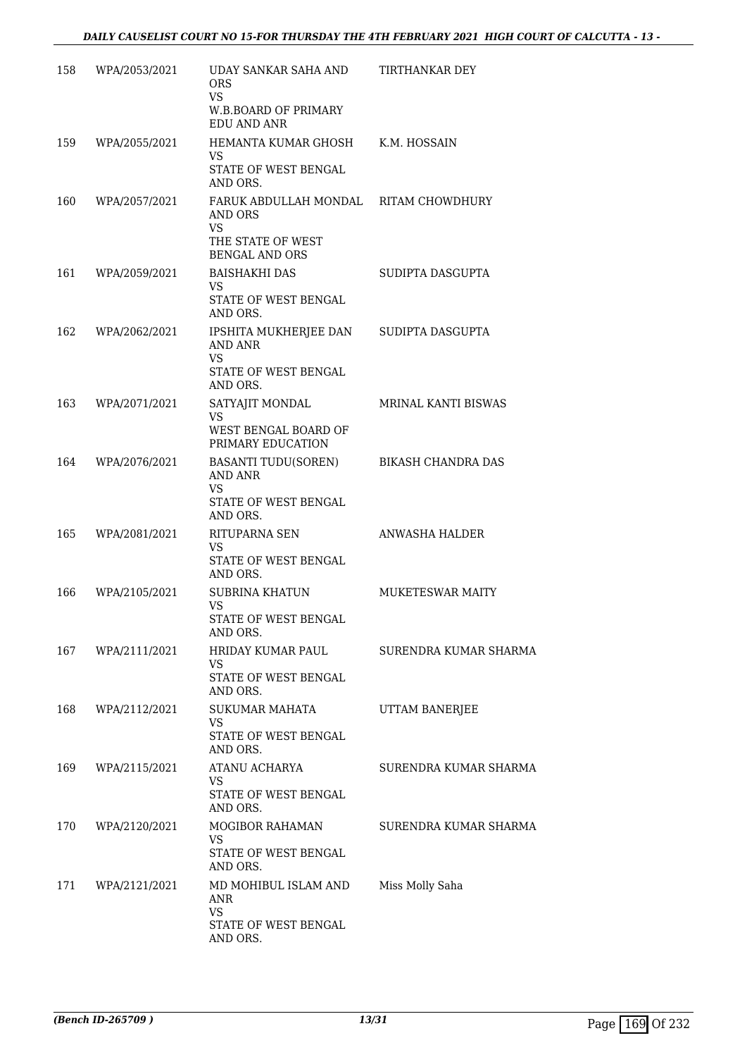| | | | |
|---|---|---|---|
| 158 | WPA/2053/2021 | UDAY SANKAR SAHA AND ORS<br>VS<br>W.B.BOARD OF PRIMARY EDU AND ANR | TIRTHANKAR DEY |
| 159 | WPA/2055/2021 | HEMANTA KUMAR GHOSH<br>VS<br>STATE OF WEST BENGAL AND ORS. | K.M. HOSSAIN |
| 160 | WPA/2057/2021 | FARUK ABDULLAH MONDAL AND ORS<br>VS<br>THE STATE OF WEST BENGAL AND ORS | RITAM CHOWDHURY |
| 161 | WPA/2059/2021 | BAISHAKHI DAS<br>VS<br>STATE OF WEST BENGAL AND ORS. | SUDIPTA DASGUPTA |
| 162 | WPA/2062/2021 | IPSHITA MUKHERJEE DAN AND ANR<br>VS<br>STATE OF WEST BENGAL AND ORS. | SUDIPTA DASGUPTA |
| 163 | WPA/2071/2021 | SATYAJIT MONDAL<br>VS<br>WEST BENGAL BOARD OF PRIMARY EDUCATION | MRINAL KANTI BISWAS |
| 164 | WPA/2076/2021 | BASANTI TUDU(SOREN) AND ANR<br>VS<br>STATE OF WEST BENGAL AND ORS. | BIKASH CHANDRA DAS |
| 165 | WPA/2081/2021 | RITUPARNA SEN<br>VS<br>STATE OF WEST BENGAL AND ORS. | ANWASHA HALDER |
| 166 | WPA/2105/2021 | SUBRINA KHATUN<br>VS<br>STATE OF WEST BENGAL AND ORS. | MUKETESWAR MAITY |
| 167 | WPA/2111/2021 | HRIDAY KUMAR PAUL<br>VS<br>STATE OF WEST BENGAL AND ORS. | SURENDRA KUMAR SHARMA |
| 168 | WPA/2112/2021 | SUKUMAR MAHATA<br>VS<br>STATE OF WEST BENGAL AND ORS. | UTTAM BANERJEE |
| 169 | WPA/2115/2021 | ATANU ACHARYA<br>VS<br>STATE OF WEST BENGAL AND ORS. | SURENDRA KUMAR SHARMA |
| 170 | WPA/2120/2021 | MOGIBOR RAHAMAN<br>VS<br>STATE OF WEST BENGAL AND ORS. | SURENDRA KUMAR SHARMA |
| 171 | WPA/2121/2021 | MD MOHIBUL ISLAM AND ANR<br>VS<br>STATE OF WEST BENGAL AND ORS. | Miss Molly Saha |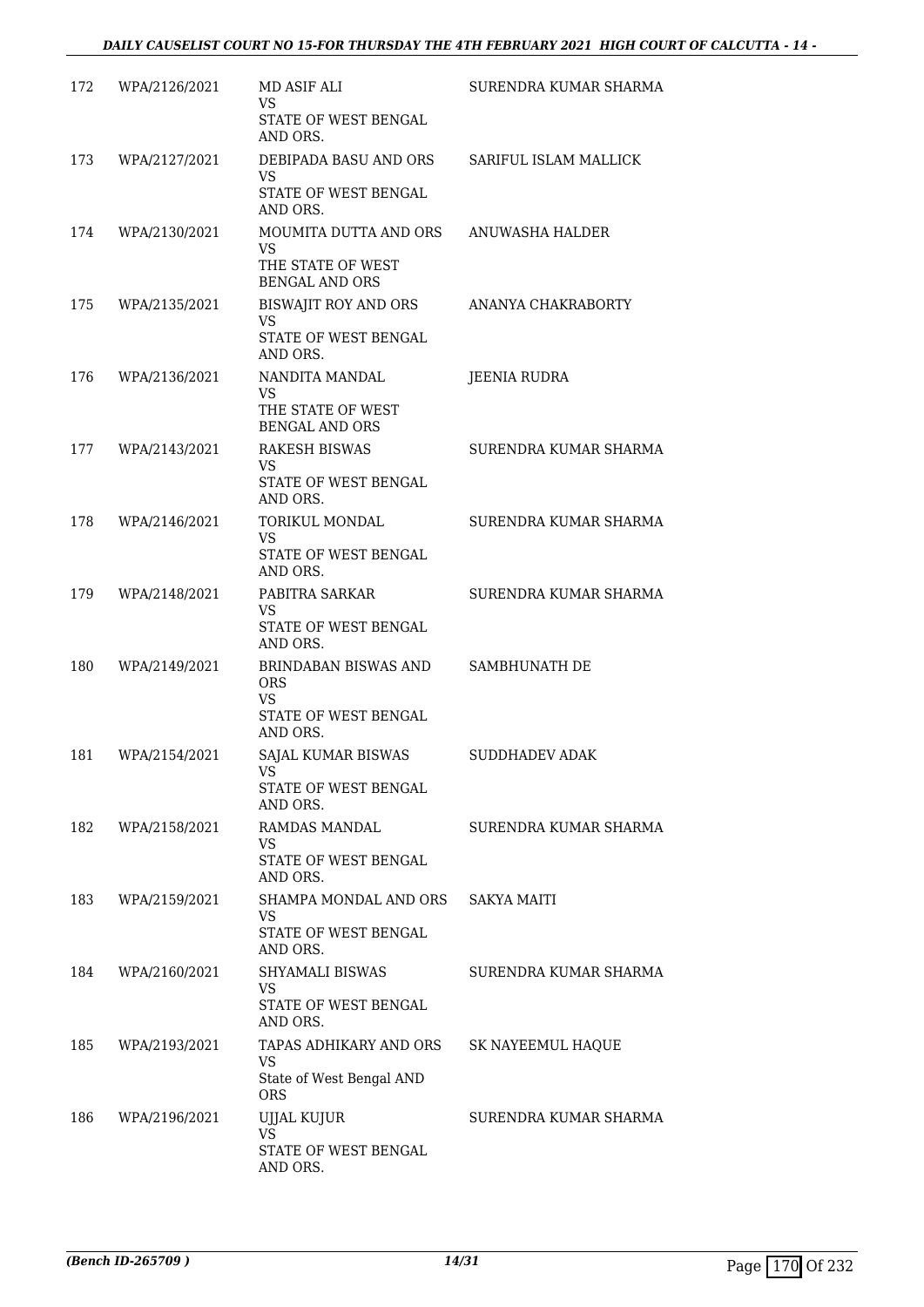| | | | |
|---|---|---|---|
| 172 | WPA/2126/2021 | MD ASIF ALI<br>VS<br>STATE OF WEST BENGAL AND ORS. | SURENDRA KUMAR SHARMA |
| 173 | WPA/2127/2021 | DEBIPADA BASU AND ORS<br>VS<br>STATE OF WEST BENGAL AND ORS. | SARIFUL ISLAM MALLICK |
| 174 | WPA/2130/2021 | MOUMITA DUTTA AND ORS<br>VS<br>THE STATE OF WEST BENGAL AND ORS | ANUWASHA HALDER |
| 175 | WPA/2135/2021 | BISWAJIT ROY AND ORS<br>VS<br>STATE OF WEST BENGAL AND ORS. | ANANYA CHAKRABORTY |
| 176 | WPA/2136/2021 | NANDITA MANDAL<br>VS<br>THE STATE OF WEST BENGAL AND ORS | JEENIA RUDRA |
| 177 | WPA/2143/2021 | RAKESH BISWAS<br>VS<br>STATE OF WEST BENGAL AND ORS. | SURENDRA KUMAR SHARMA |
| 178 | WPA/2146/2021 | TORIKUL MONDAL<br>VS<br>STATE OF WEST BENGAL AND ORS. | SURENDRA KUMAR SHARMA |
| 179 | WPA/2148/2021 | PABITRA SARKAR<br>VS<br>STATE OF WEST BENGAL AND ORS. | SURENDRA KUMAR SHARMA |
| 180 | WPA/2149/2021 | BRINDABAN BISWAS AND ORS<br>VS<br>STATE OF WEST BENGAL AND ORS. | SAMBHUNATH DE |
| 181 | WPA/2154/2021 | SAJAL KUMAR BISWAS<br>VS<br>STATE OF WEST BENGAL AND ORS. | SUDDHADEV ADAK |
| 182 | WPA/2158/2021 | RAMDAS MANDAL<br>VS<br>STATE OF WEST BENGAL AND ORS. | SURENDRA KUMAR SHARMA |
| 183 | WPA/2159/2021 | SHAMPA MONDAL AND ORS<br>VS<br>STATE OF WEST BENGAL AND ORS. | SAKYA MAITI |
| 184 | WPA/2160/2021 | SHYAMALI BISWAS<br>VS<br>STATE OF WEST BENGAL AND ORS. | SURENDRA KUMAR SHARMA |
| 185 | WPA/2193/2021 | TAPAS ADHIKARY AND ORS<br>VS<br>State of West Bengal AND ORS | SK NAYEEMUL HAQUE |
| 186 | WPA/2196/2021 | UJJAL KUJUR<br>VS<br>STATE OF WEST BENGAL AND ORS. | SURENDRA KUMAR SHARMA |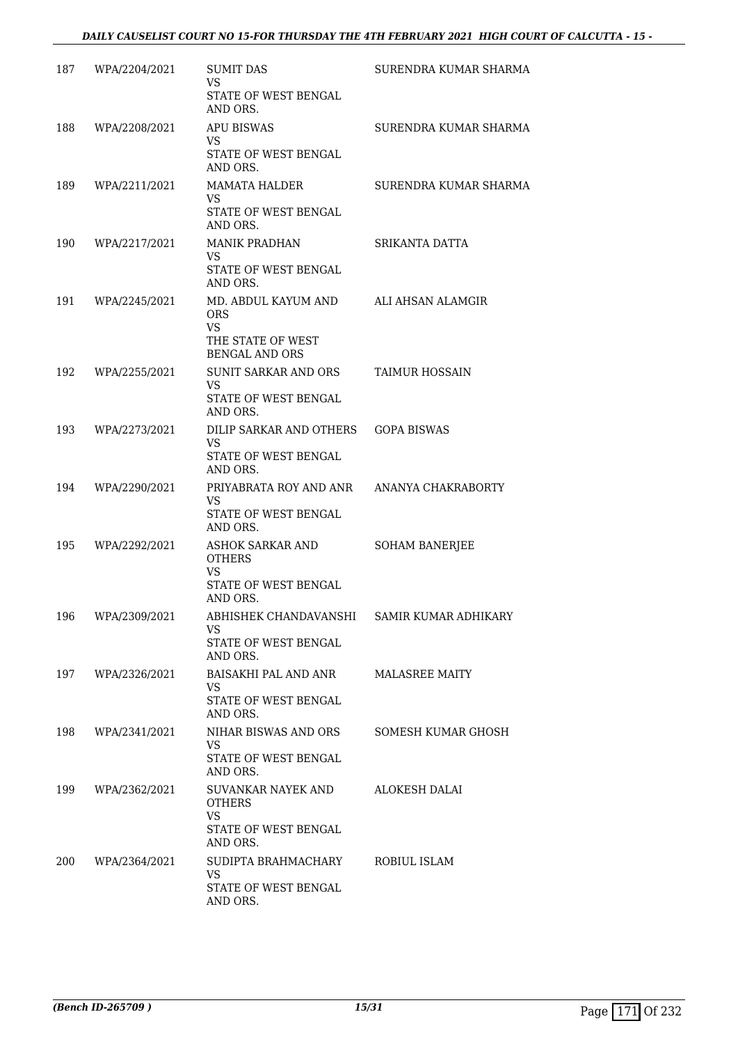| | | | |
|---|---|---|---|
| 187 | WPA/2204/2021 | SUMIT DAS<br>VS<br>STATE OF WEST BENGAL AND ORS. | SURENDRA KUMAR SHARMA |
| 188 | WPA/2208/2021 | APU BISWAS<br>VS<br>STATE OF WEST BENGAL AND ORS. | SURENDRA KUMAR SHARMA |
| 189 | WPA/2211/2021 | MAMATA HALDER<br>VS<br>STATE OF WEST BENGAL AND ORS. | SURENDRA KUMAR SHARMA |
| 190 | WPA/2217/2021 | MANIK PRADHAN<br>VS<br>STATE OF WEST BENGAL AND ORS. | SRIKANTA DATTA |
| 191 | WPA/2245/2021 | MD. ABDUL KAYUM AND ORS<br>VS<br>THE STATE OF WEST BENGAL AND ORS | ALI AHSAN ALAMGIR |
| 192 | WPA/2255/2021 | SUNIT SARKAR AND ORS<br>VS<br>STATE OF WEST BENGAL AND ORS. | TAIMUR HOSSAIN |
| 193 | WPA/2273/2021 | DILIP SARKAR AND OTHERS<br>VS<br>STATE OF WEST BENGAL AND ORS. | GOPA BISWAS |
| 194 | WPA/2290/2021 | PRIYABRATA ROY AND ANR<br>VS<br>STATE OF WEST BENGAL AND ORS. | ANANYA CHAKRABORTY |
| 195 | WPA/2292/2021 | ASHOK SARKAR AND OTHERS<br>VS<br>STATE OF WEST BENGAL AND ORS. | SOHAM BANERJEE |
| 196 | WPA/2309/2021 | ABHISHEK CHANDAVANSHI<br>VS<br>STATE OF WEST BENGAL AND ORS. | SAMIR KUMAR ADHIKARY |
| 197 | WPA/2326/2021 | BAISAKHI PAL AND ANR<br>VS<br>STATE OF WEST BENGAL AND ORS. | MALASREE MAITY |
| 198 | WPA/2341/2021 | NIHAR BISWAS AND ORS<br>VS<br>STATE OF WEST BENGAL AND ORS. | SOMESH KUMAR GHOSH |
| 199 | WPA/2362/2021 | SUVANKAR NAYEK AND OTHERS<br>VS<br>STATE OF WEST BENGAL AND ORS. | ALOKESH DALAI |
| 200 | WPA/2364/2021 | SUDIPTA BRAHMACHARY<br>VS<br>STATE OF WEST BENGAL AND ORS. | ROBIUL ISLAM |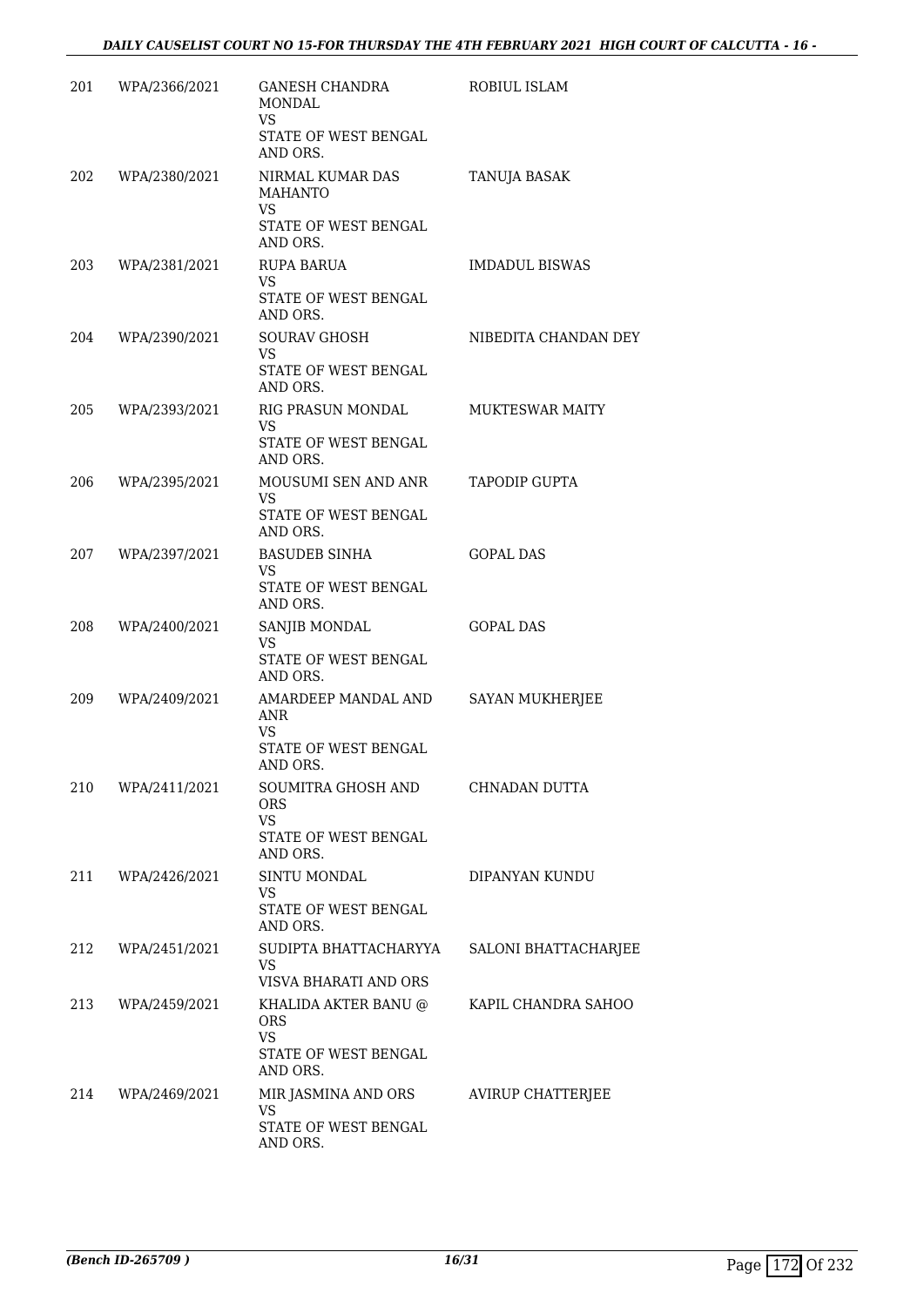| | | | |
|---|---|---|---|
| 201 | WPA/2366/2021 | GANESH CHANDRA MONDAL<br>VS<br>STATE OF WEST BENGAL AND ORS. | ROBIUL ISLAM |
| 202 | WPA/2380/2021 | NIRMAL KUMAR DAS MAHANTO<br>VS<br>STATE OF WEST BENGAL AND ORS. | TANUJA BASAK |
| 203 | WPA/2381/2021 | RUPA BARUA<br>VS<br>STATE OF WEST BENGAL AND ORS. | IMDADUL BISWAS |
| 204 | WPA/2390/2021 | SOURAV GHOSH<br>VS<br>STATE OF WEST BENGAL AND ORS. | NIBEDITA CHANDAN DEY |
| 205 | WPA/2393/2021 | RIG PRASUN MONDAL<br>VS<br>STATE OF WEST BENGAL AND ORS. | MUKTESWAR MAITY |
| 206 | WPA/2395/2021 | MOUSUMI SEN AND ANR<br>VS<br>STATE OF WEST BENGAL AND ORS. | TAPODIP GUPTA |
| 207 | WPA/2397/2021 | BASUDEB SINHA<br>VS<br>STATE OF WEST BENGAL AND ORS. | GOPAL DAS |
| 208 | WPA/2400/2021 | SANJIB MONDAL<br>VS<br>STATE OF WEST BENGAL AND ORS. | GOPAL DAS |
| 209 | WPA/2409/2021 | AMARDEEP MANDAL AND ANR<br>VS<br>STATE OF WEST BENGAL AND ORS. | SAYAN MUKHERJEE |
| 210 | WPA/2411/2021 | SOUMITRA GHOSH AND ORS<br>VS<br>STATE OF WEST BENGAL AND ORS. | CHNADAN DUTTA |
| 211 | WPA/2426/2021 | SINTU MONDAL<br>VS<br>STATE OF WEST BENGAL AND ORS. | DIPANYAN KUNDU |
| 212 | WPA/2451/2021 | SUDIPTA BHATTACHARYYA<br>VS<br>VISVA BHARATI AND ORS | SALONI BHATTACHARJEE |
| 213 | WPA/2459/2021 | KHALIDA AKTER BANU @ ORS<br>VS<br>STATE OF WEST BENGAL AND ORS. | KAPIL CHANDRA SAHOO |
| 214 | WPA/2469/2021 | MIR JASMINA AND ORS<br>VS<br>STATE OF WEST BENGAL AND ORS. | AVIRUP CHATTERJEE |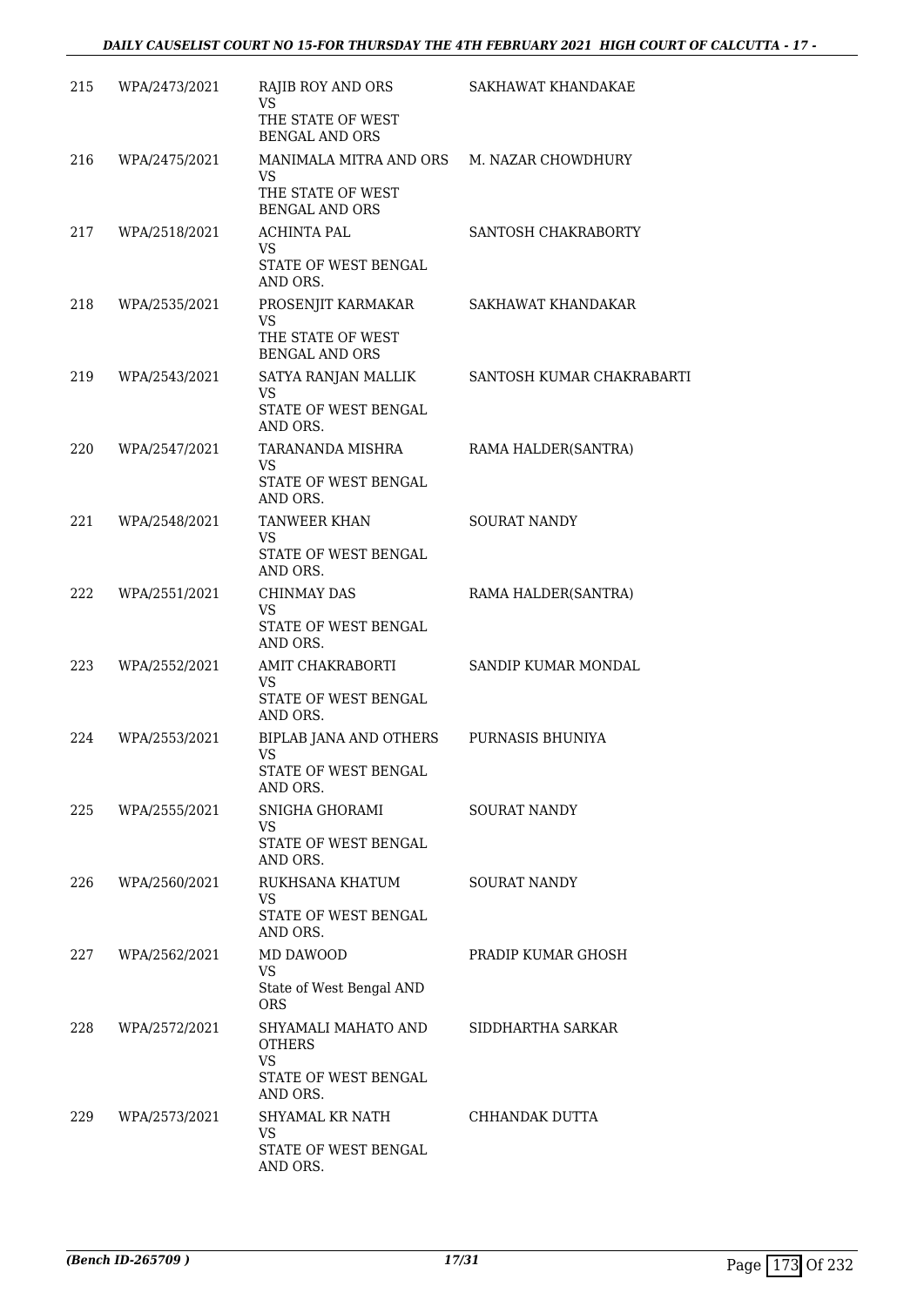| | | | |
|---|---|---|---|
| 215 | WPA/2473/2021 | RAJIB ROY AND ORS<br>VS<br>THE STATE OF WEST BENGAL AND ORS | SAKHAWAT KHANDAKAE |
| 216 | WPA/2475/2021 | MANIMALA MITRA AND ORS<br>VS<br>THE STATE OF WEST BENGAL AND ORS | M. NAZAR CHOWDHURY |
| 217 | WPA/2518/2021 | ACHINTA PAL<br>VS<br>STATE OF WEST BENGAL AND ORS. | SANTOSH CHAKRABORTY |
| 218 | WPA/2535/2021 | PROSENJIT KARMAKAR<br>VS<br>THE STATE OF WEST BENGAL AND ORS | SAKHAWAT KHANDAKAR |
| 219 | WPA/2543/2021 | SATYA RANJAN MALLIK<br>VS<br>STATE OF WEST BENGAL AND ORS. | SANTOSH KUMAR CHAKRABARTI |
| 220 | WPA/2547/2021 | TARANANDA MISHRA<br>VS<br>STATE OF WEST BENGAL AND ORS. | RAMA HALDER(SANTRA) |
| 221 | WPA/2548/2021 | TANWEER KHAN<br>VS<br>STATE OF WEST BENGAL AND ORS. | SOURAT NANDY |
| 222 | WPA/2551/2021 | CHINMAY DAS<br>VS<br>STATE OF WEST BENGAL AND ORS. | RAMA HALDER(SANTRA) |
| 223 | WPA/2552/2021 | AMIT CHAKRABORTI<br>VS<br>STATE OF WEST BENGAL AND ORS. | SANDIP KUMAR MONDAL |
| 224 | WPA/2553/2021 | BIPLAB JANA AND OTHERS<br>VS<br>STATE OF WEST BENGAL AND ORS. | PURNASIS BHUNIYA |
| 225 | WPA/2555/2021 | SNIGHA GHORAMI<br>VS<br>STATE OF WEST BENGAL AND ORS. | SOURAT NANDY |
| 226 | WPA/2560/2021 | RUKHSANA KHATUM<br>VS<br>STATE OF WEST BENGAL AND ORS. | SOURAT NANDY |
| 227 | WPA/2562/2021 | MD DAWOOD<br>VS<br>State of West Bengal AND ORS | PRADIP KUMAR GHOSH |
| 228 | WPA/2572/2021 | SHYAMALI MAHATO AND OTHERS<br>VS<br>STATE OF WEST BENGAL AND ORS. | SIDDHARTHA SARKAR |
| 229 | WPA/2573/2021 | SHYAMAL KR NATH<br>VS<br>STATE OF WEST BENGAL AND ORS. | CHHANDAK DUTTA |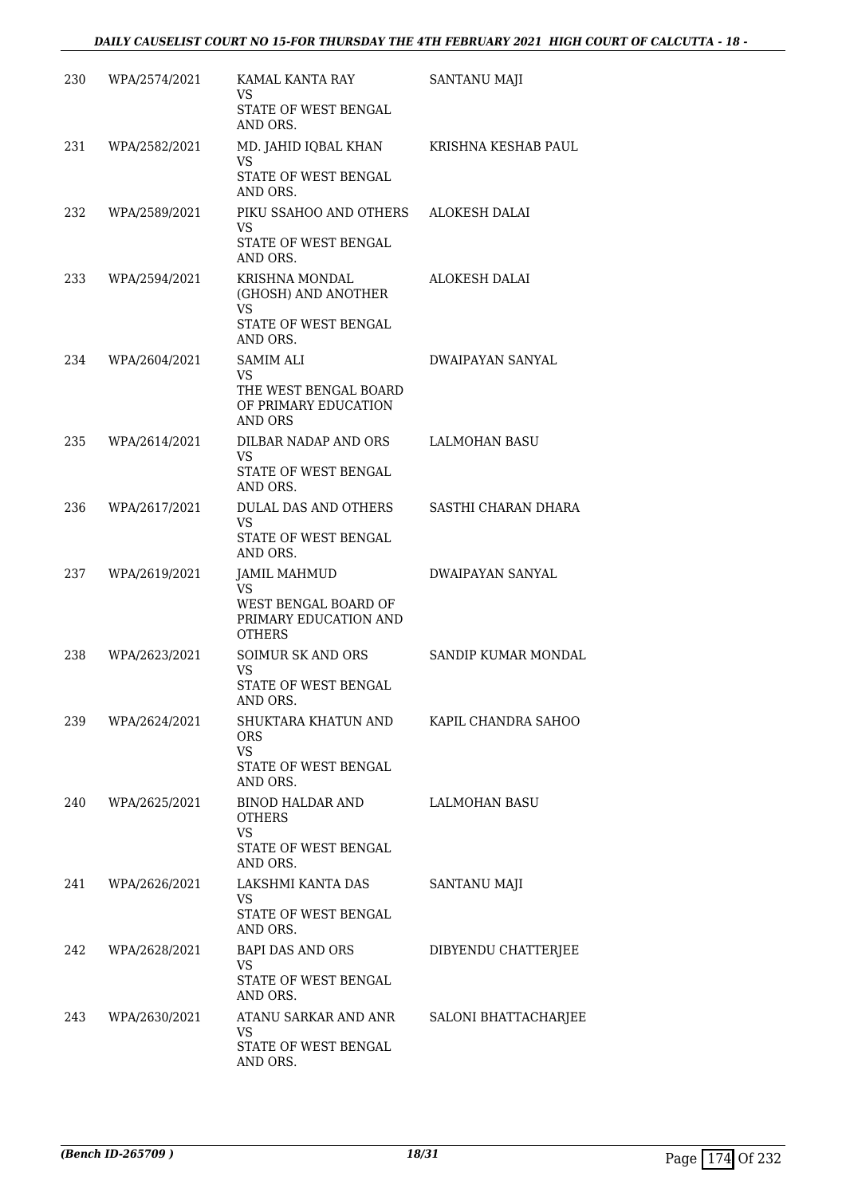| | | | |
|---|---|---|---|
| 230 | WPA/2574/2021 | KAMAL KANTA RAY<br>VS<br>STATE OF WEST BENGAL AND ORS. | SANTANU MAJI |
| 231 | WPA/2582/2021 | MD. JAHID IQBAL KHAN<br>VS<br>STATE OF WEST BENGAL AND ORS. | KRISHNA KESHAB PAUL |
| 232 | WPA/2589/2021 | PIKU SSAHOO AND OTHERS<br>VS<br>STATE OF WEST BENGAL AND ORS. | ALOKESH DALAI |
| 233 | WPA/2594/2021 | KRISHNA MONDAL (GHOSH) AND ANOTHER<br>VS<br>STATE OF WEST BENGAL AND ORS. | ALOKESH DALAI |
| 234 | WPA/2604/2021 | SAMIM ALI<br>VS<br>THE WEST BENGAL BOARD OF PRIMARY EDUCATION AND ORS | DWAIPAYAN SANYAL |
| 235 | WPA/2614/2021 | DILBAR NADAP AND ORS<br>VS<br>STATE OF WEST BENGAL AND ORS. | LALMOHAN BASU |
| 236 | WPA/2617/2021 | DULAL DAS AND OTHERS<br>VS<br>STATE OF WEST BENGAL AND ORS. | SASTHI CHARAN DHARA |
| 237 | WPA/2619/2021 | JAMIL MAHMUD<br>VS<br>WEST BENGAL BOARD OF PRIMARY EDUCATION AND OTHERS | DWAIPAYAN SANYAL |
| 238 | WPA/2623/2021 | SOIMUR SK AND ORS<br>VS<br>STATE OF WEST BENGAL AND ORS. | SANDIP KUMAR MONDAL |
| 239 | WPA/2624/2021 | SHUKTARA KHATUN AND ORS<br>VS<br>STATE OF WEST BENGAL AND ORS. | KAPIL CHANDRA SAHOO |
| 240 | WPA/2625/2021 | BINOD HALDAR AND OTHERS<br>VS<br>STATE OF WEST BENGAL AND ORS. | LALMOHAN BASU |
| 241 | WPA/2626/2021 | LAKSHMI KANTA DAS<br>VS<br>STATE OF WEST BENGAL AND ORS. | SANTANU MAJI |
| 242 | WPA/2628/2021 | BAPI DAS AND ORS<br>VS<br>STATE OF WEST BENGAL AND ORS. | DIBYENDU CHATTERJEE |
| 243 | WPA/2630/2021 | ATANU SARKAR AND ANR<br>VS<br>STATE OF WEST BENGAL AND ORS. | SALONI BHATTACHARJEE |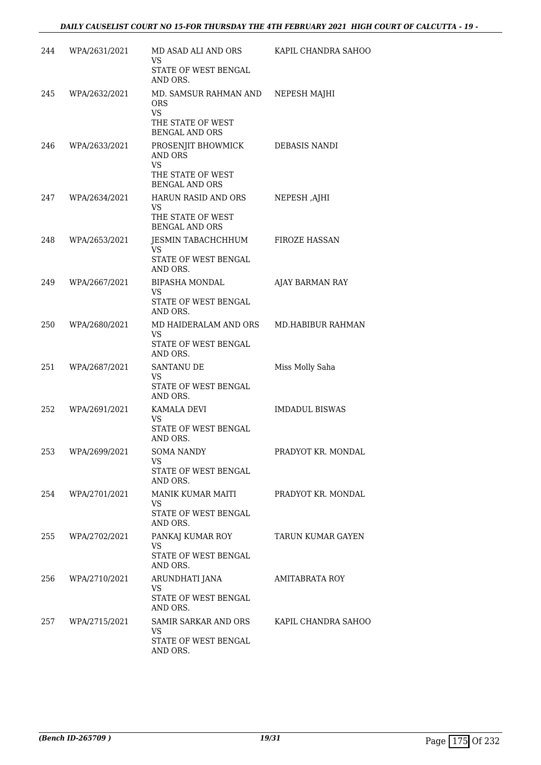| | | | |
|---|---|---|---|
| 244 | WPA/2631/2021 | MD ASAD ALI AND ORS<br>VS<br>STATE OF WEST BENGAL AND ORS. | KAPIL CHANDRA SAHOO |
| 245 | WPA/2632/2021 | MD. SAMSUR RAHMAN AND ORS<br>VS<br>THE STATE OF WEST BENGAL AND ORS | NEPESH MAJHI |
| 246 | WPA/2633/2021 | PROSENJIT BHOWMICK AND ORS<br>VS<br>THE STATE OF WEST BENGAL AND ORS | DEBASIS NANDI |
| 247 | WPA/2634/2021 | HARUN RASID AND ORS<br>VS<br>THE STATE OF WEST BENGAL AND ORS | NEPESH ,AJHI |
| 248 | WPA/2653/2021 | JESMIN TABACHCHHUM<br>VS<br>STATE OF WEST BENGAL AND ORS. | FIROZE HASSAN |
| 249 | WPA/2667/2021 | BIPASHA MONDAL<br>VS<br>STATE OF WEST BENGAL AND ORS. | AJAY BARMAN RAY |
| 250 | WPA/2680/2021 | MD HAIDERALAM AND ORS<br>VS<br>STATE OF WEST BENGAL AND ORS. | MD.HABIBUR RAHMAN |
| 251 | WPA/2687/2021 | SANTANU DE<br>VS<br>STATE OF WEST BENGAL AND ORS. | Miss Molly Saha |
| 252 | WPA/2691/2021 | KAMALA DEVI<br>VS<br>STATE OF WEST BENGAL AND ORS. | IMDADUL BISWAS |
| 253 | WPA/2699/2021 | SOMA NANDY<br>VS<br>STATE OF WEST BENGAL AND ORS. | PRADYOT KR. MONDAL |
| 254 | WPA/2701/2021 | MANIK KUMAR MAITI<br>VS<br>STATE OF WEST BENGAL AND ORS. | PRADYOT KR. MONDAL |
| 255 | WPA/2702/2021 | PANKAJ KUMAR ROY<br>VS<br>STATE OF WEST BENGAL AND ORS. | TARUN KUMAR GAYEN |
| 256 | WPA/2710/2021 | ARUNDHATI JANA<br>VS<br>STATE OF WEST BENGAL AND ORS. | AMITABRATA ROY |
| 257 | WPA/2715/2021 | SAMIR SARKAR AND ORS<br>VS<br>STATE OF WEST BENGAL AND ORS. | KAPIL CHANDRA SAHOO |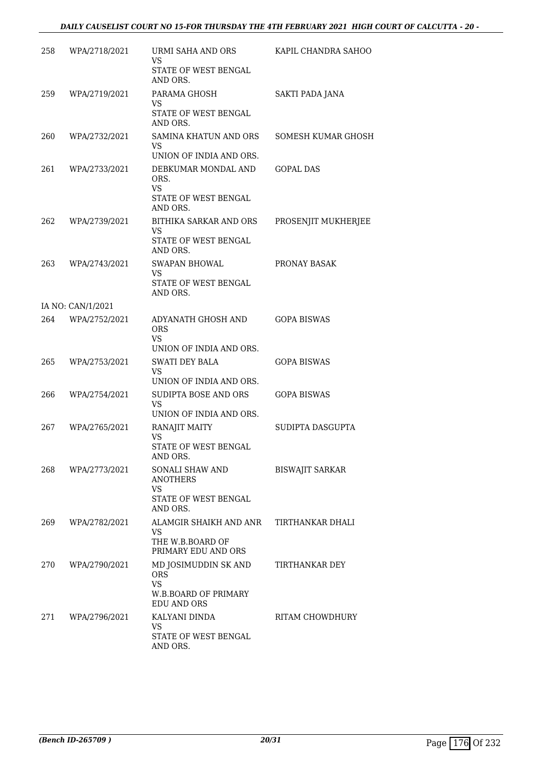| | | | |
|---|---|---|---|
| 258 | WPA/2718/2021 | URMI SAHA AND ORS<br>VS<br>STATE OF WEST BENGAL AND ORS. | KAPIL CHANDRA SAHOO |
| 259 | WPA/2719/2021 | PARAMA GHOSH<br>VS<br>STATE OF WEST BENGAL AND ORS. | SAKTI PADA JANA |
| 260 | WPA/2732/2021 | SAMINA KHATUN AND ORS<br>VS<br>UNION OF INDIA AND ORS. | SOMESH KUMAR GHOSH |
| 261 | WPA/2733/2021 | DEBKUMAR MONDAL AND ORS.<br>VS<br>STATE OF WEST BENGAL AND ORS. | GOPAL DAS |
| 262 | WPA/2739/2021 | BITHIKA SARKAR AND ORS<br>VS<br>STATE OF WEST BENGAL AND ORS. | PROSENJIT MUKHERJEE |
| 263 | WPA/2743/2021 | SWAPAN BHOWAL<br>VS<br>STATE OF WEST BENGAL AND ORS. | PRONAY BASAK |
| | IA NO: CAN/1/2021 | | |
| 264 | WPA/2752/2021 | ADYANATH GHOSH AND ORS<br>VS<br>UNION OF INDIA AND ORS. | GOPA BISWAS |
| 265 | WPA/2753/2021 | SWATI DEY BALA<br>VS<br>UNION OF INDIA AND ORS. | GOPA BISWAS |
| 266 | WPA/2754/2021 | SUDIPTA BOSE AND ORS<br>VS<br>UNION OF INDIA AND ORS. | GOPA BISWAS |
| 267 | WPA/2765/2021 | RANAJIT MAITY<br>VS<br>STATE OF WEST BENGAL AND ORS. | SUDIPTA DASGUPTA |
| 268 | WPA/2773/2021 | SONALI SHAW AND ANOTHERS<br>VS<br>STATE OF WEST BENGAL AND ORS. | BISWAJIT SARKAR |
| 269 | WPA/2782/2021 | ALAMGIR SHAIKH AND ANR<br>VS<br>THE W.B.BOARD OF PRIMARY EDU AND ORS | TIRTHANKAR DHALI |
| 270 | WPA/2790/2021 | MD JOSIMUDDIN SK AND ORS<br>VS<br>W.B.BOARD OF PRIMARY EDU AND ORS | TIRTHANKAR DEY |
| 271 | WPA/2796/2021 | KALYANI DINDA<br>VS<br>STATE OF WEST BENGAL AND ORS. | RITAM CHOWDHURY |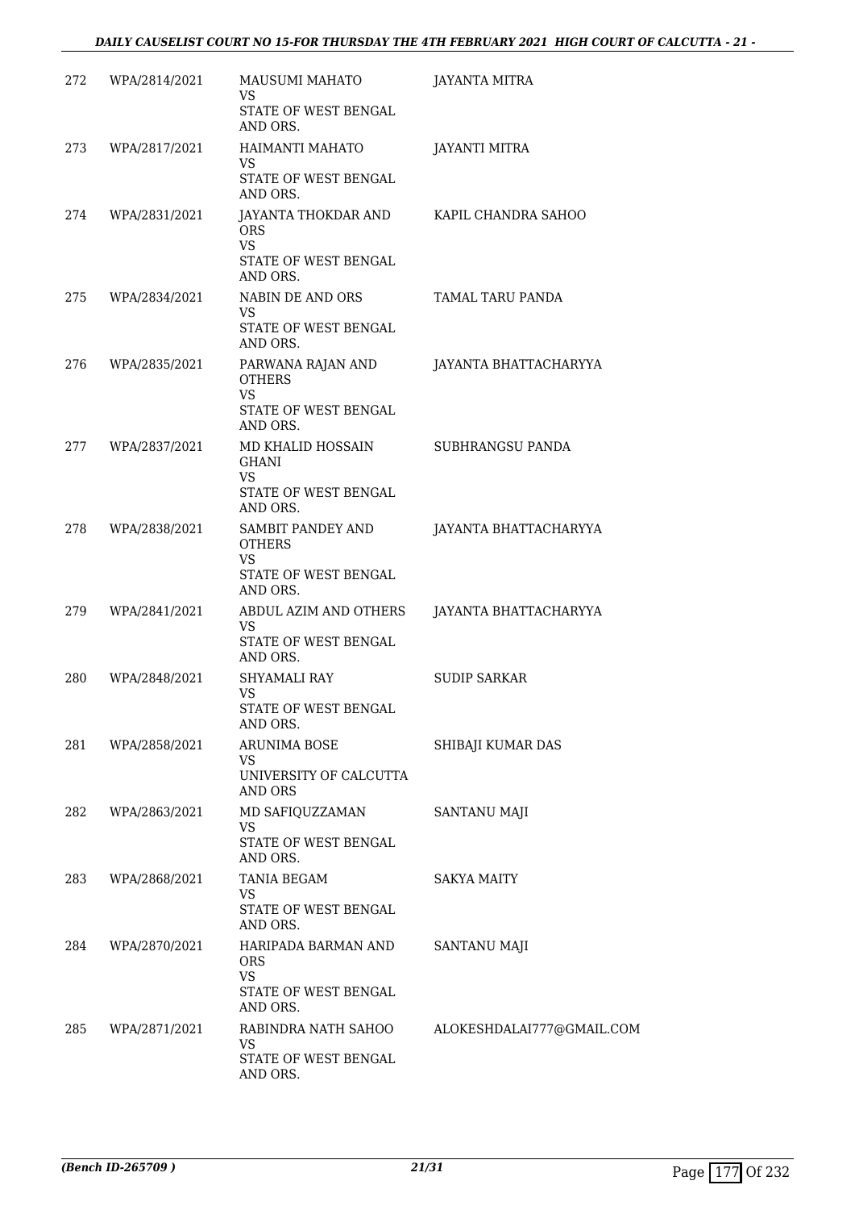| | | | |
|---|---|---|---|
| 272 | WPA/2814/2021 | MAUSUMI MAHATO<br>VS<br>STATE OF WEST BENGAL AND ORS. | JAYANTA MITRA |
| 273 | WPA/2817/2021 | HAIMANTI MAHATO<br>VS<br>STATE OF WEST BENGAL AND ORS. | JAYANTI MITRA |
| 274 | WPA/2831/2021 | JAYANTA THOKDAR AND ORS<br>VS<br>STATE OF WEST BENGAL AND ORS. | KAPIL CHANDRA SAHOO |
| 275 | WPA/2834/2021 | NABIN DE AND ORS<br>VS<br>STATE OF WEST BENGAL AND ORS. | TAMAL TARU PANDA |
| 276 | WPA/2835/2021 | PARWANA RAJAN AND OTHERS<br>VS<br>STATE OF WEST BENGAL AND ORS. | JAYANTA BHATTACHARYYA |
| 277 | WPA/2837/2021 | MD KHALID HOSSAIN GHANI<br>VS<br>STATE OF WEST BENGAL AND ORS. | SUBHRANGSU PANDA |
| 278 | WPA/2838/2021 | SAMBIT PANDEY AND OTHERS<br>VS<br>STATE OF WEST BENGAL AND ORS. | JAYANTA BHATTACHARYYA |
| 279 | WPA/2841/2021 | ABDUL AZIM AND OTHERS<br>VS<br>STATE OF WEST BENGAL AND ORS. | JAYANTA BHATTACHARYYA |
| 280 | WPA/2848/2021 | SHYAMALI RAY<br>VS<br>STATE OF WEST BENGAL AND ORS. | SUDIP SARKAR |
| 281 | WPA/2858/2021 | ARUNIMA BOSE<br>VS<br>UNIVERSITY OF CALCUTTA AND ORS | SHIBAJI KUMAR DAS |
| 282 | WPA/2863/2021 | MD SAFIQUZZAMAN<br>VS<br>STATE OF WEST BENGAL AND ORS. | SANTANU MAJI |
| 283 | WPA/2868/2021 | TANIA BEGAM<br>VS<br>STATE OF WEST BENGAL AND ORS. | SAKYA MAITY |
| 284 | WPA/2870/2021 | HARIPADA BARMAN AND ORS<br>VS<br>STATE OF WEST BENGAL AND ORS. | SANTANU MAJI |
| 285 | WPA/2871/2021 | RABINDRA NATH SAHOO<br>VS<br>STATE OF WEST BENGAL AND ORS. | ALOKESHDALAI777@GMAIL.COM |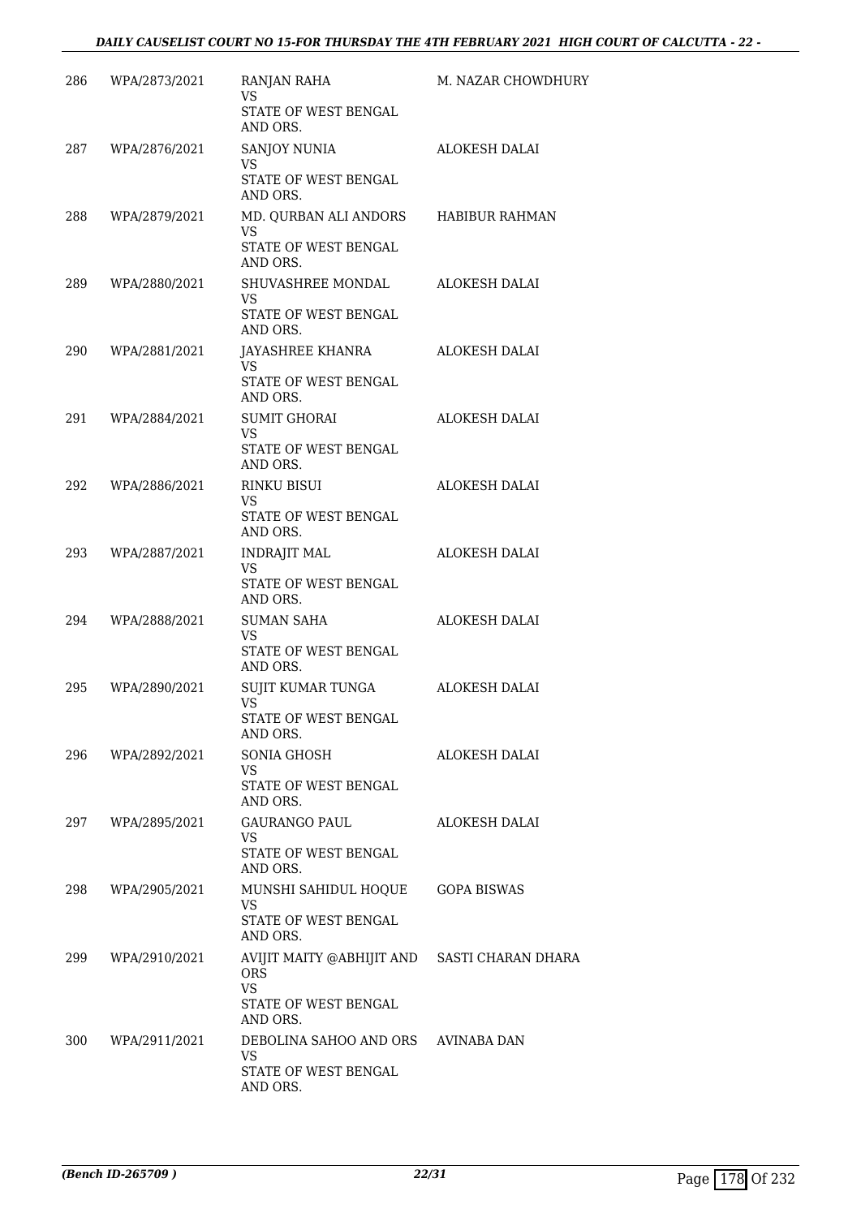| | | | |
|---|---|---|---|
| 286 | WPA/2873/2021 | RANJAN RAHA<br>VS<br>STATE OF WEST BENGAL AND ORS. | M. NAZAR CHOWDHURY |
| 287 | WPA/2876/2021 | SANJOY NUNIA<br>VS<br>STATE OF WEST BENGAL AND ORS. | ALOKESH DALAI |
| 288 | WPA/2879/2021 | MD. QURBAN ALI ANDORS<br>VS<br>STATE OF WEST BENGAL AND ORS. | HABIBUR RAHMAN |
| 289 | WPA/2880/2021 | SHUVASHREE MONDAL<br>VS<br>STATE OF WEST BENGAL AND ORS. | ALOKESH DALAI |
| 290 | WPA/2881/2021 | JAYASHREE KHANRA<br>VS<br>STATE OF WEST BENGAL AND ORS. | ALOKESH DALAI |
| 291 | WPA/2884/2021 | SUMIT GHORAI<br>VS<br>STATE OF WEST BENGAL AND ORS. | ALOKESH DALAI |
| 292 | WPA/2886/2021 | RINKU BISUI<br>VS<br>STATE OF WEST BENGAL AND ORS. | ALOKESH DALAI |
| 293 | WPA/2887/2021 | INDRAJIT MAL<br>VS<br>STATE OF WEST BENGAL AND ORS. | ALOKESH DALAI |
| 294 | WPA/2888/2021 | SUMAN SAHA<br>VS<br>STATE OF WEST BENGAL AND ORS. | ALOKESH DALAI |
| 295 | WPA/2890/2021 | SUJIT KUMAR TUNGA<br>VS<br>STATE OF WEST BENGAL AND ORS. | ALOKESH DALAI |
| 296 | WPA/2892/2021 | SONIA GHOSH<br>VS<br>STATE OF WEST BENGAL AND ORS. | ALOKESH DALAI |
| 297 | WPA/2895/2021 | GAURANGO PAUL<br>VS<br>STATE OF WEST BENGAL AND ORS. | ALOKESH DALAI |
| 298 | WPA/2905/2021 | MUNSHI SAHIDUL HOQUE<br>VS<br>STATE OF WEST BENGAL AND ORS. | GOPA BISWAS |
| 299 | WPA/2910/2021 | AVIJIT MAITY @ABHIJIT AND ORS<br>VS<br>STATE OF WEST BENGAL AND ORS. | SASTI CHARAN DHARA |
| 300 | WPA/2911/2021 | DEBOLINA SAHOO AND ORS<br>VS<br>STATE OF WEST BENGAL AND ORS. | AVINABA DAN |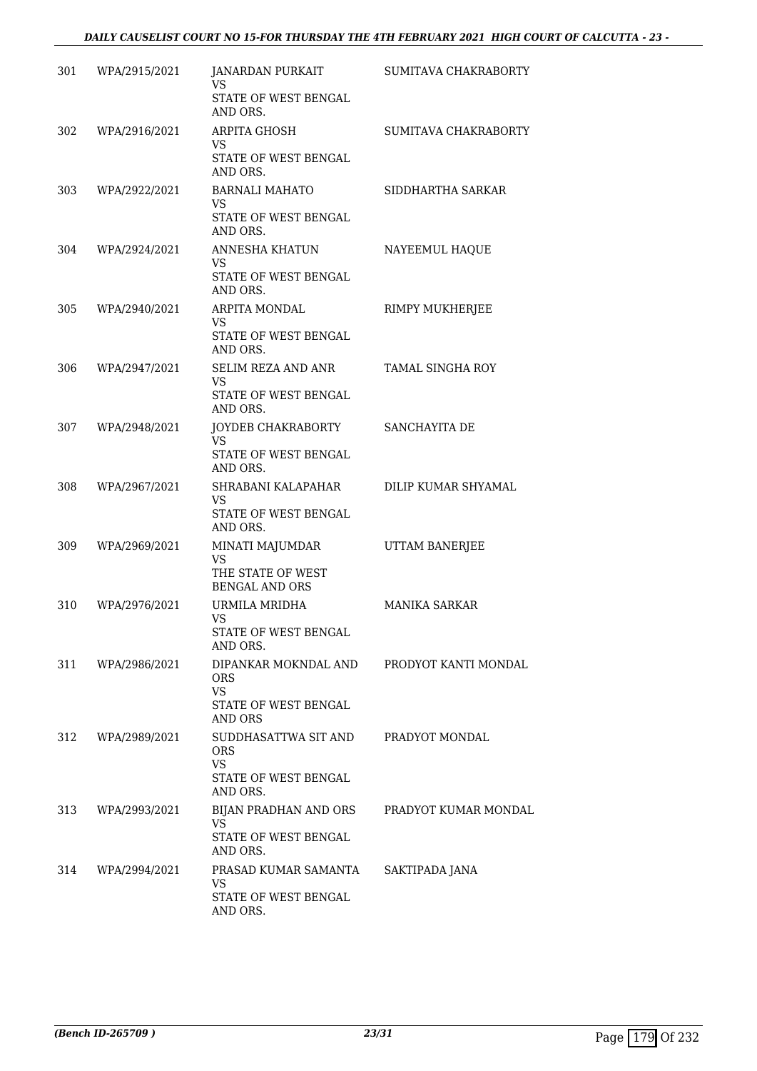| | | | |
|---|---|---|---|
| 301 | WPA/2915/2021 | JANARDAN PURKAIT<br>VS<br>STATE OF WEST BENGAL AND ORS. | SUMITAVA CHAKRABORTY |
| 302 | WPA/2916/2021 | ARPITA GHOSH<br>VS<br>STATE OF WEST BENGAL AND ORS. | SUMITAVA CHAKRABORTY |
| 303 | WPA/2922/2021 | BARNALI MAHATO<br>VS<br>STATE OF WEST BENGAL AND ORS. | SIDDHARTHA SARKAR |
| 304 | WPA/2924/2021 | ANNESHA KHATUN<br>VS<br>STATE OF WEST BENGAL AND ORS. | NAYEEMUL HAQUE |
| 305 | WPA/2940/2021 | ARPITA MONDAL<br>VS<br>STATE OF WEST BENGAL AND ORS. | RIMPY MUKHERJEE |
| 306 | WPA/2947/2021 | SELIM REZA AND ANR<br>VS<br>STATE OF WEST BENGAL AND ORS. | TAMAL SINGHA ROY |
| 307 | WPA/2948/2021 | JOYDEB CHAKRABORTY<br>VS<br>STATE OF WEST BENGAL AND ORS. | SANCHAYITA DE |
| 308 | WPA/2967/2021 | SHRABANI KALAPAHAR<br>VS<br>STATE OF WEST BENGAL AND ORS. | DILIP KUMAR SHYAMAL |
| 309 | WPA/2969/2021 | MINATI MAJUMDAR<br>VS<br>THE STATE OF WEST BENGAL AND ORS | UTTAM BANERJEE |
| 310 | WPA/2976/2021 | URMILA MRIDHA<br>VS<br>STATE OF WEST BENGAL AND ORS. | MANIKA SARKAR |
| 311 | WPA/2986/2021 | DIPANKAR MOKNDAL AND ORS<br>VS<br>STATE OF WEST BENGAL AND ORS | PRODYOT KANTI MONDAL |
| 312 | WPA/2989/2021 | SUDDHASATTWA SIT AND ORS<br>VS<br>STATE OF WEST BENGAL AND ORS. | PRADYOT MONDAL |
| 313 | WPA/2993/2021 | BIJAN PRADHAN AND ORS<br>VS<br>STATE OF WEST BENGAL AND ORS. | PRADYOT KUMAR MONDAL |
| 314 | WPA/2994/2021 | PRASAD KUMAR SAMANTA<br>VS<br>STATE OF WEST BENGAL AND ORS. | SAKTIPADA JANA |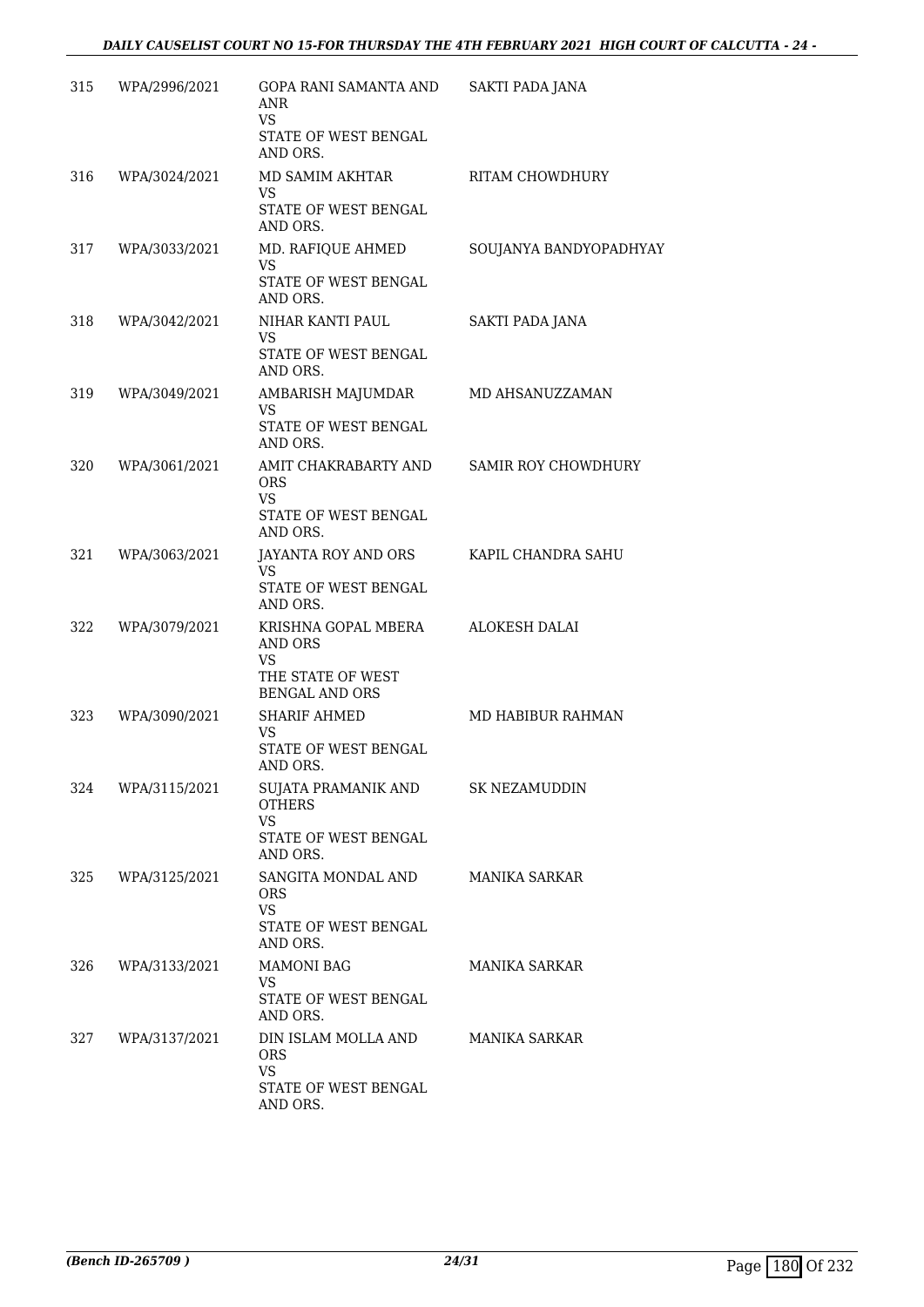| | | | |
|---|---|---|---|
| 315 | WPA/2996/2021 | GOPA RANI SAMANTA AND ANR<br>VS<br>STATE OF WEST BENGAL AND ORS. | SAKTI PADA JANA |
| 316 | WPA/3024/2021 | MD SAMIM AKHTAR<br>VS<br>STATE OF WEST BENGAL AND ORS. | RITAM CHOWDHURY |
| 317 | WPA/3033/2021 | MD. RAFIQUE AHMED<br>VS<br>STATE OF WEST BENGAL AND ORS. | SOUJANYA BANDYOPADHYAY |
| 318 | WPA/3042/2021 | NIHAR KANTI PAUL<br>VS<br>STATE OF WEST BENGAL AND ORS. | SAKTI PADA JANA |
| 319 | WPA/3049/2021 | AMBARISH MAJUMDAR<br>VS<br>STATE OF WEST BENGAL AND ORS. | MD AHSANUZZAMAN |
| 320 | WPA/3061/2021 | AMIT CHAKRABARTY AND ORS<br>VS<br>STATE OF WEST BENGAL AND ORS. | SAMIR ROY CHOWDHURY |
| 321 | WPA/3063/2021 | JAYANTA ROY AND ORS<br>VS<br>STATE OF WEST BENGAL AND ORS. | KAPIL CHANDRA SAHU |
| 322 | WPA/3079/2021 | KRISHNA GOPAL MBERA AND ORS<br>VS<br>THE STATE OF WEST BENGAL AND ORS | ALOKESH DALAI |
| 323 | WPA/3090/2021 | SHARIF AHMED<br>VS<br>STATE OF WEST BENGAL AND ORS. | MD HABIBUR RAHMAN |
| 324 | WPA/3115/2021 | SUJATA PRAMANIK AND OTHERS<br>VS<br>STATE OF WEST BENGAL AND ORS. | SK NEZAMUDDIN |
| 325 | WPA/3125/2021 | SANGITA MONDAL AND ORS<br>VS<br>STATE OF WEST BENGAL AND ORS. | MANIKA SARKAR |
| 326 | WPA/3133/2021 | MAMONI BAG<br>VS<br>STATE OF WEST BENGAL AND ORS. | MANIKA SARKAR |
| 327 | WPA/3137/2021 | DIN ISLAM MOLLA AND ORS<br>VS<br>STATE OF WEST BENGAL AND ORS. | MANIKA SARKAR |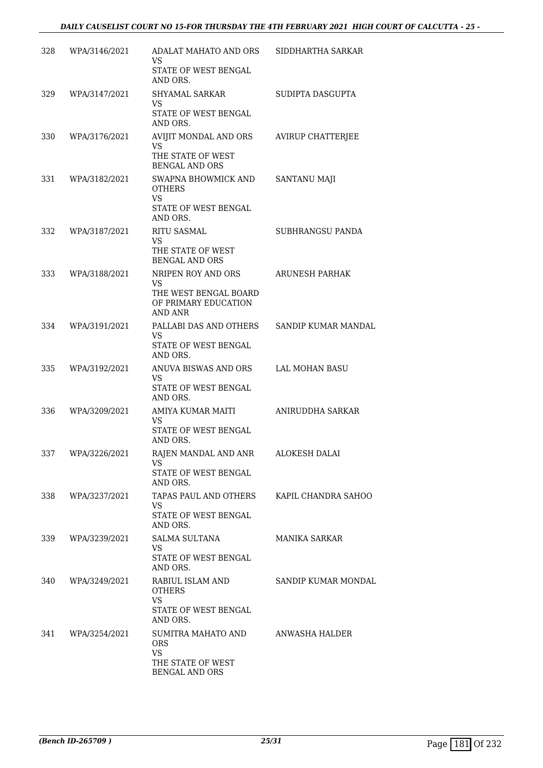| | | | |
|---|---|---|---|
| 328 | WPA/3146/2021 | ADALAT MAHATO AND ORS<br>VS<br>STATE OF WEST BENGAL AND ORS. | SIDDHARTHA SARKAR |
| 329 | WPA/3147/2021 | SHYAMAL SARKAR<br>VS<br>STATE OF WEST BENGAL AND ORS. | SUDIPTA DASGUPTA |
| 330 | WPA/3176/2021 | AVIJIT MONDAL AND ORS<br>VS<br>THE STATE OF WEST BENGAL AND ORS | AVIRUP CHATTERJEE |
| 331 | WPA/3182/2021 | SWAPNA BHOWMICK AND OTHERS<br>VS<br>STATE OF WEST BENGAL AND ORS. | SANTANU MAJI |
| 332 | WPA/3187/2021 | RITU SASMAL<br>VS<br>THE STATE OF WEST BENGAL AND ORS | SUBHRANGSU PANDA |
| 333 | WPA/3188/2021 | NRIPEN ROY AND ORS<br>VS<br>THE WEST BENGAL BOARD OF PRIMARY EDUCATION AND ANR | ARUNESH PARHAK |
| 334 | WPA/3191/2021 | PALLABI DAS AND OTHERS<br>VS<br>STATE OF WEST BENGAL AND ORS. | SANDIP KUMAR MANDAL |
| 335 | WPA/3192/2021 | ANUVA BISWAS AND ORS<br>VS<br>STATE OF WEST BENGAL AND ORS. | LAL MOHAN BASU |
| 336 | WPA/3209/2021 | AMIYA KUMAR MAITI<br>VS<br>STATE OF WEST BENGAL AND ORS. | ANIRUDDHA SARKAR |
| 337 | WPA/3226/2021 | RAJEN MANDAL AND ANR<br>VS<br>STATE OF WEST BENGAL AND ORS. | ALOKESH DALAI |
| 338 | WPA/3237/2021 | TAPAS PAUL AND OTHERS<br>VS<br>STATE OF WEST BENGAL AND ORS. | KAPIL CHANDRA SAHOO |
| 339 | WPA/3239/2021 | SALMA SULTANA<br>VS<br>STATE OF WEST BENGAL AND ORS. | MANIKA SARKAR |
| 340 | WPA/3249/2021 | RABIUL ISLAM AND OTHERS<br>VS<br>STATE OF WEST BENGAL AND ORS. | SANDIP KUMAR MONDAL |
| 341 | WPA/3254/2021 | SUMITRA MAHATO AND ORS<br>VS<br>THE STATE OF WEST BENGAL AND ORS | ANWASHA HALDER |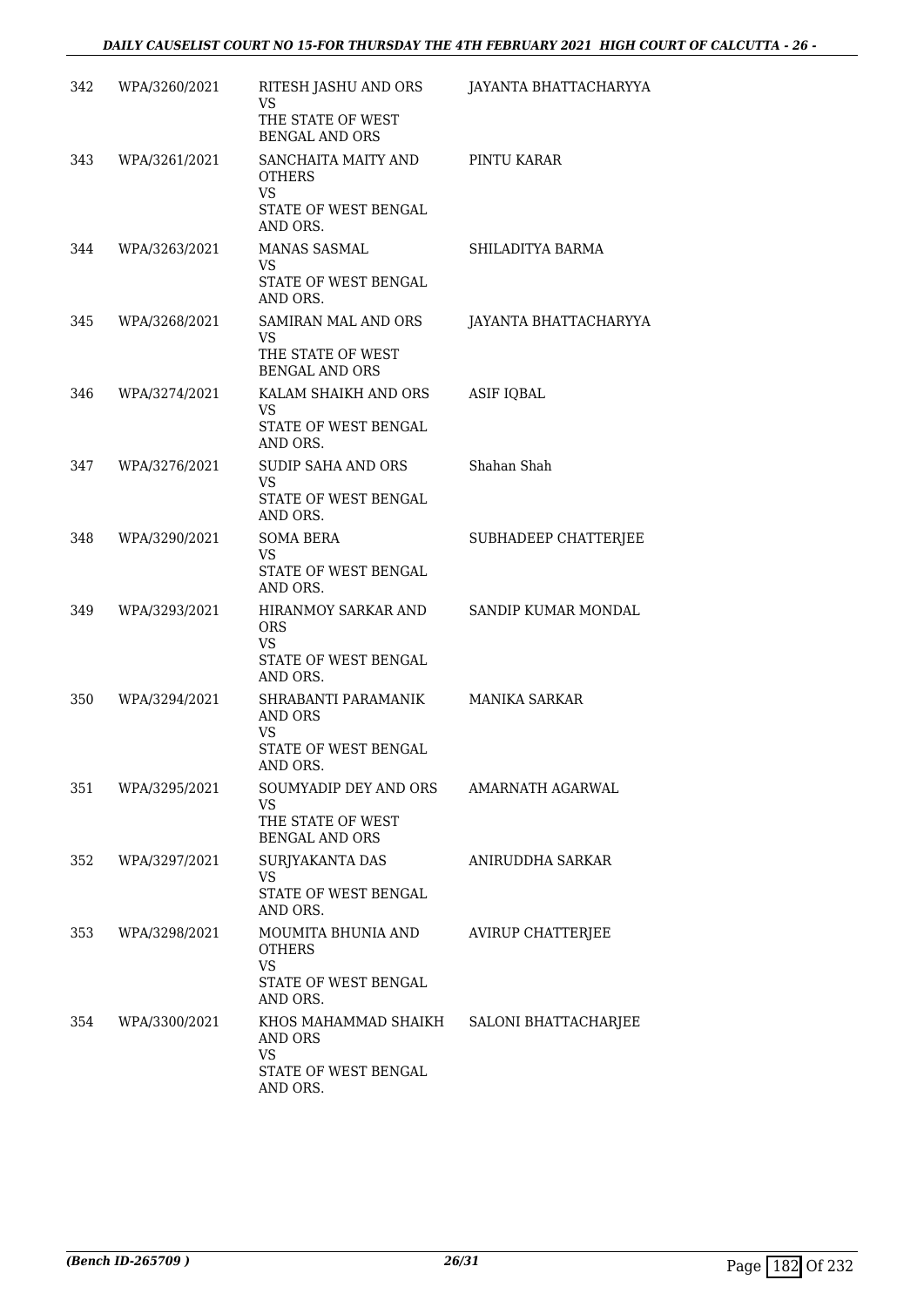| | | | |
|---|---|---|---|
| 342 | WPA/3260/2021 | RITESH JASHU AND ORS<br>VS<br>THE STATE OF WEST BENGAL AND ORS | JAYANTA BHATTACHARYYA |
| 343 | WPA/3261/2021 | SANCHAITA MAITY AND OTHERS<br>VS<br>STATE OF WEST BENGAL AND ORS. | PINTU KARAR |
| 344 | WPA/3263/2021 | MANAS SASMAL<br>VS<br>STATE OF WEST BENGAL AND ORS. | SHILADITYA BARMA |
| 345 | WPA/3268/2021 | SAMIRAN MAL AND ORS<br>VS<br>THE STATE OF WEST BENGAL AND ORS | JAYANTA BHATTACHARYYA |
| 346 | WPA/3274/2021 | KALAM SHAIKH AND ORS<br>VS<br>STATE OF WEST BENGAL AND ORS. | ASIF IQBAL |
| 347 | WPA/3276/2021 | SUDIP SAHA AND ORS<br>VS<br>STATE OF WEST BENGAL AND ORS. | Shahan Shah |
| 348 | WPA/3290/2021 | SOMA BERA<br>VS<br>STATE OF WEST BENGAL AND ORS. | SUBHADEEP CHATTERJEE |
| 349 | WPA/3293/2021 | HIRANMOY SARKAR AND ORS<br>VS<br>STATE OF WEST BENGAL AND ORS. | SANDIP KUMAR MONDAL |
| 350 | WPA/3294/2021 | SHRABANTI PARAMANIK AND ORS<br>VS<br>STATE OF WEST BENGAL AND ORS. | MANIKA SARKAR |
| 351 | WPA/3295/2021 | SOUMYADIP DEY AND ORS<br>VS<br>THE STATE OF WEST BENGAL AND ORS | AMARNATH AGARWAL |
| 352 | WPA/3297/2021 | SURJYAKANTA DAS<br>VS<br>STATE OF WEST BENGAL AND ORS. | ANIRUDDHA SARKAR |
| 353 | WPA/3298/2021 | MOUMITA BHUNIA AND OTHERS<br>VS<br>STATE OF WEST BENGAL AND ORS. | AVIRUP CHATTERJEE |
| 354 | WPA/3300/2021 | KHOS MAHAMMAD SHAIKH AND ORS<br>VS<br>STATE OF WEST BENGAL AND ORS. | SALONI BHATTACHARJEE |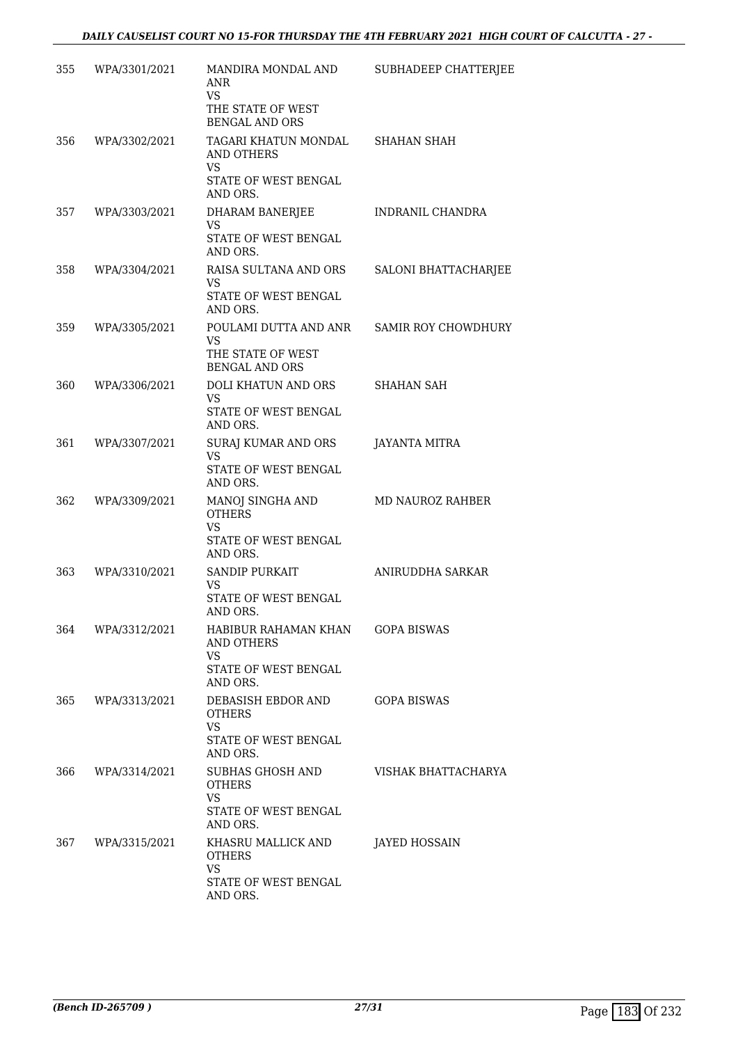| | | | |
|---|---|---|---|
| 355 | WPA/3301/2021 | MANDIRA MONDAL AND ANR<br>VS<br>THE STATE OF WEST BENGAL AND ORS | SUBHADEEP CHATTERJEE |
| 356 | WPA/3302/2021 | TAGARI KHATUN MONDAL AND OTHERS<br>VS<br>STATE OF WEST BENGAL AND ORS. | SHAHAN SHAH |
| 357 | WPA/3303/2021 | DHARAM BANERJEE<br>VS<br>STATE OF WEST BENGAL AND ORS. | INDRANIL CHANDRA |
| 358 | WPA/3304/2021 | RAISA SULTANA AND ORS<br>VS<br>STATE OF WEST BENGAL AND ORS. | SALONI BHATTACHARJEE |
| 359 | WPA/3305/2021 | POULAMI DUTTA AND ANR<br>VS<br>THE STATE OF WEST BENGAL AND ORS | SAMIR ROY CHOWDHURY |
| 360 | WPA/3306/2021 | DOLI KHATUN AND ORS<br>VS<br>STATE OF WEST BENGAL AND ORS. | SHAHAN SAH |
| 361 | WPA/3307/2021 | SURAJ KUMAR AND ORS<br>VS<br>STATE OF WEST BENGAL AND ORS. | JAYANTA MITRA |
| 362 | WPA/3309/2021 | MANOJ SINGHA AND OTHERS<br>VS<br>STATE OF WEST BENGAL AND ORS. | MD NAUROZ RAHBER |
| 363 | WPA/3310/2021 | SANDIP PURKAIT<br>VS<br>STATE OF WEST BENGAL AND ORS. | ANIRUDDHA SARKAR |
| 364 | WPA/3312/2021 | HABIBUR RAHAMAN KHAN AND OTHERS<br>VS<br>STATE OF WEST BENGAL AND ORS. | GOPA BISWAS |
| 365 | WPA/3313/2021 | DEBASISH EBDOR AND OTHERS<br>VS<br>STATE OF WEST BENGAL AND ORS. | GOPA BISWAS |
| 366 | WPA/3314/2021 | SUBHAS GHOSH AND OTHERS<br>VS<br>STATE OF WEST BENGAL AND ORS. | VISHAK BHATTACHARYA |
| 367 | WPA/3315/2021 | KHASRU MALLICK AND OTHERS<br>VS<br>STATE OF WEST BENGAL AND ORS. | JAYED HOSSAIN |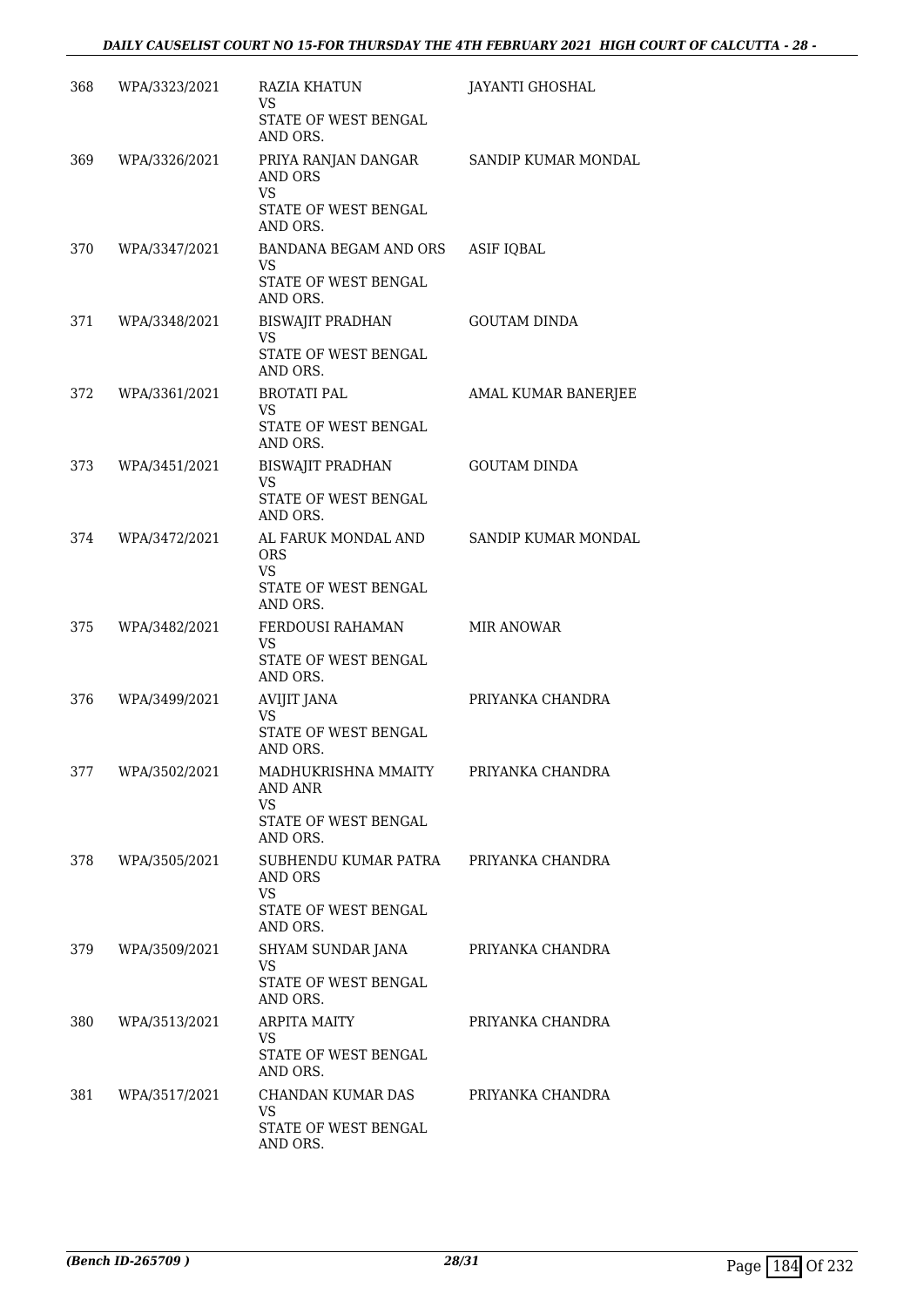| 368 | WPA/3323/2021 | RAZIA KHATUN<br>VS<br>STATE OF WEST BENGAL AND ORS. | JAYANTI GHOSHAL |
|---|---|---|---|
| 369 | WPA/3326/2021 | PRIYA RANJAN DANGAR AND ORS<br>VS<br>STATE OF WEST BENGAL AND ORS. | SANDIP KUMAR MONDAL |
| 370 | WPA/3347/2021 | BANDANA BEGAM AND ORS<br>VS<br>STATE OF WEST BENGAL AND ORS. | ASIF IQBAL |
| 371 | WPA/3348/2021 | BISWAJIT PRADHAN<br>VS<br>STATE OF WEST BENGAL AND ORS. | GOUTAM DINDA |
| 372 | WPA/3361/2021 | BROTATI PAL<br>VS<br>STATE OF WEST BENGAL AND ORS. | AMAL KUMAR BANERJEE |
| 373 | WPA/3451/2021 | BISWAJIT PRADHAN<br>VS<br>STATE OF WEST BENGAL AND ORS. | GOUTAM DINDA |
| 374 | WPA/3472/2021 | AL FARUK MONDAL AND ORS<br>VS<br>STATE OF WEST BENGAL AND ORS. | SANDIP KUMAR MONDAL |
| 375 | WPA/3482/2021 | FERDOUSI RAHAMAN<br>VS<br>STATE OF WEST BENGAL AND ORS. | MIR ANOWAR |
| 376 | WPA/3499/2021 | AVIJIT JANA<br>VS<br>STATE OF WEST BENGAL AND ORS. | PRIYANKA CHANDRA |
| 377 | WPA/3502/2021 | MADHUKRISHNA MMAITY AND ANR<br>VS<br>STATE OF WEST BENGAL AND ORS. | PRIYANKA CHANDRA |
| 378 | WPA/3505/2021 | SUBHENDU KUMAR PATRA AND ORS<br>VS<br>STATE OF WEST BENGAL AND ORS. | PRIYANKA CHANDRA |
| 379 | WPA/3509/2021 | SHYAM SUNDAR JANA<br>VS<br>STATE OF WEST BENGAL AND ORS. | PRIYANKA CHANDRA |
| 380 | WPA/3513/2021 | ARPITA MAITY<br>VS<br>STATE OF WEST BENGAL AND ORS. | PRIYANKA CHANDRA |
| 381 | WPA/3517/2021 | CHANDAN KUMAR DAS<br>VS<br>STATE OF WEST BENGAL AND ORS. | PRIYANKA CHANDRA |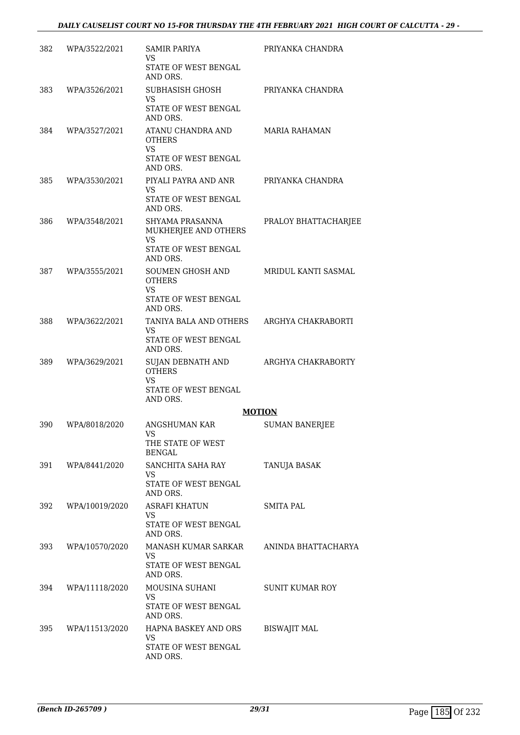| | | | |
|---|---|---|---|
| 382 | WPA/3522/2021 | SAMIR PARIYA<br>VS<br>STATE OF WEST BENGAL AND ORS. | PRIYANKA CHANDRA |
| 383 | WPA/3526/2021 | SUBHASISH GHOSH<br>VS<br>STATE OF WEST BENGAL AND ORS. | PRIYANKA CHANDRA |
| 384 | WPA/3527/2021 | ATANU CHANDRA AND OTHERS<br>VS<br>STATE OF WEST BENGAL AND ORS. | MARIA RAHAMAN |
| 385 | WPA/3530/2021 | PIYALI PAYRA AND ANR<br>VS<br>STATE OF WEST BENGAL AND ORS. | PRIYANKA CHANDRA |
| 386 | WPA/3548/2021 | SHYAMA PRASANNA MUKHERJEE AND OTHERS<br>VS<br>STATE OF WEST BENGAL AND ORS. | PRALOY BHATTACHARJEE |
| 387 | WPA/3555/2021 | SOUMEN GHOSH AND OTHERS<br>VS<br>STATE OF WEST BENGAL AND ORS. | MRIDUL KANTI SASMAL |
| 388 | WPA/3622/2021 | TANIYA BALA AND OTHERS<br>VS<br>STATE OF WEST BENGAL AND ORS. | ARGHYA CHAKRABORTI |
| 389 | WPA/3629/2021 | SUJAN DEBNATH AND OTHERS<br>VS<br>STATE OF WEST BENGAL AND ORS. | ARGHYA CHAKRABORTY |

**MOTION**

| | | | |
|---|---|---|---|
| 390 | WPA/8018/2020 | ANGSHUMAN KAR<br>VS<br>THE STATE OF WEST BENGAL | SUMAN BANERJEE |
| 391 | WPA/8441/2020 | SANCHITA SAHA RAY<br>VS<br>STATE OF WEST BENGAL AND ORS. | TANUJA BASAK |
| 392 | WPA/10019/2020 | ASRAFI KHATUN<br>VS<br>STATE OF WEST BENGAL AND ORS. | SMITA PAL |
| 393 | WPA/10570/2020 | MANASH KUMAR SARKAR<br>VS<br>STATE OF WEST BENGAL AND ORS. | ANINDA BHATTACHARYA |
| 394 | WPA/11118/2020 | MOUSINA SUHANI<br>VS<br>STATE OF WEST BENGAL AND ORS. | SUNIT KUMAR ROY |
| 395 | WPA/11513/2020 | HAPNA BASKEY AND ORS<br>VS<br>STATE OF WEST BENGAL AND ORS. | BISWAJIT MAL |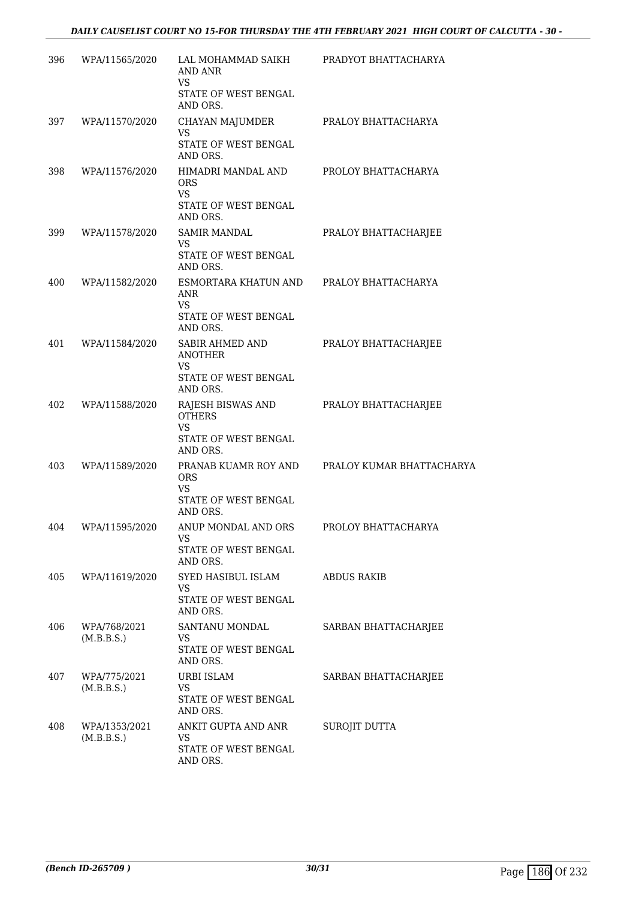| | | | |
|---|---|---|---|
| 396 | WPA/11565/2020 | LAL MOHAMMAD SAIKH AND ANR<br>VS<br>STATE OF WEST BENGAL AND ORS. | PRADYOT BHATTACHARYA |
| 397 | WPA/11570/2020 | CHAYAN MAJUMDER<br>VS<br>STATE OF WEST BENGAL AND ORS. | PRALOY BHATTACHARYA |
| 398 | WPA/11576/2020 | HIMADRI MANDAL AND ORS<br>VS<br>STATE OF WEST BENGAL AND ORS. | PROLOY BHATTACHARYA |
| 399 | WPA/11578/2020 | SAMIR MANDAL<br>VS<br>STATE OF WEST BENGAL AND ORS. | PRALOY BHATTACHARJEE |
| 400 | WPA/11582/2020 | ESMORTARA KHATUN AND ANR<br>VS<br>STATE OF WEST BENGAL AND ORS. | PRALOY BHATTACHARYA |
| 401 | WPA/11584/2020 | SABIR AHMED AND ANOTHER<br>VS<br>STATE OF WEST BENGAL AND ORS. | PRALOY BHATTACHARJEE |
| 402 | WPA/11588/2020 | RAJESH BISWAS AND OTHERS<br>VS<br>STATE OF WEST BENGAL AND ORS. | PRALOY BHATTACHARJEE |
| 403 | WPA/11589/2020 | PRANAB KUAMR ROY AND ORS<br>VS<br>STATE OF WEST BENGAL AND ORS. | PRALOY KUMAR BHATTACHARYA |
| 404 | WPA/11595/2020 | ANUP MONDAL AND ORS<br>VS<br>STATE OF WEST BENGAL AND ORS. | PROLOY BHATTACHARYA |
| 405 | WPA/11619/2020 | SYED HASIBUL ISLAM<br>VS<br>STATE OF WEST BENGAL AND ORS. | ABDUS RAKIB |
| 406 | WPA/768/2021 (M.B.B.S.) | SANTANU MONDAL<br>VS<br>STATE OF WEST BENGAL AND ORS. | SARBAN BHATTACHARJEE |
| 407 | WPA/775/2021 (M.B.B.S.) | URBI ISLAM<br>VS<br>STATE OF WEST BENGAL AND ORS. | SARBAN BHATTACHARJEE |
| 408 | WPA/1353/2021 (M.B.B.S.) | ANKIT GUPTA AND ANR<br>VS<br>STATE OF WEST BENGAL AND ORS. | SUROJIT DUTTA |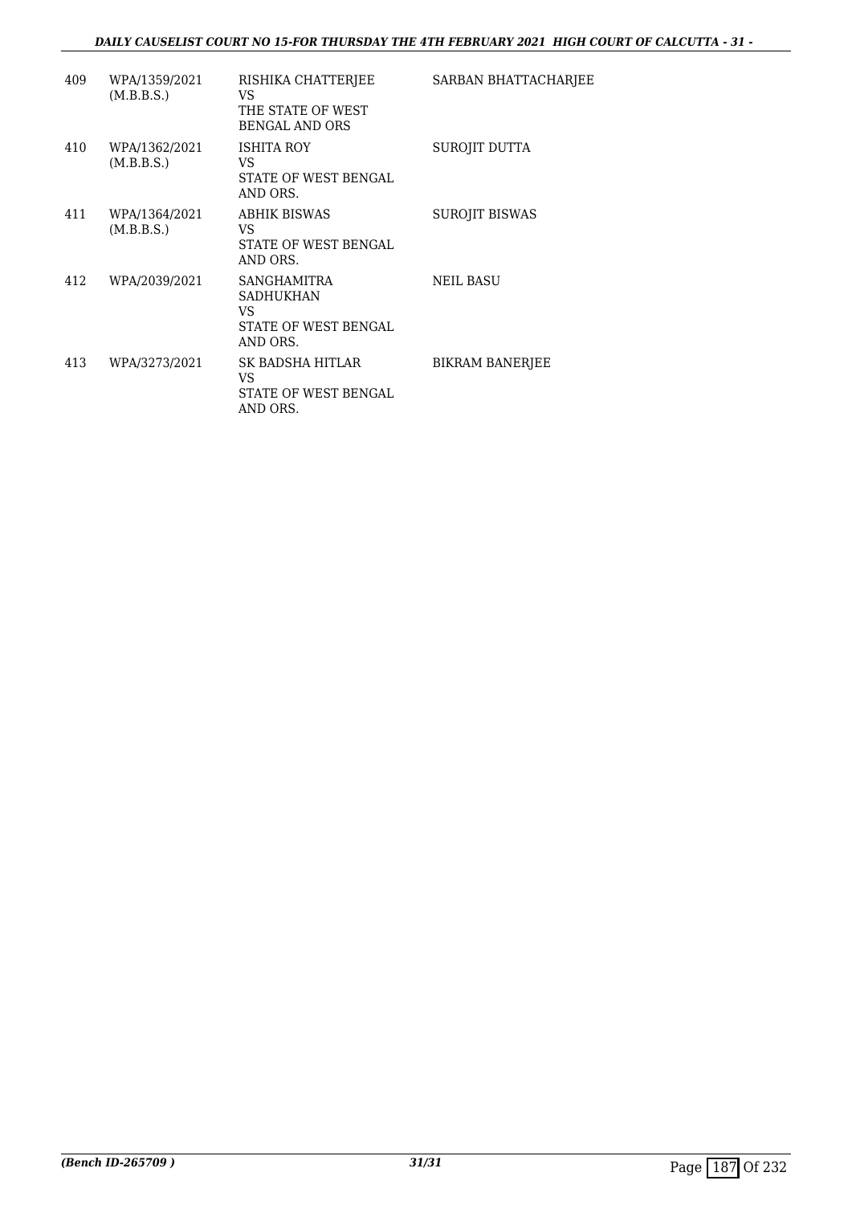| | | | |
|---|---|---|---|
| 409 | WPA/1359/2021 (M.B.B.S.) | RISHIKA CHATTERJEE VS THE STATE OF WEST BENGAL AND ORS | SARBAN BHATTACHARJEE |
| 410 | WPA/1362/2021 (M.B.B.S.) | ISHITA ROY VS STATE OF WEST BENGAL AND ORS. | SUROJIT DUTTA |
| 411 | WPA/1364/2021 (M.B.B.S.) | ABHIK BISWAS VS STATE OF WEST BENGAL AND ORS. | SUROJIT BISWAS |
| 412 | WPA/2039/2021 | SANGHAMITRA SADHUKHAN VS STATE OF WEST BENGAL AND ORS. | NEIL BASU |
| 413 | WPA/3273/2021 | SK BADSHA HITLAR VS STATE OF WEST BENGAL AND ORS. | BIKRAM BANERJEE |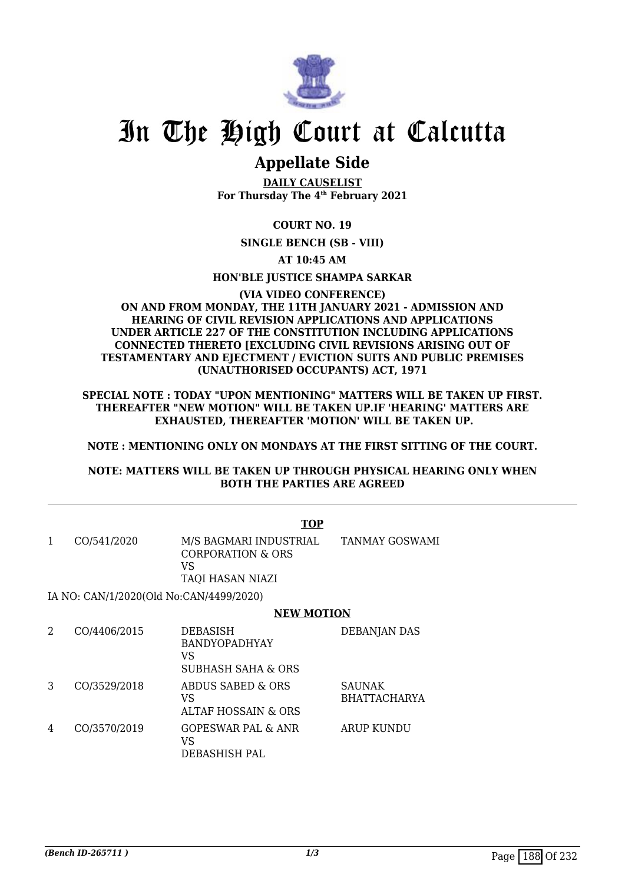# In The High Court at Calcutta

## Appellate Side

**DAILY CAUSELIST**
**For Thursday The 4th February 2021**

**COURT NO. 19**

**SINGLE BENCH (SB - VIII)**

**AT 10:45 AM**

**HON'BLE JUSTICE SHAMPA SARKAR**

**(VIA VIDEO CONFERENCE)**
**ON AND FROM MONDAY, THE 11TH JANUARY 2021 - ADMISSION AND HEARING OF CIVIL REVISION APPLICATIONS AND APPLICATIONS UNDER ARTICLE 227 OF THE CONSTITUTION INCLUDING APPLICATIONS CONNECTED THERETO [EXCLUDING CIVIL REVISIONS ARISING OUT OF TESTAMENTARY AND EJECTMENT / EVICTION SUITS AND PUBLIC PREMISES (UNAUTHORISED OCCUPANTS) ACT, 1971**

**SPECIAL NOTE : TODAY "UPON MENTIONING" MATTERS WILL BE TAKEN UP FIRST. THEREAFTER "NEW MOTION" WILL BE TAKEN UP.IF 'HEARING' MATTERS ARE EXHAUSTED, THEREAFTER 'MOTION' WILL BE TAKEN UP.**

**NOTE : MENTIONING ONLY ON MONDAYS AT THE FIRST SITTING OF THE COURT.**

**NOTE: MATTERS WILL BE TAKEN UP THROUGH PHYSICAL HEARING ONLY WHEN BOTH THE PARTIES ARE AGREED**

**TOP**

| | | | |
|---|---|---|---|
| 1 | CO/541/2020 | M/S BAGMARI INDUSTRIAL CORPORATION & ORS<br>VS<br>TAQI HASAN NIAZI | TANMAY GOSWAMI |

IA NO: CAN/1/2020(Old No:CAN/4499/2020)

**NEW MOTION**

| | | | |
|---|---|---|---|
| 2 | CO/4406/2015 | DEBASISH BANDYOPADHYAY<br>VS<br>SUBHASH SAHA & ORS | DEBANJAN DAS |
| 3 | CO/3529/2018 | ABDUS SABED & ORS<br>VS<br>ALTAF HOSSAIN & ORS | SAUNAK BHATTACHARYA |
| 4 | CO/3570/2019 | GOPESWAR PAL & ANR<br>VS<br>DEBASHISH PAL | ARUP KUNDU |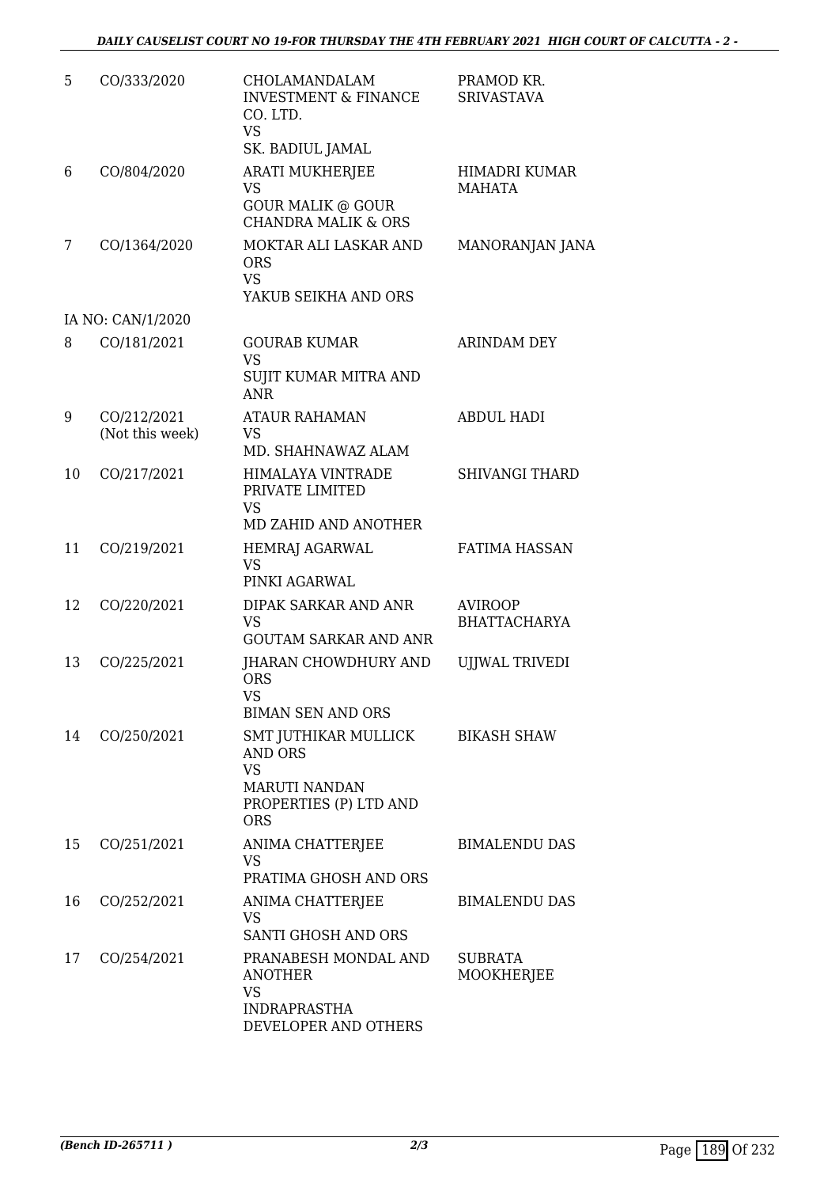| | | | |
|---|---|---|---|
| 5 | CO/333/2020 | CHOLAMANDALAM INVESTMENT & FINANCE CO. LTD.<br>VS<br>SK. BADIUL JAMAL | PRAMOD KR. SRIVASTAVA |
| 6 | CO/804/2020 | ARATI MUKHERJEE<br>VS<br>GOUR MALIK @ GOUR CHANDRA MALIK & ORS | HIMADRI KUMAR MAHATA |
| 7 | CO/1364/2020 | MOKTAR ALI LASKAR AND ORS<br>VS<br>YAKUB SEIKHA AND ORS | MANORANJAN JANA |
| | IA NO: CAN/1/2020 | | |
| 8 | CO/181/2021 | GOURAB KUMAR<br>VS<br>SUJIT KUMAR MITRA AND ANR | ARINDAM DEY |
| 9 | CO/212/2021<br>(Not this week) | ATAUR RAHAMAN<br>VS<br>MD. SHAHNAWAZ ALAM | ABDUL HADI |
| 10 | CO/217/2021 | HIMALAYA VINTRADE PRIVATE LIMITED<br>VS<br>MD ZAHID AND ANOTHER | SHIVANGI THARD |
| 11 | CO/219/2021 | HEMRAJ AGARWAL<br>VS<br>PINKI AGARWAL | FATIMA HASSAN |
| 12 | CO/220/2021 | DIPAK SARKAR AND ANR<br>VS<br>GOUTAM SARKAR AND ANR | AVIROOP BHATTACHARYA |
| 13 | CO/225/2021 | JHARAN CHOWDHURY AND ORS<br>VS<br>BIMAN SEN AND ORS | UJJWAL TRIVEDI |
| 14 | CO/250/2021 | SMT JUTHIKAR MULLICK AND ORS<br>VS<br>MARUTI NANDAN PROPERTIES (P) LTD AND ORS | BIKASH SHAW |
| 15 | CO/251/2021 | ANIMA CHATTERJEE<br>VS<br>PRATIMA GHOSH AND ORS | BIMALENDU DAS |
| 16 | CO/252/2021 | ANIMA CHATTERJEE<br>VS<br>SANTI GHOSH AND ORS | BIMALENDU DAS |
| 17 | CO/254/2021 | PRANABESH MONDAL AND ANOTHER<br>VS<br>INDRAPRASTHA DEVELOPER AND OTHERS | SUBRATA MOOKHERJEE |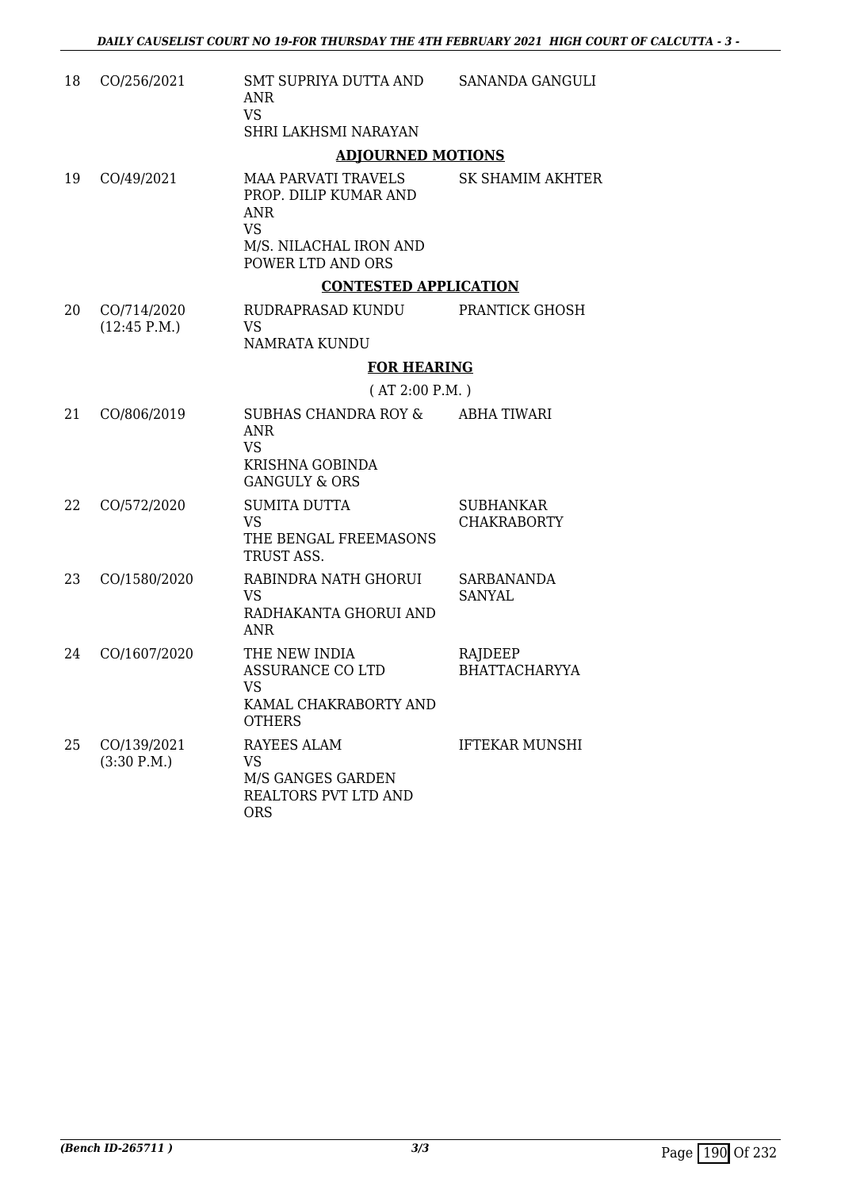| | | | |
|---|---|---|---|
| 18 | CO/256/2021 | SMT SUPRIYA DUTTA AND ANR<br>VS<br>SHRI LAKHSMI NARAYAN | SANANDA GANGULI |

**ADJOURNED MOTIONS**

| | | | |
|---|---|---|---|
| 19 | CO/49/2021 | MAA PARVATI TRAVELS PROP. DILIP KUMAR AND ANR<br>VS<br>M/S. NILACHAL IRON AND POWER LTD AND ORS | SK SHAMIM AKHTER |

**CONTESTED APPLICATION**

| | | | |
|---|---|---|---|
| 20 | CO/714/2020<br>(12:45 P.M.) | RUDRAPRASAD KUNDU<br>VS<br>NAMRATA KUNDU | PRANTICK GHOSH |

**FOR HEARING**

( AT 2:00 P.M. )

| | | | |
|---|---|---|---|
| 21 | CO/806/2019 | SUBHAS CHANDRA ROY & ANR<br>VS<br>KRISHNA GOBINDA GANGULY & ORS | ABHA TIWARI |
| 22 | CO/572/2020 | SUMITA DUTTA<br>VS<br>THE BENGAL FREEMASONS TRUST ASS. | SUBHANKAR CHAKRABORTY |
| 23 | CO/1580/2020 | RABINDRA NATH GHORUI<br>VS<br>RADHAKANTA GHORUI AND ANR | SARBANANDA SANYAL |
| 24 | CO/1607/2020 | THE NEW INDIA ASSURANCE CO LTD<br>VS<br>KAMAL CHAKRABORTY AND OTHERS | RAJDEEP BHATTACHARYYA |
| 25 | CO/139/2021<br>(3:30 P.M.) | RAYEES ALAM<br>VS<br>M/S GANGES GARDEN REALTORS PVT LTD AND ORS | IFTEKAR MUNSHI |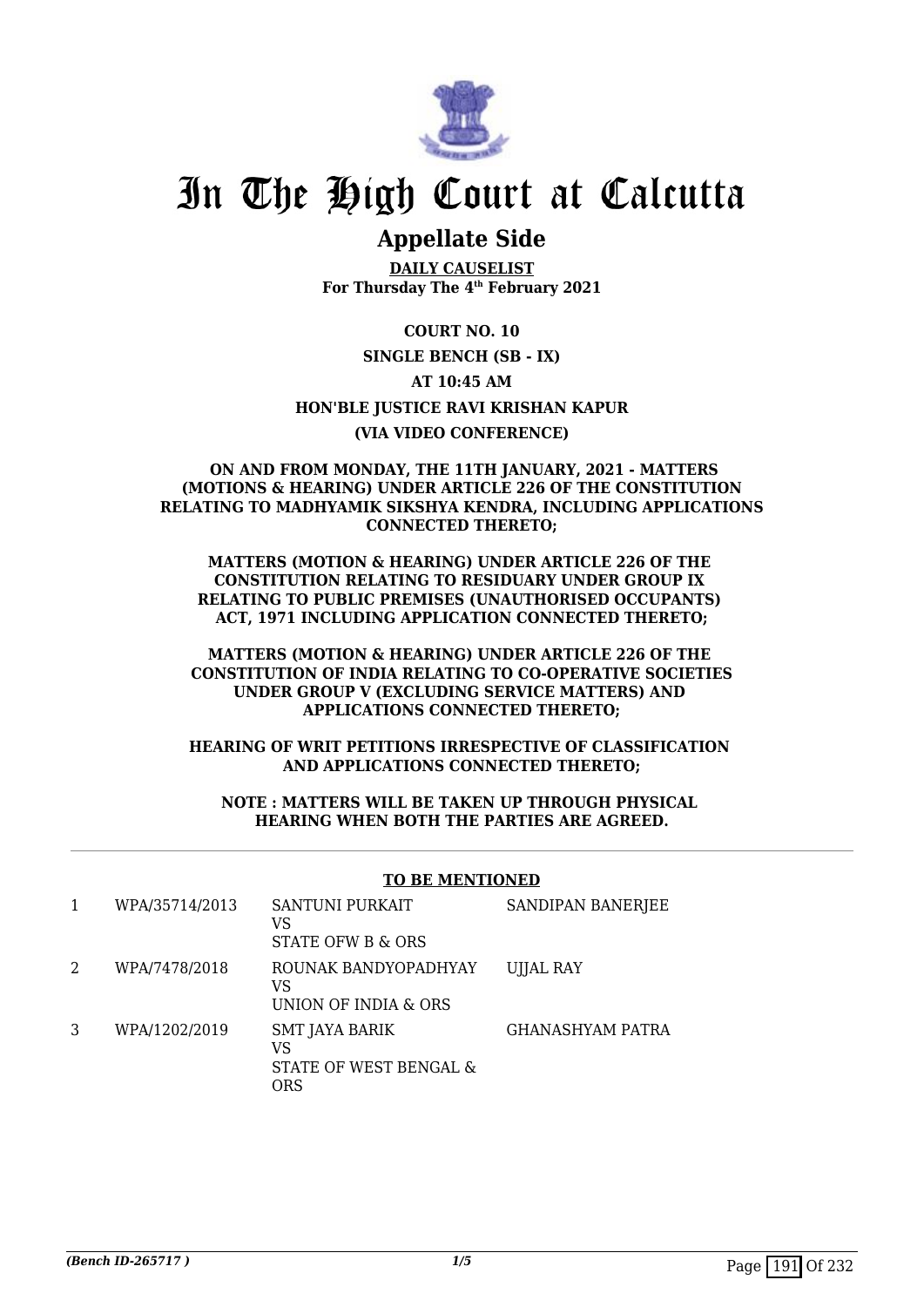# In The High Court at Calcutta

## Appellate Side

**DAILY CAUSELIST**
**For Thursday The 4th February 2021**

**COURT NO. 10**

**SINGLE BENCH (SB - IX)**

**AT 10:45 AM**

**HON'BLE JUSTICE RAVI KRISHAN KAPUR**

**(VIA VIDEO CONFERENCE)**

**ON AND FROM MONDAY, THE 11TH JANUARY, 2021 - MATTERS (MOTIONS & HEARING) UNDER ARTICLE 226 OF THE CONSTITUTION RELATING TO MADHYAMIK SIKSHYA KENDRA, INCLUDING APPLICATIONS CONNECTED THERETO;**

**MATTERS (MOTION & HEARING) UNDER ARTICLE 226 OF THE CONSTITUTION RELATING TO RESIDUARY UNDER GROUP IX RELATING TO PUBLIC PREMISES (UNAUTHORISED OCCUPANTS) ACT, 1971 INCLUDING APPLICATION CONNECTED THERETO;**

**MATTERS (MOTION & HEARING) UNDER ARTICLE 226 OF THE CONSTITUTION OF INDIA RELATING TO CO-OPERATIVE SOCIETIES UNDER GROUP V (EXCLUDING SERVICE MATTERS) AND APPLICATIONS CONNECTED THERETO;**

**HEARING OF WRIT PETITIONS IRRESPECTIVE OF CLASSIFICATION AND APPLICATIONS CONNECTED THERETO;**

**NOTE : MATTERS WILL BE TAKEN UP THROUGH PHYSICAL HEARING WHEN BOTH THE PARTIES ARE AGREED.**

**TO BE MENTIONED**

| | | | |
|---|---|---|---|
| 1 | WPA/35714/2013 | SANTUNI PURKAIT<br>VS<br>STATE OFW B & ORS | SANDIPAN BANERJEE |
| 2 | WPA/7478/2018 | ROUNAK BANDYOPADHYAY<br>VS<br>UNION OF INDIA & ORS | UJJAL RAY |
| 3 | WPA/1202/2019 | SMT JAYA BARIK<br>VS<br>STATE OF WEST BENGAL & ORS | GHANASHYAM PATRA |

*(Bench ID-265717 )*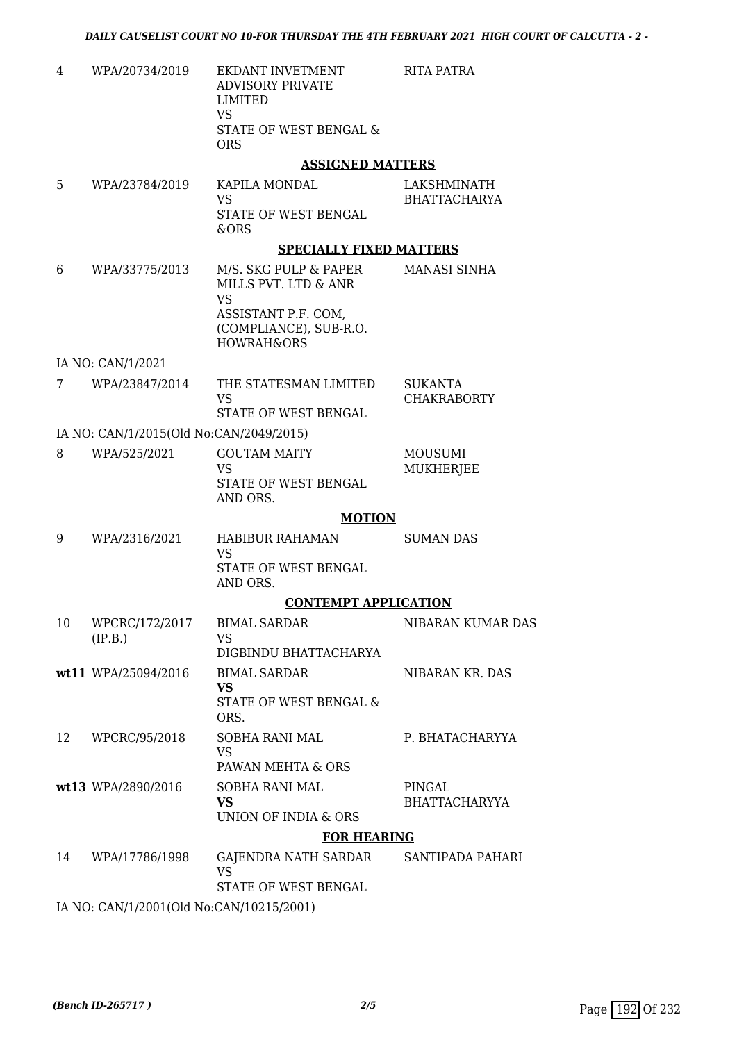| | | | |
|---|---|---|---|
| 4 | WPA/20734/2019 | EKDANT INVETMENT ADVISORY PRIVATE LIMITED<br>VS<br>STATE OF WEST BENGAL & ORS | RITA PATRA |

**ASSIGNED MATTERS**

| | | | |
|---|---|---|---|
| 5 | WPA/23784/2019 | KAPILA MONDAL<br>VS<br>STATE OF WEST BENGAL &ORS | LAKSHMINATH BHATTACHARYA |

**SPECIALLY FIXED MATTERS**

| | | | |
|---|---|---|---|
| 6 | WPA/33775/2013 | M/S. SKG PULP & PAPER MILLS PVT. LTD & ANR<br>VS<br>ASSISTANT P.F. COM, (COMPLIANCE), SUB-R.O. HOWRAH&ORS | MANASI SINHA |
| | IA NO: CAN/1/2021 | | |
| 7 | WPA/23847/2014 | THE STATESMAN LIMITED<br>VS<br>STATE OF WEST BENGAL | SUKANTA CHAKRABORTY |
| | IA NO: CAN/1/2015(Old No:CAN/2049/2015) | | |
| 8 | WPA/525/2021 | GOUTAM MAITY<br>VS<br>STATE OF WEST BENGAL AND ORS. | MOUSUMI MUKHERJEE |

**MOTION**

| | | | |
|---|---|---|---|
| 9 | WPA/2316/2021 | HABIBUR RAHAMAN<br>VS<br>STATE OF WEST BENGAL AND ORS. | SUMAN DAS |

**CONTEMPT APPLICATION**

| | | | |
|---|---|---|---|
| 10 | WPCRC/172/2017 (IP.B.) | BIMAL SARDAR<br>VS<br>DIGBINDU BHATTACHARYA | NIBARAN KUMAR DAS |
| **wt11** | WPA/25094/2016 | BIMAL SARDAR<br>**VS**<br>STATE OF WEST BENGAL & ORS. | NIBARAN KR. DAS |
| 12 | WPCRC/95/2018 | SOBHA RANI MAL<br>VS<br>PAWAN MEHTA & ORS | P. BHATACHARYYA |
| **wt13** | WPA/2890/2016 | SOBHA RANI MAL<br>**VS**<br>UNION OF INDIA & ORS | PINGAL BHATTACHARYYA |

**FOR HEARING**

| | | | |
|---|---|---|---|
| 14 | WPA/17786/1998 | GAJENDRA NATH SARDAR<br>VS<br>STATE OF WEST BENGAL | SANTIPADA PAHARI |
| | IA NO: CAN/1/2001(Old No:CAN/10215/2001) | | |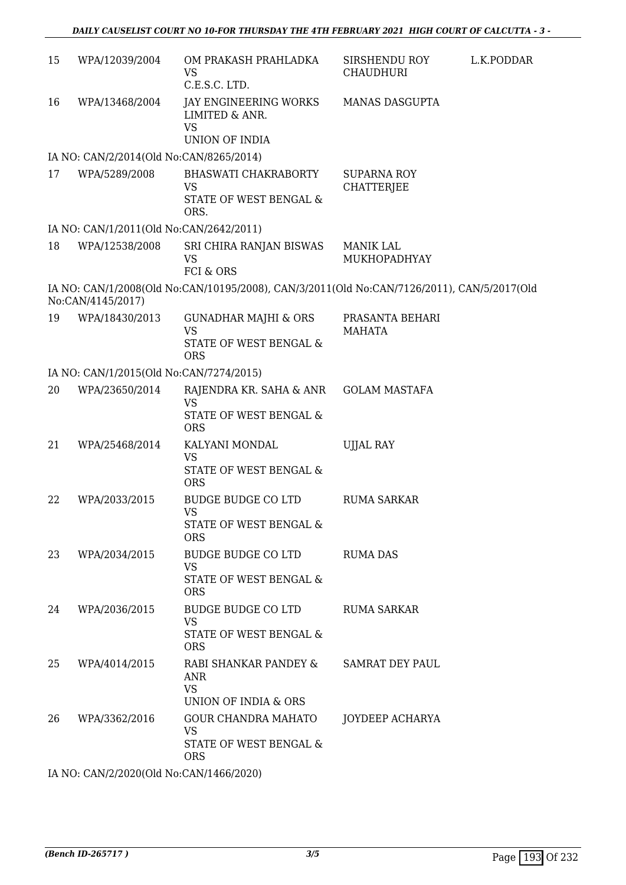| | | | | |
|---|---|---|---|---|
| 15 | WPA/12039/2004 | OM PRAKASH PRAHLADKA<br>VS<br>C.E.S.C. LTD. | SIRSHENDU ROY CHAUDHURI | L.K.PODDAR |
| 16 | WPA/13468/2004 | JAY ENGINEERING WORKS LIMITED & ANR.<br>VS<br>UNION OF INDIA | MANAS DASGUPTA | |
| IA NO: CAN/2/2014(Old No:CAN/8265/2014) | | | | |
| 17 | WPA/5289/2008 | BHASWATI CHAKRABORTY<br>VS<br>STATE OF WEST BENGAL & ORS. | SUPARNA ROY CHATTERJEE | |
| IA NO: CAN/1/2011(Old No:CAN/2642/2011) | | | | |
| 18 | WPA/12538/2008 | SRI CHIRA RANJAN BISWAS<br>VS<br>FCI & ORS | MANIK LAL MUKHOPADHYAY | |
| IA NO: CAN/1/2008(Old No:CAN/10195/2008), CAN/3/2011(Old No:CAN/7126/2011), CAN/5/2017(Old No:CAN/4145/2017) | | | | |
| 19 | WPA/18430/2013 | GUNADHAR MAJHI & ORS<br>VS<br>STATE OF WEST BENGAL & ORS | PRASANTA BEHARI MAHATA | |
| IA NO: CAN/1/2015(Old No:CAN/7274/2015) | | | | |
| 20 | WPA/23650/2014 | RAJENDRA KR. SAHA & ANR<br>VS<br>STATE OF WEST BENGAL & ORS | GOLAM MASTAFA | |
| 21 | WPA/25468/2014 | KALYANI MONDAL<br>VS<br>STATE OF WEST BENGAL & ORS | UJJAL RAY | |
| 22 | WPA/2033/2015 | BUDGE BUDGE CO LTD<br>VS<br>STATE OF WEST BENGAL & ORS | RUMA SARKAR | |
| 23 | WPA/2034/2015 | BUDGE BUDGE CO LTD<br>VS<br>STATE OF WEST BENGAL & ORS | RUMA DAS | |
| 24 | WPA/2036/2015 | BUDGE BUDGE CO LTD<br>VS<br>STATE OF WEST BENGAL & ORS | RUMA SARKAR | |
| 25 | WPA/4014/2015 | RABI SHANKAR PANDEY & ANR<br>VS<br>UNION OF INDIA & ORS | SAMRAT DEY PAUL | |
| 26 | WPA/3362/2016 | GOUR CHANDRA MAHATO<br>VS<br>STATE OF WEST BENGAL & ORS | JOYDEEP ACHARYA | |
| IA NO: CAN/2/2020(Old No:CAN/1466/2020) | | | | |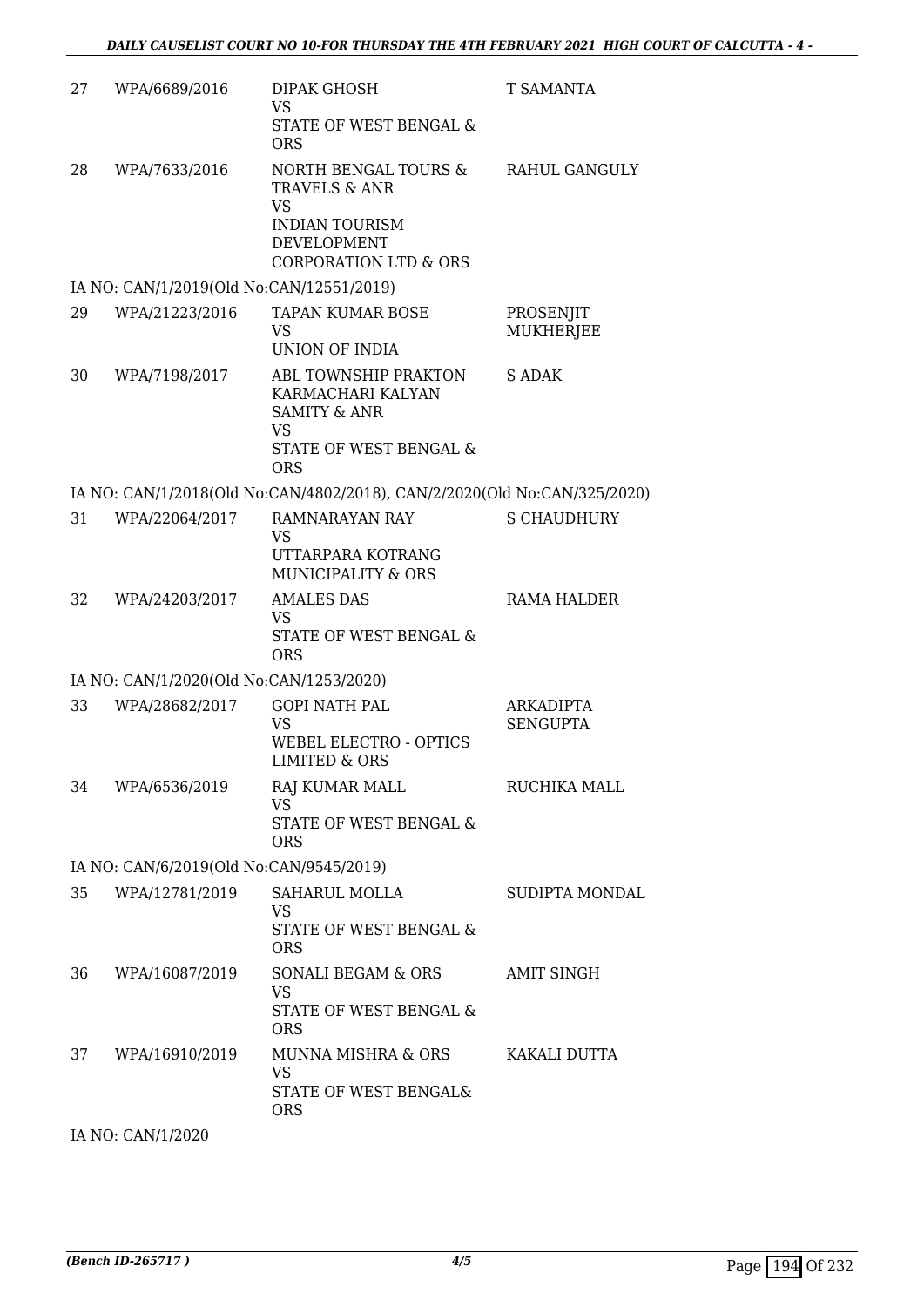| | | | |
|---|---|---|---|
| 27 | WPA/6689/2016 | DIPAK GHOSH<br>VS<br>STATE OF WEST BENGAL & ORS | T SAMANTA |
| 28 | WPA/7633/2016 | NORTH BENGAL TOURS & TRAVELS & ANR<br>VS<br>INDIAN TOURISM DEVELOPMENT CORPORATION LTD & ORS | RAHUL GANGULY |
| | IA NO: CAN/1/2019(Old No:CAN/12551/2019) | | |
| 29 | WPA/21223/2016 | TAPAN KUMAR BOSE<br>VS<br>UNION OF INDIA | PROSENJIT MUKHERJEE |
| 30 | WPA/7198/2017 | ABL TOWNSHIP PRAKTON KARMACHARI KALYAN SAMITY & ANR<br>VS<br>STATE OF WEST BENGAL & ORS | S ADAK |
| | IA NO: CAN/1/2018(Old No:CAN/4802/2018), CAN/2/2020(Old No:CAN/325/2020) | | |
| 31 | WPA/22064/2017 | RAMNARAYAN RAY<br>VS<br>UTTARPARA KOTRANG MUNICIPALITY & ORS | S CHAUDHURY |
| 32 | WPA/24203/2017 | AMALES DAS<br>VS<br>STATE OF WEST BENGAL & ORS | RAMA HALDER |
| | IA NO: CAN/1/2020(Old No:CAN/1253/2020) | | |
| 33 | WPA/28682/2017 | GOPI NATH PAL<br>VS<br>WEBEL ELECTRO - OPTICS LIMITED & ORS | ARKADIPTA SENGUPTA |
| 34 | WPA/6536/2019 | RAJ KUMAR MALL<br>VS<br>STATE OF WEST BENGAL & ORS | RUCHIKA MALL |
| | IA NO: CAN/6/2019(Old No:CAN/9545/2019) | | |
| 35 | WPA/12781/2019 | SAHARUL MOLLA<br>VS<br>STATE OF WEST BENGAL & ORS | SUDIPTA MONDAL |
| 36 | WPA/16087/2019 | SONALI BEGAM & ORS<br>VS<br>STATE OF WEST BENGAL & ORS | AMIT SINGH |
| 37 | WPA/16910/2019 | MUNNA MISHRA & ORS<br>VS<br>STATE OF WEST BENGAL& ORS | KAKALI DUTTA |
| | IA NO: CAN/1/2020 | | |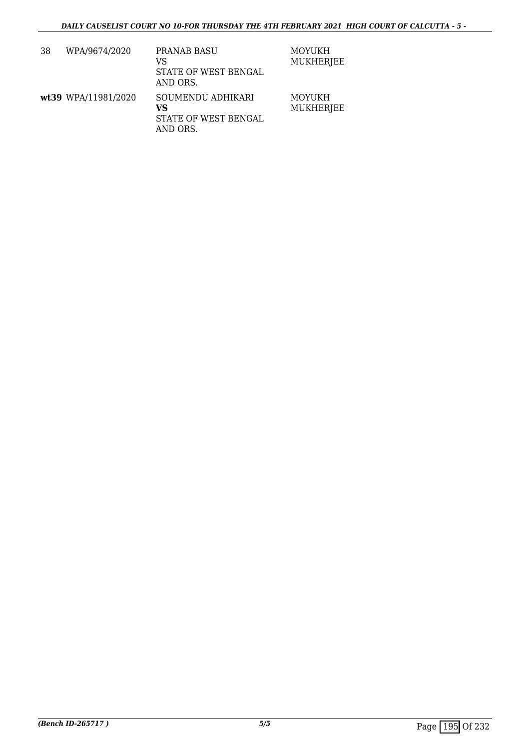| | | | |
|---|---|---|---|
| 38 | WPA/9674/2020 | PRANAB BASU<br>VS<br>STATE OF WEST BENGAL AND ORS. | MOYUKH MUKHERJEE |
| **wt39** | WPA/11981/2020 | SOUMENDU ADHIKARI<br>**VS**<br>STATE OF WEST BENGAL AND ORS. | MOYUKH MUKHERJEE |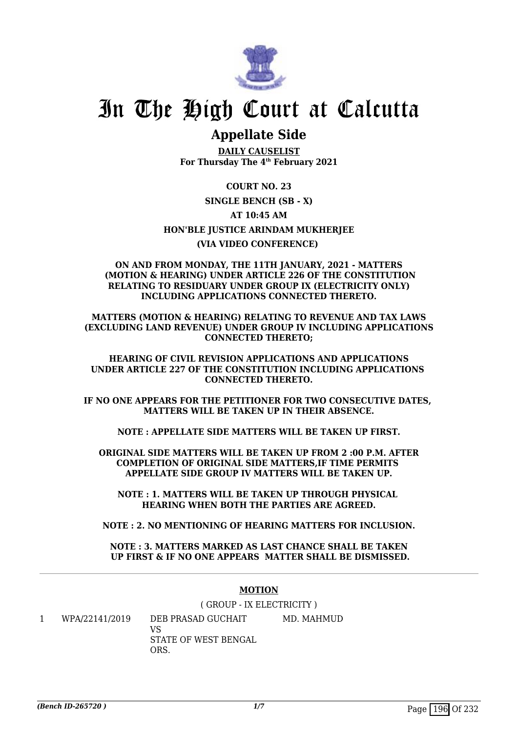# In The High Court at Calcutta

## Appellate Side

**DAILY CAUSELIST**
**For Thursday The 4th February 2021**

**COURT NO. 23**

**SINGLE BENCH (SB - X)**

**AT 10:45 AM**

**HON'BLE JUSTICE ARINDAM MUKHERJEE**

**(VIA VIDEO CONFERENCE)**

**ON AND FROM MONDAY, THE 11TH JANUARY, 2021 - MATTERS (MOTION & HEARING) UNDER ARTICLE 226 OF THE CONSTITUTION RELATING TO RESIDUARY UNDER GROUP IX (ELECTRICITY ONLY) INCLUDING APPLICATIONS CONNECTED THERETO.**

**MATTERS (MOTION & HEARING) RELATING TO REVENUE AND TAX LAWS (EXCLUDING LAND REVENUE) UNDER GROUP IV INCLUDING APPLICATIONS CONNECTED THERETO;**

**HEARING OF CIVIL REVISION APPLICATIONS AND APPLICATIONS UNDER ARTICLE 227 OF THE CONSTITUTION INCLUDING APPLICATIONS CONNECTED THERETO.**

**IF NO ONE APPEARS FOR THE PETITIONER FOR TWO CONSECUTIVE DATES, MATTERS WILL BE TAKEN UP IN THEIR ABSENCE.**

**NOTE : APPELLATE SIDE MATTERS WILL BE TAKEN UP FIRST.**

**ORIGINAL SIDE MATTERS WILL BE TAKEN UP FROM 2 :00 P.M. AFTER COMPLETION OF ORIGINAL SIDE MATTERS,IF TIME PERMITS APPELLATE SIDE GROUP IV MATTERS WILL BE TAKEN UP.**

**NOTE : 1. MATTERS WILL BE TAKEN UP THROUGH PHYSICAL HEARING WHEN BOTH THE PARTIES ARE AGREED.**

**NOTE : 2. NO MENTIONING OF HEARING MATTERS FOR INCLUSION.**

**NOTE : 3. MATTERS MARKED AS LAST CHANCE SHALL BE TAKEN UP FIRST & IF NO ONE APPEARS MATTER SHALL BE DISMISSED.**

---

**MOTION**

( GROUP - IX ELECTRICITY )

| | | | |
|---|---|---|---|
| 1 | WPA/22141/2019 | DEB PRASAD GUCHAIT<br>VS<br>STATE OF WEST BENGAL ORS. | MD. MAHMUD |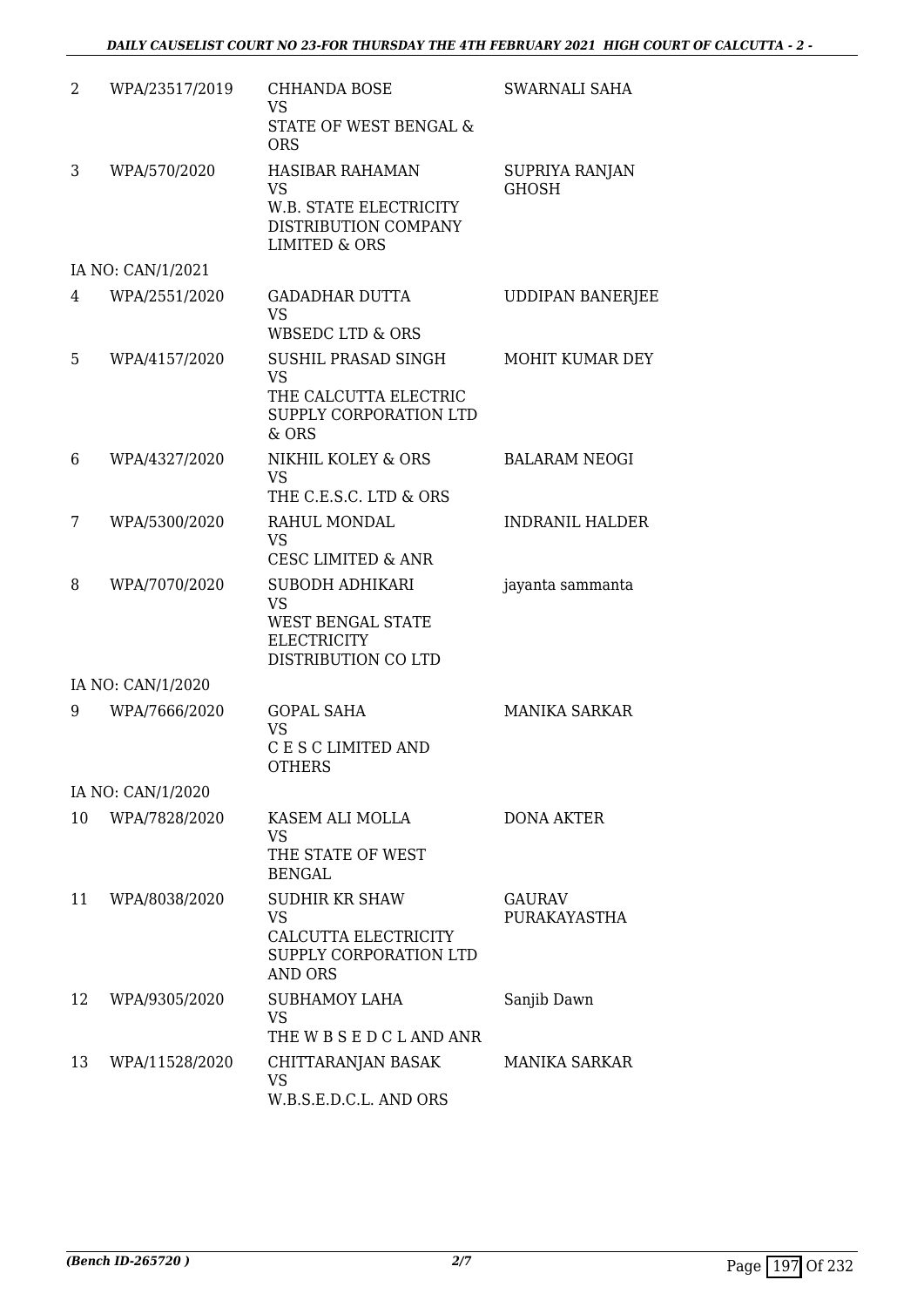| | | | |
|---|---|---|---|
| 2 | WPA/23517/2019 | CHHANDA BOSE<br>VS<br>STATE OF WEST BENGAL & ORS | SWARNALI SAHA |
| 3 | WPA/570/2020 | HASIBAR RAHAMAN<br>VS<br>W.B. STATE ELECTRICITY DISTRIBUTION COMPANY LIMITED & ORS | SUPRIYA RANJAN GHOSH |
| | IA NO: CAN/1/2021 | | |
| 4 | WPA/2551/2020 | GADADHAR DUTTA<br>VS<br>WBSEDC LTD & ORS | UDDIPAN BANERJEE |
| 5 | WPA/4157/2020 | SUSHIL PRASAD SINGH<br>VS<br>THE CALCUTTA ELECTRIC SUPPLY CORPORATION LTD & ORS | MOHIT KUMAR DEY |
| 6 | WPA/4327/2020 | NIKHIL KOLEY & ORS<br>VS<br>THE C.E.S.C. LTD & ORS | BALARAM NEOGI |
| 7 | WPA/5300/2020 | RAHUL MONDAL<br>VS<br>CESC LIMITED & ANR | INDRANIL HALDER |
| 8 | WPA/7070/2020 | SUBODH ADHIKARI<br>VS<br>WEST BENGAL STATE ELECTRICITY DISTRIBUTION CO LTD | jayanta sammanta |
| | IA NO: CAN/1/2020 | | |
| 9 | WPA/7666/2020 | GOPAL SAHA<br>VS<br>C E S C LIMITED AND OTHERS | MANIKA SARKAR |
| | IA NO: CAN/1/2020 | | |
| 10 | WPA/7828/2020 | KASEM ALI MOLLA<br>VS<br>THE STATE OF WEST BENGAL | DONA AKTER |
| 11 | WPA/8038/2020 | SUDHIR KR SHAW<br>VS<br>CALCUTTA ELECTRICITY SUPPLY CORPORATION LTD AND ORS | GAURAV PURAKAYASTHA |
| 12 | WPA/9305/2020 | SUBHAMOY LAHA<br>VS<br>THE W B S E D C L AND ANR | Sanjib Dawn |
| 13 | WPA/11528/2020 | CHITTARANJAN BASAK<br>VS<br>W.B.S.E.D.C.L. AND ORS | MANIKA SARKAR |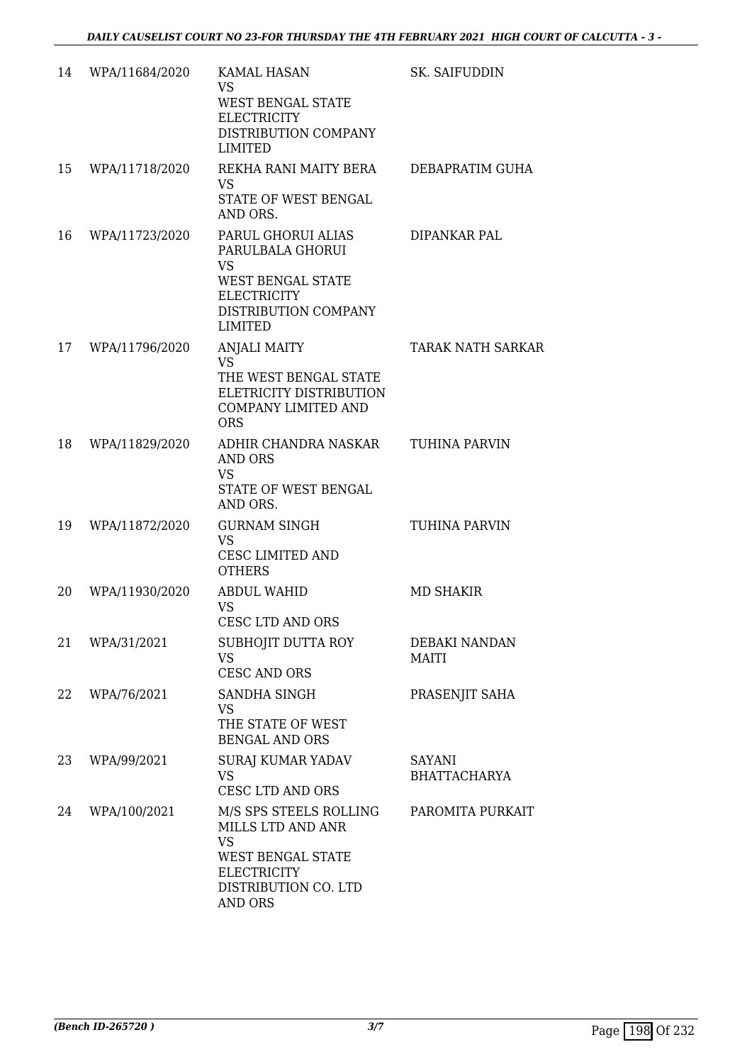| 14 | WPA/11684/2020 | KAMAL HASAN<br>VS<br>WEST BENGAL STATE ELECTRICITY DISTRIBUTION COMPANY LIMITED | SK. SAIFUDDIN |
|---|---|---|---|
| 15 | WPA/11718/2020 | REKHA RANI MAITY BERA<br>VS<br>STATE OF WEST BENGAL AND ORS. | DEBAPRATIM GUHA |
| 16 | WPA/11723/2020 | PARUL GHORUI ALIAS PARULBALA GHORUI<br>VS<br>WEST BENGAL STATE ELECTRICITY DISTRIBUTION COMPANY LIMITED | DIPANKAR PAL |
| 17 | WPA/11796/2020 | ANJALI MAITY<br>VS<br>THE WEST BENGAL STATE ELETRICITY DISTRIBUTION COMPANY LIMITED AND ORS | TARAK NATH SARKAR |
| 18 | WPA/11829/2020 | ADHIR CHANDRA NASKAR AND ORS<br>VS<br>STATE OF WEST BENGAL AND ORS. | TUHINA PARVIN |
| 19 | WPA/11872/2020 | GURNAM SINGH<br>VS<br>CESC LIMITED AND OTHERS | TUHINA PARVIN |
| 20 | WPA/11930/2020 | ABDUL WAHID<br>VS<br>CESC LTD AND ORS | MD SHAKIR |
| 21 | WPA/31/2021 | SUBHOJIT DUTTA ROY<br>VS<br>CESC AND ORS | DEBAKI NANDAN MAITI |
| 22 | WPA/76/2021 | SANDHA SINGH<br>VS<br>THE STATE OF WEST BENGAL AND ORS | PRASENJIT SAHA |
| 23 | WPA/99/2021 | SURAJ KUMAR YADAV<br>VS<br>CESC LTD AND ORS | SAYANI BHATTACHARYA |
| 24 | WPA/100/2021 | M/S SPS STEELS ROLLING MILLS LTD AND ANR<br>VS<br>WEST BENGAL STATE ELECTRICITY DISTRIBUTION CO. LTD AND ORS | PAROMITA PURKAIT |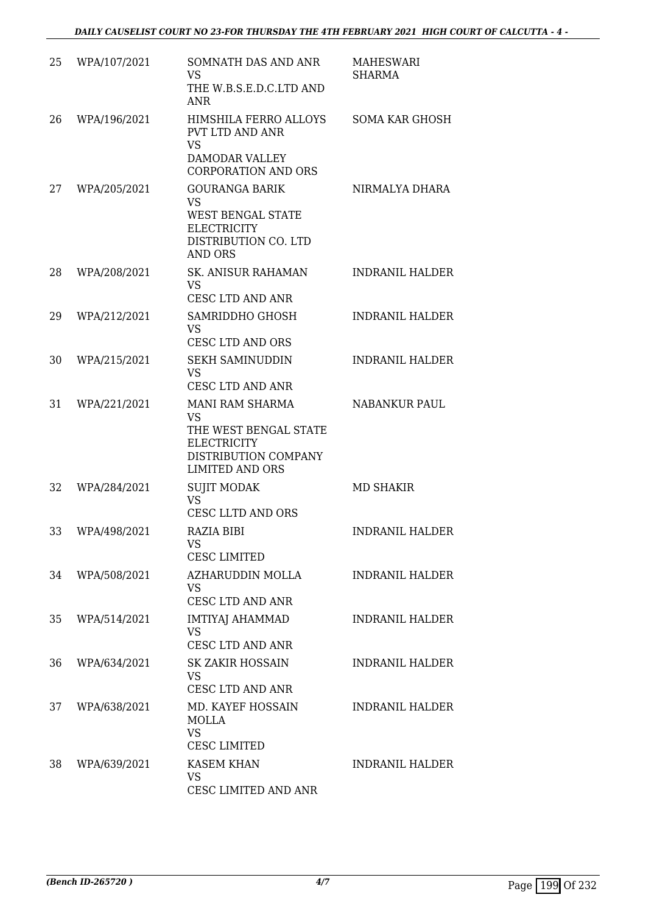| 25 | WPA/107/2021 | SOMNATH DAS AND ANR<br>VS<br>THE W.B.S.E.D.C.LTD AND ANR | MAHESWARI SHARMA |
|---|---|---|---|
| 26 | WPA/196/2021 | HIMSHILA FERRO ALLOYS PVT LTD AND ANR<br>VS<br>DAMODAR VALLEY CORPORATION AND ORS | SOMA KAR GHOSH |
| 27 | WPA/205/2021 | GOURANGA BARIK<br>VS<br>WEST BENGAL STATE ELECTRICITY DISTRIBUTION CO. LTD AND ORS | NIRMALYA DHARA |
| 28 | WPA/208/2021 | SK. ANISUR RAHAMAN<br>VS<br>CESC LTD AND ANR | INDRANIL HALDER |
| 29 | WPA/212/2021 | SAMRIDDHO GHOSH<br>VS<br>CESC LTD AND ORS | INDRANIL HALDER |
| 30 | WPA/215/2021 | SEKH SAMINUDDIN<br>VS<br>CESC LTD AND ANR | INDRANIL HALDER |
| 31 | WPA/221/2021 | MANI RAM SHARMA<br>VS<br>THE WEST BENGAL STATE ELECTRICITY DISTRIBUTION COMPANY LIMITED AND ORS | NABANKUR PAUL |
| 32 | WPA/284/2021 | SUJIT MODAK<br>VS<br>CESC LLTD AND ORS | MD SHAKIR |
| 33 | WPA/498/2021 | RAZIA BIBI<br>VS<br>CESC LIMITED | INDRANIL HALDER |
| 34 | WPA/508/2021 | AZHARUDDIN MOLLA<br>VS<br>CESC LTD AND ANR | INDRANIL HALDER |
| 35 | WPA/514/2021 | IMTIYAJ AHAMMAD<br>VS<br>CESC LTD AND ANR | INDRANIL HALDER |
| 36 | WPA/634/2021 | SK ZAKIR HOSSAIN<br>VS<br>CESC LTD AND ANR | INDRANIL HALDER |
| 37 | WPA/638/2021 | MD. KAYEF HOSSAIN MOLLA<br>VS<br>CESC LIMITED | INDRANIL HALDER |
| 38 | WPA/639/2021 | KASEM KHAN<br>VS<br>CESC LIMITED AND ANR | INDRANIL HALDER |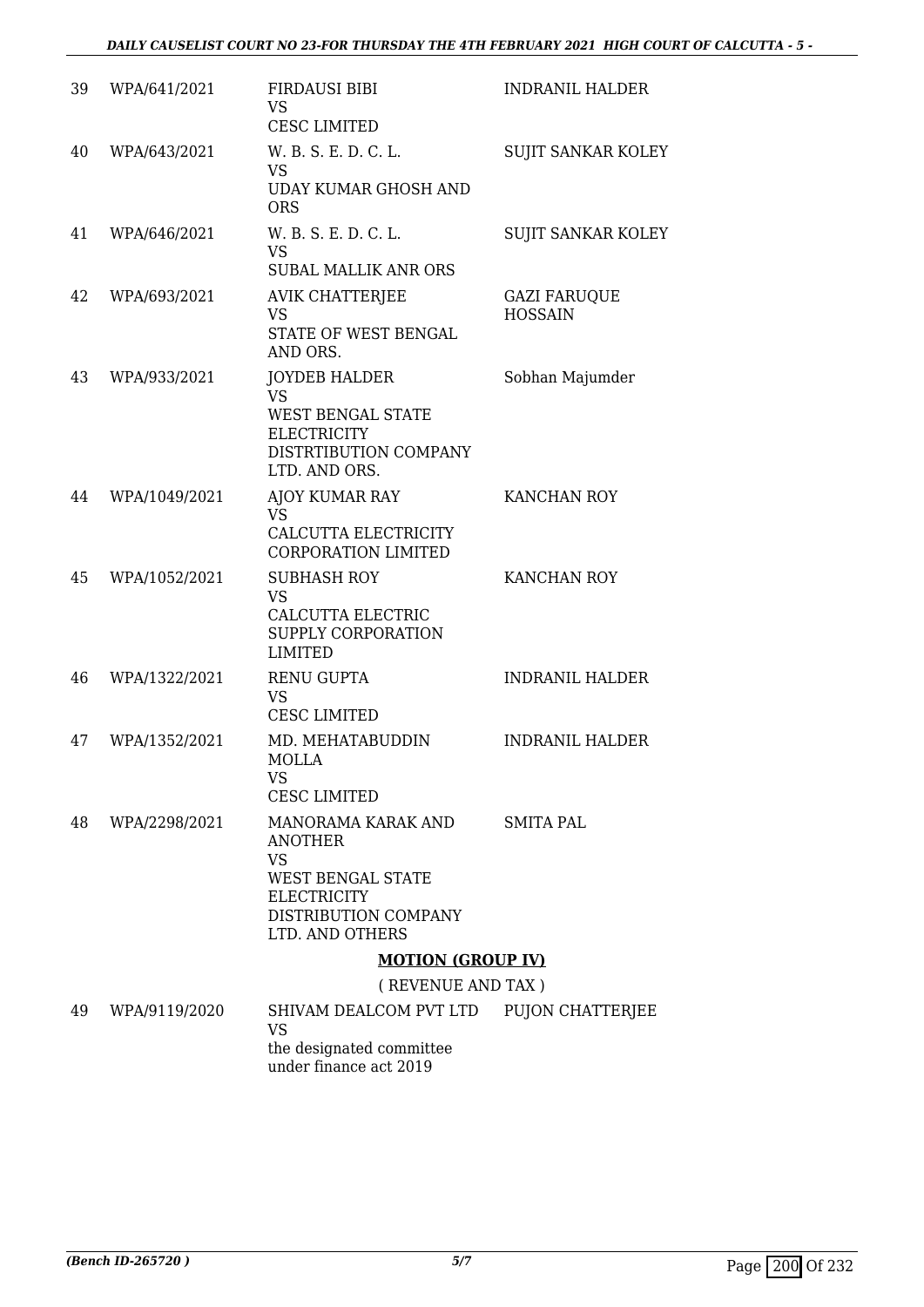| | | | |
|---|---|---|---|
| 39 | WPA/641/2021 | FIRDAUSI BIBI<br>VS<br>CESC LIMITED | INDRANIL HALDER |
| 40 | WPA/643/2021 | W. B. S. E. D. C. L.<br>VS<br>UDAY KUMAR GHOSH AND ORS | SUJIT SANKAR KOLEY |
| 41 | WPA/646/2021 | W. B. S. E. D. C. L.<br>VS<br>SUBAL MALLIK ANR ORS | SUJIT SANKAR KOLEY |
| 42 | WPA/693/2021 | AVIK CHATTERJEE<br>VS<br>STATE OF WEST BENGAL AND ORS. | GAZI FARUQUE HOSSAIN |
| 43 | WPA/933/2021 | JOYDEB HALDER<br>VS<br>WEST BENGAL STATE ELECTRICITY DISTRTIBUTION COMPANY LTD. AND ORS. | Sobhan Majumder |
| 44 | WPA/1049/2021 | AJOY KUMAR RAY<br>VS<br>CALCUTTA ELECTRICITY CORPORATION LIMITED | KANCHAN ROY |
| 45 | WPA/1052/2021 | SUBHASH ROY<br>VS<br>CALCUTTA ELECTRIC SUPPLY CORPORATION LIMITED | KANCHAN ROY |
| 46 | WPA/1322/2021 | RENU GUPTA<br>VS<br>CESC LIMITED | INDRANIL HALDER |
| 47 | WPA/1352/2021 | MD. MEHATABUDDIN MOLLA<br>VS<br>CESC LIMITED | INDRANIL HALDER |
| 48 | WPA/2298/2021 | MANORAMA KARAK AND ANOTHER<br>VS<br>WEST BENGAL STATE ELECTRICITY DISTRIBUTION COMPANY LTD. AND OTHERS | SMITA PAL |

**MOTION (GROUP IV)**

( REVENUE AND TAX )

| | | | |
|---|---|---|---|
| 49 | WPA/9119/2020 | SHIVAM DEALCOM PVT LTD<br>VS<br>the designated committee under finance act 2019 | PUJON CHATTERJEE |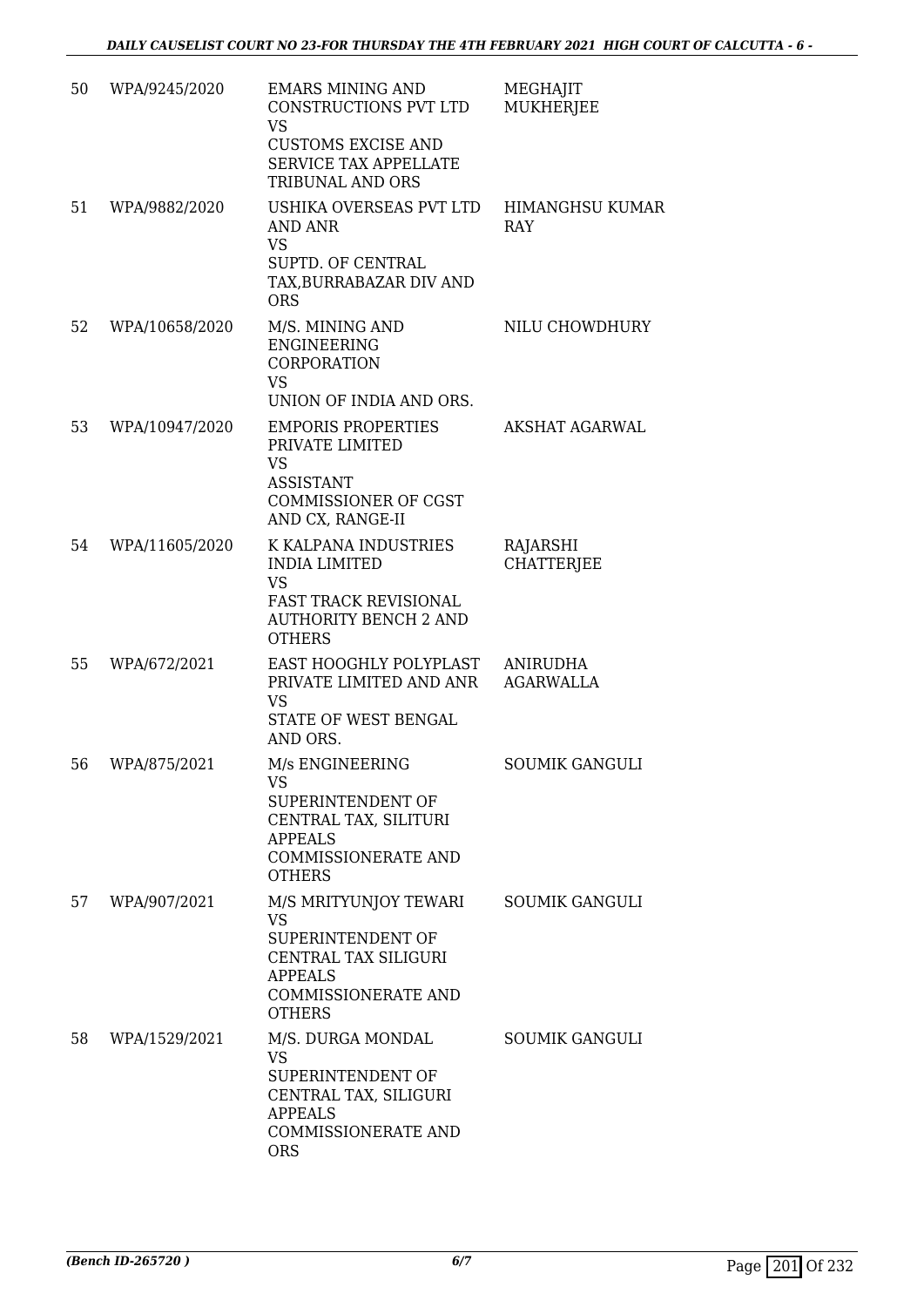| | | | |
|---|---|---|---|
| 50 | WPA/9245/2020 | EMARS MINING AND CONSTRUCTIONS PVT LTD<br>VS<br>CUSTOMS EXCISE AND SERVICE TAX APPELLATE TRIBUNAL AND ORS | MEGHAJIT MUKHERJEE |
| 51 | WPA/9882/2020 | USHIKA OVERSEAS PVT LTD AND ANR<br>VS<br>SUPTD. OF CENTRAL TAX,BURRABAZAR DIV AND ORS | HIMANGHSU KUMAR RAY |
| 52 | WPA/10658/2020 | M/S. MINING AND ENGINEERING CORPORATION<br>VS<br>UNION OF INDIA AND ORS. | NILU CHOWDHURY |
| 53 | WPA/10947/2020 | EMPORIS PROPERTIES PRIVATE LIMITED<br>VS<br>ASSISTANT COMMISSIONER OF CGST AND CX, RANGE-II | AKSHAT AGARWAL |
| 54 | WPA/11605/2020 | K KALPANA INDUSTRIES INDIA LIMITED<br>VS<br>FAST TRACK REVISIONAL AUTHORITY BENCH 2 AND OTHERS | RAJARSHI CHATTERJEE |
| 55 | WPA/672/2021 | EAST HOOGHLY POLYPLAST PRIVATE LIMITED AND ANR<br>VS<br>STATE OF WEST BENGAL AND ORS. | ANIRUDHA AGARWALLA |
| 56 | WPA/875/2021 | M/s ENGINEERING<br>VS<br>SUPERINTENDENT OF CENTRAL TAX, SILITURI APPEALS COMMISSIONERATE AND OTHERS | SOUMIK GANGULI |
| 57 | WPA/907/2021 | M/S MRITYUNJOY TEWARI<br>VS<br>SUPERINTENDENT OF CENTRAL TAX SILIGURI APPEALS COMMISSIONERATE AND OTHERS | SOUMIK GANGULI |
| 58 | WPA/1529/2021 | M/S. DURGA MONDAL<br>VS<br>SUPERINTENDENT OF CENTRAL TAX, SILIGURI APPEALS COMMISSIONERATE AND ORS | SOUMIK GANGULI |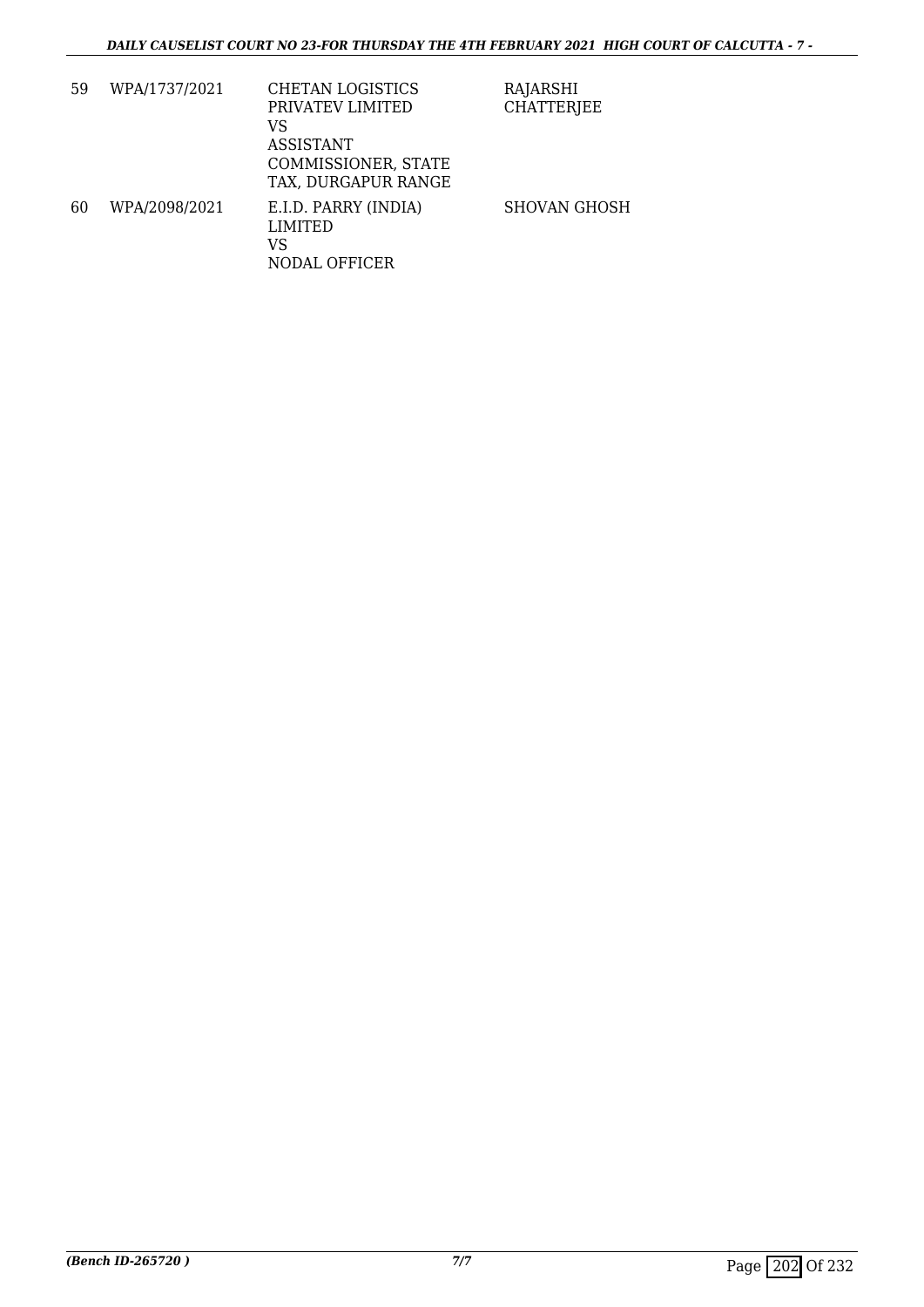| 59 | WPA/1737/2021 | CHETAN LOGISTICS PRIVATEV LIMITED<br>VS<br>ASSISTANT COMMISSIONER, STATE TAX, DURGAPUR RANGE | RAJARSHI CHATTERJEE |
|---|---|---|---|
| 60 | WPA/2098/2021 | E.I.D. PARRY (INDIA) LIMITED<br>VS<br>NODAL OFFICER | SHOVAN GHOSH |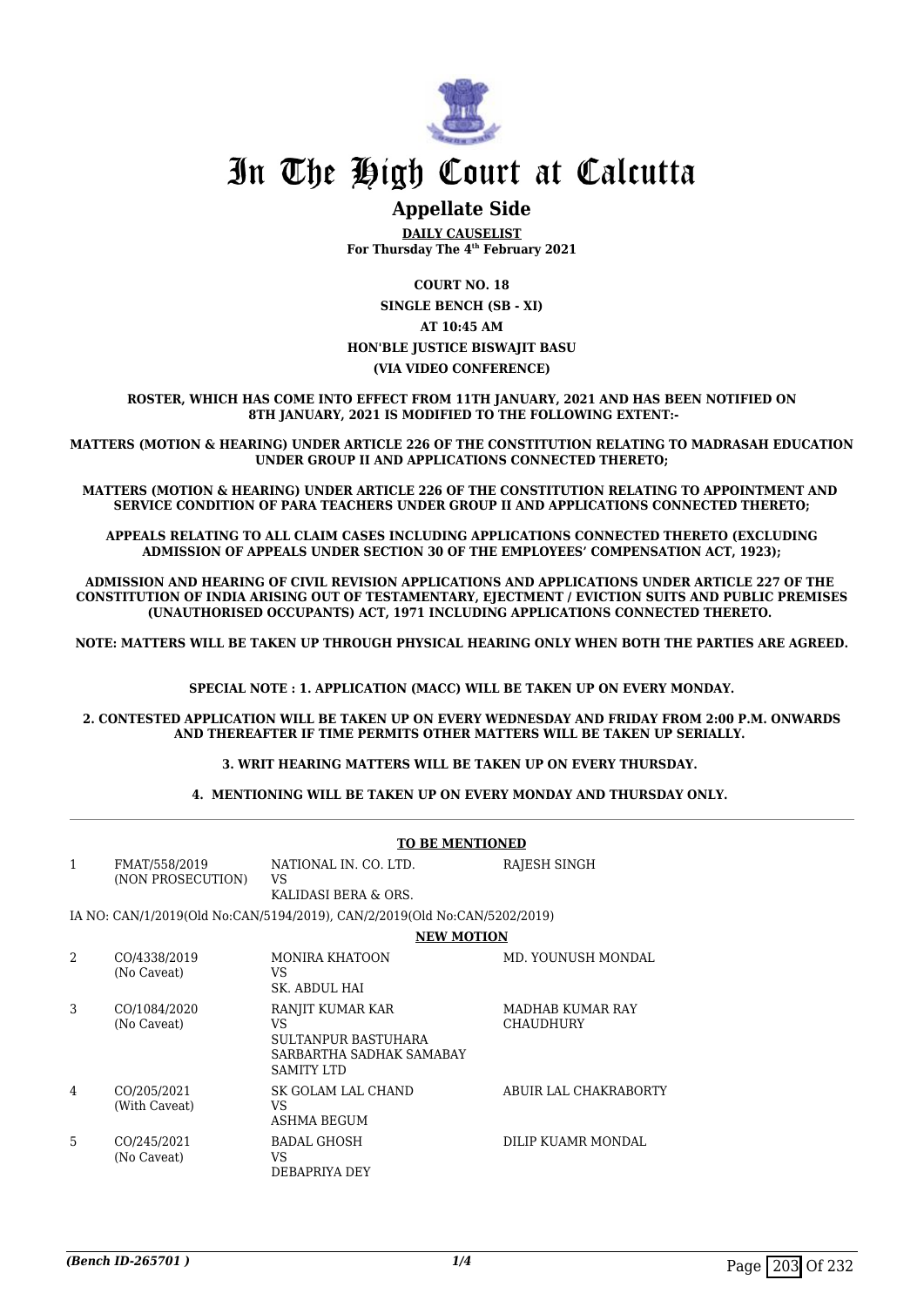# In The High Court at Calcutta

## Appellate Side

**DAILY CAUSELIST**
**For Thursday The 4th February 2021**

**COURT NO. 18**
**SINGLE BENCH (SB - XI)**
**AT 10:45 AM**
**HON'BLE JUSTICE BISWAJIT BASU**
**(VIA VIDEO CONFERENCE)**

**ROSTER, WHICH HAS COME INTO EFFECT FROM 11TH JANUARY, 2021 AND HAS BEEN NOTIFIED ON 8TH JANUARY, 2021 IS MODIFIED TO THE FOLLOWING EXTENT:-**

**MATTERS (MOTION & HEARING) UNDER ARTICLE 226 OF THE CONSTITUTION RELATING TO MADRASAH EDUCATION UNDER GROUP II AND APPLICATIONS CONNECTED THERETO;**

**MATTERS (MOTION & HEARING) UNDER ARTICLE 226 OF THE CONSTITUTION RELATING TO APPOINTMENT AND SERVICE CONDITION OF PARA TEACHERS UNDER GROUP II AND APPLICATIONS CONNECTED THERETO;**

**APPEALS RELATING TO ALL CLAIM CASES INCLUDING APPLICATIONS CONNECTED THERETO (EXCLUDING ADMISSION OF APPEALS UNDER SECTION 30 OF THE EMPLOYEES' COMPENSATION ACT, 1923);**

**ADMISSION AND HEARING OF CIVIL REVISION APPLICATIONS AND APPLICATIONS UNDER ARTICLE 227 OF THE CONSTITUTION OF INDIA ARISING OUT OF TESTAMENTARY, EJECTMENT / EVICTION SUITS AND PUBLIC PREMISES (UNAUTHORISED OCCUPANTS) ACT, 1971 INCLUDING APPLICATIONS CONNECTED THERETO.**

**NOTE: MATTERS WILL BE TAKEN UP THROUGH PHYSICAL HEARING ONLY WHEN BOTH THE PARTIES ARE AGREED.**

**SPECIAL NOTE : 1. APPLICATION (MACC) WILL BE TAKEN UP ON EVERY MONDAY.**

**2. CONTESTED APPLICATION WILL BE TAKEN UP ON EVERY WEDNESDAY AND FRIDAY FROM 2:00 P.M. ONWARDS AND THEREAFTER IF TIME PERMITS OTHER MATTERS WILL BE TAKEN UP SERIALLY.**

**3. WRIT HEARING MATTERS WILL BE TAKEN UP ON EVERY THURSDAY.**

**4. MENTIONING WILL BE TAKEN UP ON EVERY MONDAY AND THURSDAY ONLY.**

**TO BE MENTIONED**

| | | | |
|---|---|---|---|
| 1 | FMAT/558/2019 (NON PROSECUTION) | NATIONAL IN. CO. LTD. VS KALIDASI BERA & ORS. | RAJESH SINGH |

IA NO: CAN/1/2019(Old No:CAN/5194/2019), CAN/2/2019(Old No:CAN/5202/2019)

**NEW MOTION**

| | | | |
|---|---|---|---|
| 2 | CO/4338/2019 (No Caveat) | MONIRA KHATOON VS SK. ABDUL HAI | MD. YOUNUSH MONDAL |
| 3 | CO/1084/2020 (No Caveat) | RANJIT KUMAR KAR VS SULTANPUR BASTUHARA SARBARTHA SADHAK SAMABAY SAMITY LTD | MADHAB KUMAR RAY CHAUDHURY |
| 4 | CO/205/2021 (With Caveat) | SK GOLAM LAL CHAND VS ASHMA BEGUM | ABUIR LAL CHAKRABORTY |
| 5 | CO/245/2021 (No Caveat) | BADAL GHOSH VS DEBAPRIYA DEY | DILIP KUAMR MONDAL |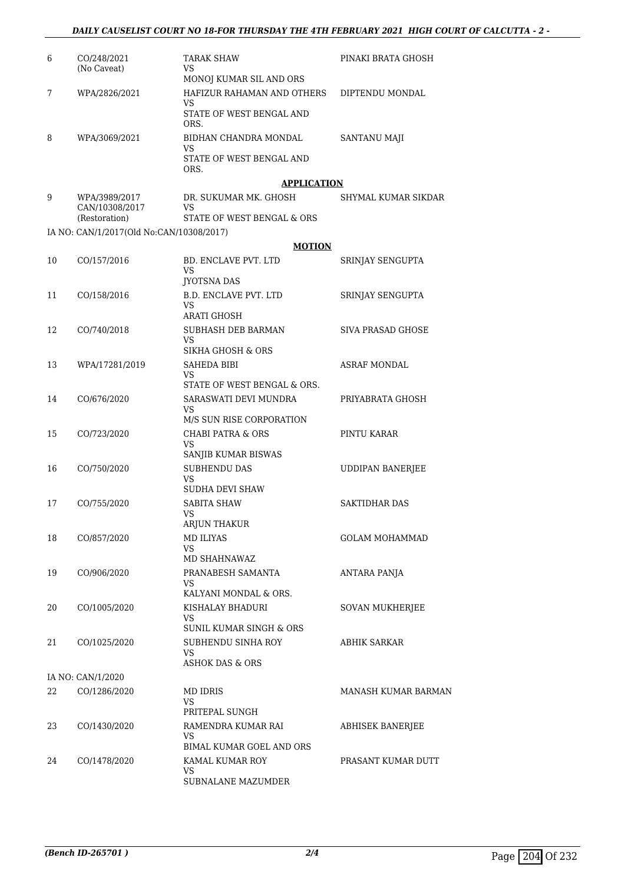| | | | |
|---|---|---|---|
| 6 | CO/248/2021 (No Caveat) | TARAK SHAW VS MONOJ KUMAR SIL AND ORS | PINAKI BRATA GHOSH |
| 7 | WPA/2826/2021 | HAFIZUR RAHAMAN AND OTHERS VS STATE OF WEST BENGAL AND ORS. | DIPTENDU MONDAL |
| 8 | WPA/3069/2021 | BIDHAN CHANDRA MONDAL VS STATE OF WEST BENGAL AND ORS. | SANTANU MAJI |

**APPLICATION**

| | | | |
|---|---|---|---|
| 9 | WPA/3989/2017 CAN/10308/2017 (Restoration) | DR. SUKUMAR MK. GHOSH VS STATE OF WEST BENGAL & ORS | SHYMAL KUMAR SIKDAR |

IA NO: CAN/1/2017(Old No:CAN/10308/2017)

**MOTION**

| | | | |
|---|---|---|---|
| 10 | CO/157/2016 | BD. ENCLAVE PVT. LTD VS JYOTSNA DAS | SRINJAY SENGUPTA |
| 11 | CO/158/2016 | B.D. ENCLAVE PVT. LTD VS ARATI GHOSH | SRINJAY SENGUPTA |
| 12 | CO/740/2018 | SUBHASH DEB BARMAN VS SIKHA GHOSH & ORS | SIVA PRASAD GHOSE |
| 13 | WPA/17281/2019 | SAHEDA BIBI VS STATE OF WEST BENGAL & ORS. | ASRAF MONDAL |
| 14 | CO/676/2020 | SARASWATI DEVI MUNDRA VS M/S SUN RISE CORPORATION | PRIYABRATA GHOSH |
| 15 | CO/723/2020 | CHABI PATRA & ORS VS SANJIB KUMAR BISWAS | PINTU KARAR |
| 16 | CO/750/2020 | SUBHENDU DAS VS SUDHA DEVI SHAW | UDDIPAN BANERJEE |
| 17 | CO/755/2020 | SABITA SHAW VS ARJUN THAKUR | SAKTIDHAR DAS |
| 18 | CO/857/2020 | MD ILIYAS VS MD SHAHNAWAZ | GOLAM MOHAMMAD |
| 19 | CO/906/2020 | PRANABESH SAMANTA VS KALYANI MONDAL & ORS. | ANTARA PANJA |
| 20 | CO/1005/2020 | KISHALAY BHADURI VS SUNIL KUMAR SINGH & ORS | SOVAN MUKHERJEE |
| 21 | CO/1025/2020 | SUBHENDU SINHA ROY VS ASHOK DAS & ORS | ABHIK SARKAR |

IA NO: CAN/1/2020

| | | | |
|---|---|---|---|
| 22 | CO/1286/2020 | MD IDRIS VS PRITEPAL SUNGH | MANASH KUMAR BARMAN |
| 23 | CO/1430/2020 | RAMENDRA KUMAR RAI VS BIMAL KUMAR GOEL AND ORS | ABHISEK BANERJEE |
| 24 | CO/1478/2020 | KAMAL KUMAR ROY VS SUBNALANE MAZUMDER | PRASANT KUMAR DUTT |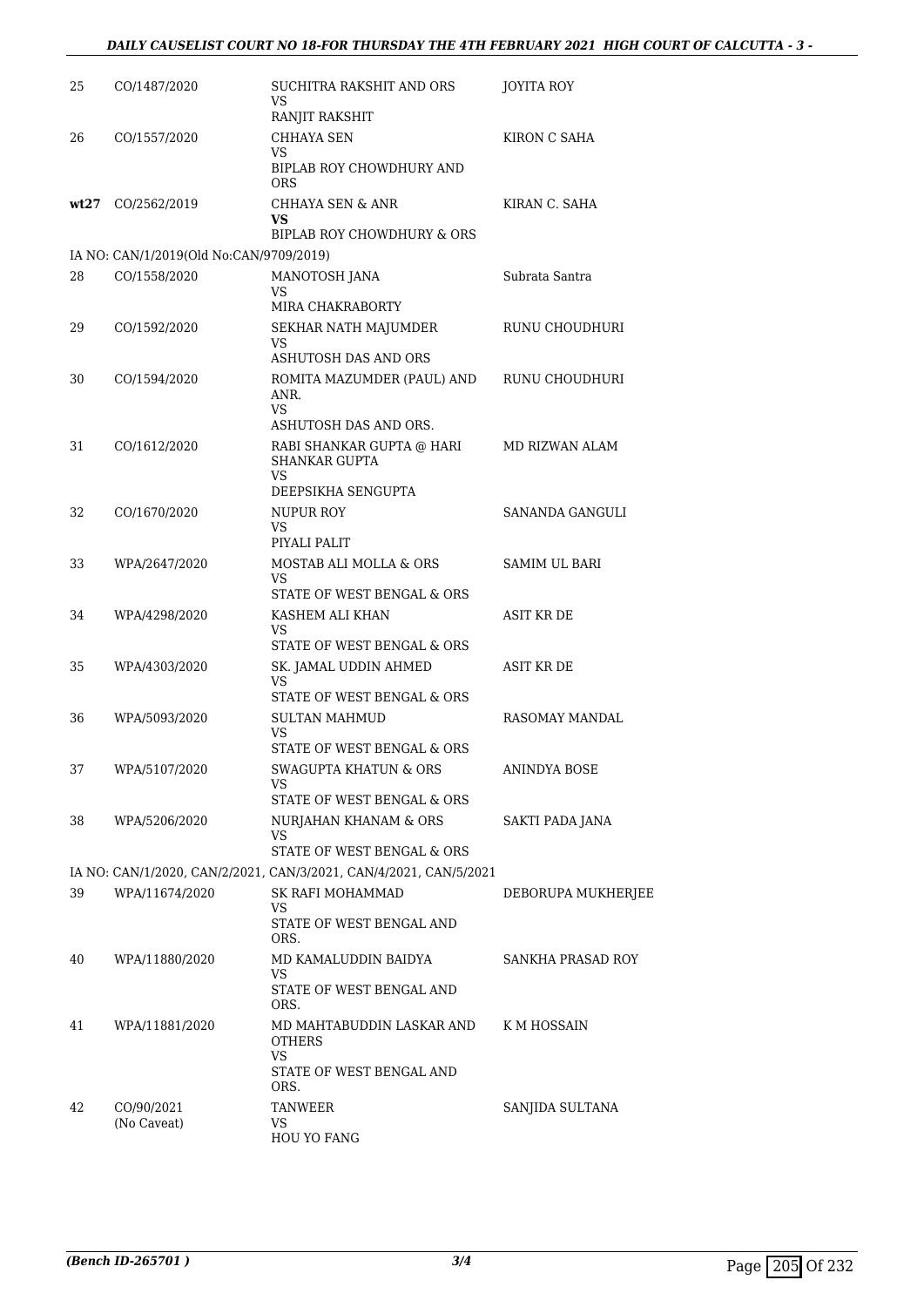| | | | |
|---|---|---|---|
| 25 | CO/1487/2020 | SUCHITRA RAKSHIT AND ORS<br>VS<br>RANJIT RAKSHIT | JOYITA ROY |
| 26 | CO/1557/2020 | CHHAYA SEN<br>VS<br>BIPLAB ROY CHOWDHURY AND ORS | KIRON C SAHA |
| **wt27** | CO/2562/2019 | CHHAYA SEN & ANR<br>**VS**<br>BIPLAB ROY CHOWDHURY & ORS | KIRAN C. SAHA |
| IA NO: CAN/1/2019(Old No:CAN/9709/2019) | | | |
| 28 | CO/1558/2020 | MANOTOSH JANA<br>VS<br>MIRA CHAKRABORTY | Subrata Santra |
| 29 | CO/1592/2020 | SEKHAR NATH MAJUMDER<br>VS<br>ASHUTOSH DAS AND ORS | RUNU CHOUDHURI |
| 30 | CO/1594/2020 | ROMITA MAZUMDER (PAUL) AND ANR.<br>VS<br>ASHUTOSH DAS AND ORS. | RUNU CHOUDHURI |
| 31 | CO/1612/2020 | RABI SHANKAR GUPTA @ HARI SHANKAR GUPTA<br>VS<br>DEEPSIKHA SENGUPTA | MD RIZWAN ALAM |
| 32 | CO/1670/2020 | NUPUR ROY<br>VS<br>PIYALI PALIT | SANANDA GANGULI |
| 33 | WPA/2647/2020 | MOSTAB ALI MOLLA & ORS<br>VS<br>STATE OF WEST BENGAL & ORS | SAMIM UL BARI |
| 34 | WPA/4298/2020 | KASHEM ALI KHAN<br>VS<br>STATE OF WEST BENGAL & ORS | ASIT KR DE |
| 35 | WPA/4303/2020 | SK. JAMAL UDDIN AHMED<br>VS<br>STATE OF WEST BENGAL & ORS | ASIT KR DE |
| 36 | WPA/5093/2020 | SULTAN MAHMUD<br>VS<br>STATE OF WEST BENGAL & ORS | RASOMAY MANDAL |
| 37 | WPA/5107/2020 | SWAGUPTA KHATUN & ORS<br>VS<br>STATE OF WEST BENGAL & ORS | ANINDYA BOSE |
| 38 | WPA/5206/2020 | NURJAHAN KHANAM & ORS<br>VS<br>STATE OF WEST BENGAL & ORS | SAKTI PADA JANA |
| IA NO: CAN/1/2020, CAN/2/2021, CAN/3/2021, CAN/4/2021, CAN/5/2021 | | | |
| 39 | WPA/11674/2020 | SK RAFI MOHAMMAD<br>VS<br>STATE OF WEST BENGAL AND ORS. | DEBORUPA MUKHERJEE |
| 40 | WPA/11880/2020 | MD KAMALUDDIN BAIDYA<br>VS<br>STATE OF WEST BENGAL AND ORS. | SANKHA PRASAD ROY |
| 41 | WPA/11881/2020 | MD MAHTABUDDIN LASKAR AND OTHERS<br>VS<br>STATE OF WEST BENGAL AND ORS. | K M HOSSAIN |
| 42 | CO/90/2021<br>(No Caveat) | TANWEER<br>VS<br>HOU YO FANG | SANJIDA SULTANA |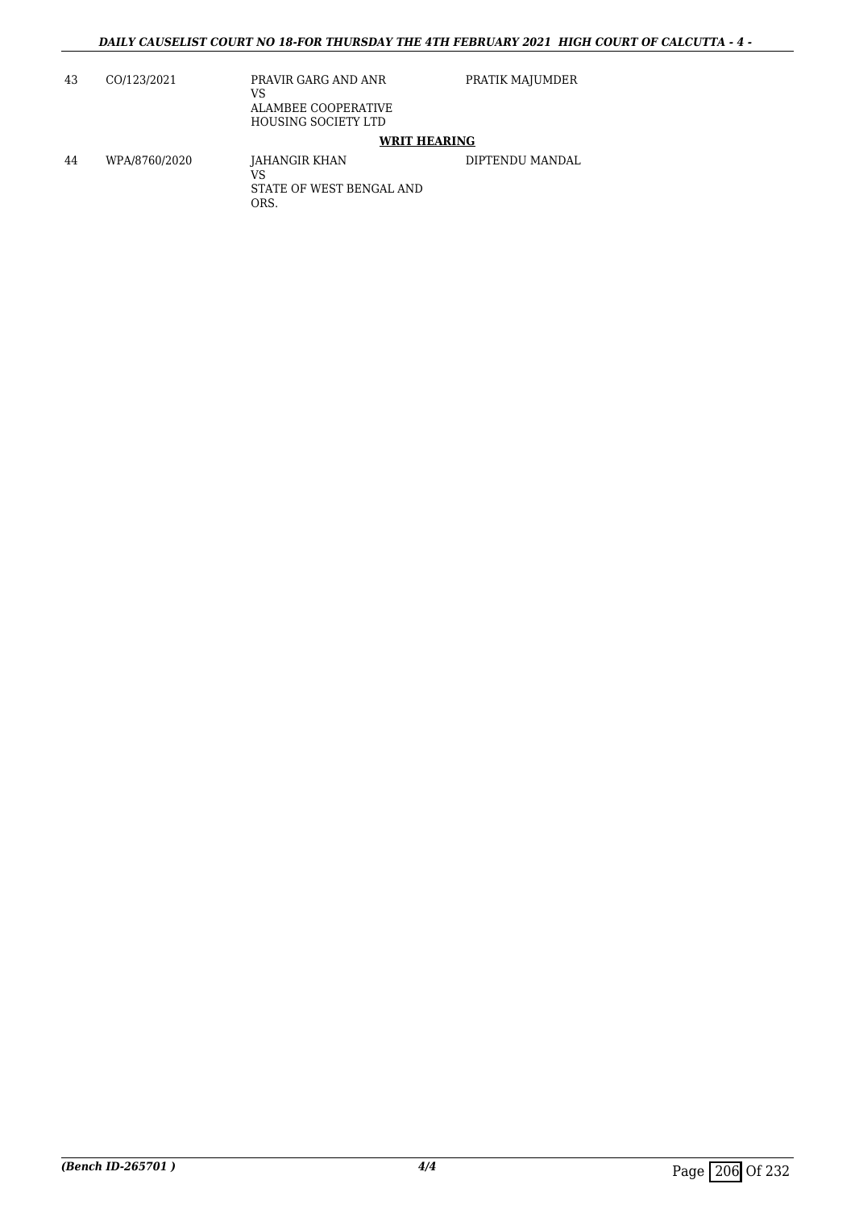| | | | |
|---|---|---|---|
| 43 | CO/123/2021 | PRAVIR GARG AND ANR<br>VS<br>ALAMBEE COOPERATIVE HOUSING SOCIETY LTD | PRATIK MAJUMDER |

**WRIT HEARING**

| | | | |
|---|---|---|---|
| 44 | WPA/8760/2020 | JAHANGIR KHAN<br>VS<br>STATE OF WEST BENGAL AND ORS. | DIPTENDU MANDAL |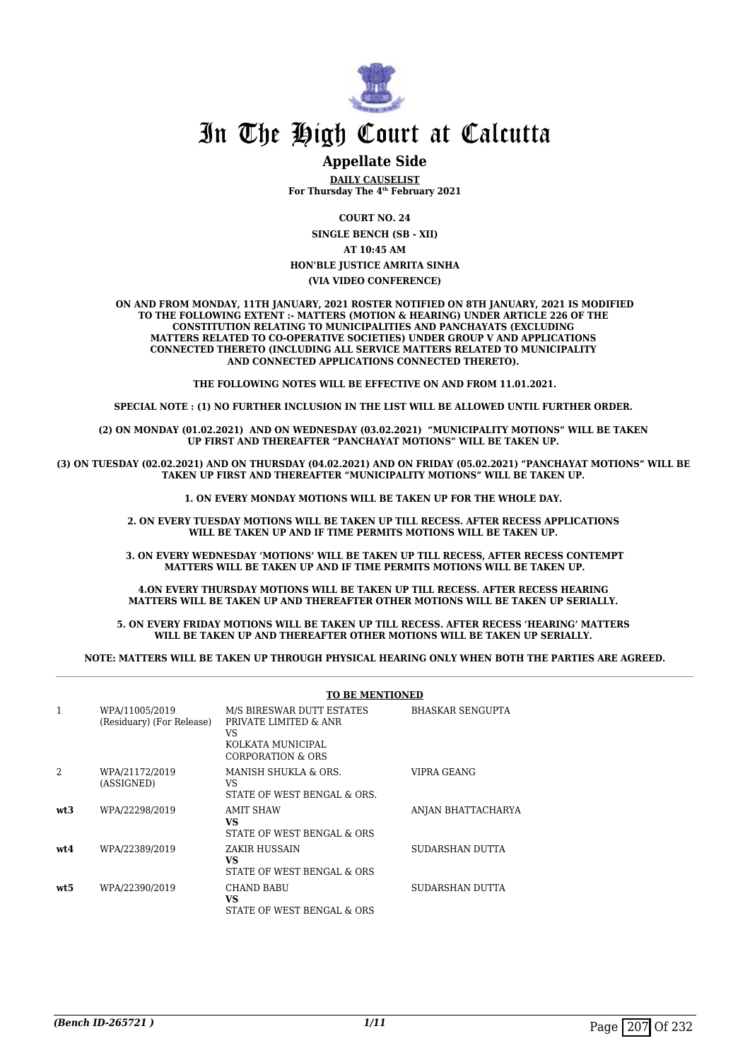# In The High Court at Calcutta

## Appellate Side

**DAILY CAUSELIST**
**For Thursday The 4th February 2021**

**COURT NO. 24**

**SINGLE BENCH (SB - XII)**

**AT 10:45 AM**

**HON'BLE JUSTICE AMRITA SINHA**

**(VIA VIDEO CONFERENCE)**

**ON AND FROM MONDAY, 11TH JANUARY, 2021 ROSTER NOTIFIED ON 8TH JANUARY, 2021 IS MODIFIED TO THE FOLLOWING EXTENT :- MATTERS (MOTION & HEARING) UNDER ARTICLE 226 OF THE CONSTITUTION RELATING TO MUNICIPALITIES AND PANCHAYATS (EXCLUDING MATTERS RELATED TO CO-OPERATIVE SOCIETIES) UNDER GROUP V AND APPLICATIONS CONNECTED THERETO (INCLUDING ALL SERVICE MATTERS RELATED TO MUNICIPALITY AND CONNECTED APPLICATIONS CONNECTED THERETO).**

**THE FOLLOWING NOTES WILL BE EFFECTIVE ON AND FROM 11.01.2021.**

**SPECIAL NOTE : (1) NO FURTHER INCLUSION IN THE LIST WILL BE ALLOWED UNTIL FURTHER ORDER.**

**(2) ON MONDAY (01.02.2021) AND ON WEDNESDAY (03.02.2021) "MUNICIPALITY MOTIONS" WILL BE TAKEN UP FIRST AND THEREAFTER "PANCHAYAT MOTIONS" WILL BE TAKEN UP.**

**(3) ON TUESDAY (02.02.2021) AND ON THURSDAY (04.02.2021) AND ON FRIDAY (05.02.2021) "PANCHAYAT MOTIONS" WILL BE TAKEN UP FIRST AND THEREAFTER "MUNICIPALITY MOTIONS" WILL BE TAKEN UP.**

**1. ON EVERY MONDAY MOTIONS WILL BE TAKEN UP FOR THE WHOLE DAY.**

**2. ON EVERY TUESDAY MOTIONS WILL BE TAKEN UP TILL RECESS. AFTER RECESS APPLICATIONS WILL BE TAKEN UP AND IF TIME PERMITS MOTIONS WILL BE TAKEN UP.**

**3. ON EVERY WEDNESDAY 'MOTIONS' WILL BE TAKEN UP TILL RECESS, AFTER RECESS CONTEMPT MATTERS WILL BE TAKEN UP AND IF TIME PERMITS MOTIONS WILL BE TAKEN UP.**

**4.ON EVERY THURSDAY MOTIONS WILL BE TAKEN UP TILL RECESS. AFTER RECESS HEARING MATTERS WILL BE TAKEN UP AND THEREAFTER OTHER MOTIONS WILL BE TAKEN UP SERIALLY.**

**5. ON EVERY FRIDAY MOTIONS WILL BE TAKEN UP TILL RECESS. AFTER RECESS 'HEARING' MATTERS WILL BE TAKEN UP AND THEREAFTER OTHER MOTIONS WILL BE TAKEN UP SERIALLY.**

**NOTE: MATTERS WILL BE TAKEN UP THROUGH PHYSICAL HEARING ONLY WHEN BOTH THE PARTIES ARE AGREED.**

**TO BE MENTIONED**

| | | | |
|---|---|---|---|
| 1 | WPA/11005/2019 (Residuary) (For Release) | M/S BIRESWAR DUTT ESTATES PRIVATE LIMITED & ANR VS KOLKATA MUNICIPAL CORPORATION & ORS | BHASKAR SENGUPTA |
| 2 | WPA/21172/2019 (ASSIGNED) | MANISH SHUKLA & ORS. VS STATE OF WEST BENGAL & ORS. | VIPRA GEANG |
| **wt3** | WPA/22298/2019 | AMIT SHAW **VS** STATE OF WEST BENGAL & ORS | ANJAN BHATTACHARYA |
| **wt4** | WPA/22389/2019 | ZAKIR HUSSAIN **VS** STATE OF WEST BENGAL & ORS | SUDARSHAN DUTTA |
| **wt5** | WPA/22390/2019 | CHAND BABU **VS** STATE OF WEST BENGAL & ORS | SUDARSHAN DUTTA |

*(Bench ID-265721 )*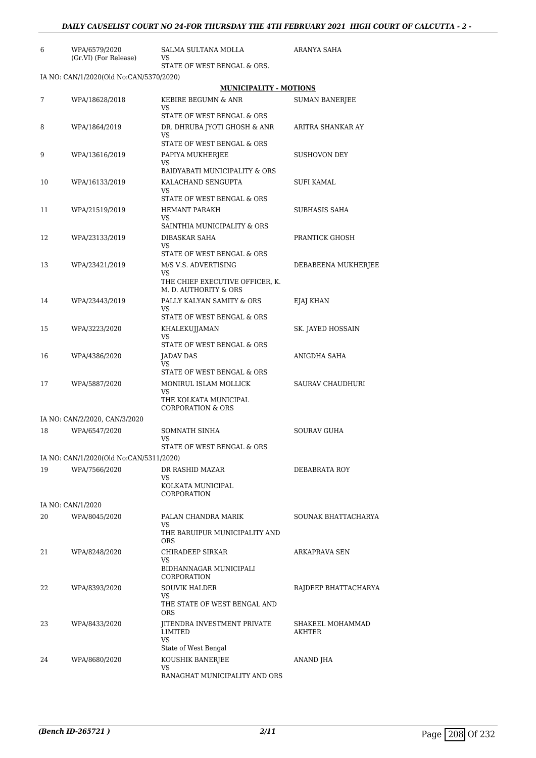| | | | |
|---|---|---|---|
| 6 | WPA/6579/2020 (Gr.VI) (For Release) | SALMA SULTANA MOLLA VS STATE OF WEST BENGAL & ORS. | ARANYA SAHA |
| | IA NO: CAN/1/2020(Old No:CAN/5370/2020) | | |

**MUNICIPALITY - MOTIONS**

| | | | |
|---|---|---|---|
| 7 | WPA/18628/2018 | KEBIRE BEGUMN & ANR VS STATE OF WEST BENGAL & ORS | SUMAN BANERJEE |
| 8 | WPA/1864/2019 | DR. DHRUBA JYOTI GHOSH & ANR VS STATE OF WEST BENGAL & ORS | ARITRA SHANKAR AY |
| 9 | WPA/13616/2019 | PAPIYA MUKHERJEE VS BAIDYABATI MUNICIPALITY & ORS | SUSHOVON DEY |
| 10 | WPA/16133/2019 | KALACHAND SENGUPTA VS STATE OF WEST BENGAL & ORS | SUFI KAMAL |
| 11 | WPA/21519/2019 | HEMANT PARAKH VS SAINTHIA MUNICIPALITY & ORS | SUBHASIS SAHA |
| 12 | WPA/23133/2019 | DIBASKAR SAHA VS STATE OF WEST BENGAL & ORS | PRANTICK GHOSH |
| 13 | WPA/23421/2019 | M/S V.S. ADVERTISING VS THE CHIEF EXECUTIVE OFFICER, K. M. D. AUTHORITY & ORS | DEBABEENA MUKHERJEE |
| 14 | WPA/23443/2019 | PALLY KALYAN SAMITY & ORS VS STATE OF WEST BENGAL & ORS | EJAJ KHAN |
| 15 | WPA/3223/2020 | KHALEKUJJAMAN VS STATE OF WEST BENGAL & ORS | SK. JAYED HOSSAIN |
| 16 | WPA/4386/2020 | JADAV DAS VS STATE OF WEST BENGAL & ORS | ANIGDHA SAHA |
| 17 | WPA/5887/2020 | MONIRUL ISLAM MOLLICK VS THE KOLKATA MUNICIPAL CORPORATION & ORS | SAURAV CHAUDHURI |
| | IA NO: CAN/2/2020, CAN/3/2020 | | |
| 18 | WPA/6547/2020 | SOMNATH SINHA VS STATE OF WEST BENGAL & ORS | SOURAV GUHA |
| | IA NO: CAN/1/2020(Old No:CAN/5311/2020) | | |
| 19 | WPA/7566/2020 | DR RASHID MAZAR VS KOLKATA MUNICIPAL CORPORATION | DEBABRATA ROY |
| | IA NO: CAN/1/2020 | | |
| 20 | WPA/8045/2020 | PALAN CHANDRA MARIK VS THE BARUIPUR MUNICIPALITY AND ORS | SOUNAK BHATTACHARYA |
| 21 | WPA/8248/2020 | CHIRADEEP SIRKAR VS BIDHANNAGAR MUNICIPALI CORPORATION | ARKAPRAVA SEN |
| 22 | WPA/8393/2020 | SOUVIK HALDER VS THE STATE OF WEST BENGAL AND ORS | RAJDEEP BHATTACHARYA |
| 23 | WPA/8433/2020 | JITENDRA INVESTMENT PRIVATE LIMITED VS State of West Bengal | SHAKEEL MOHAMMAD AKHTER |
| 24 | WPA/8680/2020 | KOUSHIK BANERJEE VS RANAGHAT MUNICIPALITY AND ORS | ANAND JHA |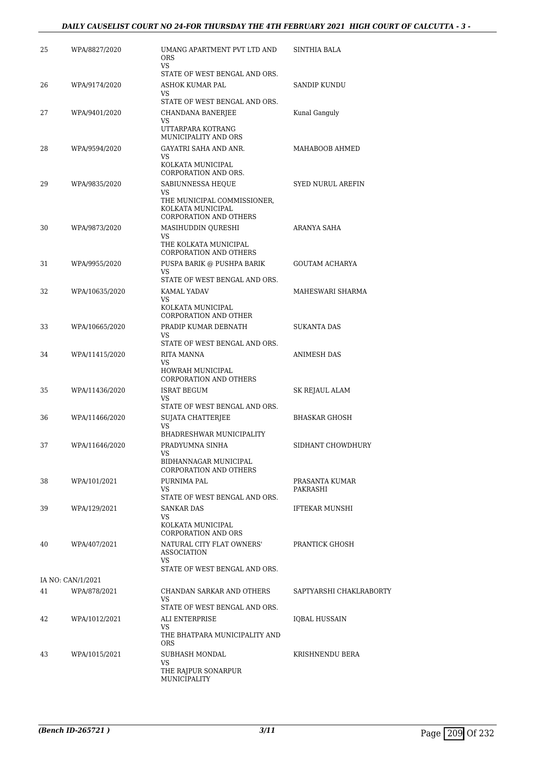| | | | |
|---|---|---|---|
| 25 | WPA/8827/2020 | UMANG APARTMENT PVT LTD AND ORS<br>VS<br>STATE OF WEST BENGAL AND ORS. | SINTHIA BALA |
| 26 | WPA/9174/2020 | ASHOK KUMAR PAL<br>VS<br>STATE OF WEST BENGAL AND ORS. | SANDIP KUNDU |
| 27 | WPA/9401/2020 | CHANDANA BANERJEE<br>VS<br>UTTARPARA KOTRANG MUNICIPALITY AND ORS | Kunal Ganguly |
| 28 | WPA/9594/2020 | GAYATRI SAHA AND ANR.<br>VS<br>KOLKATA MUNICIPAL CORPORATION AND ORS. | MAHABOOB AHMED |
| 29 | WPA/9835/2020 | SABIUNNESSA HEQUE<br>VS<br>THE MUNICIPAL COMMISSIONER, KOLKATA MUNICIPAL CORPORATION AND OTHERS | SYED NURUL AREFIN |
| 30 | WPA/9873/2020 | MASIHUDDIN QURESHI<br>VS<br>THE KOLKATA MUNICIPAL CORPORATION AND OTHERS | ARANYA SAHA |
| 31 | WPA/9955/2020 | PUSPA BARIK @ PUSHPA BARIK<br>VS<br>STATE OF WEST BENGAL AND ORS. | GOUTAM ACHARYA |
| 32 | WPA/10635/2020 | KAMAL YADAV<br>VS<br>KOLKATA MUNICIPAL CORPORATION AND OTHER | MAHESWARI SHARMA |
| 33 | WPA/10665/2020 | PRADIP KUMAR DEBNATH<br>VS<br>STATE OF WEST BENGAL AND ORS. | SUKANTA DAS |
| 34 | WPA/11415/2020 | RITA MANNA<br>VS<br>HOWRAH MUNICIPAL CORPORATION AND OTHERS | ANIMESH DAS |
| 35 | WPA/11436/2020 | ISRAT BEGUM<br>VS<br>STATE OF WEST BENGAL AND ORS. | SK REJAUL ALAM |
| 36 | WPA/11466/2020 | SUJATA CHATTERJEE<br>VS<br>BHADRESHWAR MUNICIPALITY | BHASKAR GHOSH |
| 37 | WPA/11646/2020 | PRADYUMNA SINHA<br>VS<br>BIDHANNAGAR MUNICIPAL CORPORATION AND OTHERS | SIDHANT CHOWDHURY |
| 38 | WPA/101/2021 | PURNIMA PAL<br>VS<br>STATE OF WEST BENGAL AND ORS. | PRASANTA KUMAR PAKRASHI |
| 39 | WPA/129/2021 | SANKAR DAS<br>VS<br>KOLKATA MUNICIPAL CORPORATION AND ORS | IFTEKAR MUNSHI |
| 40 | WPA/407/2021 | NATURAL CITY FLAT OWNERS' ASSOCIATION<br>VS<br>STATE OF WEST BENGAL AND ORS. | PRANTICK GHOSH |
| IA NO: CAN/1/2021 | | | |
| 41 | WPA/878/2021 | CHANDAN SARKAR AND OTHERS<br>VS<br>STATE OF WEST BENGAL AND ORS. | SAPTYARSHI CHAKLRABORTY |
| 42 | WPA/1012/2021 | ALI ENTERPRISE<br>VS<br>THE BHATPARA MUNICIPALITY AND ORS | IQBAL HUSSAIN |
| 43 | WPA/1015/2021 | SUBHASH MONDAL<br>VS<br>THE RAJPUR SONARPUR MUNICIPALITY | KRISHNENDU BERA |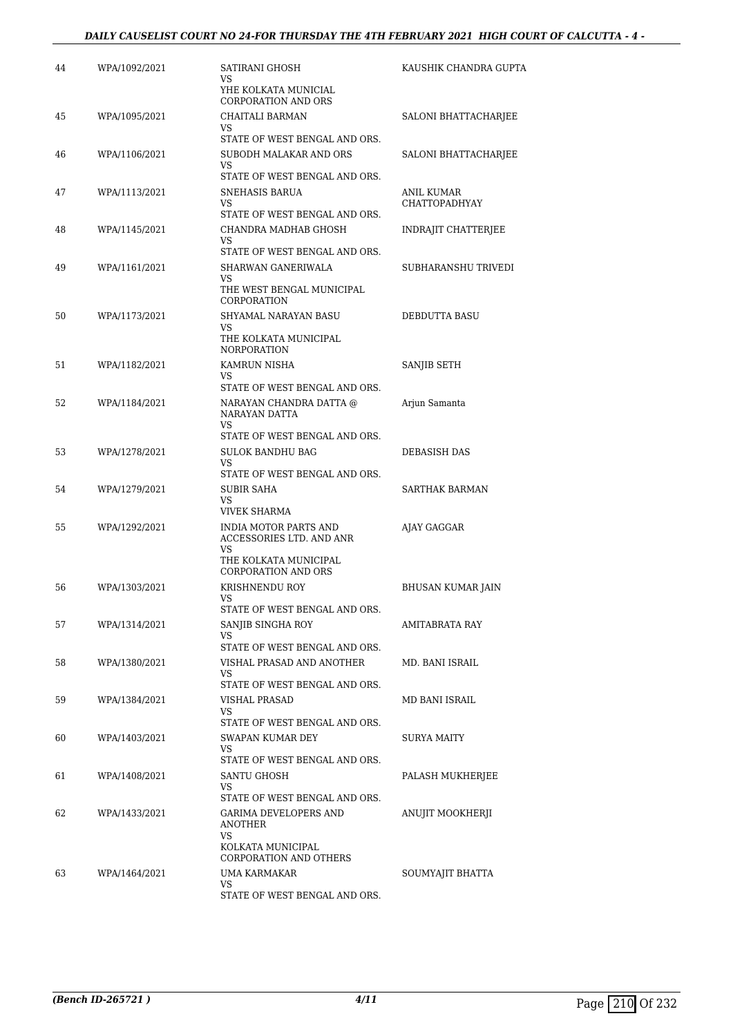| 44 | WPA/1092/2021 | SATIRANI GHOSH<br>VS<br>YHE KOLKATA MUNICIAL CORPORATION AND ORS | KAUSHIK CHANDRA GUPTA |
|---|---|---|---|
| 45 | WPA/1095/2021 | CHAITALI BARMAN<br>VS<br>STATE OF WEST BENGAL AND ORS. | SALONI BHATTACHARJEE |
| 46 | WPA/1106/2021 | SUBODH MALAKAR AND ORS<br>VS<br>STATE OF WEST BENGAL AND ORS. | SALONI BHATTACHARJEE |
| 47 | WPA/1113/2021 | SNEHASIS BARUA<br>VS<br>STATE OF WEST BENGAL AND ORS. | ANIL KUMAR CHATTOPADHYAY |
| 48 | WPA/1145/2021 | CHANDRA MADHAB GHOSH<br>VS<br>STATE OF WEST BENGAL AND ORS. | INDRAJIT CHATTERJEE |
| 49 | WPA/1161/2021 | SHARWAN GANERIWALA<br>VS<br>THE WEST BENGAL MUNICIPAL CORPORATION | SUBHARANSHU TRIVEDI |
| 50 | WPA/1173/2021 | SHYAMAL NARAYAN BASU<br>VS<br>THE KOLKATA MUNICIPAL NORPORATION | DEBDUTTA BASU |
| 51 | WPA/1182/2021 | KAMRUN NISHA<br>VS<br>STATE OF WEST BENGAL AND ORS. | SANJIB SETH |
| 52 | WPA/1184/2021 | NARAYAN CHANDRA DATTA @ NARAYAN DATTA<br>VS<br>STATE OF WEST BENGAL AND ORS. | Arjun Samanta |
| 53 | WPA/1278/2021 | SULOK BANDHU BAG<br>VS<br>STATE OF WEST BENGAL AND ORS. | DEBASISH DAS |
| 54 | WPA/1279/2021 | SUBIR SAHA<br>VS<br>VIVEK SHARMA | SARTHAK BARMAN |
| 55 | WPA/1292/2021 | INDIA MOTOR PARTS AND ACCESSORIES LTD. AND ANR<br>VS<br>THE KOLKATA MUNICIPAL CORPORATION AND ORS | AJAY GAGGAR |
| 56 | WPA/1303/2021 | KRISHNENDU ROY<br>VS<br>STATE OF WEST BENGAL AND ORS. | BHUSAN KUMAR JAIN |
| 57 | WPA/1314/2021 | SANJIB SINGHA ROY<br>VS<br>STATE OF WEST BENGAL AND ORS. | AMITABRATA RAY |
| 58 | WPA/1380/2021 | VISHAL PRASAD AND ANOTHER<br>VS<br>STATE OF WEST BENGAL AND ORS. | MD. BANI ISRAIL |
| 59 | WPA/1384/2021 | VISHAL PRASAD<br>VS<br>STATE OF WEST BENGAL AND ORS. | MD BANI ISRAIL |
| 60 | WPA/1403/2021 | SWAPAN KUMAR DEY<br>VS<br>STATE OF WEST BENGAL AND ORS. | SURYA MAITY |
| 61 | WPA/1408/2021 | SANTU GHOSH<br>VS<br>STATE OF WEST BENGAL AND ORS. | PALASH MUKHERJEE |
| 62 | WPA/1433/2021 | GARIMA DEVELOPERS AND ANOTHER<br>VS<br>KOLKATA MUNICIPAL CORPORATION AND OTHERS | ANUJIT MOOKHERJI |
| 63 | WPA/1464/2021 | UMA KARMAKAR<br>VS<br>STATE OF WEST BENGAL AND ORS. | SOUMYAJIT BHATTA |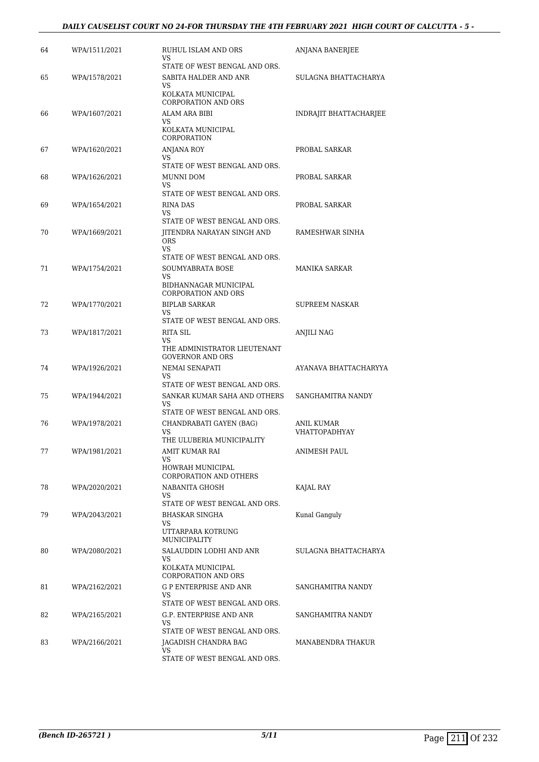| | | | |
|---|---|---|---|
| 64 | WPA/1511/2021 | RUHUL ISLAM AND ORS<br>VS<br>STATE OF WEST BENGAL AND ORS. | ANJANA BANERJEE |
| 65 | WPA/1578/2021 | SABITA HALDER AND ANR<br>VS<br>KOLKATA MUNICIPAL CORPORATION AND ORS | SULAGNA BHATTACHARYA |
| 66 | WPA/1607/2021 | ALAM ARA BIBI<br>VS<br>KOLKATA MUNICIPAL CORPORATION | INDRAJIT BHATTACHARJEE |
| 67 | WPA/1620/2021 | ANJANA ROY<br>VS<br>STATE OF WEST BENGAL AND ORS. | PROBAL SARKAR |
| 68 | WPA/1626/2021 | MUNNI DOM<br>VS<br>STATE OF WEST BENGAL AND ORS. | PROBAL SARKAR |
| 69 | WPA/1654/2021 | RINA DAS<br>VS<br>STATE OF WEST BENGAL AND ORS. | PROBAL SARKAR |
| 70 | WPA/1669/2021 | JITENDRA NARAYAN SINGH AND ORS<br>VS<br>STATE OF WEST BENGAL AND ORS. | RAMESHWAR SINHA |
| 71 | WPA/1754/2021 | SOUMYABRATA BOSE<br>VS<br>BIDHANNAGAR MUNICIPAL CORPORATION AND ORS | MANIKA SARKAR |
| 72 | WPA/1770/2021 | BIPLAB SARKAR<br>VS<br>STATE OF WEST BENGAL AND ORS. | SUPREEM NASKAR |
| 73 | WPA/1817/2021 | RITA SIL<br>VS<br>THE ADMINISTRATOR LIEUTENANT GOVERNOR AND ORS | ANJILI NAG |
| 74 | WPA/1926/2021 | NEMAI SENAPATI<br>VS<br>STATE OF WEST BENGAL AND ORS. | AYANAVA BHATTACHARYYA |
| 75 | WPA/1944/2021 | SANKAR KUMAR SAHA AND OTHERS<br>VS<br>STATE OF WEST BENGAL AND ORS. | SANGHAMITRA NANDY |
| 76 | WPA/1978/2021 | CHANDRABATI GAYEN (BAG)<br>VS<br>THE ULUBERIA MUNICIPALITY | ANIL KUMAR VHATTOPADHYAY |
| 77 | WPA/1981/2021 | AMIT KUMAR RAI<br>VS<br>HOWRAH MUNICIPAL CORPORATION AND OTHERS | ANIMESH PAUL |
| 78 | WPA/2020/2021 | NABANITA GHOSH<br>VS<br>STATE OF WEST BENGAL AND ORS. | KAJAL RAY |
| 79 | WPA/2043/2021 | BHASKAR SINGHA<br>VS<br>UTTARPARA KOTRUNG MUNICIPALITY | Kunal Ganguly |
| 80 | WPA/2080/2021 | SALAUDDIN LODHI AND ANR<br>VS<br>KOLKATA MUNICIPAL CORPORATION AND ORS | SULAGNA BHATTACHARYA |
| 81 | WPA/2162/2021 | G P ENTERPRISE AND ANR<br>VS<br>STATE OF WEST BENGAL AND ORS. | SANGHAMITRA NANDY |
| 82 | WPA/2165/2021 | G.P. ENTERPRISE AND ANR<br>VS<br>STATE OF WEST BENGAL AND ORS. | SANGHAMITRA NANDY |
| 83 | WPA/2166/2021 | JAGADISH CHANDRA BAG<br>VS<br>STATE OF WEST BENGAL AND ORS. | MANABENDRA THAKUR |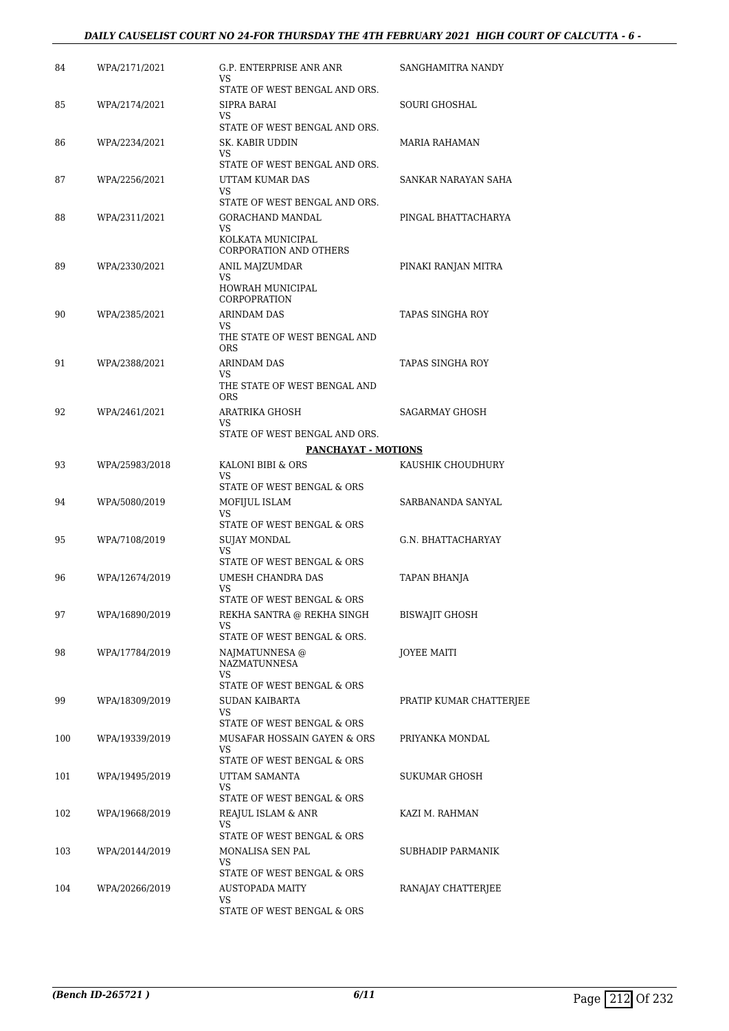| | | | |
|---|---|---|---|
| 84 | WPA/2171/2021 | G.P. ENTERPRISE ANR ANR<br>VS<br>STATE OF WEST BENGAL AND ORS. | SANGHAMITRA NANDY |
| 85 | WPA/2174/2021 | SIPRA BARAI<br>VS<br>STATE OF WEST BENGAL AND ORS. | SOURI GHOSHAL |
| 86 | WPA/2234/2021 | SK. KABIR UDDIN<br>VS<br>STATE OF WEST BENGAL AND ORS. | MARIA RAHAMAN |
| 87 | WPA/2256/2021 | UTTAM KUMAR DAS<br>VS<br>STATE OF WEST BENGAL AND ORS. | SANKAR NARAYAN SAHA |
| 88 | WPA/2311/2021 | GORACHAND MANDAL<br>VS<br>KOLKATA MUNICIPAL CORPORATION AND OTHERS | PINGAL BHATTACHARYA |
| 89 | WPA/2330/2021 | ANIL MAJZUMDAR<br>VS<br>HOWRAH MUNICIPAL CORPOPRATION | PINAKI RANJAN MITRA |
| 90 | WPA/2385/2021 | ARINDAM DAS<br>VS<br>THE STATE OF WEST BENGAL AND ORS | TAPAS SINGHA ROY |
| 91 | WPA/2388/2021 | ARINDAM DAS<br>VS<br>THE STATE OF WEST BENGAL AND ORS | TAPAS SINGHA ROY |
| 92 | WPA/2461/2021 | ARATRIKA GHOSH<br>VS<br>STATE OF WEST BENGAL AND ORS. | SAGARMAY GHOSH |
| | | **PANCHAYAT - MOTIONS** | |
| 93 | WPA/25983/2018 | KALONI BIBI & ORS<br>VS<br>STATE OF WEST BENGAL & ORS | KAUSHIK CHOUDHURY |
| 94 | WPA/5080/2019 | MOFIJUL ISLAM<br>VS<br>STATE OF WEST BENGAL & ORS | SARBANANDA SANYAL |
| 95 | WPA/7108/2019 | SUJAY MONDAL<br>VS<br>STATE OF WEST BENGAL & ORS | G.N. BHATTACHARYAY |
| 96 | WPA/12674/2019 | UMESH CHANDRA DAS<br>VS<br>STATE OF WEST BENGAL & ORS | TAPAN BHANJA |
| 97 | WPA/16890/2019 | REKHA SANTRA @ REKHA SINGH<br>VS<br>STATE OF WEST BENGAL & ORS. | BISWAJIT GHOSH |
| 98 | WPA/17784/2019 | NAJMATUNNESA @ NAZMATUNNESA<br>VS<br>STATE OF WEST BENGAL & ORS | JOYEE MAITI |
| 99 | WPA/18309/2019 | SUDAN KAIBARTA<br>VS<br>STATE OF WEST BENGAL & ORS | PRATIP KUMAR CHATTERJEE |
| 100 | WPA/19339/2019 | MUSAFAR HOSSAIN GAYEN & ORS<br>VS<br>STATE OF WEST BENGAL & ORS | PRIYANKA MONDAL |
| 101 | WPA/19495/2019 | UTTAM SAMANTA<br>VS<br>STATE OF WEST BENGAL & ORS | SUKUMAR GHOSH |
| 102 | WPA/19668/2019 | REAJUL ISLAM & ANR<br>VS<br>STATE OF WEST BENGAL & ORS | KAZI M. RAHMAN |
| 103 | WPA/20144/2019 | MONALISA SEN PAL<br>VS<br>STATE OF WEST BENGAL & ORS | SUBHADIP PARMANIK |
| 104 | WPA/20266/2019 | AUSTOPADA MAITY<br>VS<br>STATE OF WEST BENGAL & ORS | RANAJAY CHATTERJEE |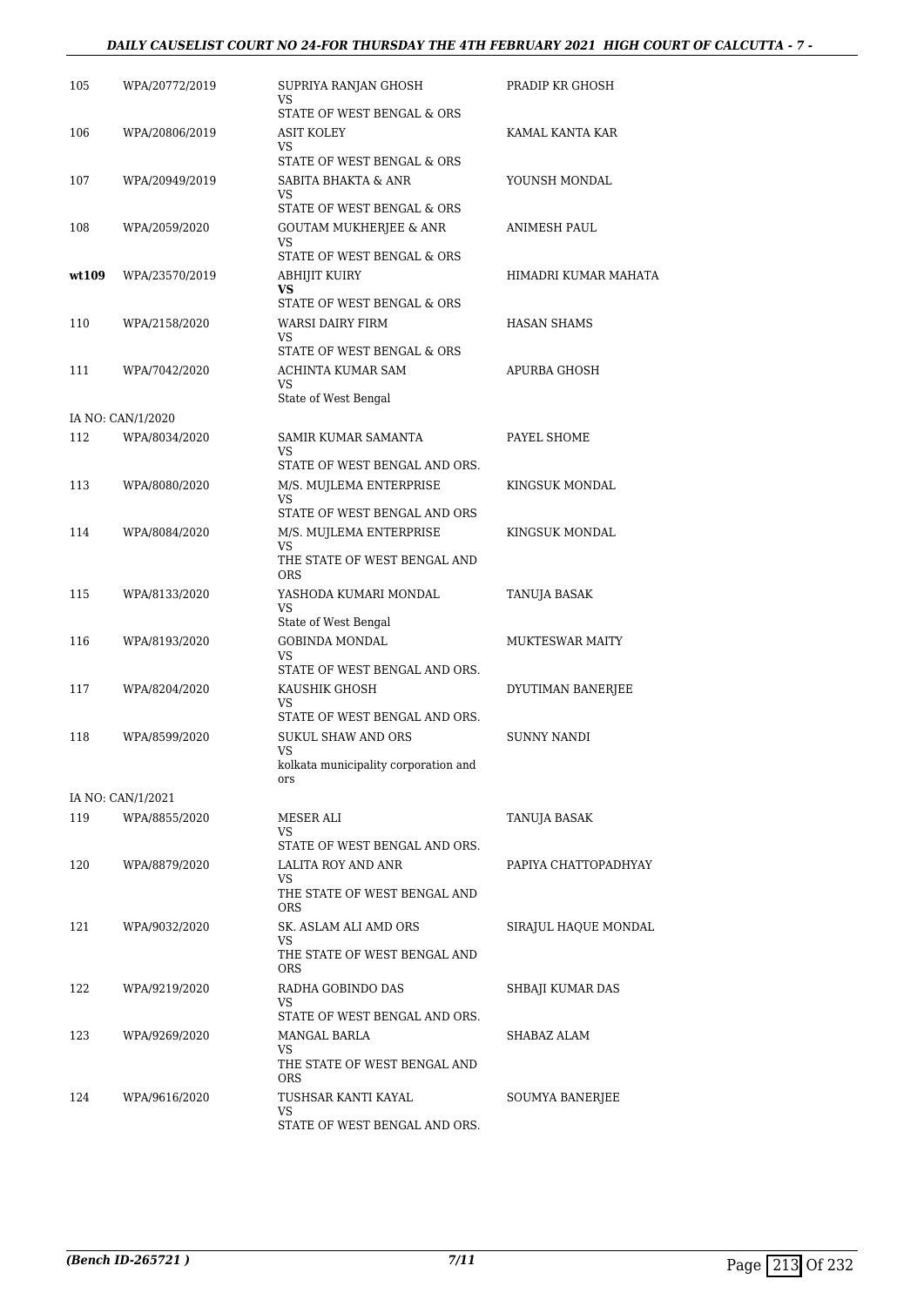| | | | |
|---|---|---|---|
| 105 | WPA/20772/2019 | SUPRIYA RANJAN GHOSH<br>VS<br>STATE OF WEST BENGAL & ORS | PRADIP KR GHOSH |
| 106 | WPA/20806/2019 | ASIT KOLEY<br>VS<br>STATE OF WEST BENGAL & ORS | KAMAL KANTA KAR |
| 107 | WPA/20949/2019 | SABITA BHAKTA & ANR<br>VS<br>STATE OF WEST BENGAL & ORS | YOUNSH MONDAL |
| 108 | WPA/2059/2020 | GOUTAM MUKHERJEE & ANR<br>VS<br>STATE OF WEST BENGAL & ORS | ANIMESH PAUL |
| **wt109** | WPA/23570/2019 | ABHIJIT KUIRY<br>**VS**<br>STATE OF WEST BENGAL & ORS | HIMADRI KUMAR MAHATA |
| 110 | WPA/2158/2020 | WARSI DAIRY FIRM<br>VS<br>STATE OF WEST BENGAL & ORS | HASAN SHAMS |
| 111 | WPA/7042/2020 | ACHINTA KUMAR SAM<br>VS<br>State of West Bengal | APURBA GHOSH |
| IA NO: CAN/1/2020 | | | |
| 112 | WPA/8034/2020 | SAMIR KUMAR SAMANTA<br>VS<br>STATE OF WEST BENGAL AND ORS. | PAYEL SHOME |
| 113 | WPA/8080/2020 | M/S. MUJLEMA ENTERPRISE<br>VS<br>STATE OF WEST BENGAL AND ORS | KINGSUK MONDAL |
| 114 | WPA/8084/2020 | M/S. MUJLEMA ENTERPRISE<br>VS<br>THE STATE OF WEST BENGAL AND ORS | KINGSUK MONDAL |
| 115 | WPA/8133/2020 | YASHODA KUMARI MONDAL<br>VS<br>State of West Bengal | TANUJA BASAK |
| 116 | WPA/8193/2020 | GOBINDA MONDAL<br>VS<br>STATE OF WEST BENGAL AND ORS. | MUKTESWAR MAITY |
| 117 | WPA/8204/2020 | KAUSHIK GHOSH<br>VS<br>STATE OF WEST BENGAL AND ORS. | DYUTIMAN BANERJEE |
| 118 | WPA/8599/2020 | SUKUL SHAW AND ORS<br>VS<br>kolkata municipality corporation and ors | SUNNY NANDI |
| IA NO: CAN/1/2021 | | | |
| 119 | WPA/8855/2020 | MESER ALI<br>VS<br>STATE OF WEST BENGAL AND ORS. | TANUJA BASAK |
| 120 | WPA/8879/2020 | LALITA ROY AND ANR<br>VS<br>THE STATE OF WEST BENGAL AND ORS | PAPIYA CHATTOPADHYAY |
| 121 | WPA/9032/2020 | SK. ASLAM ALI AMD ORS<br>VS<br>THE STATE OF WEST BENGAL AND ORS | SIRAJUL HAQUE MONDAL |
| 122 | WPA/9219/2020 | RADHA GOBINDO DAS<br>VS<br>STATE OF WEST BENGAL AND ORS. | SHBAJI KUMAR DAS |
| 123 | WPA/9269/2020 | MANGAL BARLA<br>VS<br>THE STATE OF WEST BENGAL AND ORS | SHABAZ ALAM |
| 124 | WPA/9616/2020 | TUSHSAR KANTI KAYAL<br>VS<br>STATE OF WEST BENGAL AND ORS. | SOUMYA BANERJEE |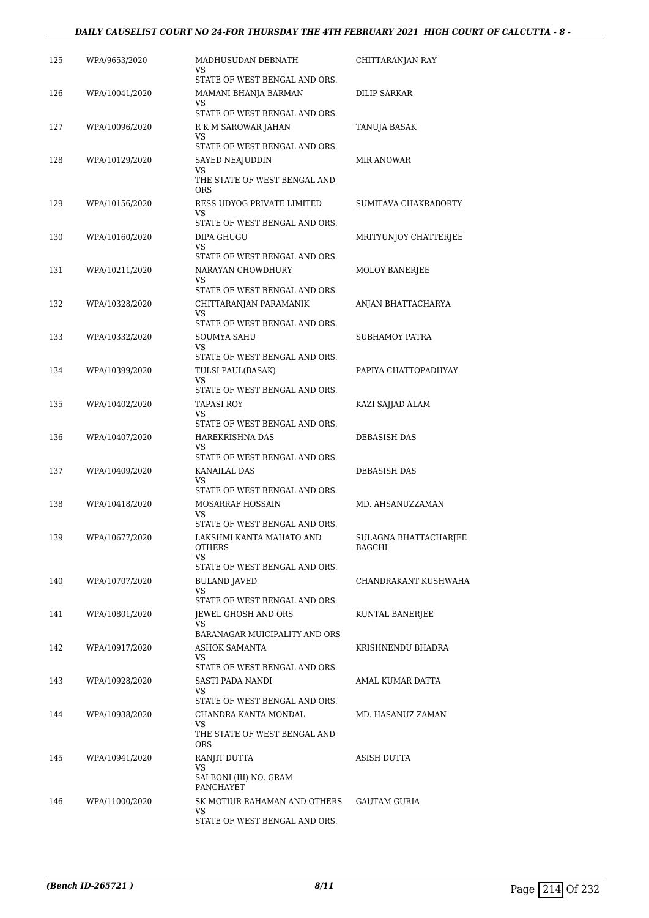| | | | |
|---|---|---|---|
| 125 | WPA/9653/2020 | MADHUSUDAN DEBNATH<br>VS<br>STATE OF WEST BENGAL AND ORS. | CHITTARANJAN RAY |
| 126 | WPA/10041/2020 | MAMANI BHANJA BARMAN<br>VS<br>STATE OF WEST BENGAL AND ORS. | DILIP SARKAR |
| 127 | WPA/10096/2020 | R K M SAROWAR JAHAN<br>VS<br>STATE OF WEST BENGAL AND ORS. | TANUJA BASAK |
| 128 | WPA/10129/2020 | SAYED NEAJUDDIN<br>VS<br>THE STATE OF WEST BENGAL AND ORS | MIR ANOWAR |
| 129 | WPA/10156/2020 | RESS UDYOG PRIVATE LIMITED<br>VS<br>STATE OF WEST BENGAL AND ORS. | SUMITAVA CHAKRABORTY |
| 130 | WPA/10160/2020 | DIPA GHUGU<br>VS<br>STATE OF WEST BENGAL AND ORS. | MRITYUNJOY CHATTERJEE |
| 131 | WPA/10211/2020 | NARAYAN CHOWDHURY<br>VS<br>STATE OF WEST BENGAL AND ORS. | MOLOY BANERJEE |
| 132 | WPA/10328/2020 | CHITTARANJAN PARAMANIK<br>VS<br>STATE OF WEST BENGAL AND ORS. | ANJAN BHATTACHARYA |
| 133 | WPA/10332/2020 | SOUMYA SAHU<br>VS<br>STATE OF WEST BENGAL AND ORS. | SUBHAMOY PATRA |
| 134 | WPA/10399/2020 | TULSI PAUL(BASAK)<br>VS<br>STATE OF WEST BENGAL AND ORS. | PAPIYA CHATTOPADHYAY |
| 135 | WPA/10402/2020 | TAPASI ROY<br>VS<br>STATE OF WEST BENGAL AND ORS. | KAZI SAJJAD ALAM |
| 136 | WPA/10407/2020 | HAREKRISHNA DAS<br>VS<br>STATE OF WEST BENGAL AND ORS. | DEBASISH DAS |
| 137 | WPA/10409/2020 | KANAILAL DAS<br>VS<br>STATE OF WEST BENGAL AND ORS. | DEBASISH DAS |
| 138 | WPA/10418/2020 | MOSARRAF HOSSAIN<br>VS<br>STATE OF WEST BENGAL AND ORS. | MD. AHSANUZZAMAN |
| 139 | WPA/10677/2020 | LAKSHMI KANTA MAHATO AND OTHERS<br>VS<br>STATE OF WEST BENGAL AND ORS. | SULAGNA BHATTACHARJEE BAGCHI |
| 140 | WPA/10707/2020 | BULAND JAVED<br>VS<br>STATE OF WEST BENGAL AND ORS. | CHANDRAKANT KUSHWAHA |
| 141 | WPA/10801/2020 | JEWEL GHOSH AND ORS<br>VS<br>BARANAGAR MUICIPALITY AND ORS | KUNTAL BANERJEE |
| 142 | WPA/10917/2020 | ASHOK SAMANTA<br>VS<br>STATE OF WEST BENGAL AND ORS. | KRISHNENDU BHADRA |
| 143 | WPA/10928/2020 | SASTI PADA NANDI<br>VS<br>STATE OF WEST BENGAL AND ORS. | AMAL KUMAR DATTA |
| 144 | WPA/10938/2020 | CHANDRA KANTA MONDAL<br>VS<br>THE STATE OF WEST BENGAL AND ORS | MD. HASANUZ ZAMAN |
| 145 | WPA/10941/2020 | RANJIT DUTTA<br>VS<br>SALBONI (III) NO. GRAM PANCHAYET | ASISH DUTTA |
| 146 | WPA/11000/2020 | SK MOTIUR RAHAMAN AND OTHERS<br>VS<br>STATE OF WEST BENGAL AND ORS. | GAUTAM GURIA |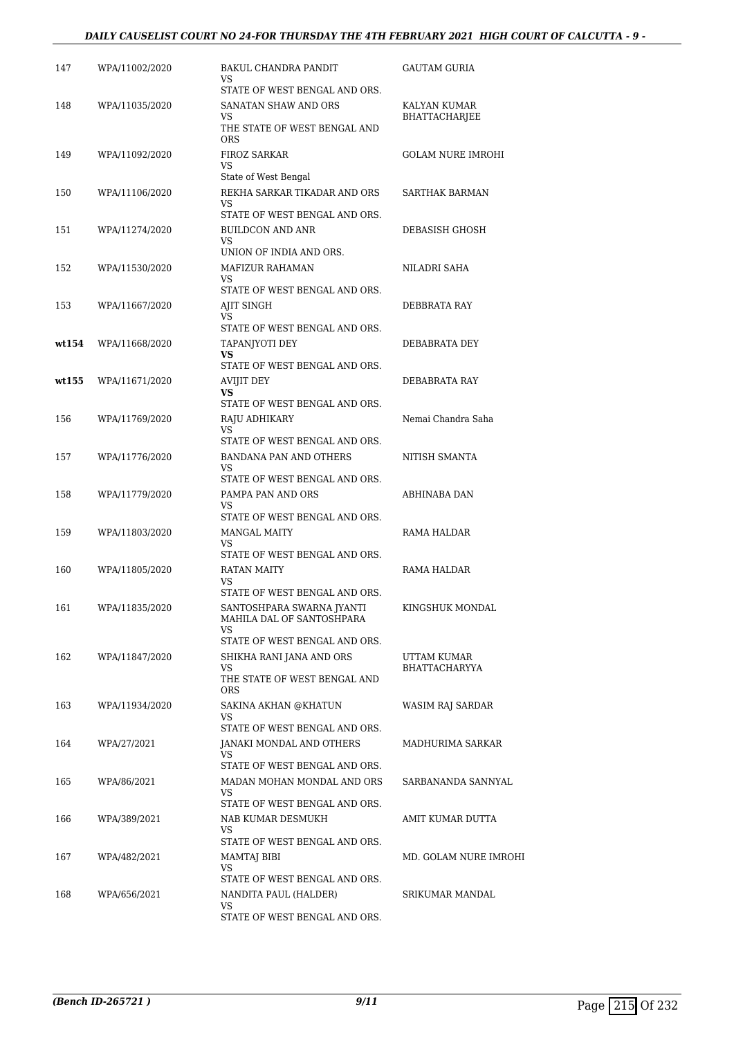| 147 | WPA/11002/2020 | BAKUL CHANDRA PANDIT<br>VS<br>STATE OF WEST BENGAL AND ORS. | GAUTAM GURIA |
|---|---|---|---|
| 148 | WPA/11035/2020 | SANATAN SHAW AND ORS<br>VS<br>THE STATE OF WEST BENGAL AND ORS | KALYAN KUMAR BHATTACHARJEE |
| 149 | WPA/11092/2020 | FIROZ SARKAR<br>VS<br>State of West Bengal | GOLAM NURE IMROHI |
| 150 | WPA/11106/2020 | REKHA SARKAR TIKADAR AND ORS<br>VS<br>STATE OF WEST BENGAL AND ORS. | SARTHAK BARMAN |
| 151 | WPA/11274/2020 | BUILDCON AND ANR<br>VS<br>UNION OF INDIA AND ORS. | DEBASISH GHOSH |
| 152 | WPA/11530/2020 | MAFIZUR RAHAMAN<br>VS<br>STATE OF WEST BENGAL AND ORS. | NILADRI SAHA |
| 153 | WPA/11667/2020 | AJIT SINGH<br>VS<br>STATE OF WEST BENGAL AND ORS. | DEBBRATA RAY |
| **wt154** | WPA/11668/2020 | TAPANJYOTI DEY<br>**VS**<br>STATE OF WEST BENGAL AND ORS. | DEBABRATA DEY |
| **wt155** | WPA/11671/2020 | AVIJIT DEY<br>**VS**<br>STATE OF WEST BENGAL AND ORS. | DEBABRATA RAY |
| 156 | WPA/11769/2020 | RAJU ADHIKARY<br>VS<br>STATE OF WEST BENGAL AND ORS. | Nemai Chandra Saha |
| 157 | WPA/11776/2020 | BANDANA PAN AND OTHERS<br>VS<br>STATE OF WEST BENGAL AND ORS. | NITISH SMANTA |
| 158 | WPA/11779/2020 | PAMPA PAN AND ORS<br>VS<br>STATE OF WEST BENGAL AND ORS. | ABHINABA DAN |
| 159 | WPA/11803/2020 | MANGAL MAITY<br>VS<br>STATE OF WEST BENGAL AND ORS. | RAMA HALDAR |
| 160 | WPA/11805/2020 | RATAN MAITY<br>VS<br>STATE OF WEST BENGAL AND ORS. | RAMA HALDAR |
| 161 | WPA/11835/2020 | SANTOSHPARA SWARNA JYANTI MAHILA DAL OF SANTOSHPARA<br>VS<br>STATE OF WEST BENGAL AND ORS. | KINGSHUK MONDAL |
| 162 | WPA/11847/2020 | SHIKHA RANI JANA AND ORS<br>VS<br>THE STATE OF WEST BENGAL AND ORS | UTTAM KUMAR BHATTACHARYYA |
| 163 | WPA/11934/2020 | SAKINA AKHAN @KHATUN<br>VS<br>STATE OF WEST BENGAL AND ORS. | WASIM RAJ SARDAR |
| 164 | WPA/27/2021 | JANAKI MONDAL AND OTHERS<br>VS<br>STATE OF WEST BENGAL AND ORS. | MADHURIMA SARKAR |
| 165 | WPA/86/2021 | MADAN MOHAN MONDAL AND ORS<br>VS<br>STATE OF WEST BENGAL AND ORS. | SARBANANDA SANNYAL |
| 166 | WPA/389/2021 | NAB KUMAR DESMUKH<br>VS<br>STATE OF WEST BENGAL AND ORS. | AMIT KUMAR DUTTA |
| 167 | WPA/482/2021 | MAMTAJ BIBI<br>VS<br>STATE OF WEST BENGAL AND ORS. | MD. GOLAM NURE IMROHI |
| 168 | WPA/656/2021 | NANDITA PAUL (HALDER)<br>VS<br>STATE OF WEST BENGAL AND ORS. | SRIKUMAR MANDAL |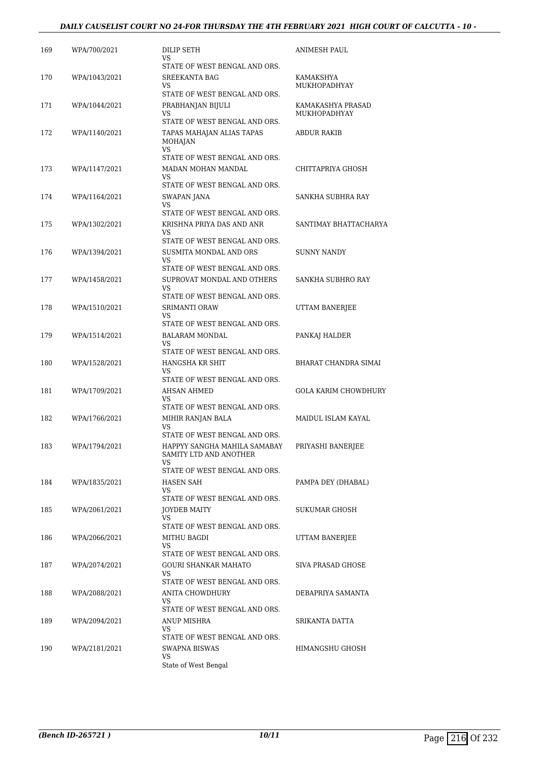| | | | |
|---|---|---|---|
| 169 | WPA/700/2021 | DILIP SETH<br>VS<br>STATE OF WEST BENGAL AND ORS. | ANIMESH PAUL |
| 170 | WPA/1043/2021 | SREEKANTA BAG<br>VS<br>STATE OF WEST BENGAL AND ORS. | KAMAKSHYA MUKHOPADHYAY |
| 171 | WPA/1044/2021 | PRABHANJAN BIJULI<br>VS<br>STATE OF WEST BENGAL AND ORS. | KAMAKASHYA PRASAD MUKHOPADHYAY |
| 172 | WPA/1140/2021 | TAPAS MAHAJAN ALIAS TAPAS MOHAJAN<br>VS<br>STATE OF WEST BENGAL AND ORS. | ABDUR RAKIB |
| 173 | WPA/1147/2021 | MADAN MOHAN MANDAL<br>VS<br>STATE OF WEST BENGAL AND ORS. | CHITTAPRIYA GHOSH |
| 174 | WPA/1164/2021 | SWAPAN JANA<br>VS<br>STATE OF WEST BENGAL AND ORS. | SANKHA SUBHRA RAY |
| 175 | WPA/1302/2021 | KRISHNA PRIYA DAS AND ANR<br>VS<br>STATE OF WEST BENGAL AND ORS. | SANTIMAY BHATTACHARYA |
| 176 | WPA/1394/2021 | SUSMITA MONDAL AND ORS<br>VS<br>STATE OF WEST BENGAL AND ORS. | SUNNY NANDY |
| 177 | WPA/1458/2021 | SUPROVAT MONDAL AND OTHERS<br>VS<br>STATE OF WEST BENGAL AND ORS. | SANKHA SUBHRO RAY |
| 178 | WPA/1510/2021 | SRIMANTI ORAW<br>VS<br>STATE OF WEST BENGAL AND ORS. | UTTAM BANERJEE |
| 179 | WPA/1514/2021 | BALARAM MONDAL<br>VS<br>STATE OF WEST BENGAL AND ORS. | PANKAJ HALDER |
| 180 | WPA/1528/2021 | HANGSHA KR SHIT<br>VS<br>STATE OF WEST BENGAL AND ORS. | BHARAT CHANDRA SIMAI |
| 181 | WPA/1709/2021 | AHSAN AHMED<br>VS<br>STATE OF WEST BENGAL AND ORS. | GOLA KARIM CHOWDHURY |
| 182 | WPA/1766/2021 | MIHIR RANJAN BALA<br>VS<br>STATE OF WEST BENGAL AND ORS. | MAIDUL ISLAM KAYAL |
| 183 | WPA/1794/2021 | HAPPYY SANGHA MAHILA SAMABAY SAMITY LTD AND ANOTHER<br>VS<br>STATE OF WEST BENGAL AND ORS. | PRIYASHI BANERJEE |
| 184 | WPA/1835/2021 | HASEN SAH<br>VS<br>STATE OF WEST BENGAL AND ORS. | PAMPA DEY (DHABAL) |
| 185 | WPA/2061/2021 | JOYDEB MAITY<br>VS<br>STATE OF WEST BENGAL AND ORS. | SUKUMAR GHOSH |
| 186 | WPA/2066/2021 | MITHU BAGDI<br>VS<br>STATE OF WEST BENGAL AND ORS. | UTTAM BANERJEE |
| 187 | WPA/2074/2021 | GOURI SHANKAR MAHATO<br>VS<br>STATE OF WEST BENGAL AND ORS. | SIVA PRASAD GHOSE |
| 188 | WPA/2088/2021 | ANITA CHOWDHURY<br>VS<br>STATE OF WEST BENGAL AND ORS. | DEBAPRIYA SAMANTA |
| 189 | WPA/2094/2021 | ANUP MISHRA<br>VS<br>STATE OF WEST BENGAL AND ORS. | SRIKANTA DATTA |
| 190 | WPA/2181/2021 | SWAPNA BISWAS<br>VS<br>State of West Bengal | HIMANGSHU GHOSH |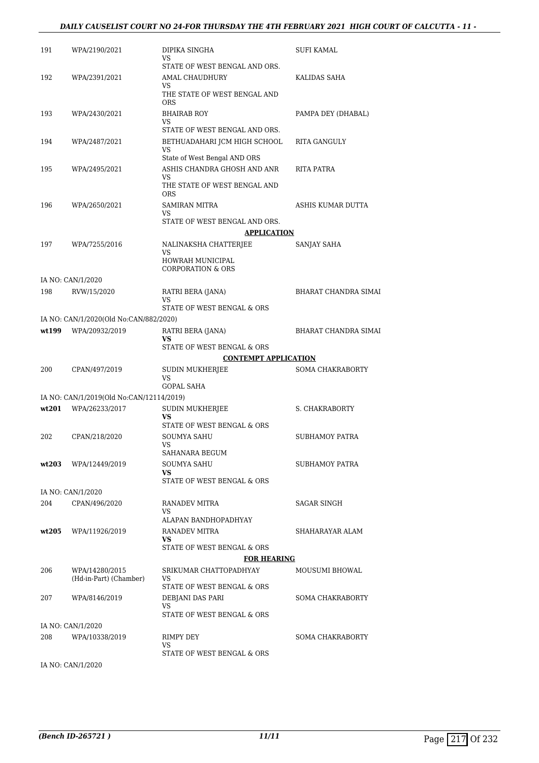| | | | |
|---|---|---|---|
| 191 | WPA/2190/2021 | DIPIKA SINGHA<br>VS<br>STATE OF WEST BENGAL AND ORS. | SUFI KAMAL |
| 192 | WPA/2391/2021 | AMAL CHAUDHURY<br>VS<br>THE STATE OF WEST BENGAL AND ORS | KALIDAS SAHA |
| 193 | WPA/2430/2021 | BHAIRAB ROY<br>VS<br>STATE OF WEST BENGAL AND ORS. | PAMPA DEY (DHABAL) |
| 194 | WPA/2487/2021 | BETHUADAHARI JCM HIGH SCHOOL<br>VS<br>State of West Bengal AND ORS | RITA GANGULY |
| 195 | WPA/2495/2021 | ASHIS CHANDRA GHOSH AND ANR<br>VS<br>THE STATE OF WEST BENGAL AND ORS | RITA PATRA |
| 196 | WPA/2650/2021 | SAMIRAN MITRA<br>VS<br>STATE OF WEST BENGAL AND ORS. | ASHIS KUMAR DUTTA |

**APPLICATION**

| | | | |
|---|---|---|---|
| 197 | WPA/7255/2016 | NALINAKSHA CHATTERJEE<br>VS<br>HOWRAH MUNICIPAL CORPORATION & ORS | SANJAY SAHA |
| | IA NO: CAN/1/2020 | | |
| 198 | RVW/15/2020 | RATRI BERA (JANA)<br>VS<br>STATE OF WEST BENGAL & ORS | BHARAT CHANDRA SIMAI |
| | IA NO: CAN/1/2020(Old No:CAN/882/2020) | | |
| **wt199** | WPA/20932/2019 | RATRI BERA (JANA)<br>**VS**<br>STATE OF WEST BENGAL & ORS | BHARAT CHANDRA SIMAI |

**CONTEMPT APPLICATION**

| | | | |
|---|---|---|---|
| 200 | CPAN/497/2019 | SUDIN MUKHERJEE<br>VS<br>GOPAL SAHA | SOMA CHAKRABORTY |
| | IA NO: CAN/1/2019(Old No:CAN/12114/2019) | | |
| **wt201** | WPA/26233/2017 | SUDIN MUKHERJEE<br>**VS**<br>STATE OF WEST BENGAL & ORS | S. CHAKRABORTY |
| 202 | CPAN/218/2020 | SOUMYA SAHU<br>VS<br>SAHANARA BEGUM | SUBHAMOY PATRA |
| **wt203** | WPA/12449/2019 | SOUMYA SAHU<br>**VS**<br>STATE OF WEST BENGAL & ORS | SUBHAMOY PATRA |
| | IA NO: CAN/1/2020 | | |
| 204 | CPAN/496/2020 | RANADEV MITRA<br>VS<br>ALAPAN BANDHOPADHYAY | SAGAR SINGH |
| **wt205** | WPA/11926/2019 | RANADEV MITRA<br>**VS**<br>STATE OF WEST BENGAL & ORS | SHAHARAYAR ALAM |

**FOR HEARING**

| | | | |
|---|---|---|---|
| 206 | WPA/14280/2015<br>(Hd-in-Part) (Chamber) | SRIKUMAR CHATTOPADHYAY<br>VS<br>STATE OF WEST BENGAL & ORS | MOUSUMI BHOWAL |
| 207 | WPA/8146/2019 | DEBJANI DAS PARI<br>VS<br>STATE OF WEST BENGAL & ORS | SOMA CHAKRABORTY |
| | IA NO: CAN/1/2020 | | |
| 208 | WPA/10338/2019 | RIMPY DEY<br>VS<br>STATE OF WEST BENGAL & ORS | SOMA CHAKRABORTY |
| | IA NO: CAN/1/2020 | | |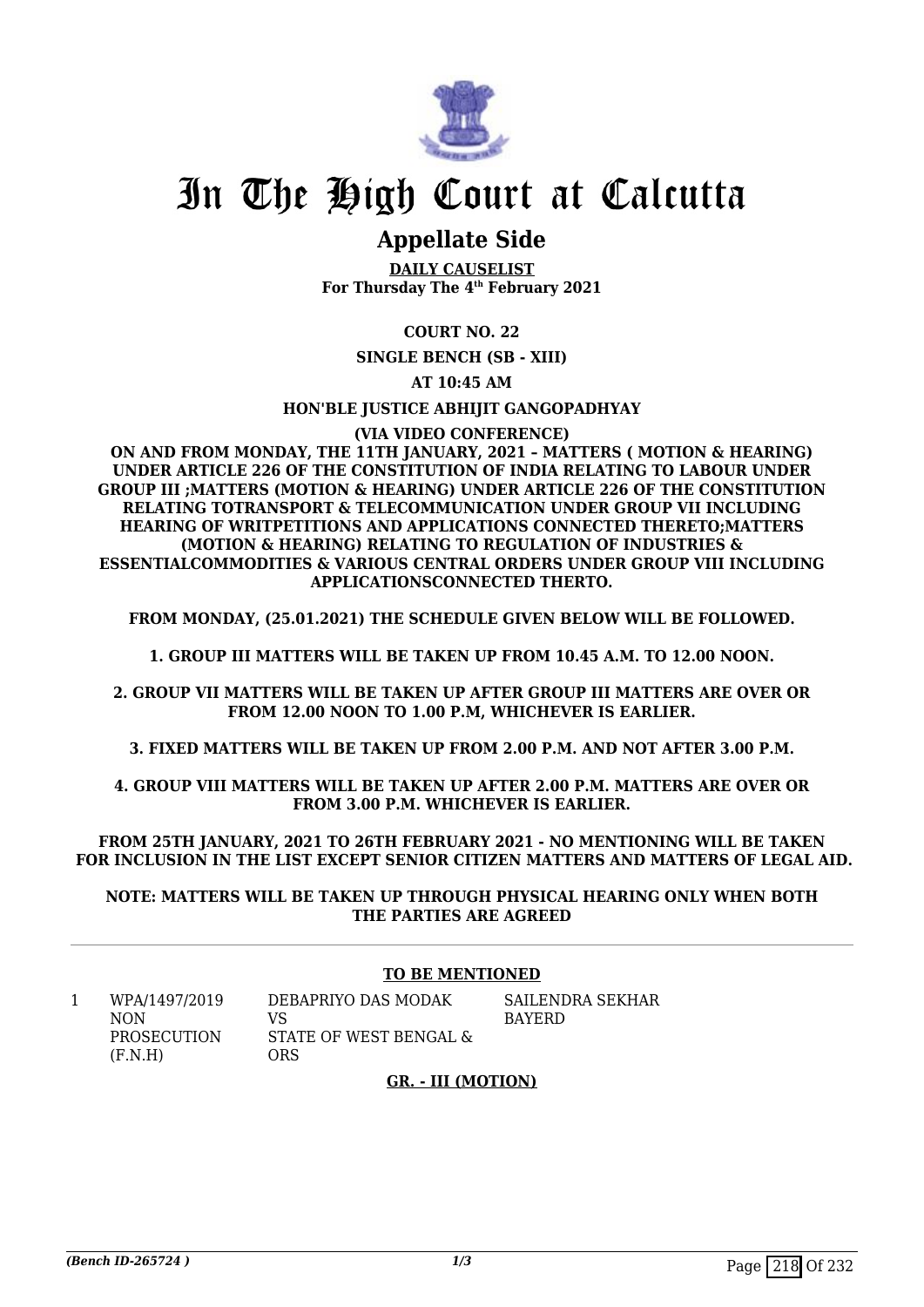# In The High Court at Calcutta

## Appellate Side

**DAILY CAUSELIST**
**For Thursday The 4th February 2021**

**COURT NO. 22**

**SINGLE BENCH (SB - XIII)**

**AT 10:45 AM**

**HON'BLE JUSTICE ABHIJIT GANGOPADHYAY**

**(VIA VIDEO CONFERENCE)**

**ON AND FROM MONDAY, THE 11TH JANUARY, 2021 – MATTERS ( MOTION & HEARING) UNDER ARTICLE 226 OF THE CONSTITUTION OF INDIA RELATING TO LABOUR UNDER GROUP III ;MATTERS (MOTION & HEARING) UNDER ARTICLE 226 OF THE CONSTITUTION RELATING TOTRANSPORT & TELECOMMUNICATION UNDER GROUP VII INCLUDING HEARING OF WRITPETITIONS AND APPLICATIONS CONNECTED THERETO;MATTERS (MOTION & HEARING) RELATING TO REGULATION OF INDUSTRIES & ESSENTIALCOMMODITIES & VARIOUS CENTRAL ORDERS UNDER GROUP VIII INCLUDING APPLICATIONSCONNECTED THERTO.**

**FROM MONDAY, (25.01.2021) THE SCHEDULE GIVEN BELOW WILL BE FOLLOWED.**

**1. GROUP III MATTERS WILL BE TAKEN UP FROM 10.45 A.M. TO 12.00 NOON.**

**2. GROUP VII MATTERS WILL BE TAKEN UP AFTER GROUP III MATTERS ARE OVER OR FROM 12.00 NOON TO 1.00 P.M, WHICHEVER IS EARLIER.**

**3. FIXED MATTERS WILL BE TAKEN UP FROM 2.00 P.M. AND NOT AFTER 3.00 P.M.**

**4. GROUP VIII MATTERS WILL BE TAKEN UP AFTER 2.00 P.M. MATTERS ARE OVER OR FROM 3.00 P.M. WHICHEVER IS EARLIER.**

**FROM 25TH JANUARY, 2021 TO 26TH FEBRUARY 2021 - NO MENTIONING WILL BE TAKEN FOR INCLUSION IN THE LIST EXCEPT SENIOR CITIZEN MATTERS AND MATTERS OF LEGAL AID.**

**NOTE: MATTERS WILL BE TAKEN UP THROUGH PHYSICAL HEARING ONLY WHEN BOTH THE PARTIES ARE AGREED**

---

**TO BE MENTIONED**

| | | | |
|---|---|---|---|
| 1 | WPA/1497/2019 NON PROSECUTION (F.N.H) | DEBAPRIYO DAS MODAK VS STATE OF WEST BENGAL & ORS | SAILENDRA SEKHAR BAYERD |

**GR. - III (MOTION)**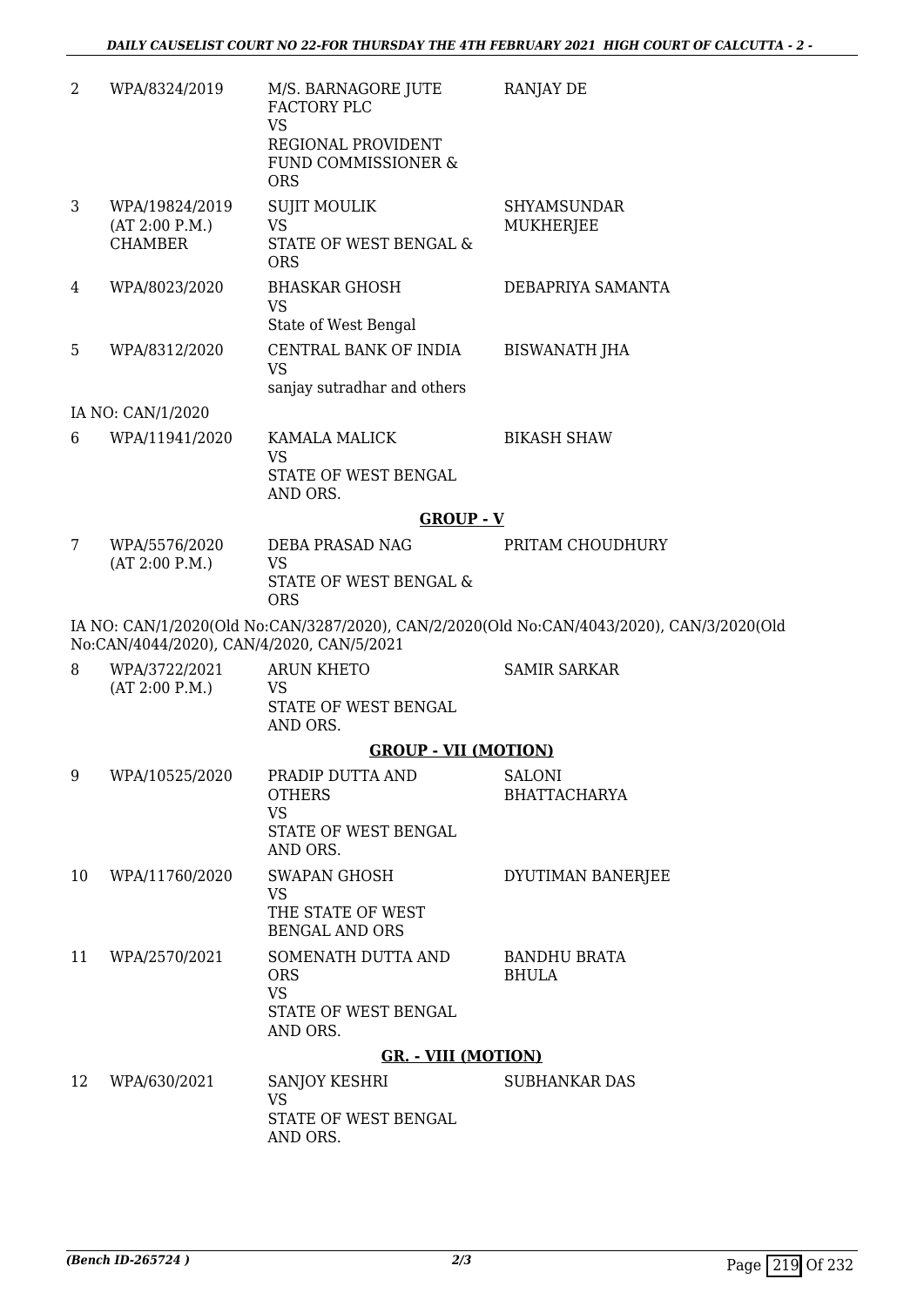| | | | |
|---|---|---|---|
| 2 | WPA/8324/2019 | M/S. BARNAGORE JUTE FACTORY PLC<br>VS<br>REGIONAL PROVIDENT FUND COMMISSIONER & ORS | RANJAY DE |
| 3 | WPA/19824/2019<br>(AT 2:00 P.M.)<br>CHAMBER | SUJIT MOULIK<br>VS<br>STATE OF WEST BENGAL & ORS | SHYAMSUNDAR MUKHERJEE |
| 4 | WPA/8023/2020 | BHASKAR GHOSH<br>VS<br>State of West Bengal | DEBAPRIYA SAMANTA |
| 5 | WPA/8312/2020 | CENTRAL BANK OF INDIA<br>VS<br>sanjay sutradhar and others | BISWANATH JHA |

IA NO: CAN/1/2020

| | | | |
|---|---|---|---|
| 6 | WPA/11941/2020 | KAMALA MALICK<br>VS<br>STATE OF WEST BENGAL AND ORS. | BIKASH SHAW |

**GROUP - V**

| | | | |
|---|---|---|---|
| 7 | WPA/5576/2020<br>(AT 2:00 P.M.) | DEBA PRASAD NAG<br>VS<br>STATE OF WEST BENGAL & ORS | PRITAM CHOUDHURY |

IA NO: CAN/1/2020(Old No:CAN/3287/2020), CAN/2/2020(Old No:CAN/4043/2020), CAN/3/2020(Old No:CAN/4044/2020), CAN/4/2020, CAN/5/2021

| | | | |
|---|---|---|---|
| 8 | WPA/3722/2021<br>(AT 2:00 P.M.) | ARUN KHETO<br>VS<br>STATE OF WEST BENGAL AND ORS. | SAMIR SARKAR |

**GROUP - VII (MOTION)**

| | | | |
|---|---|---|---|
| 9 | WPA/10525/2020 | PRADIP DUTTA AND OTHERS<br>VS<br>STATE OF WEST BENGAL AND ORS. | SALONI BHATTACHARYA |
| 10 | WPA/11760/2020 | SWAPAN GHOSH<br>VS<br>THE STATE OF WEST BENGAL AND ORS | DYUTIMAN BANERJEE |
| 11 | WPA/2570/2021 | SOMENATH DUTTA AND ORS<br>VS<br>STATE OF WEST BENGAL AND ORS. | BANDHU BRATA BHULA |

**GR. - VIII (MOTION)**

| | | | |
|---|---|---|---|
| 12 | WPA/630/2021 | SANJOY KESHRI<br>VS<br>STATE OF WEST BENGAL AND ORS. | SUBHANKAR DAS |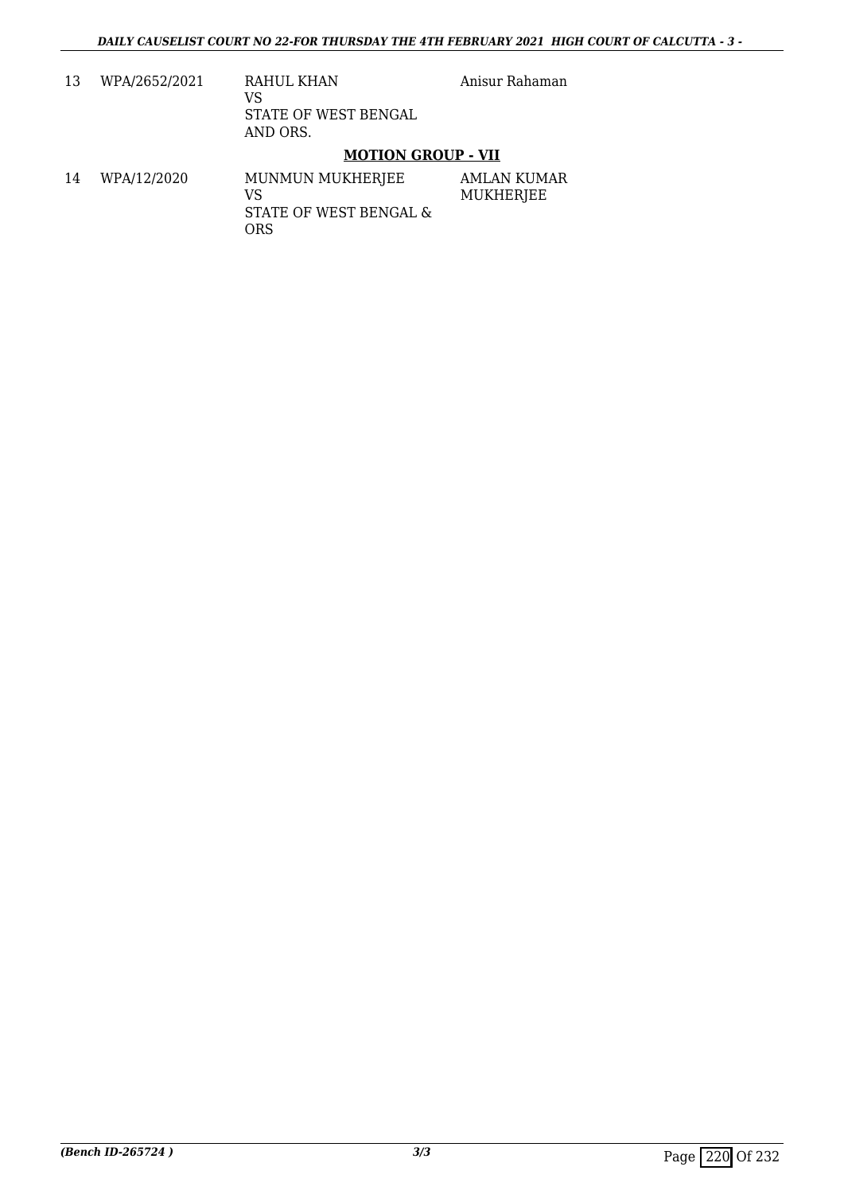| | | | |
|---|---|---|---|
| 13 | WPA/2652/2021 | RAHUL KHAN<br>VS<br>STATE OF WEST BENGAL AND ORS. | Anisur Rahaman |

**MOTION GROUP - VII**

| | | | |
|---|---|---|---|
| 14 | WPA/12/2020 | MUNMUN MUKHERJEE<br>VS<br>STATE OF WEST BENGAL & ORS | AMLAN KUMAR MUKHERJEE |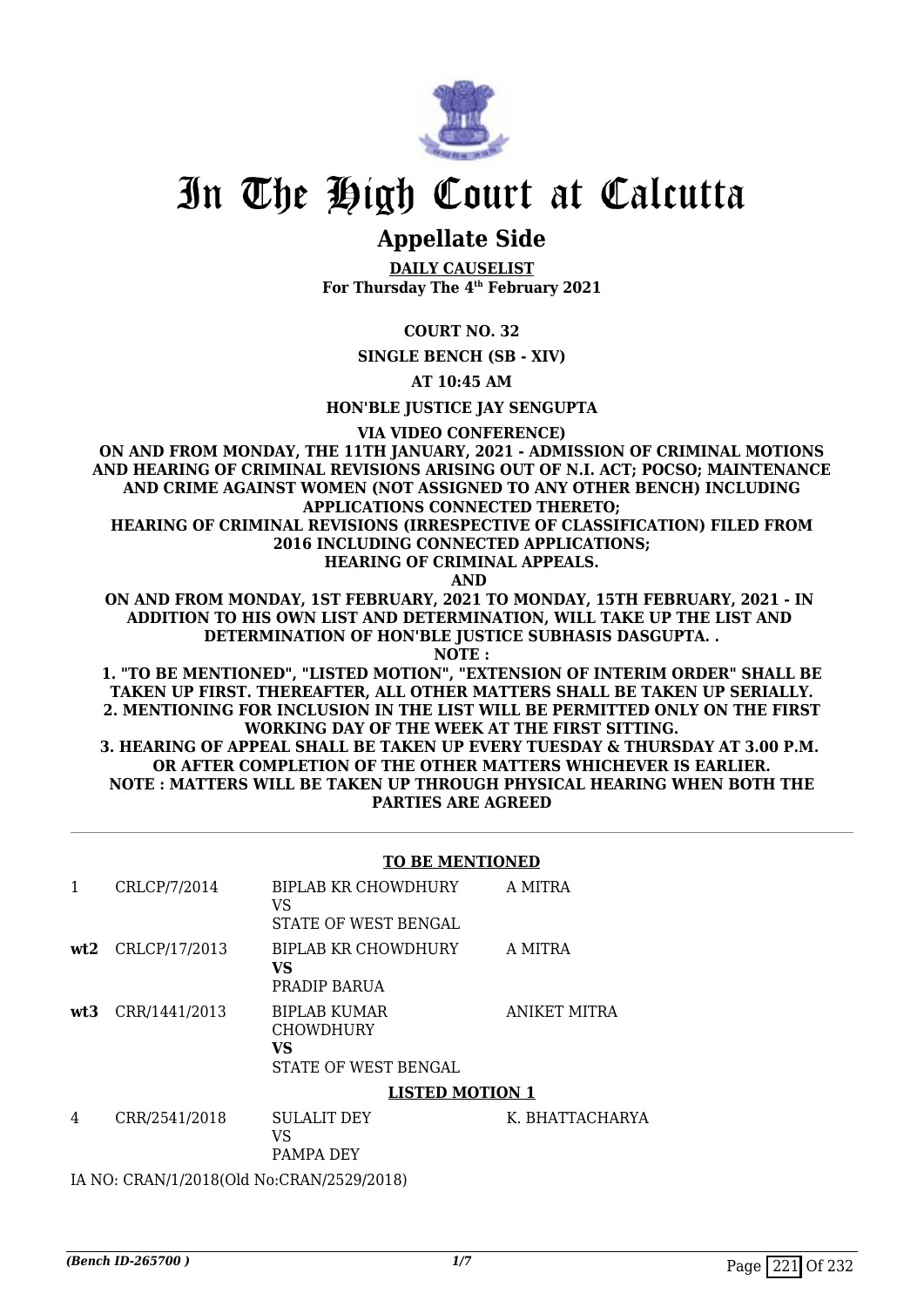# In The High Court at Calcutta

## Appellate Side

**DAILY CAUSELIST**
**For Thursday The 4th February 2021**

**COURT NO. 32**

**SINGLE BENCH (SB - XIV)**

**AT 10:45 AM**

**HON'BLE JUSTICE JAY SENGUPTA**

**VIA VIDEO CONFERENCE)**

**ON AND FROM MONDAY, THE 11TH JANUARY, 2021 - ADMISSION OF CRIMINAL MOTIONS AND HEARING OF CRIMINAL REVISIONS ARISING OUT OF N.I. ACT; POCSO; MAINTENANCE AND CRIME AGAINST WOMEN (NOT ASSIGNED TO ANY OTHER BENCH) INCLUDING APPLICATIONS CONNECTED THERETO;**
**HEARING OF CRIMINAL REVISIONS (IRRESPECTIVE OF CLASSIFICATION) FILED FROM 2016 INCLUDING CONNECTED APPLICATIONS;**
**HEARING OF CRIMINAL APPEALS.**
**AND**
**ON AND FROM MONDAY, 1ST FEBRUARY, 2021 TO MONDAY, 15TH FEBRUARY, 2021 - IN ADDITION TO HIS OWN LIST AND DETERMINATION, WILL TAKE UP THE LIST AND DETERMINATION OF HON'BLE JUSTICE SUBHASIS DASGUPTA. .**
**NOTE :**
**1. "TO BE MENTIONED", "LISTED MOTION", "EXTENSION OF INTERIM ORDER" SHALL BE TAKEN UP FIRST. THEREAFTER, ALL OTHER MATTERS SHALL BE TAKEN UP SERIALLY.**
**2. MENTIONING FOR INCLUSION IN THE LIST WILL BE PERMITTED ONLY ON THE FIRST WORKING DAY OF THE WEEK AT THE FIRST SITTING.**
**3. HEARING OF APPEAL SHALL BE TAKEN UP EVERY TUESDAY & THURSDAY AT 3.00 P.M. OR AFTER COMPLETION OF THE OTHER MATTERS WHICHEVER IS EARLIER.**
**NOTE : MATTERS WILL BE TAKEN UP THROUGH PHYSICAL HEARING WHEN BOTH THE PARTIES ARE AGREED**

**TO BE MENTIONED**

| | | | |
|---|---|---|---|
| 1 | CRLCP/7/2014 | BIPLAB KR CHOWDHURY<br>VS<br>STATE OF WEST BENGAL | A MITRA |
| **wt2** | CRLCP/17/2013 | BIPLAB KR CHOWDHURY<br>**VS**<br>PRADIP BARUA | A MITRA |
| **wt3** | CRR/1441/2013 | BIPLAB KUMAR CHOWDHURY<br>**VS**<br>STATE OF WEST BENGAL | ANIKET MITRA |

**LISTED MOTION 1**

| | | | |
|---|---|---|---|
| 4 | CRR/2541/2018 | SULALIT DEY<br>VS<br>PAMPA DEY | K. BHATTACHARYA |

IA NO: CRAN/1/2018(Old No:CRAN/2529/2018)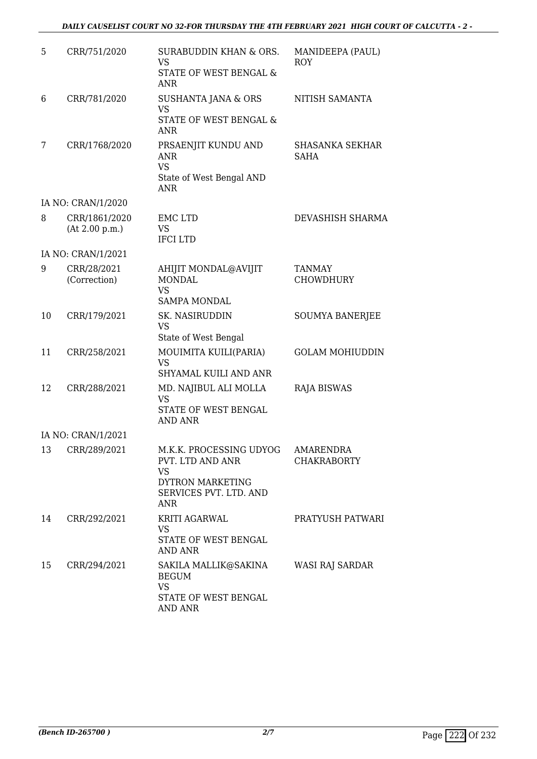| 5 | CRR/751/2020 | SURABUDDIN KHAN & ORS.<br>VS<br>STATE OF WEST BENGAL & ANR | MANIDEEPA (PAUL) ROY |
|---|---|---|---|
| 6 | CRR/781/2020 | SUSHANTA JANA & ORS<br>VS<br>STATE OF WEST BENGAL & ANR | NITISH SAMANTA |
| 7 | CRR/1768/2020 | PRSAENJIT KUNDU AND ANR<br>VS<br>State of West Bengal AND ANR | SHASANKA SEKHAR SAHA |
| | IA NO: CRAN/1/2020 | | |
| 8 | CRR/1861/2020<br>(At 2.00 p.m.) | EMC LTD<br>VS<br>IFCI LTD | DEVASHISH SHARMA |
| | IA NO: CRAN/1/2021 | | |
| 9 | CRR/28/2021<br>(Correction) | AHIJIT MONDAL@AVIJIT MONDAL<br>VS<br>SAMPA MONDAL | TANMAY CHOWDHURY |
| 10 | CRR/179/2021 | SK. NASIRUDDIN<br>VS<br>State of West Bengal | SOUMYA BANERJEE |
| 11 | CRR/258/2021 | MOUIMITA KUILI(PARIA)<br>VS<br>SHYAMAL KUILI AND ANR | GOLAM MOHIUDDIN |
| 12 | CRR/288/2021 | MD. NAJIBUL ALI MOLLA<br>VS<br>STATE OF WEST BENGAL AND ANR | RAJA BISWAS |
| | IA NO: CRAN/1/2021 | | |
| 13 | CRR/289/2021 | M.K.K. PROCESSING UDYOG PVT. LTD AND ANR<br>VS<br>DYTRON MARKETING SERVICES PVT. LTD. AND ANR | AMARENDRA CHAKRABORTY |
| 14 | CRR/292/2021 | KRITI AGARWAL<br>VS<br>STATE OF WEST BENGAL AND ANR | PRATYUSH PATWARI |
| 15 | CRR/294/2021 | SAKILA MALLIK@SAKINA BEGUM<br>VS<br>STATE OF WEST BENGAL AND ANR | WASI RAJ SARDAR |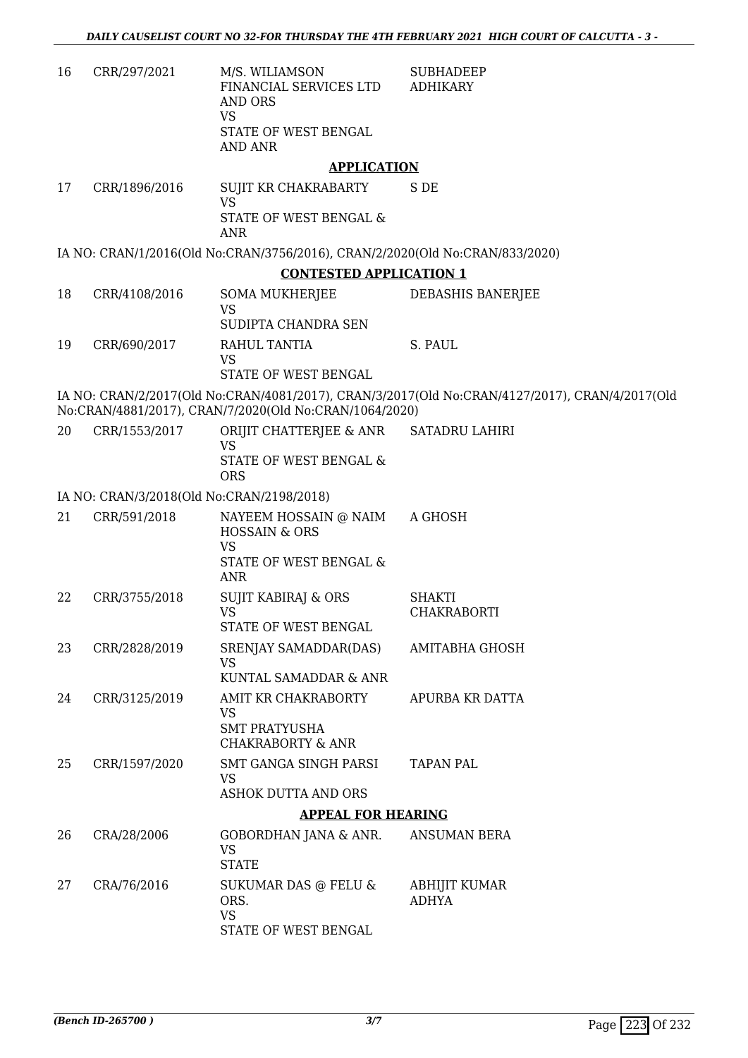| | | | |
|---|---|---|---|
| 16 | CRR/297/2021 | M/S. WILIAMSON FINANCIAL SERVICES LTD AND ORS<br>VS<br>STATE OF WEST BENGAL AND ANR | SUBHADEEP ADHIKARY |

**APPLICATION**

| | | | |
|---|---|---|---|
| 17 | CRR/1896/2016 | SUJIT KR CHAKRABARTY<br>VS<br>STATE OF WEST BENGAL & ANR | S DE |

IA NO: CRAN/1/2016(Old No:CRAN/3756/2016), CRAN/2/2020(Old No:CRAN/833/2020)

**CONTESTED APPLICATION 1**

| | | | |
|---|---|---|---|
| 18 | CRR/4108/2016 | SOMA MUKHERJEE<br>VS<br>SUDIPTA CHANDRA SEN | DEBASHIS BANERJEE |
| 19 | CRR/690/2017 | RAHUL TANTIA<br>VS<br>STATE OF WEST BENGAL | S. PAUL |

IA NO: CRAN/2/2017(Old No:CRAN/4081/2017), CRAN/3/2017(Old No:CRAN/4127/2017), CRAN/4/2017(Old No:CRAN/4881/2017), CRAN/7/2020(Old No:CRAN/1064/2020)

| | | | |
|---|---|---|---|
| 20 | CRR/1553/2017 | ORIJIT CHATTERJEE & ANR<br>VS<br>STATE OF WEST BENGAL & ORS | SATADRU LAHIRI |

IA NO: CRAN/3/2018(Old No:CRAN/2198/2018)

| | | | |
|---|---|---|---|
| 21 | CRR/591/2018 | NAYEEM HOSSAIN @ NAIM HOSSAIN & ORS<br>VS<br>STATE OF WEST BENGAL & ANR | A GHOSH |
| 22 | CRR/3755/2018 | SUJIT KABIRAJ & ORS<br>VS<br>STATE OF WEST BENGAL | SHAKTI CHAKRABORTI |
| 23 | CRR/2828/2019 | SRENJAY SAMADDAR(DAS)<br>VS<br>KUNTAL SAMADDAR & ANR | AMITABHA GHOSH |
| 24 | CRR/3125/2019 | AMIT KR CHAKRABORTY<br>VS<br>SMT PRATYUSHA CHAKRABORTY & ANR | APURBA KR DATTA |
| 25 | CRR/1597/2020 | SMT GANGA SINGH PARSI<br>VS<br>ASHOK DUTTA AND ORS | TAPAN PAL |

**APPEAL FOR HEARING**

| | | | |
|---|---|---|---|
| 26 | CRA/28/2006 | GOBORDHAN JANA & ANR.<br>VS<br>STATE | ANSUMAN BERA |
| 27 | CRA/76/2016 | SUKUMAR DAS @ FELU & ORS.<br>VS<br>STATE OF WEST BENGAL | ABHIJIT KUMAR ADHYA |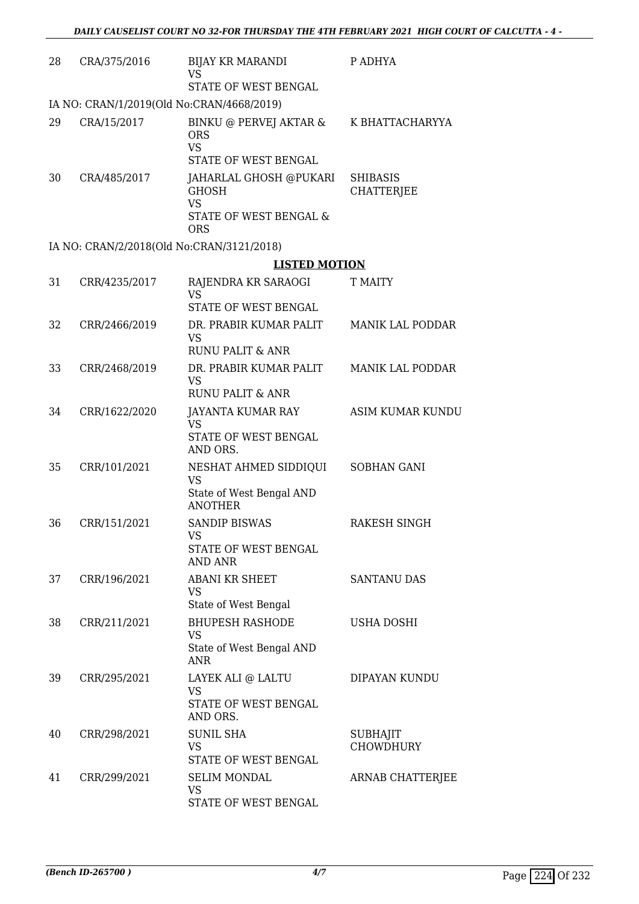| | | | |
|---|---|---|---|
| 28 | CRA/375/2016 | BIJAY KR MARANDI<br>VS<br>STATE OF WEST BENGAL | P ADHYA |

IA NO: CRAN/1/2019(Old No:CRAN/4668/2019)

| | | | |
|---|---|---|---|
| 29 | CRA/15/2017 | BINKU @ PERVEJ AKTAR & ORS<br>VS<br>STATE OF WEST BENGAL | K BHATTACHARYYA |
| 30 | CRA/485/2017 | JAHARLAL GHOSH @PUKARI GHOSH<br>VS<br>STATE OF WEST BENGAL & ORS | SHIBASIS CHATTERJEE |

IA NO: CRAN/2/2018(Old No:CRAN/3121/2018)

## LISTED MOTION

| | | | |
|---|---|---|---|
| 31 | CRR/4235/2017 | RAJENDRA KR SARAOGI<br>VS<br>STATE OF WEST BENGAL | T MAITY |
| 32 | CRR/2466/2019 | DR. PRABIR KUMAR PALIT<br>VS<br>RUNU PALIT & ANR | MANIK LAL PODDAR |
| 33 | CRR/2468/2019 | DR. PRABIR KUMAR PALIT<br>VS<br>RUNU PALIT & ANR | MANIK LAL PODDAR |
| 34 | CRR/1622/2020 | JAYANTA KUMAR RAY<br>VS<br>STATE OF WEST BENGAL AND ORS. | ASIM KUMAR KUNDU |
| 35 | CRR/101/2021 | NESHAT AHMED SIDDIQUI<br>VS<br>State of West Bengal AND ANOTHER | SOBHAN GANI |
| 36 | CRR/151/2021 | SANDIP BISWAS<br>VS<br>STATE OF WEST BENGAL AND ANR | RAKESH SINGH |
| 37 | CRR/196/2021 | ABANI KR SHEET<br>VS<br>State of West Bengal | SANTANU DAS |
| 38 | CRR/211/2021 | BHUPESH RASHODE<br>VS<br>State of West Bengal AND ANR | USHA DOSHI |
| 39 | CRR/295/2021 | LAYEK ALI @ LALTU<br>VS<br>STATE OF WEST BENGAL AND ORS. | DIPAYAN KUNDU |
| 40 | CRR/298/2021 | SUNIL SHA<br>VS<br>STATE OF WEST BENGAL | SUBHAJIT CHOWDHURY |
| 41 | CRR/299/2021 | SELIM MONDAL<br>VS<br>STATE OF WEST BENGAL | ARNAB CHATTERJEE |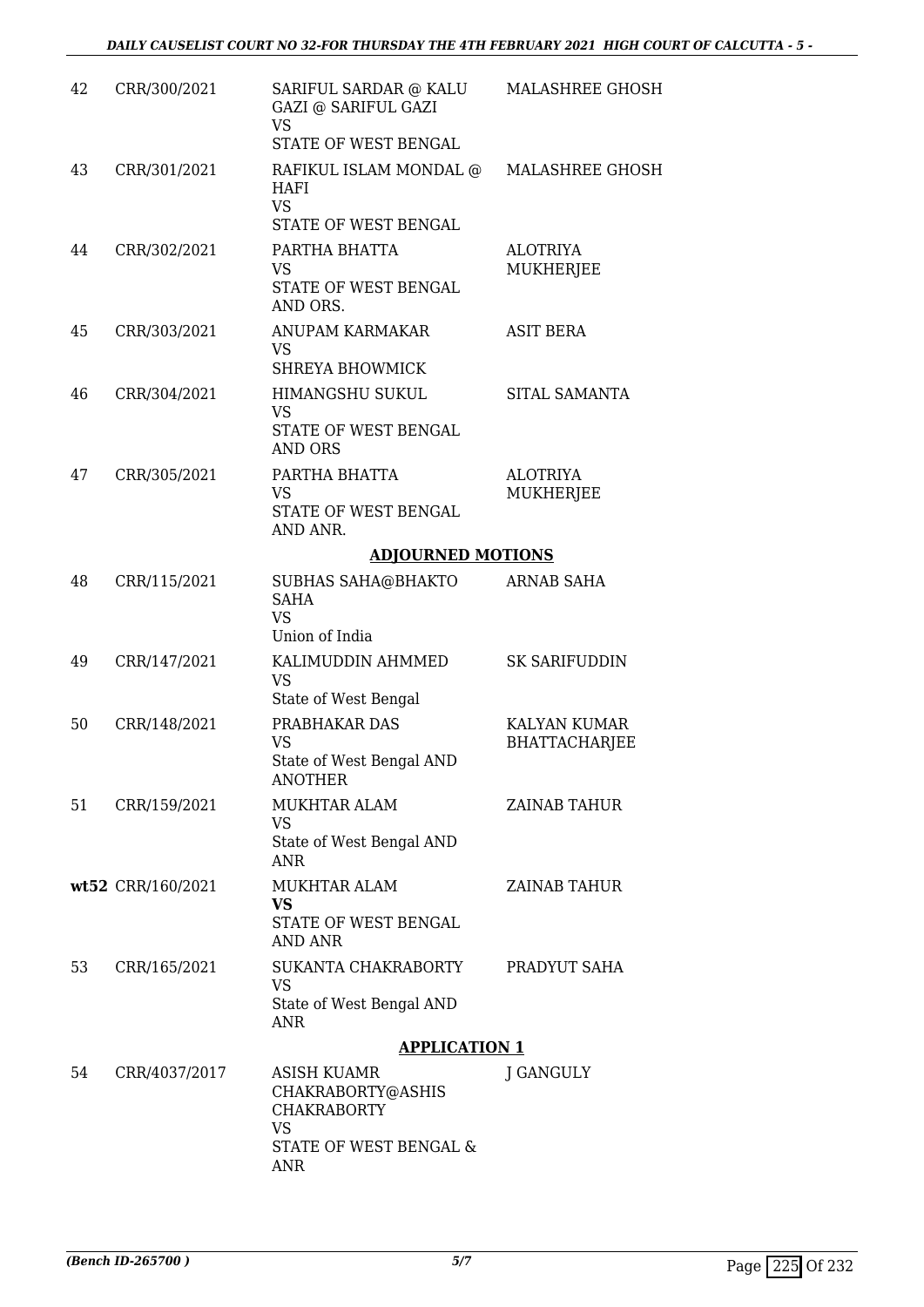| | | | |
|---|---|---|---|
| 42 | CRR/300/2021 | SARIFUL SARDAR @ KALU GAZI @ SARIFUL GAZI<br>VS<br>STATE OF WEST BENGAL | MALASHREE GHOSH |
| 43 | CRR/301/2021 | RAFIKUL ISLAM MONDAL @ HAFI<br>VS<br>STATE OF WEST BENGAL | MALASHREE GHOSH |
| 44 | CRR/302/2021 | PARTHA BHATTA<br>VS<br>STATE OF WEST BENGAL AND ORS. | ALOTRIYA MUKHERJEE |
| 45 | CRR/303/2021 | ANUPAM KARMAKAR<br>VS<br>SHREYA BHOWMICK | ASIT BERA |
| 46 | CRR/304/2021 | HIMANGSHU SUKUL<br>VS<br>STATE OF WEST BENGAL AND ORS | SITAL SAMANTA |
| 47 | CRR/305/2021 | PARTHA BHATTA<br>VS<br>STATE OF WEST BENGAL AND ANR. | ALOTRIYA MUKHERJEE |

**ADJOURNED MOTIONS**

| | | | |
|---|---|---|---|
| 48 | CRR/115/2021 | SUBHAS SAHA@BHAKTO SAHA<br>VS<br>Union of India | ARNAB SAHA |
| 49 | CRR/147/2021 | KALIMUDDIN AHMMED<br>VS<br>State of West Bengal | SK SARIFUDDIN |
| 50 | CRR/148/2021 | PRABHAKAR DAS<br>VS<br>State of West Bengal AND ANOTHER | KALYAN KUMAR BHATTACHARJEE |
| 51 | CRR/159/2021 | MUKHTAR ALAM<br>VS<br>State of West Bengal AND ANR | ZAINAB TAHUR |
| **wt52** | CRR/160/2021 | MUKHTAR ALAM<br>**VS**<br>STATE OF WEST BENGAL AND ANR | ZAINAB TAHUR |
| 53 | CRR/165/2021 | SUKANTA CHAKRABORTY<br>VS<br>State of West Bengal AND ANR | PRADYUT SAHA |

**APPLICATION 1**

| | | | |
|---|---|---|---|
| 54 | CRR/4037/2017 | ASISH KUAMR CHAKRABORTY@ASHIS CHAKRABORTY<br>VS<br>STATE OF WEST BENGAL & ANR | J GANGULY |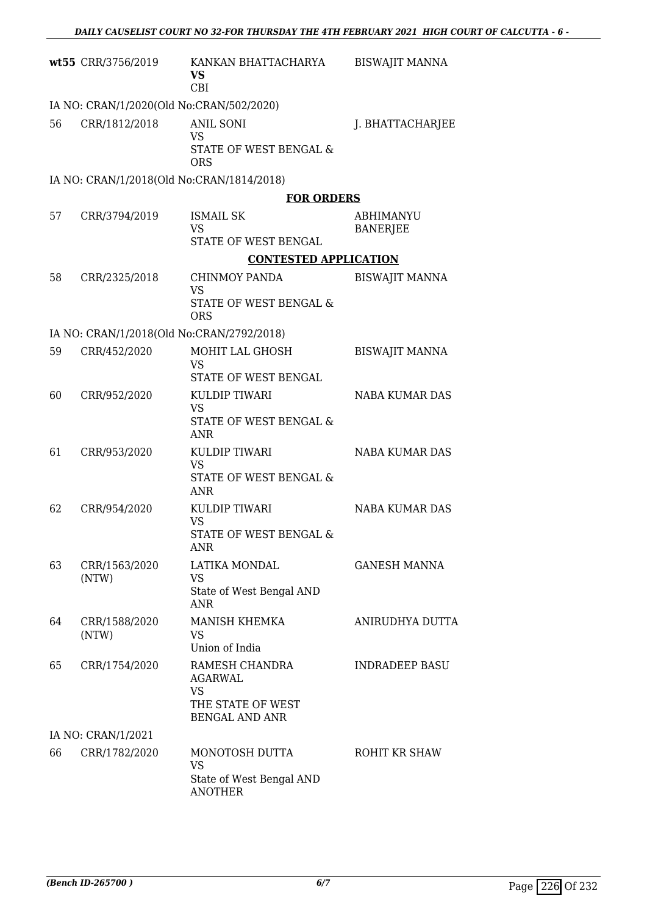| | | | |
|---|---|---|---|
| **wt55** | CRR/3756/2019 | KANKAN BHATTACHARYA **VS** CBI | BISWAJIT MANNA |
| IA NO: CRAN/1/2020(Old No:CRAN/502/2020) | | | |
| 56 | CRR/1812/2018 | ANIL SONI VS STATE OF WEST BENGAL & ORS | J. BHATTACHARJEE |
| IA NO: CRAN/1/2018(Old No:CRAN/1814/2018) | | | |

**FOR ORDERS**

| | | | |
|---|---|---|---|
| 57 | CRR/3794/2019 | ISMAIL SK VS STATE OF WEST BENGAL | ABHIMANYU BANERJEE |

**CONTESTED APPLICATION**

| | | | |
|---|---|---|---|
| 58 | CRR/2325/2018 | CHINMOY PANDA VS STATE OF WEST BENGAL & ORS | BISWAJIT MANNA |
| IA NO: CRAN/1/2018(Old No:CRAN/2792/2018) | | | |
| 59 | CRR/452/2020 | MOHIT LAL GHOSH VS STATE OF WEST BENGAL | BISWAJIT MANNA |
| 60 | CRR/952/2020 | KULDIP TIWARI VS STATE OF WEST BENGAL & ANR | NABA KUMAR DAS |
| 61 | CRR/953/2020 | KULDIP TIWARI VS STATE OF WEST BENGAL & ANR | NABA KUMAR DAS |
| 62 | CRR/954/2020 | KULDIP TIWARI VS STATE OF WEST BENGAL & ANR | NABA KUMAR DAS |
| 63 | CRR/1563/2020 (NTW) | LATIKA MONDAL VS State of West Bengal AND ANR | GANESH MANNA |
| 64 | CRR/1588/2020 (NTW) | MANISH KHEMKA VS Union of India | ANIRUDHYA DUTTA |
| 65 | CRR/1754/2020 | RAMESH CHANDRA AGARWAL VS THE STATE OF WEST BENGAL AND ANR | INDRADEEP BASU |
| IA NO: CRAN/1/2021 | | | |
| 66 | CRR/1782/2020 | MONOTOSH DUTTA VS State of West Bengal AND ANOTHER | ROHIT KR SHAW |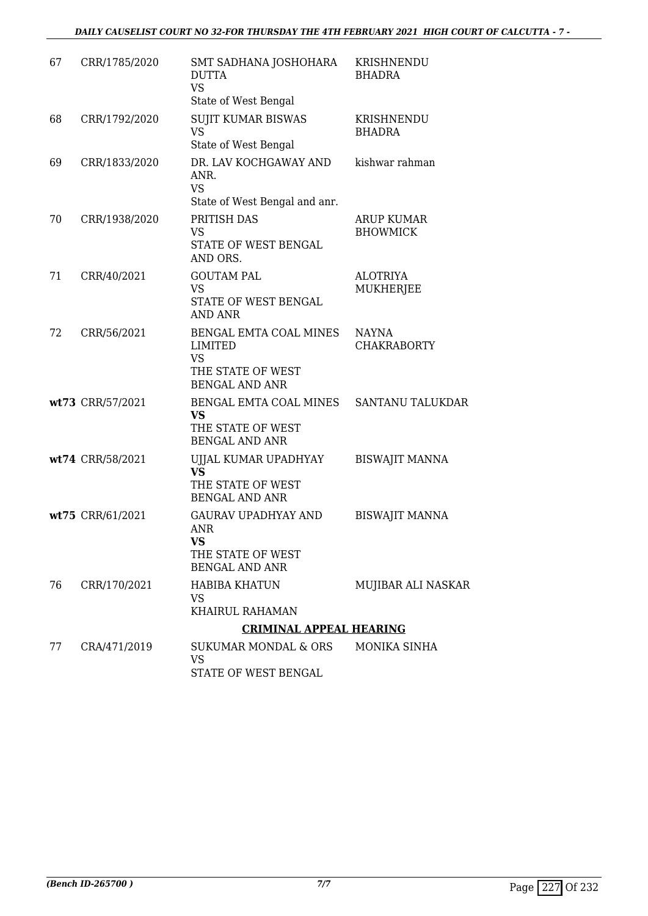| | | | |
|---|---|---|---|
| 67 | CRR/1785/2020 | SMT SADHANA JOSHOHARA DUTTA<br>VS<br>State of West Bengal | KRISHNENDU BHADRA |
| 68 | CRR/1792/2020 | SUJIT KUMAR BISWAS<br>VS<br>State of West Bengal | KRISHNENDU BHADRA |
| 69 | CRR/1833/2020 | DR. LAV KOCHGAWAY AND ANR.<br>VS<br>State of West Bengal and anr. | kishwar rahman |
| 70 | CRR/1938/2020 | PRITISH DAS<br>VS<br>STATE OF WEST BENGAL AND ORS. | ARUP KUMAR BHOWMICK |
| 71 | CRR/40/2021 | GOUTAM PAL<br>VS<br>STATE OF WEST BENGAL AND ANR | ALOTRIYA MUKHERJEE |
| 72 | CRR/56/2021 | BENGAL EMTA COAL MINES LIMITED<br>VS<br>THE STATE OF WEST BENGAL AND ANR | NAYNA CHAKRABORTY |
| **wt73** | CRR/57/2021 | BENGAL EMTA COAL MINES<br>**VS**<br>THE STATE OF WEST BENGAL AND ANR | SANTANU TALUKDAR |
| **wt74** | CRR/58/2021 | UJJAL KUMAR UPADHYAY<br>**VS**<br>THE STATE OF WEST BENGAL AND ANR | BISWAJIT MANNA |
| **wt75** | CRR/61/2021 | GAURAV UPADHYAY AND ANR<br>**VS**<br>THE STATE OF WEST BENGAL AND ANR | BISWAJIT MANNA |
| 76 | CRR/170/2021 | HABIBA KHATUN<br>VS<br>KHAIRUL RAHAMAN | MUJIBAR ALI NASKAR |

**CRIMINAL APPEAL HEARING**

| | | | |
|---|---|---|---|
| 77 | CRA/471/2019 | SUKUMAR MONDAL & ORS<br>VS<br>STATE OF WEST BENGAL | MONIKA SINHA |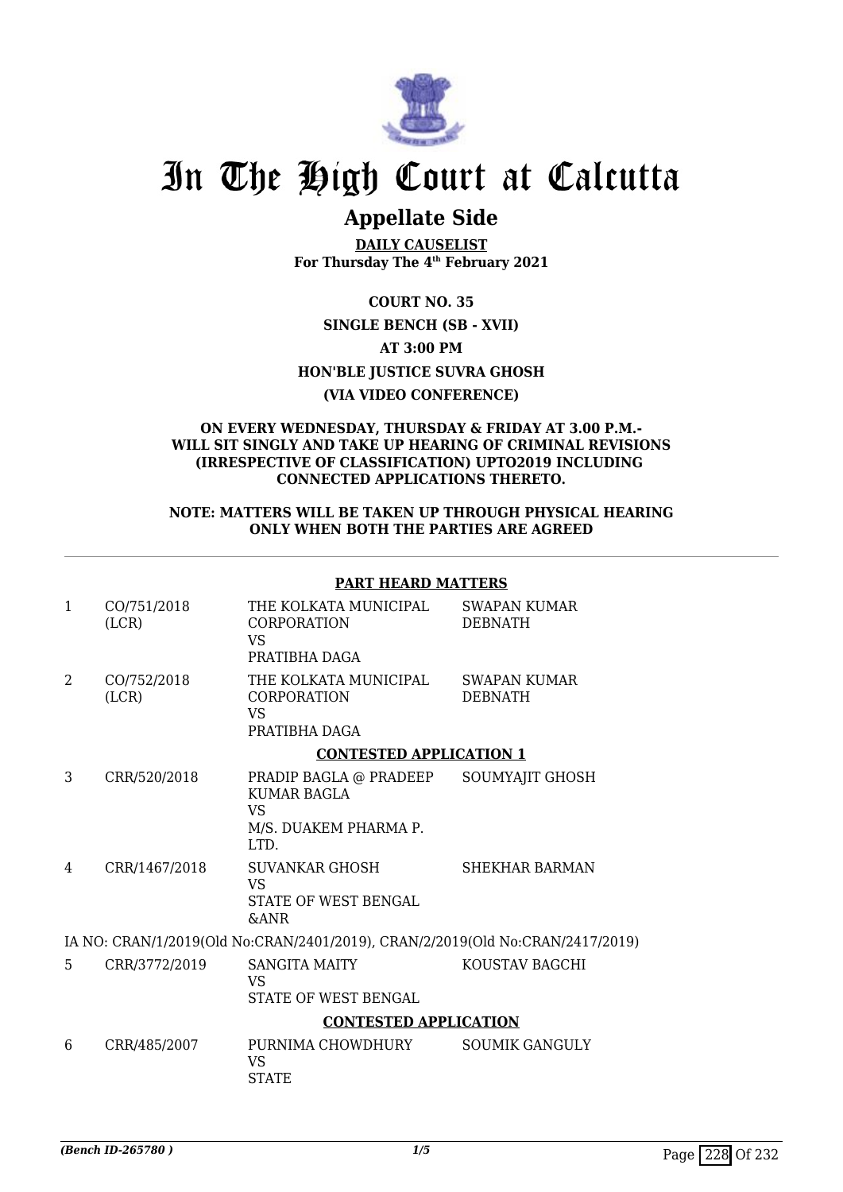# In The High Court at Calcutta

## Appellate Side

**DAILY CAUSELIST**
**For Thursday The 4th February 2021**

**COURT NO. 35**

**SINGLE BENCH (SB - XVII)**

**AT 3:00 PM**

**HON'BLE JUSTICE SUVRA GHOSH**

**(VIA VIDEO CONFERENCE)**

**ON EVERY WEDNESDAY, THURSDAY & FRIDAY AT 3.00 P.M.- WILL SIT SINGLY AND TAKE UP HEARING OF CRIMINAL REVISIONS (IRRESPECTIVE OF CLASSIFICATION) UPTO2019 INCLUDING CONNECTED APPLICATIONS THERETO.**

**NOTE: MATTERS WILL BE TAKEN UP THROUGH PHYSICAL HEARING ONLY WHEN BOTH THE PARTIES ARE AGREED**

**PART HEARD MATTERS**

| | | | |
|---|---|---|---|
| 1 | CO/751/2018 (LCR) | THE KOLKATA MUNICIPAL CORPORATION VS PRATIBHA DAGA | SWAPAN KUMAR DEBNATH |
| 2 | CO/752/2018 (LCR) | THE KOLKATA MUNICIPAL CORPORATION VS PRATIBHA DAGA | SWAPAN KUMAR DEBNATH |

**CONTESTED APPLICATION 1**

| | | | |
|---|---|---|---|
| 3 | CRR/520/2018 | PRADIP BAGLA @ PRADEEP KUMAR BAGLA VS M/S. DUAKEM PHARMA P. LTD. | SOUMYAJIT GHOSH |
| 4 | CRR/1467/2018 | SUVANKAR GHOSH VS STATE OF WEST BENGAL &ANR | SHEKHAR BARMAN |

IA NO: CRAN/1/2019(Old No:CRAN/2401/2019), CRAN/2/2019(Old No:CRAN/2417/2019)

| | | | |
|---|---|---|---|
| 5 | CRR/3772/2019 | SANGITA MAITY VS STATE OF WEST BENGAL | KOUSTAV BAGCHI |

**CONTESTED APPLICATION**

| | | | |
|---|---|---|---|
| 6 | CRR/485/2007 | PURNIMA CHOWDHURY VS STATE | SOUMIK GANGULY |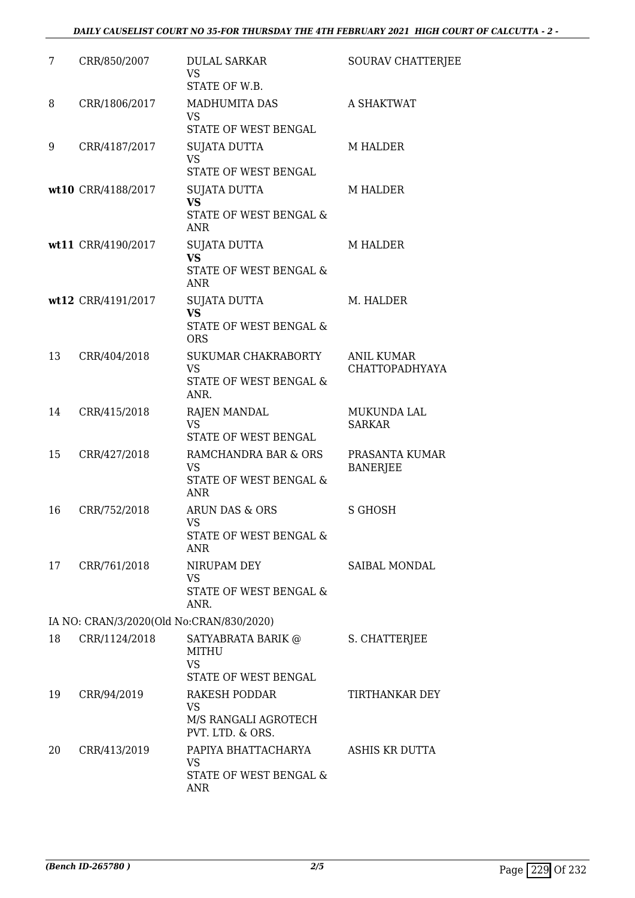| | | | |
|---|---|---|---|
| 7 | CRR/850/2007 | DULAL SARKAR<br>VS<br>STATE OF W.B. | SOURAV CHATTERJEE |
| 8 | CRR/1806/2017 | MADHUMITA DAS<br>VS<br>STATE OF WEST BENGAL | A SHAKTWAT |
| 9 | CRR/4187/2017 | SUJATA DUTTA<br>VS<br>STATE OF WEST BENGAL | M HALDER |
| **wt10** | CRR/4188/2017 | SUJATA DUTTA<br>**VS**<br>STATE OF WEST BENGAL & ANR | M HALDER |
| **wt11** | CRR/4190/2017 | SUJATA DUTTA<br>**VS**<br>STATE OF WEST BENGAL & ANR | M HALDER |
| **wt12** | CRR/4191/2017 | SUJATA DUTTA<br>**VS**<br>STATE OF WEST BENGAL & ORS | M. HALDER |
| 13 | CRR/404/2018 | SUKUMAR CHAKRABORTY<br>VS<br>STATE OF WEST BENGAL & ANR. | ANIL KUMAR CHATTOPADHYAYA |
| 14 | CRR/415/2018 | RAJEN MANDAL<br>VS<br>STATE OF WEST BENGAL | MUKUNDA LAL SARKAR |
| 15 | CRR/427/2018 | RAMCHANDRA BAR & ORS<br>VS<br>STATE OF WEST BENGAL & ANR | PRASANTA KUMAR BANERJEE |
| 16 | CRR/752/2018 | ARUN DAS & ORS<br>VS<br>STATE OF WEST BENGAL & ANR | S GHOSH |
| 17 | CRR/761/2018 | NIRUPAM DEY<br>VS<br>STATE OF WEST BENGAL & ANR. | SAIBAL MONDAL |
| IA NO: CRAN/3/2020(Old No:CRAN/830/2020) | | | |
| 18 | CRR/1124/2018 | SATYABRATA BARIK @ MITHU<br>VS<br>STATE OF WEST BENGAL | S. CHATTERJEE |
| 19 | CRR/94/2019 | RAKESH PODDAR<br>VS<br>M/S RANGALI AGROTECH PVT. LTD. & ORS. | TIRTHANKAR DEY |
| 20 | CRR/413/2019 | PAPIYA BHATTACHARYA<br>VS<br>STATE OF WEST BENGAL & ANR | ASHIS KR DUTTA |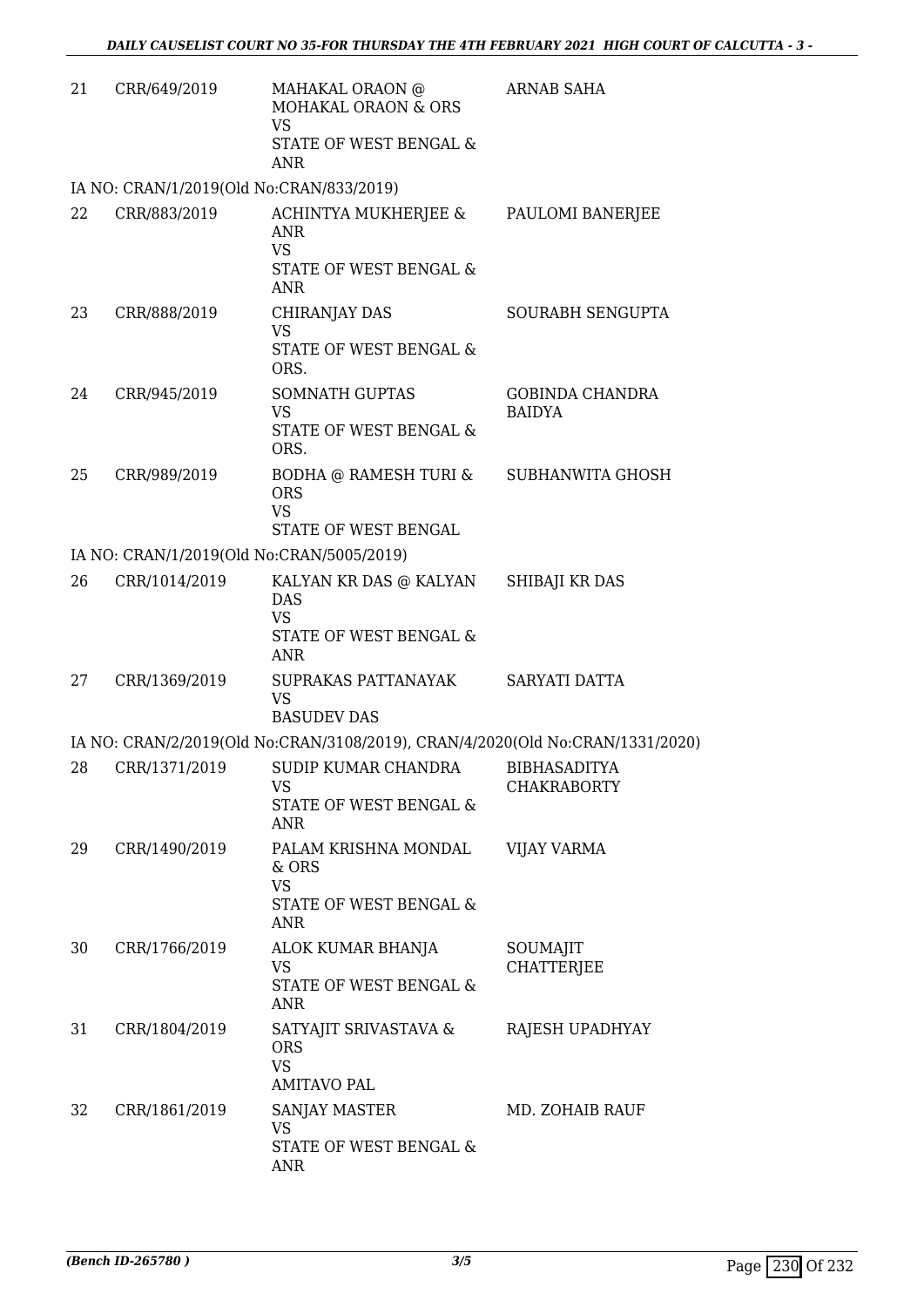| | | | |
|---|---|---|---|
| 21 | CRR/649/2019 | MAHAKAL ORAON @ MOHAKAL ORAON & ORS<br>VS<br>STATE OF WEST BENGAL & ANR | ARNAB SAHA |
| IA NO: CRAN/1/2019(Old No:CRAN/833/2019) | | | |
| 22 | CRR/883/2019 | ACHINTYA MUKHERJEE & ANR<br>VS<br>STATE OF WEST BENGAL & ANR | PAULOMI BANERJEE |
| 23 | CRR/888/2019 | CHIRANJAY DAS<br>VS<br>STATE OF WEST BENGAL & ORS. | SOURABH SENGUPTA |
| 24 | CRR/945/2019 | SOMNATH GUPTAS<br>VS<br>STATE OF WEST BENGAL & ORS. | GOBINDA CHANDRA BAIDYA |
| 25 | CRR/989/2019 | BODHA @ RAMESH TURI & ORS<br>VS<br>STATE OF WEST BENGAL | SUBHANWITA GHOSH |
| IA NO: CRAN/1/2019(Old No:CRAN/5005/2019) | | | |
| 26 | CRR/1014/2019 | KALYAN KR DAS @ KALYAN DAS<br>VS<br>STATE OF WEST BENGAL & ANR | SHIBAJI KR DAS |
| 27 | CRR/1369/2019 | SUPRAKAS PATTANAYAK<br>VS<br>BASUDEV DAS | SARYATI DATTA |
| IA NO: CRAN/2/2019(Old No:CRAN/3108/2019), CRAN/4/2020(Old No:CRAN/1331/2020) | | | |
| 28 | CRR/1371/2019 | SUDIP KUMAR CHANDRA<br>VS<br>STATE OF WEST BENGAL & ANR | BIBHASADITYA CHAKRABORTY |
| 29 | CRR/1490/2019 | PALAM KRISHNA MONDAL & ORS<br>VS<br>STATE OF WEST BENGAL & ANR | VIJAY VARMA |
| 30 | CRR/1766/2019 | ALOK KUMAR BHANJA<br>VS<br>STATE OF WEST BENGAL & ANR | SOUMAJIT CHATTERJEE |
| 31 | CRR/1804/2019 | SATYAJIT SRIVASTAVA & ORS<br>VS<br>AMITAVO PAL | RAJESH UPADHYAY |
| 32 | CRR/1861/2019 | SANJAY MASTER<br>VS<br>STATE OF WEST BENGAL & ANR | MD. ZOHAIB RAUF |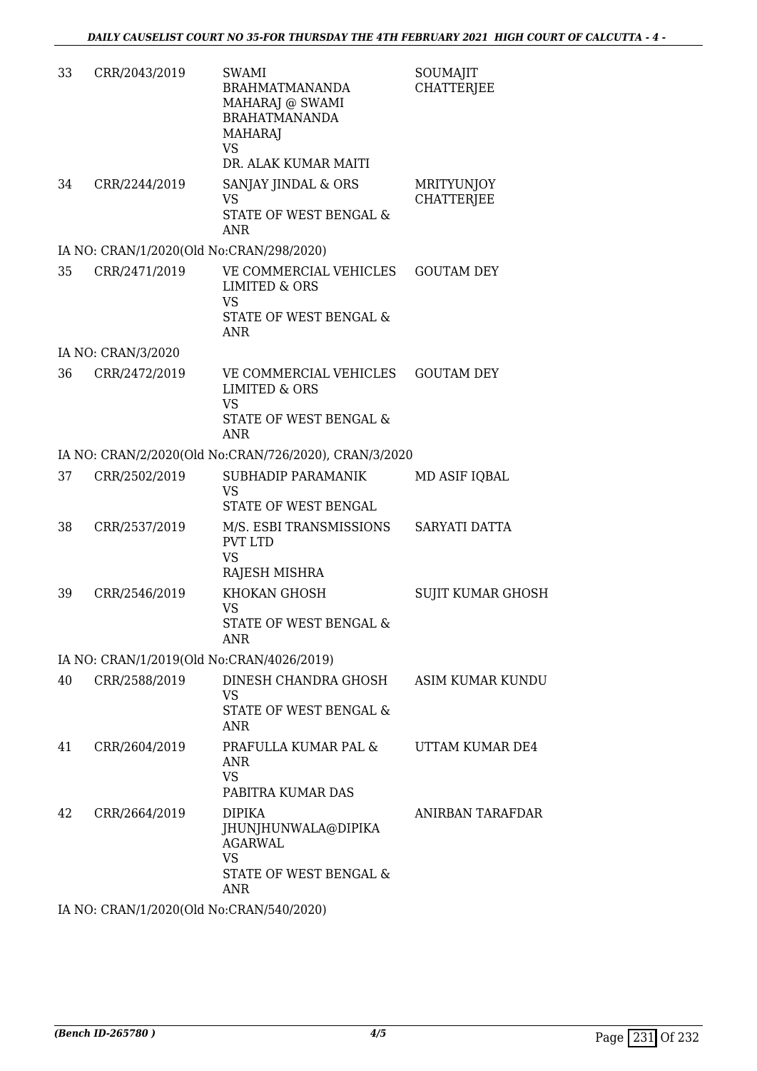| | | | |
|---|---|---|---|
| 33 | CRR/2043/2019 | SWAMI BRAHMATMANANDA MAHARAJ @ SWAMI BRAHATMANANDA MAHARAJ<br>VS<br>DR. ALAK KUMAR MAITI | SOUMAJIT CHATTERJEE |
| 34 | CRR/2244/2019 | SANJAY JINDAL & ORS<br>VS<br>STATE OF WEST BENGAL & ANR | MRITYUNJOY CHATTERJEE |
| | IA NO: CRAN/1/2020(Old No:CRAN/298/2020) | | |
| 35 | CRR/2471/2019 | VE COMMERCIAL VEHICLES LIMITED & ORS<br>VS<br>STATE OF WEST BENGAL & ANR | GOUTAM DEY |
| | IA NO: CRAN/3/2020 | | |
| 36 | CRR/2472/2019 | VE COMMERCIAL VEHICLES LIMITED & ORS<br>VS<br>STATE OF WEST BENGAL & ANR | GOUTAM DEY |
| | IA NO: CRAN/2/2020(Old No:CRAN/726/2020), CRAN/3/2020 | | |
| 37 | CRR/2502/2019 | SUBHADIP PARAMANIK<br>VS<br>STATE OF WEST BENGAL | MD ASIF IQBAL |
| 38 | CRR/2537/2019 | M/S. ESBI TRANSMISSIONS PVT LTD<br>VS<br>RAJESH MISHRA | SARYATI DATTA |
| 39 | CRR/2546/2019 | KHOKAN GHOSH<br>VS<br>STATE OF WEST BENGAL & ANR | SUJIT KUMAR GHOSH |
| | IA NO: CRAN/1/2019(Old No:CRAN/4026/2019) | | |
| 40 | CRR/2588/2019 | DINESH CHANDRA GHOSH<br>VS<br>STATE OF WEST BENGAL & ANR | ASIM KUMAR KUNDU |
| 41 | CRR/2604/2019 | PRAFULLA KUMAR PAL & ANR<br>VS<br>PABITRA KUMAR DAS | UTTAM KUMAR DE4 |
| 42 | CRR/2664/2019 | DIPIKA JHUNJHUNWALA@DIPIKA AGARWAL<br>VS<br>STATE OF WEST BENGAL & ANR | ANIRBAN TARAFDAR |
| | IA NO: CRAN/1/2020(Old No:CRAN/540/2020) | | |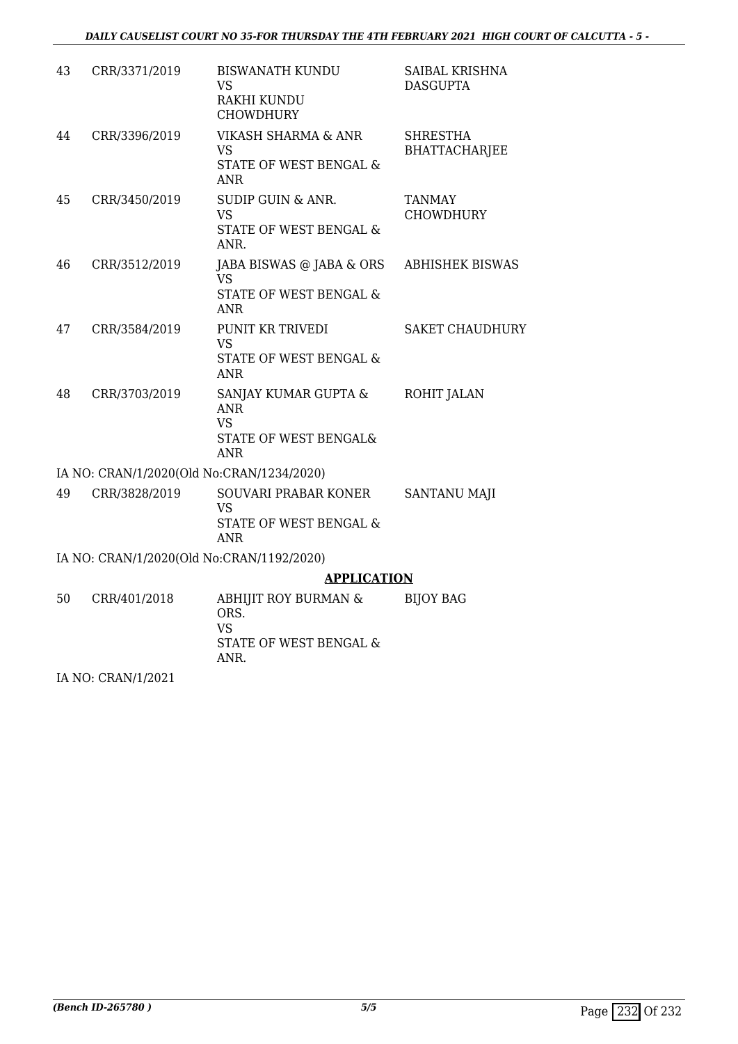| | | | |
|---|---|---|---|
| 43 | CRR/3371/2019 | BISWANATH KUNDU<br>VS<br>RAKHI KUNDU CHOWDHURY | SAIBAL KRISHNA DASGUPTA |
| 44 | CRR/3396/2019 | VIKASH SHARMA & ANR<br>VS<br>STATE OF WEST BENGAL & ANR | SHRESTHA BHATTACHARJEE |
| 45 | CRR/3450/2019 | SUDIP GUIN & ANR.<br>VS<br>STATE OF WEST BENGAL & ANR. | TANMAY CHOWDHURY |
| 46 | CRR/3512/2019 | JABA BISWAS @ JABA & ORS<br>VS<br>STATE OF WEST BENGAL & ANR | ABHISHEK BISWAS |
| 47 | CRR/3584/2019 | PUNIT KR TRIVEDI<br>VS<br>STATE OF WEST BENGAL & ANR | SAKET CHAUDHURY |
| 48 | CRR/3703/2019 | SANJAY KUMAR GUPTA & ANR<br>VS<br>STATE OF WEST BENGAL& ANR | ROHIT JALAN |

IA NO: CRAN/1/2020(Old No:CRAN/1234/2020)

| | | | |
|---|---|---|---|
| 49 | CRR/3828/2019 | SOUVARI PRABAR KONER<br>VS<br>STATE OF WEST BENGAL & ANR | SANTANU MAJI |

IA NO: CRAN/1/2020(Old No:CRAN/1192/2020)

**APPLICATION**

| | | | |
|---|---|---|---|
| 50 | CRR/401/2018 | ABHIJIT ROY BURMAN & ORS.<br>VS<br>STATE OF WEST BENGAL & ANR. | BIJOY BAG |

IA NO: CRAN/1/2021